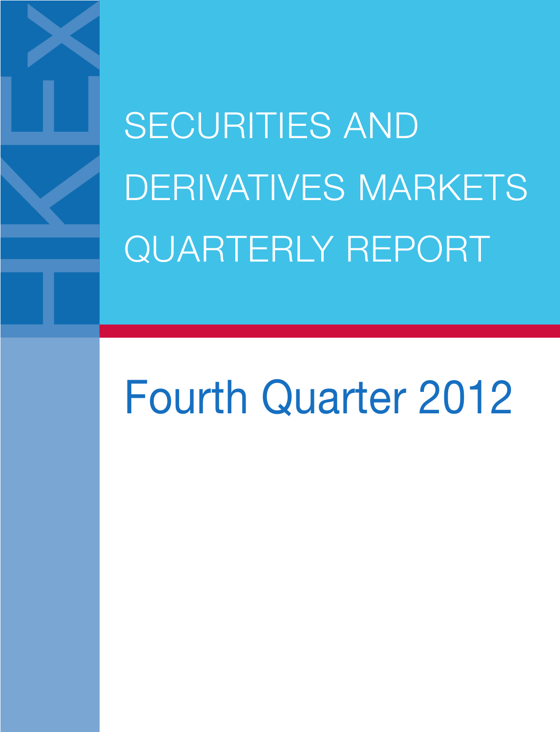# SECURITIES AND DERIVATIVES MARKETS QUARTERLY REPORT

## Fourth Quarter 2012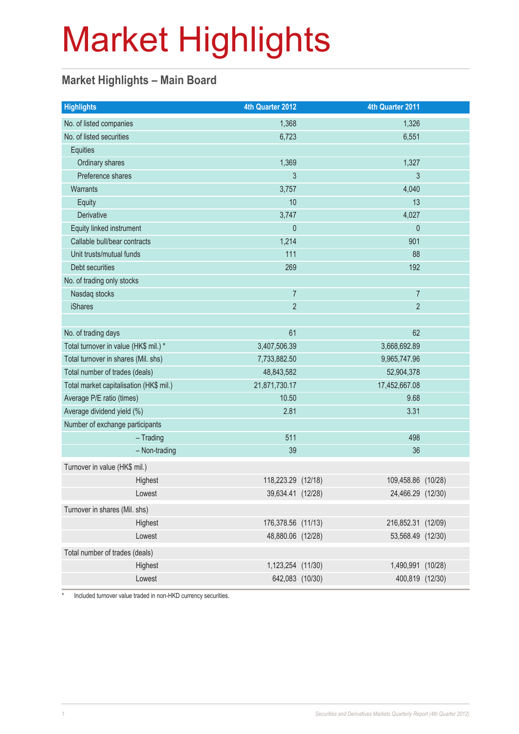# Market Highlights

## Market Highlights – Main Board

| Highlights | 4th Quarter 2012 | 4th Quarter 2011 |
|---|---|---|
| No. of listed companies | 1,368 | 1,326 |
| No. of listed securities | 6,723 | 6,551 |
| Equities | | |
| Ordinary shares | 1,369 | 1,327 |
| Preference shares | 3 | 3 |
| Warrants | 3,757 | 4,040 |
| Equity | 10 | 13 |
| Derivative | 3,747 | 4,027 |
| Equity linked instrument | 0 | 0 |
| Callable bull/bear contracts | 1,214 | 901 |
| Unit trusts/mutual funds | 111 | 88 |
| Debt securities | 269 | 192 |
| No. of trading only stocks | | |
| Nasdaq stocks | 7 | 7 |
| iShares | 2 | 2 |
| | | |
| No. of trading days | 61 | 62 |
| Total turnover in value (HK$ mil.) * | 3,407,506.39 | 3,668,692.89 |
| Total turnover in shares (Mil. shs) | 7,733,882.50 | 9,965,747.96 |
| Total number of trades (deals) | 48,843,582 | 52,904,378 |
| Total market capitalisation (HK$ mil.) | 21,871,730.17 | 17,452,667.08 |
| Average P/E ratio (times) | 10.50 | 9.68 |
| Average dividend yield (%) | 2.81 | 3.31 |
| Number of exchange participants | | |
| – Trading | 511 | 498 |
| – Non-trading | 39 | 36 |
| Turnover in value (HK$ mil.) | | |
| Highest | 118,223.29 (12/18) | 109,458.86 (10/28) |
| Lowest | 39,634.41 (12/28) | 24,466.29 (12/30) |
| Turnover in shares (Mil. shs) | | |
| Highest | 176,378.56 (11/13) | 216,852.31 (12/09) |
| Lowest | 48,880.06 (12/28) | 53,568.49 (12/30) |
| Total number of trades (deals) | | |
| Highest | 1,123,254 (11/30) | 1,490,991 (10/28) |
| Lowest | 642,083 (10/30) | 400,819 (12/30) |

\* Included turnover value traded in non-HKD currency securities.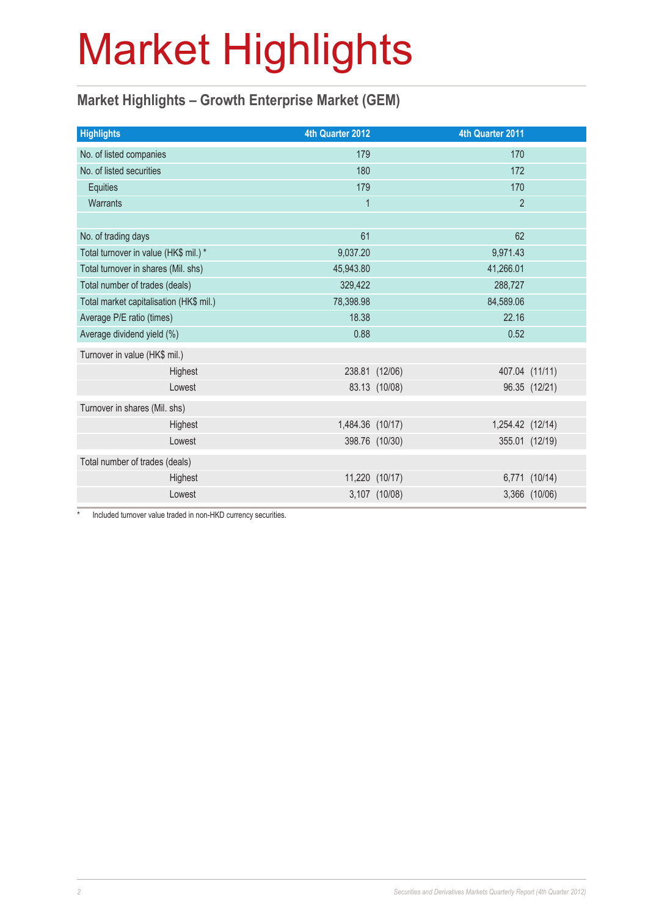# Market Highlights

## Market Highlights – Growth Enterprise Market (GEM)

| Highlights | 4th Quarter 2012 | 4th Quarter 2011 |
|---|---|---|
| No. of listed companies | 179 | 170 |
| No. of listed securities | 180 | 172 |
| Equities | 179 | 170 |
| Warrants | 1 | 2 |
| | | |
| No. of trading days | 61 | 62 |
| Total turnover in value (HK$ mil.) * | 9,037.20 | 9,971.43 |
| Total turnover in shares (Mil. shs) | 45,943.80 | 41,266.01 |
| Total number of trades (deals) | 329,422 | 288,727 |
| Total market capitalisation (HK$ mil.) | 78,398.98 | 84,589.06 |
| Average P/E ratio (times) | 18.38 | 22.16 |
| Average dividend yield (%) | 0.88 | 0.52 |
| Turnover in value (HK$ mil.) | | |
| Highest | 238.81 (12/06) | 407.04 (11/11) |
| Lowest | 83.13 (10/08) | 96.35 (12/21) |
| Turnover in shares (Mil. shs) | | |
| Highest | 1,484.36 (10/17) | 1,254.42 (12/14) |
| Lowest | 398.76 (10/30) | 355.01 (12/19) |
| Total number of trades (deals) | | |
| Highest | 11,220 (10/17) | 6,771 (10/14) |
| Lowest | 3,107 (10/08) | 3,366 (10/06) |

* Included turnover value traded in non-HKD currency securities.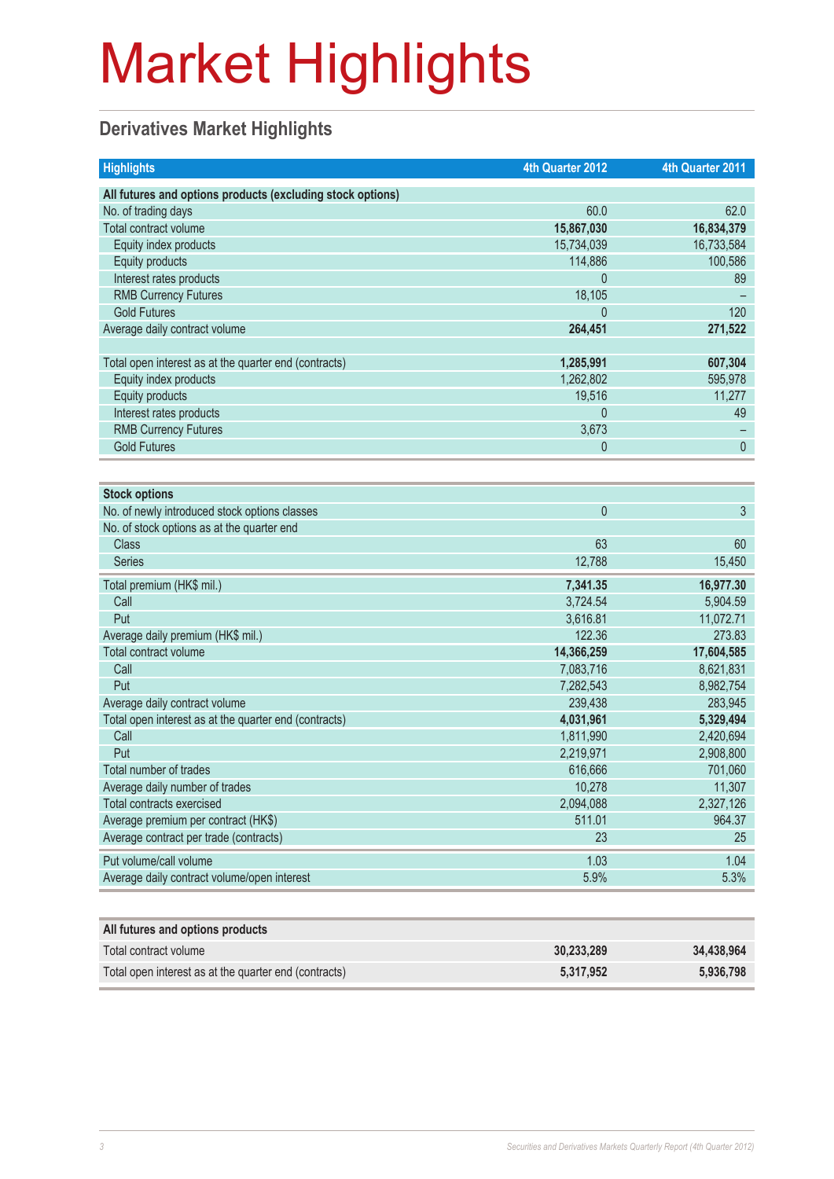# Market Highlights

## Derivatives Market Highlights

| Highlights | 4th Quarter 2012 | 4th Quarter 2011 |
|---|---|---|
| **All futures and options products (excluding stock options)** | | |
| No. of trading days | 60.0 | 62.0 |
| Total contract volume | **15,867,030** | **16,834,379** |
| Equity index products | 15,734,039 | 16,733,584 |
| Equity products | 114,886 | 100,586 |
| Interest rates products | 0 | 89 |
| RMB Currency Futures | 18,105 | – |
| Gold Futures | 0 | 120 |
| Average daily contract volume | **264,451** | **271,522** |
| | | |
| Total open interest as at the quarter end (contracts) | **1,285,991** | **607,304** |
| Equity index products | 1,262,802 | 595,978 |
| Equity products | 19,516 | 11,277 |
| Interest rates products | 0 | 49 |
| RMB Currency Futures | 3,673 | – |
| Gold Futures | 0 | 0 |

| **Stock options** | | |
|---|---|---|
| No. of newly introduced stock options classes | 0 | 3 |
| No. of stock options as at the quarter end | | |
| Class | 63 | 60 |
| Series | 12,788 | 15,450 |
| Total premium (HK$ mil.) | **7,341.35** | **16,977.30** |
| Call | 3,724.54 | 5,904.59 |
| Put | 3,616.81 | 11,072.71 |
| Average daily premium (HK$ mil.) | 122.36 | 273.83 |
| Total contract volume | **14,366,259** | **17,604,585** |
| Call | 7,083,716 | 8,621,831 |
| Put | 7,282,543 | 8,982,754 |
| Average daily contract volume | 239,438 | 283,945 |
| Total open interest as at the quarter end (contracts) | **4,031,961** | **5,329,494** |
| Call | 1,811,990 | 2,420,694 |
| Put | 2,219,971 | 2,908,800 |
| Total number of trades | 616,666 | 701,060 |
| Average daily number of trades | 10,278 | 11,307 |
| Total contracts exercised | 2,094,088 | 2,327,126 |
| Average premium per contract (HK$) | 511.01 | 964.37 |
| Average contract per trade (contracts) | 23 | 25 |
| Put volume/call volume | 1.03 | 1.04 |
| Average daily contract volume/open interest | 5.9% | 5.3% |

| **All futures and options products** | | |
|---|---|---|
| Total contract volume | **30,233,289** | **34,438,964** |
| Total open interest as at the quarter end (contracts) | **5,317,952** | **5,936,798** |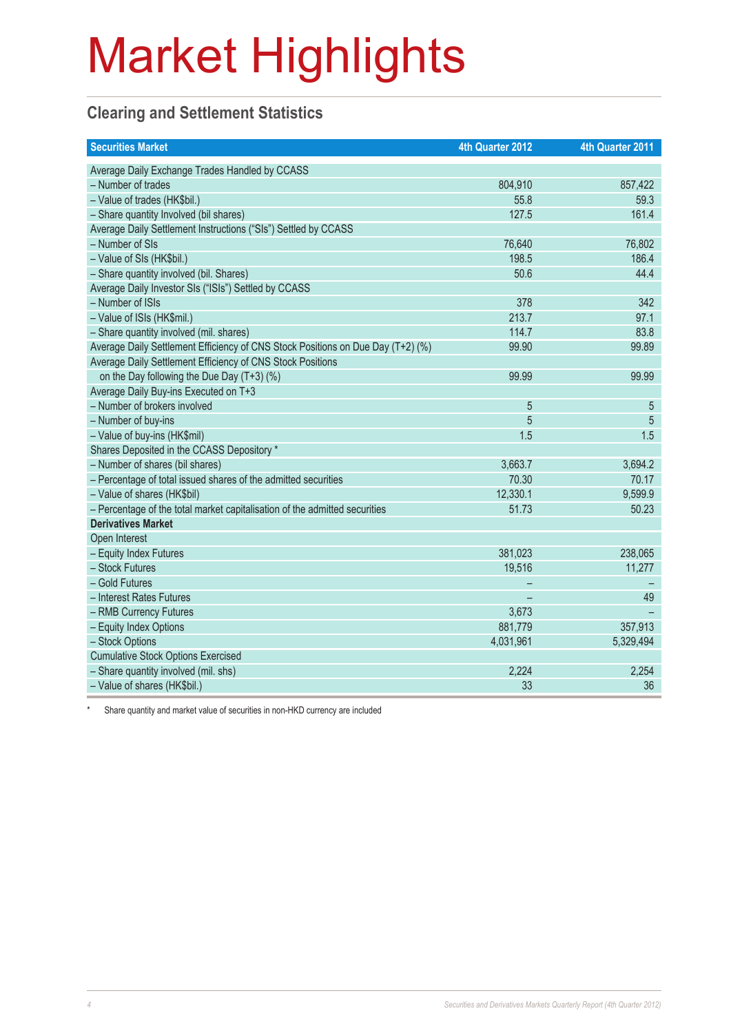# Market Highlights

## Clearing and Settlement Statistics

| Securities Market | 4th Quarter 2012 | 4th Quarter 2011 |
|---|---|---|
| Average Daily Exchange Trades Handled by CCASS | | |
| – Number of trades | 804,910 | 857,422 |
| – Value of trades (HK$bil.) | 55.8 | 59.3 |
| – Share quantity Involved (bil shares) | 127.5 | 161.4 |
| Average Daily Settlement Instructions ("SIs") Settled by CCASS | | |
| – Number of SIs | 76,640 | 76,802 |
| – Value of SIs (HK$bil.) | 198.5 | 186.4 |
| – Share quantity involved (bil. Shares) | 50.6 | 44.4 |
| Average Daily Investor SIs ("ISIs") Settled by CCASS | | |
| – Number of ISIs | 378 | 342 |
| – Value of ISIs (HK$mil.) | 213.7 | 97.1 |
| – Share quantity involved (mil. shares) | 114.7 | 83.8 |
| Average Daily Settlement Efficiency of CNS Stock Positions on Due Day (T+2) (%) | 99.90 | 99.89 |
| Average Daily Settlement Efficiency of CNS Stock Positions on the Day following the Due Day (T+3) (%) | 99.99 | 99.99 |
| Average Daily Buy-ins Executed on T+3 | | |
| – Number of brokers involved | 5 | 5 |
| – Number of buy-ins | 5 | 5 |
| – Value of buy-ins (HK$mil) | 1.5 | 1.5 |
| Shares Deposited in the CCASS Depository * | | |
| – Number of shares (bil shares) | 3,663.7 | 3,694.2 |
| – Percentage of total issued shares of the admitted securities | 70.30 | 70.17 |
| – Value of shares (HK$bil) | 12,330.1 | 9,599.9 |
| – Percentage of the total market capitalisation of the admitted securities | 51.73 | 50.23 |
| **Derivatives Market** | | |
| Open Interest | | |
| – Equity Index Futures | 381,023 | 238,065 |
| – Stock Futures | 19,516 | 11,277 |
| – Gold Futures | – | – |
| – Interest Rates Futures | – | 49 |
| – RMB Currency Futures | 3,673 | – |
| – Equity Index Options | 881,779 | 357,913 |
| – Stock Options | 4,031,961 | 5,329,494 |
| Cumulative Stock Options Exercised | | |
| – Share quantity involved (mil. shs) | 2,224 | 2,254 |
| – Value of shares (HK$bil.) | 33 | 36 |

\* Share quantity and market value of securities in non-HKD currency are included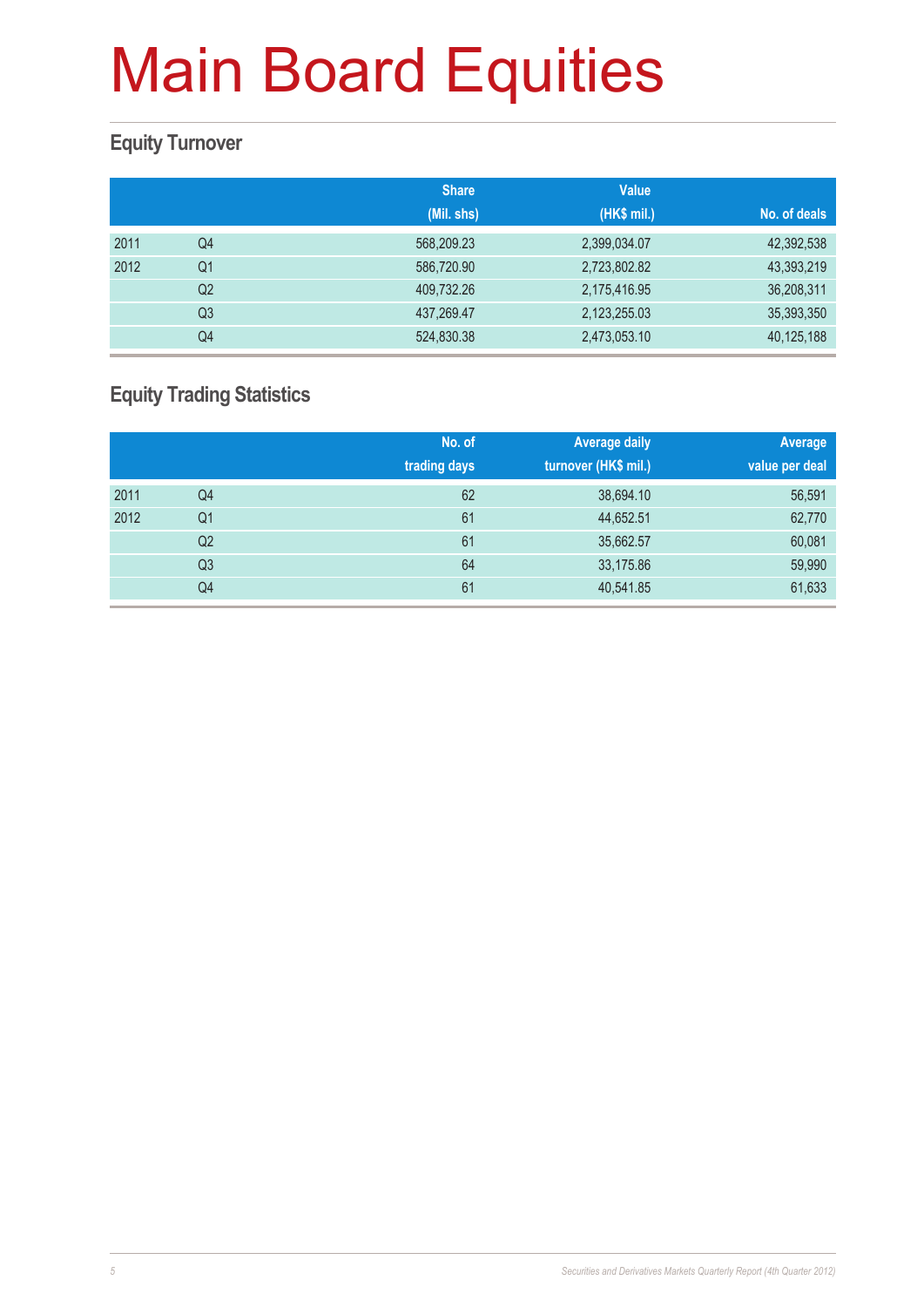# Main Board Equities

## Equity Turnover

| | | Share (Mil. shs) | Value (HK$ mil.) | No. of deals |
|---|---|---|---|---|
| 2011 | Q4 | 568,209.23 | 2,399,034.07 | 42,392,538 |
| 2012 | Q1 | 586,720.90 | 2,723,802.82 | 43,393,219 |
| | Q2 | 409,732.26 | 2,175,416.95 | 36,208,311 |
| | Q3 | 437,269.47 | 2,123,255.03 | 35,393,350 |
| | Q4 | 524,830.38 | 2,473,053.10 | 40,125,188 |

## Equity Trading Statistics

| | | No. of trading days | Average daily turnover (HK$ mil.) | Average value per deal |
|---|---|---|---|---|
| 2011 | Q4 | 62 | 38,694.10 | 56,591 |
| 2012 | Q1 | 61 | 44,652.51 | 62,770 |
| | Q2 | 61 | 35,662.57 | 60,081 |
| | Q3 | 64 | 33,175.86 | 59,990 |
| | Q4 | 61 | 40,541.85 | 61,633 |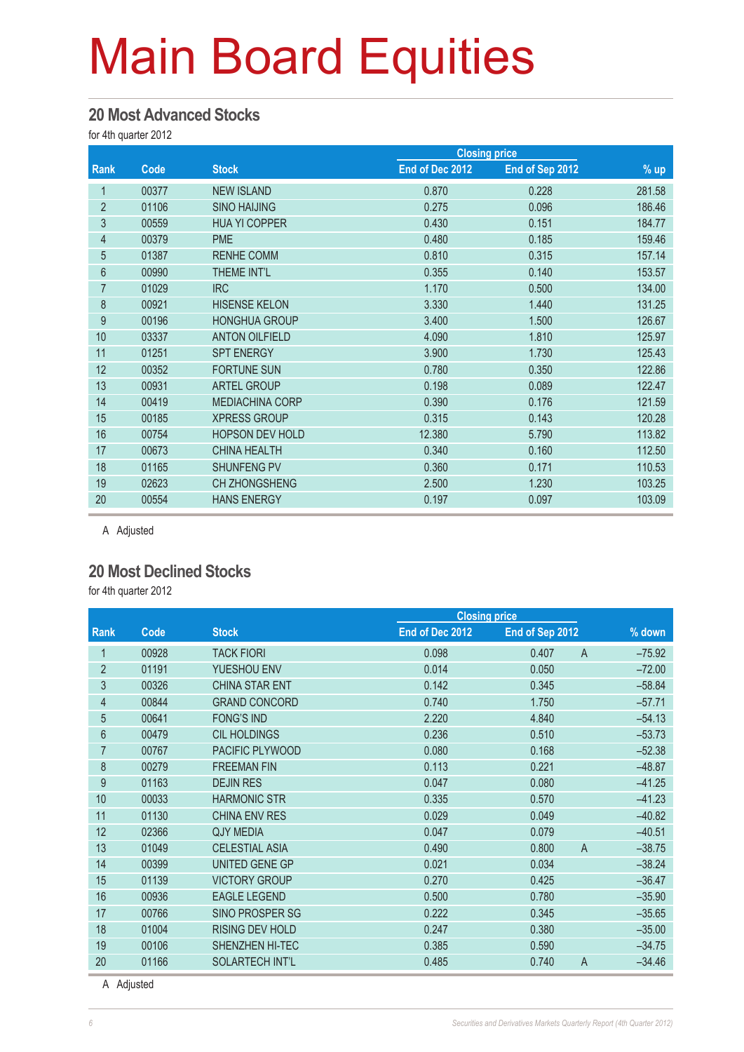# Main Board Equities

## 20 Most Advanced Stocks

for 4th quarter 2012

| Rank | Code | Stock | Closing price | | | % up |
|---|---|---|---|---|---|---|
| | | | End of Dec 2012 | End of Sep 2012 | | |
| 1 | 00377 | NEW ISLAND | 0.870 | 0.228 | | 281.58 |
| 2 | 01106 | SINO HAIJING | 0.275 | 0.096 | | 186.46 |
| 3 | 00559 | HUA YI COPPER | 0.430 | 0.151 | | 184.77 |
| 4 | 00379 | PME | 0.480 | 0.185 | | 159.46 |
| 5 | 01387 | RENHE COMM | 0.810 | 0.315 | | 157.14 |
| 6 | 00990 | THEME INT'L | 0.355 | 0.140 | | 153.57 |
| 7 | 01029 | IRC | 1.170 | 0.500 | | 134.00 |
| 8 | 00921 | HISENSE KELON | 3.330 | 1.440 | | 131.25 |
| 9 | 00196 | HONGHUA GROUP | 3.400 | 1.500 | | 126.67 |
| 10 | 03337 | ANTON OILFIELD | 4.090 | 1.810 | | 125.97 |
| 11 | 01251 | SPT ENERGY | 3.900 | 1.730 | | 125.43 |
| 12 | 00352 | FORTUNE SUN | 0.780 | 0.350 | | 122.86 |
| 13 | 00931 | ARTEL GROUP | 0.198 | 0.089 | | 122.47 |
| 14 | 00419 | MEDIACHINA CORP | 0.390 | 0.176 | | 121.59 |
| 15 | 00185 | XPRESS GROUP | 0.315 | 0.143 | | 120.28 |
| 16 | 00754 | HOPSON DEV HOLD | 12.380 | 5.790 | | 113.82 |
| 17 | 00673 | CHINA HEALTH | 0.340 | 0.160 | | 112.50 |
| 18 | 01165 | SHUNFENG PV | 0.360 | 0.171 | | 110.53 |
| 19 | 02623 | CH ZHONGSHENG | 2.500 | 1.230 | | 103.25 |
| 20 | 00554 | HANS ENERGY | 0.197 | 0.097 | | 103.09 |

A Adjusted

## 20 Most Declined Stocks

for 4th quarter 2012

| Rank | Code | Stock | Closing price | | | % down |
|---|---|---|---|---|---|---|
| | | | End of Dec 2012 | End of Sep 2012 | | |
| 1 | 00928 | TACK FIORI | 0.098 | 0.407 | A | –75.92 |
| 2 | 01191 | YUESHOU ENV | 0.014 | 0.050 | | –72.00 |
| 3 | 00326 | CHINA STAR ENT | 0.142 | 0.345 | | –58.84 |
| 4 | 00844 | GRAND CONCORD | 0.740 | 1.750 | | –57.71 |
| 5 | 00641 | FONG'S IND | 2.220 | 4.840 | | –54.13 |
| 6 | 00479 | CIL HOLDINGS | 0.236 | 0.510 | | –53.73 |
| 7 | 00767 | PACIFIC PLYWOOD | 0.080 | 0.168 | | –52.38 |
| 8 | 00279 | FREEMAN FIN | 0.113 | 0.221 | | –48.87 |
| 9 | 01163 | DEJIN RES | 0.047 | 0.080 | | –41.25 |
| 10 | 00033 | HARMONIC STR | 0.335 | 0.570 | | –41.23 |
| 11 | 01130 | CHINA ENV RES | 0.029 | 0.049 | | –40.82 |
| 12 | 02366 | QJY MEDIA | 0.047 | 0.079 | | –40.51 |
| 13 | 01049 | CELESTIAL ASIA | 0.490 | 0.800 | A | –38.75 |
| 14 | 00399 | UNITED GENE GP | 0.021 | 0.034 | | –38.24 |
| 15 | 01139 | VICTORY GROUP | 0.270 | 0.425 | | –36.47 |
| 16 | 00936 | EAGLE LEGEND | 0.500 | 0.780 | | –35.90 |
| 17 | 00766 | SINO PROSPER SG | 0.222 | 0.345 | | –35.65 |
| 18 | 01004 | RISING DEV HOLD | 0.247 | 0.380 | | –35.00 |
| 19 | 00106 | SHENZHEN HI-TEC | 0.385 | 0.590 | | –34.75 |
| 20 | 01166 | SOLARTECH INT'L | 0.485 | 0.740 | A | –34.46 |

A Adjusted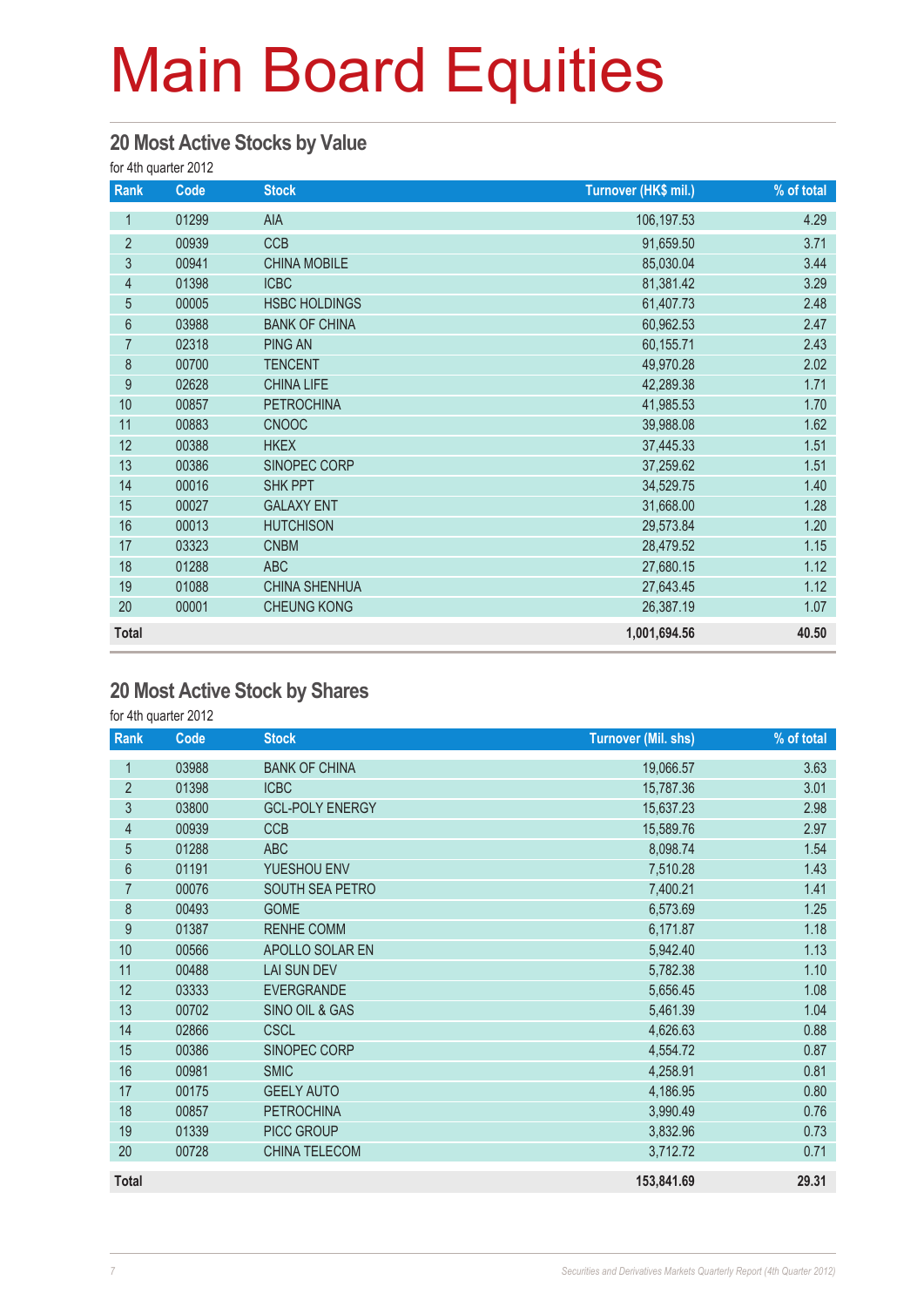# Main Board Equities

## 20 Most Active Stocks by Value

for 4th quarter 2012

| Rank | Code | Stock | Turnover (HK$ mil.) | % of total |
|---|---|---|---|---|
| 1 | 01299 | AIA | 106,197.53 | 4.29 |
| 2 | 00939 | CCB | 91,659.50 | 3.71 |
| 3 | 00941 | CHINA MOBILE | 85,030.04 | 3.44 |
| 4 | 01398 | ICBC | 81,381.42 | 3.29 |
| 5 | 00005 | HSBC HOLDINGS | 61,407.73 | 2.48 |
| 6 | 03988 | BANK OF CHINA | 60,962.53 | 2.47 |
| 7 | 02318 | PING AN | 60,155.71 | 2.43 |
| 8 | 00700 | TENCENT | 49,970.28 | 2.02 |
| 9 | 02628 | CHINA LIFE | 42,289.38 | 1.71 |
| 10 | 00857 | PETROCHINA | 41,985.53 | 1.70 |
| 11 | 00883 | CNOOC | 39,988.08 | 1.62 |
| 12 | 00388 | HKEX | 37,445.33 | 1.51 |
| 13 | 00386 | SINOPEC CORP | 37,259.62 | 1.51 |
| 14 | 00016 | SHK PPT | 34,529.75 | 1.40 |
| 15 | 00027 | GALAXY ENT | 31,668.00 | 1.28 |
| 16 | 00013 | HUTCHISON | 29,573.84 | 1.20 |
| 17 | 03323 | CNBM | 28,479.52 | 1.15 |
| 18 | 01288 | ABC | 27,680.15 | 1.12 |
| 19 | 01088 | CHINA SHENHUA | 27,643.45 | 1.12 |
| 20 | 00001 | CHEUNG KONG | 26,387.19 | 1.07 |
| **Total** | | | **1,001,694.56** | **40.50** |

## 20 Most Active Stock by Shares

for 4th quarter 2012

| Rank | Code | Stock | Turnover (Mil. shs) | % of total |
|---|---|---|---|---|
| 1 | 03988 | BANK OF CHINA | 19,066.57 | 3.63 |
| 2 | 01398 | ICBC | 15,787.36 | 3.01 |
| 3 | 03800 | GCL-POLY ENERGY | 15,637.23 | 2.98 |
| 4 | 00939 | CCB | 15,589.76 | 2.97 |
| 5 | 01288 | ABC | 8,098.74 | 1.54 |
| 6 | 01191 | YUESHOU ENV | 7,510.28 | 1.43 |
| 7 | 00076 | SOUTH SEA PETRO | 7,400.21 | 1.41 |
| 8 | 00493 | GOME | 6,573.69 | 1.25 |
| 9 | 01387 | RENHE COMM | 6,171.87 | 1.18 |
| 10 | 00566 | APOLLO SOLAR EN | 5,942.40 | 1.13 |
| 11 | 00488 | LAI SUN DEV | 5,782.38 | 1.10 |
| 12 | 03333 | EVERGRANDE | 5,656.45 | 1.08 |
| 13 | 00702 | SINO OIL & GAS | 5,461.39 | 1.04 |
| 14 | 02866 | CSCL | 4,626.63 | 0.88 |
| 15 | 00386 | SINOPEC CORP | 4,554.72 | 0.87 |
| 16 | 00981 | SMIC | 4,258.91 | 0.81 |
| 17 | 00175 | GEELY AUTO | 4,186.95 | 0.80 |
| 18 | 00857 | PETROCHINA | 3,990.49 | 0.76 |
| 19 | 01339 | PICC GROUP | 3,832.96 | 0.73 |
| 20 | 00728 | CHINA TELECOM | 3,712.72 | 0.71 |
| **Total** | | | **153,841.69** | **29.31** |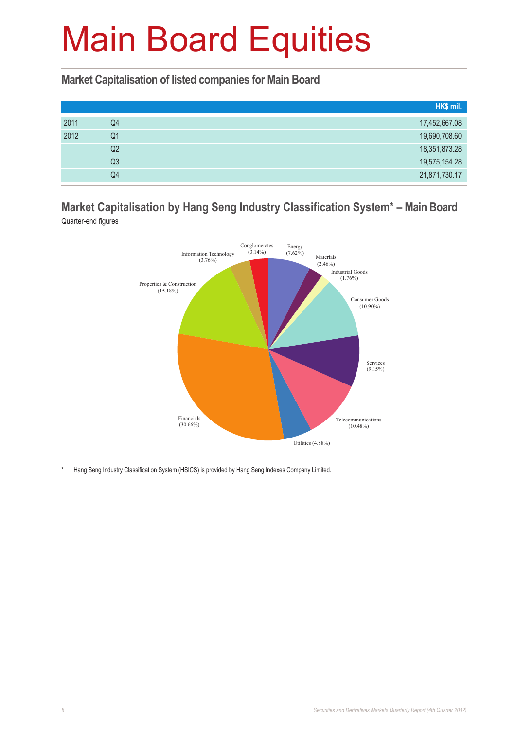# Main Board Equities

## Market Capitalisation of listed companies for Main Board

| | | HK$ mil. |
|---|---|---|
| 2011 | Q4 | 17,452,667.08 |
| 2012 | Q1 | 19,690,708.60 |
| | Q2 | 18,351,873.28 |
| | Q3 | 19,575,154.28 |
| | Q4 | 21,871,730.17 |

## Market Capitalisation by Hang Seng Industry Classification System* – Main Board

Quarter-end figures

| Industry | % |
|---|---|
| Energy | 7.62% |
| Materials | 2.46% |
| Industrial Goods | 1.76% |
| Consumer Goods | 10.90% |
| Services | 9.15% |
| Telecommunications | 10.48% |
| Utilities | 4.88% |
| Financials | 30.66% |
| Properties & Construction | 15.18% |
| Information Technology | 3.76% |
| Conglomerates | 3.14% |

\* Hang Seng Industry Classification System (HSICS) is provided by Hang Seng Indexes Company Limited.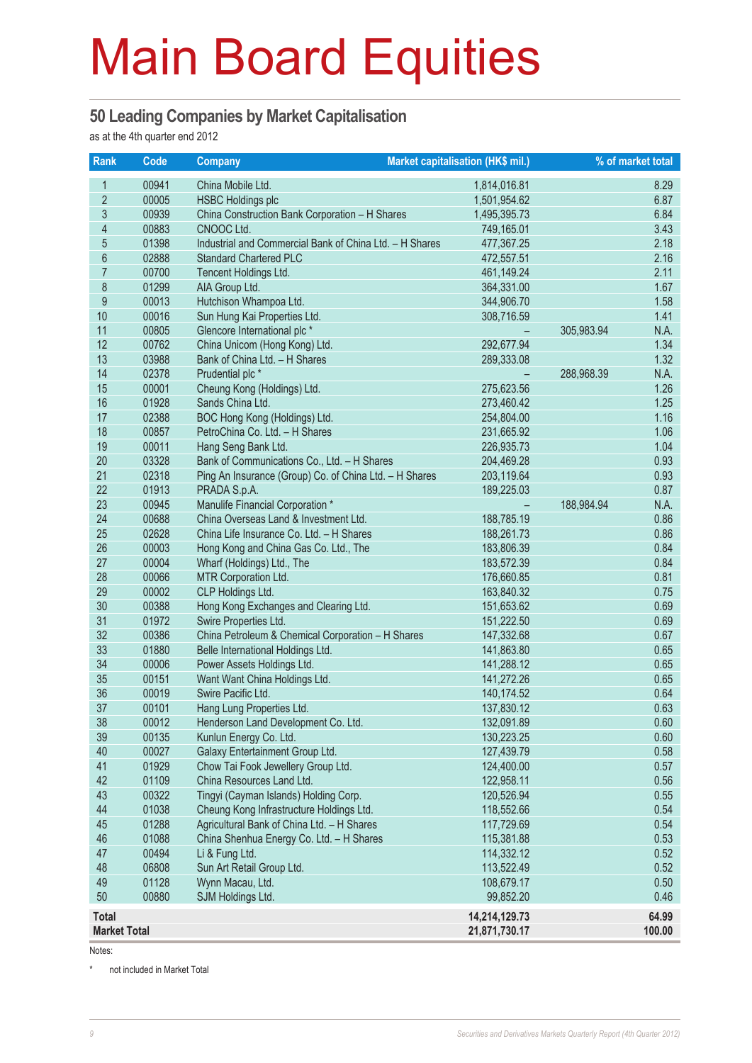# Main Board Equities

## 50 Leading Companies by Market Capitalisation

as at the 4th quarter end 2012

| Rank | Code | Company | Market capitalisation (HK$ mil.) | | % of market total |
|---|---|---|---|---|---|
| 1 | 00941 | China Mobile Ltd. | 1,814,016.81 | | 8.29 |
| 2 | 00005 | HSBC Holdings plc | 1,501,954.62 | | 6.87 |
| 3 | 00939 | China Construction Bank Corporation – H Shares | 1,495,395.73 | | 6.84 |
| 4 | 00883 | CNOOC Ltd. | 749,165.01 | | 3.43 |
| 5 | 01398 | Industrial and Commercial Bank of China Ltd. – H Shares | 477,367.25 | | 2.18 |
| 6 | 02888 | Standard Chartered PLC | 472,557.51 | | 2.16 |
| 7 | 00700 | Tencent Holdings Ltd. | 461,149.24 | | 2.11 |
| 8 | 01299 | AIA Group Ltd. | 364,331.00 | | 1.67 |
| 9 | 00013 | Hutchison Whampoa Ltd. | 344,906.70 | | 1.58 |
| 10 | 00016 | Sun Hung Kai Properties Ltd. | 308,716.59 | | 1.41 |
| 11 | 00805 | Glencore International plc * | – | 305,983.94 | N.A. |
| 12 | 00762 | China Unicom (Hong Kong) Ltd. | 292,677.94 | | 1.34 |
| 13 | 03988 | Bank of China Ltd. – H Shares | 289,333.08 | | 1.32 |
| 14 | 02378 | Prudential plc * | – | 288,968.39 | N.A. |
| 15 | 00001 | Cheung Kong (Holdings) Ltd. | 275,623.56 | | 1.26 |
| 16 | 01928 | Sands China Ltd. | 273,460.42 | | 1.25 |
| 17 | 02388 | BOC Hong Kong (Holdings) Ltd. | 254,804.00 | | 1.16 |
| 18 | 00857 | PetroChina Co. Ltd. – H Shares | 231,665.92 | | 1.06 |
| 19 | 00011 | Hang Seng Bank Ltd. | 226,935.73 | | 1.04 |
| 20 | 03328 | Bank of Communications Co., Ltd. – H Shares | 204,469.28 | | 0.93 |
| 21 | 02318 | Ping An Insurance (Group) Co. of China Ltd. – H Shares | 203,119.64 | | 0.93 |
| 22 | 01913 | PRADA S.p.A. | 189,225.03 | | 0.87 |
| 23 | 00945 | Manulife Financial Corporation * | – | 188,984.94 | N.A. |
| 24 | 00688 | China Overseas Land & Investment Ltd. | 188,785.19 | | 0.86 |
| 25 | 02628 | China Life Insurance Co. Ltd. – H Shares | 188,261.73 | | 0.86 |
| 26 | 00003 | Hong Kong and China Gas Co. Ltd., The | 183,806.39 | | 0.84 |
| 27 | 00004 | Wharf (Holdings) Ltd., The | 183,572.39 | | 0.84 |
| 28 | 00066 | MTR Corporation Ltd. | 176,660.85 | | 0.81 |
| 29 | 00002 | CLP Holdings Ltd. | 163,840.32 | | 0.75 |
| 30 | 00388 | Hong Kong Exchanges and Clearing Ltd. | 151,653.62 | | 0.69 |
| 31 | 01972 | Swire Properties Ltd. | 151,222.50 | | 0.69 |
| 32 | 00386 | China Petroleum & Chemical Corporation – H Shares | 147,332.68 | | 0.67 |
| 33 | 01880 | Belle International Holdings Ltd. | 141,863.80 | | 0.65 |
| 34 | 00006 | Power Assets Holdings Ltd. | 141,288.12 | | 0.65 |
| 35 | 00151 | Want Want China Holdings Ltd. | 141,272.26 | | 0.65 |
| 36 | 00019 | Swire Pacific Ltd. | 140,174.52 | | 0.64 |
| 37 | 00101 | Hang Lung Properties Ltd. | 137,830.12 | | 0.63 |
| 38 | 00012 | Henderson Land Development Co. Ltd. | 132,091.89 | | 0.60 |
| 39 | 00135 | Kunlun Energy Co. Ltd. | 130,223.25 | | 0.60 |
| 40 | 00027 | Galaxy Entertainment Group Ltd. | 127,439.79 | | 0.58 |
| 41 | 01929 | Chow Tai Fook Jewellery Group Ltd. | 124,400.00 | | 0.57 |
| 42 | 01109 | China Resources Land Ltd. | 122,958.11 | | 0.56 |
| 43 | 00322 | Tingyi (Cayman Islands) Holding Corp. | 120,526.94 | | 0.55 |
| 44 | 01038 | Cheung Kong Infrastructure Holdings Ltd. | 118,552.66 | | 0.54 |
| 45 | 01288 | Agricultural Bank of China Ltd. – H Shares | 117,729.69 | | 0.54 |
| 46 | 01088 | China Shenhua Energy Co. Ltd. – H Shares | 115,381.88 | | 0.53 |
| 47 | 00494 | Li & Fung Ltd. | 114,332.12 | | 0.52 |
| 48 | 06808 | Sun Art Retail Group Ltd. | 113,522.49 | | 0.52 |
| 49 | 01128 | Wynn Macau, Ltd. | 108,679.17 | | 0.50 |
| 50 | 00880 | SJM Holdings Ltd. | 99,852.20 | | 0.46 |
| **Total** | | | **14,214,129.73** | | **64.99** |
| **Market Total** | | | **21,871,730.17** | | **100.00** |

Notes:

* not included in Market Total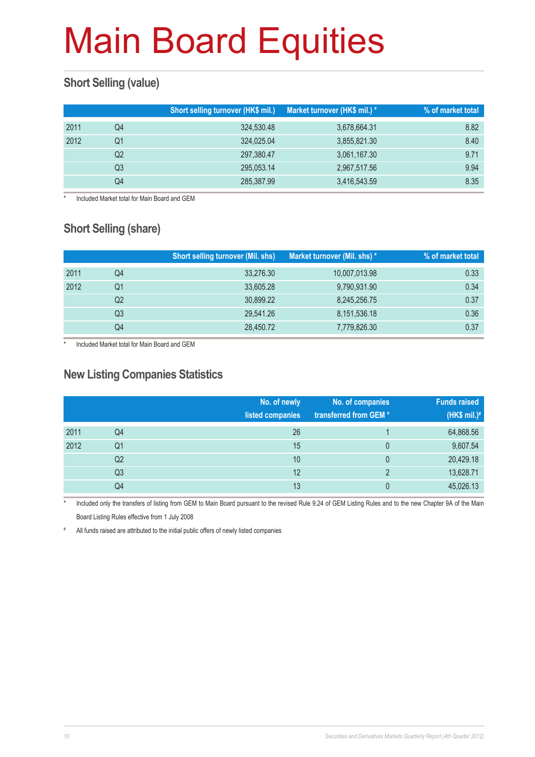# Main Board Equities

## Short Selling (value)

| | | Short selling turnover (HK$ mil.) | Market turnover (HK$ mil.) * | % of market total |
|---|---|---|---|---|
| 2011 | Q4 | 324,530.48 | 3,678,664.31 | 8.82 |
| 2012 | Q1 | 324,025.04 | 3,855,821.30 | 8.40 |
| | Q2 | 297,380.47 | 3,061,167.30 | 9.71 |
| | Q3 | 295,053.14 | 2,967,517.56 | 9.94 |
| | Q4 | 285,387.99 | 3,416,543.59 | 8.35 |

\* Included Market total for Main Board and GEM

## Short Selling (share)

| | | Short selling turnover (Mil. shs) | Market turnover (Mil. shs) * | % of market total |
|---|---|---|---|---|
| 2011 | Q4 | 33,276.30 | 10,007,013.98 | 0.33 |
| 2012 | Q1 | 33,605.28 | 9,790,931.90 | 0.34 |
| | Q2 | 30,899.22 | 8,245,256.75 | 0.37 |
| | Q3 | 29,541.26 | 8,151,536.18 | 0.36 |
| | Q4 | 28,450.72 | 7,779,826.30 | 0.37 |

\* Included Market total for Main Board and GEM

## New Listing Companies Statistics

| | | No. of newly listed companies | No. of companies transferred from GEM * | Funds raised (HK$ mil.)# |
|---|---|---|---|---|
| 2011 | Q4 | 26 | 1 | 64,868.56 |
| 2012 | Q1 | 15 | 0 | 9,607.54 |
| | Q2 | 10 | 0 | 20,429.18 |
| | Q3 | 12 | 2 | 13,628.71 |
| | Q4 | 13 | 0 | 45,026.13 |

\* Included only the transfers of listing from GEM to Main Board pursuant to the revised Rule 9.24 of GEM Listing Rules and to the new Chapter 9A of the Main Board Listing Rules effective from 1 July 2008

# All funds raised are attributed to the initial public offers of newly listed companies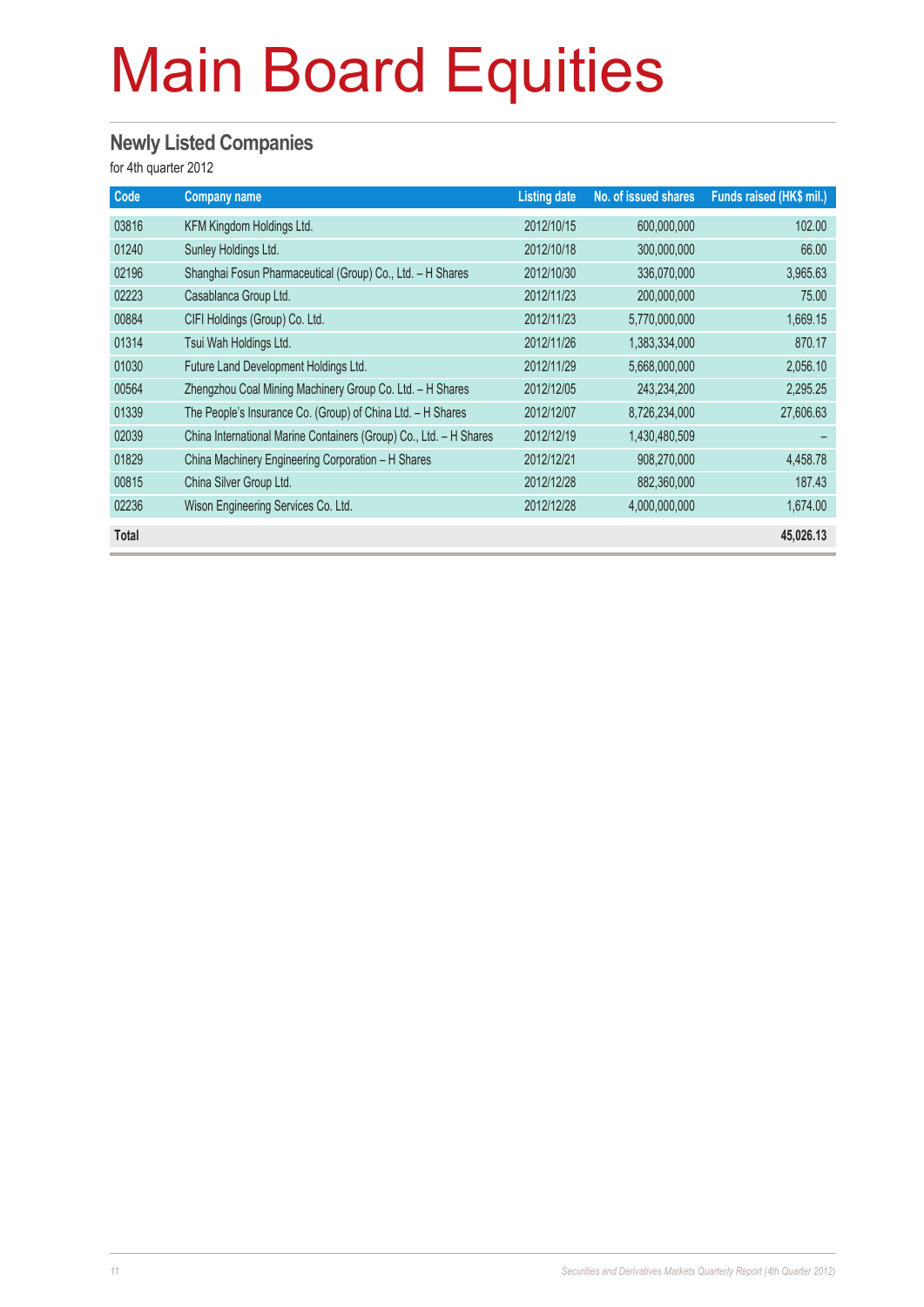# Main Board Equities

## Newly Listed Companies

for 4th quarter 2012

| Code | Company name | Listing date | No. of issued shares | Funds raised (HK$ mil.) |
|---|---|---|---|---|
| 03816 | KFM Kingdom Holdings Ltd. | 2012/10/15 | 600,000,000 | 102.00 |
| 01240 | Sunley Holdings Ltd. | 2012/10/18 | 300,000,000 | 66.00 |
| 02196 | Shanghai Fosun Pharmaceutical (Group) Co., Ltd. – H Shares | 2012/10/30 | 336,070,000 | 3,965.63 |
| 02223 | Casablanca Group Ltd. | 2012/11/23 | 200,000,000 | 75.00 |
| 00884 | CIFI Holdings (Group) Co. Ltd. | 2012/11/23 | 5,770,000,000 | 1,669.15 |
| 01314 | Tsui Wah Holdings Ltd. | 2012/11/26 | 1,383,334,000 | 870.17 |
| 01030 | Future Land Development Holdings Ltd. | 2012/11/29 | 5,668,000,000 | 2,056.10 |
| 00564 | Zhengzhou Coal Mining Machinery Group Co. Ltd. – H Shares | 2012/12/05 | 243,234,200 | 2,295.25 |
| 01339 | The People's Insurance Co. (Group) of China Ltd. – H Shares | 2012/12/07 | 8,726,234,000 | 27,606.63 |
| 02039 | China International Marine Containers (Group) Co., Ltd. – H Shares | 2012/12/19 | 1,430,480,509 | – |
| 01829 | China Machinery Engineering Corporation – H Shares | 2012/12/21 | 908,270,000 | 4,458.78 |
| 00815 | China Silver Group Ltd. | 2012/12/28 | 882,360,000 | 187.43 |
| 02236 | Wison Engineering Services Co. Ltd. | 2012/12/28 | 4,000,000,000 | 1,674.00 |
| **Total** | | | | **45,026.13** |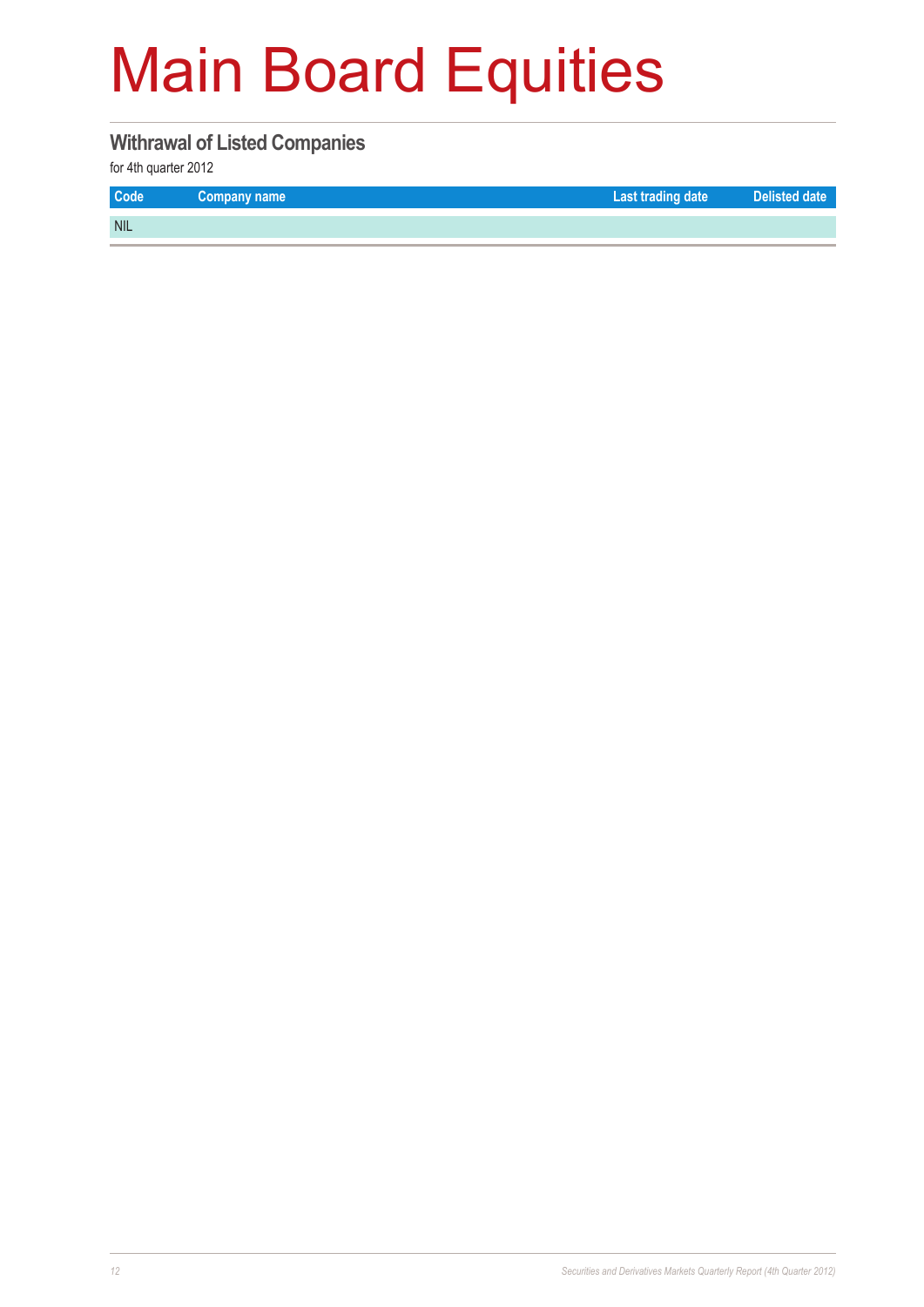# Main Board Equities

## Withdrawal of Listed Companies

for 4th quarter 2012

| Code | Company name | Last trading date | Delisted date |
|---|---|---|---|
| NIL | | | |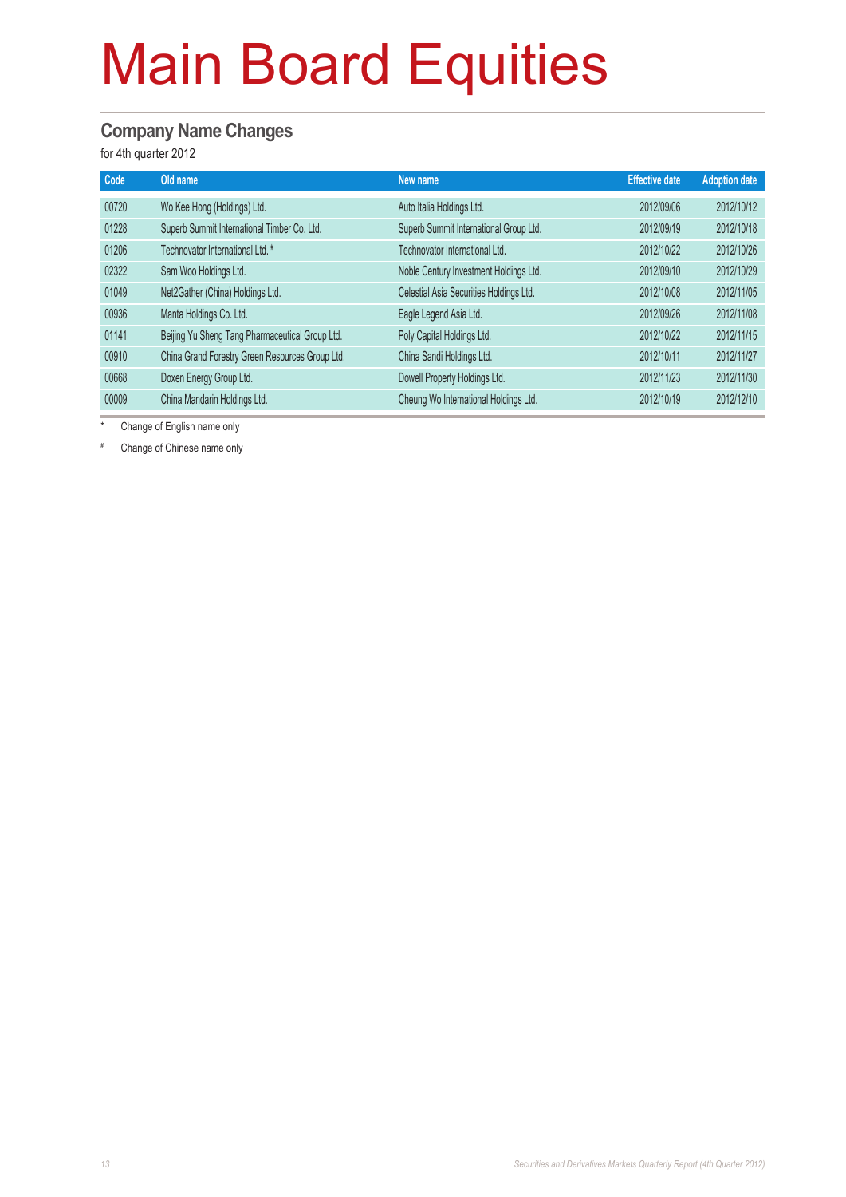# Main Board Equities

## Company Name Changes

for 4th quarter 2012

| Code | Old name | New name | Effective date | Adoption date |
|---|---|---|---|---|
| 00720 | Wo Kee Hong (Holdings) Ltd. | Auto Italia Holdings Ltd. | 2012/09/06 | 2012/10/12 |
| 01228 | Superb Summit International Timber Co. Ltd. | Superb Summit International Group Ltd. | 2012/09/19 | 2012/10/18 |
| 01206 | Technovator International Ltd. # | Technovator International Ltd. | 2012/10/22 | 2012/10/26 |
| 02322 | Sam Woo Holdings Ltd. | Noble Century Investment Holdings Ltd. | 2012/09/10 | 2012/10/29 |
| 01049 | Net2Gather (China) Holdings Ltd. | Celestial Asia Securities Holdings Ltd. | 2012/10/08 | 2012/11/05 |
| 00936 | Manta Holdings Co. Ltd. | Eagle Legend Asia Ltd. | 2012/09/26 | 2012/11/08 |
| 01141 | Beijing Yu Sheng Tang Pharmaceutical Group Ltd. | Poly Capital Holdings Ltd. | 2012/10/22 | 2012/11/15 |
| 00910 | China Grand Forestry Green Resources Group Ltd. | China Sandi Holdings Ltd. | 2012/10/11 | 2012/11/27 |
| 00668 | Doxen Energy Group Ltd. | Dowell Property Holdings Ltd. | 2012/11/23 | 2012/11/30 |
| 00009 | China Mandarin Holdings Ltd. | Cheung Wo International Holdings Ltd. | 2012/10/19 | 2012/12/10 |

\* Change of English name only

\# Change of Chinese name only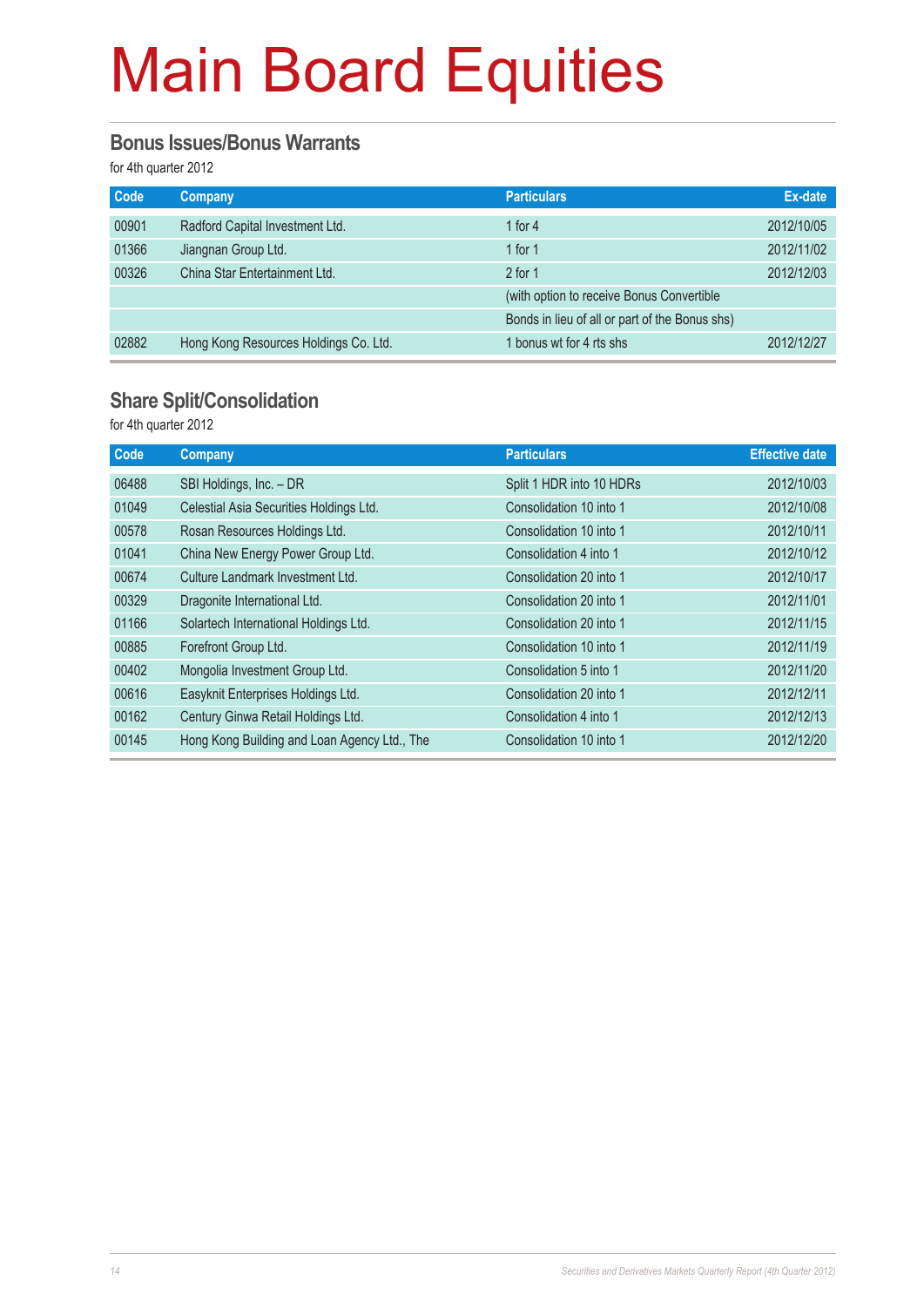# Main Board Equities

## Bonus Issues/Bonus Warrants

for 4th quarter 2012

| Code | Company | Particulars | Ex-date |
|---|---|---|---|
| 00901 | Radford Capital Investment Ltd. | 1 for 4 | 2012/10/05 |
| 01366 | Jiangnan Group Ltd. | 1 for 1 | 2012/11/02 |
| 00326 | China Star Entertainment Ltd. | 2 for 1 | 2012/12/03 |
| | | (with option to receive Bonus Convertible | |
| | | Bonds in lieu of all or part of the Bonus shs) | |
| 02882 | Hong Kong Resources Holdings Co. Ltd. | 1 bonus wt for 4 rts shs | 2012/12/27 |

## Share Split/Consolidation

for 4th quarter 2012

| Code | Company | Particulars | Effective date |
|---|---|---|---|
| 06488 | SBI Holdings, Inc. – DR | Split 1 HDR into 10 HDRs | 2012/10/03 |
| 01049 | Celestial Asia Securities Holdings Ltd. | Consolidation 10 into 1 | 2012/10/08 |
| 00578 | Rosan Resources Holdings Ltd. | Consolidation 10 into 1 | 2012/10/11 |
| 01041 | China New Energy Power Group Ltd. | Consolidation 4 into 1 | 2012/10/12 |
| 00674 | Culture Landmark Investment Ltd. | Consolidation 20 into 1 | 2012/10/17 |
| 00329 | Dragonite International Ltd. | Consolidation 20 into 1 | 2012/11/01 |
| 01166 | Solartech International Holdings Ltd. | Consolidation 20 into 1 | 2012/11/15 |
| 00885 | Forefront Group Ltd. | Consolidation 10 into 1 | 2012/11/19 |
| 00402 | Mongolia Investment Group Ltd. | Consolidation 5 into 1 | 2012/11/20 |
| 00616 | Easyknit Enterprises Holdings Ltd. | Consolidation 20 into 1 | 2012/12/11 |
| 00162 | Century Ginwa Retail Holdings Ltd. | Consolidation 4 into 1 | 2012/12/13 |
| 00145 | Hong Kong Building and Loan Agency Ltd., The | Consolidation 10 into 1 | 2012/12/20 |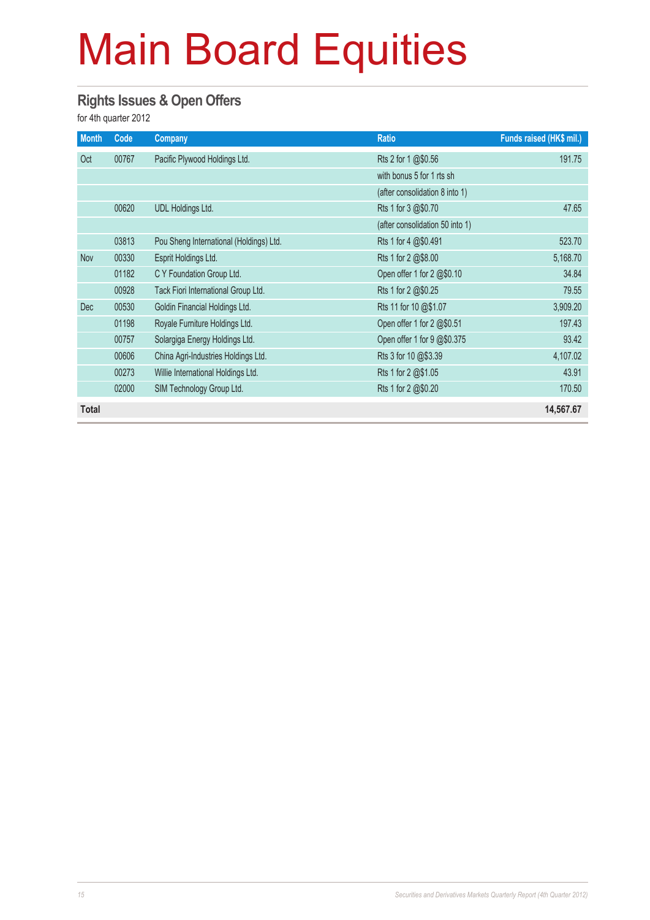# Main Board Equities

## Rights Issues & Open Offers

for 4th quarter 2012

| Month | Code | Company | Ratio | Funds raised (HK$ mil.) |
|---|---|---|---|---|
| Oct | 00767 | Pacific Plywood Holdings Ltd. | Rts 2 for 1 @$0.56 | 191.75 |
| | | | with bonus 5 for 1 rts sh | |
| | | | (after consolidation 8 into 1) | |
| | 00620 | UDL Holdings Ltd. | Rts 1 for 3 @$0.70 | 47.65 |
| | | | (after consolidation 50 into 1) | |
| | 03813 | Pou Sheng International (Holdings) Ltd. | Rts 1 for 4 @$0.491 | 523.70 |
| Nov | 00330 | Esprit Holdings Ltd. | Rts 1 for 2 @$8.00 | 5,168.70 |
| | 01182 | C Y Foundation Group Ltd. | Open offer 1 for 2 @$0.10 | 34.84 |
| | 00928 | Tack Fiori International Group Ltd. | Rts 1 for 2 @$0.25 | 79.55 |
| Dec | 00530 | Goldin Financial Holdings Ltd. | Rts 11 for 10 @$1.07 | 3,909.20 |
| | 01198 | Royale Furniture Holdings Ltd. | Open offer 1 for 2 @$0.51 | 197.43 |
| | 00757 | Solargiga Energy Holdings Ltd. | Open offer 1 for 9 @$0.375 | 93.42 |
| | 00606 | China Agri-Industries Holdings Ltd. | Rts 3 for 10 @$3.39 | 4,107.02 |
| | 00273 | Willie International Holdings Ltd. | Rts 1 for 2 @$1.05 | 43.91 |
| | 02000 | SIM Technology Group Ltd. | Rts 1 for 2 @$0.20 | 170.50 |
| **Total** | | | | **14,567.67** |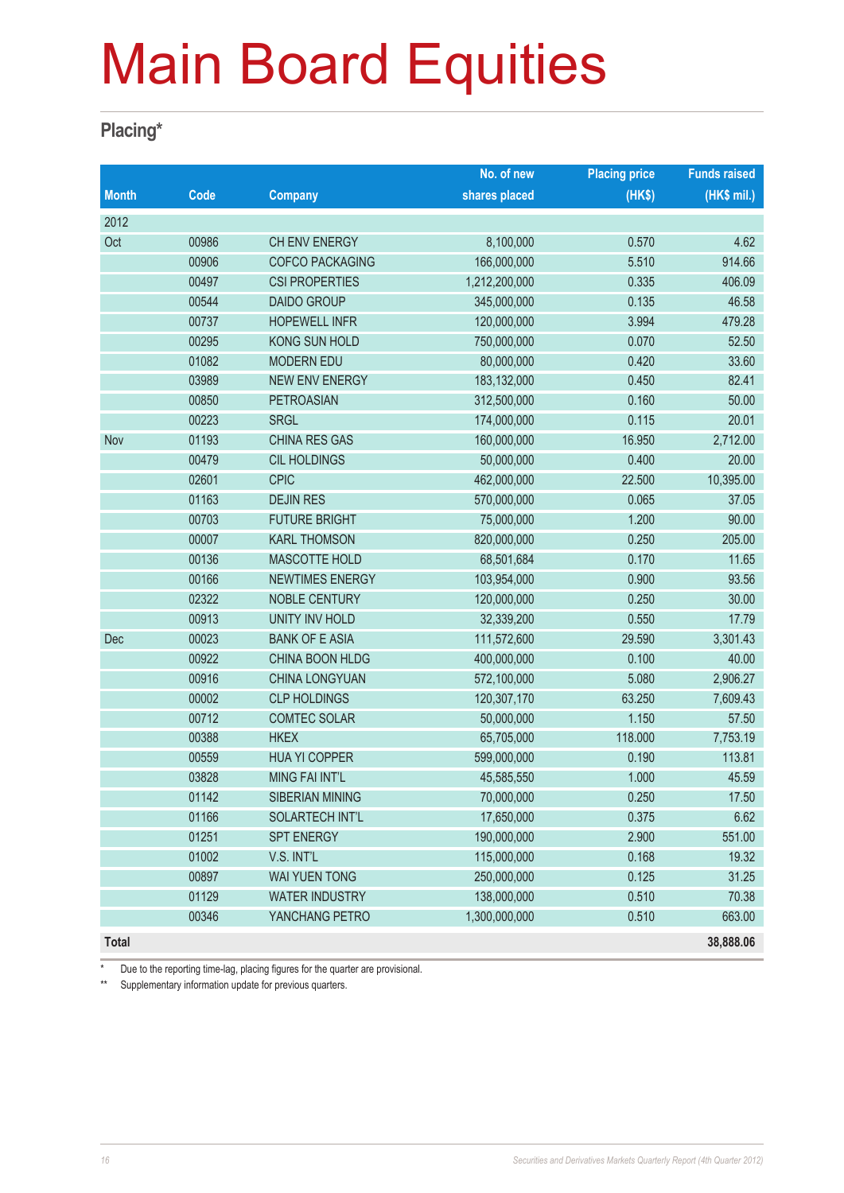# Main Board Equities

## Placing*

| Month | Code | Company | No. of new shares placed | Placing price (HK$) | Funds raised (HK$ mil.) |
|---|---|---|---|---|---|
| 2012 | | | | | |
| Oct | 00986 | CH ENV ENERGY | 8,100,000 | 0.570 | 4.62 |
| | 00906 | COFCO PACKAGING | 166,000,000 | 5.510 | 914.66 |
| | 00497 | CSI PROPERTIES | 1,212,200,000 | 0.335 | 406.09 |
| | 00544 | DAIDO GROUP | 345,000,000 | 0.135 | 46.58 |
| | 00737 | HOPEWELL INFR | 120,000,000 | 3.994 | 479.28 |
| | 00295 | KONG SUN HOLD | 750,000,000 | 0.070 | 52.50 |
| | 01082 | MODERN EDU | 80,000,000 | 0.420 | 33.60 |
| | 03989 | NEW ENV ENERGY | 183,132,000 | 0.450 | 82.41 |
| | 00850 | PETROASIAN | 312,500,000 | 0.160 | 50.00 |
| | 00223 | SRGL | 174,000,000 | 0.115 | 20.01 |
| Nov | 01193 | CHINA RES GAS | 160,000,000 | 16.950 | 2,712.00 |
| | 00479 | CIL HOLDINGS | 50,000,000 | 0.400 | 20.00 |
| | 02601 | CPIC | 462,000,000 | 22.500 | 10,395.00 |
| | 01163 | DEJIN RES | 570,000,000 | 0.065 | 37.05 |
| | 00703 | FUTURE BRIGHT | 75,000,000 | 1.200 | 90.00 |
| | 00007 | KARL THOMSON | 820,000,000 | 0.250 | 205.00 |
| | 00136 | MASCOTTE HOLD | 68,501,684 | 0.170 | 11.65 |
| | 00166 | NEWTIMES ENERGY | 103,954,000 | 0.900 | 93.56 |
| | 02322 | NOBLE CENTURY | 120,000,000 | 0.250 | 30.00 |
| | 00913 | UNITY INV HOLD | 32,339,200 | 0.550 | 17.79 |
| Dec | 00023 | BANK OF E ASIA | 111,572,600 | 29.590 | 3,301.43 |
| | 00922 | CHINA BOON HLDG | 400,000,000 | 0.100 | 40.00 |
| | 00916 | CHINA LONGYUAN | 572,100,000 | 5.080 | 2,906.27 |
| | 00002 | CLP HOLDINGS | 120,307,170 | 63.250 | 7,609.43 |
| | 00712 | COMTEC SOLAR | 50,000,000 | 1.150 | 57.50 |
| | 00388 | HKEX | 65,705,000 | 118.000 | 7,753.19 |
| | 00559 | HUA YI COPPER | 599,000,000 | 0.190 | 113.81 |
| | 03828 | MING FAI INT'L | 45,585,550 | 1.000 | 45.59 |
| | 01142 | SIBERIAN MINING | 70,000,000 | 0.250 | 17.50 |
| | 01166 | SOLARTECH INT'L | 17,650,000 | 0.375 | 6.62 |
| | 01251 | SPT ENERGY | 190,000,000 | 2.900 | 551.00 |
| | 01002 | V.S. INT'L | 115,000,000 | 0.168 | 19.32 |
| | 00897 | WAI YUEN TONG | 250,000,000 | 0.125 | 31.25 |
| | 01129 | WATER INDUSTRY | 138,000,000 | 0.510 | 70.38 |
| | 00346 | YANCHANG PETRO | 1,300,000,000 | 0.510 | 663.00 |
| **Total** | | | | | **38,888.06** |

\* Due to the reporting time-lag, placing figures for the quarter are provisional.

** Supplementary information update for previous quarters.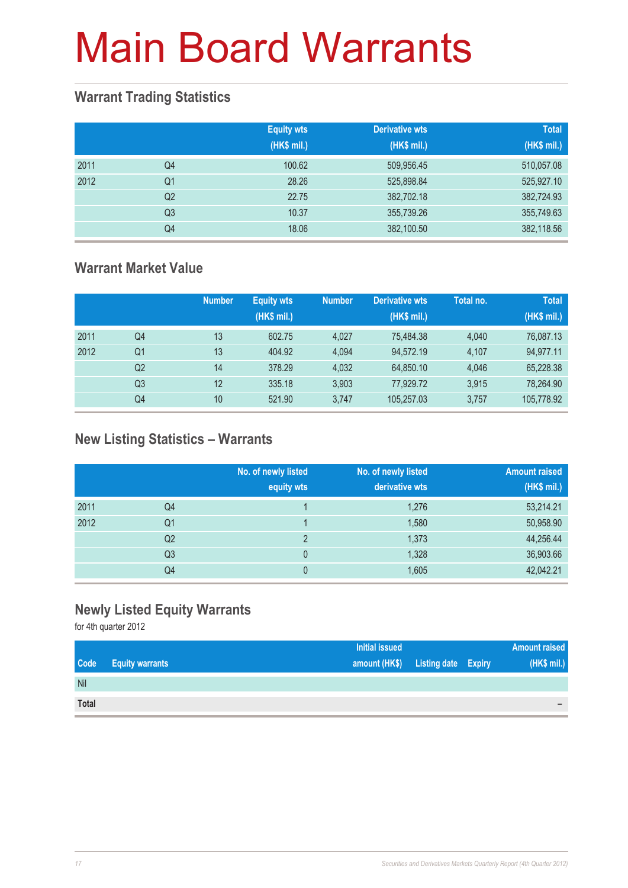# Main Board Warrants

## Warrant Trading Statistics

| | | Equity wts (HK$ mil.) | Derivative wts (HK$ mil.) | Total (HK$ mil.) |
|---|---|---|---|---|
| 2011 | Q4 | 100.62 | 509,956.45 | 510,057.08 |
| 2012 | Q1 | 28.26 | 525,898.84 | 525,927.10 |
| | Q2 | 22.75 | 382,702.18 | 382,724.93 |
| | Q3 | 10.37 | 355,739.26 | 355,749.63 |
| | Q4 | 18.06 | 382,100.50 | 382,118.56 |

## Warrant Market Value

| | | Number | Equity wts (HK$ mil.) | Number | Derivative wts (HK$ mil.) | Total no. | Total (HK$ mil.) |
|---|---|---|---|---|---|---|---|
| 2011 | Q4 | 13 | 602.75 | 4,027 | 75,484.38 | 4,040 | 76,087.13 |
| 2012 | Q1 | 13 | 404.92 | 4,094 | 94,572.19 | 4,107 | 94,977.11 |
| | Q2 | 14 | 378.29 | 4,032 | 64,850.10 | 4,046 | 65,228.38 |
| | Q3 | 12 | 335.18 | 3,903 | 77,929.72 | 3,915 | 78,264.90 |
| | Q4 | 10 | 521.90 | 3,747 | 105,257.03 | 3,757 | 105,778.92 |

## New Listing Statistics – Warrants

| | | No. of newly listed equity wts | No. of newly listed derivative wts | Amount raised (HK$ mil.) |
|---|---|---|---|---|
| 2011 | Q4 | 1 | 1,276 | 53,214.21 |
| 2012 | Q1 | 1 | 1,580 | 50,958.90 |
| | Q2 | 2 | 1,373 | 44,256.44 |
| | Q3 | 0 | 1,328 | 36,903.66 |
| | Q4 | 0 | 1,605 | 42,042.21 |

## Newly Listed Equity Warrants

for 4th quarter 2012

| Code | Equity warrants | Initial issued amount (HK$) | Listing date | Expiry | Amount raised (HK$ mil.) |
|---|---|---|---|---|---|
| Nil | | | | | |
| **Total** | | | | | – |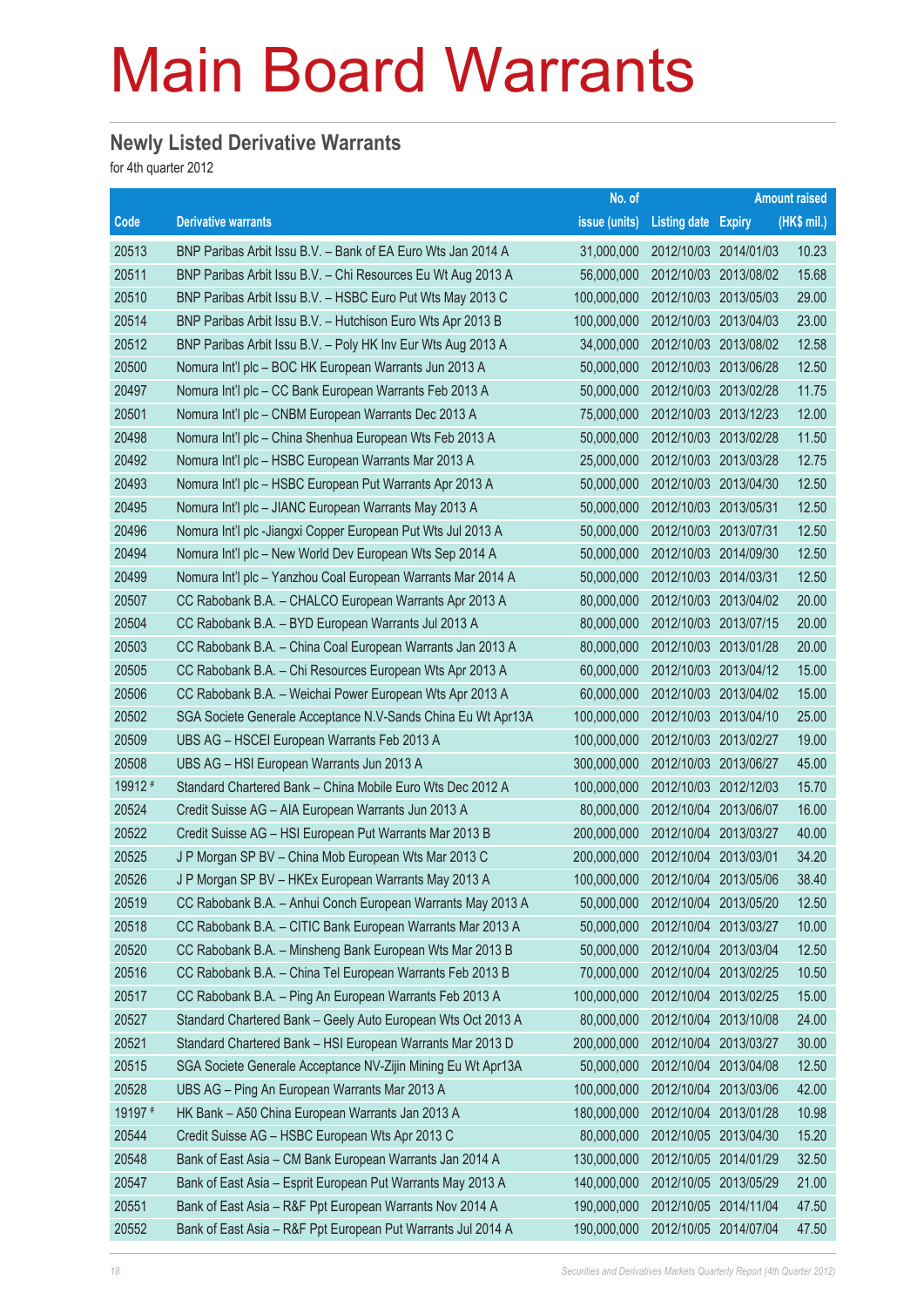# Main Board Warrants

## Newly Listed Derivative Warrants

for 4th quarter 2012

| Code | Derivative warrants | No. of issue (units) | Listing date | Expiry | Amount raised (HK$ mil.) |
|---|---|---|---|---|---|
| 20513 | BNP Paribas Arbit Issu B.V. – Bank of EA Euro Wts Jan 2014 A | 31,000,000 | 2012/10/03 | 2014/01/03 | 10.23 |
| 20511 | BNP Paribas Arbit Issu B.V. – Chi Resources Eu Wt Aug 2013 A | 56,000,000 | 2012/10/03 | 2013/08/02 | 15.68 |
| 20510 | BNP Paribas Arbit Issu B.V. – HSBC Euro Put Wts May 2013 C | 100,000,000 | 2012/10/03 | 2013/05/03 | 29.00 |
| 20514 | BNP Paribas Arbit Issu B.V. – Hutchison Euro Wts Apr 2013 B | 100,000,000 | 2012/10/03 | 2013/04/03 | 23.00 |
| 20512 | BNP Paribas Arbit Issu B.V. – Poly HK Inv Eur Wts Aug 2013 A | 34,000,000 | 2012/10/03 | 2013/08/02 | 12.58 |
| 20500 | Nomura Int'l plc – BOC HK European Warrants Jun 2013 A | 50,000,000 | 2012/10/03 | 2013/06/28 | 12.50 |
| 20497 | Nomura Int'l plc – CC Bank European Warrants Feb 2013 A | 50,000,000 | 2012/10/03 | 2013/02/28 | 11.75 |
| 20501 | Nomura Int'l plc – CNBM European Warrants Dec 2013 A | 75,000,000 | 2012/10/03 | 2013/12/23 | 12.00 |
| 20498 | Nomura Int'l plc – China Shenhua European Wts Feb 2013 A | 50,000,000 | 2012/10/03 | 2013/02/28 | 11.50 |
| 20492 | Nomura Int'l plc – HSBC European Warrants Mar 2013 A | 25,000,000 | 2012/10/03 | 2013/03/28 | 12.75 |
| 20493 | Nomura Int'l plc – HSBC European Put Warrants Apr 2013 A | 50,000,000 | 2012/10/03 | 2013/04/30 | 12.50 |
| 20495 | Nomura Int'l plc – JIANC European Warrants May 2013 A | 50,000,000 | 2012/10/03 | 2013/05/31 | 12.50 |
| 20496 | Nomura Int'l plc -Jiangxi Copper European Put Wts Jul 2013 A | 50,000,000 | 2012/10/03 | 2013/07/31 | 12.50 |
| 20494 | Nomura Int'l plc – New World Dev European Wts Sep 2014 A | 50,000,000 | 2012/10/03 | 2014/09/30 | 12.50 |
| 20499 | Nomura Int'l plc – Yanzhou Coal European Warrants Mar 2014 A | 50,000,000 | 2012/10/03 | 2014/03/31 | 12.50 |
| 20507 | CC Rabobank B.A. – CHALCO European Warrants Apr 2013 A | 80,000,000 | 2012/10/03 | 2013/04/02 | 20.00 |
| 20504 | CC Rabobank B.A. – BYD European Warrants Jul 2013 A | 80,000,000 | 2012/10/03 | 2013/07/15 | 20.00 |
| 20503 | CC Rabobank B.A. – China Coal European Warrants Jan 2013 A | 80,000,000 | 2012/10/03 | 2013/01/28 | 20.00 |
| 20505 | CC Rabobank B.A. – Chi Resources European Wts Apr 2013 A | 60,000,000 | 2012/10/03 | 2013/04/12 | 15.00 |
| 20506 | CC Rabobank B.A. – Weichai Power European Wts Apr 2013 A | 60,000,000 | 2012/10/03 | 2013/04/02 | 15.00 |
| 20502 | SGA Societe Generale Acceptance N.V-Sands China Eu Wt Apr13A | 100,000,000 | 2012/10/03 | 2013/04/10 | 25.00 |
| 20509 | UBS AG – HSCEI European Warrants Feb 2013 A | 100,000,000 | 2012/10/03 | 2013/02/27 | 19.00 |
| 20508 | UBS AG – HSI European Warrants Jun 2013 A | 300,000,000 | 2012/10/03 | 2013/06/27 | 45.00 |
| 19912 # | Standard Chartered Bank – China Mobile Euro Wts Dec 2012 A | 100,000,000 | 2012/10/03 | 2012/12/03 | 15.70 |
| 20524 | Credit Suisse AG – AIA European Warrants Jun 2013 A | 80,000,000 | 2012/10/04 | 2013/06/07 | 16.00 |
| 20522 | Credit Suisse AG – HSI European Put Warrants Mar 2013 B | 200,000,000 | 2012/10/04 | 2013/03/27 | 40.00 |
| 20525 | J P Morgan SP BV – China Mob European Wts Mar 2013 C | 200,000,000 | 2012/10/04 | 2013/03/01 | 34.20 |
| 20526 | J P Morgan SP BV – HKEx European Warrants May 2013 A | 100,000,000 | 2012/10/04 | 2013/05/06 | 38.40 |
| 20519 | CC Rabobank B.A. – Anhui Conch European Warrants May 2013 A | 50,000,000 | 2012/10/04 | 2013/05/20 | 12.50 |
| 20518 | CC Rabobank B.A. – CITIC Bank European Warrants Mar 2013 A | 50,000,000 | 2012/10/04 | 2013/03/27 | 10.00 |
| 20520 | CC Rabobank B.A. – Minsheng Bank European Wts Mar 2013 B | 50,000,000 | 2012/10/04 | 2013/03/04 | 12.50 |
| 20516 | CC Rabobank B.A. – China Tel European Warrants Feb 2013 B | 70,000,000 | 2012/10/04 | 2013/02/25 | 10.50 |
| 20517 | CC Rabobank B.A. – Ping An European Warrants Feb 2013 A | 100,000,000 | 2012/10/04 | 2013/02/25 | 15.00 |
| 20527 | Standard Chartered Bank – Geely Auto European Wts Oct 2013 A | 80,000,000 | 2012/10/04 | 2013/10/08 | 24.00 |
| 20521 | Standard Chartered Bank – HSI European Warrants Mar 2013 D | 200,000,000 | 2012/10/04 | 2013/03/27 | 30.00 |
| 20515 | SGA Societe Generale Acceptance NV-Zijin Mining Eu Wt Apr13A | 50,000,000 | 2012/10/04 | 2013/04/08 | 12.50 |
| 20528 | UBS AG – Ping An European Warrants Mar 2013 A | 100,000,000 | 2012/10/04 | 2013/03/06 | 42.00 |
| 19197 # | HK Bank – A50 China European Warrants Jan 2013 A | 180,000,000 | 2012/10/04 | 2013/01/28 | 10.98 |
| 20544 | Credit Suisse AG – HSBC European Wts Apr 2013 C | 80,000,000 | 2012/10/05 | 2013/04/30 | 15.20 |
| 20548 | Bank of East Asia – CM Bank European Warrants Jan 2014 A | 130,000,000 | 2012/10/05 | 2014/01/29 | 32.50 |
| 20547 | Bank of East Asia – Esprit European Put Warrants May 2013 A | 140,000,000 | 2012/10/05 | 2013/05/29 | 21.00 |
| 20551 | Bank of East Asia – R&F Ppt European Warrants Nov 2014 A | 190,000,000 | 2012/10/05 | 2014/11/04 | 47.50 |
| 20552 | Bank of East Asia – R&F Ppt European Put Warrants Jul 2014 A | 190,000,000 | 2012/10/05 | 2014/07/04 | 47.50 |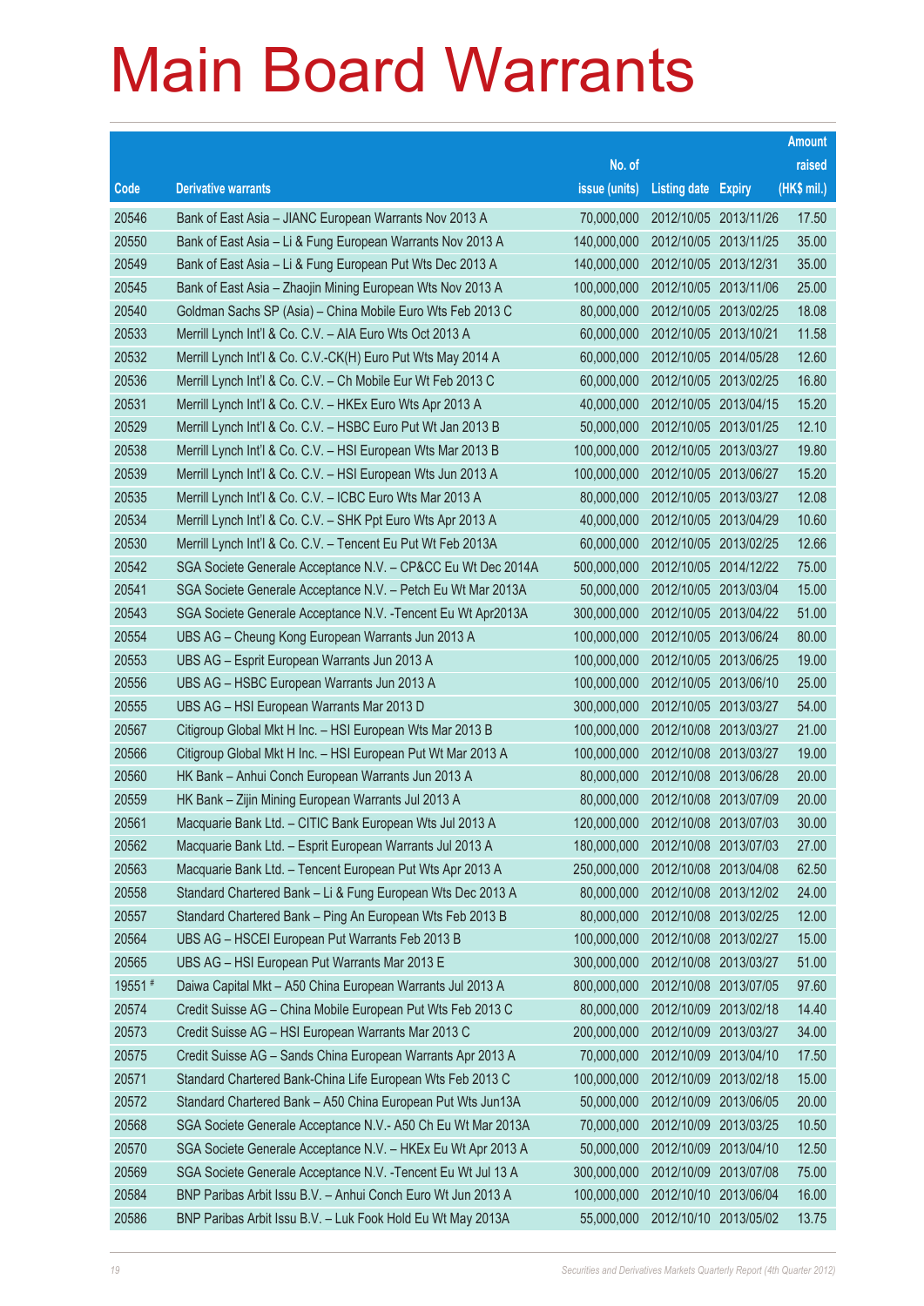# Main Board Warrants

| Code | Derivative warrants | No. of issue (units) | Listing date | Expiry | Amount raised (HK$ mil.) |
|---|---|---|---|---|---|
| 20546 | Bank of East Asia – JIANC European Warrants Nov 2013 A | 70,000,000 | 2012/10/05 | 2013/11/26 | 17.50 |
| 20550 | Bank of East Asia – Li & Fung European Warrants Nov 2013 A | 140,000,000 | 2012/10/05 | 2013/11/25 | 35.00 |
| 20549 | Bank of East Asia – Li & Fung European Put Wts Dec 2013 A | 140,000,000 | 2012/10/05 | 2013/12/31 | 35.00 |
| 20545 | Bank of East Asia – Zhaojin Mining European Wts Nov 2013 A | 100,000,000 | 2012/10/05 | 2013/11/06 | 25.00 |
| 20540 | Goldman Sachs SP (Asia) – China Mobile Euro Wts Feb 2013 C | 80,000,000 | 2012/10/05 | 2013/02/25 | 18.08 |
| 20533 | Merrill Lynch Int'l & Co. C.V. – AIA Euro Wts Oct 2013 A | 60,000,000 | 2012/10/05 | 2013/10/21 | 11.58 |
| 20532 | Merrill Lynch Int'l & Co. C.V.-CK(H) Euro Put Wts May 2014 A | 60,000,000 | 2012/10/05 | 2014/05/28 | 12.60 |
| 20536 | Merrill Lynch Int'l & Co. C.V. – Ch Mobile Eur Wt Feb 2013 C | 60,000,000 | 2012/10/05 | 2013/02/25 | 16.80 |
| 20531 | Merrill Lynch Int'l & Co. C.V. – HKEx Euro Wts Apr 2013 A | 40,000,000 | 2012/10/05 | 2013/04/15 | 15.20 |
| 20529 | Merrill Lynch Int'l & Co. C.V. – HSBC Euro Put Wt Jan 2013 B | 50,000,000 | 2012/10/05 | 2013/01/25 | 12.10 |
| 20538 | Merrill Lynch Int'l & Co. C.V. – HSI European Wts Mar 2013 B | 100,000,000 | 2012/10/05 | 2013/03/27 | 19.80 |
| 20539 | Merrill Lynch Int'l & Co. C.V. – HSI European Wts Jun 2013 A | 100,000,000 | 2012/10/05 | 2013/06/27 | 15.20 |
| 20535 | Merrill Lynch Int'l & Co. C.V. – ICBC Euro Wts Mar 2013 A | 80,000,000 | 2012/10/05 | 2013/03/27 | 12.08 |
| 20534 | Merrill Lynch Int'l & Co. C.V. – SHK Ppt Euro Wts Apr 2013 A | 40,000,000 | 2012/10/05 | 2013/04/29 | 10.60 |
| 20530 | Merrill Lynch Int'l & Co. C.V. – Tencent Eu Put Wt Feb 2013A | 60,000,000 | 2012/10/05 | 2013/02/25 | 12.66 |
| 20542 | SGA Societe Generale Acceptance N.V. – CP&CC Eu Wt Dec 2014A | 500,000,000 | 2012/10/05 | 2014/12/22 | 75.00 |
| 20541 | SGA Societe Generale Acceptance N.V. – Petch Eu Wt Mar 2013A | 50,000,000 | 2012/10/05 | 2013/03/04 | 15.00 |
| 20543 | SGA Societe Generale Acceptance N.V. -Tencent Eu Wt Apr2013A | 300,000,000 | 2012/10/05 | 2013/04/22 | 51.00 |
| 20554 | UBS AG – Cheung Kong European Warrants Jun 2013 A | 100,000,000 | 2012/10/05 | 2013/06/24 | 80.00 |
| 20553 | UBS AG – Esprit European Warrants Jun 2013 A | 100,000,000 | 2012/10/05 | 2013/06/25 | 19.00 |
| 20556 | UBS AG – HSBC European Warrants Jun 2013 A | 100,000,000 | 2012/10/05 | 2013/06/10 | 25.00 |
| 20555 | UBS AG – HSI European Warrants Mar 2013 D | 300,000,000 | 2012/10/05 | 2013/03/27 | 54.00 |
| 20567 | Citigroup Global Mkt H Inc. – HSI European Wts Mar 2013 B | 100,000,000 | 2012/10/08 | 2013/03/27 | 21.00 |
| 20566 | Citigroup Global Mkt H Inc. – HSI European Put Wt Mar 2013 A | 100,000,000 | 2012/10/08 | 2013/03/27 | 19.00 |
| 20560 | HK Bank – Anhui Conch European Warrants Jun 2013 A | 80,000,000 | 2012/10/08 | 2013/06/28 | 20.00 |
| 20559 | HK Bank – Zijin Mining European Warrants Jul 2013 A | 80,000,000 | 2012/10/08 | 2013/07/09 | 20.00 |
| 20561 | Macquarie Bank Ltd. – CITIC Bank European Wts Jul 2013 A | 120,000,000 | 2012/10/08 | 2013/07/03 | 30.00 |
| 20562 | Macquarie Bank Ltd. – Esprit European Warrants Jul 2013 A | 180,000,000 | 2012/10/08 | 2013/07/03 | 27.00 |
| 20563 | Macquarie Bank Ltd. – Tencent European Put Wts Apr 2013 A | 250,000,000 | 2012/10/08 | 2013/04/08 | 62.50 |
| 20558 | Standard Chartered Bank – Li & Fung European Wts Dec 2013 A | 80,000,000 | 2012/10/08 | 2013/12/02 | 24.00 |
| 20557 | Standard Chartered Bank – Ping An European Wts Feb 2013 B | 80,000,000 | 2012/10/08 | 2013/02/25 | 12.00 |
| 20564 | UBS AG – HSCEI European Put Warrants Feb 2013 B | 100,000,000 | 2012/10/08 | 2013/02/27 | 15.00 |
| 20565 | UBS AG – HSI European Put Warrants Mar 2013 E | 300,000,000 | 2012/10/08 | 2013/03/27 | 51.00 |
| 19551 # | Daiwa Capital Mkt – A50 China European Warrants Jul 2013 A | 800,000,000 | 2012/10/08 | 2013/07/05 | 97.60 |
| 20574 | Credit Suisse AG – China Mobile European Put Wts Feb 2013 C | 80,000,000 | 2012/10/09 | 2013/02/18 | 14.40 |
| 20573 | Credit Suisse AG – HSI European Warrants Mar 2013 C | 200,000,000 | 2012/10/09 | 2013/03/27 | 34.00 |
| 20575 | Credit Suisse AG – Sands China European Warrants Apr 2013 A | 70,000,000 | 2012/10/09 | 2013/04/10 | 17.50 |
| 20571 | Standard Chartered Bank-China Life European Wts Feb 2013 C | 100,000,000 | 2012/10/09 | 2013/02/18 | 15.00 |
| 20572 | Standard Chartered Bank – A50 China European Put Wts Jun13A | 50,000,000 | 2012/10/09 | 2013/06/05 | 20.00 |
| 20568 | SGA Societe Generale Acceptance N.V.- A50 Ch Eu Wt Mar 2013A | 70,000,000 | 2012/10/09 | 2013/03/25 | 10.50 |
| 20570 | SGA Societe Generale Acceptance N.V. – HKEx Eu Wt Apr 2013 A | 50,000,000 | 2012/10/09 | 2013/04/10 | 12.50 |
| 20569 | SGA Societe Generale Acceptance N.V. -Tencent Eu Wt Jul 13 A | 300,000,000 | 2012/10/09 | 2013/07/08 | 75.00 |
| 20584 | BNP Paribas Arbit Issu B.V. – Anhui Conch Euro Wt Jun 2013 A | 100,000,000 | 2012/10/10 | 2013/06/04 | 16.00 |
| 20586 | BNP Paribas Arbit Issu B.V. – Luk Fook Hold Eu Wt May 2013A | 55,000,000 | 2012/10/10 | 2013/05/02 | 13.75 |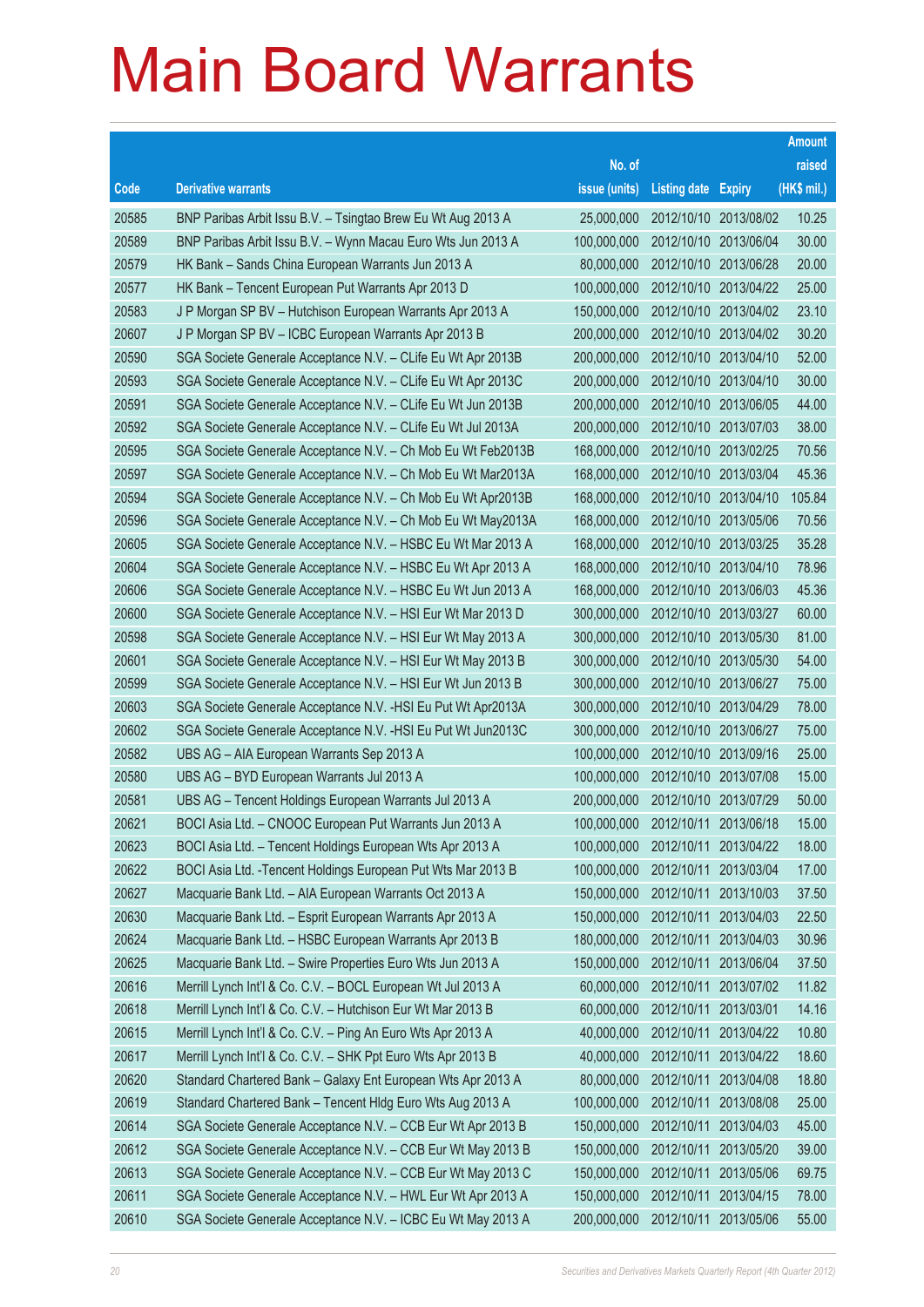# Main Board Warrants

| Code | Derivative warrants | No. of issue (units) | Listing date | Expiry | Amount raised (HK$ mil.) |
|---|---|---|---|---|---|
| 20585 | BNP Paribas Arbit Issu B.V. – Tsingtao Brew Eu Wt Aug 2013 A | 25,000,000 | 2012/10/10 | 2013/08/02 | 10.25 |
| 20589 | BNP Paribas Arbit Issu B.V. – Wynn Macau Euro Wts Jun 2013 A | 100,000,000 | 2012/10/10 | 2013/06/04 | 30.00 |
| 20579 | HK Bank – Sands China European Warrants Jun 2013 A | 80,000,000 | 2012/10/10 | 2013/06/28 | 20.00 |
| 20577 | HK Bank – Tencent European Put Warrants Apr 2013 D | 100,000,000 | 2012/10/10 | 2013/04/22 | 25.00 |
| 20583 | J P Morgan SP BV – Hutchison European Warrants Apr 2013 A | 150,000,000 | 2012/10/10 | 2013/04/02 | 23.10 |
| 20607 | J P Morgan SP BV – ICBC European Warrants Apr 2013 B | 200,000,000 | 2012/10/10 | 2013/04/02 | 30.20 |
| 20590 | SGA Societe Generale Acceptance N.V. – CLife Eu Wt Apr 2013B | 200,000,000 | 2012/10/10 | 2013/04/10 | 52.00 |
| 20593 | SGA Societe Generale Acceptance N.V. – CLife Eu Wt Apr 2013C | 200,000,000 | 2012/10/10 | 2013/04/10 | 30.00 |
| 20591 | SGA Societe Generale Acceptance N.V. – CLife Eu Wt Jun 2013B | 200,000,000 | 2012/10/10 | 2013/06/05 | 44.00 |
| 20592 | SGA Societe Generale Acceptance N.V. – CLife Eu Wt Jul 2013A | 200,000,000 | 2012/10/10 | 2013/07/03 | 38.00 |
| 20595 | SGA Societe Generale Acceptance N.V. – Ch Mob Eu Wt Feb2013B | 168,000,000 | 2012/10/10 | 2013/02/25 | 70.56 |
| 20597 | SGA Societe Generale Acceptance N.V. – Ch Mob Eu Wt Mar2013A | 168,000,000 | 2012/10/10 | 2013/03/04 | 45.36 |
| 20594 | SGA Societe Generale Acceptance N.V. – Ch Mob Eu Wt Apr2013B | 168,000,000 | 2012/10/10 | 2013/04/10 | 105.84 |
| 20596 | SGA Societe Generale Acceptance N.V. – Ch Mob Eu Wt May2013A | 168,000,000 | 2012/10/10 | 2013/05/06 | 70.56 |
| 20605 | SGA Societe Generale Acceptance N.V. – HSBC Eu Wt Mar 2013 A | 168,000,000 | 2012/10/10 | 2013/03/25 | 35.28 |
| 20604 | SGA Societe Generale Acceptance N.V. – HSBC Eu Wt Apr 2013 A | 168,000,000 | 2012/10/10 | 2013/04/10 | 78.96 |
| 20606 | SGA Societe Generale Acceptance N.V. – HSBC Eu Wt Jun 2013 A | 168,000,000 | 2012/10/10 | 2013/06/03 | 45.36 |
| 20600 | SGA Societe Generale Acceptance N.V. – HSI Eur Wt Mar 2013 D | 300,000,000 | 2012/10/10 | 2013/03/27 | 60.00 |
| 20598 | SGA Societe Generale Acceptance N.V. – HSI Eur Wt May 2013 A | 300,000,000 | 2012/10/10 | 2013/05/30 | 81.00 |
| 20601 | SGA Societe Generale Acceptance N.V. – HSI Eur Wt May 2013 B | 300,000,000 | 2012/10/10 | 2013/05/30 | 54.00 |
| 20599 | SGA Societe Generale Acceptance N.V. – HSI Eur Wt Jun 2013 B | 300,000,000 | 2012/10/10 | 2013/06/27 | 75.00 |
| 20603 | SGA Societe Generale Acceptance N.V. -HSI Eu Put Wt Apr2013A | 300,000,000 | 2012/10/10 | 2013/04/29 | 78.00 |
| 20602 | SGA Societe Generale Acceptance N.V. -HSI Eu Put Wt Jun2013C | 300,000,000 | 2012/10/10 | 2013/06/27 | 75.00 |
| 20582 | UBS AG – AIA European Warrants Sep 2013 A | 100,000,000 | 2012/10/10 | 2013/09/16 | 25.00 |
| 20580 | UBS AG – BYD European Warrants Jul 2013 A | 100,000,000 | 2012/10/10 | 2013/07/08 | 15.00 |
| 20581 | UBS AG – Tencent Holdings European Warrants Jul 2013 A | 200,000,000 | 2012/10/10 | 2013/07/29 | 50.00 |
| 20621 | BOCI Asia Ltd. – CNOOC European Put Warrants Jun 2013 A | 100,000,000 | 2012/10/11 | 2013/06/18 | 15.00 |
| 20623 | BOCI Asia Ltd. – Tencent Holdings European Wts Apr 2013 A | 100,000,000 | 2012/10/11 | 2013/04/22 | 18.00 |
| 20622 | BOCI Asia Ltd. -Tencent Holdings European Put Wts Mar 2013 B | 100,000,000 | 2012/10/11 | 2013/03/04 | 17.00 |
| 20627 | Macquarie Bank Ltd. – AIA European Warrants Oct 2013 A | 150,000,000 | 2012/10/11 | 2013/10/03 | 37.50 |
| 20630 | Macquarie Bank Ltd. – Esprit European Warrants Apr 2013 A | 150,000,000 | 2012/10/11 | 2013/04/03 | 22.50 |
| 20624 | Macquarie Bank Ltd. – HSBC European Warrants Apr 2013 B | 180,000,000 | 2012/10/11 | 2013/04/03 | 30.96 |
| 20625 | Macquarie Bank Ltd. – Swire Properties Euro Wts Jun 2013 A | 150,000,000 | 2012/10/11 | 2013/06/04 | 37.50 |
| 20616 | Merrill Lynch Int'l & Co. C.V. – BOCL European Wt Jul 2013 A | 60,000,000 | 2012/10/11 | 2013/07/02 | 11.82 |
| 20618 | Merrill Lynch Int'l & Co. C.V. – Hutchison Eur Wt Mar 2013 B | 60,000,000 | 2012/10/11 | 2013/03/01 | 14.16 |
| 20615 | Merrill Lynch Int'l & Co. C.V. – Ping An Euro Wts Apr 2013 A | 40,000,000 | 2012/10/11 | 2013/04/22 | 10.80 |
| 20617 | Merrill Lynch Int'l & Co. C.V. – SHK Ppt Euro Wts Apr 2013 B | 40,000,000 | 2012/10/11 | 2013/04/22 | 18.60 |
| 20620 | Standard Chartered Bank – Galaxy Ent European Wts Apr 2013 A | 80,000,000 | 2012/10/11 | 2013/04/08 | 18.80 |
| 20619 | Standard Chartered Bank – Tencent Hldg Euro Wts Aug 2013 A | 100,000,000 | 2012/10/11 | 2013/08/08 | 25.00 |
| 20614 | SGA Societe Generale Acceptance N.V. – CCB Eur Wt Apr 2013 B | 150,000,000 | 2012/10/11 | 2013/04/03 | 45.00 |
| 20612 | SGA Societe Generale Acceptance N.V. – CCB Eur Wt May 2013 B | 150,000,000 | 2012/10/11 | 2013/05/20 | 39.00 |
| 20613 | SGA Societe Generale Acceptance N.V. – CCB Eur Wt May 2013 C | 150,000,000 | 2012/10/11 | 2013/05/06 | 69.75 |
| 20611 | SGA Societe Generale Acceptance N.V. – HWL Eur Wt Apr 2013 A | 150,000,000 | 2012/10/11 | 2013/04/15 | 78.00 |
| 20610 | SGA Societe Generale Acceptance N.V. – ICBC Eu Wt May 2013 A | 200,000,000 | 2012/10/11 | 2013/05/06 | 55.00 |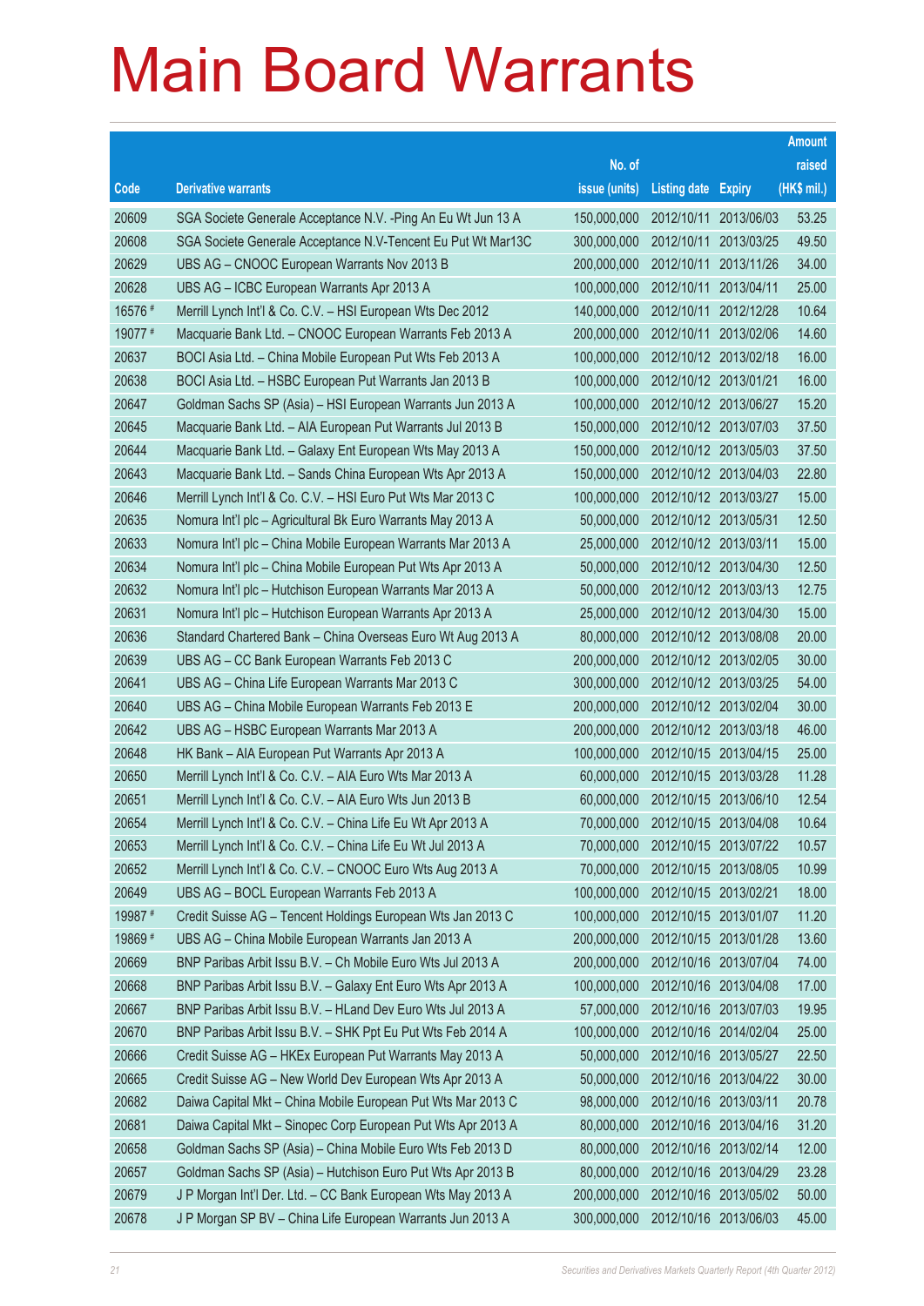# Main Board Warrants

| Code | Derivative warrants | No. of issue (units) | Listing date | Expiry | Amount raised (HK$ mil.) |
|---|---|---|---|---|---|
| 20609 | SGA Societe Generale Acceptance N.V. -Ping An Eu Wt Jun 13 A | 150,000,000 | 2012/10/11 | 2013/06/03 | 53.25 |
| 20608 | SGA Societe Generale Acceptance N.V-Tencent Eu Put Wt Mar13C | 300,000,000 | 2012/10/11 | 2013/03/25 | 49.50 |
| 20629 | UBS AG – CNOOC European Warrants Nov 2013 B | 200,000,000 | 2012/10/11 | 2013/11/26 | 34.00 |
| 20628 | UBS AG – ICBC European Warrants Apr 2013 A | 100,000,000 | 2012/10/11 | 2013/04/11 | 25.00 |
| 16576 # | Merrill Lynch Int'l & Co. C.V. – HSI European Wts Dec 2012 | 140,000,000 | 2012/10/11 | 2012/12/28 | 10.64 |
| 19077 # | Macquarie Bank Ltd. – CNOOC European Warrants Feb 2013 A | 200,000,000 | 2012/10/11 | 2013/02/06 | 14.60 |
| 20637 | BOCI Asia Ltd. – China Mobile European Put Wts Feb 2013 A | 100,000,000 | 2012/10/12 | 2013/02/18 | 16.00 |
| 20638 | BOCI Asia Ltd. – HSBC European Put Warrants Jan 2013 B | 100,000,000 | 2012/10/12 | 2013/01/21 | 16.00 |
| 20647 | Goldman Sachs SP (Asia) – HSI European Warrants Jun 2013 A | 100,000,000 | 2012/10/12 | 2013/06/27 | 15.20 |
| 20645 | Macquarie Bank Ltd. – AIA European Put Warrants Jul 2013 B | 150,000,000 | 2012/10/12 | 2013/07/03 | 37.50 |
| 20644 | Macquarie Bank Ltd. – Galaxy Ent European Wts May 2013 A | 150,000,000 | 2012/10/12 | 2013/05/03 | 37.50 |
| 20643 | Macquarie Bank Ltd. – Sands China European Wts Apr 2013 A | 150,000,000 | 2012/10/12 | 2013/04/03 | 22.80 |
| 20646 | Merrill Lynch Int'l & Co. C.V. – HSI Euro Put Wts Mar 2013 C | 100,000,000 | 2012/10/12 | 2013/03/27 | 15.00 |
| 20635 | Nomura Int'l plc – Agricultural Bk Euro Warrants May 2013 A | 50,000,000 | 2012/10/12 | 2013/05/31 | 12.50 |
| 20633 | Nomura Int'l plc – China Mobile European Warrants Mar 2013 A | 25,000,000 | 2012/10/12 | 2013/03/11 | 15.00 |
| 20634 | Nomura Int'l plc – China Mobile European Put Wts Apr 2013 A | 50,000,000 | 2012/10/12 | 2013/04/30 | 12.50 |
| 20632 | Nomura Int'l plc – Hutchison European Warrants Mar 2013 A | 50,000,000 | 2012/10/12 | 2013/03/13 | 12.75 |
| 20631 | Nomura Int'l plc – Hutchison European Warrants Apr 2013 A | 25,000,000 | 2012/10/12 | 2013/04/30 | 15.00 |
| 20636 | Standard Chartered Bank – China Overseas Euro Wt Aug 2013 A | 80,000,000 | 2012/10/12 | 2013/08/08 | 20.00 |
| 20639 | UBS AG – CC Bank European Warrants Feb 2013 C | 200,000,000 | 2012/10/12 | 2013/02/05 | 30.00 |
| 20641 | UBS AG – China Life European Warrants Mar 2013 C | 300,000,000 | 2012/10/12 | 2013/03/25 | 54.00 |
| 20640 | UBS AG – China Mobile European Warrants Feb 2013 E | 200,000,000 | 2012/10/12 | 2013/02/04 | 30.00 |
| 20642 | UBS AG – HSBC European Warrants Mar 2013 A | 200,000,000 | 2012/10/12 | 2013/03/18 | 46.00 |
| 20648 | HK Bank – AIA European Put Warrants Apr 2013 A | 100,000,000 | 2012/10/15 | 2013/04/15 | 25.00 |
| 20650 | Merrill Lynch Int'l & Co. C.V. – AIA Euro Wts Mar 2013 A | 60,000,000 | 2012/10/15 | 2013/03/28 | 11.28 |
| 20651 | Merrill Lynch Int'l & Co. C.V. – AIA Euro Wts Jun 2013 B | 60,000,000 | 2012/10/15 | 2013/06/10 | 12.54 |
| 20654 | Merrill Lynch Int'l & Co. C.V. – China Life Eu Wt Apr 2013 A | 70,000,000 | 2012/10/15 | 2013/04/08 | 10.64 |
| 20653 | Merrill Lynch Int'l & Co. C.V. – China Life Eu Wt Jul 2013 A | 70,000,000 | 2012/10/15 | 2013/07/22 | 10.57 |
| 20652 | Merrill Lynch Int'l & Co. C.V. – CNOOC Euro Wts Aug 2013 A | 70,000,000 | 2012/10/15 | 2013/08/05 | 10.99 |
| 20649 | UBS AG – BOCL European Warrants Feb 2013 A | 100,000,000 | 2012/10/15 | 2013/02/21 | 18.00 |
| 19987 # | Credit Suisse AG – Tencent Holdings European Wts Jan 2013 C | 100,000,000 | 2012/10/15 | 2013/01/07 | 11.20 |
| 19869 # | UBS AG – China Mobile European Warrants Jan 2013 A | 200,000,000 | 2012/10/15 | 2013/01/28 | 13.60 |
| 20669 | BNP Paribas Arbit Issu B.V. – Ch Mobile Euro Wts Jul 2013 A | 200,000,000 | 2012/10/16 | 2013/07/04 | 74.00 |
| 20668 | BNP Paribas Arbit Issu B.V. – Galaxy Ent Euro Wts Apr 2013 A | 100,000,000 | 2012/10/16 | 2013/04/08 | 17.00 |
| 20667 | BNP Paribas Arbit Issu B.V. – HLand Dev Euro Wts Jul 2013 A | 57,000,000 | 2012/10/16 | 2013/07/03 | 19.95 |
| 20670 | BNP Paribas Arbit Issu B.V. – SHK Ppt Eu Put Wts Feb 2014 A | 100,000,000 | 2012/10/16 | 2014/02/04 | 25.00 |
| 20666 | Credit Suisse AG – HKEx European Put Warrants May 2013 A | 50,000,000 | 2012/10/16 | 2013/05/27 | 22.50 |
| 20665 | Credit Suisse AG – New World Dev European Wts Apr 2013 A | 50,000,000 | 2012/10/16 | 2013/04/22 | 30.00 |
| 20682 | Daiwa Capital Mkt – China Mobile European Put Wts Mar 2013 C | 98,000,000 | 2012/10/16 | 2013/03/11 | 20.78 |
| 20681 | Daiwa Capital Mkt – Sinopec Corp European Put Wts Apr 2013 A | 80,000,000 | 2012/10/16 | 2013/04/16 | 31.20 |
| 20658 | Goldman Sachs SP (Asia) – China Mobile Euro Wts Feb 2013 D | 80,000,000 | 2012/10/16 | 2013/02/14 | 12.00 |
| 20657 | Goldman Sachs SP (Asia) – Hutchison Euro Put Wts Apr 2013 B | 80,000,000 | 2012/10/16 | 2013/04/29 | 23.28 |
| 20679 | J P Morgan Int'l Der. Ltd. – CC Bank European Wts May 2013 A | 200,000,000 | 2012/10/16 | 2013/05/02 | 50.00 |
| 20678 | J P Morgan SP BV – China Life European Warrants Jun 2013 A | 300,000,000 | 2012/10/16 | 2013/06/03 | 45.00 |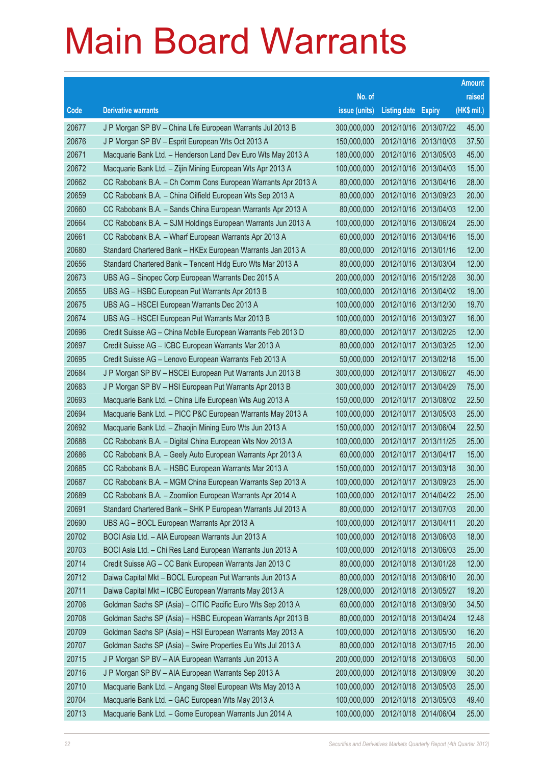# Main Board Warrants

| Code | Derivative warrants | No. of issue (units) | Listing date | Expiry | Amount raised (HK$ mil.) |
|---|---|---|---|---|---|
| 20677 | J P Morgan SP BV – China Life European Warrants Jul 2013 B | 300,000,000 | 2012/10/16 | 2013/07/22 | 45.00 |
| 20676 | J P Morgan SP BV – Esprit European Wts Oct 2013 A | 150,000,000 | 2012/10/16 | 2013/10/03 | 37.50 |
| 20671 | Macquarie Bank Ltd. – Henderson Land Dev Euro Wts May 2013 A | 180,000,000 | 2012/10/16 | 2013/05/03 | 45.00 |
| 20672 | Macquarie Bank Ltd. – Zijin Mining European Wts Apr 2013 A | 100,000,000 | 2012/10/16 | 2013/04/03 | 15.00 |
| 20662 | CC Rabobank B.A. – Ch Comm Cons European Warrants Apr 2013 A | 80,000,000 | 2012/10/16 | 2013/04/16 | 28.00 |
| 20659 | CC Rabobank B.A. – China Oilfield European Wts Sep 2013 A | 80,000,000 | 2012/10/16 | 2013/09/23 | 20.00 |
| 20660 | CC Rabobank B.A. – Sands China European Warrants Apr 2013 A | 80,000,000 | 2012/10/16 | 2013/04/03 | 12.00 |
| 20664 | CC Rabobank B.A. – SJM Holdings European Warrants Jun 2013 A | 100,000,000 | 2012/10/16 | 2013/06/24 | 25.00 |
| 20661 | CC Rabobank B.A. – Wharf European Warrants Apr 2013 A | 60,000,000 | 2012/10/16 | 2013/04/16 | 15.00 |
| 20680 | Standard Chartered Bank – HKEx European Warrants Jan 2013 A | 80,000,000 | 2012/10/16 | 2013/01/16 | 12.00 |
| 20656 | Standard Chartered Bank – Tencent Hldg Euro Wts Mar 2013 A | 80,000,000 | 2012/10/16 | 2013/03/04 | 12.00 |
| 20673 | UBS AG – Sinopec Corp European Warrants Dec 2015 A | 200,000,000 | 2012/10/16 | 2015/12/28 | 30.00 |
| 20655 | UBS AG – HSBC European Put Warrants Apr 2013 B | 100,000,000 | 2012/10/16 | 2013/04/02 | 19.00 |
| 20675 | UBS AG – HSCEI European Warrants Dec 2013 A | 100,000,000 | 2012/10/16 | 2013/12/30 | 19.70 |
| 20674 | UBS AG – HSCEI European Put Warrants Mar 2013 B | 100,000,000 | 2012/10/16 | 2013/03/27 | 16.00 |
| 20696 | Credit Suisse AG – China Mobile European Warrants Feb 2013 D | 80,000,000 | 2012/10/17 | 2013/02/25 | 12.00 |
| 20697 | Credit Suisse AG – ICBC European Warrants Mar 2013 A | 80,000,000 | 2012/10/17 | 2013/03/25 | 12.00 |
| 20695 | Credit Suisse AG – Lenovo European Warrants Feb 2013 A | 50,000,000 | 2012/10/17 | 2013/02/18 | 15.00 |
| 20684 | J P Morgan SP BV – HSCEI European Put Warrants Jun 2013 B | 300,000,000 | 2012/10/17 | 2013/06/27 | 45.00 |
| 20683 | J P Morgan SP BV – HSI European Put Warrants Apr 2013 B | 300,000,000 | 2012/10/17 | 2013/04/29 | 75.00 |
| 20693 | Macquarie Bank Ltd. – China Life European Wts Aug 2013 A | 150,000,000 | 2012/10/17 | 2013/08/02 | 22.50 |
| 20694 | Macquarie Bank Ltd. – PICC P&C European Warrants May 2013 A | 100,000,000 | 2012/10/17 | 2013/05/03 | 25.00 |
| 20692 | Macquarie Bank Ltd. – Zhaojin Mining Euro Wts Jun 2013 A | 150,000,000 | 2012/10/17 | 2013/06/04 | 22.50 |
| 20688 | CC Rabobank B.A. – Digital China European Wts Nov 2013 A | 100,000,000 | 2012/10/17 | 2013/11/25 | 25.00 |
| 20686 | CC Rabobank B.A. – Geely Auto European Warrants Apr 2013 A | 60,000,000 | 2012/10/17 | 2013/04/17 | 15.00 |
| 20685 | CC Rabobank B.A. – HSBC European Warrants Mar 2013 A | 150,000,000 | 2012/10/17 | 2013/03/18 | 30.00 |
| 20687 | CC Rabobank B.A. – MGM China European Warrants Sep 2013 A | 100,000,000 | 2012/10/17 | 2013/09/23 | 25.00 |
| 20689 | CC Rabobank B.A. – Zoomlion European Warrants Apr 2014 A | 100,000,000 | 2012/10/17 | 2014/04/22 | 25.00 |
| 20691 | Standard Chartered Bank – SHK P European Warrants Jul 2013 A | 80,000,000 | 2012/10/17 | 2013/07/03 | 20.00 |
| 20690 | UBS AG – BOCL European Warrants Apr 2013 A | 100,000,000 | 2012/10/17 | 2013/04/11 | 20.20 |
| 20702 | BOCI Asia Ltd. – AIA European Warrants Jun 2013 A | 100,000,000 | 2012/10/18 | 2013/06/03 | 18.00 |
| 20703 | BOCI Asia Ltd. – Chi Res Land European Warrants Jun 2013 A | 100,000,000 | 2012/10/18 | 2013/06/03 | 25.00 |
| 20714 | Credit Suisse AG – CC Bank European Warrants Jan 2013 C | 80,000,000 | 2012/10/18 | 2013/01/28 | 12.00 |
| 20712 | Daiwa Capital Mkt – BOCL European Put Warrants Jun 2013 A | 80,000,000 | 2012/10/18 | 2013/06/10 | 20.00 |
| 20711 | Daiwa Capital Mkt – ICBC European Warrants May 2013 A | 128,000,000 | 2012/10/18 | 2013/05/27 | 19.20 |
| 20706 | Goldman Sachs SP (Asia) – CITIC Pacific Euro Wts Sep 2013 A | 60,000,000 | 2012/10/18 | 2013/09/30 | 34.50 |
| 20708 | Goldman Sachs SP (Asia) – HSBC European Warrants Apr 2013 B | 80,000,000 | 2012/10/18 | 2013/04/24 | 12.48 |
| 20709 | Goldman Sachs SP (Asia) – HSI European Warrants May 2013 A | 100,000,000 | 2012/10/18 | 2013/05/30 | 16.20 |
| 20707 | Goldman Sachs SP (Asia) – Swire Properties Eu Wts Jul 2013 A | 80,000,000 | 2012/10/18 | 2013/07/15 | 20.00 |
| 20715 | J P Morgan SP BV – AIA European Warrants Jun 2013 A | 200,000,000 | 2012/10/18 | 2013/06/03 | 50.00 |
| 20716 | J P Morgan SP BV – AIA European Warrants Sep 2013 A | 200,000,000 | 2012/10/18 | 2013/09/09 | 30.20 |
| 20710 | Macquarie Bank Ltd. – Angang Steel European Wts May 2013 A | 100,000,000 | 2012/10/18 | 2013/05/03 | 25.00 |
| 20704 | Macquarie Bank Ltd. – GAC European Wts May 2013 A | 100,000,000 | 2012/10/18 | 2013/05/03 | 49.40 |
| 20713 | Macquarie Bank Ltd. – Gome European Warrants Jun 2014 A | 100,000,000 | 2012/10/18 | 2014/06/04 | 25.00 |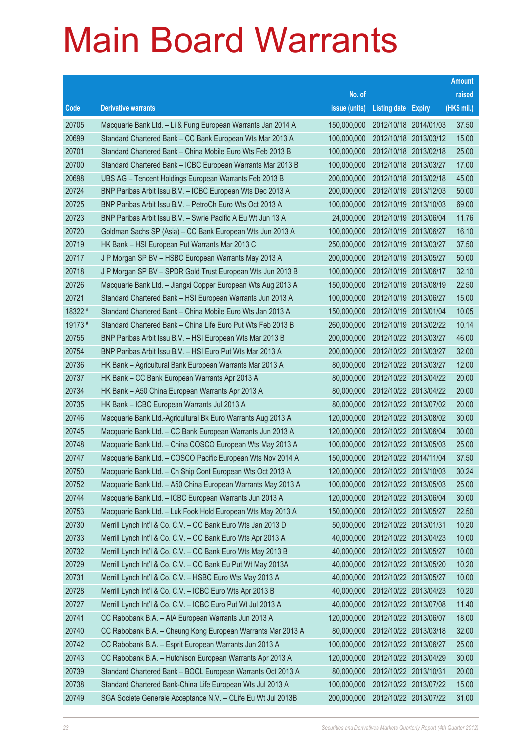# Main Board Warrants

| Code | Derivative warrants | No. of issue (units) | Listing date | Expiry | Amount raised (HK$ mil.) |
|---|---|---|---|---|---|
| 20705 | Macquarie Bank Ltd. – Li & Fung European Warrants Jan 2014 A | 150,000,000 | 2012/10/18 | 2014/01/03 | 37.50 |
| 20699 | Standard Chartered Bank – CC Bank European Wts Mar 2013 A | 100,000,000 | 2012/10/18 | 2013/03/12 | 15.00 |
| 20701 | Standard Chartered Bank – China Mobile Euro Wts Feb 2013 B | 100,000,000 | 2012/10/18 | 2013/02/18 | 25.00 |
| 20700 | Standard Chartered Bank – ICBC European Warrants Mar 2013 B | 100,000,000 | 2012/10/18 | 2013/03/27 | 17.00 |
| 20698 | UBS AG – Tencent Holdings European Warrants Feb 2013 B | 200,000,000 | 2012/10/18 | 2013/02/18 | 45.00 |
| 20724 | BNP Paribas Arbit Issu B.V. – ICBC European Wts Dec 2013 A | 200,000,000 | 2012/10/19 | 2013/12/03 | 50.00 |
| 20725 | BNP Paribas Arbit Issu B.V. – PetroCh Euro Wts Oct 2013 A | 100,000,000 | 2012/10/19 | 2013/10/03 | 69.00 |
| 20723 | BNP Paribas Arbit Issu B.V. – Swrie Pacific A Eu Wt Jun 13 A | 24,000,000 | 2012/10/19 | 2013/06/04 | 11.76 |
| 20720 | Goldman Sachs SP (Asia) – CC Bank European Wts Jun 2013 A | 100,000,000 | 2012/10/19 | 2013/06/27 | 16.10 |
| 20719 | HK Bank – HSI European Put Warrants Mar 2013 C | 250,000,000 | 2012/10/19 | 2013/03/27 | 37.50 |
| 20717 | J P Morgan SP BV – HSBC European Warrants May 2013 A | 200,000,000 | 2012/10/19 | 2013/05/27 | 50.00 |
| 20718 | J P Morgan SP BV – SPDR Gold Trust European Wts Jun 2013 B | 100,000,000 | 2012/10/19 | 2013/06/17 | 32.10 |
| 20726 | Macquarie Bank Ltd. – Jiangxi Copper European Wts Aug 2013 A | 150,000,000 | 2012/10/19 | 2013/08/19 | 22.50 |
| 20721 | Standard Chartered Bank – HSI European Warrants Jun 2013 A | 100,000,000 | 2012/10/19 | 2013/06/27 | 15.00 |
| 18322 # | Standard Chartered Bank – China Mobile Euro Wts Jan 2013 A | 150,000,000 | 2012/10/19 | 2013/01/04 | 10.05 |
| 19173 # | Standard Chartered Bank – China Life Euro Put Wts Feb 2013 B | 260,000,000 | 2012/10/19 | 2013/02/22 | 10.14 |
| 20755 | BNP Paribas Arbit Issu B.V. – HSI European Wts Mar 2013 B | 200,000,000 | 2012/10/22 | 2013/03/27 | 46.00 |
| 20754 | BNP Paribas Arbit Issu B.V. – HSI Euro Put Wts Mar 2013 A | 200,000,000 | 2012/10/22 | 2013/03/27 | 32.00 |
| 20736 | HK Bank – Agricultural Bank European Warrants Mar 2013 A | 80,000,000 | 2012/10/22 | 2013/03/27 | 12.00 |
| 20737 | HK Bank – CC Bank European Warrants Apr 2013 A | 80,000,000 | 2012/10/22 | 2013/04/22 | 20.00 |
| 20734 | HK Bank – A50 China European Warrants Apr 2013 A | 80,000,000 | 2012/10/22 | 2013/04/22 | 20.00 |
| 20735 | HK Bank – ICBC European Warrants Jul 2013 A | 80,000,000 | 2012/10/22 | 2013/07/02 | 20.00 |
| 20746 | Macquarie Bank Ltd.-Agricultural Bk Euro Warrants Aug 2013 A | 120,000,000 | 2012/10/22 | 2013/08/02 | 30.00 |
| 20745 | Macquarie Bank Ltd. – CC Bank European Warrants Jun 2013 A | 120,000,000 | 2012/10/22 | 2013/06/04 | 30.00 |
| 20748 | Macquarie Bank Ltd. – China COSCO European Wts May 2013 A | 100,000,000 | 2012/10/22 | 2013/05/03 | 25.00 |
| 20747 | Macquarie Bank Ltd. – COSCO Pacific European Wts Nov 2014 A | 150,000,000 | 2012/10/22 | 2014/11/04 | 37.50 |
| 20750 | Macquarie Bank Ltd. – Ch Ship Cont European Wts Oct 2013 A | 120,000,000 | 2012/10/22 | 2013/10/03 | 30.24 |
| 20752 | Macquarie Bank Ltd. – A50 China European Warrants May 2013 A | 100,000,000 | 2012/10/22 | 2013/05/03 | 25.00 |
| 20744 | Macquarie Bank Ltd. – ICBC European Warrants Jun 2013 A | 120,000,000 | 2012/10/22 | 2013/06/04 | 30.00 |
| 20753 | Macquarie Bank Ltd. – Luk Fook Hold European Wts May 2013 A | 150,000,000 | 2012/10/22 | 2013/05/27 | 22.50 |
| 20730 | Merrill Lynch Int'l & Co. C.V. – CC Bank Euro Wts Jan 2013 D | 50,000,000 | 2012/10/22 | 2013/01/31 | 10.20 |
| 20733 | Merrill Lynch Int'l & Co. C.V. – CC Bank Euro Wts Apr 2013 A | 40,000,000 | 2012/10/22 | 2013/04/23 | 10.00 |
| 20732 | Merrill Lynch Int'l & Co. C.V. – CC Bank Euro Wts May 2013 B | 40,000,000 | 2012/10/22 | 2013/05/27 | 10.00 |
| 20729 | Merrill Lynch Int'l & Co. C.V. – CC Bank Eu Put Wt May 2013A | 40,000,000 | 2012/10/22 | 2013/05/20 | 10.20 |
| 20731 | Merrill Lynch Int'l & Co. C.V. – HSBC Euro Wts May 2013 A | 40,000,000 | 2012/10/22 | 2013/05/27 | 10.00 |
| 20728 | Merrill Lynch Int'l & Co. C.V. – ICBC Euro Wts Apr 2013 B | 40,000,000 | 2012/10/22 | 2013/04/23 | 10.20 |
| 20727 | Merrill Lynch Int'l & Co. C.V. – ICBC Euro Put Wt Jul 2013 A | 40,000,000 | 2012/10/22 | 2013/07/08 | 11.40 |
| 20741 | CC Rabobank B.A. – AIA European Warrants Jun 2013 A | 120,000,000 | 2012/10/22 | 2013/06/07 | 18.00 |
| 20740 | CC Rabobank B.A. – Cheung Kong European Warrants Mar 2013 A | 80,000,000 | 2012/10/22 | 2013/03/18 | 32.00 |
| 20742 | CC Rabobank B.A. – Esprit European Warrants Jun 2013 A | 100,000,000 | 2012/10/22 | 2013/06/27 | 25.00 |
| 20743 | CC Rabobank B.A. – Hutchison European Warrants Apr 2013 A | 120,000,000 | 2012/10/22 | 2013/04/29 | 30.00 |
| 20739 | Standard Chartered Bank – BOCL European Warrants Oct 2013 A | 80,000,000 | 2012/10/22 | 2013/10/31 | 20.00 |
| 20738 | Standard Chartered Bank-China Life European Wts Jul 2013 A | 100,000,000 | 2012/10/22 | 2013/07/22 | 15.00 |
| 20749 | SGA Societe Generale Acceptance N.V. – CLife Eu Wt Jul 2013B | 200,000,000 | 2012/10/22 | 2013/07/22 | 31.00 |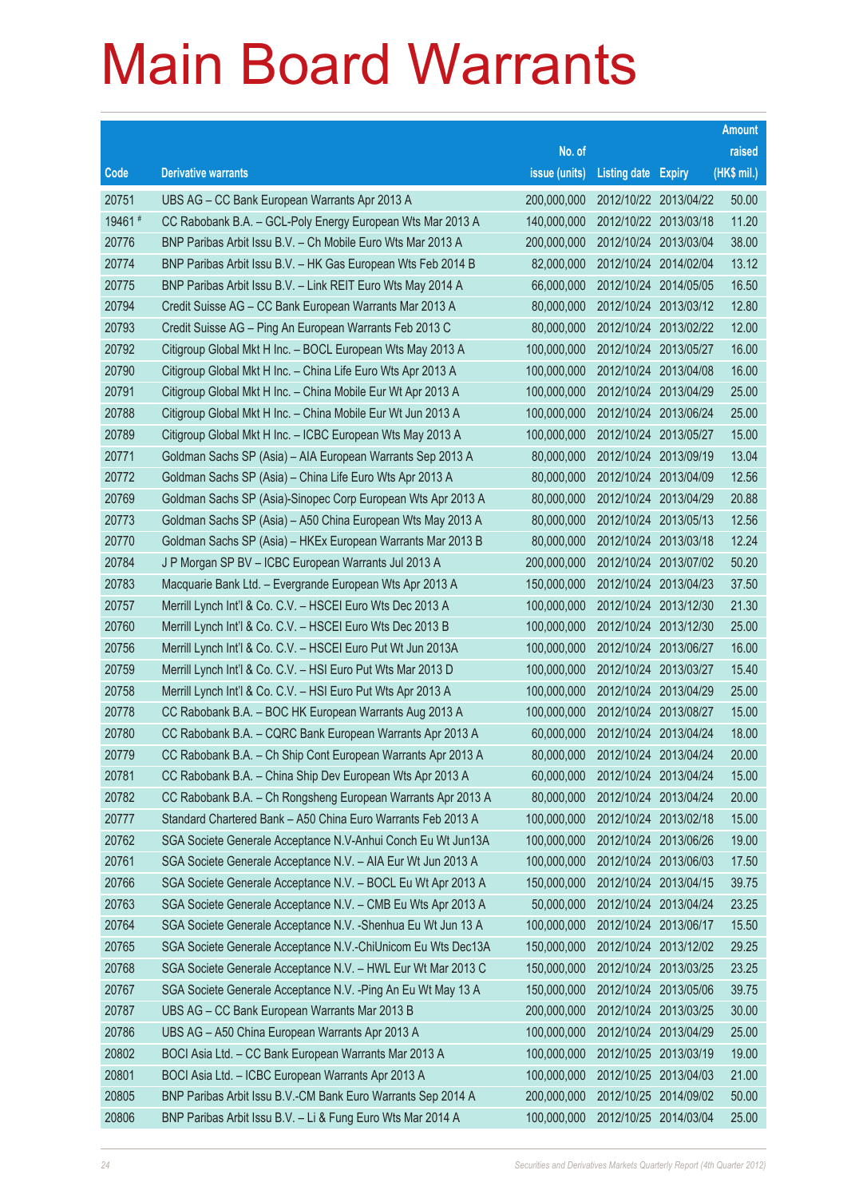# Main Board Warrants

| Code | Derivative warrants | No. of issue (units) | Listing date | Expiry | Amount raised (HK$ mil.) |
|---|---|---|---|---|---|
| 20751 | UBS AG – CC Bank European Warrants Apr 2013 A | 200,000,000 | 2012/10/22 | 2013/04/22 | 50.00 |
| 19461 # | CC Rabobank B.A. – GCL-Poly Energy European Wts Mar 2013 A | 140,000,000 | 2012/10/22 | 2013/03/18 | 11.20 |
| 20776 | BNP Paribas Arbit Issu B.V. – Ch Mobile Euro Wts Mar 2013 A | 200,000,000 | 2012/10/24 | 2013/03/04 | 38.00 |
| 20774 | BNP Paribas Arbit Issu B.V. – HK Gas European Wts Feb 2014 B | 82,000,000 | 2012/10/24 | 2014/02/04 | 13.12 |
| 20775 | BNP Paribas Arbit Issu B.V. – Link REIT Euro Wts May 2014 A | 66,000,000 | 2012/10/24 | 2014/05/05 | 16.50 |
| 20794 | Credit Suisse AG – CC Bank European Warrants Mar 2013 A | 80,000,000 | 2012/10/24 | 2013/03/12 | 12.80 |
| 20793 | Credit Suisse AG – Ping An European Warrants Feb 2013 C | 80,000,000 | 2012/10/24 | 2013/02/22 | 12.00 |
| 20792 | Citigroup Global Mkt H Inc. – BOCL European Wts May 2013 A | 100,000,000 | 2012/10/24 | 2013/05/27 | 16.00 |
| 20790 | Citigroup Global Mkt H Inc. – China Life Euro Wts Apr 2013 A | 100,000,000 | 2012/10/24 | 2013/04/08 | 16.00 |
| 20791 | Citigroup Global Mkt H Inc. – China Mobile Eur Wt Apr 2013 A | 100,000,000 | 2012/10/24 | 2013/04/29 | 25.00 |
| 20788 | Citigroup Global Mkt H Inc. – China Mobile Eur Wt Jun 2013 A | 100,000,000 | 2012/10/24 | 2013/06/24 | 25.00 |
| 20789 | Citigroup Global Mkt H Inc. – ICBC European Wts May 2013 A | 100,000,000 | 2012/10/24 | 2013/05/27 | 15.00 |
| 20771 | Goldman Sachs SP (Asia) – AIA European Warrants Sep 2013 A | 80,000,000 | 2012/10/24 | 2013/09/19 | 13.04 |
| 20772 | Goldman Sachs SP (Asia) – China Life Euro Wts Apr 2013 A | 80,000,000 | 2012/10/24 | 2013/04/09 | 12.56 |
| 20769 | Goldman Sachs SP (Asia)-Sinopec Corp European Wts Apr 2013 A | 80,000,000 | 2012/10/24 | 2013/04/29 | 20.88 |
| 20773 | Goldman Sachs SP (Asia) – A50 China European Wts May 2013 A | 80,000,000 | 2012/10/24 | 2013/05/13 | 12.56 |
| 20770 | Goldman Sachs SP (Asia) – HKEx European Warrants Mar 2013 B | 80,000,000 | 2012/10/24 | 2013/03/18 | 12.24 |
| 20784 | J P Morgan SP BV – ICBC European Warrants Jul 2013 A | 200,000,000 | 2012/10/24 | 2013/07/02 | 50.20 |
| 20783 | Macquarie Bank Ltd. – Evergrande European Wts Apr 2013 A | 150,000,000 | 2012/10/24 | 2013/04/23 | 37.50 |
| 20757 | Merrill Lynch Int'l & Co. C.V. – HSCEI Euro Wts Dec 2013 A | 100,000,000 | 2012/10/24 | 2013/12/30 | 21.30 |
| 20760 | Merrill Lynch Int'l & Co. C.V. – HSCEI Euro Wts Dec 2013 B | 100,000,000 | 2012/10/24 | 2013/12/30 | 25.00 |
| 20756 | Merrill Lynch Int'l & Co. C.V. – HSCEI Euro Put Wt Jun 2013A | 100,000,000 | 2012/10/24 | 2013/06/27 | 16.00 |
| 20759 | Merrill Lynch Int'l & Co. C.V. – HSI Euro Put Wts Mar 2013 D | 100,000,000 | 2012/10/24 | 2013/03/27 | 15.40 |
| 20758 | Merrill Lynch Int'l & Co. C.V. – HSI Euro Put Wts Apr 2013 A | 100,000,000 | 2012/10/24 | 2013/04/29 | 25.00 |
| 20778 | CC Rabobank B.A. – BOC HK European Warrants Aug 2013 A | 100,000,000 | 2012/10/24 | 2013/08/27 | 15.00 |
| 20780 | CC Rabobank B.A. – CQRC Bank European Warrants Apr 2013 A | 60,000,000 | 2012/10/24 | 2013/04/24 | 18.00 |
| 20779 | CC Rabobank B.A. – Ch Ship Cont European Warrants Apr 2013 A | 80,000,000 | 2012/10/24 | 2013/04/24 | 20.00 |
| 20781 | CC Rabobank B.A. – China Ship Dev European Wts Apr 2013 A | 60,000,000 | 2012/10/24 | 2013/04/24 | 15.00 |
| 20782 | CC Rabobank B.A. – Ch Rongsheng European Warrants Apr 2013 A | 80,000,000 | 2012/10/24 | 2013/04/24 | 20.00 |
| 20777 | Standard Chartered Bank – A50 China Euro Warrants Feb 2013 A | 100,000,000 | 2012/10/24 | 2013/02/18 | 15.00 |
| 20762 | SGA Societe Generale Acceptance N.V-Anhui Conch Eu Wt Jun13A | 100,000,000 | 2012/10/24 | 2013/06/26 | 19.00 |
| 20761 | SGA Societe Generale Acceptance N.V. – AIA Eur Wt Jun 2013 A | 100,000,000 | 2012/10/24 | 2013/06/03 | 17.50 |
| 20766 | SGA Societe Generale Acceptance N.V. – BOCL Eu Wt Apr 2013 A | 150,000,000 | 2012/10/24 | 2013/04/15 | 39.75 |
| 20763 | SGA Societe Generale Acceptance N.V. – CMB Eu Wts Apr 2013 A | 50,000,000 | 2012/10/24 | 2013/04/24 | 23.25 |
| 20764 | SGA Societe Generale Acceptance N.V. -Shenhua Eu Wt Jun 13 A | 100,000,000 | 2012/10/24 | 2013/06/17 | 15.50 |
| 20765 | SGA Societe Generale Acceptance N.V.-ChiUnicom Eu Wts Dec13A | 150,000,000 | 2012/10/24 | 2013/12/02 | 29.25 |
| 20768 | SGA Societe Generale Acceptance N.V. – HWL Eur Wt Mar 2013 C | 150,000,000 | 2012/10/24 | 2013/03/25 | 23.25 |
| 20767 | SGA Societe Generale Acceptance N.V. -Ping An Eu Wt May 13 A | 150,000,000 | 2012/10/24 | 2013/05/06 | 39.75 |
| 20787 | UBS AG – CC Bank European Warrants Mar 2013 B | 200,000,000 | 2012/10/24 | 2013/03/25 | 30.00 |
| 20786 | UBS AG – A50 China European Warrants Apr 2013 A | 100,000,000 | 2012/10/24 | 2013/04/29 | 25.00 |
| 20802 | BOCI Asia Ltd. – CC Bank European Warrants Mar 2013 A | 100,000,000 | 2012/10/25 | 2013/03/19 | 19.00 |
| 20801 | BOCI Asia Ltd. – ICBC European Warrants Apr 2013 A | 100,000,000 | 2012/10/25 | 2013/04/03 | 21.00 |
| 20805 | BNP Paribas Arbit Issu B.V.-CM Bank Euro Warrants Sep 2014 A | 200,000,000 | 2012/10/25 | 2014/09/02 | 50.00 |
| 20806 | BNP Paribas Arbit Issu B.V. – Li & Fung Euro Wts Mar 2014 A | 100,000,000 | 2012/10/25 | 2014/03/04 | 25.00 |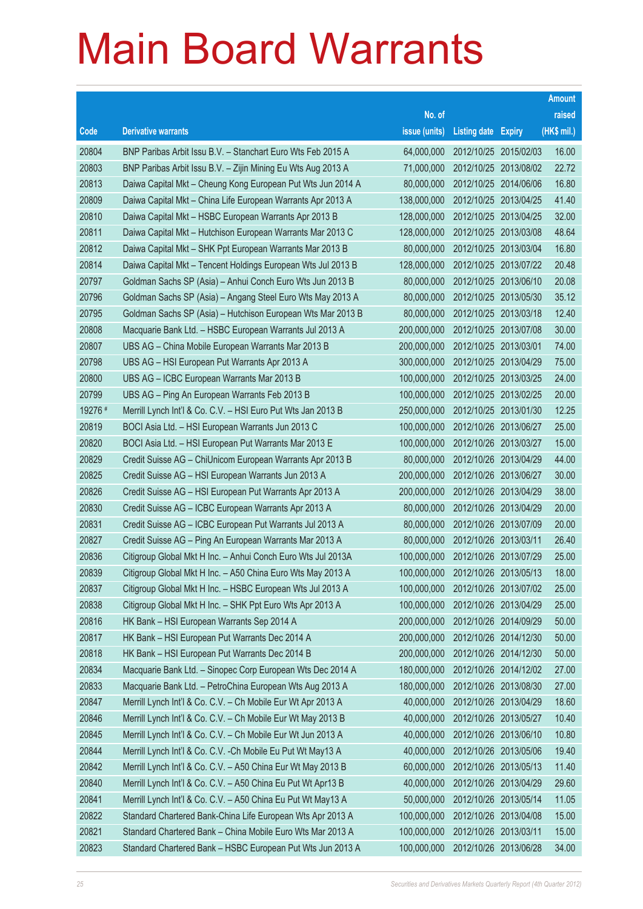# Main Board Warrants

| Code | Derivative warrants | No. of issue (units) | Listing date | Expiry | Amount raised (HK$ mil.) |
|---|---|---|---|---|---|
| 20804 | BNP Paribas Arbit Issu B.V. – Stanchart Euro Wts Feb 2015 A | 64,000,000 | 2012/10/25 | 2015/02/03 | 16.00 |
| 20803 | BNP Paribas Arbit Issu B.V. – Zijin Mining Eu Wts Aug 2013 A | 71,000,000 | 2012/10/25 | 2013/08/02 | 22.72 |
| 20813 | Daiwa Capital Mkt – Cheung Kong European Put Wts Jun 2014 A | 80,000,000 | 2012/10/25 | 2014/06/06 | 16.80 |
| 20809 | Daiwa Capital Mkt – China Life European Warrants Apr 2013 A | 138,000,000 | 2012/10/25 | 2013/04/25 | 41.40 |
| 20810 | Daiwa Capital Mkt – HSBC European Warrants Apr 2013 B | 128,000,000 | 2012/10/25 | 2013/04/25 | 32.00 |
| 20811 | Daiwa Capital Mkt – Hutchison European Warrants Mar 2013 C | 128,000,000 | 2012/10/25 | 2013/03/08 | 48.64 |
| 20812 | Daiwa Capital Mkt – SHK Ppt European Warrants Mar 2013 B | 80,000,000 | 2012/10/25 | 2013/03/04 | 16.80 |
| 20814 | Daiwa Capital Mkt – Tencent Holdings European Wts Jul 2013 B | 128,000,000 | 2012/10/25 | 2013/07/22 | 20.48 |
| 20797 | Goldman Sachs SP (Asia) – Anhui Conch Euro Wts Jun 2013 B | 80,000,000 | 2012/10/25 | 2013/06/10 | 20.08 |
| 20796 | Goldman Sachs SP (Asia) – Angang Steel Euro Wts May 2013 A | 80,000,000 | 2012/10/25 | 2013/05/30 | 35.12 |
| 20795 | Goldman Sachs SP (Asia) – Hutchison European Wts Mar 2013 B | 80,000,000 | 2012/10/25 | 2013/03/18 | 12.40 |
| 20808 | Macquarie Bank Ltd. – HSBC European Warrants Jul 2013 A | 200,000,000 | 2012/10/25 | 2013/07/08 | 30.00 |
| 20807 | UBS AG – China Mobile European Warrants Mar 2013 B | 200,000,000 | 2012/10/25 | 2013/03/01 | 74.00 |
| 20798 | UBS AG – HSI European Put Warrants Apr 2013 A | 300,000,000 | 2012/10/25 | 2013/04/29 | 75.00 |
| 20800 | UBS AG – ICBC European Warrants Mar 2013 B | 100,000,000 | 2012/10/25 | 2013/03/25 | 24.00 |
| 20799 | UBS AG – Ping An European Warrants Feb 2013 B | 100,000,000 | 2012/10/25 | 2013/02/25 | 20.00 |
| 19276 # | Merrill Lynch Int'l & Co. C.V. – HSI Euro Put Wts Jan 2013 B | 250,000,000 | 2012/10/25 | 2013/01/30 | 12.25 |
| 20819 | BOCI Asia Ltd. – HSI European Warrants Jun 2013 C | 100,000,000 | 2012/10/26 | 2013/06/27 | 25.00 |
| 20820 | BOCI Asia Ltd. – HSI European Put Warrants Mar 2013 E | 100,000,000 | 2012/10/26 | 2013/03/27 | 15.00 |
| 20829 | Credit Suisse AG – ChiUnicom European Warrants Apr 2013 B | 80,000,000 | 2012/10/26 | 2013/04/29 | 44.00 |
| 20825 | Credit Suisse AG – HSI European Warrants Jun 2013 A | 200,000,000 | 2012/10/26 | 2013/06/27 | 30.00 |
| 20826 | Credit Suisse AG – HSI European Put Warrants Apr 2013 A | 200,000,000 | 2012/10/26 | 2013/04/29 | 38.00 |
| 20830 | Credit Suisse AG – ICBC European Warrants Apr 2013 A | 80,000,000 | 2012/10/26 | 2013/04/29 | 20.00 |
| 20831 | Credit Suisse AG – ICBC European Put Warrants Jul 2013 A | 80,000,000 | 2012/10/26 | 2013/07/09 | 20.00 |
| 20827 | Credit Suisse AG – Ping An European Warrants Mar 2013 A | 80,000,000 | 2012/10/26 | 2013/03/11 | 26.40 |
| 20836 | Citigroup Global Mkt H Inc. – Anhui Conch Euro Wts Jul 2013A | 100,000,000 | 2012/10/26 | 2013/07/29 | 25.00 |
| 20839 | Citigroup Global Mkt H Inc. – A50 China Euro Wts May 2013 A | 100,000,000 | 2012/10/26 | 2013/05/13 | 18.00 |
| 20837 | Citigroup Global Mkt H Inc. – HSBC European Wts Jul 2013 A | 100,000,000 | 2012/10/26 | 2013/07/02 | 25.00 |
| 20838 | Citigroup Global Mkt H Inc. – SHK Ppt Euro Wts Apr 2013 A | 100,000,000 | 2012/10/26 | 2013/04/29 | 25.00 |
| 20816 | HK Bank – HSI European Warrants Sep 2014 A | 200,000,000 | 2012/10/26 | 2014/09/29 | 50.00 |
| 20817 | HK Bank – HSI European Put Warrants Dec 2014 A | 200,000,000 | 2012/10/26 | 2014/12/30 | 50.00 |
| 20818 | HK Bank – HSI European Put Warrants Dec 2014 B | 200,000,000 | 2012/10/26 | 2014/12/30 | 50.00 |
| 20834 | Macquarie Bank Ltd. – Sinopec Corp European Wts Dec 2014 A | 180,000,000 | 2012/10/26 | 2014/12/02 | 27.00 |
| 20833 | Macquarie Bank Ltd. – PetroChina European Wts Aug 2013 A | 180,000,000 | 2012/10/26 | 2013/08/30 | 27.00 |
| 20847 | Merrill Lynch Int'l & Co. C.V. – Ch Mobile Eur Wt Apr 2013 A | 40,000,000 | 2012/10/26 | 2013/04/29 | 18.60 |
| 20846 | Merrill Lynch Int'l & Co. C.V. – Ch Mobile Eur Wt May 2013 B | 40,000,000 | 2012/10/26 | 2013/05/27 | 10.40 |
| 20845 | Merrill Lynch Int'l & Co. C.V. – Ch Mobile Eur Wt Jun 2013 A | 40,000,000 | 2012/10/26 | 2013/06/10 | 10.80 |
| 20844 | Merrill Lynch Int'l & Co. C.V. -Ch Mobile Eu Put Wt May13 A | 40,000,000 | 2012/10/26 | 2013/05/06 | 19.40 |
| 20842 | Merrill Lynch Int'l & Co. C.V. – A50 China Eur Wt May 2013 B | 60,000,000 | 2012/10/26 | 2013/05/13 | 11.40 |
| 20840 | Merrill Lynch Int'l & Co. C.V. – A50 China Eu Put Wt Apr13 B | 40,000,000 | 2012/10/26 | 2013/04/29 | 29.60 |
| 20841 | Merrill Lynch Int'l & Co. C.V. – A50 China Eu Put Wt May13 A | 50,000,000 | 2012/10/26 | 2013/05/14 | 11.05 |
| 20822 | Standard Chartered Bank-China Life European Wts Apr 2013 A | 100,000,000 | 2012/10/26 | 2013/04/08 | 15.00 |
| 20821 | Standard Chartered Bank – China Mobile Euro Wts Mar 2013 A | 100,000,000 | 2012/10/26 | 2013/03/11 | 15.00 |
| 20823 | Standard Chartered Bank – HSBC European Put Wts Jun 2013 A | 100,000,000 | 2012/10/26 | 2013/06/28 | 34.00 |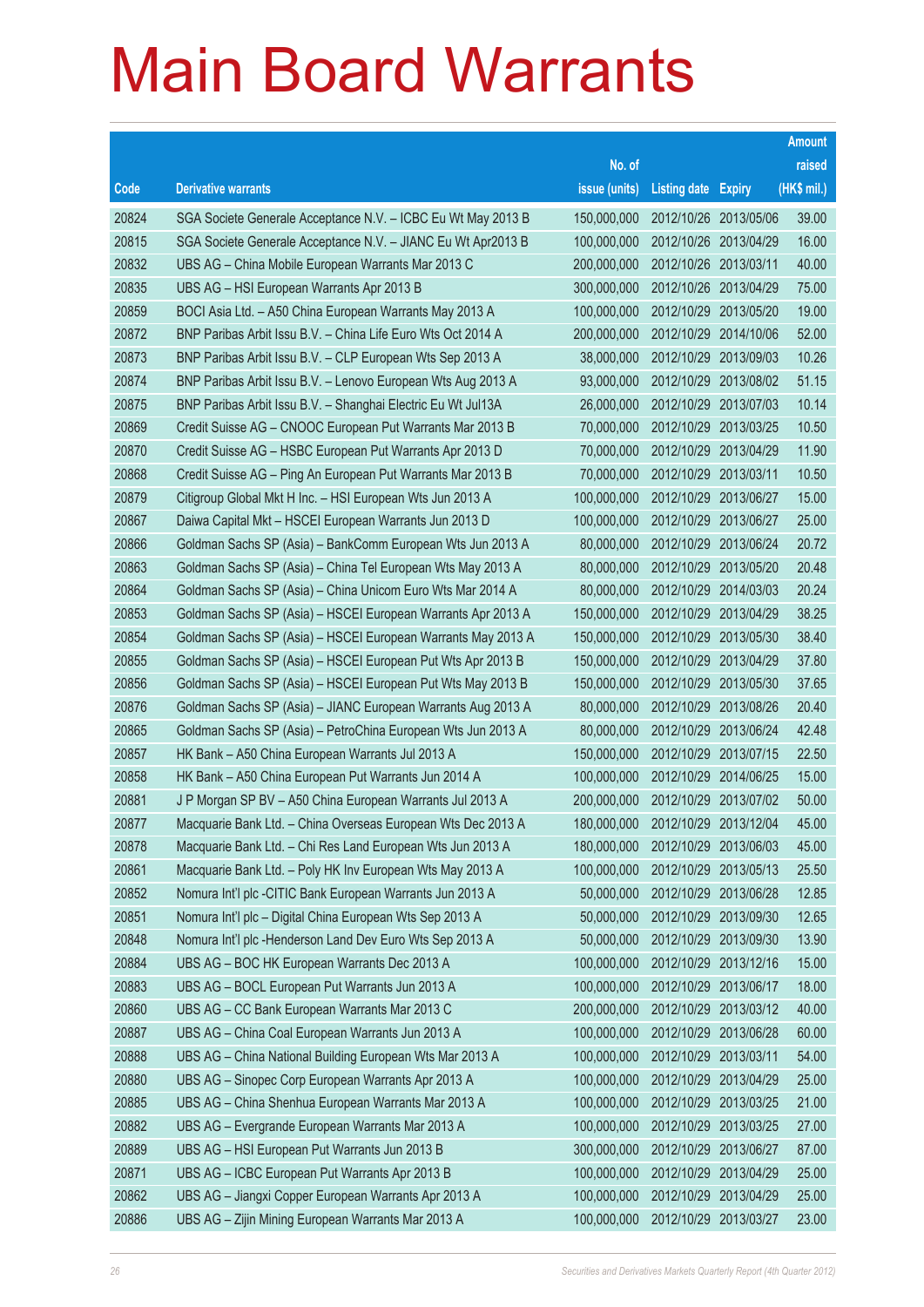# Main Board Warrants

| Code | Derivative warrants | No. of issue (units) | Listing date | Expiry | Amount raised (HK$ mil.) |
|---|---|---|---|---|---|
| 20824 | SGA Societe Generale Acceptance N.V. – ICBC Eu Wt May 2013 B | 150,000,000 | 2012/10/26 | 2013/05/06 | 39.00 |
| 20815 | SGA Societe Generale Acceptance N.V. – JIANC Eu Wt Apr2013 B | 100,000,000 | 2012/10/26 | 2013/04/29 | 16.00 |
| 20832 | UBS AG – China Mobile European Warrants Mar 2013 C | 200,000,000 | 2012/10/26 | 2013/03/11 | 40.00 |
| 20835 | UBS AG – HSI European Warrants Apr 2013 B | 300,000,000 | 2012/10/26 | 2013/04/29 | 75.00 |
| 20859 | BOCI Asia Ltd. – A50 China European Warrants May 2013 A | 100,000,000 | 2012/10/29 | 2013/05/20 | 19.00 |
| 20872 | BNP Paribas Arbit Issu B.V. – China Life Euro Wts Oct 2014 A | 200,000,000 | 2012/10/29 | 2014/10/06 | 52.00 |
| 20873 | BNP Paribas Arbit Issu B.V. – CLP European Wts Sep 2013 A | 38,000,000 | 2012/10/29 | 2013/09/03 | 10.26 |
| 20874 | BNP Paribas Arbit Issu B.V. – Lenovo European Wts Aug 2013 A | 93,000,000 | 2012/10/29 | 2013/08/02 | 51.15 |
| 20875 | BNP Paribas Arbit Issu B.V. – Shanghai Electric Eu Wt Jul13A | 26,000,000 | 2012/10/29 | 2013/07/03 | 10.14 |
| 20869 | Credit Suisse AG – CNOOC European Put Warrants Mar 2013 B | 70,000,000 | 2012/10/29 | 2013/03/25 | 10.50 |
| 20870 | Credit Suisse AG – HSBC European Put Warrants Apr 2013 D | 70,000,000 | 2012/10/29 | 2013/04/29 | 11.90 |
| 20868 | Credit Suisse AG – Ping An European Put Warrants Mar 2013 B | 70,000,000 | 2012/10/29 | 2013/03/11 | 10.50 |
| 20879 | Citigroup Global Mkt H Inc. – HSI European Wts Jun 2013 A | 100,000,000 | 2012/10/29 | 2013/06/27 | 15.00 |
| 20867 | Daiwa Capital Mkt – HSCEI European Warrants Jun 2013 D | 100,000,000 | 2012/10/29 | 2013/06/27 | 25.00 |
| 20866 | Goldman Sachs SP (Asia) – BankComm European Wts Jun 2013 A | 80,000,000 | 2012/10/29 | 2013/06/24 | 20.72 |
| 20863 | Goldman Sachs SP (Asia) – China Tel European Wts May 2013 A | 80,000,000 | 2012/10/29 | 2013/05/20 | 20.48 |
| 20864 | Goldman Sachs SP (Asia) – China Unicom Euro Wts Mar 2014 A | 80,000,000 | 2012/10/29 | 2014/03/03 | 20.24 |
| 20853 | Goldman Sachs SP (Asia) – HSCEI European Warrants Apr 2013 A | 150,000,000 | 2012/10/29 | 2013/04/29 | 38.25 |
| 20854 | Goldman Sachs SP (Asia) – HSCEI European Warrants May 2013 A | 150,000,000 | 2012/10/29 | 2013/05/30 | 38.40 |
| 20855 | Goldman Sachs SP (Asia) – HSCEI European Put Wts Apr 2013 B | 150,000,000 | 2012/10/29 | 2013/04/29 | 37.80 |
| 20856 | Goldman Sachs SP (Asia) – HSCEI European Put Wts May 2013 B | 150,000,000 | 2012/10/29 | 2013/05/30 | 37.65 |
| 20876 | Goldman Sachs SP (Asia) – JIANC European Warrants Aug 2013 A | 80,000,000 | 2012/10/29 | 2013/08/26 | 20.40 |
| 20865 | Goldman Sachs SP (Asia) – PetroChina European Wts Jun 2013 A | 80,000,000 | 2012/10/29 | 2013/06/24 | 42.48 |
| 20857 | HK Bank – A50 China European Warrants Jul 2013 A | 150,000,000 | 2012/10/29 | 2013/07/15 | 22.50 |
| 20858 | HK Bank – A50 China European Put Warrants Jun 2014 A | 100,000,000 | 2012/10/29 | 2014/06/25 | 15.00 |
| 20881 | J P Morgan SP BV – A50 China European Warrants Jul 2013 A | 200,000,000 | 2012/10/29 | 2013/07/02 | 50.00 |
| 20877 | Macquarie Bank Ltd. – China Overseas European Wts Dec 2013 A | 180,000,000 | 2012/10/29 | 2013/12/04 | 45.00 |
| 20878 | Macquarie Bank Ltd. – Chi Res Land European Wts Jun 2013 A | 180,000,000 | 2012/10/29 | 2013/06/03 | 45.00 |
| 20861 | Macquarie Bank Ltd. – Poly HK Inv European Wts May 2013 A | 100,000,000 | 2012/10/29 | 2013/05/13 | 25.50 |
| 20852 | Nomura Int'l plc -CITIC Bank European Warrants Jun 2013 A | 50,000,000 | 2012/10/29 | 2013/06/28 | 12.85 |
| 20851 | Nomura Int'l plc – Digital China European Wts Sep 2013 A | 50,000,000 | 2012/10/29 | 2013/09/30 | 12.65 |
| 20848 | Nomura Int'l plc -Henderson Land Dev Euro Wts Sep 2013 A | 50,000,000 | 2012/10/29 | 2013/09/30 | 13.90 |
| 20884 | UBS AG – BOC HK European Warrants Dec 2013 A | 100,000,000 | 2012/10/29 | 2013/12/16 | 15.00 |
| 20883 | UBS AG – BOCL European Put Warrants Jun 2013 A | 100,000,000 | 2012/10/29 | 2013/06/17 | 18.00 |
| 20860 | UBS AG – CC Bank European Warrants Mar 2013 C | 200,000,000 | 2012/10/29 | 2013/03/12 | 40.00 |
| 20887 | UBS AG – China Coal European Warrants Jun 2013 A | 100,000,000 | 2012/10/29 | 2013/06/28 | 60.00 |
| 20888 | UBS AG – China National Building European Wts Mar 2013 A | 100,000,000 | 2012/10/29 | 2013/03/11 | 54.00 |
| 20880 | UBS AG – Sinopec Corp European Warrants Apr 2013 A | 100,000,000 | 2012/10/29 | 2013/04/29 | 25.00 |
| 20885 | UBS AG – China Shenhua European Warrants Mar 2013 A | 100,000,000 | 2012/10/29 | 2013/03/25 | 21.00 |
| 20882 | UBS AG – Evergrande European Warrants Mar 2013 A | 100,000,000 | 2012/10/29 | 2013/03/25 | 27.00 |
| 20889 | UBS AG – HSI European Put Warrants Jun 2013 B | 300,000,000 | 2012/10/29 | 2013/06/27 | 87.00 |
| 20871 | UBS AG – ICBC European Put Warrants Apr 2013 B | 100,000,000 | 2012/10/29 | 2013/04/29 | 25.00 |
| 20862 | UBS AG – Jiangxi Copper European Warrants Apr 2013 A | 100,000,000 | 2012/10/29 | 2013/04/29 | 25.00 |
| 20886 | UBS AG – Zijin Mining European Warrants Mar 2013 A | 100,000,000 | 2012/10/29 | 2013/03/27 | 23.00 |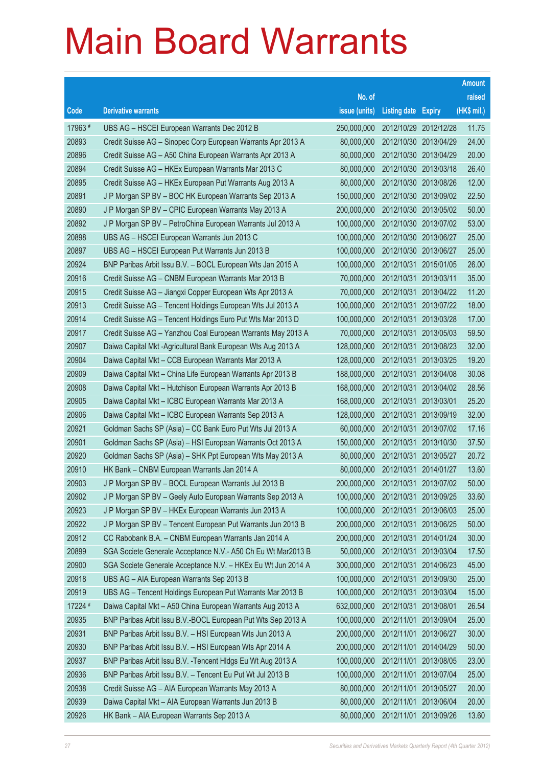# Main Board Warrants

| Code | Derivative warrants | No. of issue (units) | Listing date | Expiry | Amount raised (HK$ mil.) |
|---|---|---|---|---|---|
| 17963 # | UBS AG – HSCEI European Warrants Dec 2012 B | 250,000,000 | 2012/10/29 | 2012/12/28 | 11.75 |
| 20893 | Credit Suisse AG – Sinopec Corp European Warrants Apr 2013 A | 80,000,000 | 2012/10/30 | 2013/04/29 | 24.00 |
| 20896 | Credit Suisse AG – A50 China European Warrants Apr 2013 A | 80,000,000 | 2012/10/30 | 2013/04/29 | 20.00 |
| 20894 | Credit Suisse AG – HKEx European Warrants Mar 2013 C | 80,000,000 | 2012/10/30 | 2013/03/18 | 26.40 |
| 20895 | Credit Suisse AG – HKEx European Put Warrants Aug 2013 A | 80,000,000 | 2012/10/30 | 2013/08/26 | 12.00 |
| 20891 | J P Morgan SP BV – BOC HK European Warrants Sep 2013 A | 150,000,000 | 2012/10/30 | 2013/09/02 | 22.50 |
| 20890 | J P Morgan SP BV – CPIC European Warrants May 2013 A | 200,000,000 | 2012/10/30 | 2013/05/02 | 50.00 |
| 20892 | J P Morgan SP BV – PetroChina European Warrants Jul 2013 A | 100,000,000 | 2012/10/30 | 2013/07/02 | 53.00 |
| 20898 | UBS AG – HSCEI European Warrants Jun 2013 C | 100,000,000 | 2012/10/30 | 2013/06/27 | 25.00 |
| 20897 | UBS AG – HSCEI European Put Warrants Jun 2013 B | 100,000,000 | 2012/10/30 | 2013/06/27 | 25.00 |
| 20924 | BNP Paribas Arbit Issu B.V. – BOCL European Wts Jan 2015 A | 100,000,000 | 2012/10/31 | 2015/01/05 | 26.00 |
| 20916 | Credit Suisse AG – CNBM European Warrants Mar 2013 B | 70,000,000 | 2012/10/31 | 2013/03/11 | 35.00 |
| 20915 | Credit Suisse AG – Jiangxi Copper European Wts Apr 2013 A | 70,000,000 | 2012/10/31 | 2013/04/22 | 11.20 |
| 20913 | Credit Suisse AG – Tencent Holdings European Wts Jul 2013 A | 100,000,000 | 2012/10/31 | 2013/07/22 | 18.00 |
| 20914 | Credit Suisse AG – Tencent Holdings Euro Put Wts Mar 2013 D | 100,000,000 | 2012/10/31 | 2013/03/28 | 17.00 |
| 20917 | Credit Suisse AG – Yanzhou Coal European Warrants May 2013 A | 70,000,000 | 2012/10/31 | 2013/05/03 | 59.50 |
| 20907 | Daiwa Capital Mkt -Agricultural Bank European Wts Aug 2013 A | 128,000,000 | 2012/10/31 | 2013/08/23 | 32.00 |
| 20904 | Daiwa Capital Mkt – CCB European Warrants Mar 2013 A | 128,000,000 | 2012/10/31 | 2013/03/25 | 19.20 |
| 20909 | Daiwa Capital Mkt – China Life European Warrants Apr 2013 B | 188,000,000 | 2012/10/31 | 2013/04/08 | 30.08 |
| 20908 | Daiwa Capital Mkt – Hutchison European Warrants Apr 2013 B | 168,000,000 | 2012/10/31 | 2013/04/02 | 28.56 |
| 20905 | Daiwa Capital Mkt – ICBC European Warrants Mar 2013 A | 168,000,000 | 2012/10/31 | 2013/03/01 | 25.20 |
| 20906 | Daiwa Capital Mkt – ICBC European Warrants Sep 2013 A | 128,000,000 | 2012/10/31 | 2013/09/19 | 32.00 |
| 20921 | Goldman Sachs SP (Asia) – CC Bank Euro Put Wts Jul 2013 A | 60,000,000 | 2012/10/31 | 2013/07/02 | 17.16 |
| 20901 | Goldman Sachs SP (Asia) – HSI European Warrants Oct 2013 A | 150,000,000 | 2012/10/31 | 2013/10/30 | 37.50 |
| 20920 | Goldman Sachs SP (Asia) – SHK Ppt European Wts May 2013 A | 80,000,000 | 2012/10/31 | 2013/05/27 | 20.72 |
| 20910 | HK Bank – CNBM European Warrants Jan 2014 A | 80,000,000 | 2012/10/31 | 2014/01/27 | 13.60 |
| 20903 | J P Morgan SP BV – BOCL European Warrants Jul 2013 B | 200,000,000 | 2012/10/31 | 2013/07/02 | 50.00 |
| 20902 | J P Morgan SP BV – Geely Auto European Warrants Sep 2013 A | 100,000,000 | 2012/10/31 | 2013/09/25 | 33.60 |
| 20923 | J P Morgan SP BV – HKEx European Warrants Jun 2013 A | 100,000,000 | 2012/10/31 | 2013/06/03 | 25.00 |
| 20922 | J P Morgan SP BV – Tencent European Put Warrants Jun 2013 B | 200,000,000 | 2012/10/31 | 2013/06/25 | 50.00 |
| 20912 | CC Rabobank B.A. – CNBM European Warrants Jan 2014 A | 200,000,000 | 2012/10/31 | 2014/01/24 | 30.00 |
| 20899 | SGA Societe Generale Acceptance N.V.- A50 Ch Eu Wt Mar2013 B | 50,000,000 | 2012/10/31 | 2013/03/04 | 17.50 |
| 20900 | SGA Societe Generale Acceptance N.V. – HKEx Eu Wt Jun 2014 A | 300,000,000 | 2012/10/31 | 2014/06/23 | 45.00 |
| 20918 | UBS AG – AIA European Warrants Sep 2013 B | 100,000,000 | 2012/10/31 | 2013/09/30 | 25.00 |
| 20919 | UBS AG – Tencent Holdings European Put Warrants Mar 2013 B | 100,000,000 | 2012/10/31 | 2013/03/04 | 15.00 |
| 17224 # | Daiwa Capital Mkt – A50 China European Warrants Aug 2013 A | 632,000,000 | 2012/10/31 | 2013/08/01 | 26.54 |
| 20935 | BNP Paribas Arbit Issu B.V.-BOCL European Put Wts Sep 2013 A | 100,000,000 | 2012/11/01 | 2013/09/04 | 25.00 |
| 20931 | BNP Paribas Arbit Issu B.V. – HSI European Wts Jun 2013 A | 200,000,000 | 2012/11/01 | 2013/06/27 | 30.00 |
| 20930 | BNP Paribas Arbit Issu B.V. – HSI European Wts Apr 2014 A | 200,000,000 | 2012/11/01 | 2014/04/29 | 50.00 |
| 20937 | BNP Paribas Arbit Issu B.V. -Tencent Hldgs Eu Wt Aug 2013 A | 100,000,000 | 2012/11/01 | 2013/08/05 | 23.00 |
| 20936 | BNP Paribas Arbit Issu B.V. – Tencent Eu Put Wt Jul 2013 B | 100,000,000 | 2012/11/01 | 2013/07/04 | 25.00 |
| 20938 | Credit Suisse AG – AIA European Warrants May 2013 A | 80,000,000 | 2012/11/01 | 2013/05/27 | 20.00 |
| 20939 | Daiwa Capital Mkt – AIA European Warrants Jun 2013 B | 80,000,000 | 2012/11/01 | 2013/06/04 | 20.00 |
| 20926 | HK Bank – AIA European Warrants Sep 2013 A | 80,000,000 | 2012/11/01 | 2013/09/26 | 13.60 |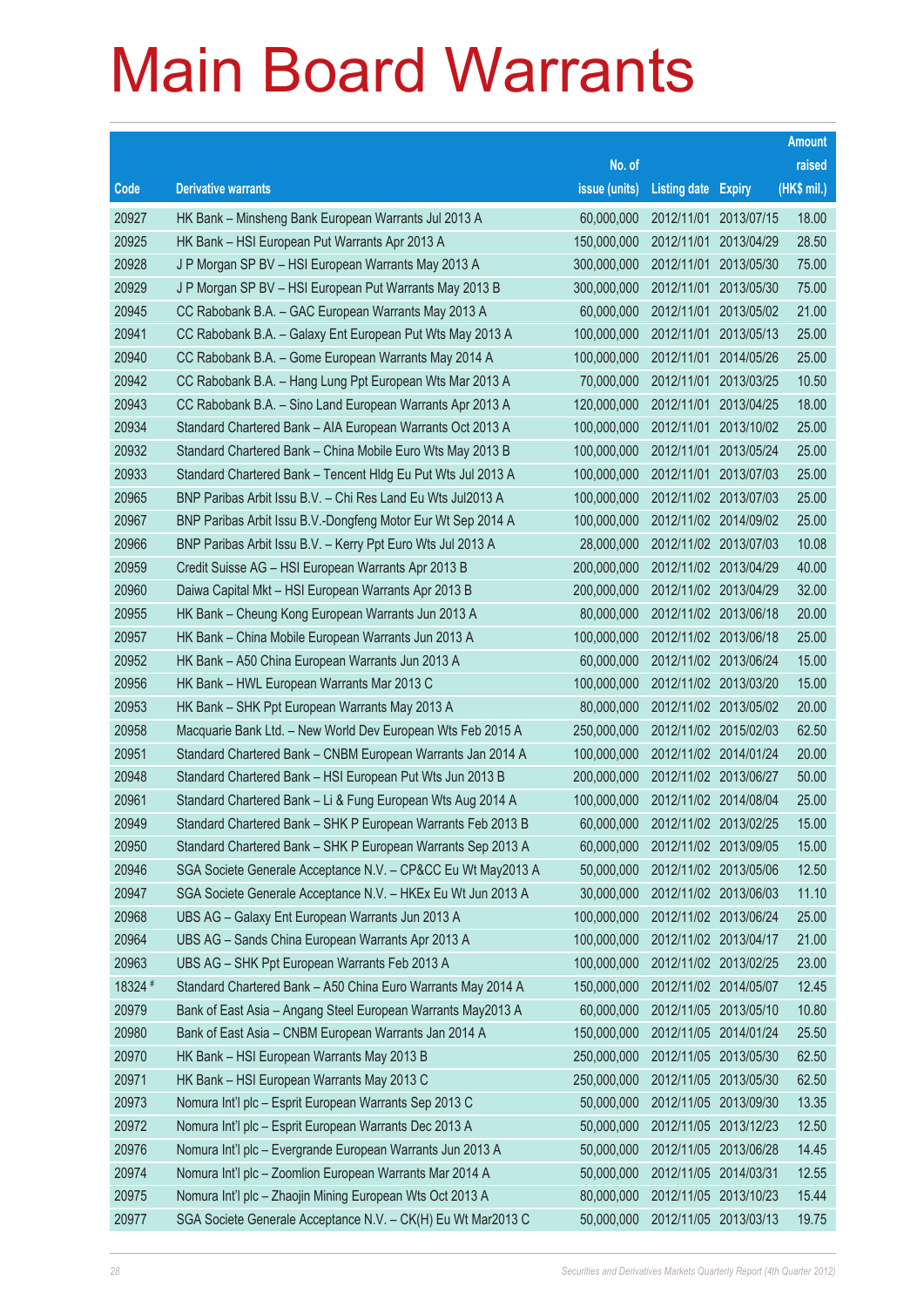# Main Board Warrants

| Code | Derivative warrants | No. of issue (units) | Listing date | Expiry | Amount raised (HK$ mil.) |
|---|---|---|---|---|---|
| 20927 | HK Bank – Minsheng Bank European Warrants Jul 2013 A | 60,000,000 | 2012/11/01 | 2013/07/15 | 18.00 |
| 20925 | HK Bank – HSI European Put Warrants Apr 2013 A | 150,000,000 | 2012/11/01 | 2013/04/29 | 28.50 |
| 20928 | J P Morgan SP BV – HSI European Warrants May 2013 A | 300,000,000 | 2012/11/01 | 2013/05/30 | 75.00 |
| 20929 | J P Morgan SP BV – HSI European Put Warrants May 2013 B | 300,000,000 | 2012/11/01 | 2013/05/30 | 75.00 |
| 20945 | CC Rabobank B.A. – GAC European Warrants May 2013 A | 60,000,000 | 2012/11/01 | 2013/05/02 | 21.00 |
| 20941 | CC Rabobank B.A. – Galaxy Ent European Put Wts May 2013 A | 100,000,000 | 2012/11/01 | 2013/05/13 | 25.00 |
| 20940 | CC Rabobank B.A. – Gome European Warrants May 2014 A | 100,000,000 | 2012/11/01 | 2014/05/26 | 25.00 |
| 20942 | CC Rabobank B.A. – Hang Lung Ppt European Wts Mar 2013 A | 70,000,000 | 2012/11/01 | 2013/03/25 | 10.50 |
| 20943 | CC Rabobank B.A. – Sino Land European Warrants Apr 2013 A | 120,000,000 | 2012/11/01 | 2013/04/25 | 18.00 |
| 20934 | Standard Chartered Bank – AIA European Warrants Oct 2013 A | 100,000,000 | 2012/11/01 | 2013/10/02 | 25.00 |
| 20932 | Standard Chartered Bank – China Mobile Euro Wts May 2013 B | 100,000,000 | 2012/11/01 | 2013/05/24 | 25.00 |
| 20933 | Standard Chartered Bank – Tencent Hldg Eu Put Wts Jul 2013 A | 100,000,000 | 2012/11/01 | 2013/07/03 | 25.00 |
| 20965 | BNP Paribas Arbit Issu B.V. – Chi Res Land Eu Wts Jul2013 A | 100,000,000 | 2012/11/02 | 2013/07/03 | 25.00 |
| 20967 | BNP Paribas Arbit Issu B.V.-Dongfeng Motor Eur Wt Sep 2014 A | 100,000,000 | 2012/11/02 | 2014/09/02 | 25.00 |
| 20966 | BNP Paribas Arbit Issu B.V. – Kerry Ppt Euro Wts Jul 2013 A | 28,000,000 | 2012/11/02 | 2013/07/03 | 10.08 |
| 20959 | Credit Suisse AG – HSI European Warrants Apr 2013 B | 200,000,000 | 2012/11/02 | 2013/04/29 | 40.00 |
| 20960 | Daiwa Capital Mkt – HSI European Warrants Apr 2013 B | 200,000,000 | 2012/11/02 | 2013/04/29 | 32.00 |
| 20955 | HK Bank – Cheung Kong European Warrants Jun 2013 A | 80,000,000 | 2012/11/02 | 2013/06/18 | 20.00 |
| 20957 | HK Bank – China Mobile European Warrants Jun 2013 A | 100,000,000 | 2012/11/02 | 2013/06/18 | 25.00 |
| 20952 | HK Bank – A50 China European Warrants Jun 2013 A | 60,000,000 | 2012/11/02 | 2013/06/24 | 15.00 |
| 20956 | HK Bank – HWL European Warrants Mar 2013 C | 100,000,000 | 2012/11/02 | 2013/03/20 | 15.00 |
| 20953 | HK Bank – SHK Ppt European Warrants May 2013 A | 80,000,000 | 2012/11/02 | 2013/05/02 | 20.00 |
| 20958 | Macquarie Bank Ltd. – New World Dev European Wts Feb 2015 A | 250,000,000 | 2012/11/02 | 2015/02/03 | 62.50 |
| 20951 | Standard Chartered Bank – CNBM European Warrants Jan 2014 A | 100,000,000 | 2012/11/02 | 2014/01/24 | 20.00 |
| 20948 | Standard Chartered Bank – HSI European Put Wts Jun 2013 B | 200,000,000 | 2012/11/02 | 2013/06/27 | 50.00 |
| 20961 | Standard Chartered Bank – Li & Fung European Wts Aug 2014 A | 100,000,000 | 2012/11/02 | 2014/08/04 | 25.00 |
| 20949 | Standard Chartered Bank – SHK P European Warrants Feb 2013 B | 60,000,000 | 2012/11/02 | 2013/02/25 | 15.00 |
| 20950 | Standard Chartered Bank – SHK P European Warrants Sep 2013 A | 60,000,000 | 2012/11/02 | 2013/09/05 | 15.00 |
| 20946 | SGA Societe Generale Acceptance N.V. – CP&CC Eu Wt May2013 A | 50,000,000 | 2012/11/02 | 2013/05/06 | 12.50 |
| 20947 | SGA Societe Generale Acceptance N.V. – HKEx Eu Wt Jun 2013 A | 30,000,000 | 2012/11/02 | 2013/06/03 | 11.10 |
| 20968 | UBS AG – Galaxy Ent European Warrants Jun 2013 A | 100,000,000 | 2012/11/02 | 2013/06/24 | 25.00 |
| 20964 | UBS AG – Sands China European Warrants Apr 2013 A | 100,000,000 | 2012/11/02 | 2013/04/17 | 21.00 |
| 20963 | UBS AG – SHK Ppt European Warrants Feb 2013 A | 100,000,000 | 2012/11/02 | 2013/02/25 | 23.00 |
| 18324 # | Standard Chartered Bank – A50 China Euro Warrants May 2014 A | 150,000,000 | 2012/11/02 | 2014/05/07 | 12.45 |
| 20979 | Bank of East Asia – Angang Steel European Warrants May2013 A | 60,000,000 | 2012/11/05 | 2013/05/10 | 10.80 |
| 20980 | Bank of East Asia – CNBM European Warrants Jan 2014 A | 150,000,000 | 2012/11/05 | 2014/01/24 | 25.50 |
| 20970 | HK Bank – HSI European Warrants May 2013 B | 250,000,000 | 2012/11/05 | 2013/05/30 | 62.50 |
| 20971 | HK Bank – HSI European Warrants May 2013 C | 250,000,000 | 2012/11/05 | 2013/05/30 | 62.50 |
| 20973 | Nomura Int'l plc – Esprit European Warrants Sep 2013 C | 50,000,000 | 2012/11/05 | 2013/09/30 | 13.35 |
| 20972 | Nomura Int'l plc – Esprit European Warrants Dec 2013 A | 50,000,000 | 2012/11/05 | 2013/12/23 | 12.50 |
| 20976 | Nomura Int'l plc – Evergrande European Warrants Jun 2013 A | 50,000,000 | 2012/11/05 | 2013/06/28 | 14.45 |
| 20974 | Nomura Int'l plc – Zoomlion European Warrants Mar 2014 A | 50,000,000 | 2012/11/05 | 2014/03/31 | 12.55 |
| 20975 | Nomura Int'l plc – Zhaojin Mining European Wts Oct 2013 A | 80,000,000 | 2012/11/05 | 2013/10/23 | 15.44 |
| 20977 | SGA Societe Generale Acceptance N.V. – CK(H) Eu Wt Mar2013 C | 50,000,000 | 2012/11/05 | 2013/03/13 | 19.75 |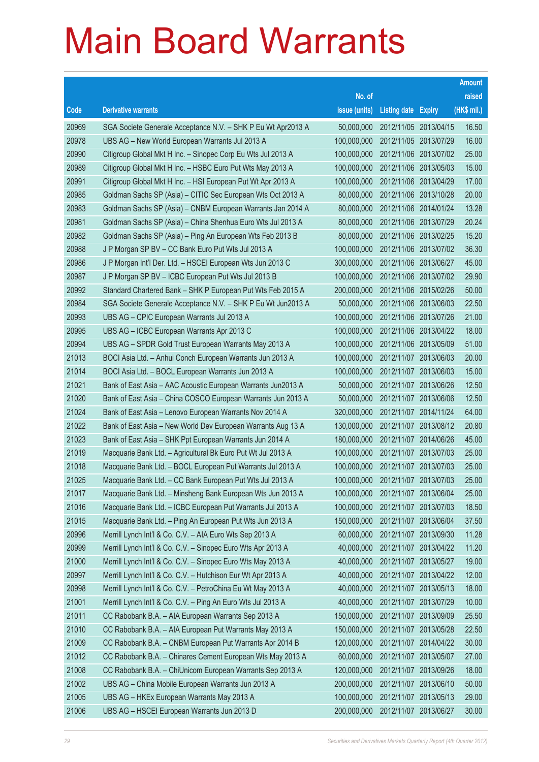# Main Board Warrants

| Code | Derivative warrants | No. of issue (units) | Listing date | Expiry | Amount raised (HK$ mil.) |
|---|---|---|---|---|---|
| 20969 | SGA Societe Generale Acceptance N.V. – SHK P Eu Wt Apr2013 A | 50,000,000 | 2012/11/05 | 2013/04/15 | 16.50 |
| 20978 | UBS AG – New World European Warrants Jul 2013 A | 100,000,000 | 2012/11/05 | 2013/07/29 | 16.00 |
| 20990 | Citigroup Global Mkt H Inc. – Sinopec Corp Eu Wts Jul 2013 A | 100,000,000 | 2012/11/06 | 2013/07/02 | 25.00 |
| 20989 | Citigroup Global Mkt H Inc. – HSBC Euro Put Wts May 2013 A | 100,000,000 | 2012/11/06 | 2013/05/03 | 15.00 |
| 20991 | Citigroup Global Mkt H Inc. – HSI European Put Wt Apr 2013 A | 100,000,000 | 2012/11/06 | 2013/04/29 | 17.00 |
| 20985 | Goldman Sachs SP (Asia) – CITIC Sec European Wts Oct 2013 A | 80,000,000 | 2012/11/06 | 2013/10/28 | 20.00 |
| 20983 | Goldman Sachs SP (Asia) – CNBM European Warrants Jan 2014 A | 80,000,000 | 2012/11/06 | 2014/01/24 | 13.28 |
| 20981 | Goldman Sachs SP (Asia) – China Shenhua Euro Wts Jul 2013 A | 80,000,000 | 2012/11/06 | 2013/07/29 | 20.24 |
| 20982 | Goldman Sachs SP (Asia) – Ping An European Wts Feb 2013 B | 80,000,000 | 2012/11/06 | 2013/02/25 | 15.20 |
| 20988 | J P Morgan SP BV – CC Bank Euro Put Wts Jul 2013 A | 100,000,000 | 2012/11/06 | 2013/07/02 | 36.30 |
| 20986 | J P Morgan Int'l Der. Ltd. – HSCEI European Wts Jun 2013 C | 300,000,000 | 2012/11/06 | 2013/06/27 | 45.00 |
| 20987 | J P Morgan SP BV – ICBC European Put Wts Jul 2013 B | 100,000,000 | 2012/11/06 | 2013/07/02 | 29.90 |
| 20992 | Standard Chartered Bank – SHK P European Put Wts Feb 2015 A | 200,000,000 | 2012/11/06 | 2015/02/26 | 50.00 |
| 20984 | SGA Societe Generale Acceptance N.V. – SHK P Eu Wt Jun2013 A | 50,000,000 | 2012/11/06 | 2013/06/03 | 22.50 |
| 20993 | UBS AG – CPIC European Warrants Jul 2013 A | 100,000,000 | 2012/11/06 | 2013/07/26 | 21.00 |
| 20995 | UBS AG – ICBC European Warrants Apr 2013 C | 100,000,000 | 2012/11/06 | 2013/04/22 | 18.00 |
| 20994 | UBS AG – SPDR Gold Trust European Warrants May 2013 A | 100,000,000 | 2012/11/06 | 2013/05/09 | 51.00 |
| 21013 | BOCI Asia Ltd. – Anhui Conch European Warrants Jun 2013 A | 100,000,000 | 2012/11/07 | 2013/06/03 | 20.00 |
| 21014 | BOCI Asia Ltd. – BOCL European Warrants Jun 2013 A | 100,000,000 | 2012/11/07 | 2013/06/03 | 15.00 |
| 21021 | Bank of East Asia – AAC Acoustic European Warrants Jun2013 A | 50,000,000 | 2012/11/07 | 2013/06/26 | 12.50 |
| 21020 | Bank of East Asia – China COSCO European Warrants Jun 2013 A | 50,000,000 | 2012/11/07 | 2013/06/06 | 12.50 |
| 21024 | Bank of East Asia – Lenovo European Warrants Nov 2014 A | 320,000,000 | 2012/11/07 | 2014/11/24 | 64.00 |
| 21022 | Bank of East Asia – New World Dev European Warrants Aug 13 A | 130,000,000 | 2012/11/07 | 2013/08/12 | 20.80 |
| 21023 | Bank of East Asia – SHK Ppt European Warrants Jun 2014 A | 180,000,000 | 2012/11/07 | 2014/06/26 | 45.00 |
| 21019 | Macquarie Bank Ltd. – Agricultural Bk Euro Put Wt Jul 2013 A | 100,000,000 | 2012/11/07 | 2013/07/03 | 25.00 |
| 21018 | Macquarie Bank Ltd. – BOCL European Put Warrants Jul 2013 A | 100,000,000 | 2012/11/07 | 2013/07/03 | 25.00 |
| 21025 | Macquarie Bank Ltd. – CC Bank European Put Wts Jul 2013 A | 100,000,000 | 2012/11/07 | 2013/07/03 | 25.00 |
| 21017 | Macquarie Bank Ltd. – Minsheng Bank European Wts Jun 2013 A | 100,000,000 | 2012/11/07 | 2013/06/04 | 25.00 |
| 21016 | Macquarie Bank Ltd. – ICBC European Put Warrants Jul 2013 A | 100,000,000 | 2012/11/07 | 2013/07/03 | 18.50 |
| 21015 | Macquarie Bank Ltd. – Ping An European Put Wts Jun 2013 A | 150,000,000 | 2012/11/07 | 2013/06/04 | 37.50 |
| 20996 | Merrill Lynch Int'l & Co. C.V. – AIA Euro Wts Sep 2013 A | 60,000,000 | 2012/11/07 | 2013/09/30 | 11.28 |
| 20999 | Merrill Lynch Int'l & Co. C.V. – Sinopec Euro Wts Apr 2013 A | 40,000,000 | 2012/11/07 | 2013/04/22 | 11.20 |
| 21000 | Merrill Lynch Int'l & Co. C.V. – Sinopec Euro Wts May 2013 A | 40,000,000 | 2012/11/07 | 2013/05/27 | 19.00 |
| 20997 | Merrill Lynch Int'l & Co. C.V. – Hutchison Eur Wt Apr 2013 A | 40,000,000 | 2012/11/07 | 2013/04/22 | 12.00 |
| 20998 | Merrill Lynch Int'l & Co. C.V. – PetroChina Eu Wt May 2013 A | 40,000,000 | 2012/11/07 | 2013/05/13 | 18.00 |
| 21001 | Merrill Lynch Int'l & Co. C.V. – Ping An Euro Wts Jul 2013 A | 40,000,000 | 2012/11/07 | 2013/07/29 | 10.00 |
| 21011 | CC Rabobank B.A. – AIA European Warrants Sep 2013 A | 150,000,000 | 2012/11/07 | 2013/09/09 | 25.50 |
| 21010 | CC Rabobank B.A. – AIA European Put Warrants May 2013 A | 150,000,000 | 2012/11/07 | 2013/05/28 | 22.50 |
| 21009 | CC Rabobank B.A. – CNBM European Put Warrants Apr 2014 B | 120,000,000 | 2012/11/07 | 2014/04/22 | 30.00 |
| 21012 | CC Rabobank B.A. – Chinares Cement European Wts May 2013 A | 60,000,000 | 2012/11/07 | 2013/05/07 | 27.00 |
| 21008 | CC Rabobank B.A. – ChiUnicom European Warrants Sep 2013 A | 120,000,000 | 2012/11/07 | 2013/09/26 | 18.00 |
| 21002 | UBS AG – China Mobile European Warrants Jun 2013 A | 200,000,000 | 2012/11/07 | 2013/06/10 | 50.00 |
| 21005 | UBS AG – HKEx European Warrants May 2013 A | 100,000,000 | 2012/11/07 | 2013/05/13 | 29.00 |
| 21006 | UBS AG – HSCEI European Warrants Jun 2013 D | 200,000,000 | 2012/11/07 | 2013/06/27 | 30.00 |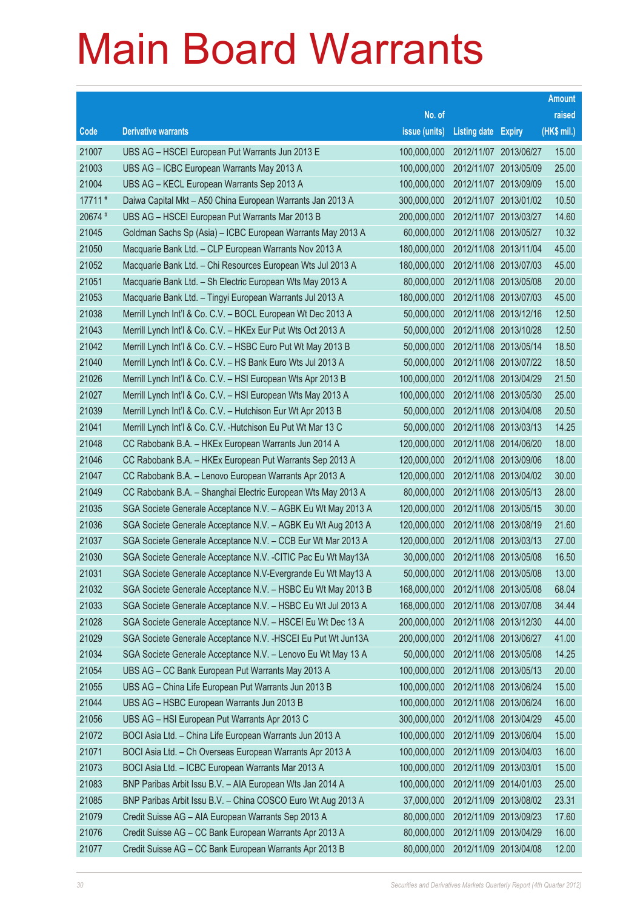# Main Board Warrants

| Code | Derivative warrants | No. of issue (units) | Listing date | Expiry | Amount raised (HK$ mil.) |
|---|---|---|---|---|---|
| 21007 | UBS AG – HSCEI European Put Warrants Jun 2013 E | 100,000,000 | 2012/11/07 | 2013/06/27 | 15.00 |
| 21003 | UBS AG – ICBC European Warrants May 2013 A | 100,000,000 | 2012/11/07 | 2013/05/09 | 25.00 |
| 21004 | UBS AG – KECL European Warrants Sep 2013 A | 100,000,000 | 2012/11/07 | 2013/09/09 | 15.00 |
| 17711 # | Daiwa Capital Mkt – A50 China European Warrants Jan 2013 A | 300,000,000 | 2012/11/07 | 2013/01/02 | 10.50 |
| 20674 # | UBS AG – HSCEI European Put Warrants Mar 2013 B | 200,000,000 | 2012/11/07 | 2013/03/27 | 14.60 |
| 21045 | Goldman Sachs Sp (Asia) – ICBC European Warrants May 2013 A | 60,000,000 | 2012/11/08 | 2013/05/27 | 10.32 |
| 21050 | Macquarie Bank Ltd. – CLP European Warrants Nov 2013 A | 180,000,000 | 2012/11/08 | 2013/11/04 | 45.00 |
| 21052 | Macquarie Bank Ltd. – Chi Resources European Wts Jul 2013 A | 180,000,000 | 2012/11/08 | 2013/07/03 | 45.00 |
| 21051 | Macquarie Bank Ltd. – Sh Electric European Wts May 2013 A | 80,000,000 | 2012/11/08 | 2013/05/08 | 20.00 |
| 21053 | Macquarie Bank Ltd. – Tingyi European Warrants Jul 2013 A | 180,000,000 | 2012/11/08 | 2013/07/03 | 45.00 |
| 21038 | Merrill Lynch Int'l & Co. C.V. – BOCL European Wt Dec 2013 A | 50,000,000 | 2012/11/08 | 2013/12/16 | 12.50 |
| 21043 | Merrill Lynch Int'l & Co. C.V. – HKEx Eur Put Wts Oct 2013 A | 50,000,000 | 2012/11/08 | 2013/10/28 | 12.50 |
| 21042 | Merrill Lynch Int'l & Co. C.V. – HSBC Euro Put Wt May 2013 B | 50,000,000 | 2012/11/08 | 2013/05/14 | 18.50 |
| 21040 | Merrill Lynch Int'l & Co. C.V. – HS Bank Euro Wts Jul 2013 A | 50,000,000 | 2012/11/08 | 2013/07/22 | 18.50 |
| 21026 | Merrill Lynch Int'l & Co. C.V. – HSI European Wts Apr 2013 B | 100,000,000 | 2012/11/08 | 2013/04/29 | 21.50 |
| 21027 | Merrill Lynch Int'l & Co. C.V. – HSI European Wts May 2013 A | 100,000,000 | 2012/11/08 | 2013/05/30 | 25.00 |
| 21039 | Merrill Lynch Int'l & Co. C.V. – Hutchison Eur Wt Apr 2013 B | 50,000,000 | 2012/11/08 | 2013/04/08 | 20.50 |
| 21041 | Merrill Lynch Int'l & Co. C.V. -Hutchison Eu Put Wt Mar 13 C | 50,000,000 | 2012/11/08 | 2013/03/13 | 14.25 |
| 21048 | CC Rabobank B.A. – HKEx European Warrants Jun 2014 A | 120,000,000 | 2012/11/08 | 2014/06/20 | 18.00 |
| 21046 | CC Rabobank B.A. – HKEx European Put Warrants Sep 2013 A | 120,000,000 | 2012/11/08 | 2013/09/06 | 18.00 |
| 21047 | CC Rabobank B.A. – Lenovo European Warrants Apr 2013 A | 120,000,000 | 2012/11/08 | 2013/04/02 | 30.00 |
| 21049 | CC Rabobank B.A. – Shanghai Electric European Wts May 2013 A | 80,000,000 | 2012/11/08 | 2013/05/13 | 28.00 |
| 21035 | SGA Societe Generale Acceptance N.V. – AGBK Eu Wt May 2013 A | 120,000,000 | 2012/11/08 | 2013/05/15 | 30.00 |
| 21036 | SGA Societe Generale Acceptance N.V. – AGBK Eu Wt Aug 2013 A | 120,000,000 | 2012/11/08 | 2013/08/19 | 21.60 |
| 21037 | SGA Societe Generale Acceptance N.V. – CCB Eur Wt Mar 2013 A | 120,000,000 | 2012/11/08 | 2013/03/13 | 27.00 |
| 21030 | SGA Societe Generale Acceptance N.V. -CITIC Pac Eu Wt May13A | 30,000,000 | 2012/11/08 | 2013/05/08 | 16.50 |
| 21031 | SGA Societe Generale Acceptance N.V-Evergrande Eu Wt May13 A | 50,000,000 | 2012/11/08 | 2013/05/08 | 13.00 |
| 21032 | SGA Societe Generale Acceptance N.V. – HSBC Eu Wt May 2013 B | 168,000,000 | 2012/11/08 | 2013/05/08 | 68.04 |
| 21033 | SGA Societe Generale Acceptance N.V. – HSBC Eu Wt Jul 2013 A | 168,000,000 | 2012/11/08 | 2013/07/08 | 34.44 |
| 21028 | SGA Societe Generale Acceptance N.V. – HSCEI Eu Wt Dec 13 A | 200,000,000 | 2012/11/08 | 2013/12/30 | 44.00 |
| 21029 | SGA Societe Generale Acceptance N.V. -HSCEI Eu Put Wt Jun13A | 200,000,000 | 2012/11/08 | 2013/06/27 | 41.00 |
| 21034 | SGA Societe Generale Acceptance N.V. – Lenovo Eu Wt May 13 A | 50,000,000 | 2012/11/08 | 2013/05/08 | 14.25 |
| 21054 | UBS AG – CC Bank European Put Warrants May 2013 A | 100,000,000 | 2012/11/08 | 2013/05/13 | 20.00 |
| 21055 | UBS AG – China Life European Put Warrants Jun 2013 B | 100,000,000 | 2012/11/08 | 2013/06/24 | 15.00 |
| 21044 | UBS AG – HSBC European Warrants Jun 2013 B | 100,000,000 | 2012/11/08 | 2013/06/24 | 16.00 |
| 21056 | UBS AG – HSI European Put Warrants Apr 2013 C | 300,000,000 | 2012/11/08 | 2013/04/29 | 45.00 |
| 21072 | BOCI Asia Ltd. – China Life European Warrants Jun 2013 A | 100,000,000 | 2012/11/09 | 2013/06/04 | 15.00 |
| 21071 | BOCI Asia Ltd. – Ch Overseas European Warrants Apr 2013 A | 100,000,000 | 2012/11/09 | 2013/04/03 | 16.00 |
| 21073 | BOCI Asia Ltd. – ICBC European Warrants Mar 2013 A | 100,000,000 | 2012/11/09 | 2013/03/01 | 15.00 |
| 21083 | BNP Paribas Arbit Issu B.V. – AIA European Wts Jan 2014 A | 100,000,000 | 2012/11/09 | 2014/01/03 | 25.00 |
| 21085 | BNP Paribas Arbit Issu B.V. – China COSCO Euro Wt Aug 2013 A | 37,000,000 | 2012/11/09 | 2013/08/02 | 23.31 |
| 21079 | Credit Suisse AG – AIA European Warrants Sep 2013 A | 80,000,000 | 2012/11/09 | 2013/09/23 | 17.60 |
| 21076 | Credit Suisse AG – CC Bank European Warrants Apr 2013 A | 80,000,000 | 2012/11/09 | 2013/04/29 | 16.00 |
| 21077 | Credit Suisse AG – CC Bank European Warrants Apr 2013 B | 80,000,000 | 2012/11/09 | 2013/04/08 | 12.00 |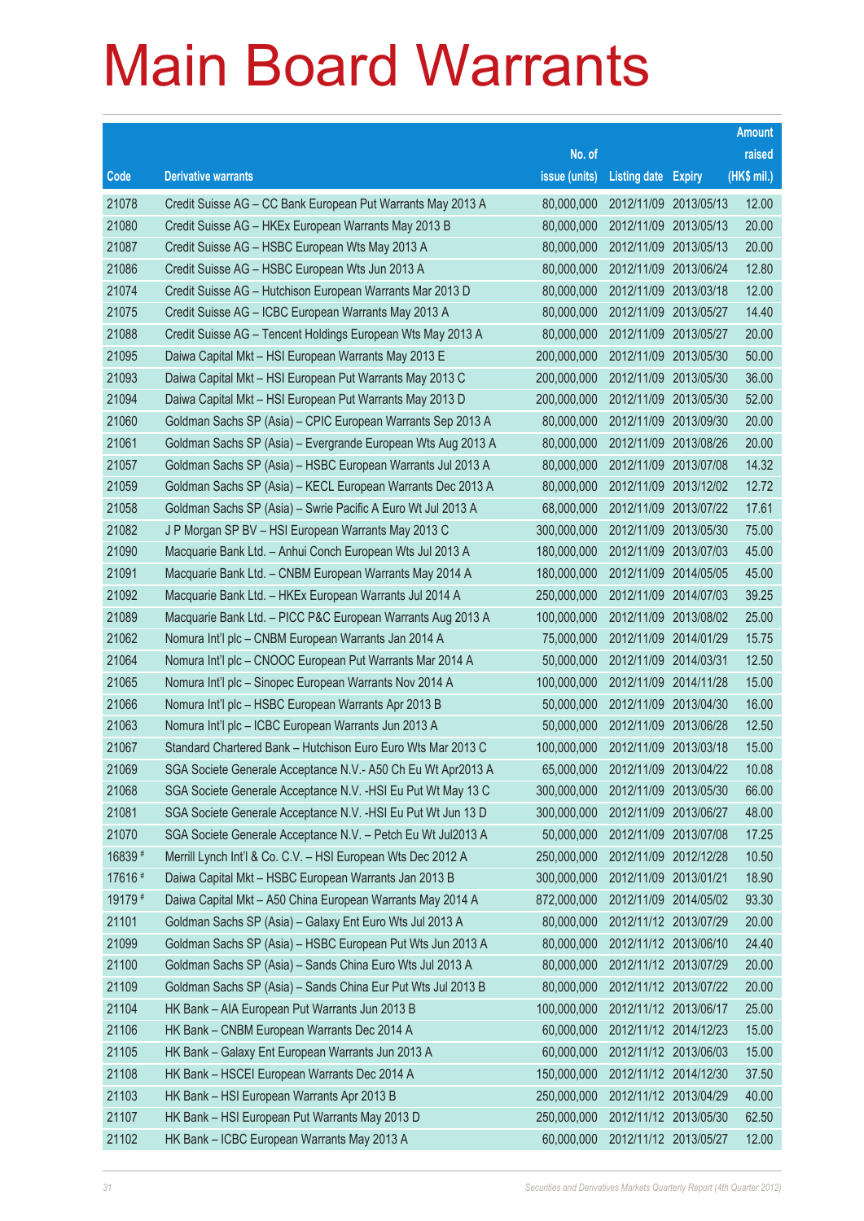# Main Board Warrants

| Code | Derivative warrants | No. of issue (units) | Listing date | Expiry | Amount raised (HK$ mil.) |
|---|---|---|---|---|---|
| 21078 | Credit Suisse AG – CC Bank European Put Warrants May 2013 A | 80,000,000 | 2012/11/09 | 2013/05/13 | 12.00 |
| 21080 | Credit Suisse AG – HKEx European Warrants May 2013 B | 80,000,000 | 2012/11/09 | 2013/05/13 | 20.00 |
| 21087 | Credit Suisse AG – HSBC European Wts May 2013 A | 80,000,000 | 2012/11/09 | 2013/05/13 | 20.00 |
| 21086 | Credit Suisse AG – HSBC European Wts Jun 2013 A | 80,000,000 | 2012/11/09 | 2013/06/24 | 12.80 |
| 21074 | Credit Suisse AG – Hutchison European Warrants Mar 2013 D | 80,000,000 | 2012/11/09 | 2013/03/18 | 12.00 |
| 21075 | Credit Suisse AG – ICBC European Warrants May 2013 A | 80,000,000 | 2012/11/09 | 2013/05/27 | 14.40 |
| 21088 | Credit Suisse AG – Tencent Holdings European Wts May 2013 A | 80,000,000 | 2012/11/09 | 2013/05/27 | 20.00 |
| 21095 | Daiwa Capital Mkt – HSI European Warrants May 2013 E | 200,000,000 | 2012/11/09 | 2013/05/30 | 50.00 |
| 21093 | Daiwa Capital Mkt – HSI European Put Warrants May 2013 C | 200,000,000 | 2012/11/09 | 2013/05/30 | 36.00 |
| 21094 | Daiwa Capital Mkt – HSI European Put Warrants May 2013 D | 200,000,000 | 2012/11/09 | 2013/05/30 | 52.00 |
| 21060 | Goldman Sachs SP (Asia) – CPIC European Warrants Sep 2013 A | 80,000,000 | 2012/11/09 | 2013/09/30 | 20.00 |
| 21061 | Goldman Sachs SP (Asia) – Evergrande European Wts Aug 2013 A | 80,000,000 | 2012/11/09 | 2013/08/26 | 20.00 |
| 21057 | Goldman Sachs SP (Asia) – HSBC European Warrants Jul 2013 A | 80,000,000 | 2012/11/09 | 2013/07/08 | 14.32 |
| 21059 | Goldman Sachs SP (Asia) – KECL European Warrants Dec 2013 A | 80,000,000 | 2012/11/09 | 2013/12/02 | 12.72 |
| 21058 | Goldman Sachs SP (Asia) – Swrie Pacific A Euro Wt Jul 2013 A | 68,000,000 | 2012/11/09 | 2013/07/22 | 17.61 |
| 21082 | J P Morgan SP BV – HSI European Warrants May 2013 C | 300,000,000 | 2012/11/09 | 2013/05/30 | 75.00 |
| 21090 | Macquarie Bank Ltd. – Anhui Conch European Wts Jul 2013 A | 180,000,000 | 2012/11/09 | 2013/07/03 | 45.00 |
| 21091 | Macquarie Bank Ltd. – CNBM European Warrants May 2014 A | 180,000,000 | 2012/11/09 | 2014/05/05 | 45.00 |
| 21092 | Macquarie Bank Ltd. – HKEx European Warrants Jul 2014 A | 250,000,000 | 2012/11/09 | 2014/07/03 | 39.25 |
| 21089 | Macquarie Bank Ltd. – PICC P&C European Warrants Aug 2013 A | 100,000,000 | 2012/11/09 | 2013/08/02 | 25.00 |
| 21062 | Nomura Int'l plc – CNBM European Warrants Jan 2014 A | 75,000,000 | 2012/11/09 | 2014/01/29 | 15.75 |
| 21064 | Nomura Int'l plc – CNOOC European Put Warrants Mar 2014 A | 50,000,000 | 2012/11/09 | 2014/03/31 | 12.50 |
| 21065 | Nomura Int'l plc – Sinopec European Warrants Nov 2014 A | 100,000,000 | 2012/11/09 | 2014/11/28 | 15.00 |
| 21066 | Nomura Int'l plc – HSBC European Warrants Apr 2013 B | 50,000,000 | 2012/11/09 | 2013/04/30 | 16.00 |
| 21063 | Nomura Int'l plc – ICBC European Warrants Jun 2013 A | 50,000,000 | 2012/11/09 | 2013/06/28 | 12.50 |
| 21067 | Standard Chartered Bank – Hutchison Euro Euro Wts Mar 2013 C | 100,000,000 | 2012/11/09 | 2013/03/18 | 15.00 |
| 21069 | SGA Societe Generale Acceptance N.V.- A50 Ch Eu Wt Apr2013 A | 65,000,000 | 2012/11/09 | 2013/04/22 | 10.08 |
| 21068 | SGA Societe Generale Acceptance N.V. -HSI Eu Put Wt May 13 C | 300,000,000 | 2012/11/09 | 2013/05/30 | 66.00 |
| 21081 | SGA Societe Generale Acceptance N.V. -HSI Eu Put Wt Jun 13 D | 300,000,000 | 2012/11/09 | 2013/06/27 | 48.00 |
| 21070 | SGA Societe Generale Acceptance N.V. – Petch Eu Wt Jul2013 A | 50,000,000 | 2012/11/09 | 2013/07/08 | 17.25 |
| 16839 # | Merrill Lynch Int'l & Co. C.V. – HSI European Wts Dec 2012 A | 250,000,000 | 2012/11/09 | 2012/12/28 | 10.50 |
| 17616 # | Daiwa Capital Mkt – HSBC European Warrants Jan 2013 B | 300,000,000 | 2012/11/09 | 2013/01/21 | 18.90 |
| 19179 # | Daiwa Capital Mkt – A50 China European Warrants May 2014 A | 872,000,000 | 2012/11/09 | 2014/05/02 | 93.30 |
| 21101 | Goldman Sachs SP (Asia) – Galaxy Ent Euro Wts Jul 2013 A | 80,000,000 | 2012/11/12 | 2013/07/29 | 20.00 |
| 21099 | Goldman Sachs SP (Asia) – HSBC European Put Wts Jun 2013 A | 80,000,000 | 2012/11/12 | 2013/06/10 | 24.40 |
| 21100 | Goldman Sachs SP (Asia) – Sands China Euro Wts Jul 2013 A | 80,000,000 | 2012/11/12 | 2013/07/29 | 20.00 |
| 21109 | Goldman Sachs SP (Asia) – Sands China Eur Put Wts Jul 2013 B | 80,000,000 | 2012/11/12 | 2013/07/22 | 20.00 |
| 21104 | HK Bank – AIA European Put Warrants Jun 2013 B | 100,000,000 | 2012/11/12 | 2013/06/17 | 25.00 |
| 21106 | HK Bank – CNBM European Warrants Dec 2014 A | 60,000,000 | 2012/11/12 | 2014/12/23 | 15.00 |
| 21105 | HK Bank – Galaxy Ent European Warrants Jun 2013 A | 60,000,000 | 2012/11/12 | 2013/06/03 | 15.00 |
| 21108 | HK Bank – HSCEI European Warrants Dec 2014 A | 150,000,000 | 2012/11/12 | 2014/12/30 | 37.50 |
| 21103 | HK Bank – HSI European Warrants Apr 2013 B | 250,000,000 | 2012/11/12 | 2013/04/29 | 40.00 |
| 21107 | HK Bank – HSI European Put Warrants May 2013 D | 250,000,000 | 2012/11/12 | 2013/05/30 | 62.50 |
| 21102 | HK Bank – ICBC European Warrants May 2013 A | 60,000,000 | 2012/11/12 | 2013/05/27 | 12.00 |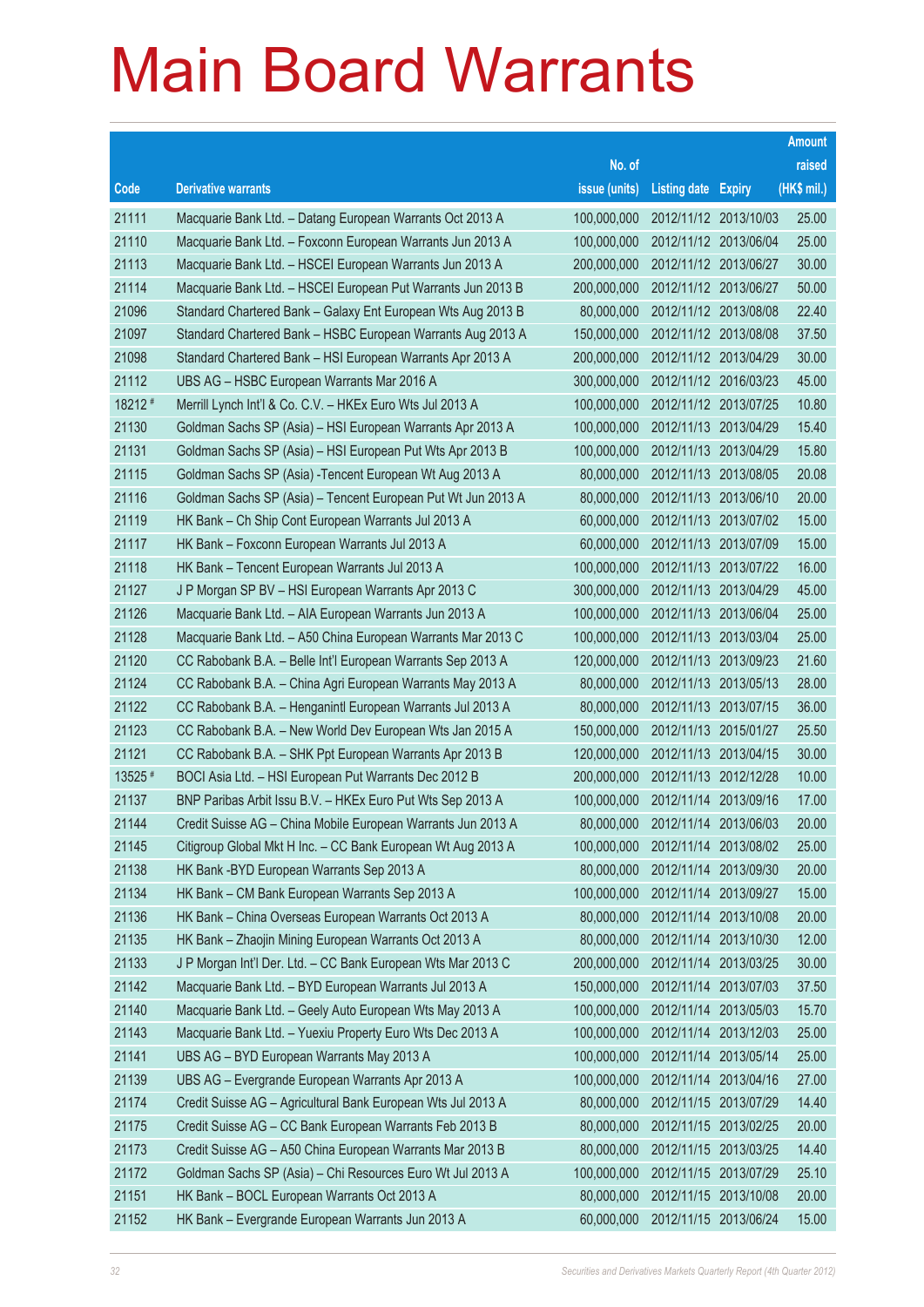# Main Board Warrants

| Code | Derivative warrants | No. of issue (units) | Listing date | Expiry | Amount raised (HK$ mil.) |
|---|---|---|---|---|---|
| 21111 | Macquarie Bank Ltd. – Datang European Warrants Oct 2013 A | 100,000,000 | 2012/11/12 | 2013/10/03 | 25.00 |
| 21110 | Macquarie Bank Ltd. – Foxconn European Warrants Jun 2013 A | 100,000,000 | 2012/11/12 | 2013/06/04 | 25.00 |
| 21113 | Macquarie Bank Ltd. – HSCEI European Warrants Jun 2013 A | 200,000,000 | 2012/11/12 | 2013/06/27 | 30.00 |
| 21114 | Macquarie Bank Ltd. – HSCEI European Put Warrants Jun 2013 B | 200,000,000 | 2012/11/12 | 2013/06/27 | 50.00 |
| 21096 | Standard Chartered Bank – Galaxy Ent European Wts Aug 2013 B | 80,000,000 | 2012/11/12 | 2013/08/08 | 22.40 |
| 21097 | Standard Chartered Bank – HSBC European Warrants Aug 2013 A | 150,000,000 | 2012/11/12 | 2013/08/08 | 37.50 |
| 21098 | Standard Chartered Bank – HSI European Warrants Apr 2013 A | 200,000,000 | 2012/11/12 | 2013/04/29 | 30.00 |
| 21112 | UBS AG – HSBC European Warrants Mar 2016 A | 300,000,000 | 2012/11/12 | 2016/03/23 | 45.00 |
| 18212 # | Merrill Lynch Int'l & Co. C.V. – HKEx Euro Wts Jul 2013 A | 100,000,000 | 2012/11/12 | 2013/07/25 | 10.80 |
| 21130 | Goldman Sachs SP (Asia) – HSI European Warrants Apr 2013 A | 100,000,000 | 2012/11/13 | 2013/04/29 | 15.40 |
| 21131 | Goldman Sachs SP (Asia) – HSI European Put Wts Apr 2013 B | 100,000,000 | 2012/11/13 | 2013/04/29 | 15.80 |
| 21115 | Goldman Sachs SP (Asia) -Tencent European Wt Aug 2013 A | 80,000,000 | 2012/11/13 | 2013/08/05 | 20.08 |
| 21116 | Goldman Sachs SP (Asia) – Tencent European Put Wt Jun 2013 A | 80,000,000 | 2012/11/13 | 2013/06/10 | 20.00 |
| 21119 | HK Bank – Ch Ship Cont European Warrants Jul 2013 A | 60,000,000 | 2012/11/13 | 2013/07/02 | 15.00 |
| 21117 | HK Bank – Foxconn European Warrants Jul 2013 A | 60,000,000 | 2012/11/13 | 2013/07/09 | 15.00 |
| 21118 | HK Bank – Tencent European Warrants Jul 2013 A | 100,000,000 | 2012/11/13 | 2013/07/22 | 16.00 |
| 21127 | J P Morgan SP BV – HSI European Warrants Apr 2013 C | 300,000,000 | 2012/11/13 | 2013/04/29 | 45.00 |
| 21126 | Macquarie Bank Ltd. – AIA European Warrants Jun 2013 A | 100,000,000 | 2012/11/13 | 2013/06/04 | 25.00 |
| 21128 | Macquarie Bank Ltd. – A50 China European Warrants Mar 2013 C | 100,000,000 | 2012/11/13 | 2013/03/04 | 25.00 |
| 21120 | CC Rabobank B.A. – Belle Int'l European Warrants Sep 2013 A | 120,000,000 | 2012/11/13 | 2013/09/23 | 21.60 |
| 21124 | CC Rabobank B.A. – China Agri European Warrants May 2013 A | 80,000,000 | 2012/11/13 | 2013/05/13 | 28.00 |
| 21122 | CC Rabobank B.A. – Henganintl European Warrants Jul 2013 A | 80,000,000 | 2012/11/13 | 2013/07/15 | 36.00 |
| 21123 | CC Rabobank B.A. – New World Dev European Wts Jan 2015 A | 150,000,000 | 2012/11/13 | 2015/01/27 | 25.50 |
| 21121 | CC Rabobank B.A. – SHK Ppt European Warrants Apr 2013 B | 120,000,000 | 2012/11/13 | 2013/04/15 | 30.00 |
| 13525 # | BOCI Asia Ltd. – HSI European Put Warrants Dec 2012 B | 200,000,000 | 2012/11/13 | 2012/12/28 | 10.00 |
| 21137 | BNP Paribas Arbit Issu B.V. – HKEx Euro Put Wts Sep 2013 A | 100,000,000 | 2012/11/14 | 2013/09/16 | 17.00 |
| 21144 | Credit Suisse AG – China Mobile European Warrants Jun 2013 A | 80,000,000 | 2012/11/14 | 2013/06/03 | 20.00 |
| 21145 | Citigroup Global Mkt H Inc. – CC Bank European Wt Aug 2013 A | 100,000,000 | 2012/11/14 | 2013/08/02 | 25.00 |
| 21138 | HK Bank -BYD European Warrants Sep 2013 A | 80,000,000 | 2012/11/14 | 2013/09/30 | 20.00 |
| 21134 | HK Bank – CM Bank European Warrants Sep 2013 A | 100,000,000 | 2012/11/14 | 2013/09/27 | 15.00 |
| 21136 | HK Bank – China Overseas European Warrants Oct 2013 A | 80,000,000 | 2012/11/14 | 2013/10/08 | 20.00 |
| 21135 | HK Bank – Zhaojin Mining European Warrants Oct 2013 A | 80,000,000 | 2012/11/14 | 2013/10/30 | 12.00 |
| 21133 | J P Morgan Int'l Der. Ltd. – CC Bank European Wts Mar 2013 C | 200,000,000 | 2012/11/14 | 2013/03/25 | 30.00 |
| 21142 | Macquarie Bank Ltd. – BYD European Warrants Jul 2013 A | 150,000,000 | 2012/11/14 | 2013/07/03 | 37.50 |
| 21140 | Macquarie Bank Ltd. – Geely Auto European Wts May 2013 A | 100,000,000 | 2012/11/14 | 2013/05/03 | 15.70 |
| 21143 | Macquarie Bank Ltd. – Yuexiu Property Euro Wts Dec 2013 A | 100,000,000 | 2012/11/14 | 2013/12/03 | 25.00 |
| 21141 | UBS AG – BYD European Warrants May 2013 A | 100,000,000 | 2012/11/14 | 2013/05/14 | 25.00 |
| 21139 | UBS AG – Evergrande European Warrants Apr 2013 A | 100,000,000 | 2012/11/14 | 2013/04/16 | 27.00 |
| 21174 | Credit Suisse AG – Agricultural Bank European Wts Jul 2013 A | 80,000,000 | 2012/11/15 | 2013/07/29 | 14.40 |
| 21175 | Credit Suisse AG – CC Bank European Warrants Feb 2013 B | 80,000,000 | 2012/11/15 | 2013/02/25 | 20.00 |
| 21173 | Credit Suisse AG – A50 China European Warrants Mar 2013 B | 80,000,000 | 2012/11/15 | 2013/03/25 | 14.40 |
| 21172 | Goldman Sachs SP (Asia) – Chi Resources Euro Wt Jul 2013 A | 100,000,000 | 2012/11/15 | 2013/07/29 | 25.10 |
| 21151 | HK Bank – BOCL European Warrants Oct 2013 A | 80,000,000 | 2012/11/15 | 2013/10/08 | 20.00 |
| 21152 | HK Bank – Evergrande European Warrants Jun 2013 A | 60,000,000 | 2012/11/15 | 2013/06/24 | 15.00 |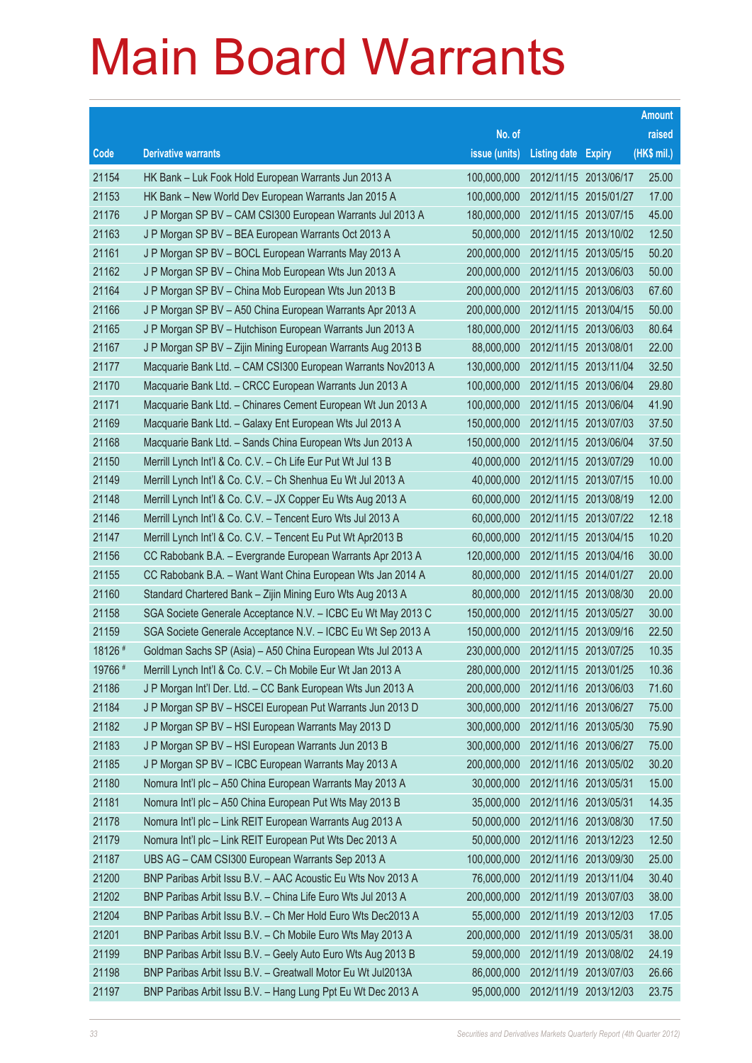# Main Board Warrants

| Code | Derivative warrants | No. of issue (units) | Listing date | Expiry | Amount raised (HK$ mil.) |
|---|---|---|---|---|---|
| 21154 | HK Bank – Luk Fook Hold European Warrants Jun 2013 A | 100,000,000 | 2012/11/15 | 2013/06/17 | 25.00 |
| 21153 | HK Bank – New World Dev European Warrants Jan 2015 A | 100,000,000 | 2012/11/15 | 2015/01/27 | 17.00 |
| 21176 | J P Morgan SP BV – CAM CSI300 European Warrants Jul 2013 A | 180,000,000 | 2012/11/15 | 2013/07/15 | 45.00 |
| 21163 | J P Morgan SP BV – BEA European Warrants Oct 2013 A | 50,000,000 | 2012/11/15 | 2013/10/02 | 12.50 |
| 21161 | J P Morgan SP BV – BOCL European Warrants May 2013 A | 200,000,000 | 2012/11/15 | 2013/05/15 | 50.20 |
| 21162 | J P Morgan SP BV – China Mob European Wts Jun 2013 A | 200,000,000 | 2012/11/15 | 2013/06/03 | 50.00 |
| 21164 | J P Morgan SP BV – China Mob European Wts Jun 2013 B | 200,000,000 | 2012/11/15 | 2013/06/03 | 67.60 |
| 21166 | J P Morgan SP BV – A50 China European Warrants Apr 2013 A | 200,000,000 | 2012/11/15 | 2013/04/15 | 50.00 |
| 21165 | J P Morgan SP BV – Hutchison European Warrants Jun 2013 A | 180,000,000 | 2012/11/15 | 2013/06/03 | 80.64 |
| 21167 | J P Morgan SP BV – Zijin Mining European Warrants Aug 2013 B | 88,000,000 | 2012/11/15 | 2013/08/01 | 22.00 |
| 21177 | Macquarie Bank Ltd. – CAM CSI300 European Warrants Nov2013 A | 130,000,000 | 2012/11/15 | 2013/11/04 | 32.50 |
| 21170 | Macquarie Bank Ltd. – CRCC European Warrants Jun 2013 A | 100,000,000 | 2012/11/15 | 2013/06/04 | 29.80 |
| 21171 | Macquarie Bank Ltd. – Chinares Cement European Wt Jun 2013 A | 100,000,000 | 2012/11/15 | 2013/06/04 | 41.90 |
| 21169 | Macquarie Bank Ltd. – Galaxy Ent European Wts Jul 2013 A | 150,000,000 | 2012/11/15 | 2013/07/03 | 37.50 |
| 21168 | Macquarie Bank Ltd. – Sands China European Wts Jun 2013 A | 150,000,000 | 2012/11/15 | 2013/06/04 | 37.50 |
| 21150 | Merrill Lynch Int'l & Co. C.V. – Ch Life Eur Put Wt Jul 13 B | 40,000,000 | 2012/11/15 | 2013/07/29 | 10.00 |
| 21149 | Merrill Lynch Int'l & Co. C.V. – Ch Shenhua Eu Wt Jul 2013 A | 40,000,000 | 2012/11/15 | 2013/07/15 | 10.00 |
| 21148 | Merrill Lynch Int'l & Co. C.V. – JX Copper Eu Wts Aug 2013 A | 60,000,000 | 2012/11/15 | 2013/08/19 | 12.00 |
| 21146 | Merrill Lynch Int'l & Co. C.V. – Tencent Euro Wts Jul 2013 A | 60,000,000 | 2012/11/15 | 2013/07/22 | 12.18 |
| 21147 | Merrill Lynch Int'l & Co. C.V. – Tencent Eu Put Wt Apr2013 B | 60,000,000 | 2012/11/15 | 2013/04/15 | 10.20 |
| 21156 | CC Rabobank B.A. – Evergrande European Warrants Apr 2013 A | 120,000,000 | 2012/11/15 | 2013/04/16 | 30.00 |
| 21155 | CC Rabobank B.A. – Want Want China European Wts Jan 2014 A | 80,000,000 | 2012/11/15 | 2014/01/27 | 20.00 |
| 21160 | Standard Chartered Bank – Zijin Mining Euro Wts Aug 2013 A | 80,000,000 | 2012/11/15 | 2013/08/30 | 20.00 |
| 21158 | SGA Societe Generale Acceptance N.V. – ICBC Eu Wt May 2013 C | 150,000,000 | 2012/11/15 | 2013/05/27 | 30.00 |
| 21159 | SGA Societe Generale Acceptance N.V. – ICBC Eu Wt Sep 2013 A | 150,000,000 | 2012/11/15 | 2013/09/16 | 22.50 |
| 18126 # | Goldman Sachs SP (Asia) – A50 China European Wts Jul 2013 A | 230,000,000 | 2012/11/15 | 2013/07/25 | 10.35 |
| 19766 # | Merrill Lynch Int'l & Co. C.V. – Ch Mobile Eur Wt Jan 2013 A | 280,000,000 | 2012/11/15 | 2013/01/25 | 10.36 |
| 21186 | J P Morgan Int'l Der. Ltd. – CC Bank European Wts Jun 2013 A | 200,000,000 | 2012/11/16 | 2013/06/03 | 71.60 |
| 21184 | J P Morgan SP BV – HSCEI European Put Warrants Jun 2013 D | 300,000,000 | 2012/11/16 | 2013/06/27 | 75.00 |
| 21182 | J P Morgan SP BV – HSI European Warrants May 2013 D | 300,000,000 | 2012/11/16 | 2013/05/30 | 75.90 |
| 21183 | J P Morgan SP BV – HSI European Warrants Jun 2013 B | 300,000,000 | 2012/11/16 | 2013/06/27 | 75.00 |
| 21185 | J P Morgan SP BV – ICBC European Warrants May 2013 A | 200,000,000 | 2012/11/16 | 2013/05/02 | 30.20 |
| 21180 | Nomura Int'l plc – A50 China European Warrants May 2013 A | 30,000,000 | 2012/11/16 | 2013/05/31 | 15.00 |
| 21181 | Nomura Int'l plc – A50 China European Put Wts May 2013 B | 35,000,000 | 2012/11/16 | 2013/05/31 | 14.35 |
| 21178 | Nomura Int'l plc – Link REIT European Warrants Aug 2013 A | 50,000,000 | 2012/11/16 | 2013/08/30 | 17.50 |
| 21179 | Nomura Int'l plc – Link REIT European Put Wts Dec 2013 A | 50,000,000 | 2012/11/16 | 2013/12/23 | 12.50 |
| 21187 | UBS AG – CAM CSI300 European Warrants Sep 2013 A | 100,000,000 | 2012/11/16 | 2013/09/30 | 25.00 |
| 21200 | BNP Paribas Arbit Issu B.V. – AAC Acoustic Eu Wts Nov 2013 A | 76,000,000 | 2012/11/19 | 2013/11/04 | 30.40 |
| 21202 | BNP Paribas Arbit Issu B.V. – China Life Euro Wts Jul 2013 A | 200,000,000 | 2012/11/19 | 2013/07/03 | 38.00 |
| 21204 | BNP Paribas Arbit Issu B.V. – Ch Mer Hold Euro Wts Dec2013 A | 55,000,000 | 2012/11/19 | 2013/12/03 | 17.05 |
| 21201 | BNP Paribas Arbit Issu B.V. – Ch Mobile Euro Wts May 2013 A | 200,000,000 | 2012/11/19 | 2013/05/31 | 38.00 |
| 21199 | BNP Paribas Arbit Issu B.V. – Geely Auto Euro Wts Aug 2013 B | 59,000,000 | 2012/11/19 | 2013/08/02 | 24.19 |
| 21198 | BNP Paribas Arbit Issu B.V. – Greatwall Motor Eu Wt Jul2013A | 86,000,000 | 2012/11/19 | 2013/07/03 | 26.66 |
| 21197 | BNP Paribas Arbit Issu B.V. – Hang Lung Ppt Eu Wt Dec 2013 A | 95,000,000 | 2012/11/19 | 2013/12/03 | 23.75 |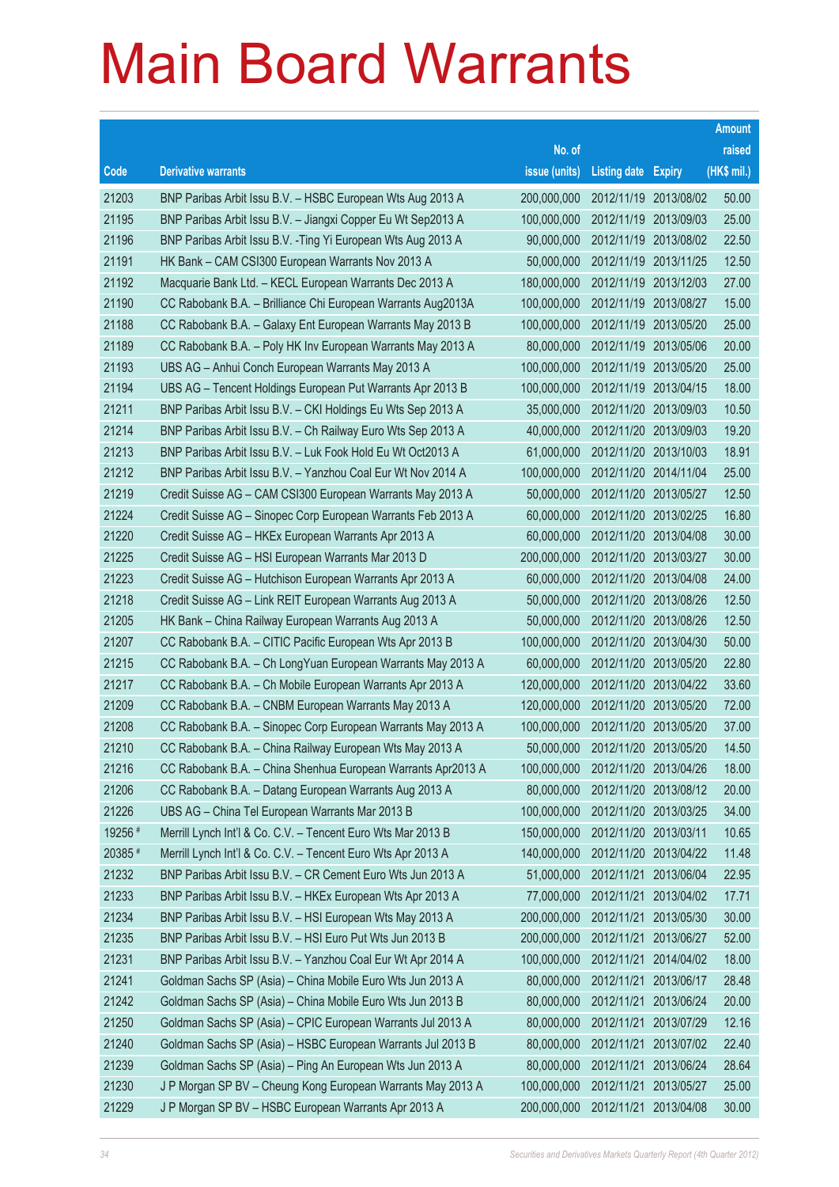# Main Board Warrants

| Code | Derivative warrants | No. of issue (units) | Listing date | Expiry | Amount raised (HK$ mil.) |
|---|---|---|---|---|---|
| 21203 | BNP Paribas Arbit Issu B.V. – HSBC European Wts Aug 2013 A | 200,000,000 | 2012/11/19 | 2013/08/02 | 50.00 |
| 21195 | BNP Paribas Arbit Issu B.V. – Jiangxi Copper Eu Wt Sep2013 A | 100,000,000 | 2012/11/19 | 2013/09/03 | 25.00 |
| 21196 | BNP Paribas Arbit Issu B.V. -Ting Yi European Wts Aug 2013 A | 90,000,000 | 2012/11/19 | 2013/08/02 | 22.50 |
| 21191 | HK Bank – CAM CSI300 European Warrants Nov 2013 A | 50,000,000 | 2012/11/19 | 2013/11/25 | 12.50 |
| 21192 | Macquarie Bank Ltd. – KECL European Warrants Dec 2013 A | 180,000,000 | 2012/11/19 | 2013/12/03 | 27.00 |
| 21190 | CC Rabobank B.A. – Brilliance Chi European Warrants Aug2013A | 100,000,000 | 2012/11/19 | 2013/08/27 | 15.00 |
| 21188 | CC Rabobank B.A. – Galaxy Ent European Warrants May 2013 B | 100,000,000 | 2012/11/19 | 2013/05/20 | 25.00 |
| 21189 | CC Rabobank B.A. – Poly HK Inv European Warrants May 2013 A | 80,000,000 | 2012/11/19 | 2013/05/06 | 20.00 |
| 21193 | UBS AG – Anhui Conch European Warrants May 2013 A | 100,000,000 | 2012/11/19 | 2013/05/20 | 25.00 |
| 21194 | UBS AG – Tencent Holdings European Put Warrants Apr 2013 B | 100,000,000 | 2012/11/19 | 2013/04/15 | 18.00 |
| 21211 | BNP Paribas Arbit Issu B.V. – CKI Holdings Eu Wts Sep 2013 A | 35,000,000 | 2012/11/20 | 2013/09/03 | 10.50 |
| 21214 | BNP Paribas Arbit Issu B.V. – Ch Railway Euro Wts Sep 2013 A | 40,000,000 | 2012/11/20 | 2013/09/03 | 19.20 |
| 21213 | BNP Paribas Arbit Issu B.V. – Luk Fook Hold Eu Wt Oct2013 A | 61,000,000 | 2012/11/20 | 2013/10/03 | 18.91 |
| 21212 | BNP Paribas Arbit Issu B.V. – Yanzhou Coal Eur Wt Nov 2014 A | 100,000,000 | 2012/11/20 | 2014/11/04 | 25.00 |
| 21219 | Credit Suisse AG – CAM CSI300 European Warrants May 2013 A | 50,000,000 | 2012/11/20 | 2013/05/27 | 12.50 |
| 21224 | Credit Suisse AG – Sinopec Corp European Warrants Feb 2013 A | 60,000,000 | 2012/11/20 | 2013/02/25 | 16.80 |
| 21220 | Credit Suisse AG – HKEx European Warrants Apr 2013 A | 60,000,000 | 2012/11/20 | 2013/04/08 | 30.00 |
| 21225 | Credit Suisse AG – HSI European Warrants Mar 2013 D | 200,000,000 | 2012/11/20 | 2013/03/27 | 30.00 |
| 21223 | Credit Suisse AG – Hutchison European Warrants Apr 2013 A | 60,000,000 | 2012/11/20 | 2013/04/08 | 24.00 |
| 21218 | Credit Suisse AG – Link REIT European Warrants Aug 2013 A | 50,000,000 | 2012/11/20 | 2013/08/26 | 12.50 |
| 21205 | HK Bank – China Railway European Warrants Aug 2013 A | 50,000,000 | 2012/11/20 | 2013/08/26 | 12.50 |
| 21207 | CC Rabobank B.A. – CITIC Pacific European Wts Apr 2013 B | 100,000,000 | 2012/11/20 | 2013/04/30 | 50.00 |
| 21215 | CC Rabobank B.A. – Ch LongYuan European Warrants May 2013 A | 60,000,000 | 2012/11/20 | 2013/05/20 | 22.80 |
| 21217 | CC Rabobank B.A. – Ch Mobile European Warrants Apr 2013 A | 120,000,000 | 2012/11/20 | 2013/04/22 | 33.60 |
| 21209 | CC Rabobank B.A. – CNBM European Warrants May 2013 A | 120,000,000 | 2012/11/20 | 2013/05/20 | 72.00 |
| 21208 | CC Rabobank B.A. – Sinopec Corp European Warrants May 2013 A | 100,000,000 | 2012/11/20 | 2013/05/20 | 37.00 |
| 21210 | CC Rabobank B.A. – China Railway European Wts May 2013 A | 50,000,000 | 2012/11/20 | 2013/05/20 | 14.50 |
| 21216 | CC Rabobank B.A. – China Shenhua European Warrants Apr2013 A | 100,000,000 | 2012/11/20 | 2013/04/26 | 18.00 |
| 21206 | CC Rabobank B.A. – Datang European Warrants Aug 2013 A | 80,000,000 | 2012/11/20 | 2013/08/12 | 20.00 |
| 21226 | UBS AG – China Tel European Warrants Mar 2013 B | 100,000,000 | 2012/11/20 | 2013/03/25 | 34.00 |
| 19256 # | Merrill Lynch Int'l & Co. C.V. – Tencent Euro Wts Mar 2013 B | 150,000,000 | 2012/11/20 | 2013/03/11 | 10.65 |
| 20385 # | Merrill Lynch Int'l & Co. C.V. – Tencent Euro Wts Apr 2013 A | 140,000,000 | 2012/11/20 | 2013/04/22 | 11.48 |
| 21232 | BNP Paribas Arbit Issu B.V. – CR Cement Euro Wts Jun 2013 A | 51,000,000 | 2012/11/21 | 2013/06/04 | 22.95 |
| 21233 | BNP Paribas Arbit Issu B.V. – HKEx European Wts Apr 2013 A | 77,000,000 | 2012/11/21 | 2013/04/02 | 17.71 |
| 21234 | BNP Paribas Arbit Issu B.V. – HSI European Wts May 2013 A | 200,000,000 | 2012/11/21 | 2013/05/30 | 30.00 |
| 21235 | BNP Paribas Arbit Issu B.V. – HSI Euro Put Wts Jun 2013 B | 200,000,000 | 2012/11/21 | 2013/06/27 | 52.00 |
| 21231 | BNP Paribas Arbit Issu B.V. – Yanzhou Coal Eur Wt Apr 2014 A | 100,000,000 | 2012/11/21 | 2014/04/02 | 18.00 |
| 21241 | Goldman Sachs SP (Asia) – China Mobile Euro Wts Jun 2013 A | 80,000,000 | 2012/11/21 | 2013/06/17 | 28.48 |
| 21242 | Goldman Sachs SP (Asia) – China Mobile Euro Wts Jun 2013 B | 80,000,000 | 2012/11/21 | 2013/06/24 | 20.00 |
| 21250 | Goldman Sachs SP (Asia) – CPIC European Warrants Jul 2013 A | 80,000,000 | 2012/11/21 | 2013/07/29 | 12.16 |
| 21240 | Goldman Sachs SP (Asia) – HSBC European Warrants Jul 2013 B | 80,000,000 | 2012/11/21 | 2013/07/02 | 22.40 |
| 21239 | Goldman Sachs SP (Asia) – Ping An European Wts Jun 2013 A | 80,000,000 | 2012/11/21 | 2013/06/24 | 28.64 |
| 21230 | J P Morgan SP BV – Cheung Kong European Warrants May 2013 A | 100,000,000 | 2012/11/21 | 2013/05/27 | 25.00 |
| 21229 | J P Morgan SP BV – HSBC European Warrants Apr 2013 A | 200,000,000 | 2012/11/21 | 2013/04/08 | 30.00 |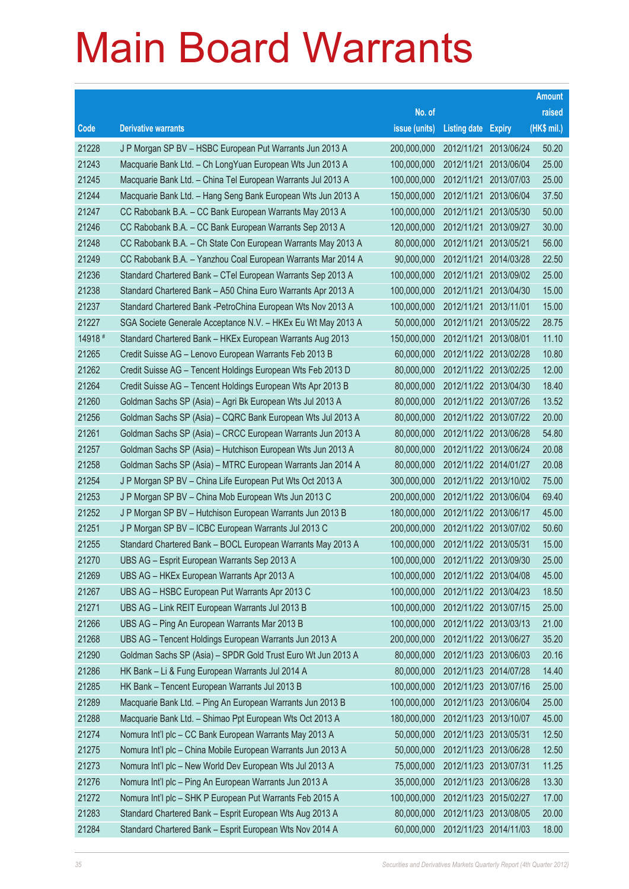# Main Board Warrants

| Code | Derivative warrants | No. of issue (units) | Listing date | Expiry | Amount raised (HK$ mil.) |
|---|---|---|---|---|---|
| 21228 | J P Morgan SP BV – HSBC European Put Warrants Jun 2013 A | 200,000,000 | 2012/11/21 | 2013/06/24 | 50.20 |
| 21243 | Macquarie Bank Ltd. – Ch LongYuan European Wts Jun 2013 A | 100,000,000 | 2012/11/21 | 2013/06/04 | 25.00 |
| 21245 | Macquarie Bank Ltd. – China Tel European Warrants Jul 2013 A | 100,000,000 | 2012/11/21 | 2013/07/03 | 25.00 |
| 21244 | Macquarie Bank Ltd. – Hang Seng Bank European Wts Jun 2013 A | 150,000,000 | 2012/11/21 | 2013/06/04 | 37.50 |
| 21247 | CC Rabobank B.A. – CC Bank European Warrants May 2013 A | 100,000,000 | 2012/11/21 | 2013/05/30 | 50.00 |
| 21246 | CC Rabobank B.A. – CC Bank European Warrants Sep 2013 A | 120,000,000 | 2012/11/21 | 2013/09/27 | 30.00 |
| 21248 | CC Rabobank B.A. – Ch State Con European Warrants May 2013 A | 80,000,000 | 2012/11/21 | 2013/05/21 | 56.00 |
| 21249 | CC Rabobank B.A. – Yanzhou Coal European Warrants Mar 2014 A | 90,000,000 | 2012/11/21 | 2014/03/28 | 22.50 |
| 21236 | Standard Chartered Bank – CTel European Warrants Sep 2013 A | 100,000,000 | 2012/11/21 | 2013/09/02 | 25.00 |
| 21238 | Standard Chartered Bank – A50 China Euro Warrants Apr 2013 A | 100,000,000 | 2012/11/21 | 2013/04/30 | 15.00 |
| 21237 | Standard Chartered Bank -PetroChina European Wts Nov 2013 A | 100,000,000 | 2012/11/21 | 2013/11/01 | 15.00 |
| 21227 | SGA Societe Generale Acceptance N.V. – HKEx Eu Wt May 2013 A | 50,000,000 | 2012/11/21 | 2013/05/22 | 28.75 |
| 14918 # | Standard Chartered Bank – HKEx European Warrants Aug 2013 | 150,000,000 | 2012/11/21 | 2013/08/01 | 11.10 |
| 21265 | Credit Suisse AG – Lenovo European Warrants Feb 2013 B | 60,000,000 | 2012/11/22 | 2013/02/28 | 10.80 |
| 21262 | Credit Suisse AG – Tencent Holdings European Wts Feb 2013 D | 80,000,000 | 2012/11/22 | 2013/02/25 | 12.00 |
| 21264 | Credit Suisse AG – Tencent Holdings European Wts Apr 2013 B | 80,000,000 | 2012/11/22 | 2013/04/30 | 18.40 |
| 21260 | Goldman Sachs SP (Asia) – Agri Bk European Wts Jul 2013 A | 80,000,000 | 2012/11/22 | 2013/07/26 | 13.52 |
| 21256 | Goldman Sachs SP (Asia) – CQRC Bank European Wts Jul 2013 A | 80,000,000 | 2012/11/22 | 2013/07/22 | 20.00 |
| 21261 | Goldman Sachs SP (Asia) – CRCC European Warrants Jun 2013 A | 80,000,000 | 2012/11/22 | 2013/06/28 | 54.80 |
| 21257 | Goldman Sachs SP (Asia) – Hutchison European Wts Jun 2013 A | 80,000,000 | 2012/11/22 | 2013/06/24 | 20.08 |
| 21258 | Goldman Sachs SP (Asia) – MTRC European Warrants Jan 2014 A | 80,000,000 | 2012/11/22 | 2014/01/27 | 20.08 |
| 21254 | J P Morgan SP BV – China Life European Put Wts Oct 2013 A | 300,000,000 | 2012/11/22 | 2013/10/02 | 75.00 |
| 21253 | J P Morgan SP BV – China Mob European Wts Jun 2013 C | 200,000,000 | 2012/11/22 | 2013/06/04 | 69.40 |
| 21252 | J P Morgan SP BV – Hutchison European Warrants Jun 2013 B | 180,000,000 | 2012/11/22 | 2013/06/17 | 45.00 |
| 21251 | J P Morgan SP BV – ICBC European Warrants Jul 2013 C | 200,000,000 | 2012/11/22 | 2013/07/02 | 50.60 |
| 21255 | Standard Chartered Bank – BOCL European Warrants May 2013 A | 100,000,000 | 2012/11/22 | 2013/05/31 | 15.00 |
| 21270 | UBS AG – Esprit European Warrants Sep 2013 A | 100,000,000 | 2012/11/22 | 2013/09/30 | 25.00 |
| 21269 | UBS AG – HKEx European Warrants Apr 2013 A | 100,000,000 | 2012/11/22 | 2013/04/08 | 45.00 |
| 21267 | UBS AG – HSBC European Put Warrants Apr 2013 C | 100,000,000 | 2012/11/22 | 2013/04/23 | 18.50 |
| 21271 | UBS AG – Link REIT European Warrants Jul 2013 B | 100,000,000 | 2012/11/22 | 2013/07/15 | 25.00 |
| 21266 | UBS AG – Ping An European Warrants Mar 2013 B | 100,000,000 | 2012/11/22 | 2013/03/13 | 21.00 |
| 21268 | UBS AG – Tencent Holdings European Warrants Jun 2013 A | 200,000,000 | 2012/11/22 | 2013/06/27 | 35.20 |
| 21290 | Goldman Sachs SP (Asia) – SPDR Gold Trust Euro Wt Jun 2013 A | 80,000,000 | 2012/11/23 | 2013/06/03 | 20.16 |
| 21286 | HK Bank – Li & Fung European Warrants Jul 2014 A | 80,000,000 | 2012/11/23 | 2014/07/28 | 14.40 |
| 21285 | HK Bank – Tencent European Warrants Jul 2013 B | 100,000,000 | 2012/11/23 | 2013/07/16 | 25.00 |
| 21289 | Macquarie Bank Ltd. – Ping An European Warrants Jun 2013 B | 100,000,000 | 2012/11/23 | 2013/06/04 | 25.00 |
| 21288 | Macquarie Bank Ltd. – Shimao Ppt European Wts Oct 2013 A | 180,000,000 | 2012/11/23 | 2013/10/07 | 45.00 |
| 21274 | Nomura Int'l plc – CC Bank European Warrants May 2013 A | 50,000,000 | 2012/11/23 | 2013/05/31 | 12.50 |
| 21275 | Nomura Int'l plc – China Mobile European Warrants Jun 2013 A | 50,000,000 | 2012/11/23 | 2013/06/28 | 12.50 |
| 21273 | Nomura Int'l plc – New World Dev European Wts Jul 2013 A | 75,000,000 | 2012/11/23 | 2013/07/31 | 11.25 |
| 21276 | Nomura Int'l plc – Ping An European Warrants Jun 2013 A | 35,000,000 | 2012/11/23 | 2013/06/28 | 13.30 |
| 21272 | Nomura Int'l plc – SHK P European Put Warrants Feb 2015 A | 100,000,000 | 2012/11/23 | 2015/02/27 | 17.00 |
| 21283 | Standard Chartered Bank – Esprit European Wts Aug 2013 A | 80,000,000 | 2012/11/23 | 2013/08/05 | 20.00 |
| 21284 | Standard Chartered Bank – Esprit European Wts Nov 2014 A | 60,000,000 | 2012/11/23 | 2014/11/03 | 18.00 |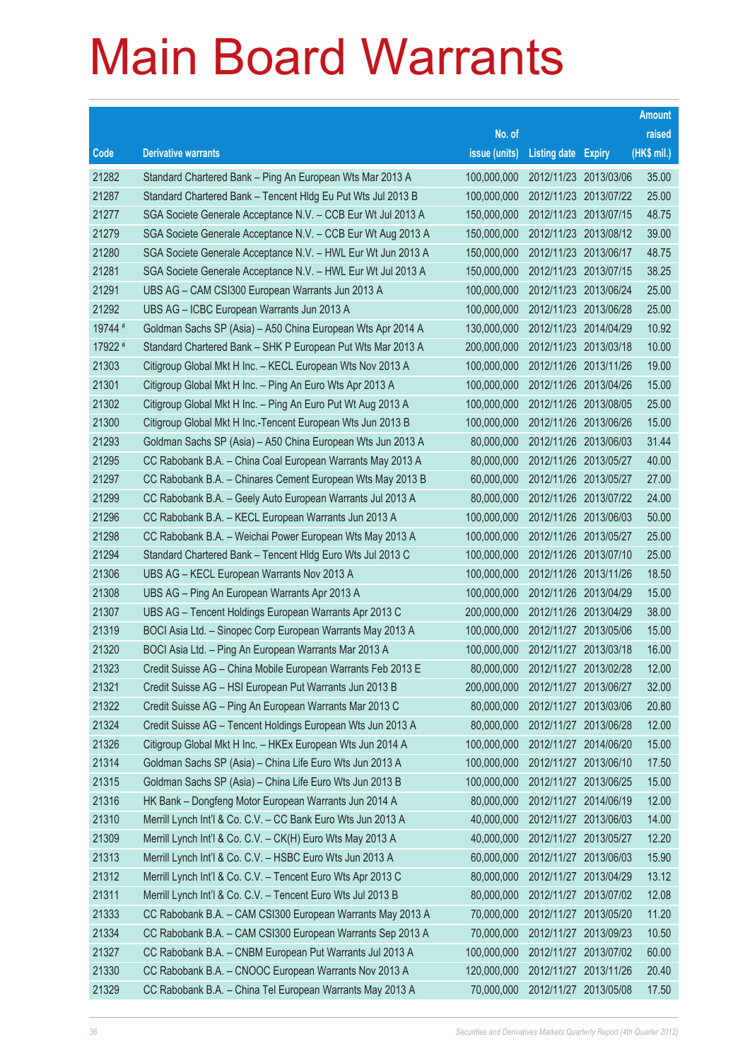# Main Board Warrants

| Code | Derivative warrants | No. of issue (units) | Listing date | Expiry | Amount raised (HK$ mil.) |
|---|---|---|---|---|---|
| 21282 | Standard Chartered Bank – Ping An European Wts Mar 2013 A | 100,000,000 | 2012/11/23 | 2013/03/06 | 35.00 |
| 21287 | Standard Chartered Bank – Tencent Hldg Eu Put Wts Jul 2013 B | 100,000,000 | 2012/11/23 | 2013/07/22 | 25.00 |
| 21277 | SGA Societe Generale Acceptance N.V. – CCB Eur Wt Jul 2013 A | 150,000,000 | 2012/11/23 | 2013/07/15 | 48.75 |
| 21279 | SGA Societe Generale Acceptance N.V. – CCB Eur Wt Aug 2013 A | 150,000,000 | 2012/11/23 | 2013/08/12 | 39.00 |
| 21280 | SGA Societe Generale Acceptance N.V. – HWL Eur Wt Jun 2013 A | 150,000,000 | 2012/11/23 | 2013/06/17 | 48.75 |
| 21281 | SGA Societe Generale Acceptance N.V. – HWL Eur Wt Jul 2013 A | 150,000,000 | 2012/11/23 | 2013/07/15 | 38.25 |
| 21291 | UBS AG – CAM CSI300 European Warrants Jun 2013 A | 100,000,000 | 2012/11/23 | 2013/06/24 | 25.00 |
| 21292 | UBS AG – ICBC European Warrants Jun 2013 A | 100,000,000 | 2012/11/23 | 2013/06/28 | 25.00 |
| 19744 # | Goldman Sachs SP (Asia) – A50 China European Wts Apr 2014 A | 130,000,000 | 2012/11/23 | 2014/04/29 | 10.92 |
| 17922 # | Standard Chartered Bank – SHK P European Put Wts Mar 2013 A | 200,000,000 | 2012/11/23 | 2013/03/18 | 10.00 |
| 21303 | Citigroup Global Mkt H Inc. – KECL European Wts Nov 2013 A | 100,000,000 | 2012/11/26 | 2013/11/26 | 19.00 |
| 21301 | Citigroup Global Mkt H Inc. – Ping An Euro Wts Apr 2013 A | 100,000,000 | 2012/11/26 | 2013/04/26 | 15.00 |
| 21302 | Citigroup Global Mkt H Inc. – Ping An Euro Put Wt Aug 2013 A | 100,000,000 | 2012/11/26 | 2013/08/05 | 25.00 |
| 21300 | Citigroup Global Mkt H Inc.-Tencent European Wts Jun 2013 B | 100,000,000 | 2012/11/26 | 2013/06/26 | 15.00 |
| 21293 | Goldman Sachs SP (Asia) – A50 China European Wts Jun 2013 A | 80,000,000 | 2012/11/26 | 2013/06/03 | 31.44 |
| 21295 | CC Rabobank B.A. – China Coal European Warrants May 2013 A | 80,000,000 | 2012/11/26 | 2013/05/27 | 40.00 |
| 21297 | CC Rabobank B.A. – Chinares Cement European Wts May 2013 B | 60,000,000 | 2012/11/26 | 2013/05/27 | 27.00 |
| 21299 | CC Rabobank B.A. – Geely Auto European Warrants Jul 2013 A | 80,000,000 | 2012/11/26 | 2013/07/22 | 24.00 |
| 21296 | CC Rabobank B.A. – KECL European Warrants Jun 2013 A | 100,000,000 | 2012/11/26 | 2013/06/03 | 50.00 |
| 21298 | CC Rabobank B.A. – Weichai Power European Wts May 2013 A | 100,000,000 | 2012/11/26 | 2013/05/27 | 25.00 |
| 21294 | Standard Chartered Bank – Tencent Hldg Euro Wts Jul 2013 C | 100,000,000 | 2012/11/26 | 2013/07/10 | 25.00 |
| 21306 | UBS AG – KECL European Warrants Nov 2013 A | 100,000,000 | 2012/11/26 | 2013/11/26 | 18.50 |
| 21308 | UBS AG – Ping An European Warrants Apr 2013 A | 100,000,000 | 2012/11/26 | 2013/04/29 | 15.00 |
| 21307 | UBS AG – Tencent Holdings European Warrants Apr 2013 C | 200,000,000 | 2012/11/26 | 2013/04/29 | 38.00 |
| 21319 | BOCI Asia Ltd. – Sinopec Corp European Warrants May 2013 A | 100,000,000 | 2012/11/27 | 2013/05/06 | 15.00 |
| 21320 | BOCI Asia Ltd. – Ping An European Warrants Mar 2013 A | 100,000,000 | 2012/11/27 | 2013/03/18 | 16.00 |
| 21323 | Credit Suisse AG – China Mobile European Warrants Feb 2013 E | 80,000,000 | 2012/11/27 | 2013/02/28 | 12.00 |
| 21321 | Credit Suisse AG – HSI European Put Warrants Jun 2013 B | 200,000,000 | 2012/11/27 | 2013/06/27 | 32.00 |
| 21322 | Credit Suisse AG – Ping An European Warrants Mar 2013 C | 80,000,000 | 2012/11/27 | 2013/03/06 | 20.80 |
| 21324 | Credit Suisse AG – Tencent Holdings European Wts Jun 2013 A | 80,000,000 | 2012/11/27 | 2013/06/28 | 12.00 |
| 21326 | Citigroup Global Mkt H Inc. – HKEx European Wts Jun 2014 A | 100,000,000 | 2012/11/27 | 2014/06/20 | 15.00 |
| 21314 | Goldman Sachs SP (Asia) – China Life Euro Wts Jun 2013 A | 100,000,000 | 2012/11/27 | 2013/06/10 | 17.50 |
| 21315 | Goldman Sachs SP (Asia) – China Life Euro Wts Jun 2013 B | 100,000,000 | 2012/11/27 | 2013/06/25 | 15.00 |
| 21316 | HK Bank – Dongfeng Motor European Warrants Jun 2014 A | 80,000,000 | 2012/11/27 | 2014/06/19 | 12.00 |
| 21310 | Merrill Lynch Int'l & Co. C.V. – CC Bank Euro Wts Jun 2013 A | 40,000,000 | 2012/11/27 | 2013/06/03 | 14.00 |
| 21309 | Merrill Lynch Int'l & Co. C.V. – CK(H) Euro Wts May 2013 A | 40,000,000 | 2012/11/27 | 2013/05/27 | 12.20 |
| 21313 | Merrill Lynch Int'l & Co. C.V. – HSBC Euro Wts Jun 2013 A | 60,000,000 | 2012/11/27 | 2013/06/03 | 15.90 |
| 21312 | Merrill Lynch Int'l & Co. C.V. – Tencent Euro Wts Apr 2013 C | 80,000,000 | 2012/11/27 | 2013/04/29 | 13.12 |
| 21311 | Merrill Lynch Int'l & Co. C.V. – Tencent Euro Wts Jul 2013 B | 80,000,000 | 2012/11/27 | 2013/07/02 | 12.08 |
| 21333 | CC Rabobank B.A. – CAM CSI300 European Warrants May 2013 A | 70,000,000 | 2012/11/27 | 2013/05/20 | 11.20 |
| 21334 | CC Rabobank B.A. – CAM CSI300 European Warrants Sep 2013 A | 70,000,000 | 2012/11/27 | 2013/09/23 | 10.50 |
| 21327 | CC Rabobank B.A. – CNBM European Put Warrants Jul 2013 A | 100,000,000 | 2012/11/27 | 2013/07/02 | 60.00 |
| 21330 | CC Rabobank B.A. – CNOOC European Warrants Nov 2013 A | 120,000,000 | 2012/11/27 | 2013/11/26 | 20.40 |
| 21329 | CC Rabobank B.A. – China Tel European Warrants May 2013 A | 70,000,000 | 2012/11/27 | 2013/05/08 | 17.50 |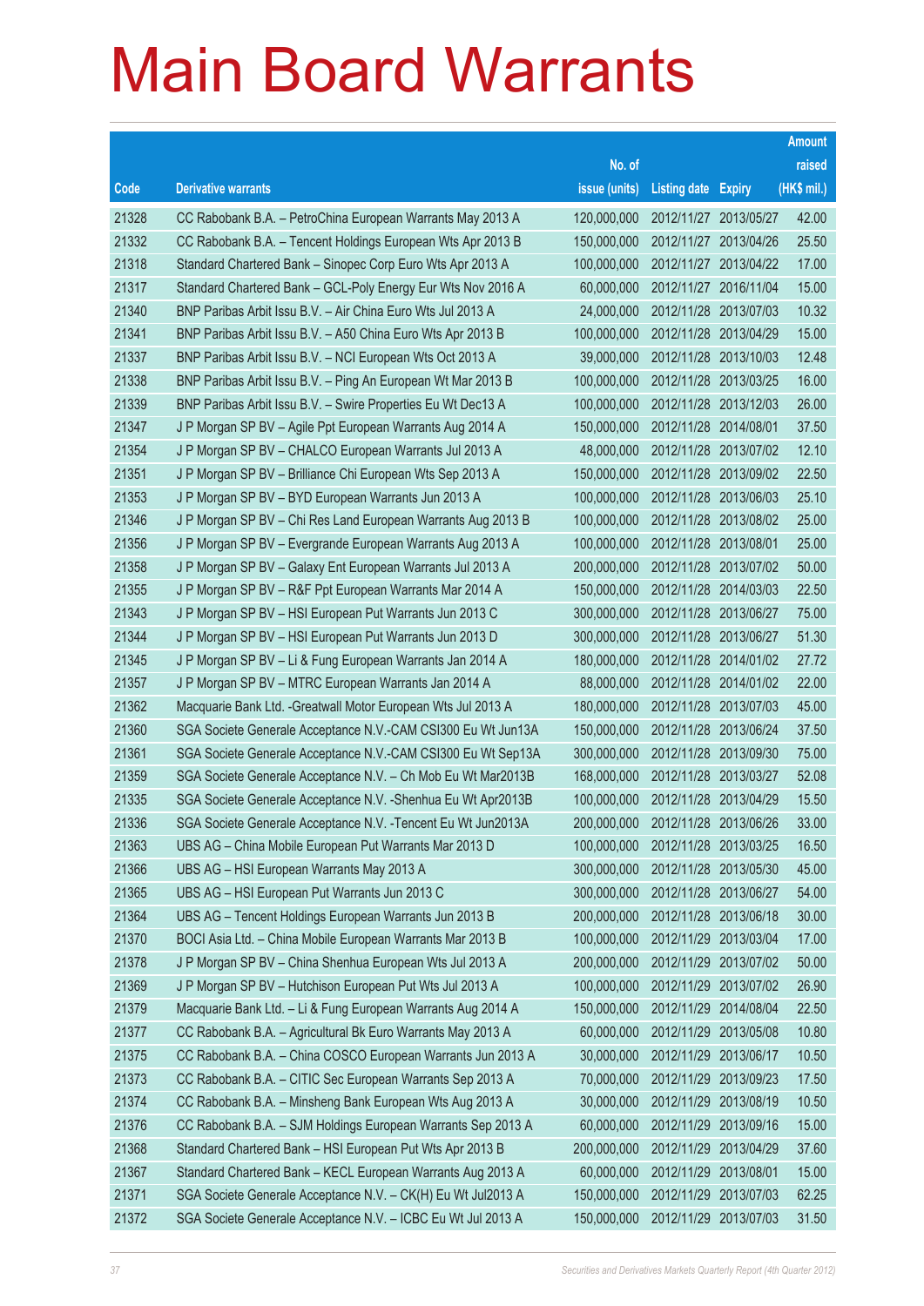# Main Board Warrants

| Code | Derivative warrants | No. of issue (units) | Listing date | Expiry | Amount raised (HK$ mil.) |
|---|---|---|---|---|---|
| 21328 | CC Rabobank B.A. – PetroChina European Warrants May 2013 A | 120,000,000 | 2012/11/27 | 2013/05/27 | 42.00 |
| 21332 | CC Rabobank B.A. – Tencent Holdings European Wts Apr 2013 B | 150,000,000 | 2012/11/27 | 2013/04/26 | 25.50 |
| 21318 | Standard Chartered Bank – Sinopec Corp Euro Wts Apr 2013 A | 100,000,000 | 2012/11/27 | 2013/04/22 | 17.00 |
| 21317 | Standard Chartered Bank – GCL-Poly Energy Eur Wts Nov 2016 A | 60,000,000 | 2012/11/27 | 2016/11/04 | 15.00 |
| 21340 | BNP Paribas Arbit Issu B.V. – Air China Euro Wts Jul 2013 A | 24,000,000 | 2012/11/28 | 2013/07/03 | 10.32 |
| 21341 | BNP Paribas Arbit Issu B.V. – A50 China Euro Wts Apr 2013 B | 100,000,000 | 2012/11/28 | 2013/04/29 | 15.00 |
| 21337 | BNP Paribas Arbit Issu B.V. – NCI European Wts Oct 2013 A | 39,000,000 | 2012/11/28 | 2013/10/03 | 12.48 |
| 21338 | BNP Paribas Arbit Issu B.V. – Ping An European Wt Mar 2013 B | 100,000,000 | 2012/11/28 | 2013/03/25 | 16.00 |
| 21339 | BNP Paribas Arbit Issu B.V. – Swire Properties Eu Wt Dec13 A | 100,000,000 | 2012/11/28 | 2013/12/03 | 26.00 |
| 21347 | J P Morgan SP BV – Agile Ppt European Warrants Aug 2014 A | 150,000,000 | 2012/11/28 | 2014/08/01 | 37.50 |
| 21354 | J P Morgan SP BV – CHALCO European Warrants Jul 2013 A | 48,000,000 | 2012/11/28 | 2013/07/02 | 12.10 |
| 21351 | J P Morgan SP BV – Brilliance Chi European Wts Sep 2013 A | 150,000,000 | 2012/11/28 | 2013/09/02 | 22.50 |
| 21353 | J P Morgan SP BV – BYD European Warrants Jun 2013 A | 100,000,000 | 2012/11/28 | 2013/06/03 | 25.10 |
| 21346 | J P Morgan SP BV – Chi Res Land European Warrants Aug 2013 B | 100,000,000 | 2012/11/28 | 2013/08/02 | 25.00 |
| 21356 | J P Morgan SP BV – Evergrande European Warrants Aug 2013 A | 100,000,000 | 2012/11/28 | 2013/08/01 | 25.00 |
| 21358 | J P Morgan SP BV – Galaxy Ent European Warrants Jul 2013 A | 200,000,000 | 2012/11/28 | 2013/07/02 | 50.00 |
| 21355 | J P Morgan SP BV – R&F Ppt European Warrants Mar 2014 A | 150,000,000 | 2012/11/28 | 2014/03/03 | 22.50 |
| 21343 | J P Morgan SP BV – HSI European Put Warrants Jun 2013 C | 300,000,000 | 2012/11/28 | 2013/06/27 | 75.00 |
| 21344 | J P Morgan SP BV – HSI European Put Warrants Jun 2013 D | 300,000,000 | 2012/11/28 | 2013/06/27 | 51.30 |
| 21345 | J P Morgan SP BV – Li & Fung European Warrants Jan 2014 A | 180,000,000 | 2012/11/28 | 2014/01/02 | 27.72 |
| 21357 | J P Morgan SP BV – MTRC European Warrants Jan 2014 A | 88,000,000 | 2012/11/28 | 2014/01/02 | 22.00 |
| 21362 | Macquarie Bank Ltd. -Greatwall Motor European Wts Jul 2013 A | 180,000,000 | 2012/11/28 | 2013/07/03 | 45.00 |
| 21360 | SGA Societe Generale Acceptance N.V.-CAM CSI300 Eu Wt Jun13A | 150,000,000 | 2012/11/28 | 2013/06/24 | 37.50 |
| 21361 | SGA Societe Generale Acceptance N.V.-CAM CSI300 Eu Wt Sep13A | 300,000,000 | 2012/11/28 | 2013/09/30 | 75.00 |
| 21359 | SGA Societe Generale Acceptance N.V. – Ch Mob Eu Wt Mar2013B | 168,000,000 | 2012/11/28 | 2013/03/27 | 52.08 |
| 21335 | SGA Societe Generale Acceptance N.V. -Shenhua Eu Wt Apr2013B | 100,000,000 | 2012/11/28 | 2013/04/29 | 15.50 |
| 21336 | SGA Societe Generale Acceptance N.V. -Tencent Eu Wt Jun2013A | 200,000,000 | 2012/11/28 | 2013/06/26 | 33.00 |
| 21363 | UBS AG – China Mobile European Put Warrants Mar 2013 D | 100,000,000 | 2012/11/28 | 2013/03/25 | 16.50 |
| 21366 | UBS AG – HSI European Warrants May 2013 A | 300,000,000 | 2012/11/28 | 2013/05/30 | 45.00 |
| 21365 | UBS AG – HSI European Put Warrants Jun 2013 C | 300,000,000 | 2012/11/28 | 2013/06/27 | 54.00 |
| 21364 | UBS AG – Tencent Holdings European Warrants Jun 2013 B | 200,000,000 | 2012/11/28 | 2013/06/18 | 30.00 |
| 21370 | BOCI Asia Ltd. – China Mobile European Warrants Mar 2013 B | 100,000,000 | 2012/11/29 | 2013/03/04 | 17.00 |
| 21378 | J P Morgan SP BV – China Shenhua European Wts Jul 2013 A | 200,000,000 | 2012/11/29 | 2013/07/02 | 50.00 |
| 21369 | J P Morgan SP BV – Hutchison European Put Wts Jul 2013 A | 100,000,000 | 2012/11/29 | 2013/07/02 | 26.90 |
| 21379 | Macquarie Bank Ltd. – Li & Fung European Warrants Aug 2014 A | 150,000,000 | 2012/11/29 | 2014/08/04 | 22.50 |
| 21377 | CC Rabobank B.A. – Agricultural Bk Euro Warrants May 2013 A | 60,000,000 | 2012/11/29 | 2013/05/08 | 10.80 |
| 21375 | CC Rabobank B.A. – China COSCO European Warrants Jun 2013 A | 30,000,000 | 2012/11/29 | 2013/06/17 | 10.50 |
| 21373 | CC Rabobank B.A. – CITIC Sec European Warrants Sep 2013 A | 70,000,000 | 2012/11/29 | 2013/09/23 | 17.50 |
| 21374 | CC Rabobank B.A. – Minsheng Bank European Wts Aug 2013 A | 30,000,000 | 2012/11/29 | 2013/08/19 | 10.50 |
| 21376 | CC Rabobank B.A. – SJM Holdings European Warrants Sep 2013 A | 60,000,000 | 2012/11/29 | 2013/09/16 | 15.00 |
| 21368 | Standard Chartered Bank – HSI European Put Wts Apr 2013 B | 200,000,000 | 2012/11/29 | 2013/04/29 | 37.60 |
| 21367 | Standard Chartered Bank – KECL European Warrants Aug 2013 A | 60,000,000 | 2012/11/29 | 2013/08/01 | 15.00 |
| 21371 | SGA Societe Generale Acceptance N.V. – CK(H) Eu Wt Jul2013 A | 150,000,000 | 2012/11/29 | 2013/07/03 | 62.25 |
| 21372 | SGA Societe Generale Acceptance N.V. – ICBC Eu Wt Jul 2013 A | 150,000,000 | 2012/11/29 | 2013/07/03 | 31.50 |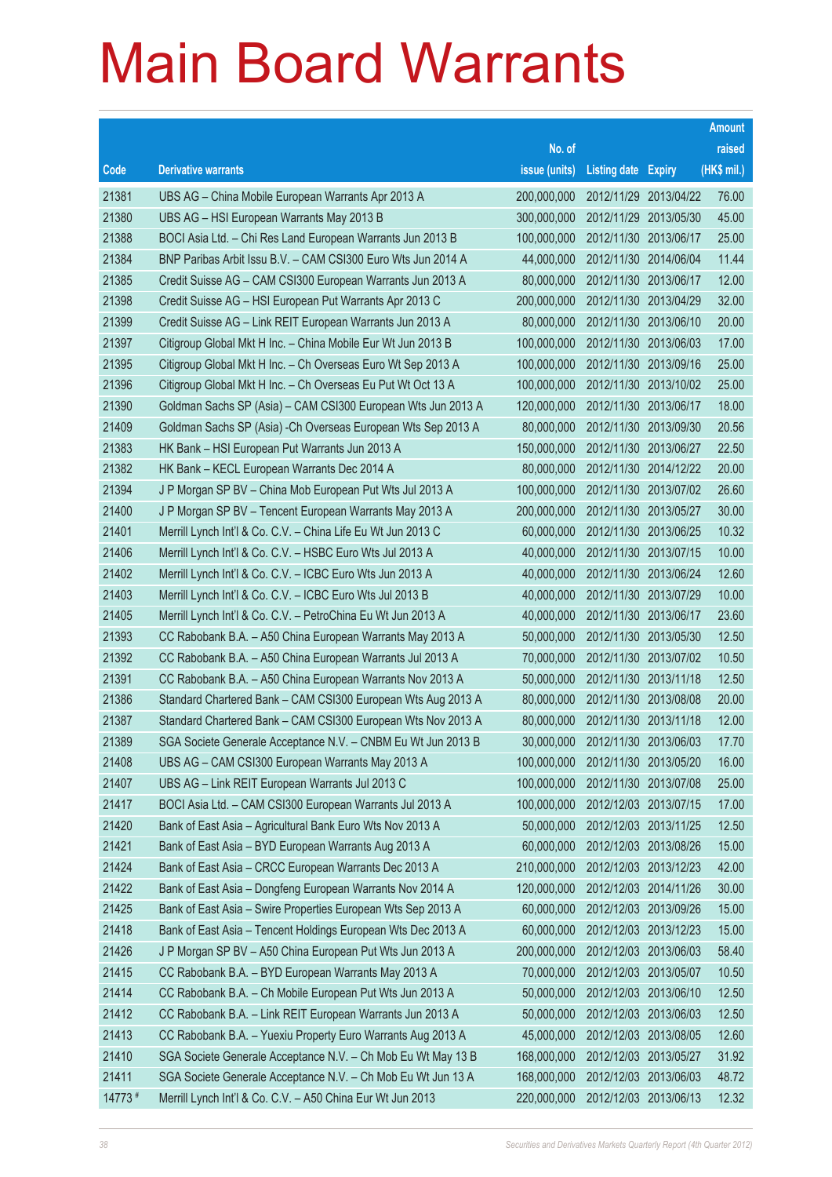# Main Board Warrants

| Code | Derivative warrants | No. of issue (units) | Listing date | Expiry | Amount raised (HK$ mil.) |
|---|---|---|---|---|---|
| 21381 | UBS AG – China Mobile European Warrants Apr 2013 A | 200,000,000 | 2012/11/29 | 2013/04/22 | 76.00 |
| 21380 | UBS AG – HSI European Warrants May 2013 B | 300,000,000 | 2012/11/29 | 2013/05/30 | 45.00 |
| 21388 | BOCI Asia Ltd. – Chi Res Land European Warrants Jun 2013 B | 100,000,000 | 2012/11/30 | 2013/06/17 | 25.00 |
| 21384 | BNP Paribas Arbit Issu B.V. – CAM CSI300 Euro Wts Jun 2014 A | 44,000,000 | 2012/11/30 | 2014/06/04 | 11.44 |
| 21385 | Credit Suisse AG – CAM CSI300 European Warrants Jun 2013 A | 80,000,000 | 2012/11/30 | 2013/06/17 | 12.00 |
| 21398 | Credit Suisse AG – HSI European Put Warrants Apr 2013 C | 200,000,000 | 2012/11/30 | 2013/04/29 | 32.00 |
| 21399 | Credit Suisse AG – Link REIT European Warrants Jun 2013 A | 80,000,000 | 2012/11/30 | 2013/06/10 | 20.00 |
| 21397 | Citigroup Global Mkt H Inc. – China Mobile Eur Wt Jun 2013 B | 100,000,000 | 2012/11/30 | 2013/06/03 | 17.00 |
| 21395 | Citigroup Global Mkt H Inc. – Ch Overseas Euro Wt Sep 2013 A | 100,000,000 | 2012/11/30 | 2013/09/16 | 25.00 |
| 21396 | Citigroup Global Mkt H Inc. – Ch Overseas Eu Put Wt Oct 13 A | 100,000,000 | 2012/11/30 | 2013/10/02 | 25.00 |
| 21390 | Goldman Sachs SP (Asia) – CAM CSI300 European Wts Jun 2013 A | 120,000,000 | 2012/11/30 | 2013/06/17 | 18.00 |
| 21409 | Goldman Sachs SP (Asia) -Ch Overseas European Wts Sep 2013 A | 80,000,000 | 2012/11/30 | 2013/09/30 | 20.56 |
| 21383 | HK Bank – HSI European Put Warrants Jun 2013 A | 150,000,000 | 2012/11/30 | 2013/06/27 | 22.50 |
| 21382 | HK Bank – KECL European Warrants Dec 2014 A | 80,000,000 | 2012/11/30 | 2014/12/22 | 20.00 |
| 21394 | J P Morgan SP BV – China Mob European Put Wts Jul 2013 A | 100,000,000 | 2012/11/30 | 2013/07/02 | 26.60 |
| 21400 | J P Morgan SP BV – Tencent European Warrants May 2013 A | 200,000,000 | 2012/11/30 | 2013/05/27 | 30.00 |
| 21401 | Merrill Lynch Int'l & Co. C.V. – China Life Eu Wt Jun 2013 C | 60,000,000 | 2012/11/30 | 2013/06/25 | 10.32 |
| 21406 | Merrill Lynch Int'l & Co. C.V. – HSBC Euro Wts Jul 2013 A | 40,000,000 | 2012/11/30 | 2013/07/15 | 10.00 |
| 21402 | Merrill Lynch Int'l & Co. C.V. – ICBC Euro Wts Jun 2013 A | 40,000,000 | 2012/11/30 | 2013/06/24 | 12.60 |
| 21403 | Merrill Lynch Int'l & Co. C.V. – ICBC Euro Wts Jul 2013 B | 40,000,000 | 2012/11/30 | 2013/07/29 | 10.00 |
| 21405 | Merrill Lynch Int'l & Co. C.V. – PetroChina Eu Wt Jun 2013 A | 40,000,000 | 2012/11/30 | 2013/06/17 | 23.60 |
| 21393 | CC Rabobank B.A. – A50 China European Warrants May 2013 A | 50,000,000 | 2012/11/30 | 2013/05/30 | 12.50 |
| 21392 | CC Rabobank B.A. – A50 China European Warrants Jul 2013 A | 70,000,000 | 2012/11/30 | 2013/07/02 | 10.50 |
| 21391 | CC Rabobank B.A. – A50 China European Warrants Nov 2013 A | 50,000,000 | 2012/11/30 | 2013/11/18 | 12.50 |
| 21386 | Standard Chartered Bank – CAM CSI300 European Wts Aug 2013 A | 80,000,000 | 2012/11/30 | 2013/08/08 | 20.00 |
| 21387 | Standard Chartered Bank – CAM CSI300 European Wts Nov 2013 A | 80,000,000 | 2012/11/30 | 2013/11/18 | 12.00 |
| 21389 | SGA Societe Generale Acceptance N.V. – CNBM Eu Wt Jun 2013 B | 30,000,000 | 2012/11/30 | 2013/06/03 | 17.70 |
| 21408 | UBS AG – CAM CSI300 European Warrants May 2013 A | 100,000,000 | 2012/11/30 | 2013/05/20 | 16.00 |
| 21407 | UBS AG – Link REIT European Warrants Jul 2013 C | 100,000,000 | 2012/11/30 | 2013/07/08 | 25.00 |
| 21417 | BOCI Asia Ltd. – CAM CSI300 European Warrants Jul 2013 A | 100,000,000 | 2012/12/03 | 2013/07/15 | 17.00 |
| 21420 | Bank of East Asia – Agricultural Bank Euro Wts Nov 2013 A | 50,000,000 | 2012/12/03 | 2013/11/25 | 12.50 |
| 21421 | Bank of East Asia – BYD European Warrants Aug 2013 A | 60,000,000 | 2012/12/03 | 2013/08/26 | 15.00 |
| 21424 | Bank of East Asia – CRCC European Warrants Dec 2013 A | 210,000,000 | 2012/12/03 | 2013/12/23 | 42.00 |
| 21422 | Bank of East Asia – Dongfeng European Warrants Nov 2014 A | 120,000,000 | 2012/12/03 | 2014/11/26 | 30.00 |
| 21425 | Bank of East Asia – Swire Properties European Wts Sep 2013 A | 60,000,000 | 2012/12/03 | 2013/09/26 | 15.00 |
| 21418 | Bank of East Asia – Tencent Holdings European Wts Dec 2013 A | 60,000,000 | 2012/12/03 | 2013/12/23 | 15.00 |
| 21426 | J P Morgan SP BV – A50 China European Put Wts Jun 2013 A | 200,000,000 | 2012/12/03 | 2013/06/03 | 58.40 |
| 21415 | CC Rabobank B.A. – BYD European Warrants May 2013 A | 70,000,000 | 2012/12/03 | 2013/05/07 | 10.50 |
| 21414 | CC Rabobank B.A. – Ch Mobile European Put Wts Jun 2013 A | 50,000,000 | 2012/12/03 | 2013/06/10 | 12.50 |
| 21412 | CC Rabobank B.A. – Link REIT European Warrants Jun 2013 A | 50,000,000 | 2012/12/03 | 2013/06/03 | 12.50 |
| 21413 | CC Rabobank B.A. – Yuexiu Property Euro Warrants Aug 2013 A | 45,000,000 | 2012/12/03 | 2013/08/05 | 12.60 |
| 21410 | SGA Societe Generale Acceptance N.V. – Ch Mob Eu Wt May 13 B | 168,000,000 | 2012/12/03 | 2013/05/27 | 31.92 |
| 21411 | SGA Societe Generale Acceptance N.V. – Ch Mob Eu Wt Jun 13 A | 168,000,000 | 2012/12/03 | 2013/06/03 | 48.72 |
| 14773 # | Merrill Lynch Int'l & Co. C.V. – A50 China Eur Wt Jun 2013 | 220,000,000 | 2012/12/03 | 2013/06/13 | 12.32 |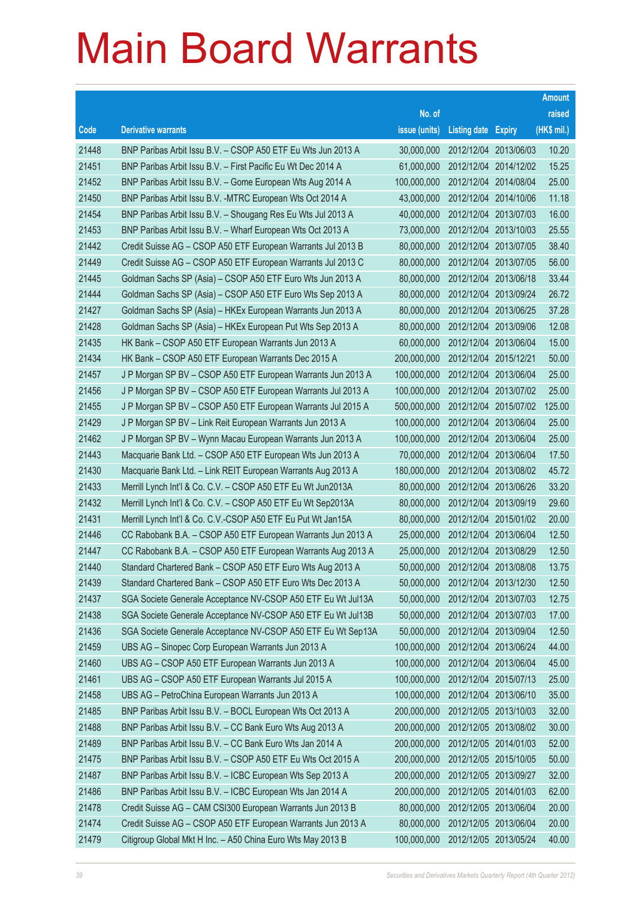# Main Board Warrants

| Code | Derivative warrants | No. of issue (units) | Listing date | Expiry | Amount raised (HK$ mil.) |
|---|---|---|---|---|---|
| 21448 | BNP Paribas Arbit Issu B.V. – CSOP A50 ETF Eu Wts Jun 2013 A | 30,000,000 | 2012/12/04 | 2013/06/03 | 10.20 |
| 21451 | BNP Paribas Arbit Issu B.V. – First Pacific Eu Wt Dec 2014 A | 61,000,000 | 2012/12/04 | 2014/12/02 | 15.25 |
| 21452 | BNP Paribas Arbit Issu B.V. – Gome European Wts Aug 2014 A | 100,000,000 | 2012/12/04 | 2014/08/04 | 25.00 |
| 21450 | BNP Paribas Arbit Issu B.V. -MTRC European Wts Oct 2014 A | 43,000,000 | 2012/12/04 | 2014/10/06 | 11.18 |
| 21454 | BNP Paribas Arbit Issu B.V. – Shougang Res Eu Wts Jul 2013 A | 40,000,000 | 2012/12/04 | 2013/07/03 | 16.00 |
| 21453 | BNP Paribas Arbit Issu B.V. – Wharf European Wts Oct 2013 A | 73,000,000 | 2012/12/04 | 2013/10/03 | 25.55 |
| 21442 | Credit Suisse AG – CSOP A50 ETF European Warrants Jul 2013 B | 80,000,000 | 2012/12/04 | 2013/07/05 | 38.40 |
| 21449 | Credit Suisse AG – CSOP A50 ETF European Warrants Jul 2013 C | 80,000,000 | 2012/12/04 | 2013/07/05 | 56.00 |
| 21445 | Goldman Sachs SP (Asia) – CSOP A50 ETF Euro Wts Jun 2013 A | 80,000,000 | 2012/12/04 | 2013/06/18 | 33.44 |
| 21444 | Goldman Sachs SP (Asia) – CSOP A50 ETF Euro Wts Sep 2013 A | 80,000,000 | 2012/12/04 | 2013/09/24 | 26.72 |
| 21427 | Goldman Sachs SP (Asia) – HKEx European Warrants Jun 2013 A | 80,000,000 | 2012/12/04 | 2013/06/25 | 37.28 |
| 21428 | Goldman Sachs SP (Asia) – HKEx European Put Wts Sep 2013 A | 80,000,000 | 2012/12/04 | 2013/09/06 | 12.08 |
| 21435 | HK Bank – CSOP A50 ETF European Warrants Jun 2013 A | 60,000,000 | 2012/12/04 | 2013/06/04 | 15.00 |
| 21434 | HK Bank – CSOP A50 ETF European Warrants Dec 2015 A | 200,000,000 | 2012/12/04 | 2015/12/21 | 50.00 |
| 21457 | J P Morgan SP BV – CSOP A50 ETF European Warrants Jun 2013 A | 100,000,000 | 2012/12/04 | 2013/06/04 | 25.00 |
| 21456 | J P Morgan SP BV – CSOP A50 ETF European Warrants Jul 2013 A | 100,000,000 | 2012/12/04 | 2013/07/02 | 25.00 |
| 21455 | J P Morgan SP BV – CSOP A50 ETF European Warrants Jul 2015 A | 500,000,000 | 2012/12/04 | 2015/07/02 | 125.00 |
| 21429 | J P Morgan SP BV – Link Reit European Warrants Jun 2013 A | 100,000,000 | 2012/12/04 | 2013/06/04 | 25.00 |
| 21462 | J P Morgan SP BV – Wynn Macau European Warrants Jun 2013 A | 100,000,000 | 2012/12/04 | 2013/06/04 | 25.00 |
| 21443 | Macquarie Bank Ltd. – CSOP A50 ETF European Wts Jun 2013 A | 70,000,000 | 2012/12/04 | 2013/06/04 | 17.50 |
| 21430 | Macquarie Bank Ltd. – Link REIT European Warrants Aug 2013 A | 180,000,000 | 2012/12/04 | 2013/08/02 | 45.72 |
| 21433 | Merrill Lynch Int'l & Co. C.V. – CSOP A50 ETF Eu Wt Jun2013A | 80,000,000 | 2012/12/04 | 2013/06/26 | 33.20 |
| 21432 | Merrill Lynch Int'l & Co. C.V. – CSOP A50 ETF Eu Wt Sep2013A | 80,000,000 | 2012/12/04 | 2013/09/19 | 29.60 |
| 21431 | Merrill Lynch Int'l & Co. C.V.-CSOP A50 ETF Eu Put Wt Jan15A | 80,000,000 | 2012/12/04 | 2015/01/02 | 20.00 |
| 21446 | CC Rabobank B.A. – CSOP A50 ETF European Warrants Jun 2013 A | 25,000,000 | 2012/12/04 | 2013/06/04 | 12.50 |
| 21447 | CC Rabobank B.A. – CSOP A50 ETF European Warrants Aug 2013 A | 25,000,000 | 2012/12/04 | 2013/08/29 | 12.50 |
| 21440 | Standard Chartered Bank – CSOP A50 ETF Euro Wts Aug 2013 A | 50,000,000 | 2012/12/04 | 2013/08/08 | 13.75 |
| 21439 | Standard Chartered Bank – CSOP A50 ETF Euro Wts Dec 2013 A | 50,000,000 | 2012/12/04 | 2013/12/30 | 12.50 |
| 21437 | SGA Societe Generale Acceptance NV-CSOP A50 ETF Eu Wt Jul13A | 50,000,000 | 2012/12/04 | 2013/07/03 | 12.75 |
| 21438 | SGA Societe Generale Acceptance NV-CSOP A50 ETF Eu Wt Jul13B | 50,000,000 | 2012/12/04 | 2013/07/03 | 17.00 |
| 21436 | SGA Societe Generale Acceptance NV-CSOP A50 ETF Eu Wt Sep13A | 50,000,000 | 2012/12/04 | 2013/09/04 | 12.50 |
| 21459 | UBS AG – Sinopec Corp European Warrants Jun 2013 A | 100,000,000 | 2012/12/04 | 2013/06/24 | 44.00 |
| 21460 | UBS AG – CSOP A50 ETF European Warrants Jun 2013 A | 100,000,000 | 2012/12/04 | 2013/06/04 | 45.00 |
| 21461 | UBS AG – CSOP A50 ETF European Warrants Jul 2015 A | 100,000,000 | 2012/12/04 | 2015/07/13 | 25.00 |
| 21458 | UBS AG – PetroChina European Warrants Jun 2013 A | 100,000,000 | 2012/12/04 | 2013/06/10 | 35.00 |
| 21485 | BNP Paribas Arbit Issu B.V. – BOCL European Wts Oct 2013 A | 200,000,000 | 2012/12/05 | 2013/10/03 | 32.00 |
| 21488 | BNP Paribas Arbit Issu B.V. – CC Bank Euro Wts Aug 2013 A | 200,000,000 | 2012/12/05 | 2013/08/02 | 30.00 |
| 21489 | BNP Paribas Arbit Issu B.V. – CC Bank Euro Wts Jan 2014 A | 200,000,000 | 2012/12/05 | 2014/01/03 | 52.00 |
| 21475 | BNP Paribas Arbit Issu B.V. – CSOP A50 ETF Eu Wts Oct 2015 A | 200,000,000 | 2012/12/05 | 2015/10/05 | 50.00 |
| 21487 | BNP Paribas Arbit Issu B.V. – ICBC European Wts Sep 2013 A | 200,000,000 | 2012/12/05 | 2013/09/27 | 32.00 |
| 21486 | BNP Paribas Arbit Issu B.V. – ICBC European Wts Jan 2014 A | 200,000,000 | 2012/12/05 | 2014/01/03 | 62.00 |
| 21478 | Credit Suisse AG – CAM CSI300 European Warrants Jun 2013 B | 80,000,000 | 2012/12/05 | 2013/06/04 | 20.00 |
| 21474 | Credit Suisse AG – CSOP A50 ETF European Warrants Jun 2013 A | 80,000,000 | 2012/12/05 | 2013/06/04 | 20.00 |
| 21479 | Citigroup Global Mkt H Inc. – A50 China Euro Wts May 2013 B | 100,000,000 | 2012/12/05 | 2013/05/24 | 40.00 |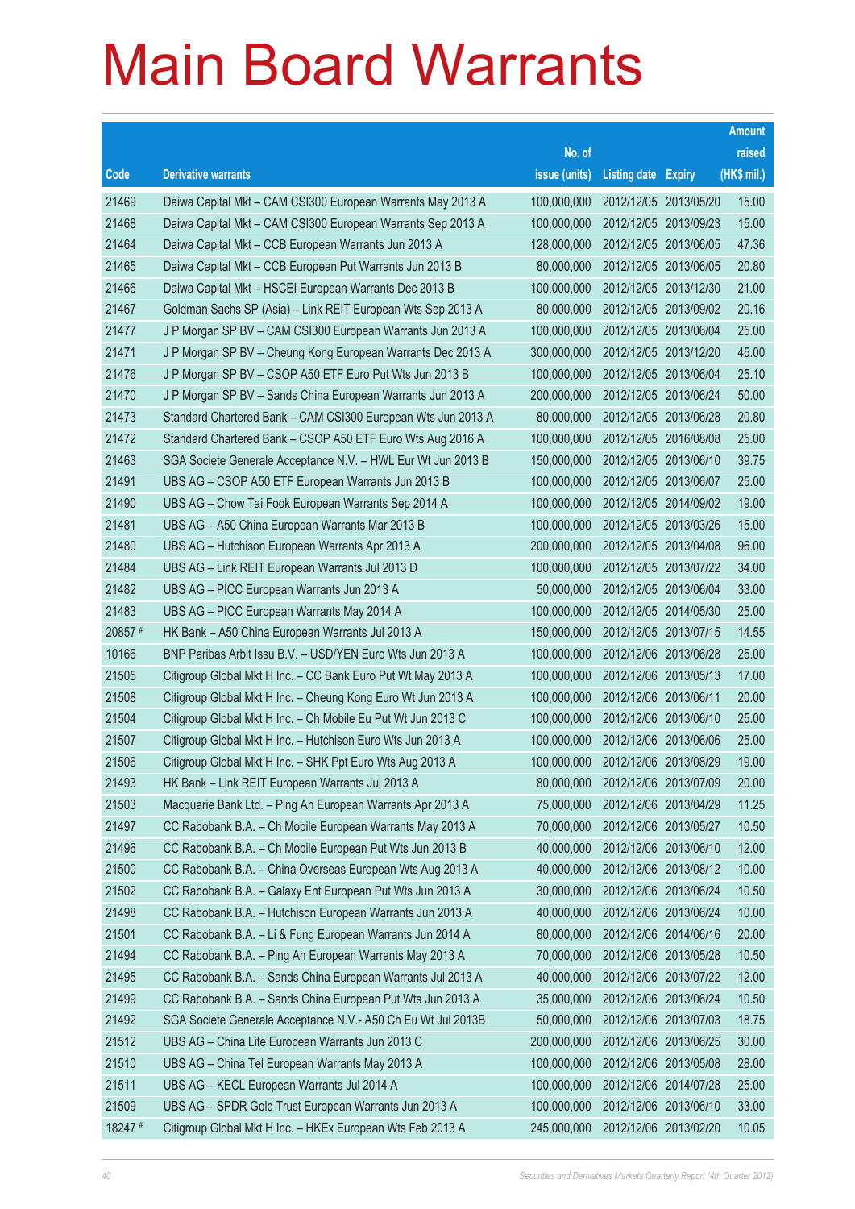# Main Board Warrants

| Code | Derivative warrants | No. of issue (units) | Listing date | Expiry | Amount raised (HK$ mil.) |
|---|---|---|---|---|---|
| 21469 | Daiwa Capital Mkt – CAM CSI300 European Warrants May 2013 A | 100,000,000 | 2012/12/05 | 2013/05/20 | 15.00 |
| 21468 | Daiwa Capital Mkt – CAM CSI300 European Warrants Sep 2013 A | 100,000,000 | 2012/12/05 | 2013/09/23 | 15.00 |
| 21464 | Daiwa Capital Mkt – CCB European Warrants Jun 2013 A | 128,000,000 | 2012/12/05 | 2013/06/05 | 47.36 |
| 21465 | Daiwa Capital Mkt – CCB European Put Warrants Jun 2013 B | 80,000,000 | 2012/12/05 | 2013/06/05 | 20.80 |
| 21466 | Daiwa Capital Mkt – HSCEI European Warrants Dec 2013 B | 100,000,000 | 2012/12/05 | 2013/12/30 | 21.00 |
| 21467 | Goldman Sachs SP (Asia) – Link REIT European Wts Sep 2013 A | 80,000,000 | 2012/12/05 | 2013/09/02 | 20.16 |
| 21477 | J P Morgan SP BV – CAM CSI300 European Warrants Jun 2013 A | 100,000,000 | 2012/12/05 | 2013/06/04 | 25.00 |
| 21471 | J P Morgan SP BV – Cheung Kong European Warrants Dec 2013 A | 300,000,000 | 2012/12/05 | 2013/12/20 | 45.00 |
| 21476 | J P Morgan SP BV – CSOP A50 ETF Euro Put Wts Jun 2013 B | 100,000,000 | 2012/12/05 | 2013/06/04 | 25.10 |
| 21470 | J P Morgan SP BV – Sands China European Warrants Jun 2013 A | 200,000,000 | 2012/12/05 | 2013/06/24 | 50.00 |
| 21473 | Standard Chartered Bank – CAM CSI300 European Wts Jun 2013 A | 80,000,000 | 2012/12/05 | 2013/06/28 | 20.80 |
| 21472 | Standard Chartered Bank – CSOP A50 ETF Euro Wts Aug 2016 A | 100,000,000 | 2012/12/05 | 2016/08/08 | 25.00 |
| 21463 | SGA Societe Generale Acceptance N.V. – HWL Eur Wt Jun 2013 B | 150,000,000 | 2012/12/05 | 2013/06/10 | 39.75 |
| 21491 | UBS AG – CSOP A50 ETF European Warrants Jun 2013 B | 100,000,000 | 2012/12/05 | 2013/06/07 | 25.00 |
| 21490 | UBS AG – Chow Tai Fook European Warrants Sep 2014 A | 100,000,000 | 2012/12/05 | 2014/09/02 | 19.00 |
| 21481 | UBS AG – A50 China European Warrants Mar 2013 B | 100,000,000 | 2012/12/05 | 2013/03/26 | 15.00 |
| 21480 | UBS AG – Hutchison European Warrants Apr 2013 A | 200,000,000 | 2012/12/05 | 2013/04/08 | 96.00 |
| 21484 | UBS AG – Link REIT European Warrants Jul 2013 D | 100,000,000 | 2012/12/05 | 2013/07/22 | 34.00 |
| 21482 | UBS AG – PICC European Warrants Jun 2013 A | 50,000,000 | 2012/12/05 | 2013/06/04 | 33.00 |
| 21483 | UBS AG – PICC European Warrants May 2014 A | 100,000,000 | 2012/12/05 | 2014/05/30 | 25.00 |
| 20857 # | HK Bank – A50 China European Warrants Jul 2013 A | 150,000,000 | 2012/12/05 | 2013/07/15 | 14.55 |
| 10166 | BNP Paribas Arbit Issu B.V. – USD/YEN Euro Wts Jun 2013 A | 100,000,000 | 2012/12/06 | 2013/06/28 | 25.00 |
| 21505 | Citigroup Global Mkt H Inc. – CC Bank Euro Put Wt May 2013 A | 100,000,000 | 2012/12/06 | 2013/05/13 | 17.00 |
| 21508 | Citigroup Global Mkt H Inc. – Cheung Kong Euro Wt Jun 2013 A | 100,000,000 | 2012/12/06 | 2013/06/11 | 20.00 |
| 21504 | Citigroup Global Mkt H Inc. – Ch Mobile Eu Put Wt Jun 2013 C | 100,000,000 | 2012/12/06 | 2013/06/10 | 25.00 |
| 21507 | Citigroup Global Mkt H Inc. – Hutchison Euro Wts Jun 2013 A | 100,000,000 | 2012/12/06 | 2013/06/06 | 25.00 |
| 21506 | Citigroup Global Mkt H Inc. – SHK Ppt Euro Wts Aug 2013 A | 100,000,000 | 2012/12/06 | 2013/08/29 | 19.00 |
| 21493 | HK Bank – Link REIT European Warrants Jul 2013 A | 80,000,000 | 2012/12/06 | 2013/07/09 | 20.00 |
| 21503 | Macquarie Bank Ltd. – Ping An European Warrants Apr 2013 A | 75,000,000 | 2012/12/06 | 2013/04/29 | 11.25 |
| 21497 | CC Rabobank B.A. – Ch Mobile European Warrants May 2013 A | 70,000,000 | 2012/12/06 | 2013/05/27 | 10.50 |
| 21496 | CC Rabobank B.A. – Ch Mobile European Put Wts Jun 2013 B | 40,000,000 | 2012/12/06 | 2013/06/10 | 12.00 |
| 21500 | CC Rabobank B.A. – China Overseas European Wts Aug 2013 A | 40,000,000 | 2012/12/06 | 2013/08/12 | 10.00 |
| 21502 | CC Rabobank B.A. – Galaxy Ent European Put Wts Jun 2013 A | 30,000,000 | 2012/12/06 | 2013/06/24 | 10.50 |
| 21498 | CC Rabobank B.A. – Hutchison European Warrants Jun 2013 A | 40,000,000 | 2012/12/06 | 2013/06/24 | 10.00 |
| 21501 | CC Rabobank B.A. – Li & Fung European Warrants Jun 2014 A | 80,000,000 | 2012/12/06 | 2014/06/16 | 20.00 |
| 21494 | CC Rabobank B.A. – Ping An European Warrants May 2013 A | 70,000,000 | 2012/12/06 | 2013/05/28 | 10.50 |
| 21495 | CC Rabobank B.A. – Sands China European Warrants Jul 2013 A | 40,000,000 | 2012/12/06 | 2013/07/22 | 12.00 |
| 21499 | CC Rabobank B.A. – Sands China European Put Wts Jun 2013 A | 35,000,000 | 2012/12/06 | 2013/06/24 | 10.50 |
| 21492 | SGA Societe Generale Acceptance N.V.- A50 Ch Eu Wt Jul 2013B | 50,000,000 | 2012/12/06 | 2013/07/03 | 18.75 |
| 21512 | UBS AG – China Life European Warrants Jun 2013 C | 200,000,000 | 2012/12/06 | 2013/06/25 | 30.00 |
| 21510 | UBS AG – China Tel European Warrants May 2013 A | 100,000,000 | 2012/12/06 | 2013/05/08 | 28.00 |
| 21511 | UBS AG – KECL European Warrants Jul 2014 A | 100,000,000 | 2012/12/06 | 2014/07/28 | 25.00 |
| 21509 | UBS AG – SPDR Gold Trust European Warrants Jun 2013 A | 100,000,000 | 2012/12/06 | 2013/06/10 | 33.00 |
| 18247 # | Citigroup Global Mkt H Inc. – HKEx European Wts Feb 2013 A | 245,000,000 | 2012/12/06 | 2013/02/20 | 10.05 |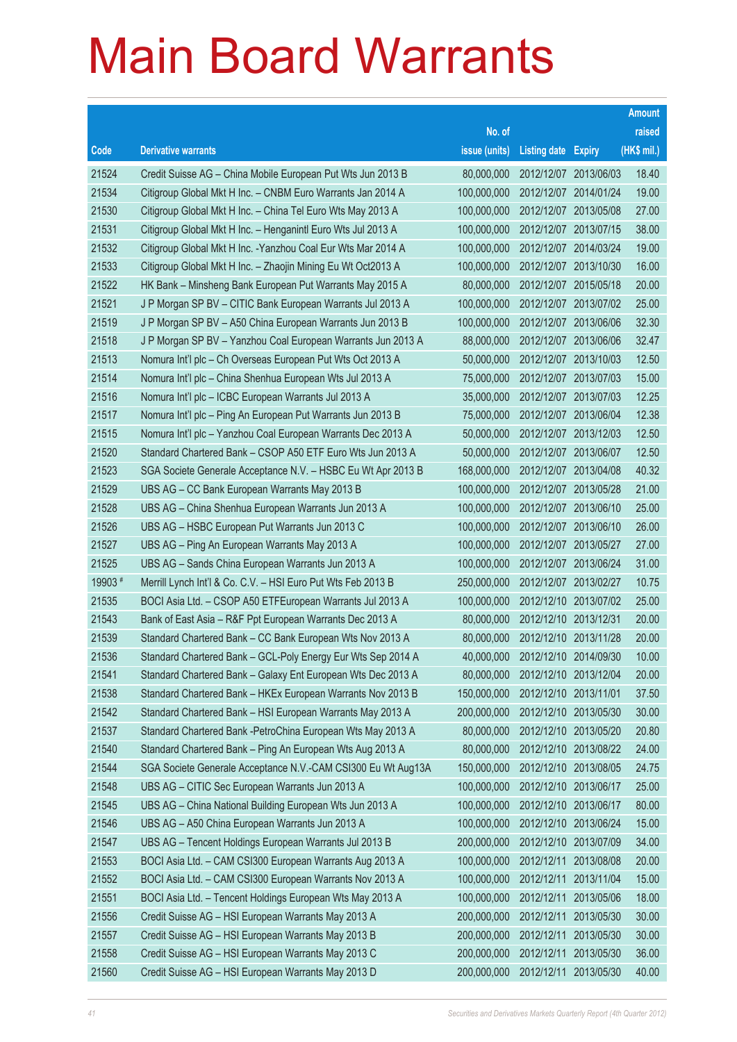# Main Board Warrants

| Code | Derivative warrants | No. of issue (units) | Listing date | Expiry | Amount raised (HK$ mil.) |
|---|---|---|---|---|---|
| 21524 | Credit Suisse AG – China Mobile European Put Wts Jun 2013 B | 80,000,000 | 2012/12/07 | 2013/06/03 | 18.40 |
| 21534 | Citigroup Global Mkt H Inc. – CNBM Euro Warrants Jan 2014 A | 100,000,000 | 2012/12/07 | 2014/01/24 | 19.00 |
| 21530 | Citigroup Global Mkt H Inc. – China Tel Euro Wts May 2013 A | 100,000,000 | 2012/12/07 | 2013/05/08 | 27.00 |
| 21531 | Citigroup Global Mkt H Inc. – Henganintl Euro Wts Jul 2013 A | 100,000,000 | 2012/12/07 | 2013/07/15 | 38.00 |
| 21532 | Citigroup Global Mkt H Inc. -Yanzhou Coal Eur Wts Mar 2014 A | 100,000,000 | 2012/12/07 | 2014/03/24 | 19.00 |
| 21533 | Citigroup Global Mkt H Inc. – Zhaojin Mining Eu Wt Oct2013 A | 100,000,000 | 2012/12/07 | 2013/10/30 | 16.00 |
| 21522 | HK Bank – Minsheng Bank European Put Warrants May 2015 A | 80,000,000 | 2012/12/07 | 2015/05/18 | 20.00 |
| 21521 | J P Morgan SP BV – CITIC Bank European Warrants Jul 2013 A | 100,000,000 | 2012/12/07 | 2013/07/02 | 25.00 |
| 21519 | J P Morgan SP BV – A50 China European Warrants Jun 2013 B | 100,000,000 | 2012/12/07 | 2013/06/06 | 32.30 |
| 21518 | J P Morgan SP BV – Yanzhou Coal European Warrants Jun 2013 A | 88,000,000 | 2012/12/07 | 2013/06/06 | 32.47 |
| 21513 | Nomura Int'l plc – Ch Overseas European Put Wts Oct 2013 A | 50,000,000 | 2012/12/07 | 2013/10/03 | 12.50 |
| 21514 | Nomura Int'l plc – China Shenhua European Wts Jul 2013 A | 75,000,000 | 2012/12/07 | 2013/07/03 | 15.00 |
| 21516 | Nomura Int'l plc – ICBC European Warrants Jul 2013 A | 35,000,000 | 2012/12/07 | 2013/07/03 | 12.25 |
| 21517 | Nomura Int'l plc – Ping An European Put Warrants Jun 2013 B | 75,000,000 | 2012/12/07 | 2013/06/04 | 12.38 |
| 21515 | Nomura Int'l plc – Yanzhou Coal European Warrants Dec 2013 A | 50,000,000 | 2012/12/07 | 2013/12/03 | 12.50 |
| 21520 | Standard Chartered Bank – CSOP A50 ETF Euro Wts Jun 2013 A | 50,000,000 | 2012/12/07 | 2013/06/07 | 12.50 |
| 21523 | SGA Societe Generale Acceptance N.V. – HSBC Eu Wt Apr 2013 B | 168,000,000 | 2012/12/07 | 2013/04/08 | 40.32 |
| 21529 | UBS AG – CC Bank European Warrants May 2013 B | 100,000,000 | 2012/12/07 | 2013/05/28 | 21.00 |
| 21528 | UBS AG – China Shenhua European Warrants Jun 2013 A | 100,000,000 | 2012/12/07 | 2013/06/10 | 25.00 |
| 21526 | UBS AG – HSBC European Put Warrants Jun 2013 C | 100,000,000 | 2012/12/07 | 2013/06/10 | 26.00 |
| 21527 | UBS AG – Ping An European Warrants May 2013 A | 100,000,000 | 2012/12/07 | 2013/05/27 | 27.00 |
| 21525 | UBS AG – Sands China European Warrants Jun 2013 A | 100,000,000 | 2012/12/07 | 2013/06/24 | 31.00 |
| 19903 # | Merrill Lynch Int'l & Co. C.V. – HSI Euro Put Wts Feb 2013 B | 250,000,000 | 2012/12/07 | 2013/02/27 | 10.75 |
| 21535 | BOCI Asia Ltd. – CSOP A50 ETFEuropean Warrants Jul 2013 A | 100,000,000 | 2012/12/10 | 2013/07/02 | 25.00 |
| 21543 | Bank of East Asia – R&F Ppt European Warrants Dec 2013 A | 80,000,000 | 2012/12/10 | 2013/12/31 | 20.00 |
| 21539 | Standard Chartered Bank – CC Bank European Wts Nov 2013 A | 80,000,000 | 2012/12/10 | 2013/11/28 | 20.00 |
| 21536 | Standard Chartered Bank – GCL-Poly Energy Eur Wts Sep 2014 A | 40,000,000 | 2012/12/10 | 2014/09/30 | 10.00 |
| 21541 | Standard Chartered Bank – Galaxy Ent European Wts Dec 2013 A | 80,000,000 | 2012/12/10 | 2013/12/04 | 20.00 |
| 21538 | Standard Chartered Bank – HKEx European Warrants Nov 2013 B | 150,000,000 | 2012/12/10 | 2013/11/01 | 37.50 |
| 21542 | Standard Chartered Bank – HSI European Warrants May 2013 A | 200,000,000 | 2012/12/10 | 2013/05/30 | 30.00 |
| 21537 | Standard Chartered Bank -PetroChina European Wts May 2013 A | 80,000,000 | 2012/12/10 | 2013/05/20 | 20.80 |
| 21540 | Standard Chartered Bank – Ping An European Wts Aug 2013 A | 80,000,000 | 2012/12/10 | 2013/08/22 | 24.00 |
| 21544 | SGA Societe Generale Acceptance N.V.-CAM CSI300 Eu Wt Aug13A | 150,000,000 | 2012/12/10 | 2013/08/05 | 24.75 |
| 21548 | UBS AG – CITIC Sec European Warrants Jun 2013 A | 100,000,000 | 2012/12/10 | 2013/06/17 | 25.00 |
| 21545 | UBS AG – China National Building European Wts Jun 2013 A | 100,000,000 | 2012/12/10 | 2013/06/17 | 80.00 |
| 21546 | UBS AG – A50 China European Warrants Jun 2013 A | 100,000,000 | 2012/12/10 | 2013/06/24 | 15.00 |
| 21547 | UBS AG – Tencent Holdings European Warrants Jul 2013 B | 200,000,000 | 2012/12/10 | 2013/07/09 | 34.00 |
| 21553 | BOCI Asia Ltd. – CAM CSI300 European Warrants Aug 2013 A | 100,000,000 | 2012/12/11 | 2013/08/08 | 20.00 |
| 21552 | BOCI Asia Ltd. – CAM CSI300 European Warrants Nov 2013 A | 100,000,000 | 2012/12/11 | 2013/11/04 | 15.00 |
| 21551 | BOCI Asia Ltd. – Tencent Holdings European Wts May 2013 A | 100,000,000 | 2012/12/11 | 2013/05/06 | 18.00 |
| 21556 | Credit Suisse AG – HSI European Warrants May 2013 A | 200,000,000 | 2012/12/11 | 2013/05/30 | 30.00 |
| 21557 | Credit Suisse AG – HSI European Warrants May 2013 B | 200,000,000 | 2012/12/11 | 2013/05/30 | 30.00 |
| 21558 | Credit Suisse AG – HSI European Warrants May 2013 C | 200,000,000 | 2012/12/11 | 2013/05/30 | 36.00 |
| 21560 | Credit Suisse AG – HSI European Warrants May 2013 D | 200,000,000 | 2012/12/11 | 2013/05/30 | 40.00 |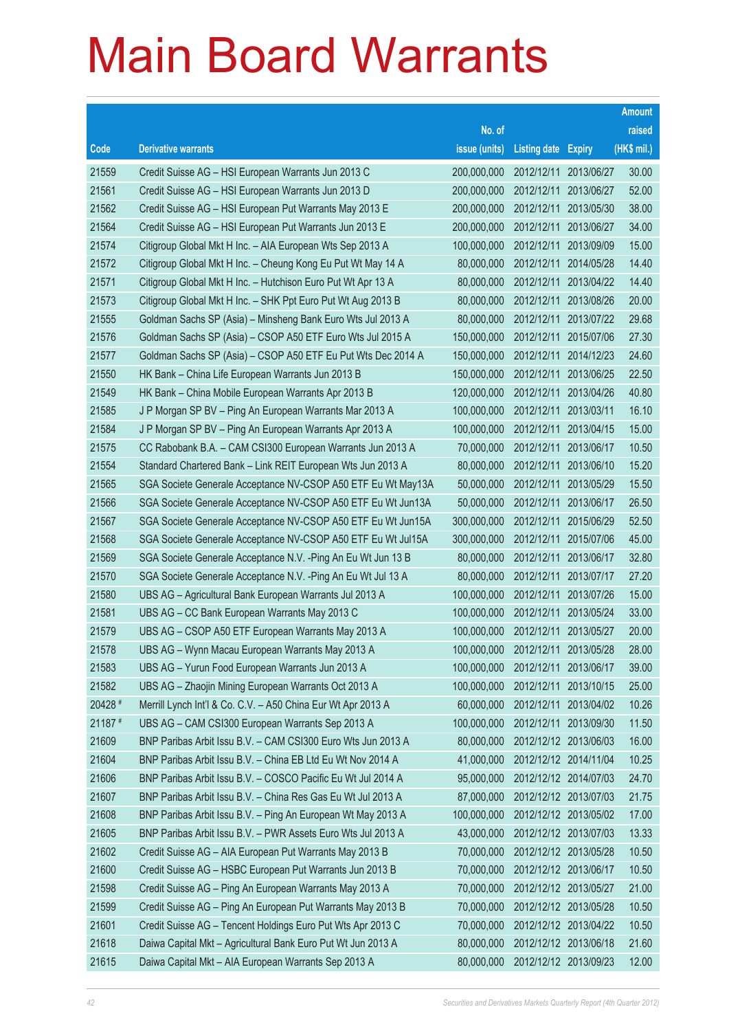# Main Board Warrants

| Code | Derivative warrants | No. of issue (units) | Listing date | Expiry | Amount raised (HK$ mil.) |
|---|---|---|---|---|---|
| 21559 | Credit Suisse AG – HSI European Warrants Jun 2013 C | 200,000,000 | 2012/12/11 | 2013/06/27 | 30.00 |
| 21561 | Credit Suisse AG – HSI European Warrants Jun 2013 D | 200,000,000 | 2012/12/11 | 2013/06/27 | 52.00 |
| 21562 | Credit Suisse AG – HSI European Put Warrants May 2013 E | 200,000,000 | 2012/12/11 | 2013/05/30 | 38.00 |
| 21564 | Credit Suisse AG – HSI European Put Warrants Jun 2013 E | 200,000,000 | 2012/12/11 | 2013/06/27 | 34.00 |
| 21574 | Citigroup Global Mkt H Inc. – AIA European Wts Sep 2013 A | 100,000,000 | 2012/12/11 | 2013/09/09 | 15.00 |
| 21572 | Citigroup Global Mkt H Inc. – Cheung Kong Eu Put Wt May 14 A | 80,000,000 | 2012/12/11 | 2014/05/28 | 14.40 |
| 21571 | Citigroup Global Mkt H Inc. – Hutchison Euro Put Wt Apr 13 A | 80,000,000 | 2012/12/11 | 2013/04/22 | 14.40 |
| 21573 | Citigroup Global Mkt H Inc. – SHK Ppt Euro Put Wt Aug 2013 B | 80,000,000 | 2012/12/11 | 2013/08/26 | 20.00 |
| 21555 | Goldman Sachs SP (Asia) – Minsheng Bank Euro Wts Jul 2013 A | 80,000,000 | 2012/12/11 | 2013/07/22 | 29.68 |
| 21576 | Goldman Sachs SP (Asia) – CSOP A50 ETF Euro Wts Jul 2015 A | 150,000,000 | 2012/12/11 | 2015/07/06 | 27.30 |
| 21577 | Goldman Sachs SP (Asia) – CSOP A50 ETF Eu Put Wts Dec 2014 A | 150,000,000 | 2012/12/11 | 2014/12/23 | 24.60 |
| 21550 | HK Bank – China Life European Warrants Jun 2013 B | 150,000,000 | 2012/12/11 | 2013/06/25 | 22.50 |
| 21549 | HK Bank – China Mobile European Warrants Apr 2013 B | 120,000,000 | 2012/12/11 | 2013/04/26 | 40.80 |
| 21585 | J P Morgan SP BV – Ping An European Warrants Mar 2013 A | 100,000,000 | 2012/12/11 | 2013/03/11 | 16.10 |
| 21584 | J P Morgan SP BV – Ping An European Warrants Apr 2013 A | 100,000,000 | 2012/12/11 | 2013/04/15 | 15.00 |
| 21575 | CC Rabobank B.A. – CAM CSI300 European Warrants Jun 2013 A | 70,000,000 | 2012/12/11 | 2013/06/17 | 10.50 |
| 21554 | Standard Chartered Bank – Link REIT European Wts Jun 2013 A | 80,000,000 | 2012/12/11 | 2013/06/10 | 15.20 |
| 21565 | SGA Societe Generale Acceptance NV-CSOP A50 ETF Eu Wt May13A | 50,000,000 | 2012/12/11 | 2013/05/29 | 15.50 |
| 21566 | SGA Societe Generale Acceptance NV-CSOP A50 ETF Eu Wt Jun13A | 50,000,000 | 2012/12/11 | 2013/06/17 | 26.50 |
| 21567 | SGA Societe Generale Acceptance NV-CSOP A50 ETF Eu Wt Jun15A | 300,000,000 | 2012/12/11 | 2015/06/29 | 52.50 |
| 21568 | SGA Societe Generale Acceptance NV-CSOP A50 ETF Eu Wt Jul15A | 300,000,000 | 2012/12/11 | 2015/07/06 | 45.00 |
| 21569 | SGA Societe Generale Acceptance N.V. -Ping An Eu Wt Jun 13 B | 80,000,000 | 2012/12/11 | 2013/06/17 | 32.80 |
| 21570 | SGA Societe Generale Acceptance N.V. -Ping An Eu Wt Jul 13 A | 80,000,000 | 2012/12/11 | 2013/07/17 | 27.20 |
| 21580 | UBS AG – Agricultural Bank European Warrants Jul 2013 A | 100,000,000 | 2012/12/11 | 2013/07/26 | 15.00 |
| 21581 | UBS AG – CC Bank European Warrants May 2013 C | 100,000,000 | 2012/12/11 | 2013/05/24 | 33.00 |
| 21579 | UBS AG – CSOP A50 ETF European Warrants May 2013 A | 100,000,000 | 2012/12/11 | 2013/05/27 | 20.00 |
| 21578 | UBS AG – Wynn Macau European Warrants May 2013 A | 100,000,000 | 2012/12/11 | 2013/05/28 | 28.00 |
| 21583 | UBS AG – Yurun Food European Warrants Jun 2013 A | 100,000,000 | 2012/12/11 | 2013/06/17 | 39.00 |
| 21582 | UBS AG – Zhaojin Mining European Warrants Oct 2013 A | 100,000,000 | 2012/12/11 | 2013/10/15 | 25.00 |
| 20428 # | Merrill Lynch Int'l & Co. C.V. – A50 China Eur Wt Apr 2013 A | 60,000,000 | 2012/12/11 | 2013/04/02 | 10.26 |
| 21187 # | UBS AG – CAM CSI300 European Warrants Sep 2013 A | 100,000,000 | 2012/12/11 | 2013/09/30 | 11.50 |
| 21609 | BNP Paribas Arbit Issu B.V. – CAM CSI300 Euro Wts Jun 2013 A | 80,000,000 | 2012/12/12 | 2013/06/03 | 16.00 |
| 21604 | BNP Paribas Arbit Issu B.V. – China EB Ltd Eu Wt Nov 2014 A | 41,000,000 | 2012/12/12 | 2014/11/04 | 10.25 |
| 21606 | BNP Paribas Arbit Issu B.V. – COSCO Pacific Eu Wt Jul 2014 A | 95,000,000 | 2012/12/12 | 2014/07/03 | 24.70 |
| 21607 | BNP Paribas Arbit Issu B.V. – China Res Gas Eu Wt Jul 2013 A | 87,000,000 | 2012/12/12 | 2013/07/03 | 21.75 |
| 21608 | BNP Paribas Arbit Issu B.V. – Ping An European Wt May 2013 A | 100,000,000 | 2012/12/12 | 2013/05/02 | 17.00 |
| 21605 | BNP Paribas Arbit Issu B.V. – PWR Assets Euro Wts Jul 2013 A | 43,000,000 | 2012/12/12 | 2013/07/03 | 13.33 |
| 21602 | Credit Suisse AG – AIA European Put Warrants May 2013 B | 70,000,000 | 2012/12/12 | 2013/05/28 | 10.50 |
| 21600 | Credit Suisse AG – HSBC European Put Warrants Jun 2013 B | 70,000,000 | 2012/12/12 | 2013/06/17 | 10.50 |
| 21598 | Credit Suisse AG – Ping An European Warrants May 2013 A | 70,000,000 | 2012/12/12 | 2013/05/27 | 21.00 |
| 21599 | Credit Suisse AG – Ping An European Put Warrants May 2013 B | 70,000,000 | 2012/12/12 | 2013/05/28 | 10.50 |
| 21601 | Credit Suisse AG – Tencent Holdings Euro Put Wts Apr 2013 C | 70,000,000 | 2012/12/12 | 2013/04/22 | 10.50 |
| 21618 | Daiwa Capital Mkt – Agricultural Bank Euro Put Wt Jun 2013 A | 80,000,000 | 2012/12/12 | 2013/06/18 | 21.60 |
| 21615 | Daiwa Capital Mkt – AIA European Warrants Sep 2013 A | 80,000,000 | 2012/12/12 | 2013/09/23 | 12.00 |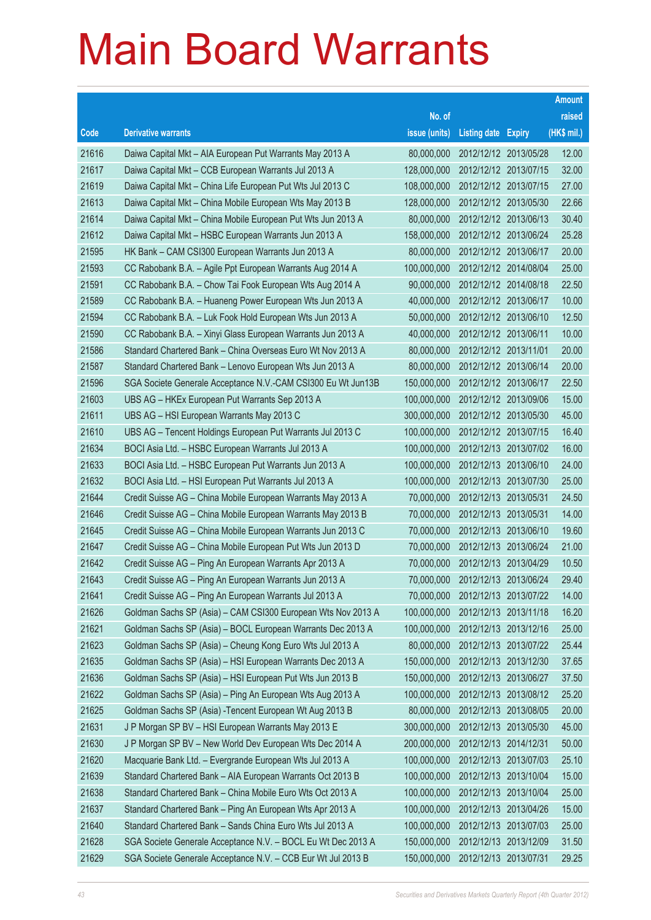# Main Board Warrants

| Code | Derivative warrants | No. of issue (units) | Listing date | Expiry | Amount raised (HK$ mil.) |
|---|---|---|---|---|---|
| 21616 | Daiwa Capital Mkt – AIA European Put Warrants May 2013 A | 80,000,000 | 2012/12/12 | 2013/05/28 | 12.00 |
| 21617 | Daiwa Capital Mkt – CCB European Warrants Jul 2013 A | 128,000,000 | 2012/12/12 | 2013/07/15 | 32.00 |
| 21619 | Daiwa Capital Mkt – China Life European Put Wts Jul 2013 C | 108,000,000 | 2012/12/12 | 2013/07/15 | 27.00 |
| 21613 | Daiwa Capital Mkt – China Mobile European Wts May 2013 B | 128,000,000 | 2012/12/12 | 2013/05/30 | 22.66 |
| 21614 | Daiwa Capital Mkt – China Mobile European Put Wts Jun 2013 A | 80,000,000 | 2012/12/12 | 2013/06/13 | 30.40 |
| 21612 | Daiwa Capital Mkt – HSBC European Warrants Jun 2013 A | 158,000,000 | 2012/12/12 | 2013/06/24 | 25.28 |
| 21595 | HK Bank – CAM CSI300 European Warrants Jun 2013 A | 80,000,000 | 2012/12/12 | 2013/06/17 | 20.00 |
| 21593 | CC Rabobank B.A. – Agile Ppt European Warrants Aug 2014 A | 100,000,000 | 2012/12/12 | 2014/08/04 | 25.00 |
| 21591 | CC Rabobank B.A. – Chow Tai Fook European Wts Aug 2014 A | 90,000,000 | 2012/12/12 | 2014/08/18 | 22.50 |
| 21589 | CC Rabobank B.A. – Huaneng Power European Wts Jun 2013 A | 40,000,000 | 2012/12/12 | 2013/06/17 | 10.00 |
| 21594 | CC Rabobank B.A. – Luk Fook Hold European Wts Jun 2013 A | 50,000,000 | 2012/12/12 | 2013/06/10 | 12.50 |
| 21590 | CC Rabobank B.A. – Xinyi Glass European Warrants Jun 2013 A | 40,000,000 | 2012/12/12 | 2013/06/11 | 10.00 |
| 21586 | Standard Chartered Bank – China Overseas Euro Wt Nov 2013 A | 80,000,000 | 2012/12/12 | 2013/11/01 | 20.00 |
| 21587 | Standard Chartered Bank – Lenovo European Wts Jun 2013 A | 80,000,000 | 2012/12/12 | 2013/06/14 | 20.00 |
| 21596 | SGA Societe Generale Acceptance N.V.-CAM CSI300 Eu Wt Jun13B | 150,000,000 | 2012/12/12 | 2013/06/17 | 22.50 |
| 21603 | UBS AG – HKEx European Put Warrants Sep 2013 A | 100,000,000 | 2012/12/12 | 2013/09/06 | 15.00 |
| 21611 | UBS AG – HSI European Warrants May 2013 C | 300,000,000 | 2012/12/12 | 2013/05/30 | 45.00 |
| 21610 | UBS AG – Tencent Holdings European Put Warrants Jul 2013 C | 100,000,000 | 2012/12/12 | 2013/07/15 | 16.40 |
| 21634 | BOCI Asia Ltd. – HSBC European Warrants Jul 2013 A | 100,000,000 | 2012/12/13 | 2013/07/02 | 16.00 |
| 21633 | BOCI Asia Ltd. – HSBC European Put Warrants Jun 2013 A | 100,000,000 | 2012/12/13 | 2013/06/10 | 24.00 |
| 21632 | BOCI Asia Ltd. – HSI European Put Warrants Jul 2013 A | 100,000,000 | 2012/12/13 | 2013/07/30 | 25.00 |
| 21644 | Credit Suisse AG – China Mobile European Warrants May 2013 A | 70,000,000 | 2012/12/13 | 2013/05/31 | 24.50 |
| 21646 | Credit Suisse AG – China Mobile European Warrants May 2013 B | 70,000,000 | 2012/12/13 | 2013/05/31 | 14.00 |
| 21645 | Credit Suisse AG – China Mobile European Warrants Jun 2013 C | 70,000,000 | 2012/12/13 | 2013/06/10 | 19.60 |
| 21647 | Credit Suisse AG – China Mobile European Put Wts Jun 2013 D | 70,000,000 | 2012/12/13 | 2013/06/24 | 21.00 |
| 21642 | Credit Suisse AG – Ping An European Warrants Apr 2013 A | 70,000,000 | 2012/12/13 | 2013/04/29 | 10.50 |
| 21643 | Credit Suisse AG – Ping An European Warrants Jun 2013 A | 70,000,000 | 2012/12/13 | 2013/06/24 | 29.40 |
| 21641 | Credit Suisse AG – Ping An European Warrants Jul 2013 A | 70,000,000 | 2012/12/13 | 2013/07/22 | 14.00 |
| 21626 | Goldman Sachs SP (Asia) – CAM CSI300 European Wts Nov 2013 A | 100,000,000 | 2012/12/13 | 2013/11/18 | 16.20 |
| 21621 | Goldman Sachs SP (Asia) – BOCL European Warrants Dec 2013 A | 100,000,000 | 2012/12/13 | 2013/12/16 | 25.00 |
| 21623 | Goldman Sachs SP (Asia) – Cheung Kong Euro Wts Jul 2013 A | 80,000,000 | 2012/12/13 | 2013/07/22 | 25.44 |
| 21635 | Goldman Sachs SP (Asia) – HSI European Warrants Dec 2013 A | 150,000,000 | 2012/12/13 | 2013/12/30 | 37.65 |
| 21636 | Goldman Sachs SP (Asia) – HSI European Put Wts Jun 2013 B | 150,000,000 | 2012/12/13 | 2013/06/27 | 37.50 |
| 21622 | Goldman Sachs SP (Asia) – Ping An European Wts Aug 2013 A | 100,000,000 | 2012/12/13 | 2013/08/12 | 25.20 |
| 21625 | Goldman Sachs SP (Asia) -Tencent European Wt Aug 2013 B | 80,000,000 | 2012/12/13 | 2013/08/05 | 20.00 |
| 21631 | J P Morgan SP BV – HSI European Warrants May 2013 E | 300,000,000 | 2012/12/13 | 2013/05/30 | 45.00 |
| 21630 | J P Morgan SP BV – New World Dev European Wts Dec 2014 A | 200,000,000 | 2012/12/13 | 2014/12/31 | 50.00 |
| 21620 | Macquarie Bank Ltd. – Evergrande European Wts Jul 2013 A | 100,000,000 | 2012/12/13 | 2013/07/03 | 25.10 |
| 21639 | Standard Chartered Bank – AIA European Warrants Oct 2013 B | 100,000,000 | 2012/12/13 | 2013/10/04 | 15.00 |
| 21638 | Standard Chartered Bank – China Mobile Euro Wts Oct 2013 A | 100,000,000 | 2012/12/13 | 2013/10/04 | 25.00 |
| 21637 | Standard Chartered Bank – Ping An European Wts Apr 2013 A | 100,000,000 | 2012/12/13 | 2013/04/26 | 15.00 |
| 21640 | Standard Chartered Bank – Sands China Euro Wts Jul 2013 A | 100,000,000 | 2012/12/13 | 2013/07/03 | 25.00 |
| 21628 | SGA Societe Generale Acceptance N.V. – BOCL Eu Wt Dec 2013 A | 150,000,000 | 2012/12/13 | 2013/12/09 | 31.50 |
| 21629 | SGA Societe Generale Acceptance N.V. – CCB Eur Wt Jul 2013 B | 150,000,000 | 2012/12/13 | 2013/07/31 | 29.25 |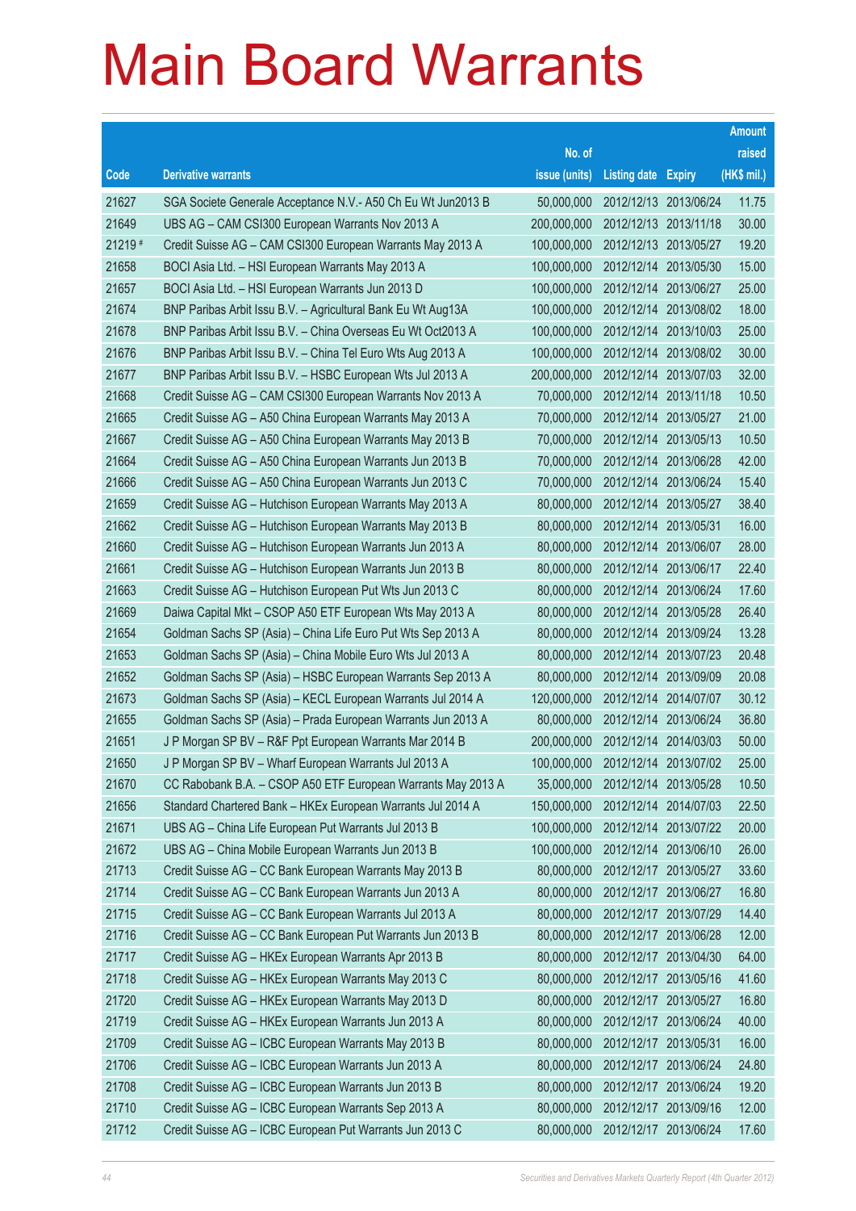# Main Board Warrants

| Code | Derivative warrants | No. of issue (units) | Listing date | Expiry | Amount raised (HK$ mil.) |
|---|---|---|---|---|---|
| 21627 | SGA Societe Generale Acceptance N.V.- A50 Ch Eu Wt Jun2013 B | 50,000,000 | 2012/12/13 | 2013/06/24 | 11.75 |
| 21649 | UBS AG – CAM CSI300 European Warrants Nov 2013 A | 200,000,000 | 2012/12/13 | 2013/11/18 | 30.00 |
| 21219 # | Credit Suisse AG – CAM CSI300 European Warrants May 2013 A | 100,000,000 | 2012/12/13 | 2013/05/27 | 19.20 |
| 21658 | BOCI Asia Ltd. – HSI European Warrants May 2013 A | 100,000,000 | 2012/12/14 | 2013/05/30 | 15.00 |
| 21657 | BOCI Asia Ltd. – HSI European Warrants Jun 2013 D | 100,000,000 | 2012/12/14 | 2013/06/27 | 25.00 |
| 21674 | BNP Paribas Arbit Issu B.V. – Agricultural Bank Eu Wt Aug13A | 100,000,000 | 2012/12/14 | 2013/08/02 | 18.00 |
| 21678 | BNP Paribas Arbit Issu B.V. – China Overseas Eu Wt Oct2013 A | 100,000,000 | 2012/12/14 | 2013/10/03 | 25.00 |
| 21676 | BNP Paribas Arbit Issu B.V. – China Tel Euro Wts Aug 2013 A | 100,000,000 | 2012/12/14 | 2013/08/02 | 30.00 |
| 21677 | BNP Paribas Arbit Issu B.V. – HSBC European Wts Jul 2013 A | 200,000,000 | 2012/12/14 | 2013/07/03 | 32.00 |
| 21668 | Credit Suisse AG – CAM CSI300 European Warrants Nov 2013 A | 70,000,000 | 2012/12/14 | 2013/11/18 | 10.50 |
| 21665 | Credit Suisse AG – A50 China European Warrants May 2013 A | 70,000,000 | 2012/12/14 | 2013/05/27 | 21.00 |
| 21667 | Credit Suisse AG – A50 China European Warrants May 2013 B | 70,000,000 | 2012/12/14 | 2013/05/13 | 10.50 |
| 21664 | Credit Suisse AG – A50 China European Warrants Jun 2013 B | 70,000,000 | 2012/12/14 | 2013/06/28 | 42.00 |
| 21666 | Credit Suisse AG – A50 China European Warrants Jun 2013 C | 70,000,000 | 2012/12/14 | 2013/06/24 | 15.40 |
| 21659 | Credit Suisse AG – Hutchison European Warrants May 2013 A | 80,000,000 | 2012/12/14 | 2013/05/27 | 38.40 |
| 21662 | Credit Suisse AG – Hutchison European Warrants May 2013 B | 80,000,000 | 2012/12/14 | 2013/05/31 | 16.00 |
| 21660 | Credit Suisse AG – Hutchison European Warrants Jun 2013 A | 80,000,000 | 2012/12/14 | 2013/06/07 | 28.00 |
| 21661 | Credit Suisse AG – Hutchison European Warrants Jun 2013 B | 80,000,000 | 2012/12/14 | 2013/06/17 | 22.40 |
| 21663 | Credit Suisse AG – Hutchison European Put Wts Jun 2013 C | 80,000,000 | 2012/12/14 | 2013/06/24 | 17.60 |
| 21669 | Daiwa Capital Mkt – CSOP A50 ETF European Wts May 2013 A | 80,000,000 | 2012/12/14 | 2013/05/28 | 26.40 |
| 21654 | Goldman Sachs SP (Asia) – China Life Euro Put Wts Sep 2013 A | 80,000,000 | 2012/12/14 | 2013/09/24 | 13.28 |
| 21653 | Goldman Sachs SP (Asia) – China Mobile Euro Wts Jul 2013 A | 80,000,000 | 2012/12/14 | 2013/07/23 | 20.48 |
| 21652 | Goldman Sachs SP (Asia) – HSBC European Warrants Sep 2013 A | 80,000,000 | 2012/12/14 | 2013/09/09 | 20.08 |
| 21673 | Goldman Sachs SP (Asia) – KECL European Warrants Jul 2014 A | 120,000,000 | 2012/12/14 | 2014/07/07 | 30.12 |
| 21655 | Goldman Sachs SP (Asia) – Prada European Warrants Jun 2013 A | 80,000,000 | 2012/12/14 | 2013/06/24 | 36.80 |
| 21651 | J P Morgan SP BV – R&F Ppt European Warrants Mar 2014 B | 200,000,000 | 2012/12/14 | 2014/03/03 | 50.00 |
| 21650 | J P Morgan SP BV – Wharf European Warrants Jul 2013 A | 100,000,000 | 2012/12/14 | 2013/07/02 | 25.00 |
| 21670 | CC Rabobank B.A. – CSOP A50 ETF European Warrants May 2013 A | 35,000,000 | 2012/12/14 | 2013/05/28 | 10.50 |
| 21656 | Standard Chartered Bank – HKEx European Warrants Jul 2014 A | 150,000,000 | 2012/12/14 | 2014/07/03 | 22.50 |
| 21671 | UBS AG – China Life European Put Warrants Jul 2013 B | 100,000,000 | 2012/12/14 | 2013/07/22 | 20.00 |
| 21672 | UBS AG – China Mobile European Warrants Jun 2013 B | 100,000,000 | 2012/12/14 | 2013/06/10 | 26.00 |
| 21713 | Credit Suisse AG – CC Bank European Warrants May 2013 B | 80,000,000 | 2012/12/17 | 2013/05/27 | 33.60 |
| 21714 | Credit Suisse AG – CC Bank European Warrants Jun 2013 A | 80,000,000 | 2012/12/17 | 2013/06/27 | 16.80 |
| 21715 | Credit Suisse AG – CC Bank European Warrants Jul 2013 A | 80,000,000 | 2012/12/17 | 2013/07/29 | 14.40 |
| 21716 | Credit Suisse AG – CC Bank European Put Warrants Jun 2013 B | 80,000,000 | 2012/12/17 | 2013/06/28 | 12.00 |
| 21717 | Credit Suisse AG – HKEx European Warrants Apr 2013 B | 80,000,000 | 2012/12/17 | 2013/04/30 | 64.00 |
| 21718 | Credit Suisse AG – HKEx European Warrants May 2013 C | 80,000,000 | 2012/12/17 | 2013/05/16 | 41.60 |
| 21720 | Credit Suisse AG – HKEx European Warrants May 2013 D | 80,000,000 | 2012/12/17 | 2013/05/27 | 16.80 |
| 21719 | Credit Suisse AG – HKEx European Warrants Jun 2013 A | 80,000,000 | 2012/12/17 | 2013/06/24 | 40.00 |
| 21709 | Credit Suisse AG – ICBC European Warrants May 2013 B | 80,000,000 | 2012/12/17 | 2013/05/31 | 16.00 |
| 21706 | Credit Suisse AG – ICBC European Warrants Jun 2013 A | 80,000,000 | 2012/12/17 | 2013/06/24 | 24.80 |
| 21708 | Credit Suisse AG – ICBC European Warrants Jun 2013 B | 80,000,000 | 2012/12/17 | 2013/06/24 | 19.20 |
| 21710 | Credit Suisse AG – ICBC European Warrants Sep 2013 A | 80,000,000 | 2012/12/17 | 2013/09/16 | 12.00 |
| 21712 | Credit Suisse AG – ICBC European Put Warrants Jun 2013 C | 80,000,000 | 2012/12/17 | 2013/06/24 | 17.60 |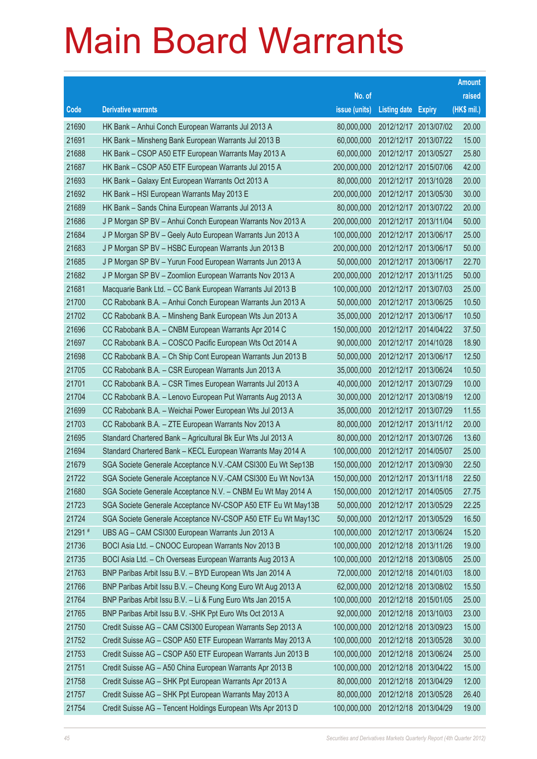# Main Board Warrants

| Code | Derivative warrants | No. of issue (units) | Listing date | Expiry | Amount raised (HK$ mil.) |
|---|---|---|---|---|---|
| 21690 | HK Bank – Anhui Conch European Warrants Jul 2013 A | 80,000,000 | 2012/12/17 | 2013/07/02 | 20.00 |
| 21691 | HK Bank – Minsheng Bank European Warrants Jul 2013 B | 60,000,000 | 2012/12/17 | 2013/07/22 | 15.00 |
| 21688 | HK Bank – CSOP A50 ETF European Warrants May 2013 A | 60,000,000 | 2012/12/17 | 2013/05/27 | 25.80 |
| 21687 | HK Bank – CSOP A50 ETF European Warrants Jul 2015 A | 200,000,000 | 2012/12/17 | 2015/07/06 | 42.00 |
| 21693 | HK Bank – Galaxy Ent European Warrants Oct 2013 A | 80,000,000 | 2012/12/17 | 2013/10/28 | 20.00 |
| 21692 | HK Bank – HSI European Warrants May 2013 E | 200,000,000 | 2012/12/17 | 2013/05/30 | 30.00 |
| 21689 | HK Bank – Sands China European Warrants Jul 2013 A | 80,000,000 | 2012/12/17 | 2013/07/22 | 20.00 |
| 21686 | J P Morgan SP BV – Anhui Conch European Warrants Nov 2013 A | 200,000,000 | 2012/12/17 | 2013/11/04 | 50.00 |
| 21684 | J P Morgan SP BV – Geely Auto European Warrants Jun 2013 A | 100,000,000 | 2012/12/17 | 2013/06/17 | 25.00 |
| 21683 | J P Morgan SP BV – HSBC European Warrants Jun 2013 B | 200,000,000 | 2012/12/17 | 2013/06/17 | 50.00 |
| 21685 | J P Morgan SP BV – Yurun Food European Warrants Jun 2013 A | 50,000,000 | 2012/12/17 | 2013/06/17 | 22.70 |
| 21682 | J P Morgan SP BV – Zoomlion European Warrants Nov 2013 A | 200,000,000 | 2012/12/17 | 2013/11/25 | 50.00 |
| 21681 | Macquarie Bank Ltd. – CC Bank European Warrants Jul 2013 B | 100,000,000 | 2012/12/17 | 2013/07/03 | 25.00 |
| 21700 | CC Rabobank B.A. – Anhui Conch European Warrants Jun 2013 A | 50,000,000 | 2012/12/17 | 2013/06/25 | 10.50 |
| 21702 | CC Rabobank B.A. – Minsheng Bank European Wts Jun 2013 A | 35,000,000 | 2012/12/17 | 2013/06/17 | 10.50 |
| 21696 | CC Rabobank B.A. – CNBM European Warrants Apr 2014 C | 150,000,000 | 2012/12/17 | 2014/04/22 | 37.50 |
| 21697 | CC Rabobank B.A. – COSCO Pacific European Wts Oct 2014 A | 90,000,000 | 2012/12/17 | 2014/10/28 | 18.90 |
| 21698 | CC Rabobank B.A. – Ch Ship Cont European Warrants Jun 2013 B | 50,000,000 | 2012/12/17 | 2013/06/17 | 12.50 |
| 21705 | CC Rabobank B.A. – CSR European Warrants Jun 2013 A | 35,000,000 | 2012/12/17 | 2013/06/24 | 10.50 |
| 21701 | CC Rabobank B.A. – CSR Times European Warrants Jul 2013 A | 40,000,000 | 2012/12/17 | 2013/07/29 | 10.00 |
| 21704 | CC Rabobank B.A. – Lenovo European Put Warrants Aug 2013 A | 30,000,000 | 2012/12/17 | 2013/08/19 | 12.00 |
| 21699 | CC Rabobank B.A. – Weichai Power European Wts Jul 2013 A | 35,000,000 | 2012/12/17 | 2013/07/29 | 11.55 |
| 21703 | CC Rabobank B.A. – ZTE European Warrants Nov 2013 A | 80,000,000 | 2012/12/17 | 2013/11/12 | 20.00 |
| 21695 | Standard Chartered Bank – Agricultural Bk Eur Wts Jul 2013 A | 80,000,000 | 2012/12/17 | 2013/07/26 | 13.60 |
| 21694 | Standard Chartered Bank – KECL European Warrants May 2014 A | 100,000,000 | 2012/12/17 | 2014/05/07 | 25.00 |
| 21679 | SGA Societe Generale Acceptance N.V.-CAM CSI300 Eu Wt Sep13B | 150,000,000 | 2012/12/17 | 2013/09/30 | 22.50 |
| 21722 | SGA Societe Generale Acceptance N.V.-CAM CSI300 Eu Wt Nov13A | 150,000,000 | 2012/12/17 | 2013/11/18 | 22.50 |
| 21680 | SGA Societe Generale Acceptance N.V. – CNBM Eu Wt May 2014 A | 150,000,000 | 2012/12/17 | 2014/05/05 | 27.75 |
| 21723 | SGA Societe Generale Acceptance NV-CSOP A50 ETF Eu Wt May13B | 50,000,000 | 2012/12/17 | 2013/05/29 | 22.25 |
| 21724 | SGA Societe Generale Acceptance NV-CSOP A50 ETF Eu Wt May13C | 50,000,000 | 2012/12/17 | 2013/05/29 | 16.50 |
| 21291 # | UBS AG – CAM CSI300 European Warrants Jun 2013 A | 100,000,000 | 2012/12/17 | 2013/06/24 | 15.20 |
| 21736 | BOCI Asia Ltd. – CNOOC European Warrants Nov 2013 B | 100,000,000 | 2012/12/18 | 2013/11/26 | 19.00 |
| 21735 | BOCI Asia Ltd. – Ch Overseas European Warrants Aug 2013 A | 100,000,000 | 2012/12/18 | 2013/08/05 | 25.00 |
| 21763 | BNP Paribas Arbit Issu B.V. – BYD European Wts Jan 2014 A | 72,000,000 | 2012/12/18 | 2014/01/03 | 18.00 |
| 21766 | BNP Paribas Arbit Issu B.V. – Cheung Kong Euro Wt Aug 2013 A | 62,000,000 | 2012/12/18 | 2013/08/02 | 15.50 |
| 21764 | BNP Paribas Arbit Issu B.V. – Li & Fung Euro Wts Jan 2015 A | 100,000,000 | 2012/12/18 | 2015/01/05 | 25.00 |
| 21765 | BNP Paribas Arbit Issu B.V. -SHK Ppt Euro Wts Oct 2013 A | 92,000,000 | 2012/12/18 | 2013/10/03 | 23.00 |
| 21750 | Credit Suisse AG – CAM CSI300 European Warrants Sep 2013 A | 100,000,000 | 2012/12/18 | 2013/09/23 | 15.00 |
| 21752 | Credit Suisse AG – CSOP A50 ETF European Warrants May 2013 A | 100,000,000 | 2012/12/18 | 2013/05/28 | 30.00 |
| 21753 | Credit Suisse AG – CSOP A50 ETF European Warrants Jun 2013 B | 100,000,000 | 2012/12/18 | 2013/06/24 | 25.00 |
| 21751 | Credit Suisse AG – A50 China European Warrants Apr 2013 B | 100,000,000 | 2012/12/18 | 2013/04/22 | 15.00 |
| 21758 | Credit Suisse AG – SHK Ppt European Warrants Apr 2013 A | 80,000,000 | 2012/12/18 | 2013/04/29 | 12.00 |
| 21757 | Credit Suisse AG – SHK Ppt European Warrants May 2013 A | 80,000,000 | 2012/12/18 | 2013/05/28 | 26.40 |
| 21754 | Credit Suisse AG – Tencent Holdings European Wts Apr 2013 D | 100,000,000 | 2012/12/18 | 2013/04/29 | 19.00 |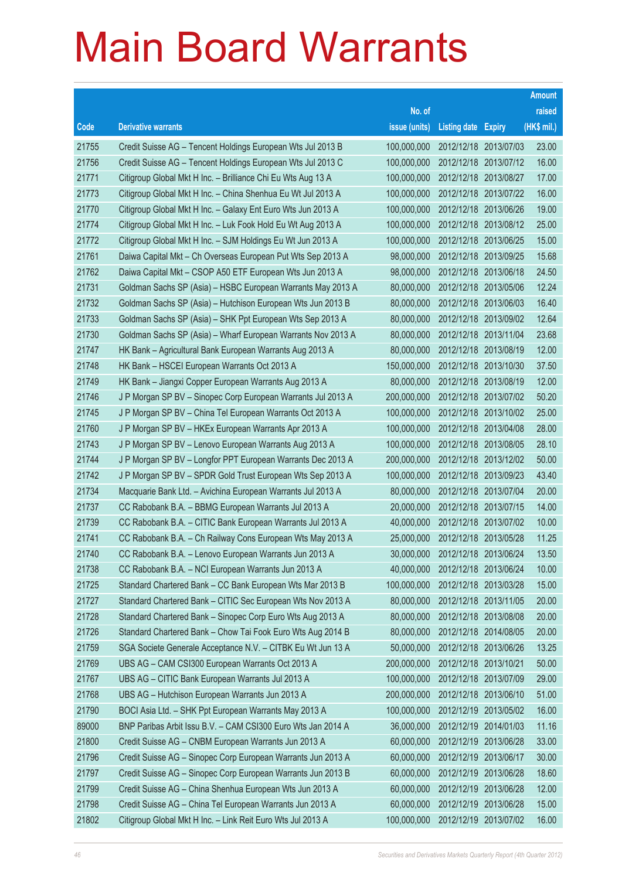# Main Board Warrants

| Code | Derivative warrants | No. of issue (units) | Listing date | Expiry | Amount raised (HK$ mil.) |
|---|---|---|---|---|---|
| 21755 | Credit Suisse AG – Tencent Holdings European Wts Jul 2013 B | 100,000,000 | 2012/12/18 | 2013/07/03 | 23.00 |
| 21756 | Credit Suisse AG – Tencent Holdings European Wts Jul 2013 C | 100,000,000 | 2012/12/18 | 2013/07/12 | 16.00 |
| 21771 | Citigroup Global Mkt H Inc. – Brilliance Chi Eu Wts Aug 13 A | 100,000,000 | 2012/12/18 | 2013/08/27 | 17.00 |
| 21773 | Citigroup Global Mkt H Inc. – China Shenhua Eu Wt Jul 2013 A | 100,000,000 | 2012/12/18 | 2013/07/22 | 16.00 |
| 21770 | Citigroup Global Mkt H Inc. – Galaxy Ent Euro Wts Jun 2013 A | 100,000,000 | 2012/12/18 | 2013/06/26 | 19.00 |
| 21774 | Citigroup Global Mkt H Inc. – Luk Fook Hold Eu Wt Aug 2013 A | 100,000,000 | 2012/12/18 | 2013/08/12 | 25.00 |
| 21772 | Citigroup Global Mkt H Inc. – SJM Holdings Eu Wt Jun 2013 A | 100,000,000 | 2012/12/18 | 2013/06/25 | 15.00 |
| 21761 | Daiwa Capital Mkt – Ch Overseas European Put Wts Sep 2013 A | 98,000,000 | 2012/12/18 | 2013/09/25 | 15.68 |
| 21762 | Daiwa Capital Mkt – CSOP A50 ETF European Wts Jun 2013 A | 98,000,000 | 2012/12/18 | 2013/06/18 | 24.50 |
| 21731 | Goldman Sachs SP (Asia) – HSBC European Warrants May 2013 A | 80,000,000 | 2012/12/18 | 2013/05/06 | 12.24 |
| 21732 | Goldman Sachs SP (Asia) – Hutchison European Wts Jun 2013 B | 80,000,000 | 2012/12/18 | 2013/06/03 | 16.40 |
| 21733 | Goldman Sachs SP (Asia) – SHK Ppt European Wts Sep 2013 A | 80,000,000 | 2012/12/18 | 2013/09/02 | 12.64 |
| 21730 | Goldman Sachs SP (Asia) – Wharf European Warrants Nov 2013 A | 80,000,000 | 2012/12/18 | 2013/11/04 | 23.68 |
| 21747 | HK Bank – Agricultural Bank European Warrants Aug 2013 A | 80,000,000 | 2012/12/18 | 2013/08/19 | 12.00 |
| 21748 | HK Bank – HSCEI European Warrants Oct 2013 A | 150,000,000 | 2012/12/18 | 2013/10/30 | 37.50 |
| 21749 | HK Bank – Jiangxi Copper European Warrants Aug 2013 A | 80,000,000 | 2012/12/18 | 2013/08/19 | 12.00 |
| 21746 | J P Morgan SP BV – Sinopec Corp European Warrants Jul 2013 A | 200,000,000 | 2012/12/18 | 2013/07/02 | 50.20 |
| 21745 | J P Morgan SP BV – China Tel European Warrants Oct 2013 A | 100,000,000 | 2012/12/18 | 2013/10/02 | 25.00 |
| 21760 | J P Morgan SP BV – HKEx European Warrants Apr 2013 A | 100,000,000 | 2012/12/18 | 2013/04/08 | 28.00 |
| 21743 | J P Morgan SP BV – Lenovo European Warrants Aug 2013 A | 100,000,000 | 2012/12/18 | 2013/08/05 | 28.10 |
| 21744 | J P Morgan SP BV – Longfor PPT European Warrants Dec 2013 A | 200,000,000 | 2012/12/18 | 2013/12/02 | 50.00 |
| 21742 | J P Morgan SP BV – SPDR Gold Trust European Wts Sep 2013 A | 100,000,000 | 2012/12/18 | 2013/09/23 | 43.40 |
| 21734 | Macquarie Bank Ltd. – Avichina European Warrants Jul 2013 A | 80,000,000 | 2012/12/18 | 2013/07/04 | 20.00 |
| 21737 | CC Rabobank B.A. – BBMG European Warrants Jul 2013 A | 20,000,000 | 2012/12/18 | 2013/07/15 | 14.00 |
| 21739 | CC Rabobank B.A. – CITIC Bank European Warrants Jul 2013 A | 40,000,000 | 2012/12/18 | 2013/07/02 | 10.00 |
| 21741 | CC Rabobank B.A. – Ch Railway Cons European Wts May 2013 A | 25,000,000 | 2012/12/18 | 2013/05/28 | 11.25 |
| 21740 | CC Rabobank B.A. – Lenovo European Warrants Jun 2013 A | 30,000,000 | 2012/12/18 | 2013/06/24 | 13.50 |
| 21738 | CC Rabobank B.A. – NCI European Warrants Jun 2013 A | 40,000,000 | 2012/12/18 | 2013/06/24 | 10.00 |
| 21725 | Standard Chartered Bank – CC Bank European Wts Mar 2013 B | 100,000,000 | 2012/12/18 | 2013/03/28 | 15.00 |
| 21727 | Standard Chartered Bank – CITIC Sec European Wts Nov 2013 A | 80,000,000 | 2012/12/18 | 2013/11/05 | 20.00 |
| 21728 | Standard Chartered Bank – Sinopec Corp Euro Wts Aug 2013 A | 80,000,000 | 2012/12/18 | 2013/08/08 | 20.00 |
| 21726 | Standard Chartered Bank – Chow Tai Fook Euro Wts Aug 2014 B | 80,000,000 | 2012/12/18 | 2014/08/05 | 20.00 |
| 21759 | SGA Societe Generale Acceptance N.V. – CITBK Eu Wt Jun 13 A | 50,000,000 | 2012/12/18 | 2013/06/26 | 13.25 |
| 21769 | UBS AG – CAM CSI300 European Warrants Oct 2013 A | 200,000,000 | 2012/12/18 | 2013/10/21 | 50.00 |
| 21767 | UBS AG – CITIC Bank European Warrants Jul 2013 A | 100,000,000 | 2012/12/18 | 2013/07/09 | 29.00 |
| 21768 | UBS AG – Hutchison European Warrants Jun 2013 A | 200,000,000 | 2012/12/18 | 2013/06/10 | 51.00 |
| 21790 | BOCI Asia Ltd. – SHK Ppt European Warrants May 2013 A | 100,000,000 | 2012/12/19 | 2013/05/02 | 16.00 |
| 89000 | BNP Paribas Arbit Issu B.V. – CAM CSI300 Euro Wts Jan 2014 A | 36,000,000 | 2012/12/19 | 2014/01/03 | 11.16 |
| 21800 | Credit Suisse AG – CNBM European Warrants Jun 2013 A | 60,000,000 | 2012/12/19 | 2013/06/28 | 33.00 |
| 21796 | Credit Suisse AG – Sinopec Corp European Warrants Jun 2013 A | 60,000,000 | 2012/12/19 | 2013/06/17 | 30.00 |
| 21797 | Credit Suisse AG – Sinopec Corp European Warrants Jun 2013 B | 60,000,000 | 2012/12/19 | 2013/06/28 | 18.60 |
| 21799 | Credit Suisse AG – China Shenhua European Wts Jun 2013 A | 60,000,000 | 2012/12/19 | 2013/06/28 | 12.00 |
| 21798 | Credit Suisse AG – China Tel European Warrants Jun 2013 A | 60,000,000 | 2012/12/19 | 2013/06/28 | 15.00 |
| 21802 | Citigroup Global Mkt H Inc. – Link Reit Euro Wts Jul 2013 A | 100,000,000 | 2012/12/19 | 2013/07/02 | 16.00 |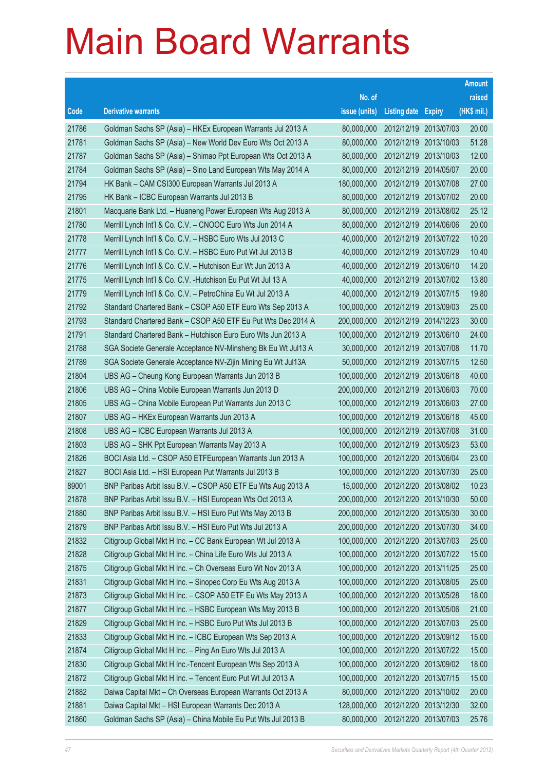# Main Board Warrants

| Code | Derivative warrants | No. of issue (units) | Listing date | Expiry | Amount raised (HK$ mil.) |
|---|---|---|---|---|---|
| 21786 | Goldman Sachs SP (Asia) – HKEx European Warrants Jul 2013 A | 80,000,000 | 2012/12/19 | 2013/07/03 | 20.00 |
| 21781 | Goldman Sachs SP (Asia) – New World Dev Euro Wts Oct 2013 A | 80,000,000 | 2012/12/19 | 2013/10/03 | 51.28 |
| 21787 | Goldman Sachs SP (Asia) – Shimao Ppt European Wts Oct 2013 A | 80,000,000 | 2012/12/19 | 2013/10/03 | 12.00 |
| 21784 | Goldman Sachs SP (Asia) – Sino Land European Wts May 2014 A | 80,000,000 | 2012/12/19 | 2014/05/07 | 20.00 |
| 21794 | HK Bank – CAM CSI300 European Warrants Jul 2013 A | 180,000,000 | 2012/12/19 | 2013/07/08 | 27.00 |
| 21795 | HK Bank – ICBC European Warrants Jul 2013 B | 80,000,000 | 2012/12/19 | 2013/07/02 | 20.00 |
| 21801 | Macquarie Bank Ltd. – Huaneng Power European Wts Aug 2013 A | 80,000,000 | 2012/12/19 | 2013/08/02 | 25.12 |
| 21780 | Merrill Lynch Int'l & Co. C.V. – CNOOC Euro Wts Jun 2014 A | 80,000,000 | 2012/12/19 | 2014/06/06 | 20.00 |
| 21778 | Merrill Lynch Int'l & Co. C.V. – HSBC Euro Wts Jul 2013 C | 40,000,000 | 2012/12/19 | 2013/07/22 | 10.20 |
| 21777 | Merrill Lynch Int'l & Co. C.V. – HSBC Euro Put Wt Jul 2013 B | 40,000,000 | 2012/12/19 | 2013/07/29 | 10.40 |
| 21776 | Merrill Lynch Int'l & Co. C.V. – Hutchison Eur Wt Jun 2013 A | 40,000,000 | 2012/12/19 | 2013/06/10 | 14.20 |
| 21775 | Merrill Lynch Int'l & Co. C.V. -Hutchison Eu Put Wt Jul 13 A | 40,000,000 | 2012/12/19 | 2013/07/02 | 13.80 |
| 21779 | Merrill Lynch Int'l & Co. C.V. – PetroChina Eu Wt Jul 2013 A | 40,000,000 | 2012/12/19 | 2013/07/15 | 19.80 |
| 21792 | Standard Chartered Bank – CSOP A50 ETF Euro Wts Sep 2013 A | 100,000,000 | 2012/12/19 | 2013/09/03 | 25.00 |
| 21793 | Standard Chartered Bank – CSOP A50 ETF Eu Put Wts Dec 2014 A | 200,000,000 | 2012/12/19 | 2014/12/23 | 30.00 |
| 21791 | Standard Chartered Bank – Hutchison Euro Euro Wts Jun 2013 A | 100,000,000 | 2012/12/19 | 2013/06/10 | 24.00 |
| 21788 | SGA Societe Generale Acceptance NV-Minsheng Bk Eu Wt Jul13 A | 30,000,000 | 2012/12/19 | 2013/07/08 | 11.70 |
| 21789 | SGA Societe Generale Acceptance NV-Zijin Mining Eu Wt Jul13A | 50,000,000 | 2012/12/19 | 2013/07/15 | 12.50 |
| 21804 | UBS AG – Cheung Kong European Warrants Jun 2013 B | 100,000,000 | 2012/12/19 | 2013/06/18 | 40.00 |
| 21806 | UBS AG – China Mobile European Warrants Jun 2013 D | 200,000,000 | 2012/12/19 | 2013/06/03 | 70.00 |
| 21805 | UBS AG – China Mobile European Put Warrants Jun 2013 C | 100,000,000 | 2012/12/19 | 2013/06/03 | 27.00 |
| 21807 | UBS AG – HKEx European Warrants Jun 2013 A | 100,000,000 | 2012/12/19 | 2013/06/18 | 45.00 |
| 21808 | UBS AG – ICBC European Warrants Jul 2013 A | 100,000,000 | 2012/12/19 | 2013/07/08 | 31.00 |
| 21803 | UBS AG – SHK Ppt European Warrants May 2013 A | 100,000,000 | 2012/12/19 | 2013/05/23 | 53.00 |
| 21826 | BOCI Asia Ltd. – CSOP A50 ETFEuropean Warrants Jun 2013 A | 100,000,000 | 2012/12/20 | 2013/06/04 | 23.00 |
| 21827 | BOCI Asia Ltd. – HSI European Put Warrants Jul 2013 B | 100,000,000 | 2012/12/20 | 2013/07/30 | 25.00 |
| 89001 | BNP Paribas Arbit Issu B.V. – CSOP A50 ETF Eu Wts Aug 2013 A | 15,000,000 | 2012/12/20 | 2013/08/02 | 10.23 |
| 21878 | BNP Paribas Arbit Issu B.V. – HSI European Wts Oct 2013 A | 200,000,000 | 2012/12/20 | 2013/10/30 | 50.00 |
| 21880 | BNP Paribas Arbit Issu B.V. – HSI Euro Put Wts May 2013 B | 200,000,000 | 2012/12/20 | 2013/05/30 | 30.00 |
| 21879 | BNP Paribas Arbit Issu B.V. – HSI Euro Put Wts Jul 2013 A | 200,000,000 | 2012/12/20 | 2013/07/30 | 34.00 |
| 21832 | Citigroup Global Mkt H Inc. – CC Bank European Wt Jul 2013 A | 100,000,000 | 2012/12/20 | 2013/07/03 | 25.00 |
| 21828 | Citigroup Global Mkt H Inc. – China Life Euro Wts Jul 2013 A | 100,000,000 | 2012/12/20 | 2013/07/22 | 15.00 |
| 21875 | Citigroup Global Mkt H Inc. – Ch Overseas Euro Wt Nov 2013 A | 100,000,000 | 2012/12/20 | 2013/11/25 | 25.00 |
| 21831 | Citigroup Global Mkt H Inc. – Sinopec Corp Eu Wts Aug 2013 A | 100,000,000 | 2012/12/20 | 2013/08/05 | 25.00 |
| 21873 | Citigroup Global Mkt H Inc. – CSOP A50 ETF Eu Wts May 2013 A | 100,000,000 | 2012/12/20 | 2013/05/28 | 18.00 |
| 21877 | Citigroup Global Mkt H Inc. – HSBC European Wts May 2013 B | 100,000,000 | 2012/12/20 | 2013/05/06 | 21.00 |
| 21829 | Citigroup Global Mkt H Inc. – HSBC Euro Put Wts Jul 2013 B | 100,000,000 | 2012/12/20 | 2013/07/03 | 25.00 |
| 21833 | Citigroup Global Mkt H Inc. – ICBC European Wts Sep 2013 A | 100,000,000 | 2012/12/20 | 2013/09/12 | 15.00 |
| 21874 | Citigroup Global Mkt H Inc. – Ping An Euro Wts Jul 2013 A | 100,000,000 | 2012/12/20 | 2013/07/22 | 15.00 |
| 21830 | Citigroup Global Mkt H Inc.-Tencent European Wts Sep 2013 A | 100,000,000 | 2012/12/20 | 2013/09/02 | 18.00 |
| 21872 | Citigroup Global Mkt H Inc. – Tencent Euro Put Wt Jul 2013 A | 100,000,000 | 2012/12/20 | 2013/07/15 | 15.00 |
| 21882 | Daiwa Capital Mkt – Ch Overseas European Warrants Oct 2013 A | 80,000,000 | 2012/12/20 | 2013/10/02 | 20.00 |
| 21881 | Daiwa Capital Mkt – HSI European Warrants Dec 2013 A | 128,000,000 | 2012/12/20 | 2013/12/30 | 32.00 |
| 21860 | Goldman Sachs SP (Asia) – China Mobile Eu Put Wts Jul 2013 B | 80,000,000 | 2012/12/20 | 2013/07/03 | 25.76 |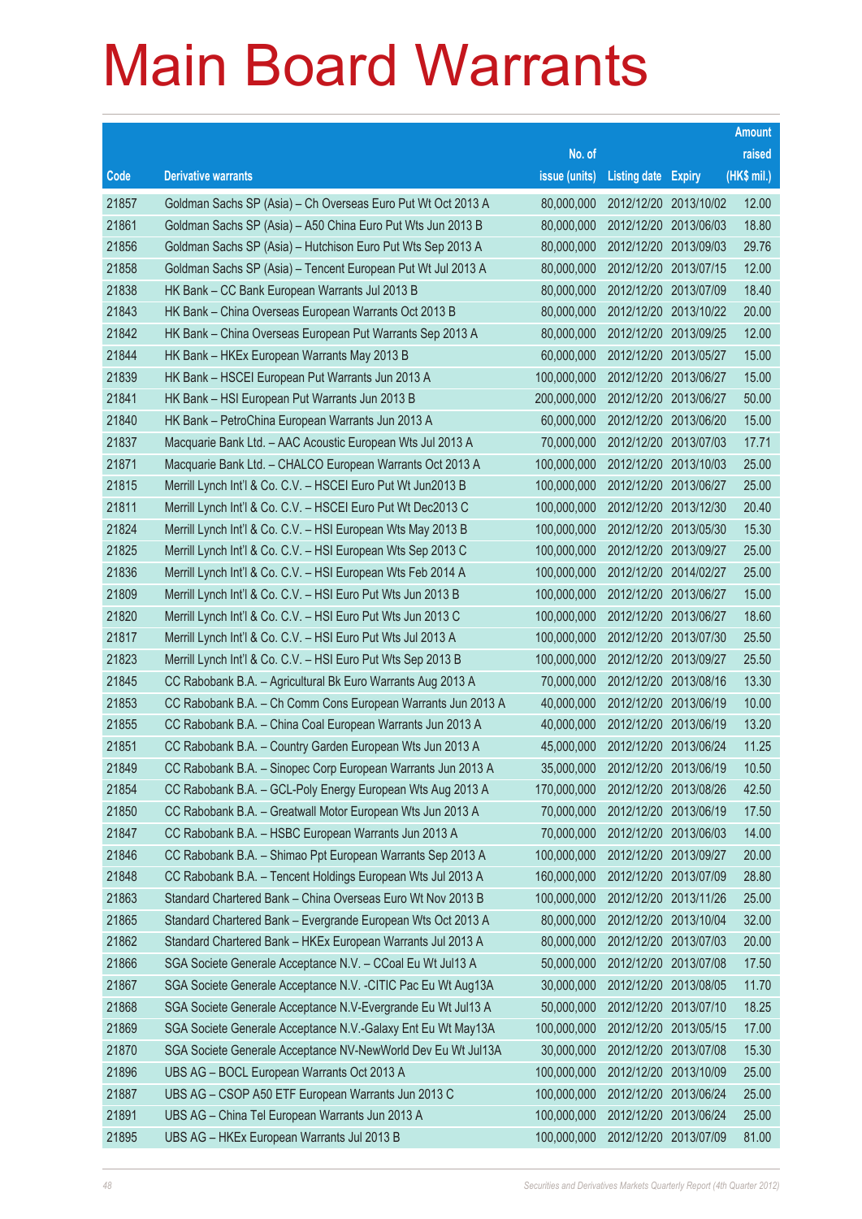# Main Board Warrants

| Code | Derivative warrants | No. of issue (units) | Listing date | Expiry | Amount raised (HK$ mil.) |
|---|---|---|---|---|---|
| 21857 | Goldman Sachs SP (Asia) – Ch Overseas Euro Put Wt Oct 2013 A | 80,000,000 | 2012/12/20 | 2013/10/02 | 12.00 |
| 21861 | Goldman Sachs SP (Asia) – A50 China Euro Put Wts Jun 2013 B | 80,000,000 | 2012/12/20 | 2013/06/03 | 18.80 |
| 21856 | Goldman Sachs SP (Asia) – Hutchison Euro Put Wts Sep 2013 A | 80,000,000 | 2012/12/20 | 2013/09/03 | 29.76 |
| 21858 | Goldman Sachs SP (Asia) – Tencent European Put Wt Jul 2013 A | 80,000,000 | 2012/12/20 | 2013/07/15 | 12.00 |
| 21838 | HK Bank – CC Bank European Warrants Jul 2013 B | 80,000,000 | 2012/12/20 | 2013/07/09 | 18.40 |
| 21843 | HK Bank – China Overseas European Warrants Oct 2013 B | 80,000,000 | 2012/12/20 | 2013/10/22 | 20.00 |
| 21842 | HK Bank – China Overseas European Put Warrants Sep 2013 A | 80,000,000 | 2012/12/20 | 2013/09/25 | 12.00 |
| 21844 | HK Bank – HKEx European Warrants May 2013 B | 60,000,000 | 2012/12/20 | 2013/05/27 | 15.00 |
| 21839 | HK Bank – HSCEI European Put Warrants Jun 2013 A | 100,000,000 | 2012/12/20 | 2013/06/27 | 15.00 |
| 21841 | HK Bank – HSI European Put Warrants Jun 2013 B | 200,000,000 | 2012/12/20 | 2013/06/27 | 50.00 |
| 21840 | HK Bank – PetroChina European Warrants Jun 2013 A | 60,000,000 | 2012/12/20 | 2013/06/20 | 15.00 |
| 21837 | Macquarie Bank Ltd. – AAC Acoustic European Wts Jul 2013 A | 70,000,000 | 2012/12/20 | 2013/07/03 | 17.71 |
| 21871 | Macquarie Bank Ltd. – CHALCO European Warrants Oct 2013 A | 100,000,000 | 2012/12/20 | 2013/10/03 | 25.00 |
| 21815 | Merrill Lynch Int'l & Co. C.V. – HSCEI Euro Put Wt Jun2013 B | 100,000,000 | 2012/12/20 | 2013/06/27 | 25.00 |
| 21811 | Merrill Lynch Int'l & Co. C.V. – HSCEI Euro Put Wt Dec2013 C | 100,000,000 | 2012/12/20 | 2013/12/30 | 20.40 |
| 21824 | Merrill Lynch Int'l & Co. C.V. – HSI European Wts May 2013 B | 100,000,000 | 2012/12/20 | 2013/05/30 | 15.30 |
| 21825 | Merrill Lynch Int'l & Co. C.V. – HSI European Wts Sep 2013 C | 100,000,000 | 2012/12/20 | 2013/09/27 | 25.00 |
| 21836 | Merrill Lynch Int'l & Co. C.V. – HSI European Wts Feb 2014 A | 100,000,000 | 2012/12/20 | 2014/02/27 | 25.00 |
| 21809 | Merrill Lynch Int'l & Co. C.V. – HSI Euro Put Wts Jun 2013 B | 100,000,000 | 2012/12/20 | 2013/06/27 | 15.00 |
| 21820 | Merrill Lynch Int'l & Co. C.V. – HSI Euro Put Wts Jun 2013 C | 100,000,000 | 2012/12/20 | 2013/06/27 | 18.60 |
| 21817 | Merrill Lynch Int'l & Co. C.V. – HSI Euro Put Wts Jul 2013 A | 100,000,000 | 2012/12/20 | 2013/07/30 | 25.50 |
| 21823 | Merrill Lynch Int'l & Co. C.V. – HSI Euro Put Wts Sep 2013 B | 100,000,000 | 2012/12/20 | 2013/09/27 | 25.50 |
| 21845 | CC Rabobank B.A. – Agricultural Bk Euro Warrants Aug 2013 A | 70,000,000 | 2012/12/20 | 2013/08/16 | 13.30 |
| 21853 | CC Rabobank B.A. – Ch Comm Cons European Warrants Jun 2013 A | 40,000,000 | 2012/12/20 | 2013/06/19 | 10.00 |
| 21855 | CC Rabobank B.A. – China Coal European Warrants Jun 2013 A | 40,000,000 | 2012/12/20 | 2013/06/19 | 13.20 |
| 21851 | CC Rabobank B.A. – Country Garden European Wts Jun 2013 A | 45,000,000 | 2012/12/20 | 2013/06/24 | 11.25 |
| 21849 | CC Rabobank B.A. – Sinopec Corp European Warrants Jun 2013 A | 35,000,000 | 2012/12/20 | 2013/06/19 | 10.50 |
| 21854 | CC Rabobank B.A. – GCL-Poly Energy European Wts Aug 2013 A | 170,000,000 | 2012/12/20 | 2013/08/26 | 42.50 |
| 21850 | CC Rabobank B.A. – Greatwall Motor European Wts Jun 2013 A | 70,000,000 | 2012/12/20 | 2013/06/19 | 17.50 |
| 21847 | CC Rabobank B.A. – HSBC European Warrants Jun 2013 A | 70,000,000 | 2012/12/20 | 2013/06/03 | 14.00 |
| 21846 | CC Rabobank B.A. – Shimao Ppt European Warrants Sep 2013 A | 100,000,000 | 2012/12/20 | 2013/09/27 | 20.00 |
| 21848 | CC Rabobank B.A. – Tencent Holdings European Wts Jul 2013 A | 160,000,000 | 2012/12/20 | 2013/07/09 | 28.80 |
| 21863 | Standard Chartered Bank – China Overseas Euro Wt Nov 2013 B | 100,000,000 | 2012/12/20 | 2013/11/26 | 25.00 |
| 21865 | Standard Chartered Bank – Evergrande European Wts Oct 2013 A | 80,000,000 | 2012/12/20 | 2013/10/04 | 32.00 |
| 21862 | Standard Chartered Bank – HKEx European Warrants Jul 2013 A | 80,000,000 | 2012/12/20 | 2013/07/03 | 20.00 |
| 21866 | SGA Societe Generale Acceptance N.V. – CCoal Eu Wt Jul13 A | 50,000,000 | 2012/12/20 | 2013/07/08 | 17.50 |
| 21867 | SGA Societe Generale Acceptance N.V. -CITIC Pac Eu Wt Aug13A | 30,000,000 | 2012/12/20 | 2013/08/05 | 11.70 |
| 21868 | SGA Societe Generale Acceptance N.V-Evergrande Eu Wt Jul13 A | 50,000,000 | 2012/12/20 | 2013/07/10 | 18.25 |
| 21869 | SGA Societe Generale Acceptance N.V.-Galaxy Ent Eu Wt May13A | 100,000,000 | 2012/12/20 | 2013/05/15 | 17.00 |
| 21870 | SGA Societe Generale Acceptance NV-NewWorld Dev Eu Wt Jul13A | 30,000,000 | 2012/12/20 | 2013/07/08 | 15.30 |
| 21896 | UBS AG – BOCL European Warrants Oct 2013 A | 100,000,000 | 2012/12/20 | 2013/10/09 | 25.00 |
| 21887 | UBS AG – CSOP A50 ETF European Warrants Jun 2013 C | 100,000,000 | 2012/12/20 | 2013/06/24 | 25.00 |
| 21891 | UBS AG – China Tel European Warrants Jun 2013 A | 100,000,000 | 2012/12/20 | 2013/06/24 | 25.00 |
| 21895 | UBS AG – HKEx European Warrants Jul 2013 B | 100,000,000 | 2012/12/20 | 2013/07/09 | 81.00 |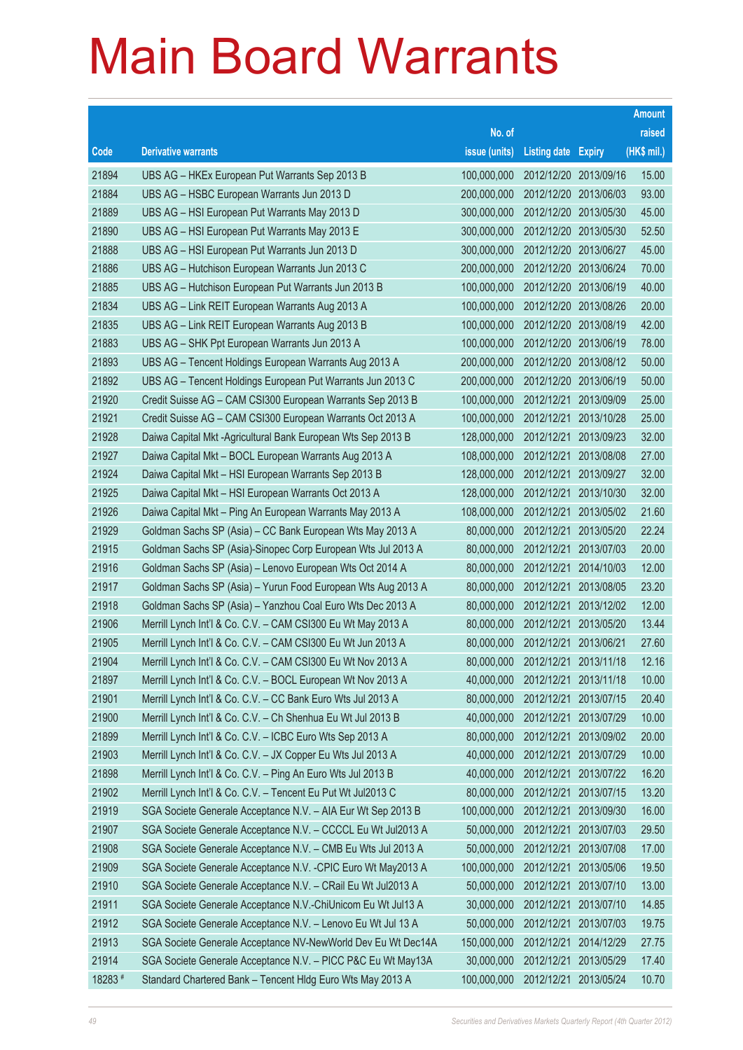# Main Board Warrants

| Code | Derivative warrants | No. of issue (units) | Listing date | Expiry | Amount raised (HK$ mil.) |
|---|---|---|---|---|---|
| 21894 | UBS AG – HKEx European Put Warrants Sep 2013 B | 100,000,000 | 2012/12/20 | 2013/09/16 | 15.00 |
| 21884 | UBS AG – HSBC European Warrants Jun 2013 D | 200,000,000 | 2012/12/20 | 2013/06/03 | 93.00 |
| 21889 | UBS AG – HSI European Put Warrants May 2013 D | 300,000,000 | 2012/12/20 | 2013/05/30 | 45.00 |
| 21890 | UBS AG – HSI European Put Warrants May 2013 E | 300,000,000 | 2012/12/20 | 2013/05/30 | 52.50 |
| 21888 | UBS AG – HSI European Put Warrants Jun 2013 D | 300,000,000 | 2012/12/20 | 2013/06/27 | 45.00 |
| 21886 | UBS AG – Hutchison European Warrants Jun 2013 C | 200,000,000 | 2012/12/20 | 2013/06/24 | 70.00 |
| 21885 | UBS AG – Hutchison European Put Warrants Jun 2013 B | 100,000,000 | 2012/12/20 | 2013/06/19 | 40.00 |
| 21834 | UBS AG – Link REIT European Warrants Aug 2013 A | 100,000,000 | 2012/12/20 | 2013/08/26 | 20.00 |
| 21835 | UBS AG – Link REIT European Warrants Aug 2013 B | 100,000,000 | 2012/12/20 | 2013/08/19 | 42.00 |
| 21883 | UBS AG – SHK Ppt European Warrants Jun 2013 A | 100,000,000 | 2012/12/20 | 2013/06/19 | 78.00 |
| 21893 | UBS AG – Tencent Holdings European Warrants Aug 2013 A | 200,000,000 | 2012/12/20 | 2013/08/12 | 50.00 |
| 21892 | UBS AG – Tencent Holdings European Put Warrants Jun 2013 C | 200,000,000 | 2012/12/20 | 2013/06/19 | 50.00 |
| 21920 | Credit Suisse AG – CAM CSI300 European Warrants Sep 2013 B | 100,000,000 | 2012/12/21 | 2013/09/09 | 25.00 |
| 21921 | Credit Suisse AG – CAM CSI300 European Warrants Oct 2013 A | 100,000,000 | 2012/12/21 | 2013/10/28 | 25.00 |
| 21928 | Daiwa Capital Mkt -Agricultural Bank European Wts Sep 2013 B | 128,000,000 | 2012/12/21 | 2013/09/23 | 32.00 |
| 21927 | Daiwa Capital Mkt – BOCL European Warrants Aug 2013 A | 108,000,000 | 2012/12/21 | 2013/08/08 | 27.00 |
| 21924 | Daiwa Capital Mkt – HSI European Warrants Sep 2013 B | 128,000,000 | 2012/12/21 | 2013/09/27 | 32.00 |
| 21925 | Daiwa Capital Mkt – HSI European Warrants Oct 2013 A | 128,000,000 | 2012/12/21 | 2013/10/30 | 32.00 |
| 21926 | Daiwa Capital Mkt – Ping An European Warrants May 2013 A | 108,000,000 | 2012/12/21 | 2013/05/02 | 21.60 |
| 21929 | Goldman Sachs SP (Asia) – CC Bank European Wts May 2013 A | 80,000,000 | 2012/12/21 | 2013/05/20 | 22.24 |
| 21915 | Goldman Sachs SP (Asia)-Sinopec Corp European Wts Jul 2013 A | 80,000,000 | 2012/12/21 | 2013/07/03 | 20.00 |
| 21916 | Goldman Sachs SP (Asia) – Lenovo European Wts Oct 2014 A | 80,000,000 | 2012/12/21 | 2014/10/03 | 12.00 |
| 21917 | Goldman Sachs SP (Asia) – Yurun Food European Wts Aug 2013 A | 80,000,000 | 2012/12/21 | 2013/08/05 | 23.20 |
| 21918 | Goldman Sachs SP (Asia) – Yanzhou Coal Euro Wts Dec 2013 A | 80,000,000 | 2012/12/21 | 2013/12/02 | 12.00 |
| 21906 | Merrill Lynch Int'l & Co. C.V. – CAM CSI300 Eu Wt May 2013 A | 80,000,000 | 2012/12/21 | 2013/05/20 | 13.44 |
| 21905 | Merrill Lynch Int'l & Co. C.V. – CAM CSI300 Eu Wt Jun 2013 A | 80,000,000 | 2012/12/21 | 2013/06/21 | 27.60 |
| 21904 | Merrill Lynch Int'l & Co. C.V. – CAM CSI300 Eu Wt Nov 2013 A | 80,000,000 | 2012/12/21 | 2013/11/18 | 12.16 |
| 21897 | Merrill Lynch Int'l & Co. C.V. – BOCL European Wt Nov 2013 A | 40,000,000 | 2012/12/21 | 2013/11/18 | 10.00 |
| 21901 | Merrill Lynch Int'l & Co. C.V. – CC Bank Euro Wts Jul 2013 A | 80,000,000 | 2012/12/21 | 2013/07/15 | 20.40 |
| 21900 | Merrill Lynch Int'l & Co. C.V. – Ch Shenhua Eu Wt Jul 2013 B | 40,000,000 | 2012/12/21 | 2013/07/29 | 10.00 |
| 21899 | Merrill Lynch Int'l & Co. C.V. – ICBC Euro Wts Sep 2013 A | 80,000,000 | 2012/12/21 | 2013/09/02 | 20.00 |
| 21903 | Merrill Lynch Int'l & Co. C.V. – JX Copper Eu Wts Jul 2013 A | 40,000,000 | 2012/12/21 | 2013/07/29 | 10.00 |
| 21898 | Merrill Lynch Int'l & Co. C.V. – Ping An Euro Wts Jul 2013 B | 40,000,000 | 2012/12/21 | 2013/07/22 | 16.20 |
| 21902 | Merrill Lynch Int'l & Co. C.V. – Tencent Eu Put Wt Jul2013 C | 80,000,000 | 2012/12/21 | 2013/07/15 | 13.20 |
| 21919 | SGA Societe Generale Acceptance N.V. – AIA Eur Wt Sep 2013 B | 100,000,000 | 2012/12/21 | 2013/09/30 | 16.00 |
| 21907 | SGA Societe Generale Acceptance N.V. – CCCCL Eu Wt Jul2013 A | 50,000,000 | 2012/12/21 | 2013/07/03 | 29.50 |
| 21908 | SGA Societe Generale Acceptance N.V. – CMB Eu Wts Jul 2013 A | 50,000,000 | 2012/12/21 | 2013/07/08 | 17.00 |
| 21909 | SGA Societe Generale Acceptance N.V. -CPIC Euro Wt May2013 A | 100,000,000 | 2012/12/21 | 2013/05/06 | 19.50 |
| 21910 | SGA Societe Generale Acceptance N.V. – CRail Eu Wt Jul2013 A | 50,000,000 | 2012/12/21 | 2013/07/10 | 13.00 |
| 21911 | SGA Societe Generale Acceptance N.V.-ChiUnicom Eu Wt Jul13 A | 30,000,000 | 2012/12/21 | 2013/07/10 | 14.85 |
| 21912 | SGA Societe Generale Acceptance N.V. – Lenovo Eu Wt Jul 13 A | 50,000,000 | 2012/12/21 | 2013/07/03 | 19.75 |
| 21913 | SGA Societe Generale Acceptance NV-NewWorld Dev Eu Wt Dec14A | 150,000,000 | 2012/12/21 | 2014/12/29 | 27.75 |
| 21914 | SGA Societe Generale Acceptance N.V. – PICC P&C Eu Wt May13A | 30,000,000 | 2012/12/21 | 2013/05/29 | 17.40 |
| 18283 # | Standard Chartered Bank – Tencent Hldg Euro Wts May 2013 A | 100,000,000 | 2012/12/21 | 2013/05/24 | 10.70 |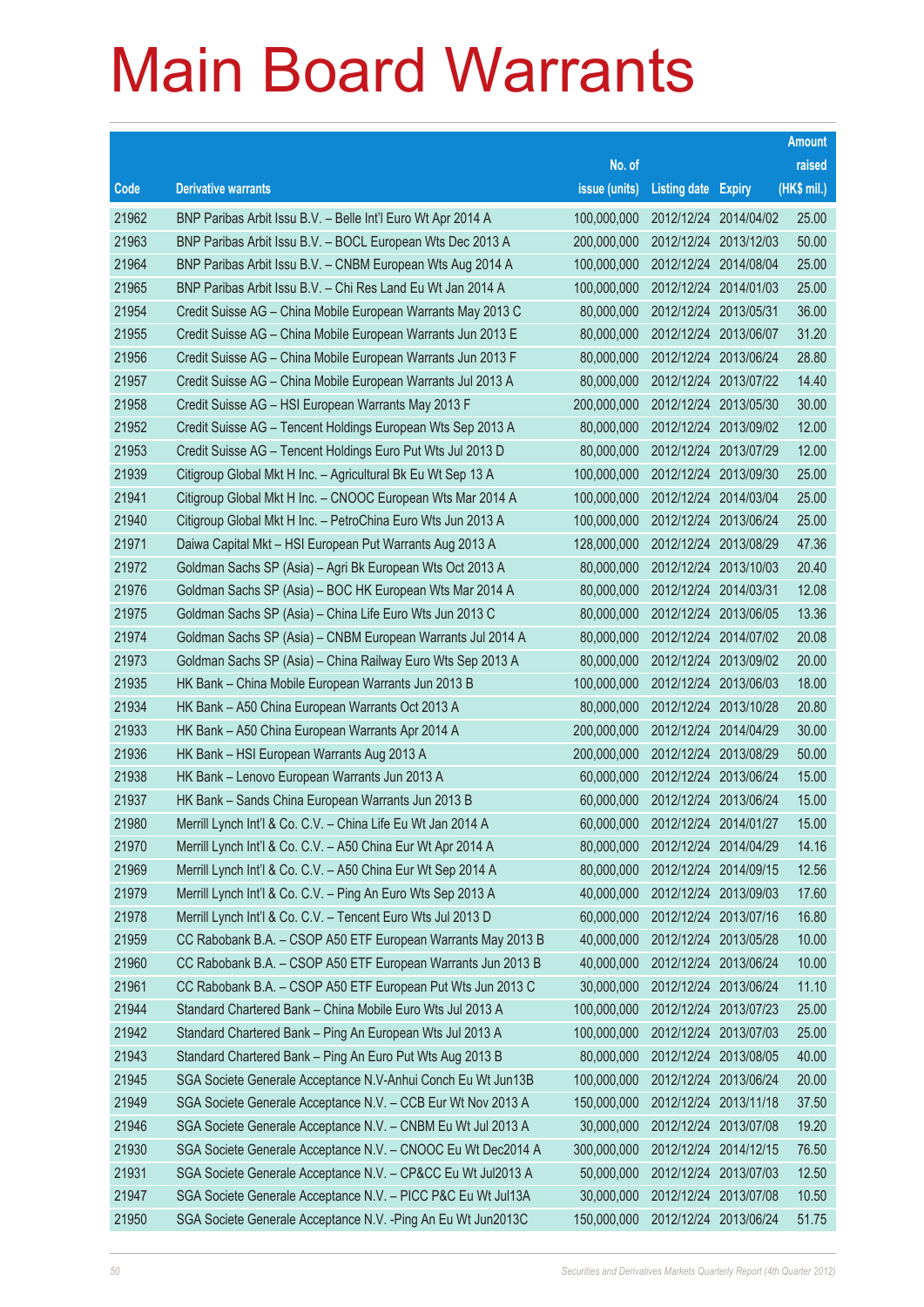# Main Board Warrants

| Code | Derivative warrants | No. of issue (units) | Listing date | Expiry | Amount raised (HK$ mil.) |
|---|---|---|---|---|---|
| 21962 | BNP Paribas Arbit Issu B.V. – Belle Int'l Euro Wt Apr 2014 A | 100,000,000 | 2012/12/24 | 2014/04/02 | 25.00 |
| 21963 | BNP Paribas Arbit Issu B.V. – BOCL European Wts Dec 2013 A | 200,000,000 | 2012/12/24 | 2013/12/03 | 50.00 |
| 21964 | BNP Paribas Arbit Issu B.V. – CNBM European Wts Aug 2014 A | 100,000,000 | 2012/12/24 | 2014/08/04 | 25.00 |
| 21965 | BNP Paribas Arbit Issu B.V. – Chi Res Land Eu Wt Jan 2014 A | 100,000,000 | 2012/12/24 | 2014/01/03 | 25.00 |
| 21954 | Credit Suisse AG – China Mobile European Warrants May 2013 C | 80,000,000 | 2012/12/24 | 2013/05/31 | 36.00 |
| 21955 | Credit Suisse AG – China Mobile European Warrants Jun 2013 E | 80,000,000 | 2012/12/24 | 2013/06/07 | 31.20 |
| 21956 | Credit Suisse AG – China Mobile European Warrants Jun 2013 F | 80,000,000 | 2012/12/24 | 2013/06/24 | 28.80 |
| 21957 | Credit Suisse AG – China Mobile European Warrants Jul 2013 A | 80,000,000 | 2012/12/24 | 2013/07/22 | 14.40 |
| 21958 | Credit Suisse AG – HSI European Warrants May 2013 F | 200,000,000 | 2012/12/24 | 2013/05/30 | 30.00 |
| 21952 | Credit Suisse AG – Tencent Holdings European Wts Sep 2013 A | 80,000,000 | 2012/12/24 | 2013/09/02 | 12.00 |
| 21953 | Credit Suisse AG – Tencent Holdings Euro Put Wts Jul 2013 D | 80,000,000 | 2012/12/24 | 2013/07/29 | 12.00 |
| 21939 | Citigroup Global Mkt H Inc. – Agricultural Bk Eu Wt Sep 13 A | 100,000,000 | 2012/12/24 | 2013/09/30 | 25.00 |
| 21941 | Citigroup Global Mkt H Inc. – CNOOC European Wts Mar 2014 A | 100,000,000 | 2012/12/24 | 2014/03/04 | 25.00 |
| 21940 | Citigroup Global Mkt H Inc. – PetroChina Euro Wts Jun 2013 A | 100,000,000 | 2012/12/24 | 2013/06/24 | 25.00 |
| 21971 | Daiwa Capital Mkt – HSI European Put Warrants Aug 2013 A | 128,000,000 | 2012/12/24 | 2013/08/29 | 47.36 |
| 21972 | Goldman Sachs SP (Asia) – Agri Bk European Wts Oct 2013 A | 80,000,000 | 2012/12/24 | 2013/10/03 | 20.40 |
| 21976 | Goldman Sachs SP (Asia) – BOC HK European Wts Mar 2014 A | 80,000,000 | 2012/12/24 | 2014/03/31 | 12.08 |
| 21975 | Goldman Sachs SP (Asia) – China Life Euro Wts Jun 2013 C | 80,000,000 | 2012/12/24 | 2013/06/05 | 13.36 |
| 21974 | Goldman Sachs SP (Asia) – CNBM European Warrants Jul 2014 A | 80,000,000 | 2012/12/24 | 2014/07/02 | 20.08 |
| 21973 | Goldman Sachs SP (Asia) – China Railway Euro Wts Sep 2013 A | 80,000,000 | 2012/12/24 | 2013/09/02 | 20.00 |
| 21935 | HK Bank – China Mobile European Warrants Jun 2013 B | 100,000,000 | 2012/12/24 | 2013/06/03 | 18.00 |
| 21934 | HK Bank – A50 China European Warrants Oct 2013 A | 80,000,000 | 2012/12/24 | 2013/10/28 | 20.80 |
| 21933 | HK Bank – A50 China European Warrants Apr 2014 A | 200,000,000 | 2012/12/24 | 2014/04/29 | 30.00 |
| 21936 | HK Bank – HSI European Warrants Aug 2013 A | 200,000,000 | 2012/12/24 | 2013/08/29 | 50.00 |
| 21938 | HK Bank – Lenovo European Warrants Jun 2013 A | 60,000,000 | 2012/12/24 | 2013/06/24 | 15.00 |
| 21937 | HK Bank – Sands China European Warrants Jun 2013 B | 60,000,000 | 2012/12/24 | 2013/06/24 | 15.00 |
| 21980 | Merrill Lynch Int'l & Co. C.V. – China Life Eu Wt Jan 2014 A | 60,000,000 | 2012/12/24 | 2014/01/27 | 15.00 |
| 21970 | Merrill Lynch Int'l & Co. C.V. – A50 China Eur Wt Apr 2014 A | 80,000,000 | 2012/12/24 | 2014/04/29 | 14.16 |
| 21969 | Merrill Lynch Int'l & Co. C.V. – A50 China Eur Wt Sep 2014 A | 80,000,000 | 2012/12/24 | 2014/09/15 | 12.56 |
| 21979 | Merrill Lynch Int'l & Co. C.V. – Ping An Euro Wts Sep 2013 A | 40,000,000 | 2012/12/24 | 2013/09/03 | 17.60 |
| 21978 | Merrill Lynch Int'l & Co. C.V. – Tencent Euro Wts Jul 2013 D | 60,000,000 | 2012/12/24 | 2013/07/16 | 16.80 |
| 21959 | CC Rabobank B.A. – CSOP A50 ETF European Warrants May 2013 B | 40,000,000 | 2012/12/24 | 2013/05/28 | 10.00 |
| 21960 | CC Rabobank B.A. – CSOP A50 ETF European Warrants Jun 2013 B | 40,000,000 | 2012/12/24 | 2013/06/24 | 10.00 |
| 21961 | CC Rabobank B.A. – CSOP A50 ETF European Put Wts Jun 2013 C | 30,000,000 | 2012/12/24 | 2013/06/24 | 11.10 |
| 21944 | Standard Chartered Bank – China Mobile Euro Wts Jul 2013 A | 100,000,000 | 2012/12/24 | 2013/07/23 | 25.00 |
| 21942 | Standard Chartered Bank – Ping An European Wts Jul 2013 A | 100,000,000 | 2012/12/24 | 2013/07/03 | 25.00 |
| 21943 | Standard Chartered Bank – Ping An Euro Put Wts Aug 2013 B | 80,000,000 | 2012/12/24 | 2013/08/05 | 40.00 |
| 21945 | SGA Societe Generale Acceptance N.V-Anhui Conch Eu Wt Jun13B | 100,000,000 | 2012/12/24 | 2013/06/24 | 20.00 |
| 21949 | SGA Societe Generale Acceptance N.V. – CCB Eur Wt Nov 2013 A | 150,000,000 | 2012/12/24 | 2013/11/18 | 37.50 |
| 21946 | SGA Societe Generale Acceptance N.V. – CNBM Eu Wt Jul 2013 A | 30,000,000 | 2012/12/24 | 2013/07/08 | 19.20 |
| 21930 | SGA Societe Generale Acceptance N.V. – CNOOC Eu Wt Dec2014 A | 300,000,000 | 2012/12/24 | 2014/12/15 | 76.50 |
| 21931 | SGA Societe Generale Acceptance N.V. – CP&CC Eu Wt Jul2013 A | 50,000,000 | 2012/12/24 | 2013/07/03 | 12.50 |
| 21947 | SGA Societe Generale Acceptance N.V. – PICC P&C Eu Wt Jul13A | 30,000,000 | 2012/12/24 | 2013/07/08 | 10.50 |
| 21950 | SGA Societe Generale Acceptance N.V. -Ping An Eu Wt Jun2013C | 150,000,000 | 2012/12/24 | 2013/06/24 | 51.75 |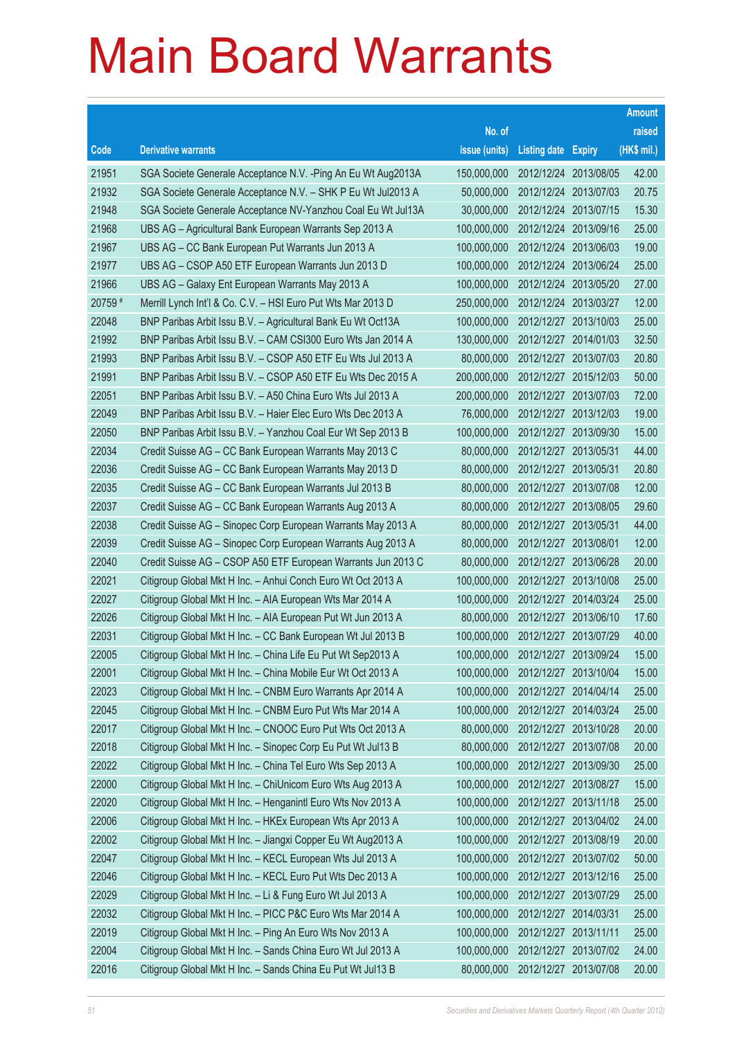# Main Board Warrants

| Code | Derivative warrants | No. of issue (units) | Listing date | Expiry | Amount raised (HK$ mil.) |
|---|---|---|---|---|---|
| 21951 | SGA Societe Generale Acceptance N.V. -Ping An Eu Wt Aug2013A | 150,000,000 | 2012/12/24 | 2013/08/05 | 42.00 |
| 21932 | SGA Societe Generale Acceptance N.V. – SHK P Eu Wt Jul2013 A | 50,000,000 | 2012/12/24 | 2013/07/03 | 20.75 |
| 21948 | SGA Societe Generale Acceptance NV-Yanzhou Coal Eu Wt Jul13A | 30,000,000 | 2012/12/24 | 2013/07/15 | 15.30 |
| 21968 | UBS AG – Agricultural Bank European Warrants Sep 2013 A | 100,000,000 | 2012/12/24 | 2013/09/16 | 25.00 |
| 21967 | UBS AG – CC Bank European Put Warrants Jun 2013 A | 100,000,000 | 2012/12/24 | 2013/06/03 | 19.00 |
| 21977 | UBS AG – CSOP A50 ETF European Warrants Jun 2013 D | 100,000,000 | 2012/12/24 | 2013/06/24 | 25.00 |
| 21966 | UBS AG – Galaxy Ent European Warrants May 2013 A | 100,000,000 | 2012/12/24 | 2013/05/20 | 27.00 |
| 20759 # | Merrill Lynch Int'l & Co. C.V. – HSI Euro Put Wts Mar 2013 D | 250,000,000 | 2012/12/24 | 2013/03/27 | 12.00 |
| 22048 | BNP Paribas Arbit Issu B.V. – Agricultural Bank Eu Wt Oct13A | 100,000,000 | 2012/12/27 | 2013/10/03 | 25.00 |
| 21992 | BNP Paribas Arbit Issu B.V. – CAM CSI300 Euro Wts Jan 2014 A | 130,000,000 | 2012/12/27 | 2014/01/03 | 32.50 |
| 21993 | BNP Paribas Arbit Issu B.V. – CSOP A50 ETF Eu Wts Jul 2013 A | 80,000,000 | 2012/12/27 | 2013/07/03 | 20.80 |
| 21991 | BNP Paribas Arbit Issu B.V. – CSOP A50 ETF Eu Wts Dec 2015 A | 200,000,000 | 2012/12/27 | 2015/12/03 | 50.00 |
| 22051 | BNP Paribas Arbit Issu B.V. – A50 China Euro Wts Jul 2013 A | 200,000,000 | 2012/12/27 | 2013/07/03 | 72.00 |
| 22049 | BNP Paribas Arbit Issu B.V. – Haier Elec Euro Wts Dec 2013 A | 76,000,000 | 2012/12/27 | 2013/12/03 | 19.00 |
| 22050 | BNP Paribas Arbit Issu B.V. – Yanzhou Coal Eur Wt Sep 2013 B | 100,000,000 | 2012/12/27 | 2013/09/30 | 15.00 |
| 22034 | Credit Suisse AG – CC Bank European Warrants May 2013 C | 80,000,000 | 2012/12/27 | 2013/05/31 | 44.00 |
| 22036 | Credit Suisse AG – CC Bank European Warrants May 2013 D | 80,000,000 | 2012/12/27 | 2013/05/31 | 20.80 |
| 22035 | Credit Suisse AG – CC Bank European Warrants Jul 2013 B | 80,000,000 | 2012/12/27 | 2013/07/08 | 12.00 |
| 22037 | Credit Suisse AG – CC Bank European Warrants Aug 2013 A | 80,000,000 | 2012/12/27 | 2013/08/05 | 29.60 |
| 22038 | Credit Suisse AG – Sinopec Corp European Warrants May 2013 A | 80,000,000 | 2012/12/27 | 2013/05/31 | 44.00 |
| 22039 | Credit Suisse AG – Sinopec Corp European Warrants Aug 2013 A | 80,000,000 | 2012/12/27 | 2013/08/01 | 12.00 |
| 22040 | Credit Suisse AG – CSOP A50 ETF European Warrants Jun 2013 C | 80,000,000 | 2012/12/27 | 2013/06/28 | 20.00 |
| 22021 | Citigroup Global Mkt H Inc. – Anhui Conch Euro Wt Oct 2013 A | 100,000,000 | 2012/12/27 | 2013/10/08 | 25.00 |
| 22027 | Citigroup Global Mkt H Inc. – AIA European Wts Mar 2014 A | 100,000,000 | 2012/12/27 | 2014/03/24 | 25.00 |
| 22026 | Citigroup Global Mkt H Inc. – AIA European Put Wt Jun 2013 A | 80,000,000 | 2012/12/27 | 2013/06/10 | 17.60 |
| 22031 | Citigroup Global Mkt H Inc. – CC Bank European Wt Jul 2013 B | 100,000,000 | 2012/12/27 | 2013/07/29 | 40.00 |
| 22005 | Citigroup Global Mkt H Inc. – China Life Eu Put Wt Sep2013 A | 100,000,000 | 2012/12/27 | 2013/09/24 | 15.00 |
| 22001 | Citigroup Global Mkt H Inc. – China Mobile Eur Wt Oct 2013 A | 100,000,000 | 2012/12/27 | 2013/10/04 | 15.00 |
| 22023 | Citigroup Global Mkt H Inc. – CNBM Euro Warrants Apr 2014 A | 100,000,000 | 2012/12/27 | 2014/04/14 | 25.00 |
| 22045 | Citigroup Global Mkt H Inc. – CNBM Euro Put Wts Mar 2014 A | 100,000,000 | 2012/12/27 | 2014/03/24 | 25.00 |
| 22017 | Citigroup Global Mkt H Inc. – CNOOC Euro Put Wts Oct 2013 A | 80,000,000 | 2012/12/27 | 2013/10/28 | 20.00 |
| 22018 | Citigroup Global Mkt H Inc. – Sinopec Corp Eu Put Wt Jul13 B | 80,000,000 | 2012/12/27 | 2013/07/08 | 20.00 |
| 22022 | Citigroup Global Mkt H Inc. – China Tel Euro Wts Sep 2013 A | 100,000,000 | 2012/12/27 | 2013/09/30 | 25.00 |
| 22000 | Citigroup Global Mkt H Inc. – ChiUnicom Euro Wts Aug 2013 A | 100,000,000 | 2012/12/27 | 2013/08/27 | 15.00 |
| 22020 | Citigroup Global Mkt H Inc. – Henganintl Euro Wts Nov 2013 A | 100,000,000 | 2012/12/27 | 2013/11/18 | 25.00 |
| 22006 | Citigroup Global Mkt H Inc. – HKEx European Wts Apr 2013 A | 100,000,000 | 2012/12/27 | 2013/04/02 | 24.00 |
| 22002 | Citigroup Global Mkt H Inc. – Jiangxi Copper Eu Wt Aug2013 A | 100,000,000 | 2012/12/27 | 2013/08/19 | 20.00 |
| 22047 | Citigroup Global Mkt H Inc. – KECL European Wts Jul 2013 A | 100,000,000 | 2012/12/27 | 2013/07/02 | 50.00 |
| 22046 | Citigroup Global Mkt H Inc. – KECL Euro Put Wts Dec 2013 A | 100,000,000 | 2012/12/27 | 2013/12/16 | 25.00 |
| 22029 | Citigroup Global Mkt H Inc. – Li & Fung Euro Wt Jul 2013 A | 100,000,000 | 2012/12/27 | 2013/07/29 | 25.00 |
| 22032 | Citigroup Global Mkt H Inc. – PICC P&C Euro Wts Mar 2014 A | 100,000,000 | 2012/12/27 | 2014/03/31 | 25.00 |
| 22019 | Citigroup Global Mkt H Inc. – Ping An Euro Wts Nov 2013 A | 100,000,000 | 2012/12/27 | 2013/11/11 | 25.00 |
| 22004 | Citigroup Global Mkt H Inc. – Sands China Euro Wt Jul 2013 A | 100,000,000 | 2012/12/27 | 2013/07/02 | 24.00 |
| 22016 | Citigroup Global Mkt H Inc. – Sands China Eu Put Wt Jul13 B | 80,000,000 | 2012/12/27 | 2013/07/08 | 20.00 |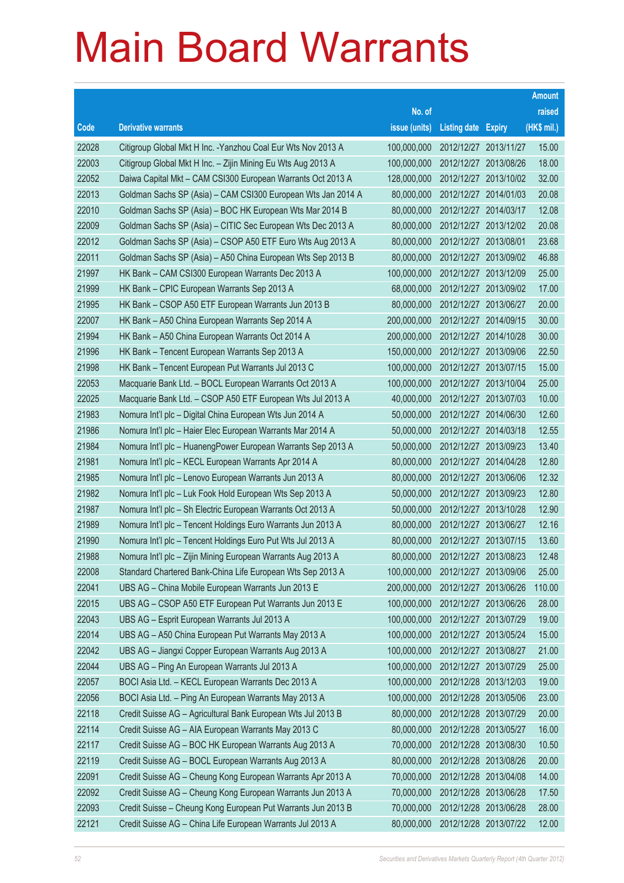# Main Board Warrants

| Code | Derivative warrants | No. of issue (units) | Listing date | Expiry | Amount raised (HK$ mil.) |
|---|---|---|---|---|---|
| 22028 | Citigroup Global Mkt H Inc. -Yanzhou Coal Eur Wts Nov 2013 A | 100,000,000 | 2012/12/27 | 2013/11/27 | 15.00 |
| 22003 | Citigroup Global Mkt H Inc. – Zijin Mining Eu Wts Aug 2013 A | 100,000,000 | 2012/12/27 | 2013/08/26 | 18.00 |
| 22052 | Daiwa Capital Mkt – CAM CSI300 European Warrants Oct 2013 A | 128,000,000 | 2012/12/27 | 2013/10/02 | 32.00 |
| 22013 | Goldman Sachs SP (Asia) – CAM CSI300 European Wts Jan 2014 A | 80,000,000 | 2012/12/27 | 2014/01/03 | 20.08 |
| 22010 | Goldman Sachs SP (Asia) – BOC HK European Wts Mar 2014 B | 80,000,000 | 2012/12/27 | 2014/03/17 | 12.08 |
| 22009 | Goldman Sachs SP (Asia) – CITIC Sec European Wts Dec 2013 A | 80,000,000 | 2012/12/27 | 2013/12/02 | 20.08 |
| 22012 | Goldman Sachs SP (Asia) – CSOP A50 ETF Euro Wts Aug 2013 A | 80,000,000 | 2012/12/27 | 2013/08/01 | 23.68 |
| 22011 | Goldman Sachs SP (Asia) – A50 China European Wts Sep 2013 B | 80,000,000 | 2012/12/27 | 2013/09/02 | 46.88 |
| 21997 | HK Bank – CAM CSI300 European Warrants Dec 2013 A | 100,000,000 | 2012/12/27 | 2013/12/09 | 25.00 |
| 21999 | HK Bank – CPIC European Warrants Sep 2013 A | 68,000,000 | 2012/12/27 | 2013/09/02 | 17.00 |
| 21995 | HK Bank – CSOP A50 ETF European Warrants Jun 2013 B | 80,000,000 | 2012/12/27 | 2013/06/27 | 20.00 |
| 22007 | HK Bank – A50 China European Warrants Sep 2014 A | 200,000,000 | 2012/12/27 | 2014/09/15 | 30.00 |
| 21994 | HK Bank – A50 China European Warrants Oct 2014 A | 200,000,000 | 2012/12/27 | 2014/10/28 | 30.00 |
| 21996 | HK Bank – Tencent European Warrants Sep 2013 A | 150,000,000 | 2012/12/27 | 2013/09/06 | 22.50 |
| 21998 | HK Bank – Tencent European Put Warrants Jul 2013 C | 100,000,000 | 2012/12/27 | 2013/07/15 | 15.00 |
| 22053 | Macquarie Bank Ltd. – BOCL European Warrants Oct 2013 A | 100,000,000 | 2012/12/27 | 2013/10/04 | 25.00 |
| 22025 | Macquarie Bank Ltd. – CSOP A50 ETF European Wts Jul 2013 A | 40,000,000 | 2012/12/27 | 2013/07/03 | 10.00 |
| 21983 | Nomura Int'l plc – Digital China European Wts Jun 2014 A | 50,000,000 | 2012/12/27 | 2014/06/30 | 12.60 |
| 21986 | Nomura Int'l plc – Haier Elec European Warrants Mar 2014 A | 50,000,000 | 2012/12/27 | 2014/03/18 | 12.55 |
| 21984 | Nomura Int'l plc – HuanengPower European Warrants Sep 2013 A | 50,000,000 | 2012/12/27 | 2013/09/23 | 13.40 |
| 21981 | Nomura Int'l plc – KECL European Warrants Apr 2014 A | 80,000,000 | 2012/12/27 | 2014/04/28 | 12.80 |
| 21985 | Nomura Int'l plc – Lenovo European Warrants Jun 2013 A | 80,000,000 | 2012/12/27 | 2013/06/06 | 12.32 |
| 21982 | Nomura Int'l plc – Luk Fook Hold European Wts Sep 2013 A | 50,000,000 | 2012/12/27 | 2013/09/23 | 12.80 |
| 21987 | Nomura Int'l plc – Sh Electric European Warrants Oct 2013 A | 50,000,000 | 2012/12/27 | 2013/10/28 | 12.90 |
| 21989 | Nomura Int'l plc – Tencent Holdings Euro Warrants Jun 2013 A | 80,000,000 | 2012/12/27 | 2013/06/27 | 12.16 |
| 21990 | Nomura Int'l plc – Tencent Holdings Euro Put Wts Jul 2013 A | 80,000,000 | 2012/12/27 | 2013/07/15 | 13.60 |
| 21988 | Nomura Int'l plc – Zijin Mining European Warrants Aug 2013 A | 80,000,000 | 2012/12/27 | 2013/08/23 | 12.48 |
| 22008 | Standard Chartered Bank-China Life European Wts Sep 2013 A | 100,000,000 | 2012/12/27 | 2013/09/06 | 25.00 |
| 22041 | UBS AG – China Mobile European Warrants Jun 2013 E | 200,000,000 | 2012/12/27 | 2013/06/26 | 110.00 |
| 22015 | UBS AG – CSOP A50 ETF European Put Warrants Jun 2013 E | 100,000,000 | 2012/12/27 | 2013/06/26 | 28.00 |
| 22043 | UBS AG – Esprit European Warrants Jul 2013 A | 100,000,000 | 2012/12/27 | 2013/07/29 | 19.00 |
| 22014 | UBS AG – A50 China European Put Warrants May 2013 A | 100,000,000 | 2012/12/27 | 2013/05/24 | 15.00 |
| 22042 | UBS AG – Jiangxi Copper European Warrants Aug 2013 A | 100,000,000 | 2012/12/27 | 2013/08/27 | 21.00 |
| 22044 | UBS AG – Ping An European Warrants Jul 2013 A | 100,000,000 | 2012/12/27 | 2013/07/29 | 25.00 |
| 22057 | BOCI Asia Ltd. – KECL European Warrants Dec 2013 A | 100,000,000 | 2012/12/28 | 2013/12/03 | 19.00 |
| 22056 | BOCI Asia Ltd. – Ping An European Warrants May 2013 A | 100,000,000 | 2012/12/28 | 2013/05/06 | 23.00 |
| 22118 | Credit Suisse AG – Agricultural Bank European Wts Jul 2013 B | 80,000,000 | 2012/12/28 | 2013/07/29 | 20.00 |
| 22114 | Credit Suisse AG – AIA European Warrants May 2013 C | 80,000,000 | 2012/12/28 | 2013/05/27 | 16.00 |
| 22117 | Credit Suisse AG – BOC HK European Warrants Aug 2013 A | 70,000,000 | 2012/12/28 | 2013/08/30 | 10.50 |
| 22119 | Credit Suisse AG – BOCL European Warrants Aug 2013 A | 80,000,000 | 2012/12/28 | 2013/08/26 | 20.00 |
| 22091 | Credit Suisse AG – Cheung Kong European Warrants Apr 2013 A | 70,000,000 | 2012/12/28 | 2013/04/08 | 14.00 |
| 22092 | Credit Suisse AG – Cheung Kong European Warrants Jun 2013 A | 70,000,000 | 2012/12/28 | 2013/06/28 | 17.50 |
| 22093 | Credit Suisse – Cheung Kong European Put Warrants Jun 2013 B | 70,000,000 | 2012/12/28 | 2013/06/28 | 28.00 |
| 22121 | Credit Suisse AG – China Life European Warrants Jul 2013 A | 80,000,000 | 2012/12/28 | 2013/07/22 | 12.00 |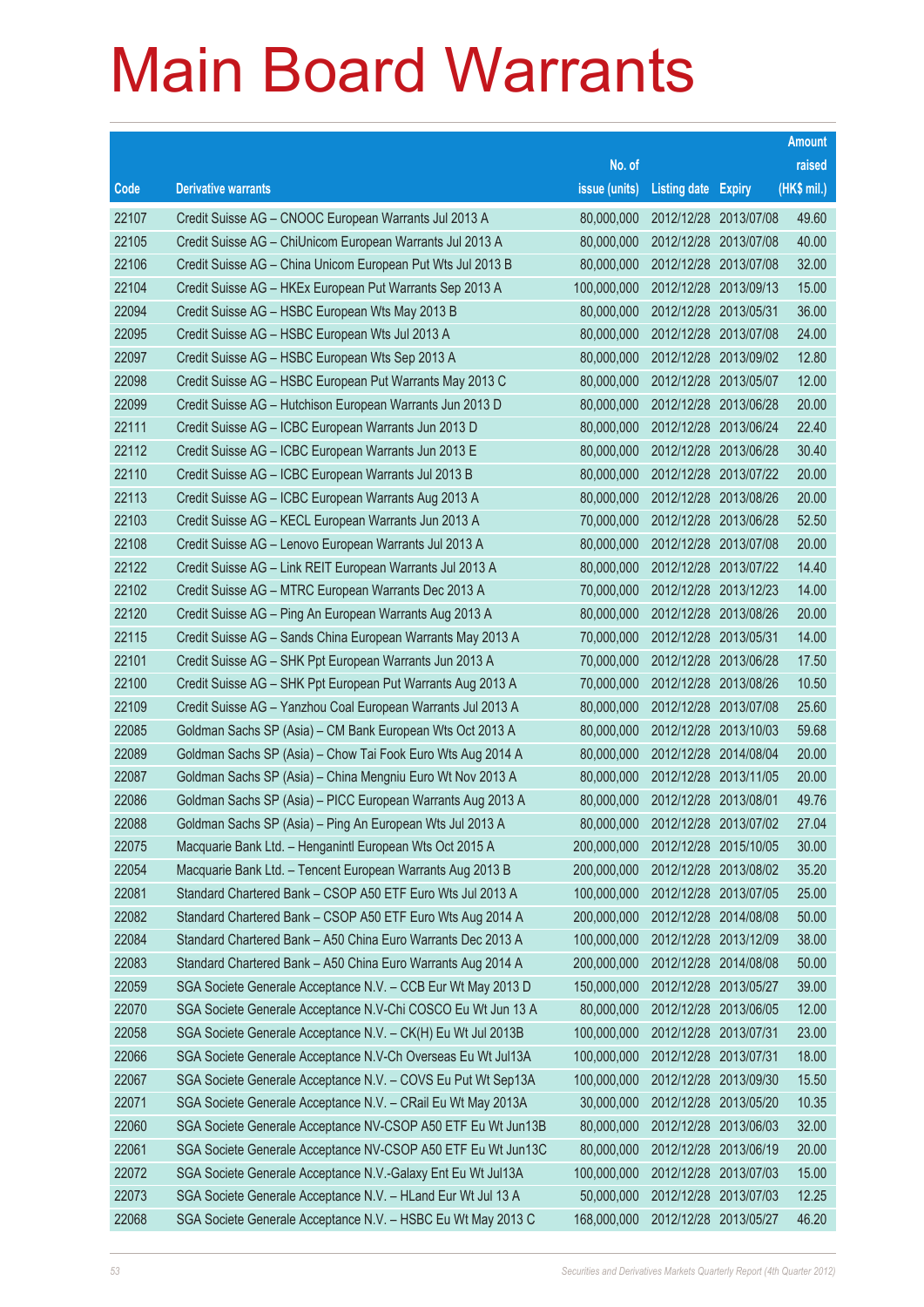# Main Board Warrants

| Code | Derivative warrants | No. of issue (units) | Listing date | Expiry | Amount raised (HK$ mil.) |
|---|---|---|---|---|---|
| 22107 | Credit Suisse AG – CNOOC European Warrants Jul 2013 A | 80,000,000 | 2012/12/28 | 2013/07/08 | 49.60 |
| 22105 | Credit Suisse AG – ChiUnicom European Warrants Jul 2013 A | 80,000,000 | 2012/12/28 | 2013/07/08 | 40.00 |
| 22106 | Credit Suisse AG – China Unicom European Put Wts Jul 2013 B | 80,000,000 | 2012/12/28 | 2013/07/08 | 32.00 |
| 22104 | Credit Suisse AG – HKEx European Put Warrants Sep 2013 A | 100,000,000 | 2012/12/28 | 2013/09/13 | 15.00 |
| 22094 | Credit Suisse AG – HSBC European Wts May 2013 B | 80,000,000 | 2012/12/28 | 2013/05/31 | 36.00 |
| 22095 | Credit Suisse AG – HSBC European Wts Jul 2013 A | 80,000,000 | 2012/12/28 | 2013/07/08 | 24.00 |
| 22097 | Credit Suisse AG – HSBC European Wts Sep 2013 A | 80,000,000 | 2012/12/28 | 2013/09/02 | 12.80 |
| 22098 | Credit Suisse AG – HSBC European Put Warrants May 2013 C | 80,000,000 | 2012/12/28 | 2013/05/07 | 12.00 |
| 22099 | Credit Suisse AG – Hutchison European Warrants Jun 2013 D | 80,000,000 | 2012/12/28 | 2013/06/28 | 20.00 |
| 22111 | Credit Suisse AG – ICBC European Warrants Jun 2013 D | 80,000,000 | 2012/12/28 | 2013/06/24 | 22.40 |
| 22112 | Credit Suisse AG – ICBC European Warrants Jun 2013 E | 80,000,000 | 2012/12/28 | 2013/06/28 | 30.40 |
| 22110 | Credit Suisse AG – ICBC European Warrants Jul 2013 B | 80,000,000 | 2012/12/28 | 2013/07/22 | 20.00 |
| 22113 | Credit Suisse AG – ICBC European Warrants Aug 2013 A | 80,000,000 | 2012/12/28 | 2013/08/26 | 20.00 |
| 22103 | Credit Suisse AG – KECL European Warrants Jun 2013 A | 70,000,000 | 2012/12/28 | 2013/06/28 | 52.50 |
| 22108 | Credit Suisse AG – Lenovo European Warrants Jul 2013 A | 80,000,000 | 2012/12/28 | 2013/07/08 | 20.00 |
| 22122 | Credit Suisse AG – Link REIT European Warrants Jul 2013 A | 80,000,000 | 2012/12/28 | 2013/07/22 | 14.40 |
| 22102 | Credit Suisse AG – MTRC European Warrants Dec 2013 A | 70,000,000 | 2012/12/28 | 2013/12/23 | 14.00 |
| 22120 | Credit Suisse AG – Ping An European Warrants Aug 2013 A | 80,000,000 | 2012/12/28 | 2013/08/26 | 20.00 |
| 22115 | Credit Suisse AG – Sands China European Warrants May 2013 A | 70,000,000 | 2012/12/28 | 2013/05/31 | 14.00 |
| 22101 | Credit Suisse AG – SHK Ppt European Warrants Jun 2013 A | 70,000,000 | 2012/12/28 | 2013/06/28 | 17.50 |
| 22100 | Credit Suisse AG – SHK Ppt European Put Warrants Aug 2013 A | 70,000,000 | 2012/12/28 | 2013/08/26 | 10.50 |
| 22109 | Credit Suisse AG – Yanzhou Coal European Warrants Jul 2013 A | 80,000,000 | 2012/12/28 | 2013/07/08 | 25.60 |
| 22085 | Goldman Sachs SP (Asia) – CM Bank European Wts Oct 2013 A | 80,000,000 | 2012/12/28 | 2013/10/03 | 59.68 |
| 22089 | Goldman Sachs SP (Asia) – Chow Tai Fook Euro Wts Aug 2014 A | 80,000,000 | 2012/12/28 | 2014/08/04 | 20.00 |
| 22087 | Goldman Sachs SP (Asia) – China Mengniu Euro Wt Nov 2013 A | 80,000,000 | 2012/12/28 | 2013/11/05 | 20.00 |
| 22086 | Goldman Sachs SP (Asia) – PICC European Warrants Aug 2013 A | 80,000,000 | 2012/12/28 | 2013/08/01 | 49.76 |
| 22088 | Goldman Sachs SP (Asia) – Ping An European Wts Jul 2013 A | 80,000,000 | 2012/12/28 | 2013/07/02 | 27.04 |
| 22075 | Macquarie Bank Ltd. – Henganintl European Wts Oct 2015 A | 200,000,000 | 2012/12/28 | 2015/10/05 | 30.00 |
| 22054 | Macquarie Bank Ltd. – Tencent European Warrants Aug 2013 B | 200,000,000 | 2012/12/28 | 2013/08/02 | 35.20 |
| 22081 | Standard Chartered Bank – CSOP A50 ETF Euro Wts Jul 2013 A | 100,000,000 | 2012/12/28 | 2013/07/05 | 25.00 |
| 22082 | Standard Chartered Bank – CSOP A50 ETF Euro Wts Aug 2014 A | 200,000,000 | 2012/12/28 | 2014/08/08 | 50.00 |
| 22084 | Standard Chartered Bank – A50 China Euro Warrants Dec 2013 A | 100,000,000 | 2012/12/28 | 2013/12/09 | 38.00 |
| 22083 | Standard Chartered Bank – A50 China Euro Warrants Aug 2014 A | 200,000,000 | 2012/12/28 | 2014/08/08 | 50.00 |
| 22059 | SGA Societe Generale Acceptance N.V. – CCB Eur Wt May 2013 D | 150,000,000 | 2012/12/28 | 2013/05/27 | 39.00 |
| 22070 | SGA Societe Generale Acceptance N.V-Chi COSCO Eu Wt Jun 13 A | 80,000,000 | 2012/12/28 | 2013/06/05 | 12.00 |
| 22058 | SGA Societe Generale Acceptance N.V. – CK(H) Eu Wt Jul 2013B | 100,000,000 | 2012/12/28 | 2013/07/31 | 23.00 |
| 22066 | SGA Societe Generale Acceptance N.V-Ch Overseas Eu Wt Jul13A | 100,000,000 | 2012/12/28 | 2013/07/31 | 18.00 |
| 22067 | SGA Societe Generale Acceptance N.V. – COVS Eu Put Wt Sep13A | 100,000,000 | 2012/12/28 | 2013/09/30 | 15.50 |
| 22071 | SGA Societe Generale Acceptance N.V. – CRail Eu Wt May 2013A | 30,000,000 | 2012/12/28 | 2013/05/20 | 10.35 |
| 22060 | SGA Societe Generale Acceptance NV-CSOP A50 ETF Eu Wt Jun13B | 80,000,000 | 2012/12/28 | 2013/06/03 | 32.00 |
| 22061 | SGA Societe Generale Acceptance NV-CSOP A50 ETF Eu Wt Jun13C | 80,000,000 | 2012/12/28 | 2013/06/19 | 20.00 |
| 22072 | SGA Societe Generale Acceptance N.V.-Galaxy Ent Eu Wt Jul13A | 100,000,000 | 2012/12/28 | 2013/07/03 | 15.00 |
| 22073 | SGA Societe Generale Acceptance N.V. – HLand Eur Wt Jul 13 A | 50,000,000 | 2012/12/28 | 2013/07/03 | 12.25 |
| 22068 | SGA Societe Generale Acceptance N.V. – HSBC Eu Wt May 2013 C | 168,000,000 | 2012/12/28 | 2013/05/27 | 46.20 |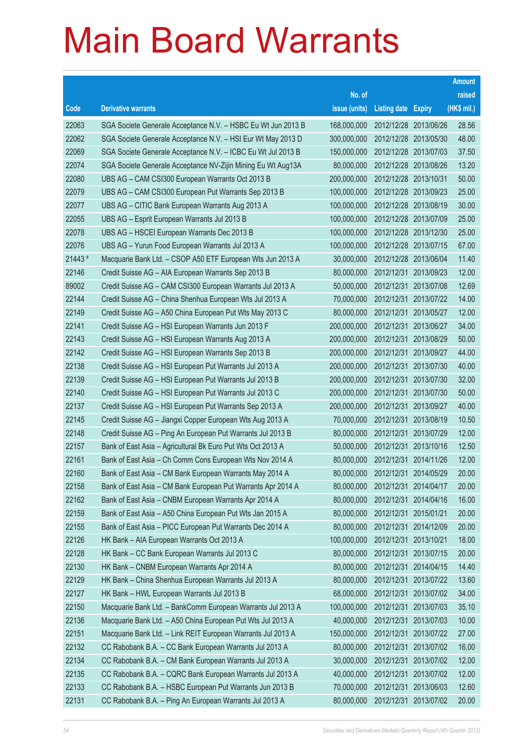# Main Board Warrants

| Code | Derivative warrants | No. of issue (units) | Listing date | Expiry | Amount raised (HK$ mil.) |
|---|---|---|---|---|---|
| 22063 | SGA Societe Generale Acceptance N.V. – HSBC Eu Wt Jun 2013 B | 168,000,000 | 2012/12/28 | 2013/06/26 | 28.56 |
| 22062 | SGA Societe Generale Acceptance N.V. – HSI Eur Wt May 2013 D | 300,000,000 | 2012/12/28 | 2013/05/30 | 48.00 |
| 22069 | SGA Societe Generale Acceptance N.V. – ICBC Eu Wt Jul 2013 B | 150,000,000 | 2012/12/28 | 2013/07/03 | 37.50 |
| 22074 | SGA Societe Generale Acceptance NV-Zijin Mining Eu Wt Aug13A | 80,000,000 | 2012/12/28 | 2013/08/26 | 13.20 |
| 22080 | UBS AG – CAM CSI300 European Warrants Oct 2013 B | 200,000,000 | 2012/12/28 | 2013/10/31 | 50.00 |
| 22079 | UBS AG – CAM CSI300 European Put Warrants Sep 2013 B | 100,000,000 | 2012/12/28 | 2013/09/23 | 25.00 |
| 22077 | UBS AG – CITIC Bank European Warrants Aug 2013 A | 100,000,000 | 2012/12/28 | 2013/08/19 | 30.00 |
| 22055 | UBS AG – Esprit European Warrants Jul 2013 B | 100,000,000 | 2012/12/28 | 2013/07/09 | 25.00 |
| 22078 | UBS AG – HSCEI European Warrants Dec 2013 B | 100,000,000 | 2012/12/28 | 2013/12/30 | 25.00 |
| 22076 | UBS AG – Yurun Food European Warrants Jul 2013 A | 100,000,000 | 2012/12/28 | 2013/07/15 | 67.00 |
| 21443 # | Macquarie Bank Ltd. – CSOP A50 ETF European Wts Jun 2013 A | 30,000,000 | 2012/12/28 | 2013/06/04 | 11.40 |
| 22146 | Credit Suisse AG – AIA European Warrants Sep 2013 B | 80,000,000 | 2012/12/31 | 2013/09/23 | 12.00 |
| 89002 | Credit Suisse AG – CAM CSI300 European Warrants Jul 2013 A | 50,000,000 | 2012/12/31 | 2013/07/08 | 12.69 |
| 22144 | Credit Suisse AG – China Shenhua European Wts Jul 2013 A | 70,000,000 | 2012/12/31 | 2013/07/22 | 14.00 |
| 22149 | Credit Suisse AG – A50 China European Put Wts May 2013 C | 80,000,000 | 2012/12/31 | 2013/05/27 | 12.00 |
| 22141 | Credit Suisse AG – HSI European Warrants Jun 2013 F | 200,000,000 | 2012/12/31 | 2013/06/27 | 34.00 |
| 22143 | Credit Suisse AG – HSI European Warrants Aug 2013 A | 200,000,000 | 2012/12/31 | 2013/08/29 | 50.00 |
| 22142 | Credit Suisse AG – HSI European Warrants Sep 2013 B | 200,000,000 | 2012/12/31 | 2013/09/27 | 44.00 |
| 22138 | Credit Suisse AG – HSI European Put Warrants Jul 2013 A | 200,000,000 | 2012/12/31 | 2013/07/30 | 40.00 |
| 22139 | Credit Suisse AG – HSI European Put Warrants Jul 2013 B | 200,000,000 | 2012/12/31 | 2013/07/30 | 32.00 |
| 22140 | Credit Suisse AG – HSI European Put Warrants Jul 2013 C | 200,000,000 | 2012/12/31 | 2013/07/30 | 50.00 |
| 22137 | Credit Suisse AG – HSI European Put Warrants Sep 2013 A | 200,000,000 | 2012/12/31 | 2013/09/27 | 40.00 |
| 22145 | Credit Suisse AG – Jiangxi Copper European Wts Aug 2013 A | 70,000,000 | 2012/12/31 | 2013/08/19 | 10.50 |
| 22148 | Credit Suisse AG – Ping An European Put Warrants Jul 2013 B | 80,000,000 | 2012/12/31 | 2013/07/29 | 12.00 |
| 22157 | Bank of East Asia – Agricultural Bk Euro Put Wts Oct 2013 A | 50,000,000 | 2012/12/31 | 2013/10/16 | 12.50 |
| 22161 | Bank of East Asia – Ch Comm Cons European Wts Nov 2014 A | 80,000,000 | 2012/12/31 | 2014/11/26 | 12.00 |
| 22160 | Bank of East Asia – CM Bank European Warrants May 2014 A | 80,000,000 | 2012/12/31 | 2014/05/29 | 20.00 |
| 22158 | Bank of East Asia – CM Bank European Put Warrants Apr 2014 A | 80,000,000 | 2012/12/31 | 2014/04/17 | 20.00 |
| 22162 | Bank of East Asia – CNBM European Warrants Apr 2014 A | 80,000,000 | 2012/12/31 | 2014/04/16 | 16.00 |
| 22159 | Bank of East Asia – A50 China European Put Wts Jan 2015 A | 80,000,000 | 2012/12/31 | 2015/01/21 | 20.00 |
| 22155 | Bank of East Asia – PICC European Put Warrants Dec 2014 A | 80,000,000 | 2012/12/31 | 2014/12/09 | 20.00 |
| 22126 | HK Bank – AIA European Warrants Oct 2013 A | 100,000,000 | 2012/12/31 | 2013/10/21 | 18.00 |
| 22128 | HK Bank – CC Bank European Warrants Jul 2013 C | 80,000,000 | 2012/12/31 | 2013/07/15 | 20.00 |
| 22130 | HK Bank – CNBM European Warrants Apr 2014 A | 80,000,000 | 2012/12/31 | 2014/04/15 | 14.40 |
| 22129 | HK Bank – China Shenhua European Warrants Jul 2013 A | 80,000,000 | 2012/12/31 | 2013/07/22 | 13.60 |
| 22127 | HK Bank – HWL European Warrants Jul 2013 B | 68,000,000 | 2012/12/31 | 2013/07/02 | 34.00 |
| 22150 | Macquarie Bank Ltd. – BankComm European Warrants Jul 2013 A | 100,000,000 | 2012/12/31 | 2013/07/03 | 35.10 |
| 22136 | Macquarie Bank Ltd. – A50 China European Put Wts Jul 2013 A | 40,000,000 | 2012/12/31 | 2013/07/03 | 10.00 |
| 22151 | Macquarie Bank Ltd. – Link REIT European Warrants Jul 2013 A | 150,000,000 | 2012/12/31 | 2013/07/22 | 27.00 |
| 22132 | CC Rabobank B.A. – CC Bank European Warrants Jul 2013 A | 80,000,000 | 2012/12/31 | 2013/07/02 | 16.00 |
| 22134 | CC Rabobank B.A. – CM Bank European Warrants Jul 2013 A | 30,000,000 | 2012/12/31 | 2013/07/02 | 12.00 |
| 22135 | CC Rabobank B.A. – CQRC Bank European Warrants Jul 2013 A | 40,000,000 | 2012/12/31 | 2013/07/02 | 12.00 |
| 22133 | CC Rabobank B.A. – HSBC European Put Warrants Jun 2013 B | 70,000,000 | 2012/12/31 | 2013/06/03 | 12.60 |
| 22131 | CC Rabobank B.A. – Ping An European Warrants Jul 2013 A | 80,000,000 | 2012/12/31 | 2013/07/02 | 20.00 |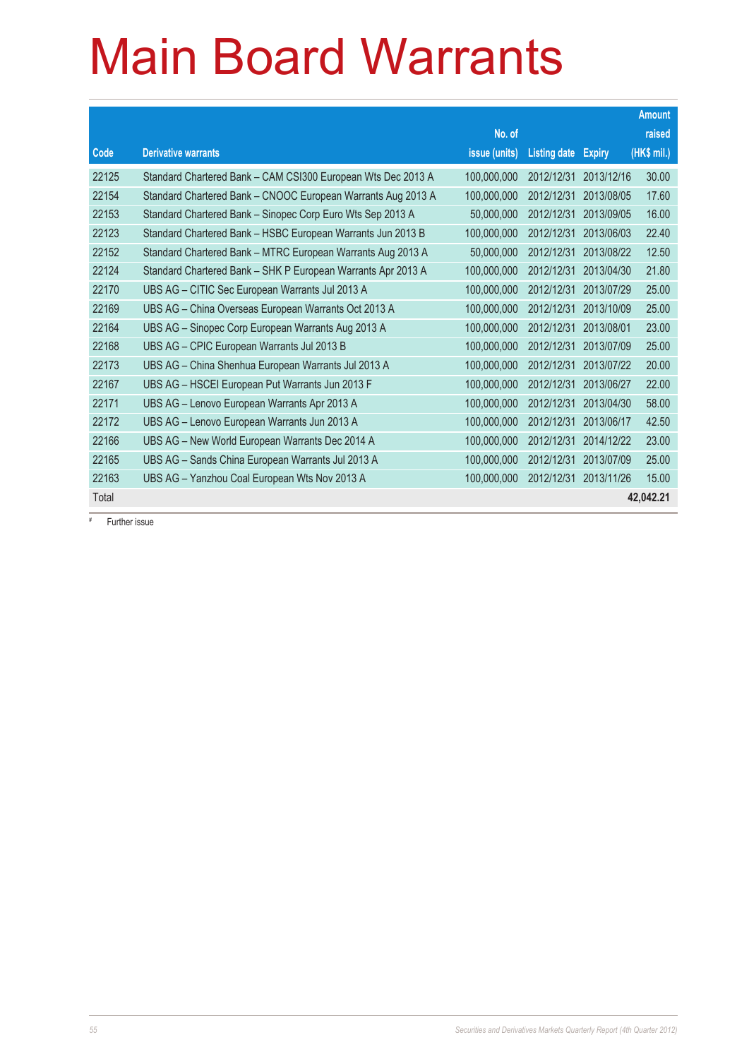# Main Board Warrants

| Code | Derivative warrants | No. of issue (units) | Listing date | Expiry | Amount raised (HK$ mil.) |
|---|---|---|---|---|---|
| 22125 | Standard Chartered Bank – CAM CSI300 European Wts Dec 2013 A | 100,000,000 | 2012/12/31 | 2013/12/16 | 30.00 |
| 22154 | Standard Chartered Bank – CNOOC European Warrants Aug 2013 A | 100,000,000 | 2012/12/31 | 2013/08/05 | 17.60 |
| 22153 | Standard Chartered Bank – Sinopec Corp Euro Wts Sep 2013 A | 50,000,000 | 2012/12/31 | 2013/09/05 | 16.00 |
| 22123 | Standard Chartered Bank – HSBC European Warrants Jun 2013 B | 100,000,000 | 2012/12/31 | 2013/06/03 | 22.40 |
| 22152 | Standard Chartered Bank – MTRC European Warrants Aug 2013 A | 50,000,000 | 2012/12/31 | 2013/08/22 | 12.50 |
| 22124 | Standard Chartered Bank – SHK P European Warrants Apr 2013 A | 100,000,000 | 2012/12/31 | 2013/04/30 | 21.80 |
| 22170 | UBS AG – CITIC Sec European Warrants Jul 2013 A | 100,000,000 | 2012/12/31 | 2013/07/29 | 25.00 |
| 22169 | UBS AG – China Overseas European Warrants Oct 2013 A | 100,000,000 | 2012/12/31 | 2013/10/09 | 25.00 |
| 22164 | UBS AG – Sinopec Corp European Warrants Aug 2013 A | 100,000,000 | 2012/12/31 | 2013/08/01 | 23.00 |
| 22168 | UBS AG – CPIC European Warrants Jul 2013 B | 100,000,000 | 2012/12/31 | 2013/07/09 | 25.00 |
| 22173 | UBS AG – China Shenhua European Warrants Jul 2013 A | 100,000,000 | 2012/12/31 | 2013/07/22 | 20.00 |
| 22167 | UBS AG – HSCEI European Put Warrants Jun 2013 F | 100,000,000 | 2012/12/31 | 2013/06/27 | 22.00 |
| 22171 | UBS AG – Lenovo European Warrants Apr 2013 A | 100,000,000 | 2012/12/31 | 2013/04/30 | 58.00 |
| 22172 | UBS AG – Lenovo European Warrants Jun 2013 A | 100,000,000 | 2012/12/31 | 2013/06/17 | 42.50 |
| 22166 | UBS AG – New World European Warrants Dec 2014 A | 100,000,000 | 2012/12/31 | 2014/12/22 | 23.00 |
| 22165 | UBS AG – Sands China European Warrants Jul 2013 A | 100,000,000 | 2012/12/31 | 2013/07/09 | 25.00 |
| 22163 | UBS AG – Yanzhou Coal European Wts Nov 2013 A | 100,000,000 | 2012/12/31 | 2013/11/26 | 15.00 |
| Total | | | | | **42,042.21** |

\# Further issue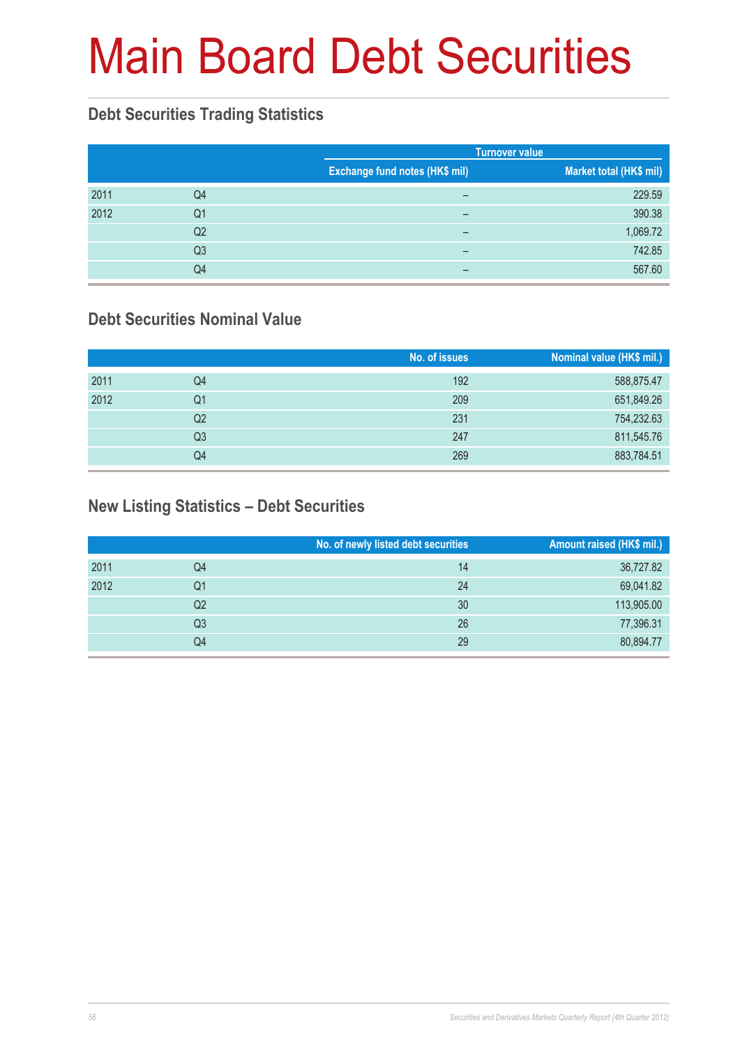# Main Board Debt Securities

## Debt Securities Trading Statistics

| | | Turnover value | |
|---|---|---|---|
| | | Exchange fund notes (HK$ mil) | Market total (HK$ mil) |
| 2011 | Q4 | – | 229.59 |
| 2012 | Q1 | – | 390.38 |
| | Q2 | – | 1,069.72 |
| | Q3 | – | 742.85 |
| | Q4 | – | 567.60 |

## Debt Securities Nominal Value

| | | No. of issues | Nominal value (HK$ mil.) |
|---|---|---|---|
| 2011 | Q4 | 192 | 588,875.47 |
| 2012 | Q1 | 209 | 651,849.26 |
| | Q2 | 231 | 754,232.63 |
| | Q3 | 247 | 811,545.76 |
| | Q4 | 269 | 883,784.51 |

## New Listing Statistics – Debt Securities

| | | No. of newly listed debt securities | Amount raised (HK$ mil.) |
|---|---|---|---|
| 2011 | Q4 | 14 | 36,727.82 |
| 2012 | Q1 | 24 | 69,041.82 |
| | Q2 | 30 | 113,905.00 |
| | Q3 | 26 | 77,396.31 |
| | Q4 | 29 | 80,894.77 |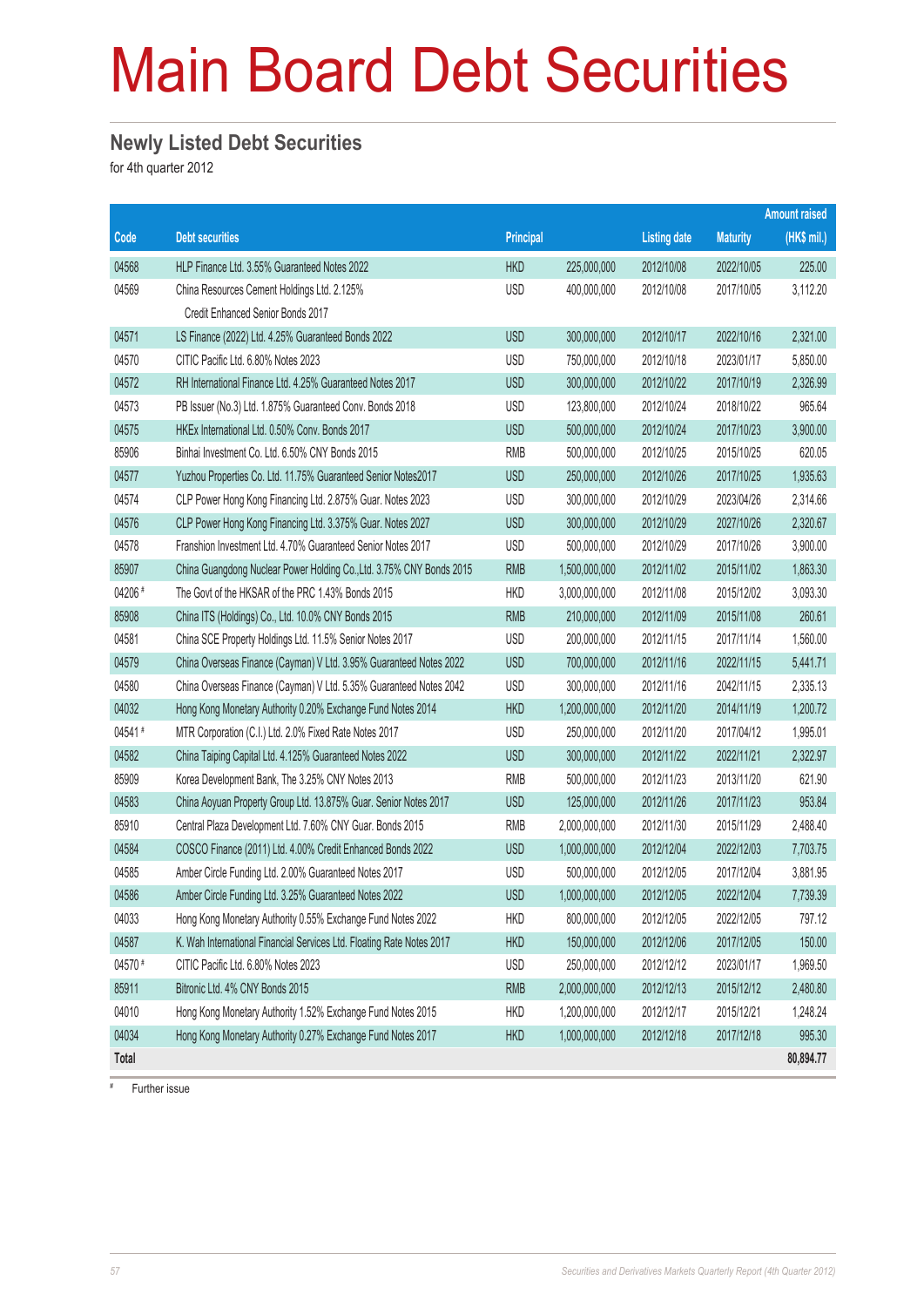# Main Board Debt Securities

## Newly Listed Debt Securities

for 4th quarter 2012

| Code | Debt securities | Principal | | Listing date | Maturity | Amount raised (HK$ mil.) |
|---|---|---|---|---|---|---|
| 04568 | HLP Finance Ltd. 3.55% Guaranteed Notes 2022 | HKD | 225,000,000 | 2012/10/08 | 2022/10/05 | 225.00 |
| 04569 | China Resources Cement Holdings Ltd. 2.125% Credit Enhanced Senior Bonds 2017 | USD | 400,000,000 | 2012/10/08 | 2017/10/05 | 3,112.20 |
| 04571 | LS Finance (2022) Ltd. 4.25% Guaranteed Bonds 2022 | USD | 300,000,000 | 2012/10/17 | 2022/10/16 | 2,321.00 |
| 04570 | CITIC Pacific Ltd. 6.80% Notes 2023 | USD | 750,000,000 | 2012/10/18 | 2023/01/17 | 5,850.00 |
| 04572 | RH International Finance Ltd. 4.25% Guaranteed Notes 2017 | USD | 300,000,000 | 2012/10/22 | 2017/10/19 | 2,326.99 |
| 04573 | PB Issuer (No.3) Ltd. 1.875% Guaranteed Conv. Bonds 2018 | USD | 123,800,000 | 2012/10/24 | 2018/10/22 | 965.64 |
| 04575 | HKEx International Ltd. 0.50% Conv. Bonds 2017 | USD | 500,000,000 | 2012/10/24 | 2017/10/23 | 3,900.00 |
| 85906 | Binhai Investment Co. Ltd. 6.50% CNY Bonds 2015 | RMB | 500,000,000 | 2012/10/25 | 2015/10/25 | 620.05 |
| 04577 | Yuzhou Properties Co. Ltd. 11.75% Guaranteed Senior Notes2017 | USD | 250,000,000 | 2012/10/26 | 2017/10/25 | 1,935.63 |
| 04574 | CLP Power Hong Kong Financing Ltd. 2.875% Guar. Notes 2023 | USD | 300,000,000 | 2012/10/29 | 2023/04/26 | 2,314.66 |
| 04576 | CLP Power Hong Kong Financing Ltd. 3.375% Guar. Notes 2027 | USD | 300,000,000 | 2012/10/29 | 2027/10/26 | 2,320.67 |
| 04578 | Franshion Investment Ltd. 4.70% Guaranteed Senior Notes 2017 | USD | 500,000,000 | 2012/10/29 | 2017/10/26 | 3,900.00 |
| 85907 | China Guangdong Nuclear Power Holding Co.,Ltd. 3.75% CNY Bonds 2015 | RMB | 1,500,000,000 | 2012/11/02 | 2015/11/02 | 1,863.30 |
| 04206 # | The Govt of the HKSAR of the PRC 1.43% Bonds 2015 | HKD | 3,000,000,000 | 2012/11/08 | 2015/12/02 | 3,093.30 |
| 85908 | China ITS (Holdings) Co., Ltd. 10.0% CNY Bonds 2015 | RMB | 210,000,000 | 2012/11/09 | 2015/11/08 | 260.61 |
| 04581 | China SCE Property Holdings Ltd. 11.5% Senior Notes 2017 | USD | 200,000,000 | 2012/11/15 | 2017/11/14 | 1,560.00 |
| 04579 | China Overseas Finance (Cayman) V Ltd. 3.95% Guaranteed Notes 2022 | USD | 700,000,000 | 2012/11/16 | 2022/11/15 | 5,441.71 |
| 04580 | China Overseas Finance (Cayman) V Ltd. 5.35% Guaranteed Notes 2042 | USD | 300,000,000 | 2012/11/16 | 2042/11/15 | 2,335.13 |
| 04032 | Hong Kong Monetary Authority 0.20% Exchange Fund Notes 2014 | HKD | 1,200,000,000 | 2012/11/20 | 2014/11/19 | 1,200.72 |
| 04541 # | MTR Corporation (C.I.) Ltd. 2.0% Fixed Rate Notes 2017 | USD | 250,000,000 | 2012/11/20 | 2017/04/12 | 1,995.01 |
| 04582 | China Taiping Capital Ltd. 4.125% Guaranteed Notes 2022 | USD | 300,000,000 | 2012/11/22 | 2022/11/21 | 2,322.97 |
| 85909 | Korea Development Bank, The 3.25% CNY Notes 2013 | RMB | 500,000,000 | 2012/11/23 | 2013/11/20 | 621.90 |
| 04583 | China Aoyuan Property Group Ltd. 13.875% Guar. Senior Notes 2017 | USD | 125,000,000 | 2012/11/26 | 2017/11/23 | 953.84 |
| 85910 | Central Plaza Development Ltd. 7.60% CNY Guar. Bonds 2015 | RMB | 2,000,000,000 | 2012/11/30 | 2015/11/29 | 2,488.40 |
| 04584 | COSCO Finance (2011) Ltd. 4.00% Credit Enhanced Bonds 2022 | USD | 1,000,000,000 | 2012/12/04 | 2022/12/03 | 7,703.75 |
| 04585 | Amber Circle Funding Ltd. 2.00% Guaranteed Notes 2017 | USD | 500,000,000 | 2012/12/05 | 2017/12/04 | 3,881.95 |
| 04586 | Amber Circle Funding Ltd. 3.25% Guaranteed Notes 2022 | USD | 1,000,000,000 | 2012/12/05 | 2022/12/04 | 7,739.39 |
| 04033 | Hong Kong Monetary Authority 0.55% Exchange Fund Notes 2022 | HKD | 800,000,000 | 2012/12/05 | 2022/12/05 | 797.12 |
| 04587 | K. Wah International Financial Services Ltd. Floating Rate Notes 2017 | HKD | 150,000,000 | 2012/12/06 | 2017/12/05 | 150.00 |
| 04570 # | CITIC Pacific Ltd. 6.80% Notes 2023 | USD | 250,000,000 | 2012/12/12 | 2023/01/17 | 1,969.50 |
| 85911 | Bitronic Ltd. 4% CNY Bonds 2015 | RMB | 2,000,000,000 | 2012/12/13 | 2015/12/12 | 2,480.80 |
| 04010 | Hong Kong Monetary Authority 1.52% Exchange Fund Notes 2015 | HKD | 1,200,000,000 | 2012/12/17 | 2015/12/21 | 1,248.24 |
| 04034 | Hong Kong Monetary Authority 0.27% Exchange Fund Notes 2017 | HKD | 1,000,000,000 | 2012/12/18 | 2017/12/18 | 995.30 |
| **Total** | | | | | | **80,894.77** |

# Further issue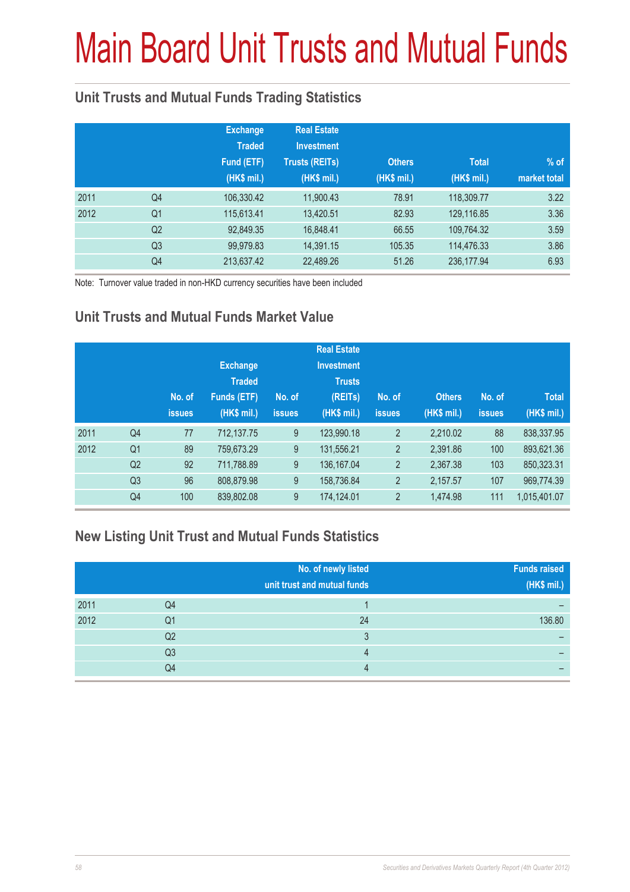# Main Board Unit Trusts and Mutual Funds

## Unit Trusts and Mutual Funds Trading Statistics

| | | Exchange Traded Fund (ETF) (HK$ mil.) | Real Estate Investment Trusts (REITs) (HK$ mil.) | Others (HK$ mil.) | Total (HK$ mil.) | % of market total |
|---|---|---|---|---|---|---|
| 2011 | Q4 | 106,330.42 | 11,900.43 | 78.91 | 118,309.77 | 3.22 |
| 2012 | Q1 | 115,613.41 | 13,420.51 | 82.93 | 129,116.85 | 3.36 |
| | Q2 | 92,849.35 | 16,848.41 | 66.55 | 109,764.32 | 3.59 |
| | Q3 | 99,979.83 | 14,391.15 | 105.35 | 114,476.33 | 3.86 |
| | Q4 | 213,637.42 | 22,489.26 | 51.26 | 236,177.94 | 6.93 |

Note: Turnover value traded in non-HKD currency securities have been included

## Unit Trusts and Mutual Funds Market Value

| | | No. of issues | Exchange Traded Funds (ETF) (HK$ mil.) | No. of issues | Real Estate Investment Trusts (REITs) (HK$ mil.) | No. of issues | Others (HK$ mil.) | No. of issues | Total (HK$ mil.) |
|---|---|---|---|---|---|---|---|---|---|
| 2011 | Q4 | 77 | 712,137.75 | 9 | 123,990.18 | 2 | 2,210.02 | 88 | 838,337.95 |
| 2012 | Q1 | 89 | 759,673.29 | 9 | 131,556.21 | 2 | 2,391.86 | 100 | 893,621.36 |
| | Q2 | 92 | 711,788.89 | 9 | 136,167.04 | 2 | 2,367.38 | 103 | 850,323.31 |
| | Q3 | 96 | 808,879.98 | 9 | 158,736.84 | 2 | 2,157.57 | 107 | 969,774.39 |
| | Q4 | 100 | 839,802.08 | 9 | 174,124.01 | 2 | 1,474.98 | 111 | 1,015,401.07 |

## New Listing Unit Trust and Mutual Funds Statistics

| | | No. of newly listed unit trust and mutual funds | Funds raised (HK$ mil.) |
|---|---|---|---|
| 2011 | Q4 | 1 | – |
| 2012 | Q1 | 24 | 136.80 |
| | Q2 | 3 | – |
| | Q3 | 4 | – |
| | Q4 | 4 | – |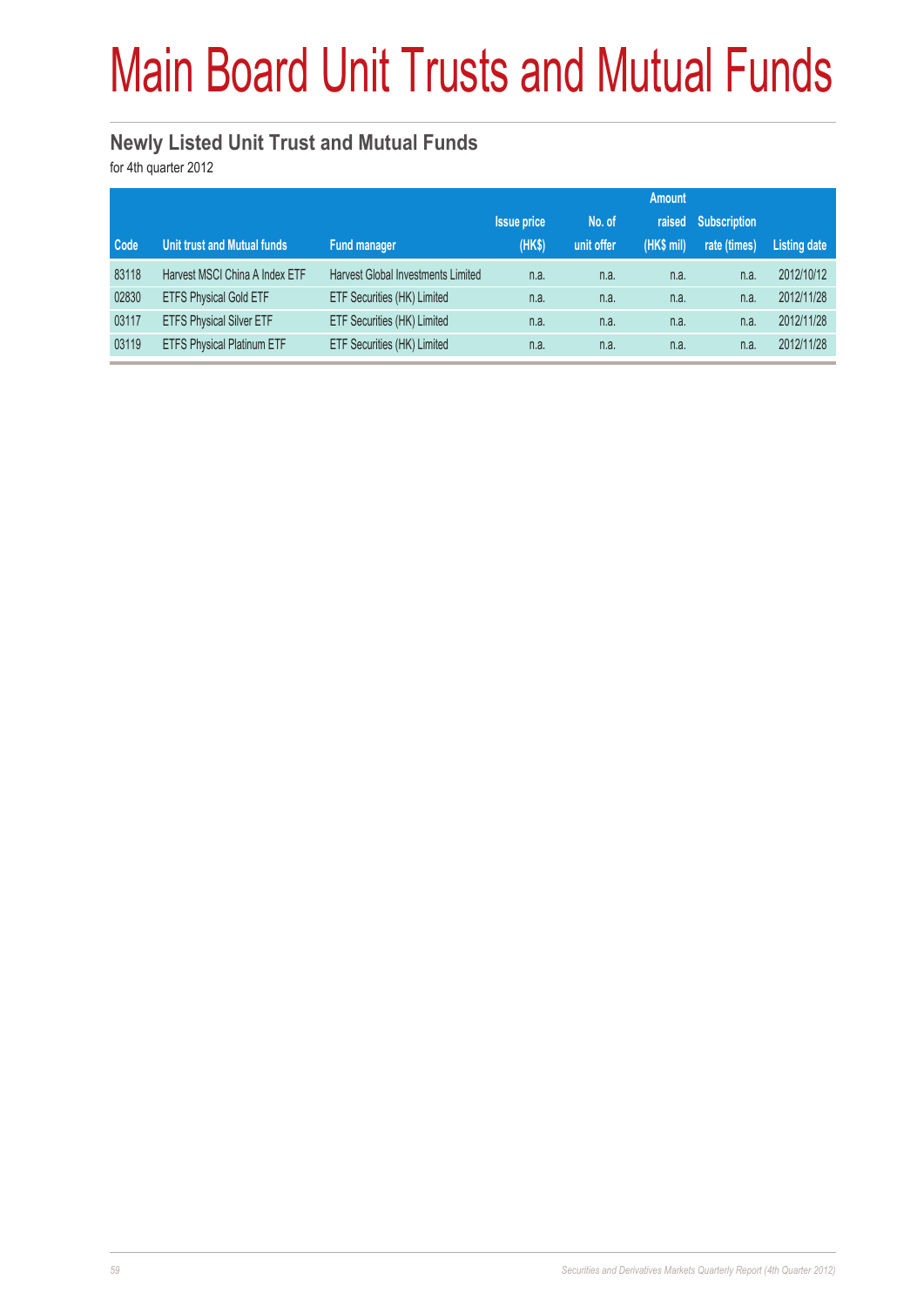# Main Board Unit Trusts and Mutual Funds

## Newly Listed Unit Trust and Mutual Funds

for 4th quarter 2012

| Code | Unit trust and Mutual funds | Fund manager | Issue price (HK$) | No. of unit offer | Amount raised (HK$ mil) | Subscription rate (times) | Listing date |
|---|---|---|---|---|---|---|---|
| 83118 | Harvest MSCI China A Index ETF | Harvest Global Investments Limited | n.a. | n.a. | n.a. | n.a. | 2012/10/12 |
| 02830 | ETFS Physical Gold ETF | ETF Securities (HK) Limited | n.a. | n.a. | n.a. | n.a. | 2012/11/28 |
| 03117 | ETFS Physical Silver ETF | ETF Securities (HK) Limited | n.a. | n.a. | n.a. | n.a. | 2012/11/28 |
| 03119 | ETFS Physical Platinum ETF | ETF Securities (HK) Limited | n.a. | n.a. | n.a. | n.a. | 2012/11/28 |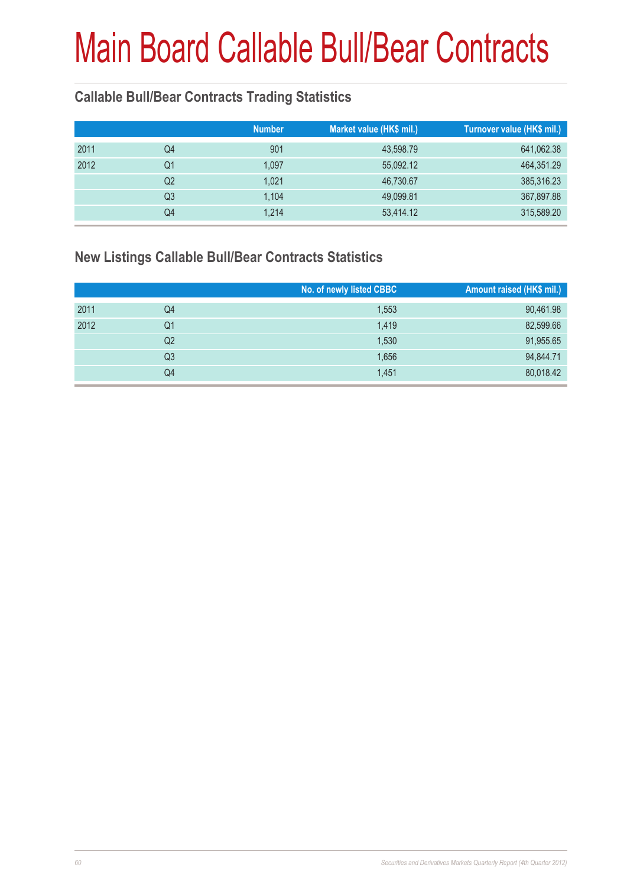# Main Board Callable Bull/Bear Contracts

## Callable Bull/Bear Contracts Trading Statistics

| | | Number | Market value (HK$ mil.) | Turnover value (HK$ mil.) |
|---|---|---|---|---|
| 2011 | Q4 | 901 | 43,598.79 | 641,062.38 |
| 2012 | Q1 | 1,097 | 55,092.12 | 464,351.29 |
| | Q2 | 1,021 | 46,730.67 | 385,316.23 |
| | Q3 | 1,104 | 49,099.81 | 367,897.88 |
| | Q4 | 1,214 | 53,414.12 | 315,589.20 |

## New Listings Callable Bull/Bear Contracts Statistics

| | | No. of newly listed CBBC | Amount raised (HK$ mil.) |
|---|---|---|---|
| 2011 | Q4 | 1,553 | 90,461.98 |
| 2012 | Q1 | 1,419 | 82,599.66 |
| | Q2 | 1,530 | 91,955.65 |
| | Q3 | 1,656 | 94,844.71 |
| | Q4 | 1,451 | 80,018.42 |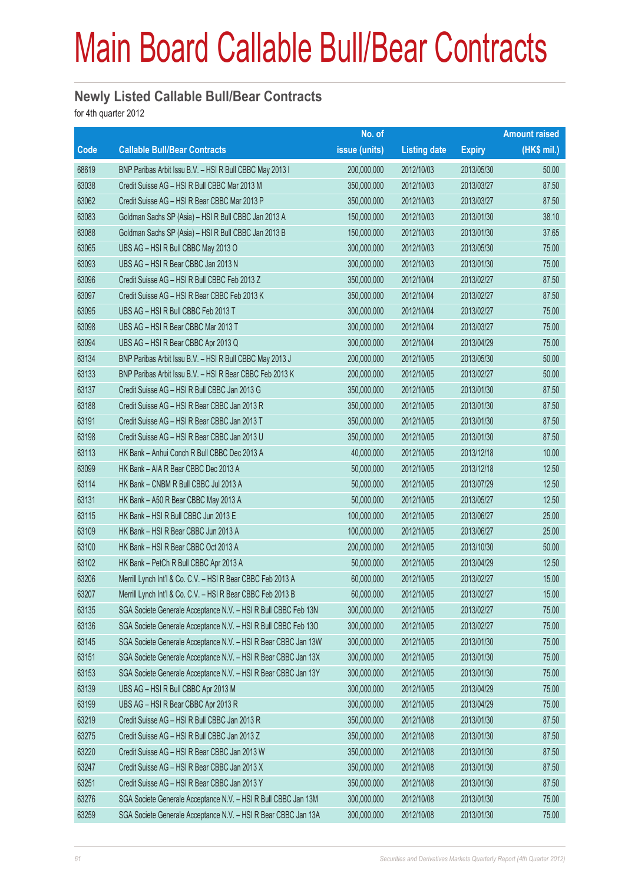# Main Board Callable Bull/Bear Contracts

## Newly Listed Callable Bull/Bear Contracts

for 4th quarter 2012

| Code | Callable Bull/Bear Contracts | No. of issue (units) | Listing date | Expiry | Amount raised (HK$ mil.) |
|---|---|---|---|---|---|
| 68619 | BNP Paribas Arbit Issu B.V. – HSI R Bull CBBC May 2013 I | 200,000,000 | 2012/10/03 | 2013/05/30 | 50.00 |
| 63038 | Credit Suisse AG – HSI R Bull CBBC Mar 2013 M | 350,000,000 | 2012/10/03 | 2013/03/27 | 87.50 |
| 63062 | Credit Suisse AG – HSI R Bear CBBC Mar 2013 P | 350,000,000 | 2012/10/03 | 2013/03/27 | 87.50 |
| 63083 | Goldman Sachs SP (Asia) – HSI R Bull CBBC Jan 2013 A | 150,000,000 | 2012/10/03 | 2013/01/30 | 38.10 |
| 63088 | Goldman Sachs SP (Asia) – HSI R Bull CBBC Jan 2013 B | 150,000,000 | 2012/10/03 | 2013/01/30 | 37.65 |
| 63065 | UBS AG – HSI R Bull CBBC May 2013 O | 300,000,000 | 2012/10/03 | 2013/05/30 | 75.00 |
| 63093 | UBS AG – HSI R Bear CBBC Jan 2013 N | 300,000,000 | 2012/10/03 | 2013/01/30 | 75.00 |
| 63096 | Credit Suisse AG – HSI R Bull CBBC Feb 2013 Z | 350,000,000 | 2012/10/04 | 2013/02/27 | 87.50 |
| 63097 | Credit Suisse AG – HSI R Bear CBBC Feb 2013 K | 350,000,000 | 2012/10/04 | 2013/02/27 | 87.50 |
| 63095 | UBS AG – HSI R Bull CBBC Feb 2013 T | 300,000,000 | 2012/10/04 | 2013/02/27 | 75.00 |
| 63098 | UBS AG – HSI R Bear CBBC Mar 2013 T | 300,000,000 | 2012/10/04 | 2013/03/27 | 75.00 |
| 63094 | UBS AG – HSI R Bear CBBC Apr 2013 Q | 300,000,000 | 2012/10/04 | 2013/04/29 | 75.00 |
| 63134 | BNP Paribas Arbit Issu B.V. – HSI R Bull CBBC May 2013 J | 200,000,000 | 2012/10/05 | 2013/05/30 | 50.00 |
| 63133 | BNP Paribas Arbit Issu B.V. – HSI R Bear CBBC Feb 2013 K | 200,000,000 | 2012/10/05 | 2013/02/27 | 50.00 |
| 63137 | Credit Suisse AG – HSI R Bull CBBC Jan 2013 G | 350,000,000 | 2012/10/05 | 2013/01/30 | 87.50 |
| 63188 | Credit Suisse AG – HSI R Bear CBBC Jan 2013 R | 350,000,000 | 2012/10/05 | 2013/01/30 | 87.50 |
| 63191 | Credit Suisse AG – HSI R Bear CBBC Jan 2013 T | 350,000,000 | 2012/10/05 | 2013/01/30 | 87.50 |
| 63198 | Credit Suisse AG – HSI R Bear CBBC Jan 2013 U | 350,000,000 | 2012/10/05 | 2013/01/30 | 87.50 |
| 63113 | HK Bank – Anhui Conch R Bull CBBC Dec 2013 A | 40,000,000 | 2012/10/05 | 2013/12/18 | 10.00 |
| 63099 | HK Bank – AIA R Bear CBBC Dec 2013 A | 50,000,000 | 2012/10/05 | 2013/12/18 | 12.50 |
| 63114 | HK Bank – CNBM R Bull CBBC Jul 2013 A | 50,000,000 | 2012/10/05 | 2013/07/29 | 12.50 |
| 63131 | HK Bank – A50 R Bear CBBC May 2013 A | 50,000,000 | 2012/10/05 | 2013/05/27 | 12.50 |
| 63115 | HK Bank – HSI R Bull CBBC Jun 2013 E | 100,000,000 | 2012/10/05 | 2013/06/27 | 25.00 |
| 63109 | HK Bank – HSI R Bear CBBC Jun 2013 A | 100,000,000 | 2012/10/05 | 2013/06/27 | 25.00 |
| 63100 | HK Bank – HSI R Bear CBBC Oct 2013 A | 200,000,000 | 2012/10/05 | 2013/10/30 | 50.00 |
| 63102 | HK Bank – PetCh R Bull CBBC Apr 2013 A | 50,000,000 | 2012/10/05 | 2013/04/29 | 12.50 |
| 63206 | Merrill Lynch Int'l & Co. C.V. – HSI R Bear CBBC Feb 2013 A | 60,000,000 | 2012/10/05 | 2013/02/27 | 15.00 |
| 63207 | Merrill Lynch Int'l & Co. C.V. – HSI R Bear CBBC Feb 2013 B | 60,000,000 | 2012/10/05 | 2013/02/27 | 15.00 |
| 63135 | SGA Societe Generale Acceptance N.V. – HSI R Bull CBBC Feb 13N | 300,000,000 | 2012/10/05 | 2013/02/27 | 75.00 |
| 63136 | SGA Societe Generale Acceptance N.V. – HSI R Bull CBBC Feb 13O | 300,000,000 | 2012/10/05 | 2013/02/27 | 75.00 |
| 63145 | SGA Societe Generale Acceptance N.V. – HSI R Bear CBBC Jan 13W | 300,000,000 | 2012/10/05 | 2013/01/30 | 75.00 |
| 63151 | SGA Societe Generale Acceptance N.V. – HSI R Bear CBBC Jan 13X | 300,000,000 | 2012/10/05 | 2013/01/30 | 75.00 |
| 63153 | SGA Societe Generale Acceptance N.V. – HSI R Bear CBBC Jan 13Y | 300,000,000 | 2012/10/05 | 2013/01/30 | 75.00 |
| 63139 | UBS AG – HSI R Bull CBBC Apr 2013 M | 300,000,000 | 2012/10/05 | 2013/04/29 | 75.00 |
| 63199 | UBS AG – HSI R Bear CBBC Apr 2013 R | 300,000,000 | 2012/10/05 | 2013/04/29 | 75.00 |
| 63219 | Credit Suisse AG – HSI R Bull CBBC Jan 2013 R | 350,000,000 | 2012/10/08 | 2013/01/30 | 87.50 |
| 63275 | Credit Suisse AG – HSI R Bull CBBC Jan 2013 Z | 350,000,000 | 2012/10/08 | 2013/01/30 | 87.50 |
| 63220 | Credit Suisse AG – HSI R Bear CBBC Jan 2013 W | 350,000,000 | 2012/10/08 | 2013/01/30 | 87.50 |
| 63247 | Credit Suisse AG – HSI R Bear CBBC Jan 2013 X | 350,000,000 | 2012/10/08 | 2013/01/30 | 87.50 |
| 63251 | Credit Suisse AG – HSI R Bear CBBC Jan 2013 Y | 350,000,000 | 2012/10/08 | 2013/01/30 | 87.50 |
| 63276 | SGA Societe Generale Acceptance N.V. – HSI R Bull CBBC Jan 13M | 300,000,000 | 2012/10/08 | 2013/01/30 | 75.00 |
| 63259 | SGA Societe Generale Acceptance N.V. – HSI R Bear CBBC Jan 13A | 300,000,000 | 2012/10/08 | 2013/01/30 | 75.00 |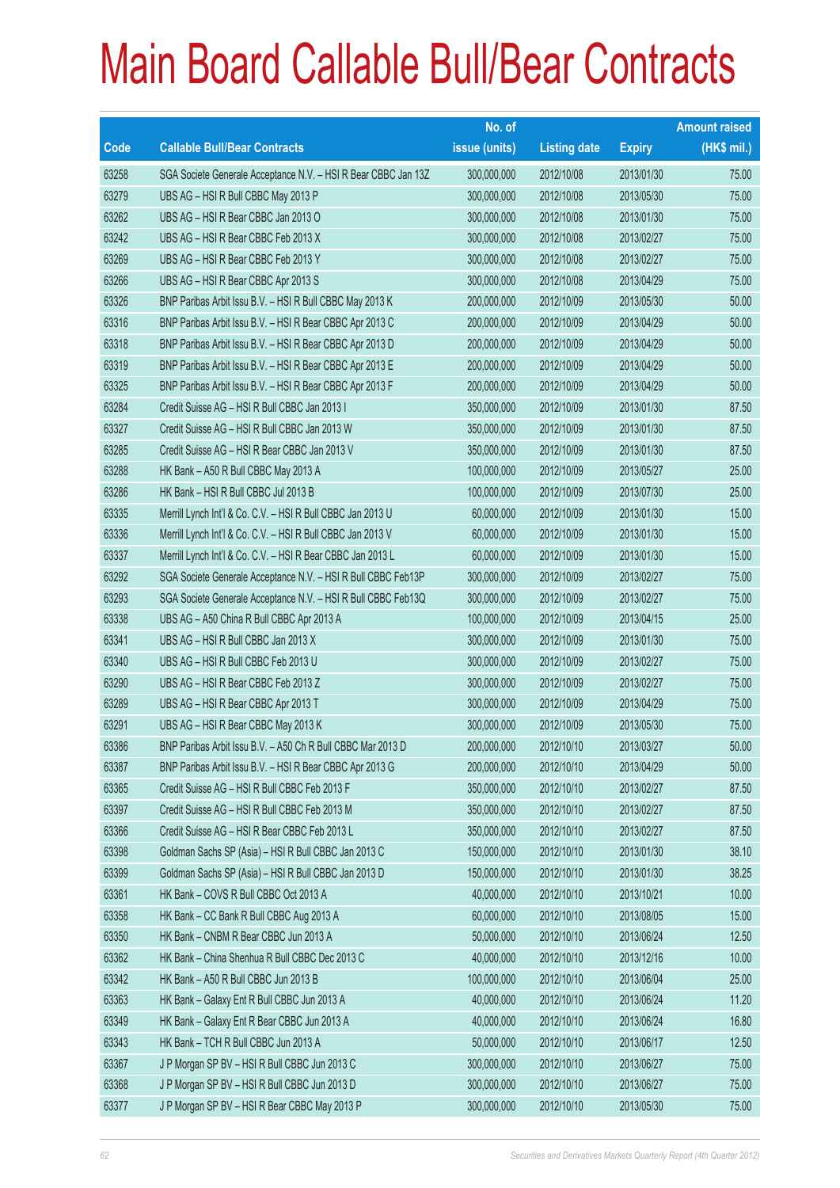# Main Board Callable Bull/Bear Contracts

| Code | Callable Bull/Bear Contracts | No. of issue (units) | Listing date | Expiry | Amount raised (HK$ mil.) |
|---|---|---|---|---|---|
| 63258 | SGA Societe Generale Acceptance N.V. – HSI R Bear CBBC Jan 13Z | 300,000,000 | 2012/10/08 | 2013/01/30 | 75.00 |
| 63279 | UBS AG – HSI R Bull CBBC May 2013 P | 300,000,000 | 2012/10/08 | 2013/05/30 | 75.00 |
| 63262 | UBS AG – HSI R Bear CBBC Jan 2013 O | 300,000,000 | 2012/10/08 | 2013/01/30 | 75.00 |
| 63242 | UBS AG – HSI R Bear CBBC Feb 2013 X | 300,000,000 | 2012/10/08 | 2013/02/27 | 75.00 |
| 63269 | UBS AG – HSI R Bear CBBC Feb 2013 Y | 300,000,000 | 2012/10/08 | 2013/02/27 | 75.00 |
| 63266 | UBS AG – HSI R Bear CBBC Apr 2013 S | 300,000,000 | 2012/10/08 | 2013/04/29 | 75.00 |
| 63326 | BNP Paribas Arbit Issu B.V. – HSI R Bull CBBC May 2013 K | 200,000,000 | 2012/10/09 | 2013/05/30 | 50.00 |
| 63316 | BNP Paribas Arbit Issu B.V. – HSI R Bear CBBC Apr 2013 C | 200,000,000 | 2012/10/09 | 2013/04/29 | 50.00 |
| 63318 | BNP Paribas Arbit Issu B.V. – HSI R Bear CBBC Apr 2013 D | 200,000,000 | 2012/10/09 | 2013/04/29 | 50.00 |
| 63319 | BNP Paribas Arbit Issu B.V. – HSI R Bear CBBC Apr 2013 E | 200,000,000 | 2012/10/09 | 2013/04/29 | 50.00 |
| 63325 | BNP Paribas Arbit Issu B.V. – HSI R Bear CBBC Apr 2013 F | 200,000,000 | 2012/10/09 | 2013/04/29 | 50.00 |
| 63284 | Credit Suisse AG – HSI R Bull CBBC Jan 2013 I | 350,000,000 | 2012/10/09 | 2013/01/30 | 87.50 |
| 63327 | Credit Suisse AG – HSI R Bull CBBC Jan 2013 W | 350,000,000 | 2012/10/09 | 2013/01/30 | 87.50 |
| 63285 | Credit Suisse AG – HSI R Bear CBBC Jan 2013 V | 350,000,000 | 2012/10/09 | 2013/01/30 | 87.50 |
| 63288 | HK Bank – A50 R Bull CBBC May 2013 A | 100,000,000 | 2012/10/09 | 2013/05/27 | 25.00 |
| 63286 | HK Bank – HSI R Bull CBBC Jul 2013 B | 100,000,000 | 2012/10/09 | 2013/07/30 | 25.00 |
| 63335 | Merrill Lynch Int'l & Co. C.V. – HSI R Bull CBBC Jan 2013 U | 60,000,000 | 2012/10/09 | 2013/01/30 | 15.00 |
| 63336 | Merrill Lynch Int'l & Co. C.V. – HSI R Bull CBBC Jan 2013 V | 60,000,000 | 2012/10/09 | 2013/01/30 | 15.00 |
| 63337 | Merrill Lynch Int'l & Co. C.V. – HSI R Bear CBBC Jan 2013 L | 60,000,000 | 2012/10/09 | 2013/01/30 | 15.00 |
| 63292 | SGA Societe Generale Acceptance N.V. – HSI R Bull CBBC Feb13P | 300,000,000 | 2012/10/09 | 2013/02/27 | 75.00 |
| 63293 | SGA Societe Generale Acceptance N.V. – HSI R Bull CBBC Feb13Q | 300,000,000 | 2012/10/09 | 2013/02/27 | 75.00 |
| 63338 | UBS AG – A50 China R Bull CBBC Apr 2013 A | 100,000,000 | 2012/10/09 | 2013/04/15 | 25.00 |
| 63341 | UBS AG – HSI R Bull CBBC Jan 2013 X | 300,000,000 | 2012/10/09 | 2013/01/30 | 75.00 |
| 63340 | UBS AG – HSI R Bull CBBC Feb 2013 U | 300,000,000 | 2012/10/09 | 2013/02/27 | 75.00 |
| 63290 | UBS AG – HSI R Bear CBBC Feb 2013 Z | 300,000,000 | 2012/10/09 | 2013/02/27 | 75.00 |
| 63289 | UBS AG – HSI R Bear CBBC Apr 2013 T | 300,000,000 | 2012/10/09 | 2013/04/29 | 75.00 |
| 63291 | UBS AG – HSI R Bear CBBC May 2013 K | 300,000,000 | 2012/10/09 | 2013/05/30 | 75.00 |
| 63386 | BNP Paribas Arbit Issu B.V. – A50 Ch R Bull CBBC Mar 2013 D | 200,000,000 | 2012/10/10 | 2013/03/27 | 50.00 |
| 63387 | BNP Paribas Arbit Issu B.V. – HSI R Bear CBBC Apr 2013 G | 200,000,000 | 2012/10/10 | 2013/04/29 | 50.00 |
| 63365 | Credit Suisse AG – HSI R Bull CBBC Feb 2013 F | 350,000,000 | 2012/10/10 | 2013/02/27 | 87.50 |
| 63397 | Credit Suisse AG – HSI R Bull CBBC Feb 2013 M | 350,000,000 | 2012/10/10 | 2013/02/27 | 87.50 |
| 63366 | Credit Suisse AG – HSI R Bear CBBC Feb 2013 L | 350,000,000 | 2012/10/10 | 2013/02/27 | 87.50 |
| 63398 | Goldman Sachs SP (Asia) – HSI R Bull CBBC Jan 2013 C | 150,000,000 | 2012/10/10 | 2013/01/30 | 38.10 |
| 63399 | Goldman Sachs SP (Asia) – HSI R Bull CBBC Jan 2013 D | 150,000,000 | 2012/10/10 | 2013/01/30 | 38.25 |
| 63361 | HK Bank – COVS R Bull CBBC Oct 2013 A | 40,000,000 | 2012/10/10 | 2013/10/21 | 10.00 |
| 63358 | HK Bank – CC Bank R Bull CBBC Aug 2013 A | 60,000,000 | 2012/10/10 | 2013/08/05 | 15.00 |
| 63350 | HK Bank – CNBM R Bear CBBC Jun 2013 A | 50,000,000 | 2012/10/10 | 2013/06/24 | 12.50 |
| 63362 | HK Bank – China Shenhua R Bull CBBC Dec 2013 C | 40,000,000 | 2012/10/10 | 2013/12/16 | 10.00 |
| 63342 | HK Bank – A50 R Bull CBBC Jun 2013 B | 100,000,000 | 2012/10/10 | 2013/06/04 | 25.00 |
| 63363 | HK Bank – Galaxy Ent R Bull CBBC Jun 2013 A | 40,000,000 | 2012/10/10 | 2013/06/24 | 11.20 |
| 63349 | HK Bank – Galaxy Ent R Bear CBBC Jun 2013 A | 40,000,000 | 2012/10/10 | 2013/06/24 | 16.80 |
| 63343 | HK Bank – TCH R Bull CBBC Jun 2013 A | 50,000,000 | 2012/10/10 | 2013/06/17 | 12.50 |
| 63367 | J P Morgan SP BV – HSI R Bull CBBC Jun 2013 C | 300,000,000 | 2012/10/10 | 2013/06/27 | 75.00 |
| 63368 | J P Morgan SP BV – HSI R Bull CBBC Jun 2013 D | 300,000,000 | 2012/10/10 | 2013/06/27 | 75.00 |
| 63377 | J P Morgan SP BV – HSI R Bear CBBC May 2013 P | 300,000,000 | 2012/10/10 | 2013/05/30 | 75.00 |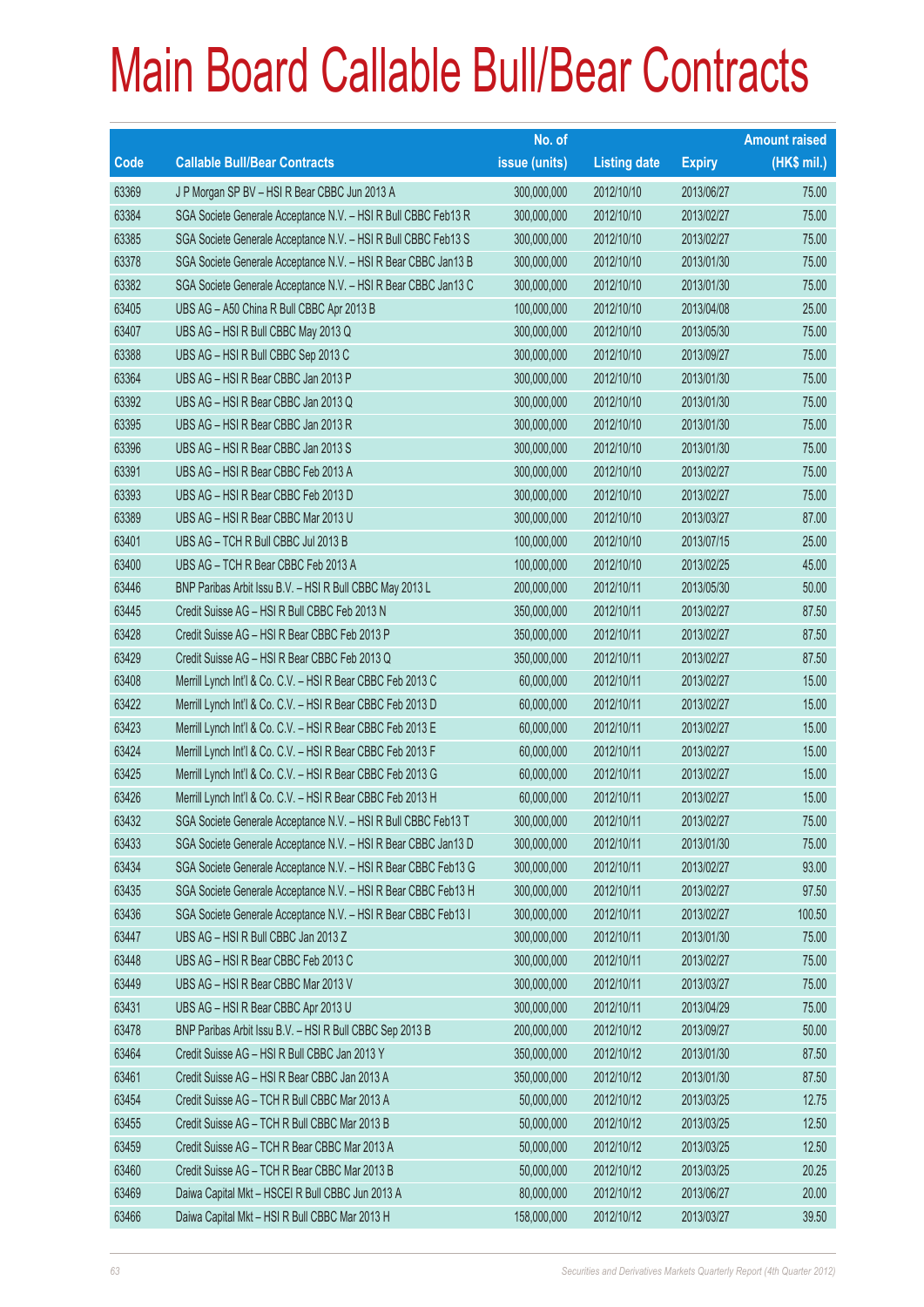# Main Board Callable Bull/Bear Contracts

| Code | Callable Bull/Bear Contracts | No. of issue (units) | Listing date | Expiry | Amount raised (HK$ mil.) |
|---|---|---|---|---|---|
| 63369 | J P Morgan SP BV – HSI R Bear CBBC Jun 2013 A | 300,000,000 | 2012/10/10 | 2013/06/27 | 75.00 |
| 63384 | SGA Societe Generale Acceptance N.V. – HSI R Bull CBBC Feb13 R | 300,000,000 | 2012/10/10 | 2013/02/27 | 75.00 |
| 63385 | SGA Societe Generale Acceptance N.V. – HSI R Bull CBBC Feb13 S | 300,000,000 | 2012/10/10 | 2013/02/27 | 75.00 |
| 63378 | SGA Societe Generale Acceptance N.V. – HSI R Bear CBBC Jan13 B | 300,000,000 | 2012/10/10 | 2013/01/30 | 75.00 |
| 63382 | SGA Societe Generale Acceptance N.V. – HSI R Bear CBBC Jan13 C | 300,000,000 | 2012/10/10 | 2013/01/30 | 75.00 |
| 63405 | UBS AG – A50 China R Bull CBBC Apr 2013 B | 100,000,000 | 2012/10/10 | 2013/04/08 | 25.00 |
| 63407 | UBS AG – HSI R Bull CBBC May 2013 Q | 300,000,000 | 2012/10/10 | 2013/05/30 | 75.00 |
| 63388 | UBS AG – HSI R Bull CBBC Sep 2013 C | 300,000,000 | 2012/10/10 | 2013/09/27 | 75.00 |
| 63364 | UBS AG – HSI R Bear CBBC Jan 2013 P | 300,000,000 | 2012/10/10 | 2013/01/30 | 75.00 |
| 63392 | UBS AG – HSI R Bear CBBC Jan 2013 Q | 300,000,000 | 2012/10/10 | 2013/01/30 | 75.00 |
| 63395 | UBS AG – HSI R Bear CBBC Jan 2013 R | 300,000,000 | 2012/10/10 | 2013/01/30 | 75.00 |
| 63396 | UBS AG – HSI R Bear CBBC Jan 2013 S | 300,000,000 | 2012/10/10 | 2013/01/30 | 75.00 |
| 63391 | UBS AG – HSI R Bear CBBC Feb 2013 A | 300,000,000 | 2012/10/10 | 2013/02/27 | 75.00 |
| 63393 | UBS AG – HSI R Bear CBBC Feb 2013 D | 300,000,000 | 2012/10/10 | 2013/02/27 | 75.00 |
| 63389 | UBS AG – HSI R Bear CBBC Mar 2013 U | 300,000,000 | 2012/10/10 | 2013/03/27 | 87.00 |
| 63401 | UBS AG – TCH R Bull CBBC Jul 2013 B | 100,000,000 | 2012/10/10 | 2013/07/15 | 25.00 |
| 63400 | UBS AG – TCH R Bear CBBC Feb 2013 A | 100,000,000 | 2012/10/10 | 2013/02/25 | 45.00 |
| 63446 | BNP Paribas Arbit Issu B.V. – HSI R Bull CBBC May 2013 L | 200,000,000 | 2012/10/11 | 2013/05/30 | 50.00 |
| 63445 | Credit Suisse AG – HSI R Bull CBBC Feb 2013 N | 350,000,000 | 2012/10/11 | 2013/02/27 | 87.50 |
| 63428 | Credit Suisse AG – HSI R Bear CBBC Feb 2013 P | 350,000,000 | 2012/10/11 | 2013/02/27 | 87.50 |
| 63429 | Credit Suisse AG – HSI R Bear CBBC Feb 2013 Q | 350,000,000 | 2012/10/11 | 2013/02/27 | 87.50 |
| 63408 | Merrill Lynch Int'l & Co. C.V. – HSI R Bear CBBC Feb 2013 C | 60,000,000 | 2012/10/11 | 2013/02/27 | 15.00 |
| 63422 | Merrill Lynch Int'l & Co. C.V. – HSI R Bear CBBC Feb 2013 D | 60,000,000 | 2012/10/11 | 2013/02/27 | 15.00 |
| 63423 | Merrill Lynch Int'l & Co. C.V. – HSI R Bear CBBC Feb 2013 E | 60,000,000 | 2012/10/11 | 2013/02/27 | 15.00 |
| 63424 | Merrill Lynch Int'l & Co. C.V. – HSI R Bear CBBC Feb 2013 F | 60,000,000 | 2012/10/11 | 2013/02/27 | 15.00 |
| 63425 | Merrill Lynch Int'l & Co. C.V. – HSI R Bear CBBC Feb 2013 G | 60,000,000 | 2012/10/11 | 2013/02/27 | 15.00 |
| 63426 | Merrill Lynch Int'l & Co. C.V. – HSI R Bear CBBC Feb 2013 H | 60,000,000 | 2012/10/11 | 2013/02/27 | 15.00 |
| 63432 | SGA Societe Generale Acceptance N.V. – HSI R Bull CBBC Feb13 T | 300,000,000 | 2012/10/11 | 2013/02/27 | 75.00 |
| 63433 | SGA Societe Generale Acceptance N.V. – HSI R Bear CBBC Jan13 D | 300,000,000 | 2012/10/11 | 2013/01/30 | 75.00 |
| 63434 | SGA Societe Generale Acceptance N.V. – HSI R Bear CBBC Feb13 G | 300,000,000 | 2012/10/11 | 2013/02/27 | 93.00 |
| 63435 | SGA Societe Generale Acceptance N.V. – HSI R Bear CBBC Feb13 H | 300,000,000 | 2012/10/11 | 2013/02/27 | 97.50 |
| 63436 | SGA Societe Generale Acceptance N.V. – HSI R Bear CBBC Feb13 I | 300,000,000 | 2012/10/11 | 2013/02/27 | 100.50 |
| 63447 | UBS AG – HSI R Bull CBBC Jan 2013 Z | 300,000,000 | 2012/10/11 | 2013/01/30 | 75.00 |
| 63448 | UBS AG – HSI R Bear CBBC Feb 2013 C | 300,000,000 | 2012/10/11 | 2013/02/27 | 75.00 |
| 63449 | UBS AG – HSI R Bear CBBC Mar 2013 V | 300,000,000 | 2012/10/11 | 2013/03/27 | 75.00 |
| 63431 | UBS AG – HSI R Bear CBBC Apr 2013 U | 300,000,000 | 2012/10/11 | 2013/04/29 | 75.00 |
| 63478 | BNP Paribas Arbit Issu B.V. – HSI R Bull CBBC Sep 2013 B | 200,000,000 | 2012/10/12 | 2013/09/27 | 50.00 |
| 63464 | Credit Suisse AG – HSI R Bull CBBC Jan 2013 Y | 350,000,000 | 2012/10/12 | 2013/01/30 | 87.50 |
| 63461 | Credit Suisse AG – HSI R Bear CBBC Jan 2013 A | 350,000,000 | 2012/10/12 | 2013/01/30 | 87.50 |
| 63454 | Credit Suisse AG – TCH R Bull CBBC Mar 2013 A | 50,000,000 | 2012/10/12 | 2013/03/25 | 12.75 |
| 63455 | Credit Suisse AG – TCH R Bull CBBC Mar 2013 B | 50,000,000 | 2012/10/12 | 2013/03/25 | 12.50 |
| 63459 | Credit Suisse AG – TCH R Bear CBBC Mar 2013 A | 50,000,000 | 2012/10/12 | 2013/03/25 | 12.50 |
| 63460 | Credit Suisse AG – TCH R Bear CBBC Mar 2013 B | 50,000,000 | 2012/10/12 | 2013/03/25 | 20.25 |
| 63469 | Daiwa Capital Mkt – HSCEI R Bull CBBC Jun 2013 A | 80,000,000 | 2012/10/12 | 2013/06/27 | 20.00 |
| 63466 | Daiwa Capital Mkt – HSI R Bull CBBC Mar 2013 H | 158,000,000 | 2012/10/12 | 2013/03/27 | 39.50 |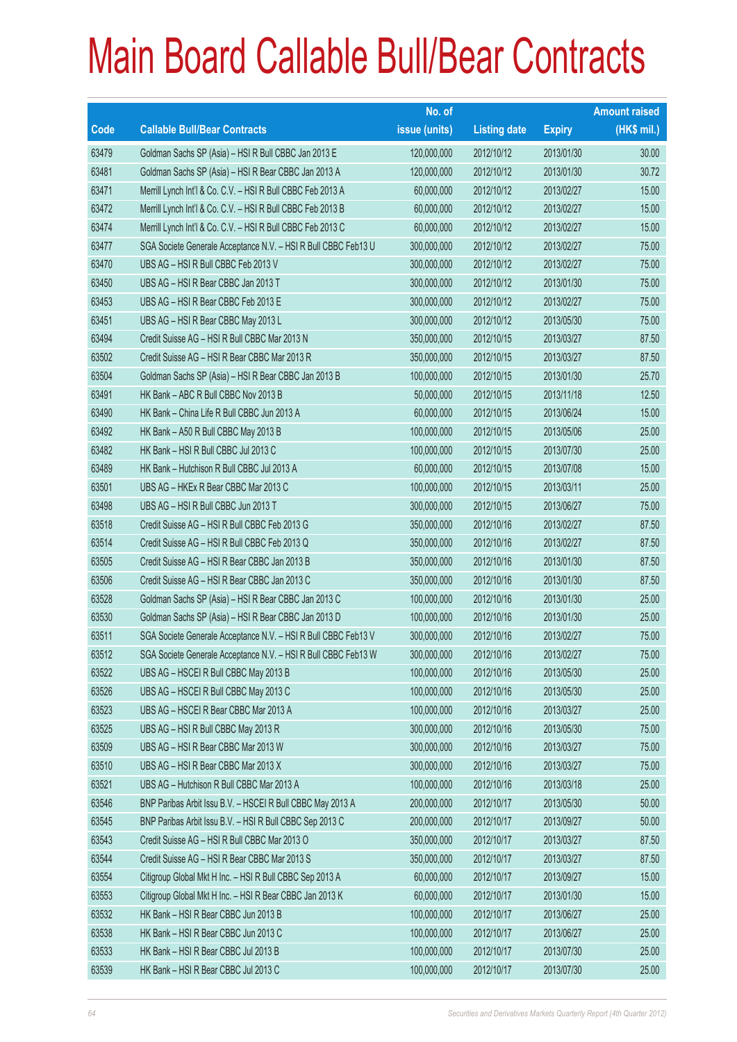# Main Board Callable Bull/Bear Contracts

| Code | Callable Bull/Bear Contracts | No. of issue (units) | Listing date | Expiry | Amount raised (HK$ mil.) |
|---|---|---|---|---|---|
| 63479 | Goldman Sachs SP (Asia) – HSI R Bull CBBC Jan 2013 E | 120,000,000 | 2012/10/12 | 2013/01/30 | 30.00 |
| 63481 | Goldman Sachs SP (Asia) – HSI R Bear CBBC Jan 2013 A | 120,000,000 | 2012/10/12 | 2013/01/30 | 30.72 |
| 63471 | Merrill Lynch Int'l & Co. C.V. – HSI R Bull CBBC Feb 2013 A | 60,000,000 | 2012/10/12 | 2013/02/27 | 15.00 |
| 63472 | Merrill Lynch Int'l & Co. C.V. – HSI R Bull CBBC Feb 2013 B | 60,000,000 | 2012/10/12 | 2013/02/27 | 15.00 |
| 63474 | Merrill Lynch Int'l & Co. C.V. – HSI R Bull CBBC Feb 2013 C | 60,000,000 | 2012/10/12 | 2013/02/27 | 15.00 |
| 63477 | SGA Societe Generale Acceptance N.V. – HSI R Bull CBBC Feb13 U | 300,000,000 | 2012/10/12 | 2013/02/27 | 75.00 |
| 63470 | UBS AG – HSI R Bull CBBC Feb 2013 V | 300,000,000 | 2012/10/12 | 2013/02/27 | 75.00 |
| 63450 | UBS AG – HSI R Bear CBBC Jan 2013 T | 300,000,000 | 2012/10/12 | 2013/01/30 | 75.00 |
| 63453 | UBS AG – HSI R Bear CBBC Feb 2013 E | 300,000,000 | 2012/10/12 | 2013/02/27 | 75.00 |
| 63451 | UBS AG – HSI R Bear CBBC May 2013 L | 300,000,000 | 2012/10/12 | 2013/05/30 | 75.00 |
| 63494 | Credit Suisse AG – HSI R Bull CBBC Mar 2013 N | 350,000,000 | 2012/10/15 | 2013/03/27 | 87.50 |
| 63502 | Credit Suisse AG – HSI R Bear CBBC Mar 2013 R | 350,000,000 | 2012/10/15 | 2013/03/27 | 87.50 |
| 63504 | Goldman Sachs SP (Asia) – HSI R Bear CBBC Jan 2013 B | 100,000,000 | 2012/10/15 | 2013/01/30 | 25.70 |
| 63491 | HK Bank – ABC R Bull CBBC Nov 2013 B | 50,000,000 | 2012/10/15 | 2013/11/18 | 12.50 |
| 63490 | HK Bank – China Life R Bull CBBC Jun 2013 A | 60,000,000 | 2012/10/15 | 2013/06/24 | 15.00 |
| 63492 | HK Bank – A50 R Bull CBBC May 2013 B | 100,000,000 | 2012/10/15 | 2013/05/06 | 25.00 |
| 63482 | HK Bank – HSI R Bull CBBC Jul 2013 C | 100,000,000 | 2012/10/15 | 2013/07/30 | 25.00 |
| 63489 | HK Bank – Hutchison R Bull CBBC Jul 2013 A | 60,000,000 | 2012/10/15 | 2013/07/08 | 15.00 |
| 63501 | UBS AG – HKEx R Bear CBBC Mar 2013 C | 100,000,000 | 2012/10/15 | 2013/03/11 | 25.00 |
| 63498 | UBS AG – HSI R Bull CBBC Jun 2013 T | 300,000,000 | 2012/10/15 | 2013/06/27 | 75.00 |
| 63518 | Credit Suisse AG – HSI R Bull CBBC Feb 2013 G | 350,000,000 | 2012/10/16 | 2013/02/27 | 87.50 |
| 63514 | Credit Suisse AG – HSI R Bull CBBC Feb 2013 Q | 350,000,000 | 2012/10/16 | 2013/02/27 | 87.50 |
| 63505 | Credit Suisse AG – HSI R Bear CBBC Jan 2013 B | 350,000,000 | 2012/10/16 | 2013/01/30 | 87.50 |
| 63506 | Credit Suisse AG – HSI R Bear CBBC Jan 2013 C | 350,000,000 | 2012/10/16 | 2013/01/30 | 87.50 |
| 63528 | Goldman Sachs SP (Asia) – HSI R Bear CBBC Jan 2013 C | 100,000,000 | 2012/10/16 | 2013/01/30 | 25.00 |
| 63530 | Goldman Sachs SP (Asia) – HSI R Bear CBBC Jan 2013 D | 100,000,000 | 2012/10/16 | 2013/01/30 | 25.00 |
| 63511 | SGA Societe Generale Acceptance N.V. – HSI R Bull CBBC Feb13 V | 300,000,000 | 2012/10/16 | 2013/02/27 | 75.00 |
| 63512 | SGA Societe Generale Acceptance N.V. – HSI R Bull CBBC Feb13 W | 300,000,000 | 2012/10/16 | 2013/02/27 | 75.00 |
| 63522 | UBS AG – HSCEI R Bull CBBC May 2013 B | 100,000,000 | 2012/10/16 | 2013/05/30 | 25.00 |
| 63526 | UBS AG – HSCEI R Bull CBBC May 2013 C | 100,000,000 | 2012/10/16 | 2013/05/30 | 25.00 |
| 63523 | UBS AG – HSCEI R Bear CBBC Mar 2013 A | 100,000,000 | 2012/10/16 | 2013/03/27 | 25.00 |
| 63525 | UBS AG – HSI R Bull CBBC May 2013 R | 300,000,000 | 2012/10/16 | 2013/05/30 | 75.00 |
| 63509 | UBS AG – HSI R Bear CBBC Mar 2013 W | 300,000,000 | 2012/10/16 | 2013/03/27 | 75.00 |
| 63510 | UBS AG – HSI R Bear CBBC Mar 2013 X | 300,000,000 | 2012/10/16 | 2013/03/27 | 75.00 |
| 63521 | UBS AG – Hutchison R Bull CBBC Mar 2013 A | 100,000,000 | 2012/10/16 | 2013/03/18 | 25.00 |
| 63546 | BNP Paribas Arbit Issu B.V. – HSCEI R Bull CBBC May 2013 A | 200,000,000 | 2012/10/17 | 2013/05/30 | 50.00 |
| 63545 | BNP Paribas Arbit Issu B.V. – HSI R Bull CBBC Sep 2013 C | 200,000,000 | 2012/10/17 | 2013/09/27 | 50.00 |
| 63543 | Credit Suisse AG – HSI R Bull CBBC Mar 2013 O | 350,000,000 | 2012/10/17 | 2013/03/27 | 87.50 |
| 63544 | Credit Suisse AG – HSI R Bear CBBC Mar 2013 S | 350,000,000 | 2012/10/17 | 2013/03/27 | 87.50 |
| 63554 | Citigroup Global Mkt H Inc. – HSI R Bull CBBC Sep 2013 A | 60,000,000 | 2012/10/17 | 2013/09/27 | 15.00 |
| 63553 | Citigroup Global Mkt H Inc. – HSI R Bear CBBC Jan 2013 K | 60,000,000 | 2012/10/17 | 2013/01/30 | 15.00 |
| 63532 | HK Bank – HSI R Bear CBBC Jun 2013 B | 100,000,000 | 2012/10/17 | 2013/06/27 | 25.00 |
| 63538 | HK Bank – HSI R Bear CBBC Jun 2013 C | 100,000,000 | 2012/10/17 | 2013/06/27 | 25.00 |
| 63533 | HK Bank – HSI R Bear CBBC Jul 2013 B | 100,000,000 | 2012/10/17 | 2013/07/30 | 25.00 |
| 63539 | HK Bank – HSI R Bear CBBC Jul 2013 C | 100,000,000 | 2012/10/17 | 2013/07/30 | 25.00 |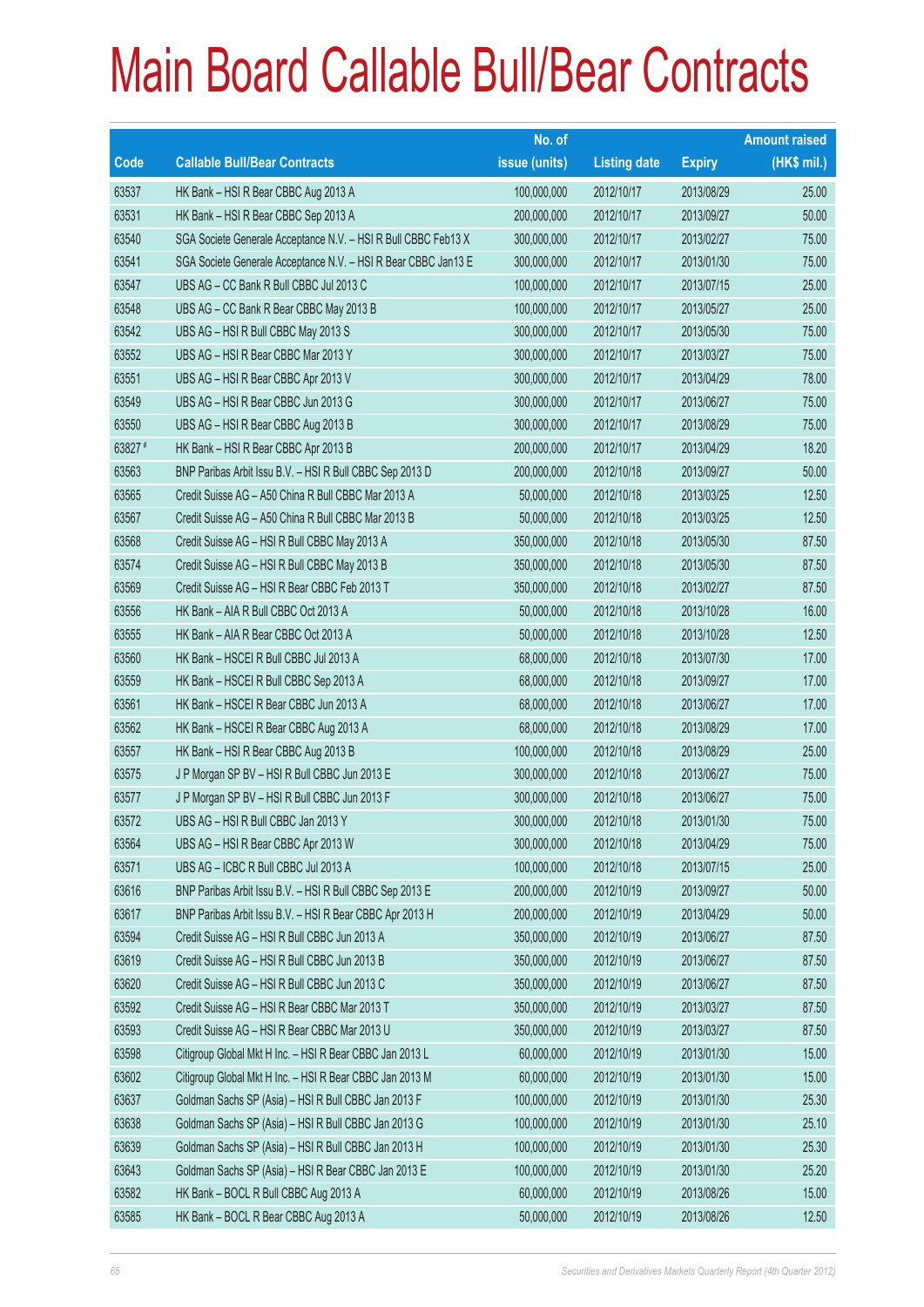# Main Board Callable Bull/Bear Contracts

| Code | Callable Bull/Bear Contracts | No. of issue (units) | Listing date | Expiry | Amount raised (HK$ mil.) |
|---|---|---|---|---|---|
| 63537 | HK Bank – HSI R Bear CBBC Aug 2013 A | 100,000,000 | 2012/10/17 | 2013/08/29 | 25.00 |
| 63531 | HK Bank – HSI R Bear CBBC Sep 2013 A | 200,000,000 | 2012/10/17 | 2013/09/27 | 50.00 |
| 63540 | SGA Societe Generale Acceptance N.V. – HSI R Bull CBBC Feb13 X | 300,000,000 | 2012/10/17 | 2013/02/27 | 75.00 |
| 63541 | SGA Societe Generale Acceptance N.V. – HSI R Bear CBBC Jan13 E | 300,000,000 | 2012/10/17 | 2013/01/30 | 75.00 |
| 63547 | UBS AG – CC Bank R Bull CBBC Jul 2013 C | 100,000,000 | 2012/10/17 | 2013/07/15 | 25.00 |
| 63548 | UBS AG – CC Bank R Bear CBBC May 2013 B | 100,000,000 | 2012/10/17 | 2013/05/27 | 25.00 |
| 63542 | UBS AG – HSI R Bull CBBC May 2013 S | 300,000,000 | 2012/10/17 | 2013/05/30 | 75.00 |
| 63552 | UBS AG – HSI R Bear CBBC Mar 2013 Y | 300,000,000 | 2012/10/17 | 2013/03/27 | 75.00 |
| 63551 | UBS AG – HSI R Bear CBBC Apr 2013 V | 300,000,000 | 2012/10/17 | 2013/04/29 | 78.00 |
| 63549 | UBS AG – HSI R Bear CBBC Jun 2013 G | 300,000,000 | 2012/10/17 | 2013/06/27 | 75.00 |
| 63550 | UBS AG – HSI R Bear CBBC Aug 2013 B | 300,000,000 | 2012/10/17 | 2013/08/29 | 75.00 |
| 63827 # | HK Bank – HSI R Bear CBBC Apr 2013 B | 200,000,000 | 2012/10/17 | 2013/04/29 | 18.20 |
| 63563 | BNP Paribas Arbit Issu B.V. – HSI R Bull CBBC Sep 2013 D | 200,000,000 | 2012/10/18 | 2013/09/27 | 50.00 |
| 63565 | Credit Suisse AG – A50 China R Bull CBBC Mar 2013 A | 50,000,000 | 2012/10/18 | 2013/03/25 | 12.50 |
| 63567 | Credit Suisse AG – A50 China R Bull CBBC Mar 2013 B | 50,000,000 | 2012/10/18 | 2013/03/25 | 12.50 |
| 63568 | Credit Suisse AG – HSI R Bull CBBC May 2013 A | 350,000,000 | 2012/10/18 | 2013/05/30 | 87.50 |
| 63574 | Credit Suisse AG – HSI R Bull CBBC May 2013 B | 350,000,000 | 2012/10/18 | 2013/05/30 | 87.50 |
| 63569 | Credit Suisse AG – HSI R Bear CBBC Feb 2013 T | 350,000,000 | 2012/10/18 | 2013/02/27 | 87.50 |
| 63556 | HK Bank – AIA R Bull CBBC Oct 2013 A | 50,000,000 | 2012/10/18 | 2013/10/28 | 16.00 |
| 63555 | HK Bank – AIA R Bear CBBC Oct 2013 A | 50,000,000 | 2012/10/18 | 2013/10/28 | 12.50 |
| 63560 | HK Bank – HSCEI R Bull CBBC Jul 2013 A | 68,000,000 | 2012/10/18 | 2013/07/30 | 17.00 |
| 63559 | HK Bank – HSCEI R Bull CBBC Sep 2013 A | 68,000,000 | 2012/10/18 | 2013/09/27 | 17.00 |
| 63561 | HK Bank – HSCEI R Bear CBBC Jun 2013 A | 68,000,000 | 2012/10/18 | 2013/06/27 | 17.00 |
| 63562 | HK Bank – HSCEI R Bear CBBC Aug 2013 A | 68,000,000 | 2012/10/18 | 2013/08/29 | 17.00 |
| 63557 | HK Bank – HSI R Bear CBBC Aug 2013 B | 100,000,000 | 2012/10/18 | 2013/08/29 | 25.00 |
| 63575 | J P Morgan SP BV – HSI R Bull CBBC Jun 2013 E | 300,000,000 | 2012/10/18 | 2013/06/27 | 75.00 |
| 63577 | J P Morgan SP BV – HSI R Bull CBBC Jun 2013 F | 300,000,000 | 2012/10/18 | 2013/06/27 | 75.00 |
| 63572 | UBS AG – HSI R Bull CBBC Jan 2013 Y | 300,000,000 | 2012/10/18 | 2013/01/30 | 75.00 |
| 63564 | UBS AG – HSI R Bear CBBC Apr 2013 W | 300,000,000 | 2012/10/18 | 2013/04/29 | 75.00 |
| 63571 | UBS AG – ICBC R Bull CBBC Jul 2013 A | 100,000,000 | 2012/10/18 | 2013/07/15 | 25.00 |
| 63616 | BNP Paribas Arbit Issu B.V. – HSI R Bull CBBC Sep 2013 E | 200,000,000 | 2012/10/19 | 2013/09/27 | 50.00 |
| 63617 | BNP Paribas Arbit Issu B.V. – HSI R Bear CBBC Apr 2013 H | 200,000,000 | 2012/10/19 | 2013/04/29 | 50.00 |
| 63594 | Credit Suisse AG – HSI R Bull CBBC Jun 2013 A | 350,000,000 | 2012/10/19 | 2013/06/27 | 87.50 |
| 63619 | Credit Suisse AG – HSI R Bull CBBC Jun 2013 B | 350,000,000 | 2012/10/19 | 2013/06/27 | 87.50 |
| 63620 | Credit Suisse AG – HSI R Bull CBBC Jun 2013 C | 350,000,000 | 2012/10/19 | 2013/06/27 | 87.50 |
| 63592 | Credit Suisse AG – HSI R Bear CBBC Mar 2013 T | 350,000,000 | 2012/10/19 | 2013/03/27 | 87.50 |
| 63593 | Credit Suisse AG – HSI R Bear CBBC Mar 2013 U | 350,000,000 | 2012/10/19 | 2013/03/27 | 87.50 |
| 63598 | Citigroup Global Mkt H Inc. – HSI R Bear CBBC Jan 2013 L | 60,000,000 | 2012/10/19 | 2013/01/30 | 15.00 |
| 63602 | Citigroup Global Mkt H Inc. – HSI R Bear CBBC Jan 2013 M | 60,000,000 | 2012/10/19 | 2013/01/30 | 15.00 |
| 63637 | Goldman Sachs SP (Asia) – HSI R Bull CBBC Jan 2013 F | 100,000,000 | 2012/10/19 | 2013/01/30 | 25.30 |
| 63638 | Goldman Sachs SP (Asia) – HSI R Bull CBBC Jan 2013 G | 100,000,000 | 2012/10/19 | 2013/01/30 | 25.10 |
| 63639 | Goldman Sachs SP (Asia) – HSI R Bull CBBC Jan 2013 H | 100,000,000 | 2012/10/19 | 2013/01/30 | 25.30 |
| 63643 | Goldman Sachs SP (Asia) – HSI R Bear CBBC Jan 2013 E | 100,000,000 | 2012/10/19 | 2013/01/30 | 25.20 |
| 63582 | HK Bank – BOCL R Bull CBBC Aug 2013 A | 60,000,000 | 2012/10/19 | 2013/08/26 | 15.00 |
| 63585 | HK Bank – BOCL R Bear CBBC Aug 2013 A | 50,000,000 | 2012/10/19 | 2013/08/26 | 12.50 |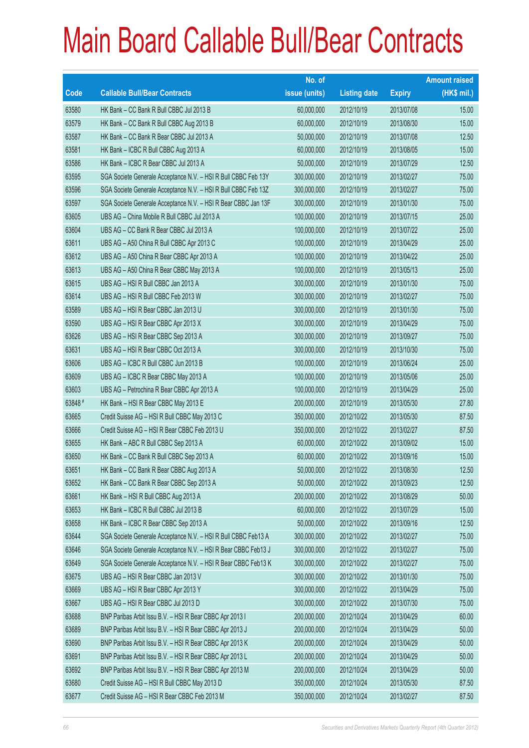# Main Board Callable Bull/Bear Contracts

| Code | Callable Bull/Bear Contracts | No. of issue (units) | Listing date | Expiry | Amount raised (HK$ mil.) |
|---|---|---|---|---|---|
| 63580 | HK Bank – CC Bank R Bull CBBC Jul 2013 B | 60,000,000 | 2012/10/19 | 2013/07/08 | 15.00 |
| 63579 | HK Bank – CC Bank R Bull CBBC Aug 2013 B | 60,000,000 | 2012/10/19 | 2013/08/30 | 15.00 |
| 63587 | HK Bank – CC Bank R Bear CBBC Jul 2013 A | 50,000,000 | 2012/10/19 | 2013/07/08 | 12.50 |
| 63581 | HK Bank – ICBC R Bull CBBC Aug 2013 A | 60,000,000 | 2012/10/19 | 2013/08/05 | 15.00 |
| 63586 | HK Bank – ICBC R Bear CBBC Jul 2013 A | 50,000,000 | 2012/10/19 | 2013/07/29 | 12.50 |
| 63595 | SGA Societe Generale Acceptance N.V. – HSI R Bull CBBC Feb 13Y | 300,000,000 | 2012/10/19 | 2013/02/27 | 75.00 |
| 63596 | SGA Societe Generale Acceptance N.V. – HSI R Bull CBBC Feb 13Z | 300,000,000 | 2012/10/19 | 2013/02/27 | 75.00 |
| 63597 | SGA Societe Generale Acceptance N.V. – HSI R Bear CBBC Jan 13F | 300,000,000 | 2012/10/19 | 2013/01/30 | 75.00 |
| 63605 | UBS AG – China Mobile R Bull CBBC Jul 2013 A | 100,000,000 | 2012/10/19 | 2013/07/15 | 25.00 |
| 63604 | UBS AG – CC Bank R Bear CBBC Jul 2013 A | 100,000,000 | 2012/10/19 | 2013/07/22 | 25.00 |
| 63611 | UBS AG – A50 China R Bull CBBC Apr 2013 C | 100,000,000 | 2012/10/19 | 2013/04/29 | 25.00 |
| 63612 | UBS AG – A50 China R Bear CBBC Apr 2013 A | 100,000,000 | 2012/10/19 | 2013/04/22 | 25.00 |
| 63613 | UBS AG – A50 China R Bear CBBC May 2013 A | 100,000,000 | 2012/10/19 | 2013/05/13 | 25.00 |
| 63615 | UBS AG – HSI R Bull CBBC Jan 2013 A | 300,000,000 | 2012/10/19 | 2013/01/30 | 75.00 |
| 63614 | UBS AG – HSI R Bull CBBC Feb 2013 W | 300,000,000 | 2012/10/19 | 2013/02/27 | 75.00 |
| 63589 | UBS AG – HSI R Bear CBBC Jan 2013 U | 300,000,000 | 2012/10/19 | 2013/01/30 | 75.00 |
| 63590 | UBS AG – HSI R Bear CBBC Apr 2013 X | 300,000,000 | 2012/10/19 | 2013/04/29 | 75.00 |
| 63626 | UBS AG – HSI R Bear CBBC Sep 2013 A | 300,000,000 | 2012/10/19 | 2013/09/27 | 75.00 |
| 63631 | UBS AG – HSI R Bear CBBC Oct 2013 A | 300,000,000 | 2012/10/19 | 2013/10/30 | 75.00 |
| 63606 | UBS AG – ICBC R Bull CBBC Jun 2013 B | 100,000,000 | 2012/10/19 | 2013/06/24 | 25.00 |
| 63609 | UBS AG – ICBC R Bear CBBC May 2013 A | 100,000,000 | 2012/10/19 | 2013/05/06 | 25.00 |
| 63603 | UBS AG – Petrochina R Bear CBBC Apr 2013 A | 100,000,000 | 2012/10/19 | 2013/04/29 | 25.00 |
| 63848 # | HK Bank – HSI R Bear CBBC May 2013 E | 200,000,000 | 2012/10/19 | 2013/05/30 | 27.80 |
| 63665 | Credit Suisse AG – HSI R Bull CBBC May 2013 C | 350,000,000 | 2012/10/22 | 2013/05/30 | 87.50 |
| 63666 | Credit Suisse AG – HSI R Bear CBBC Feb 2013 U | 350,000,000 | 2012/10/22 | 2013/02/27 | 87.50 |
| 63655 | HK Bank – ABC R Bull CBBC Sep 2013 A | 60,000,000 | 2012/10/22 | 2013/09/02 | 15.00 |
| 63650 | HK Bank – CC Bank R Bull CBBC Sep 2013 A | 60,000,000 | 2012/10/22 | 2013/09/16 | 15.00 |
| 63651 | HK Bank – CC Bank R Bear CBBC Aug 2013 A | 50,000,000 | 2012/10/22 | 2013/08/30 | 12.50 |
| 63652 | HK Bank – CC Bank R Bear CBBC Sep 2013 A | 50,000,000 | 2012/10/22 | 2013/09/23 | 12.50 |
| 63661 | HK Bank – HSI R Bull CBBC Aug 2013 A | 200,000,000 | 2012/10/22 | 2013/08/29 | 50.00 |
| 63653 | HK Bank – ICBC R Bull CBBC Jul 2013 B | 60,000,000 | 2012/10/22 | 2013/07/29 | 15.00 |
| 63658 | HK Bank – ICBC R Bear CBBC Sep 2013 A | 50,000,000 | 2012/10/22 | 2013/09/16 | 12.50 |
| 63644 | SGA Societe Generale Acceptance N.V. – HSI R Bull CBBC Feb13 A | 300,000,000 | 2012/10/22 | 2013/02/27 | 75.00 |
| 63646 | SGA Societe Generale Acceptance N.V. – HSI R Bear CBBC Feb13 J | 300,000,000 | 2012/10/22 | 2013/02/27 | 75.00 |
| 63649 | SGA Societe Generale Acceptance N.V. – HSI R Bear CBBC Feb13 K | 300,000,000 | 2012/10/22 | 2013/02/27 | 75.00 |
| 63675 | UBS AG – HSI R Bear CBBC Jan 2013 V | 300,000,000 | 2012/10/22 | 2013/01/30 | 75.00 |
| 63669 | UBS AG – HSI R Bear CBBC Apr 2013 Y | 300,000,000 | 2012/10/22 | 2013/04/29 | 75.00 |
| 63667 | UBS AG – HSI R Bear CBBC Jul 2013 D | 300,000,000 | 2012/10/22 | 2013/07/30 | 75.00 |
| 63688 | BNP Paribas Arbit Issu B.V. – HSI R Bear CBBC Apr 2013 I | 200,000,000 | 2012/10/24 | 2013/04/29 | 60.00 |
| 63689 | BNP Paribas Arbit Issu B.V. – HSI R Bear CBBC Apr 2013 J | 200,000,000 | 2012/10/24 | 2013/04/29 | 50.00 |
| 63690 | BNP Paribas Arbit Issu B.V. – HSI R Bear CBBC Apr 2013 K | 200,000,000 | 2012/10/24 | 2013/04/29 | 50.00 |
| 63691 | BNP Paribas Arbit Issu B.V. – HSI R Bear CBBC Apr 2013 L | 200,000,000 | 2012/10/24 | 2013/04/29 | 50.00 |
| 63692 | BNP Paribas Arbit Issu B.V. – HSI R Bear CBBC Apr 2013 M | 200,000,000 | 2012/10/24 | 2013/04/29 | 50.00 |
| 63680 | Credit Suisse AG – HSI R Bull CBBC May 2013 D | 350,000,000 | 2012/10/24 | 2013/05/30 | 87.50 |
| 63677 | Credit Suisse AG – HSI R Bear CBBC Feb 2013 M | 350,000,000 | 2012/10/24 | 2013/02/27 | 87.50 |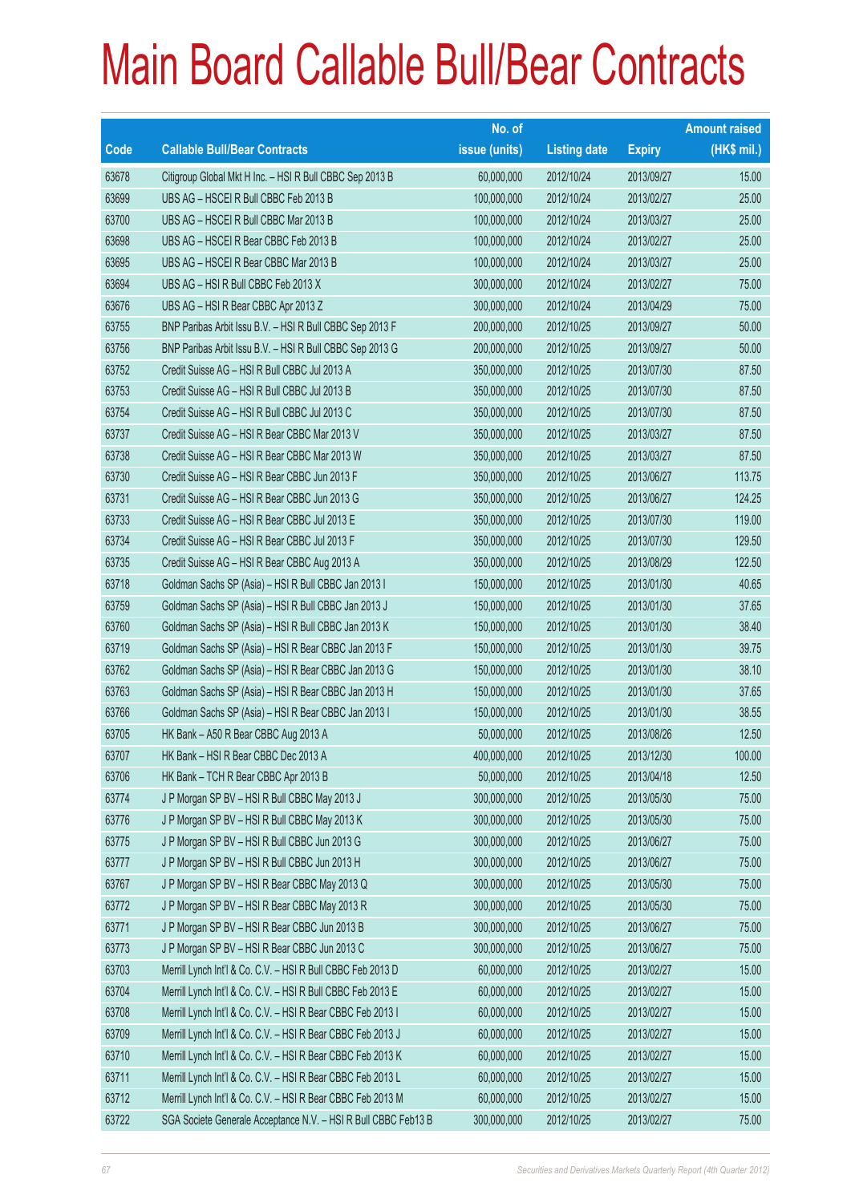# Main Board Callable Bull/Bear Contracts

| Code | Callable Bull/Bear Contracts | No. of issue (units) | Listing date | Expiry | Amount raised (HK$ mil.) |
|---|---|---|---|---|---|
| 63678 | Citigroup Global Mkt H Inc. – HSI R Bull CBBC Sep 2013 B | 60,000,000 | 2012/10/24 | 2013/09/27 | 15.00 |
| 63699 | UBS AG – HSCEI R Bull CBBC Feb 2013 B | 100,000,000 | 2012/10/24 | 2013/02/27 | 25.00 |
| 63700 | UBS AG – HSCEI R Bull CBBC Mar 2013 B | 100,000,000 | 2012/10/24 | 2013/03/27 | 25.00 |
| 63698 | UBS AG – HSCEI R Bear CBBC Feb 2013 B | 100,000,000 | 2012/10/24 | 2013/02/27 | 25.00 |
| 63695 | UBS AG – HSCEI R Bear CBBC Mar 2013 B | 100,000,000 | 2012/10/24 | 2013/03/27 | 25.00 |
| 63694 | UBS AG – HSI R Bull CBBC Feb 2013 X | 300,000,000 | 2012/10/24 | 2013/02/27 | 75.00 |
| 63676 | UBS AG – HSI R Bear CBBC Apr 2013 Z | 300,000,000 | 2012/10/24 | 2013/04/29 | 75.00 |
| 63755 | BNP Paribas Arbit Issu B.V. – HSI R Bull CBBC Sep 2013 F | 200,000,000 | 2012/10/25 | 2013/09/27 | 50.00 |
| 63756 | BNP Paribas Arbit Issu B.V. – HSI R Bull CBBC Sep 2013 G | 200,000,000 | 2012/10/25 | 2013/09/27 | 50.00 |
| 63752 | Credit Suisse AG – HSI R Bull CBBC Jul 2013 A | 350,000,000 | 2012/10/25 | 2013/07/30 | 87.50 |
| 63753 | Credit Suisse AG – HSI R Bull CBBC Jul 2013 B | 350,000,000 | 2012/10/25 | 2013/07/30 | 87.50 |
| 63754 | Credit Suisse AG – HSI R Bull CBBC Jul 2013 C | 350,000,000 | 2012/10/25 | 2013/07/30 | 87.50 |
| 63737 | Credit Suisse AG – HSI R Bear CBBC Mar 2013 V | 350,000,000 | 2012/10/25 | 2013/03/27 | 87.50 |
| 63738 | Credit Suisse AG – HSI R Bear CBBC Mar 2013 W | 350,000,000 | 2012/10/25 | 2013/03/27 | 87.50 |
| 63730 | Credit Suisse AG – HSI R Bear CBBC Jun 2013 F | 350,000,000 | 2012/10/25 | 2013/06/27 | 113.75 |
| 63731 | Credit Suisse AG – HSI R Bear CBBC Jun 2013 G | 350,000,000 | 2012/10/25 | 2013/06/27 | 124.25 |
| 63733 | Credit Suisse AG – HSI R Bear CBBC Jul 2013 E | 350,000,000 | 2012/10/25 | 2013/07/30 | 119.00 |
| 63734 | Credit Suisse AG – HSI R Bear CBBC Jul 2013 F | 350,000,000 | 2012/10/25 | 2013/07/30 | 129.50 |
| 63735 | Credit Suisse AG – HSI R Bear CBBC Aug 2013 A | 350,000,000 | 2012/10/25 | 2013/08/29 | 122.50 |
| 63718 | Goldman Sachs SP (Asia) – HSI R Bull CBBC Jan 2013 I | 150,000,000 | 2012/10/25 | 2013/01/30 | 40.65 |
| 63759 | Goldman Sachs SP (Asia) – HSI R Bull CBBC Jan 2013 J | 150,000,000 | 2012/10/25 | 2013/01/30 | 37.65 |
| 63760 | Goldman Sachs SP (Asia) – HSI R Bull CBBC Jan 2013 K | 150,000,000 | 2012/10/25 | 2013/01/30 | 38.40 |
| 63719 | Goldman Sachs SP (Asia) – HSI R Bear CBBC Jan 2013 F | 150,000,000 | 2012/10/25 | 2013/01/30 | 39.75 |
| 63762 | Goldman Sachs SP (Asia) – HSI R Bear CBBC Jan 2013 G | 150,000,000 | 2012/10/25 | 2013/01/30 | 38.10 |
| 63763 | Goldman Sachs SP (Asia) – HSI R Bear CBBC Jan 2013 H | 150,000,000 | 2012/10/25 | 2013/01/30 | 37.65 |
| 63766 | Goldman Sachs SP (Asia) – HSI R Bear CBBC Jan 2013 I | 150,000,000 | 2012/10/25 | 2013/01/30 | 38.55 |
| 63705 | HK Bank – A50 R Bear CBBC Aug 2013 A | 50,000,000 | 2012/10/25 | 2013/08/26 | 12.50 |
| 63707 | HK Bank – HSI R Bear CBBC Dec 2013 A | 400,000,000 | 2012/10/25 | 2013/12/30 | 100.00 |
| 63706 | HK Bank – TCH R Bear CBBC Apr 2013 B | 50,000,000 | 2012/10/25 | 2013/04/18 | 12.50 |
| 63774 | J P Morgan SP BV – HSI R Bull CBBC May 2013 J | 300,000,000 | 2012/10/25 | 2013/05/30 | 75.00 |
| 63776 | J P Morgan SP BV – HSI R Bull CBBC May 2013 K | 300,000,000 | 2012/10/25 | 2013/05/30 | 75.00 |
| 63775 | J P Morgan SP BV – HSI R Bull CBBC Jun 2013 G | 300,000,000 | 2012/10/25 | 2013/06/27 | 75.00 |
| 63777 | J P Morgan SP BV – HSI R Bull CBBC Jun 2013 H | 300,000,000 | 2012/10/25 | 2013/06/27 | 75.00 |
| 63767 | J P Morgan SP BV – HSI R Bear CBBC May 2013 Q | 300,000,000 | 2012/10/25 | 2013/05/30 | 75.00 |
| 63772 | J P Morgan SP BV – HSI R Bear CBBC May 2013 R | 300,000,000 | 2012/10/25 | 2013/05/30 | 75.00 |
| 63771 | J P Morgan SP BV – HSI R Bear CBBC Jun 2013 B | 300,000,000 | 2012/10/25 | 2013/06/27 | 75.00 |
| 63773 | J P Morgan SP BV – HSI R Bear CBBC Jun 2013 C | 300,000,000 | 2012/10/25 | 2013/06/27 | 75.00 |
| 63703 | Merrill Lynch Int'l & Co. C.V. – HSI R Bull CBBC Feb 2013 D | 60,000,000 | 2012/10/25 | 2013/02/27 | 15.00 |
| 63704 | Merrill Lynch Int'l & Co. C.V. – HSI R Bull CBBC Feb 2013 E | 60,000,000 | 2012/10/25 | 2013/02/27 | 15.00 |
| 63708 | Merrill Lynch Int'l & Co. C.V. – HSI R Bear CBBC Feb 2013 I | 60,000,000 | 2012/10/25 | 2013/02/27 | 15.00 |
| 63709 | Merrill Lynch Int'l & Co. C.V. – HSI R Bear CBBC Feb 2013 J | 60,000,000 | 2012/10/25 | 2013/02/27 | 15.00 |
| 63710 | Merrill Lynch Int'l & Co. C.V. – HSI R Bear CBBC Feb 2013 K | 60,000,000 | 2012/10/25 | 2013/02/27 | 15.00 |
| 63711 | Merrill Lynch Int'l & Co. C.V. – HSI R Bear CBBC Feb 2013 L | 60,000,000 | 2012/10/25 | 2013/02/27 | 15.00 |
| 63712 | Merrill Lynch Int'l & Co. C.V. – HSI R Bear CBBC Feb 2013 M | 60,000,000 | 2012/10/25 | 2013/02/27 | 15.00 |
| 63722 | SGA Societe Generale Acceptance N.V. – HSI R Bull CBBC Feb13 B | 300,000,000 | 2012/10/25 | 2013/02/27 | 75.00 |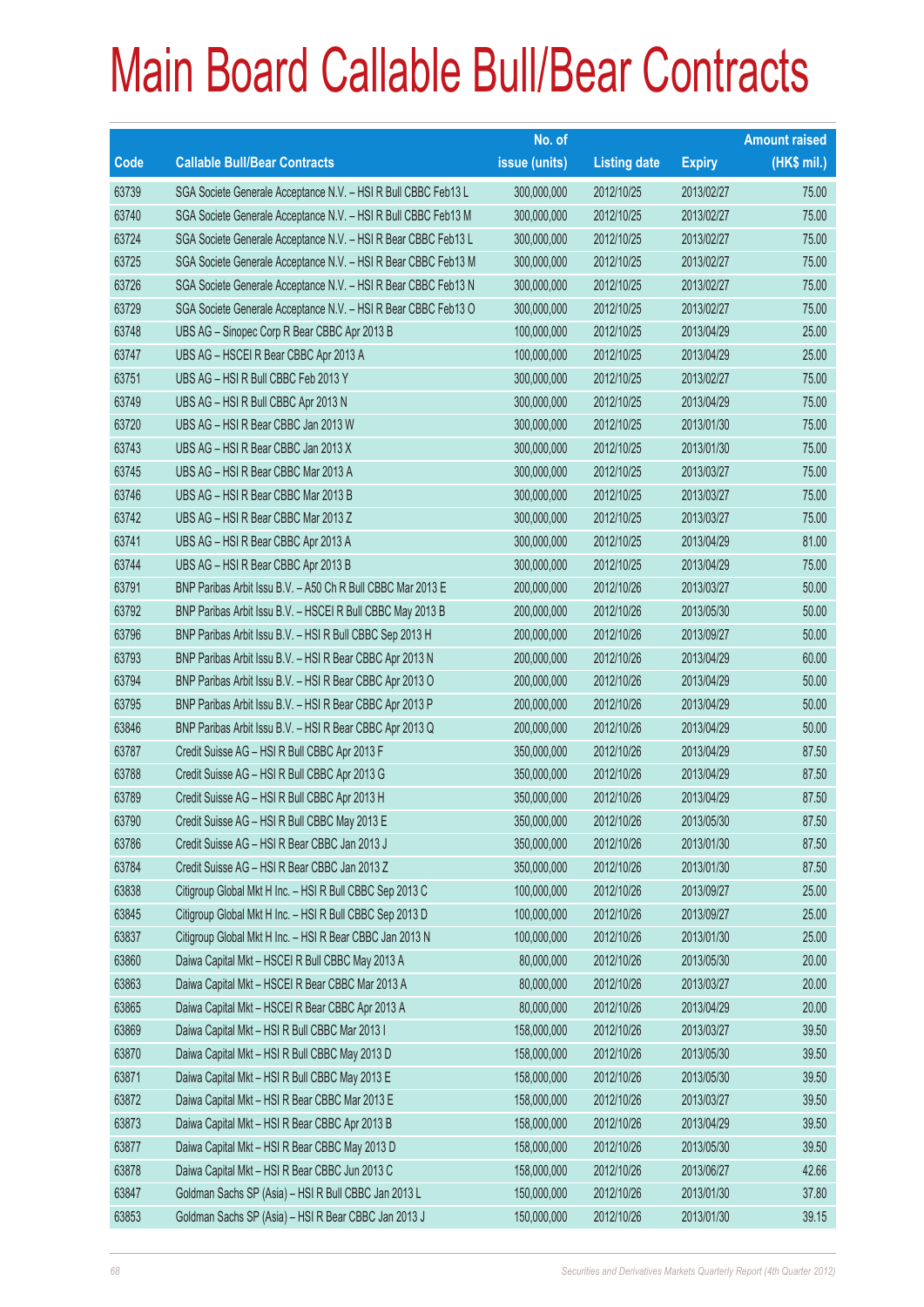# Main Board Callable Bull/Bear Contracts

| Code | Callable Bull/Bear Contracts | No. of issue (units) | Listing date | Expiry | Amount raised (HK$ mil.) |
|---|---|---|---|---|---|
| 63739 | SGA Societe Generale Acceptance N.V. – HSI R Bull CBBC Feb13 L | 300,000,000 | 2012/10/25 | 2013/02/27 | 75.00 |
| 63740 | SGA Societe Generale Acceptance N.V. – HSI R Bull CBBC Feb13 M | 300,000,000 | 2012/10/25 | 2013/02/27 | 75.00 |
| 63724 | SGA Societe Generale Acceptance N.V. – HSI R Bear CBBC Feb13 L | 300,000,000 | 2012/10/25 | 2013/02/27 | 75.00 |
| 63725 | SGA Societe Generale Acceptance N.V. – HSI R Bear CBBC Feb13 M | 300,000,000 | 2012/10/25 | 2013/02/27 | 75.00 |
| 63726 | SGA Societe Generale Acceptance N.V. – HSI R Bear CBBC Feb13 N | 300,000,000 | 2012/10/25 | 2013/02/27 | 75.00 |
| 63729 | SGA Societe Generale Acceptance N.V. – HSI R Bear CBBC Feb13 O | 300,000,000 | 2012/10/25 | 2013/02/27 | 75.00 |
| 63748 | UBS AG – Sinopec Corp R Bear CBBC Apr 2013 B | 100,000,000 | 2012/10/25 | 2013/04/29 | 25.00 |
| 63747 | UBS AG – HSCEI R Bear CBBC Apr 2013 A | 100,000,000 | 2012/10/25 | 2013/04/29 | 25.00 |
| 63751 | UBS AG – HSI R Bull CBBC Feb 2013 Y | 300,000,000 | 2012/10/25 | 2013/02/27 | 75.00 |
| 63749 | UBS AG – HSI R Bull CBBC Apr 2013 N | 300,000,000 | 2012/10/25 | 2013/04/29 | 75.00 |
| 63720 | UBS AG – HSI R Bear CBBC Jan 2013 W | 300,000,000 | 2012/10/25 | 2013/01/30 | 75.00 |
| 63743 | UBS AG – HSI R Bear CBBC Jan 2013 X | 300,000,000 | 2012/10/25 | 2013/01/30 | 75.00 |
| 63745 | UBS AG – HSI R Bear CBBC Mar 2013 A | 300,000,000 | 2012/10/25 | 2013/03/27 | 75.00 |
| 63746 | UBS AG – HSI R Bear CBBC Mar 2013 B | 300,000,000 | 2012/10/25 | 2013/03/27 | 75.00 |
| 63742 | UBS AG – HSI R Bear CBBC Mar 2013 Z | 300,000,000 | 2012/10/25 | 2013/03/27 | 75.00 |
| 63741 | UBS AG – HSI R Bear CBBC Apr 2013 A | 300,000,000 | 2012/10/25 | 2013/04/29 | 81.00 |
| 63744 | UBS AG – HSI R Bear CBBC Apr 2013 B | 300,000,000 | 2012/10/25 | 2013/04/29 | 75.00 |
| 63791 | BNP Paribas Arbit Issu B.V. – A50 Ch R Bull CBBC Mar 2013 E | 200,000,000 | 2012/10/26 | 2013/03/27 | 50.00 |
| 63792 | BNP Paribas Arbit Issu B.V. – HSCEI R Bull CBBC May 2013 B | 200,000,000 | 2012/10/26 | 2013/05/30 | 50.00 |
| 63796 | BNP Paribas Arbit Issu B.V. – HSI R Bull CBBC Sep 2013 H | 200,000,000 | 2012/10/26 | 2013/09/27 | 50.00 |
| 63793 | BNP Paribas Arbit Issu B.V. – HSI R Bear CBBC Apr 2013 N | 200,000,000 | 2012/10/26 | 2013/04/29 | 60.00 |
| 63794 | BNP Paribas Arbit Issu B.V. – HSI R Bear CBBC Apr 2013 O | 200,000,000 | 2012/10/26 | 2013/04/29 | 50.00 |
| 63795 | BNP Paribas Arbit Issu B.V. – HSI R Bear CBBC Apr 2013 P | 200,000,000 | 2012/10/26 | 2013/04/29 | 50.00 |
| 63846 | BNP Paribas Arbit Issu B.V. – HSI R Bear CBBC Apr 2013 Q | 200,000,000 | 2012/10/26 | 2013/04/29 | 50.00 |
| 63787 | Credit Suisse AG – HSI R Bull CBBC Apr 2013 F | 350,000,000 | 2012/10/26 | 2013/04/29 | 87.50 |
| 63788 | Credit Suisse AG – HSI R Bull CBBC Apr 2013 G | 350,000,000 | 2012/10/26 | 2013/04/29 | 87.50 |
| 63789 | Credit Suisse AG – HSI R Bull CBBC Apr 2013 H | 350,000,000 | 2012/10/26 | 2013/04/29 | 87.50 |
| 63790 | Credit Suisse AG – HSI R Bull CBBC May 2013 E | 350,000,000 | 2012/10/26 | 2013/05/30 | 87.50 |
| 63786 | Credit Suisse AG – HSI R Bear CBBC Jan 2013 J | 350,000,000 | 2012/10/26 | 2013/01/30 | 87.50 |
| 63784 | Credit Suisse AG – HSI R Bear CBBC Jan 2013 Z | 350,000,000 | 2012/10/26 | 2013/01/30 | 87.50 |
| 63838 | Citigroup Global Mkt H Inc. – HSI R Bull CBBC Sep 2013 C | 100,000,000 | 2012/10/26 | 2013/09/27 | 25.00 |
| 63845 | Citigroup Global Mkt H Inc. – HSI R Bull CBBC Sep 2013 D | 100,000,000 | 2012/10/26 | 2013/09/27 | 25.00 |
| 63837 | Citigroup Global Mkt H Inc. – HSI R Bear CBBC Jan 2013 N | 100,000,000 | 2012/10/26 | 2013/01/30 | 25.00 |
| 63860 | Daiwa Capital Mkt – HSCEI R Bull CBBC May 2013 A | 80,000,000 | 2012/10/26 | 2013/05/30 | 20.00 |
| 63863 | Daiwa Capital Mkt – HSCEI R Bear CBBC Mar 2013 A | 80,000,000 | 2012/10/26 | 2013/03/27 | 20.00 |
| 63865 | Daiwa Capital Mkt – HSCEI R Bear CBBC Apr 2013 A | 80,000,000 | 2012/10/26 | 2013/04/29 | 20.00 |
| 63869 | Daiwa Capital Mkt – HSI R Bull CBBC Mar 2013 I | 158,000,000 | 2012/10/26 | 2013/03/27 | 39.50 |
| 63870 | Daiwa Capital Mkt – HSI R Bull CBBC May 2013 D | 158,000,000 | 2012/10/26 | 2013/05/30 | 39.50 |
| 63871 | Daiwa Capital Mkt – HSI R Bull CBBC May 2013 E | 158,000,000 | 2012/10/26 | 2013/05/30 | 39.50 |
| 63872 | Daiwa Capital Mkt – HSI R Bear CBBC Mar 2013 E | 158,000,000 | 2012/10/26 | 2013/03/27 | 39.50 |
| 63873 | Daiwa Capital Mkt – HSI R Bear CBBC Apr 2013 B | 158,000,000 | 2012/10/26 | 2013/04/29 | 39.50 |
| 63877 | Daiwa Capital Mkt – HSI R Bear CBBC May 2013 D | 158,000,000 | 2012/10/26 | 2013/05/30 | 39.50 |
| 63878 | Daiwa Capital Mkt – HSI R Bear CBBC Jun 2013 C | 158,000,000 | 2012/10/26 | 2013/06/27 | 42.66 |
| 63847 | Goldman Sachs SP (Asia) – HSI R Bull CBBC Jan 2013 L | 150,000,000 | 2012/10/26 | 2013/01/30 | 37.80 |
| 63853 | Goldman Sachs SP (Asia) – HSI R Bear CBBC Jan 2013 J | 150,000,000 | 2012/10/26 | 2013/01/30 | 39.15 |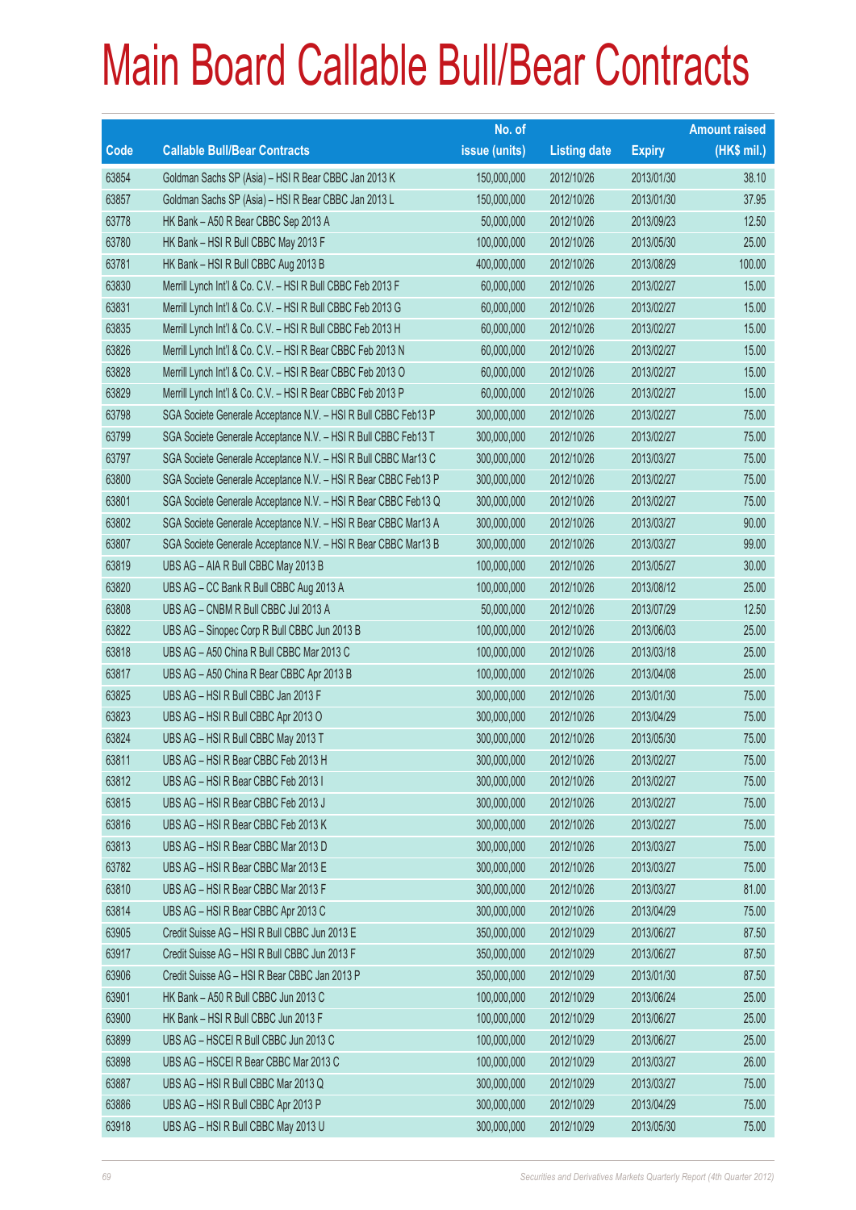# Main Board Callable Bull/Bear Contracts

| Code | Callable Bull/Bear Contracts | No. of issue (units) | Listing date | Expiry | Amount raised (HK$ mil.) |
|---|---|---|---|---|---|
| 63854 | Goldman Sachs SP (Asia) – HSI R Bear CBBC Jan 2013 K | 150,000,000 | 2012/10/26 | 2013/01/30 | 38.10 |
| 63857 | Goldman Sachs SP (Asia) – HSI R Bear CBBC Jan 2013 L | 150,000,000 | 2012/10/26 | 2013/01/30 | 37.95 |
| 63778 | HK Bank – A50 R Bear CBBC Sep 2013 A | 50,000,000 | 2012/10/26 | 2013/09/23 | 12.50 |
| 63780 | HK Bank – HSI R Bull CBBC May 2013 F | 100,000,000 | 2012/10/26 | 2013/05/30 | 25.00 |
| 63781 | HK Bank – HSI R Bull CBBC Aug 2013 B | 400,000,000 | 2012/10/26 | 2013/08/29 | 100.00 |
| 63830 | Merrill Lynch Int'l & Co. C.V. – HSI R Bull CBBC Feb 2013 F | 60,000,000 | 2012/10/26 | 2013/02/27 | 15.00 |
| 63831 | Merrill Lynch Int'l & Co. C.V. – HSI R Bull CBBC Feb 2013 G | 60,000,000 | 2012/10/26 | 2013/02/27 | 15.00 |
| 63835 | Merrill Lynch Int'l & Co. C.V. – HSI R Bull CBBC Feb 2013 H | 60,000,000 | 2012/10/26 | 2013/02/27 | 15.00 |
| 63826 | Merrill Lynch Int'l & Co. C.V. – HSI R Bear CBBC Feb 2013 N | 60,000,000 | 2012/10/26 | 2013/02/27 | 15.00 |
| 63828 | Merrill Lynch Int'l & Co. C.V. – HSI R Bear CBBC Feb 2013 O | 60,000,000 | 2012/10/26 | 2013/02/27 | 15.00 |
| 63829 | Merrill Lynch Int'l & Co. C.V. – HSI R Bear CBBC Feb 2013 P | 60,000,000 | 2012/10/26 | 2013/02/27 | 15.00 |
| 63798 | SGA Societe Generale Acceptance N.V. – HSI R Bull CBBC Feb13 P | 300,000,000 | 2012/10/26 | 2013/02/27 | 75.00 |
| 63799 | SGA Societe Generale Acceptance N.V. – HSI R Bull CBBC Feb13 T | 300,000,000 | 2012/10/26 | 2013/02/27 | 75.00 |
| 63797 | SGA Societe Generale Acceptance N.V. – HSI R Bull CBBC Mar13 C | 300,000,000 | 2012/10/26 | 2013/03/27 | 75.00 |
| 63800 | SGA Societe Generale Acceptance N.V. – HSI R Bear CBBC Feb13 P | 300,000,000 | 2012/10/26 | 2013/02/27 | 75.00 |
| 63801 | SGA Societe Generale Acceptance N.V. – HSI R Bear CBBC Feb13 Q | 300,000,000 | 2012/10/26 | 2013/02/27 | 75.00 |
| 63802 | SGA Societe Generale Acceptance N.V. – HSI R Bear CBBC Mar13 A | 300,000,000 | 2012/10/26 | 2013/03/27 | 90.00 |
| 63807 | SGA Societe Generale Acceptance N.V. – HSI R Bear CBBC Mar13 B | 300,000,000 | 2012/10/26 | 2013/03/27 | 99.00 |
| 63819 | UBS AG – AIA R Bull CBBC May 2013 B | 100,000,000 | 2012/10/26 | 2013/05/27 | 30.00 |
| 63820 | UBS AG – CC Bank R Bull CBBC Aug 2013 A | 100,000,000 | 2012/10/26 | 2013/08/12 | 25.00 |
| 63808 | UBS AG – CNBM R Bull CBBC Jul 2013 A | 50,000,000 | 2012/10/26 | 2013/07/29 | 12.50 |
| 63822 | UBS AG – Sinopec Corp R Bull CBBC Jun 2013 B | 100,000,000 | 2012/10/26 | 2013/06/03 | 25.00 |
| 63818 | UBS AG – A50 China R Bull CBBC Mar 2013 C | 100,000,000 | 2012/10/26 | 2013/03/18 | 25.00 |
| 63817 | UBS AG – A50 China R Bear CBBC Apr 2013 B | 100,000,000 | 2012/10/26 | 2013/04/08 | 25.00 |
| 63825 | UBS AG – HSI R Bull CBBC Jan 2013 F | 300,000,000 | 2012/10/26 | 2013/01/30 | 75.00 |
| 63823 | UBS AG – HSI R Bull CBBC Apr 2013 O | 300,000,000 | 2012/10/26 | 2013/04/29 | 75.00 |
| 63824 | UBS AG – HSI R Bull CBBC May 2013 T | 300,000,000 | 2012/10/26 | 2013/05/30 | 75.00 |
| 63811 | UBS AG – HSI R Bear CBBC Feb 2013 H | 300,000,000 | 2012/10/26 | 2013/02/27 | 75.00 |
| 63812 | UBS AG – HSI R Bear CBBC Feb 2013 I | 300,000,000 | 2012/10/26 | 2013/02/27 | 75.00 |
| 63815 | UBS AG – HSI R Bear CBBC Feb 2013 J | 300,000,000 | 2012/10/26 | 2013/02/27 | 75.00 |
| 63816 | UBS AG – HSI R Bear CBBC Feb 2013 K | 300,000,000 | 2012/10/26 | 2013/02/27 | 75.00 |
| 63813 | UBS AG – HSI R Bear CBBC Mar 2013 D | 300,000,000 | 2012/10/26 | 2013/03/27 | 75.00 |
| 63782 | UBS AG – HSI R Bear CBBC Mar 2013 E | 300,000,000 | 2012/10/26 | 2013/03/27 | 75.00 |
| 63810 | UBS AG – HSI R Bear CBBC Mar 2013 F | 300,000,000 | 2012/10/26 | 2013/03/27 | 81.00 |
| 63814 | UBS AG – HSI R Bear CBBC Apr 2013 C | 300,000,000 | 2012/10/26 | 2013/04/29 | 75.00 |
| 63905 | Credit Suisse AG – HSI R Bull CBBC Jun 2013 E | 350,000,000 | 2012/10/29 | 2013/06/27 | 87.50 |
| 63917 | Credit Suisse AG – HSI R Bull CBBC Jun 2013 F | 350,000,000 | 2012/10/29 | 2013/06/27 | 87.50 |
| 63906 | Credit Suisse AG – HSI R Bear CBBC Jan 2013 P | 350,000,000 | 2012/10/29 | 2013/01/30 | 87.50 |
| 63901 | HK Bank – A50 R Bull CBBC Jun 2013 C | 100,000,000 | 2012/10/29 | 2013/06/24 | 25.00 |
| 63900 | HK Bank – HSI R Bull CBBC Jun 2013 F | 100,000,000 | 2012/10/29 | 2013/06/27 | 25.00 |
| 63899 | UBS AG – HSCEI R Bull CBBC Jun 2013 C | 100,000,000 | 2012/10/29 | 2013/06/27 | 25.00 |
| 63898 | UBS AG – HSCEI R Bear CBBC Mar 2013 C | 100,000,000 | 2012/10/29 | 2013/03/27 | 26.00 |
| 63887 | UBS AG – HSI R Bull CBBC Mar 2013 Q | 300,000,000 | 2012/10/29 | 2013/03/27 | 75.00 |
| 63886 | UBS AG – HSI R Bull CBBC Apr 2013 P | 300,000,000 | 2012/10/29 | 2013/04/29 | 75.00 |
| 63918 | UBS AG – HSI R Bull CBBC May 2013 U | 300,000,000 | 2012/10/29 | 2013/05/30 | 75.00 |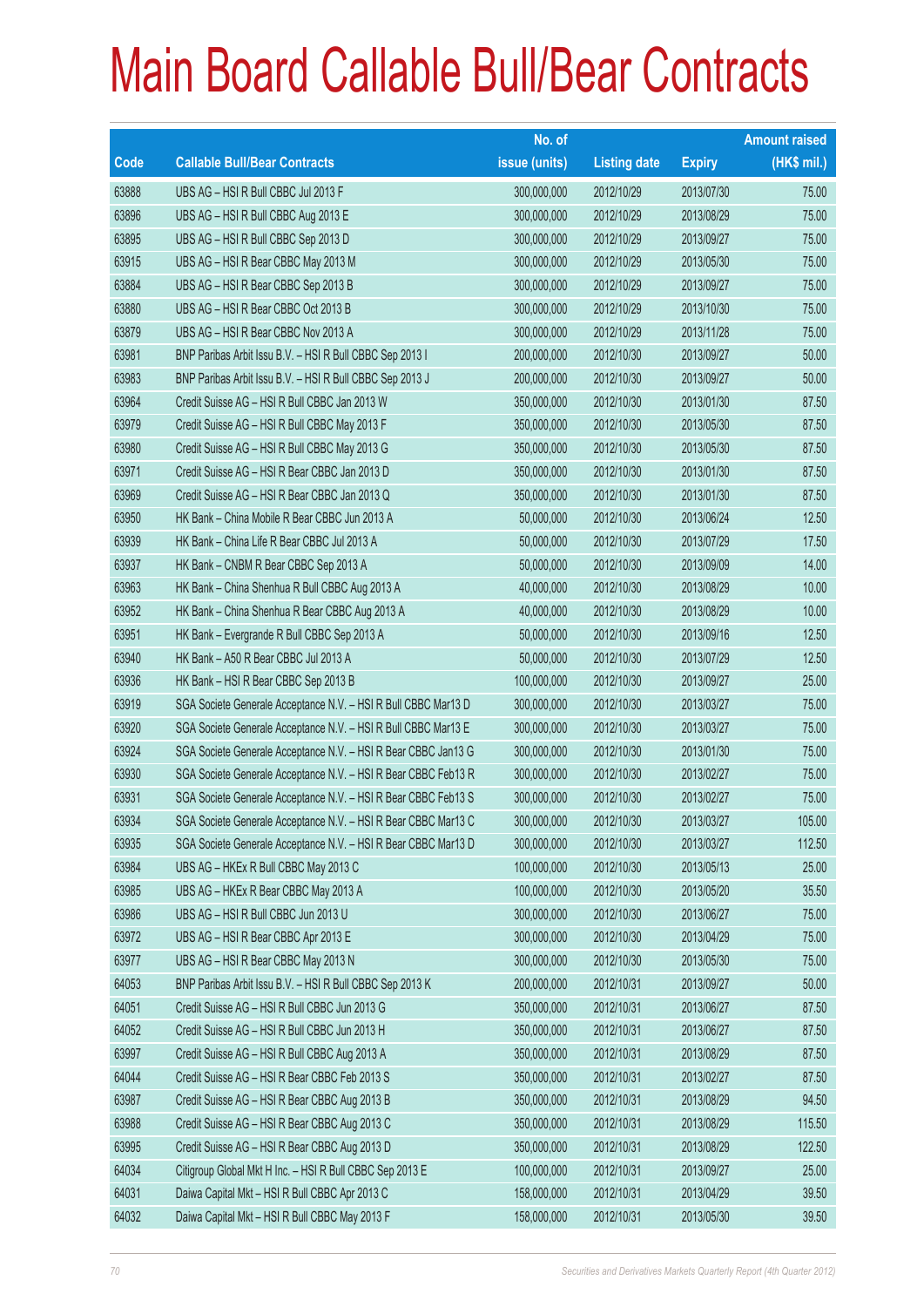# Main Board Callable Bull/Bear Contracts

| Code | Callable Bull/Bear Contracts | No. of issue (units) | Listing date | Expiry | Amount raised (HK$ mil.) |
|---|---|---|---|---|---|
| 63888 | UBS AG – HSI R Bull CBBC Jul 2013 F | 300,000,000 | 2012/10/29 | 2013/07/30 | 75.00 |
| 63896 | UBS AG – HSI R Bull CBBC Aug 2013 E | 300,000,000 | 2012/10/29 | 2013/08/29 | 75.00 |
| 63895 | UBS AG – HSI R Bull CBBC Sep 2013 D | 300,000,000 | 2012/10/29 | 2013/09/27 | 75.00 |
| 63915 | UBS AG – HSI R Bear CBBC May 2013 M | 300,000,000 | 2012/10/29 | 2013/05/30 | 75.00 |
| 63884 | UBS AG – HSI R Bear CBBC Sep 2013 B | 300,000,000 | 2012/10/29 | 2013/09/27 | 75.00 |
| 63880 | UBS AG – HSI R Bear CBBC Oct 2013 B | 300,000,000 | 2012/10/29 | 2013/10/30 | 75.00 |
| 63879 | UBS AG – HSI R Bear CBBC Nov 2013 A | 300,000,000 | 2012/10/29 | 2013/11/28 | 75.00 |
| 63981 | BNP Paribas Arbit Issu B.V. – HSI R Bull CBBC Sep 2013 I | 200,000,000 | 2012/10/30 | 2013/09/27 | 50.00 |
| 63983 | BNP Paribas Arbit Issu B.V. – HSI R Bull CBBC Sep 2013 J | 200,000,000 | 2012/10/30 | 2013/09/27 | 50.00 |
| 63964 | Credit Suisse AG – HSI R Bull CBBC Jan 2013 W | 350,000,000 | 2012/10/30 | 2013/01/30 | 87.50 |
| 63979 | Credit Suisse AG – HSI R Bull CBBC May 2013 F | 350,000,000 | 2012/10/30 | 2013/05/30 | 87.50 |
| 63980 | Credit Suisse AG – HSI R Bull CBBC May 2013 G | 350,000,000 | 2012/10/30 | 2013/05/30 | 87.50 |
| 63971 | Credit Suisse AG – HSI R Bear CBBC Jan 2013 D | 350,000,000 | 2012/10/30 | 2013/01/30 | 87.50 |
| 63969 | Credit Suisse AG – HSI R Bear CBBC Jan 2013 Q | 350,000,000 | 2012/10/30 | 2013/01/30 | 87.50 |
| 63950 | HK Bank – China Mobile R Bear CBBC Jun 2013 A | 50,000,000 | 2012/10/30 | 2013/06/24 | 12.50 |
| 63939 | HK Bank – China Life R Bear CBBC Jul 2013 A | 50,000,000 | 2012/10/30 | 2013/07/29 | 17.50 |
| 63937 | HK Bank – CNBM R Bear CBBC Sep 2013 A | 50,000,000 | 2012/10/30 | 2013/09/09 | 14.00 |
| 63963 | HK Bank – China Shenhua R Bull CBBC Aug 2013 A | 40,000,000 | 2012/10/30 | 2013/08/29 | 10.00 |
| 63952 | HK Bank – China Shenhua R Bear CBBC Aug 2013 A | 40,000,000 | 2012/10/30 | 2013/08/29 | 10.00 |
| 63951 | HK Bank – Evergrande R Bull CBBC Sep 2013 A | 50,000,000 | 2012/10/30 | 2013/09/16 | 12.50 |
| 63940 | HK Bank – A50 R Bear CBBC Jul 2013 A | 50,000,000 | 2012/10/30 | 2013/07/29 | 12.50 |
| 63936 | HK Bank – HSI R Bear CBBC Sep 2013 B | 100,000,000 | 2012/10/30 | 2013/09/27 | 25.00 |
| 63919 | SGA Societe Generale Acceptance N.V. – HSI R Bull CBBC Mar13 D | 300,000,000 | 2012/10/30 | 2013/03/27 | 75.00 |
| 63920 | SGA Societe Generale Acceptance N.V. – HSI R Bull CBBC Mar13 E | 300,000,000 | 2012/10/30 | 2013/03/27 | 75.00 |
| 63924 | SGA Societe Generale Acceptance N.V. – HSI R Bear CBBC Jan13 G | 300,000,000 | 2012/10/30 | 2013/01/30 | 75.00 |
| 63930 | SGA Societe Generale Acceptance N.V. – HSI R Bear CBBC Feb13 R | 300,000,000 | 2012/10/30 | 2013/02/27 | 75.00 |
| 63931 | SGA Societe Generale Acceptance N.V. – HSI R Bear CBBC Feb13 S | 300,000,000 | 2012/10/30 | 2013/02/27 | 75.00 |
| 63934 | SGA Societe Generale Acceptance N.V. – HSI R Bear CBBC Mar13 C | 300,000,000 | 2012/10/30 | 2013/03/27 | 105.00 |
| 63935 | SGA Societe Generale Acceptance N.V. – HSI R Bear CBBC Mar13 D | 300,000,000 | 2012/10/30 | 2013/03/27 | 112.50 |
| 63984 | UBS AG – HKEx R Bull CBBC May 2013 C | 100,000,000 | 2012/10/30 | 2013/05/13 | 25.00 |
| 63985 | UBS AG – HKEx R Bear CBBC May 2013 A | 100,000,000 | 2012/10/30 | 2013/05/20 | 35.50 |
| 63986 | UBS AG – HSI R Bull CBBC Jun 2013 U | 300,000,000 | 2012/10/30 | 2013/06/27 | 75.00 |
| 63972 | UBS AG – HSI R Bear CBBC Apr 2013 E | 300,000,000 | 2012/10/30 | 2013/04/29 | 75.00 |
| 63977 | UBS AG – HSI R Bear CBBC May 2013 N | 300,000,000 | 2012/10/30 | 2013/05/30 | 75.00 |
| 64053 | BNP Paribas Arbit Issu B.V. – HSI R Bull CBBC Sep 2013 K | 200,000,000 | 2012/10/31 | 2013/09/27 | 50.00 |
| 64051 | Credit Suisse AG – HSI R Bull CBBC Jun 2013 G | 350,000,000 | 2012/10/31 | 2013/06/27 | 87.50 |
| 64052 | Credit Suisse AG – HSI R Bull CBBC Jun 2013 H | 350,000,000 | 2012/10/31 | 2013/06/27 | 87.50 |
| 63997 | Credit Suisse AG – HSI R Bull CBBC Aug 2013 A | 350,000,000 | 2012/10/31 | 2013/08/29 | 87.50 |
| 64044 | Credit Suisse AG – HSI R Bear CBBC Feb 2013 S | 350,000,000 | 2012/10/31 | 2013/02/27 | 87.50 |
| 63987 | Credit Suisse AG – HSI R Bear CBBC Aug 2013 B | 350,000,000 | 2012/10/31 | 2013/08/29 | 94.50 |
| 63988 | Credit Suisse AG – HSI R Bear CBBC Aug 2013 C | 350,000,000 | 2012/10/31 | 2013/08/29 | 115.50 |
| 63995 | Credit Suisse AG – HSI R Bear CBBC Aug 2013 D | 350,000,000 | 2012/10/31 | 2013/08/29 | 122.50 |
| 64034 | Citigroup Global Mkt H Inc. – HSI R Bull CBBC Sep 2013 E | 100,000,000 | 2012/10/31 | 2013/09/27 | 25.00 |
| 64031 | Daiwa Capital Mkt – HSI R Bull CBBC Apr 2013 C | 158,000,000 | 2012/10/31 | 2013/04/29 | 39.50 |
| 64032 | Daiwa Capital Mkt – HSI R Bull CBBC May 2013 F | 158,000,000 | 2012/10/31 | 2013/05/30 | 39.50 |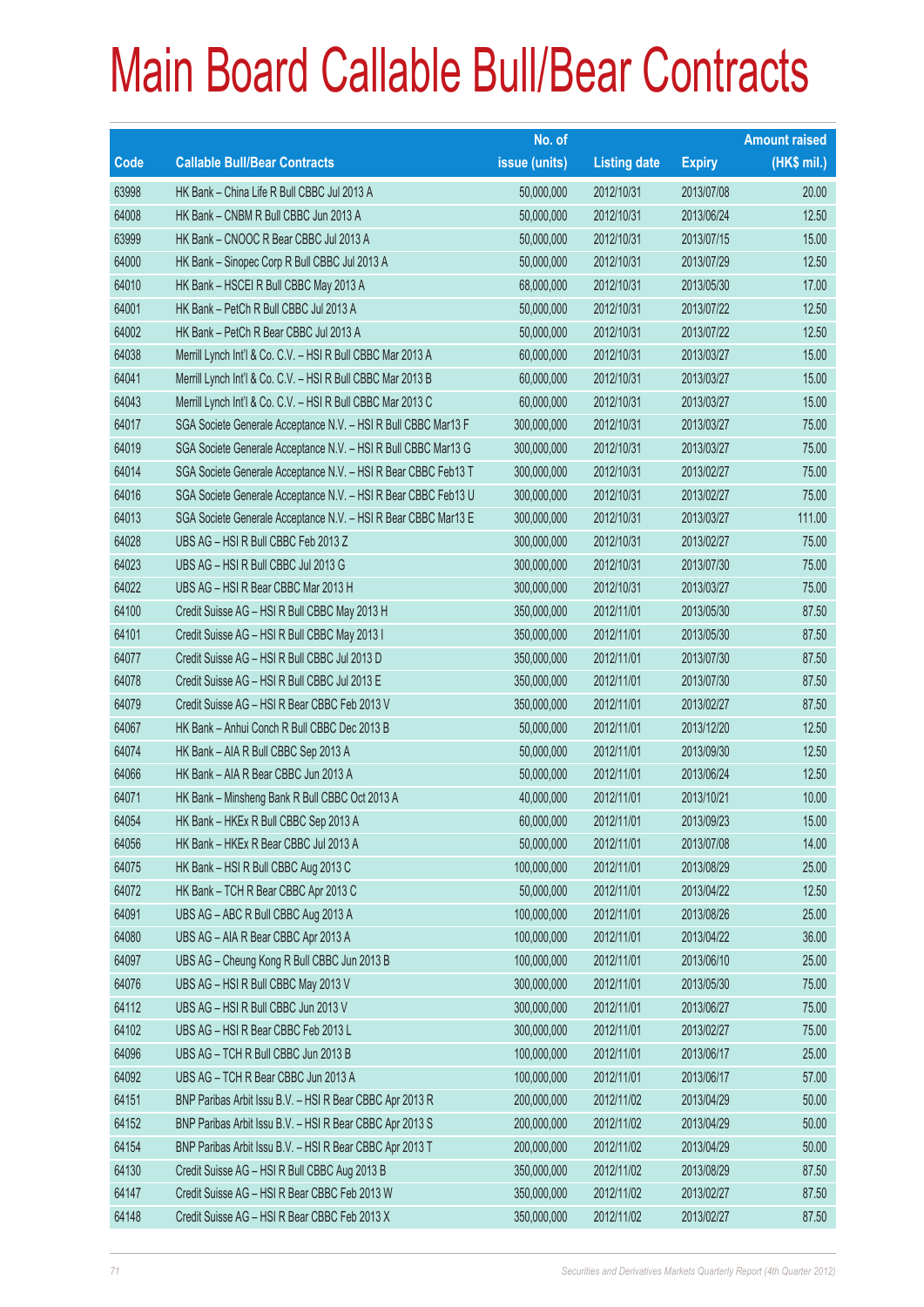# Main Board Callable Bull/Bear Contracts

| Code | Callable Bull/Bear Contracts | No. of issue (units) | Listing date | Expiry | Amount raised (HK$ mil.) |
|---|---|---|---|---|---|
| 63998 | HK Bank – China Life R Bull CBBC Jul 2013 A | 50,000,000 | 2012/10/31 | 2013/07/08 | 20.00 |
| 64008 | HK Bank – CNBM R Bull CBBC Jun 2013 A | 50,000,000 | 2012/10/31 | 2013/06/24 | 12.50 |
| 63999 | HK Bank – CNOOC R Bear CBBC Jul 2013 A | 50,000,000 | 2012/10/31 | 2013/07/15 | 15.00 |
| 64000 | HK Bank – Sinopec Corp R Bull CBBC Jul 2013 A | 50,000,000 | 2012/10/31 | 2013/07/29 | 12.50 |
| 64010 | HK Bank – HSCEI R Bull CBBC May 2013 A | 68,000,000 | 2012/10/31 | 2013/05/30 | 17.00 |
| 64001 | HK Bank – PetCh R Bull CBBC Jul 2013 A | 50,000,000 | 2012/10/31 | 2013/07/22 | 12.50 |
| 64002 | HK Bank – PetCh R Bear CBBC Jul 2013 A | 50,000,000 | 2012/10/31 | 2013/07/22 | 12.50 |
| 64038 | Merrill Lynch Int'l & Co. C.V. – HSI R Bull CBBC Mar 2013 A | 60,000,000 | 2012/10/31 | 2013/03/27 | 15.00 |
| 64041 | Merrill Lynch Int'l & Co. C.V. – HSI R Bull CBBC Mar 2013 B | 60,000,000 | 2012/10/31 | 2013/03/27 | 15.00 |
| 64043 | Merrill Lynch Int'l & Co. C.V. – HSI R Bull CBBC Mar 2013 C | 60,000,000 | 2012/10/31 | 2013/03/27 | 15.00 |
| 64017 | SGA Societe Generale Acceptance N.V. – HSI R Bull CBBC Mar13 F | 300,000,000 | 2012/10/31 | 2013/03/27 | 75.00 |
| 64019 | SGA Societe Generale Acceptance N.V. – HSI R Bull CBBC Mar13 G | 300,000,000 | 2012/10/31 | 2013/03/27 | 75.00 |
| 64014 | SGA Societe Generale Acceptance N.V. – HSI R Bear CBBC Feb13 T | 300,000,000 | 2012/10/31 | 2013/02/27 | 75.00 |
| 64016 | SGA Societe Generale Acceptance N.V. – HSI R Bear CBBC Feb13 U | 300,000,000 | 2012/10/31 | 2013/02/27 | 75.00 |
| 64013 | SGA Societe Generale Acceptance N.V. – HSI R Bear CBBC Mar13 E | 300,000,000 | 2012/10/31 | 2013/03/27 | 111.00 |
| 64028 | UBS AG – HSI R Bull CBBC Feb 2013 Z | 300,000,000 | 2012/10/31 | 2013/02/27 | 75.00 |
| 64023 | UBS AG – HSI R Bull CBBC Jul 2013 G | 300,000,000 | 2012/10/31 | 2013/07/30 | 75.00 |
| 64022 | UBS AG – HSI R Bear CBBC Mar 2013 H | 300,000,000 | 2012/10/31 | 2013/03/27 | 75.00 |
| 64100 | Credit Suisse AG – HSI R Bull CBBC May 2013 H | 350,000,000 | 2012/11/01 | 2013/05/30 | 87.50 |
| 64101 | Credit Suisse AG – HSI R Bull CBBC May 2013 I | 350,000,000 | 2012/11/01 | 2013/05/30 | 87.50 |
| 64077 | Credit Suisse AG – HSI R Bull CBBC Jul 2013 D | 350,000,000 | 2012/11/01 | 2013/07/30 | 87.50 |
| 64078 | Credit Suisse AG – HSI R Bull CBBC Jul 2013 E | 350,000,000 | 2012/11/01 | 2013/07/30 | 87.50 |
| 64079 | Credit Suisse AG – HSI R Bear CBBC Feb 2013 V | 350,000,000 | 2012/11/01 | 2013/02/27 | 87.50 |
| 64067 | HK Bank – Anhui Conch R Bull CBBC Dec 2013 B | 50,000,000 | 2012/11/01 | 2013/12/20 | 12.50 |
| 64074 | HK Bank – AIA R Bull CBBC Sep 2013 A | 50,000,000 | 2012/11/01 | 2013/09/30 | 12.50 |
| 64066 | HK Bank – AIA R Bear CBBC Jun 2013 A | 50,000,000 | 2012/11/01 | 2013/06/24 | 12.50 |
| 64071 | HK Bank – Minsheng Bank R Bull CBBC Oct 2013 A | 40,000,000 | 2012/11/01 | 2013/10/21 | 10.00 |
| 64054 | HK Bank – HKEx R Bull CBBC Sep 2013 A | 60,000,000 | 2012/11/01 | 2013/09/23 | 15.00 |
| 64056 | HK Bank – HKEx R Bear CBBC Jul 2013 A | 50,000,000 | 2012/11/01 | 2013/07/08 | 14.00 |
| 64075 | HK Bank – HSI R Bull CBBC Aug 2013 C | 100,000,000 | 2012/11/01 | 2013/08/29 | 25.00 |
| 64072 | HK Bank – TCH R Bear CBBC Apr 2013 C | 50,000,000 | 2012/11/01 | 2013/04/22 | 12.50 |
| 64091 | UBS AG – ABC R Bull CBBC Aug 2013 A | 100,000,000 | 2012/11/01 | 2013/08/26 | 25.00 |
| 64080 | UBS AG – AIA R Bear CBBC Apr 2013 A | 100,000,000 | 2012/11/01 | 2013/04/22 | 36.00 |
| 64097 | UBS AG – Cheung Kong R Bull CBBC Jun 2013 B | 100,000,000 | 2012/11/01 | 2013/06/10 | 25.00 |
| 64076 | UBS AG – HSI R Bull CBBC May 2013 V | 300,000,000 | 2012/11/01 | 2013/05/30 | 75.00 |
| 64112 | UBS AG – HSI R Bull CBBC Jun 2013 V | 300,000,000 | 2012/11/01 | 2013/06/27 | 75.00 |
| 64102 | UBS AG – HSI R Bear CBBC Feb 2013 L | 300,000,000 | 2012/11/01 | 2013/02/27 | 75.00 |
| 64096 | UBS AG – TCH R Bull CBBC Jun 2013 B | 100,000,000 | 2012/11/01 | 2013/06/17 | 25.00 |
| 64092 | UBS AG – TCH R Bear CBBC Jun 2013 A | 100,000,000 | 2012/11/01 | 2013/06/17 | 57.00 |
| 64151 | BNP Paribas Arbit Issu B.V. – HSI R Bear CBBC Apr 2013 R | 200,000,000 | 2012/11/02 | 2013/04/29 | 50.00 |
| 64152 | BNP Paribas Arbit Issu B.V. – HSI R Bear CBBC Apr 2013 S | 200,000,000 | 2012/11/02 | 2013/04/29 | 50.00 |
| 64154 | BNP Paribas Arbit Issu B.V. – HSI R Bear CBBC Apr 2013 T | 200,000,000 | 2012/11/02 | 2013/04/29 | 50.00 |
| 64130 | Credit Suisse AG – HSI R Bull CBBC Aug 2013 B | 350,000,000 | 2012/11/02 | 2013/08/29 | 87.50 |
| 64147 | Credit Suisse AG – HSI R Bear CBBC Feb 2013 W | 350,000,000 | 2012/11/02 | 2013/02/27 | 87.50 |
| 64148 | Credit Suisse AG – HSI R Bear CBBC Feb 2013 X | 350,000,000 | 2012/11/02 | 2013/02/27 | 87.50 |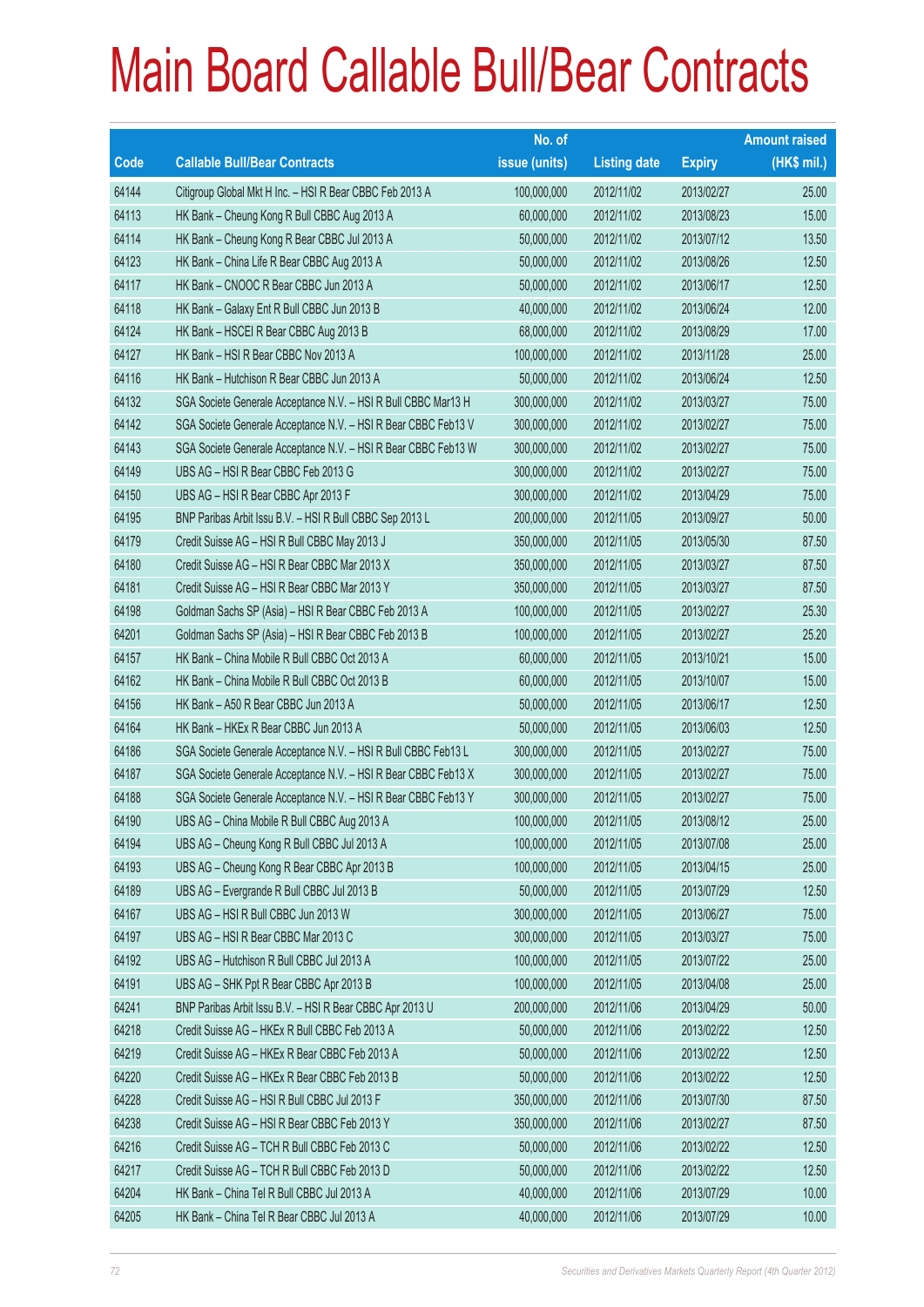# Main Board Callable Bull/Bear Contracts

| Code | Callable Bull/Bear Contracts | No. of issue (units) | Listing date | Expiry | Amount raised (HK$ mil.) |
|---|---|---|---|---|---|
| 64144 | Citigroup Global Mkt H Inc. – HSI R Bear CBBC Feb 2013 A | 100,000,000 | 2012/11/02 | 2013/02/27 | 25.00 |
| 64113 | HK Bank – Cheung Kong R Bull CBBC Aug 2013 A | 60,000,000 | 2012/11/02 | 2013/08/23 | 15.00 |
| 64114 | HK Bank – Cheung Kong R Bear CBBC Jul 2013 A | 50,000,000 | 2012/11/02 | 2013/07/12 | 13.50 |
| 64123 | HK Bank – China Life R Bear CBBC Aug 2013 A | 50,000,000 | 2012/11/02 | 2013/08/26 | 12.50 |
| 64117 | HK Bank – CNOOC R Bear CBBC Jun 2013 A | 50,000,000 | 2012/11/02 | 2013/06/17 | 12.50 |
| 64118 | HK Bank – Galaxy Ent R Bull CBBC Jun 2013 B | 40,000,000 | 2012/11/02 | 2013/06/24 | 12.00 |
| 64124 | HK Bank – HSCEI R Bear CBBC Aug 2013 B | 68,000,000 | 2012/11/02 | 2013/08/29 | 17.00 |
| 64127 | HK Bank – HSI R Bear CBBC Nov 2013 A | 100,000,000 | 2012/11/02 | 2013/11/28 | 25.00 |
| 64116 | HK Bank – Hutchison R Bear CBBC Jun 2013 A | 50,000,000 | 2012/11/02 | 2013/06/24 | 12.50 |
| 64132 | SGA Societe Generale Acceptance N.V. – HSI R Bull CBBC Mar13 H | 300,000,000 | 2012/11/02 | 2013/03/27 | 75.00 |
| 64142 | SGA Societe Generale Acceptance N.V. – HSI R Bear CBBC Feb13 V | 300,000,000 | 2012/11/02 | 2013/02/27 | 75.00 |
| 64143 | SGA Societe Generale Acceptance N.V. – HSI R Bear CBBC Feb13 W | 300,000,000 | 2012/11/02 | 2013/02/27 | 75.00 |
| 64149 | UBS AG – HSI R Bear CBBC Feb 2013 G | 300,000,000 | 2012/11/02 | 2013/02/27 | 75.00 |
| 64150 | UBS AG – HSI R Bear CBBC Apr 2013 F | 300,000,000 | 2012/11/02 | 2013/04/29 | 75.00 |
| 64195 | BNP Paribas Arbit Issu B.V. – HSI R Bull CBBC Sep 2013 L | 200,000,000 | 2012/11/05 | 2013/09/27 | 50.00 |
| 64179 | Credit Suisse AG – HSI R Bull CBBC May 2013 J | 350,000,000 | 2012/11/05 | 2013/05/30 | 87.50 |
| 64180 | Credit Suisse AG – HSI R Bear CBBC Mar 2013 X | 350,000,000 | 2012/11/05 | 2013/03/27 | 87.50 |
| 64181 | Credit Suisse AG – HSI R Bear CBBC Mar 2013 Y | 350,000,000 | 2012/11/05 | 2013/03/27 | 87.50 |
| 64198 | Goldman Sachs SP (Asia) – HSI R Bear CBBC Feb 2013 A | 100,000,000 | 2012/11/05 | 2013/02/27 | 25.30 |
| 64201 | Goldman Sachs SP (Asia) – HSI R Bear CBBC Feb 2013 B | 100,000,000 | 2012/11/05 | 2013/02/27 | 25.20 |
| 64157 | HK Bank – China Mobile R Bull CBBC Oct 2013 A | 60,000,000 | 2012/11/05 | 2013/10/21 | 15.00 |
| 64162 | HK Bank – China Mobile R Bull CBBC Oct 2013 B | 60,000,000 | 2012/11/05 | 2013/10/07 | 15.00 |
| 64156 | HK Bank – A50 R Bear CBBC Jun 2013 A | 50,000,000 | 2012/11/05 | 2013/06/17 | 12.50 |
| 64164 | HK Bank – HKEx R Bear CBBC Jun 2013 A | 50,000,000 | 2012/11/05 | 2013/06/03 | 12.50 |
| 64186 | SGA Societe Generale Acceptance N.V. – HSI R Bull CBBC Feb13 L | 300,000,000 | 2012/11/05 | 2013/02/27 | 75.00 |
| 64187 | SGA Societe Generale Acceptance N.V. – HSI R Bear CBBC Feb13 X | 300,000,000 | 2012/11/05 | 2013/02/27 | 75.00 |
| 64188 | SGA Societe Generale Acceptance N.V. – HSI R Bear CBBC Feb13 Y | 300,000,000 | 2012/11/05 | 2013/02/27 | 75.00 |
| 64190 | UBS AG – China Mobile R Bull CBBC Aug 2013 A | 100,000,000 | 2012/11/05 | 2013/08/12 | 25.00 |
| 64194 | UBS AG – Cheung Kong R Bull CBBC Jul 2013 A | 100,000,000 | 2012/11/05 | 2013/07/08 | 25.00 |
| 64193 | UBS AG – Cheung Kong R Bear CBBC Apr 2013 B | 100,000,000 | 2012/11/05 | 2013/04/15 | 25.00 |
| 64189 | UBS AG – Evergrande R Bull CBBC Jul 2013 B | 50,000,000 | 2012/11/05 | 2013/07/29 | 12.50 |
| 64167 | UBS AG – HSI R Bull CBBC Jun 2013 W | 300,000,000 | 2012/11/05 | 2013/06/27 | 75.00 |
| 64197 | UBS AG – HSI R Bear CBBC Mar 2013 C | 300,000,000 | 2012/11/05 | 2013/03/27 | 75.00 |
| 64192 | UBS AG – Hutchison R Bull CBBC Jul 2013 A | 100,000,000 | 2012/11/05 | 2013/07/22 | 25.00 |
| 64191 | UBS AG – SHK Ppt R Bear CBBC Apr 2013 B | 100,000,000 | 2012/11/05 | 2013/04/08 | 25.00 |
| 64241 | BNP Paribas Arbit Issu B.V. – HSI R Bear CBBC Apr 2013 U | 200,000,000 | 2012/11/06 | 2013/04/29 | 50.00 |
| 64218 | Credit Suisse AG – HKEx R Bull CBBC Feb 2013 A | 50,000,000 | 2012/11/06 | 2013/02/22 | 12.50 |
| 64219 | Credit Suisse AG – HKEx R Bear CBBC Feb 2013 A | 50,000,000 | 2012/11/06 | 2013/02/22 | 12.50 |
| 64220 | Credit Suisse AG – HKEx R Bear CBBC Feb 2013 B | 50,000,000 | 2012/11/06 | 2013/02/22 | 12.50 |
| 64228 | Credit Suisse AG – HSI R Bull CBBC Jul 2013 F | 350,000,000 | 2012/11/06 | 2013/07/30 | 87.50 |
| 64238 | Credit Suisse AG – HSI R Bear CBBC Feb 2013 Y | 350,000,000 | 2012/11/06 | 2013/02/27 | 87.50 |
| 64216 | Credit Suisse AG – TCH R Bull CBBC Feb 2013 C | 50,000,000 | 2012/11/06 | 2013/02/22 | 12.50 |
| 64217 | Credit Suisse AG – TCH R Bull CBBC Feb 2013 D | 50,000,000 | 2012/11/06 | 2013/02/22 | 12.50 |
| 64204 | HK Bank – China Tel R Bull CBBC Jul 2013 A | 40,000,000 | 2012/11/06 | 2013/07/29 | 10.00 |
| 64205 | HK Bank – China Tel R Bear CBBC Jul 2013 A | 40,000,000 | 2012/11/06 | 2013/07/29 | 10.00 |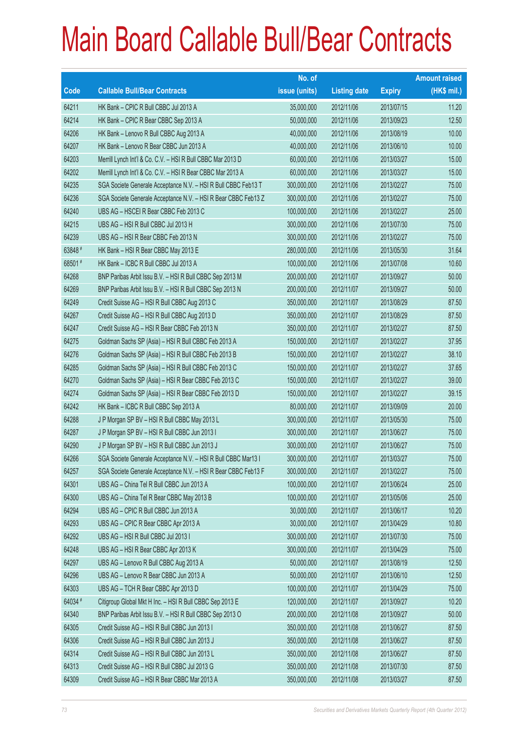# Main Board Callable Bull/Bear Contracts

| Code | Callable Bull/Bear Contracts | No. of issue (units) | Listing date | Expiry | Amount raised (HK$ mil.) |
|---|---|---|---|---|---|
| 64211 | HK Bank – CPIC R Bull CBBC Jul 2013 A | 35,000,000 | 2012/11/06 | 2013/07/15 | 11.20 |
| 64214 | HK Bank – CPIC R Bear CBBC Sep 2013 A | 50,000,000 | 2012/11/06 | 2013/09/23 | 12.50 |
| 64206 | HK Bank – Lenovo R Bull CBBC Aug 2013 A | 40,000,000 | 2012/11/06 | 2013/08/19 | 10.00 |
| 64207 | HK Bank – Lenovo R Bear CBBC Jun 2013 A | 40,000,000 | 2012/11/06 | 2013/06/10 | 10.00 |
| 64203 | Merrill Lynch Int'l & Co. C.V. – HSI R Bull CBBC Mar 2013 D | 60,000,000 | 2012/11/06 | 2013/03/27 | 15.00 |
| 64202 | Merrill Lynch Int'l & Co. C.V. – HSI R Bear CBBC Mar 2013 A | 60,000,000 | 2012/11/06 | 2013/03/27 | 15.00 |
| 64235 | SGA Societe Generale Acceptance N.V. – HSI R Bull CBBC Feb13 T | 300,000,000 | 2012/11/06 | 2013/02/27 | 75.00 |
| 64236 | SGA Societe Generale Acceptance N.V. – HSI R Bear CBBC Feb13 Z | 300,000,000 | 2012/11/06 | 2013/02/27 | 75.00 |
| 64240 | UBS AG – HSCEI R Bear CBBC Feb 2013 C | 100,000,000 | 2012/11/06 | 2013/02/27 | 25.00 |
| 64215 | UBS AG – HSI R Bull CBBC Jul 2013 H | 300,000,000 | 2012/11/06 | 2013/07/30 | 75.00 |
| 64239 | UBS AG – HSI R Bear CBBC Feb 2013 N | 300,000,000 | 2012/11/06 | 2013/02/27 | 75.00 |
| 63848 # | HK Bank – HSI R Bear CBBC May 2013 E | 280,000,000 | 2012/11/06 | 2013/05/30 | 31.64 |
| 68501 # | HK Bank – ICBC R Bull CBBC Jul 2013 A | 100,000,000 | 2012/11/06 | 2013/07/08 | 10.60 |
| 64268 | BNP Paribas Arbit Issu B.V. – HSI R Bull CBBC Sep 2013 M | 200,000,000 | 2012/11/07 | 2013/09/27 | 50.00 |
| 64269 | BNP Paribas Arbit Issu B.V. – HSI R Bull CBBC Sep 2013 N | 200,000,000 | 2012/11/07 | 2013/09/27 | 50.00 |
| 64249 | Credit Suisse AG – HSI R Bull CBBC Aug 2013 C | 350,000,000 | 2012/11/07 | 2013/08/29 | 87.50 |
| 64267 | Credit Suisse AG – HSI R Bull CBBC Aug 2013 D | 350,000,000 | 2012/11/07 | 2013/08/29 | 87.50 |
| 64247 | Credit Suisse AG – HSI R Bear CBBC Feb 2013 N | 350,000,000 | 2012/11/07 | 2013/02/27 | 87.50 |
| 64275 | Goldman Sachs SP (Asia) – HSI R Bull CBBC Feb 2013 A | 150,000,000 | 2012/11/07 | 2013/02/27 | 37.95 |
| 64276 | Goldman Sachs SP (Asia) – HSI R Bull CBBC Feb 2013 B | 150,000,000 | 2012/11/07 | 2013/02/27 | 38.10 |
| 64285 | Goldman Sachs SP (Asia) – HSI R Bull CBBC Feb 2013 C | 150,000,000 | 2012/11/07 | 2013/02/27 | 37.65 |
| 64270 | Goldman Sachs SP (Asia) – HSI R Bear CBBC Feb 2013 C | 150,000,000 | 2012/11/07 | 2013/02/27 | 39.00 |
| 64274 | Goldman Sachs SP (Asia) – HSI R Bear CBBC Feb 2013 D | 150,000,000 | 2012/11/07 | 2013/02/27 | 39.15 |
| 64242 | HK Bank – ICBC R Bull CBBC Sep 2013 A | 80,000,000 | 2012/11/07 | 2013/09/09 | 20.00 |
| 64288 | J P Morgan SP BV – HSI R Bull CBBC May 2013 L | 300,000,000 | 2012/11/07 | 2013/05/30 | 75.00 |
| 64287 | J P Morgan SP BV – HSI R Bull CBBC Jun 2013 I | 300,000,000 | 2012/11/07 | 2013/06/27 | 75.00 |
| 64290 | J P Morgan SP BV – HSI R Bull CBBC Jun 2013 J | 300,000,000 | 2012/11/07 | 2013/06/27 | 75.00 |
| 64266 | SGA Societe Generale Acceptance N.V. – HSI R Bull CBBC Mar13 I | 300,000,000 | 2012/11/07 | 2013/03/27 | 75.00 |
| 64257 | SGA Societe Generale Acceptance N.V. – HSI R Bear CBBC Feb13 F | 300,000,000 | 2012/11/07 | 2013/02/27 | 75.00 |
| 64301 | UBS AG – China Tel R Bull CBBC Jun 2013 A | 100,000,000 | 2012/11/07 | 2013/06/24 | 25.00 |
| 64300 | UBS AG – China Tel R Bear CBBC May 2013 B | 100,000,000 | 2012/11/07 | 2013/05/06 | 25.00 |
| 64294 | UBS AG – CPIC R Bull CBBC Jun 2013 A | 30,000,000 | 2012/11/07 | 2013/06/17 | 10.20 |
| 64293 | UBS AG – CPIC R Bear CBBC Apr 2013 A | 30,000,000 | 2012/11/07 | 2013/04/29 | 10.80 |
| 64292 | UBS AG – HSI R Bull CBBC Jul 2013 I | 300,000,000 | 2012/11/07 | 2013/07/30 | 75.00 |
| 64248 | UBS AG – HSI R Bear CBBC Apr 2013 K | 300,000,000 | 2012/11/07 | 2013/04/29 | 75.00 |
| 64297 | UBS AG – Lenovo R Bull CBBC Aug 2013 A | 50,000,000 | 2012/11/07 | 2013/08/19 | 12.50 |
| 64296 | UBS AG – Lenovo R Bear CBBC Jun 2013 A | 50,000,000 | 2012/11/07 | 2013/06/10 | 12.50 |
| 64303 | UBS AG – TCH R Bear CBBC Apr 2013 D | 100,000,000 | 2012/11/07 | 2013/04/29 | 75.00 |
| 64034 # | Citigroup Global Mkt H Inc. – HSI R Bull CBBC Sep 2013 E | 120,000,000 | 2012/11/07 | 2013/09/27 | 10.20 |
| 64340 | BNP Paribas Arbit Issu B.V. – HSI R Bull CBBC Sep 2013 O | 200,000,000 | 2012/11/08 | 2013/09/27 | 50.00 |
| 64305 | Credit Suisse AG – HSI R Bull CBBC Jun 2013 I | 350,000,000 | 2012/11/08 | 2013/06/27 | 87.50 |
| 64306 | Credit Suisse AG – HSI R Bull CBBC Jun 2013 J | 350,000,000 | 2012/11/08 | 2013/06/27 | 87.50 |
| 64314 | Credit Suisse AG – HSI R Bull CBBC Jun 2013 L | 350,000,000 | 2012/11/08 | 2013/06/27 | 87.50 |
| 64313 | Credit Suisse AG – HSI R Bull CBBC Jul 2013 G | 350,000,000 | 2012/11/08 | 2013/07/30 | 87.50 |
| 64309 | Credit Suisse AG – HSI R Bear CBBC Mar 2013 A | 350,000,000 | 2012/11/08 | 2013/03/27 | 87.50 |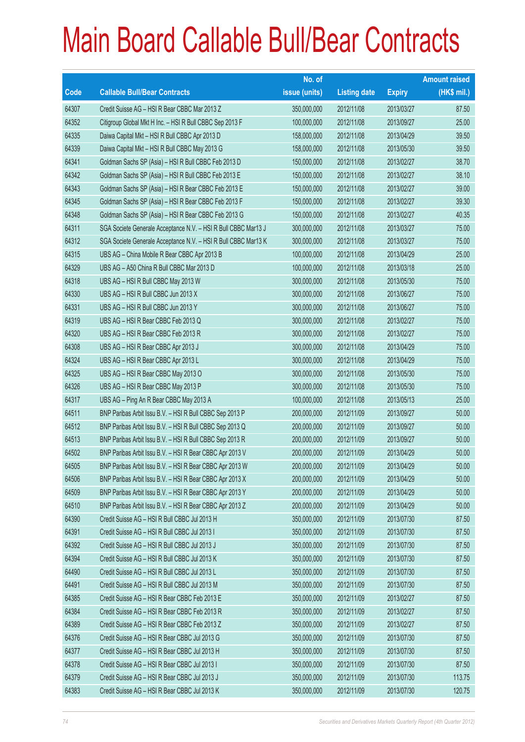# Main Board Callable Bull/Bear Contracts

| Code | Callable Bull/Bear Contracts | No. of issue (units) | Listing date | Expiry | Amount raised (HK$ mil.) |
|---|---|---|---|---|---|
| 64307 | Credit Suisse AG – HSI R Bear CBBC Mar 2013 Z | 350,000,000 | 2012/11/08 | 2013/03/27 | 87.50 |
| 64352 | Citigroup Global Mkt H Inc. – HSI R Bull CBBC Sep 2013 F | 100,000,000 | 2012/11/08 | 2013/09/27 | 25.00 |
| 64335 | Daiwa Capital Mkt – HSI R Bull CBBC Apr 2013 D | 158,000,000 | 2012/11/08 | 2013/04/29 | 39.50 |
| 64339 | Daiwa Capital Mkt – HSI R Bull CBBC May 2013 G | 158,000,000 | 2012/11/08 | 2013/05/30 | 39.50 |
| 64341 | Goldman Sachs SP (Asia) – HSI R Bull CBBC Feb 2013 D | 150,000,000 | 2012/11/08 | 2013/02/27 | 38.70 |
| 64342 | Goldman Sachs SP (Asia) – HSI R Bull CBBC Feb 2013 E | 150,000,000 | 2012/11/08 | 2013/02/27 | 38.10 |
| 64343 | Goldman Sachs SP (Asia) – HSI R Bear CBBC Feb 2013 E | 150,000,000 | 2012/11/08 | 2013/02/27 | 39.00 |
| 64345 | Goldman Sachs SP (Asia) – HSI R Bear CBBC Feb 2013 F | 150,000,000 | 2012/11/08 | 2013/02/27 | 39.30 |
| 64348 | Goldman Sachs SP (Asia) – HSI R Bear CBBC Feb 2013 G | 150,000,000 | 2012/11/08 | 2013/02/27 | 40.35 |
| 64311 | SGA Societe Generale Acceptance N.V. – HSI R Bull CBBC Mar13 J | 300,000,000 | 2012/11/08 | 2013/03/27 | 75.00 |
| 64312 | SGA Societe Generale Acceptance N.V. – HSI R Bull CBBC Mar13 K | 300,000,000 | 2012/11/08 | 2013/03/27 | 75.00 |
| 64315 | UBS AG – China Mobile R Bear CBBC Apr 2013 B | 100,000,000 | 2012/11/08 | 2013/04/29 | 25.00 |
| 64329 | UBS AG – A50 China R Bull CBBC Mar 2013 D | 100,000,000 | 2012/11/08 | 2013/03/18 | 25.00 |
| 64318 | UBS AG – HSI R Bull CBBC May 2013 W | 300,000,000 | 2012/11/08 | 2013/05/30 | 75.00 |
| 64330 | UBS AG – HSI R Bull CBBC Jun 2013 X | 300,000,000 | 2012/11/08 | 2013/06/27 | 75.00 |
| 64331 | UBS AG – HSI R Bull CBBC Jun 2013 Y | 300,000,000 | 2012/11/08 | 2013/06/27 | 75.00 |
| 64319 | UBS AG – HSI R Bear CBBC Feb 2013 Q | 300,000,000 | 2012/11/08 | 2013/02/27 | 75.00 |
| 64320 | UBS AG – HSI R Bear CBBC Feb 2013 R | 300,000,000 | 2012/11/08 | 2013/02/27 | 75.00 |
| 64308 | UBS AG – HSI R Bear CBBC Apr 2013 J | 300,000,000 | 2012/11/08 | 2013/04/29 | 75.00 |
| 64324 | UBS AG – HSI R Bear CBBC Apr 2013 L | 300,000,000 | 2012/11/08 | 2013/04/29 | 75.00 |
| 64325 | UBS AG – HSI R Bear CBBC May 2013 O | 300,000,000 | 2012/11/08 | 2013/05/30 | 75.00 |
| 64326 | UBS AG – HSI R Bear CBBC May 2013 P | 300,000,000 | 2012/11/08 | 2013/05/30 | 75.00 |
| 64317 | UBS AG – Ping An R Bear CBBC May 2013 A | 100,000,000 | 2012/11/08 | 2013/05/13 | 25.00 |
| 64511 | BNP Paribas Arbit Issu B.V. – HSI R Bull CBBC Sep 2013 P | 200,000,000 | 2012/11/09 | 2013/09/27 | 50.00 |
| 64512 | BNP Paribas Arbit Issu B.V. – HSI R Bull CBBC Sep 2013 Q | 200,000,000 | 2012/11/09 | 2013/09/27 | 50.00 |
| 64513 | BNP Paribas Arbit Issu B.V. – HSI R Bull CBBC Sep 2013 R | 200,000,000 | 2012/11/09 | 2013/09/27 | 50.00 |
| 64502 | BNP Paribas Arbit Issu B.V. – HSI R Bear CBBC Apr 2013 V | 200,000,000 | 2012/11/09 | 2013/04/29 | 50.00 |
| 64505 | BNP Paribas Arbit Issu B.V. – HSI R Bear CBBC Apr 2013 W | 200,000,000 | 2012/11/09 | 2013/04/29 | 50.00 |
| 64506 | BNP Paribas Arbit Issu B.V. – HSI R Bear CBBC Apr 2013 X | 200,000,000 | 2012/11/09 | 2013/04/29 | 50.00 |
| 64509 | BNP Paribas Arbit Issu B.V. – HSI R Bear CBBC Apr 2013 Y | 200,000,000 | 2012/11/09 | 2013/04/29 | 50.00 |
| 64510 | BNP Paribas Arbit Issu B.V. – HSI R Bear CBBC Apr 2013 Z | 200,000,000 | 2012/11/09 | 2013/04/29 | 50.00 |
| 64390 | Credit Suisse AG – HSI R Bull CBBC Jul 2013 H | 350,000,000 | 2012/11/09 | 2013/07/30 | 87.50 |
| 64391 | Credit Suisse AG – HSI R Bull CBBC Jul 2013 I | 350,000,000 | 2012/11/09 | 2013/07/30 | 87.50 |
| 64392 | Credit Suisse AG – HSI R Bull CBBC Jul 2013 J | 350,000,000 | 2012/11/09 | 2013/07/30 | 87.50 |
| 64394 | Credit Suisse AG – HSI R Bull CBBC Jul 2013 K | 350,000,000 | 2012/11/09 | 2013/07/30 | 87.50 |
| 64490 | Credit Suisse AG – HSI R Bull CBBC Jul 2013 L | 350,000,000 | 2012/11/09 | 2013/07/30 | 87.50 |
| 64491 | Credit Suisse AG – HSI R Bull CBBC Jul 2013 M | 350,000,000 | 2012/11/09 | 2013/07/30 | 87.50 |
| 64385 | Credit Suisse AG – HSI R Bear CBBC Feb 2013 E | 350,000,000 | 2012/11/09 | 2013/02/27 | 87.50 |
| 64384 | Credit Suisse AG – HSI R Bear CBBC Feb 2013 R | 350,000,000 | 2012/11/09 | 2013/02/27 | 87.50 |
| 64389 | Credit Suisse AG – HSI R Bear CBBC Feb 2013 Z | 350,000,000 | 2012/11/09 | 2013/02/27 | 87.50 |
| 64376 | Credit Suisse AG – HSI R Bear CBBC Jul 2013 G | 350,000,000 | 2012/11/09 | 2013/07/30 | 87.50 |
| 64377 | Credit Suisse AG – HSI R Bear CBBC Jul 2013 H | 350,000,000 | 2012/11/09 | 2013/07/30 | 87.50 |
| 64378 | Credit Suisse AG – HSI R Bear CBBC Jul 2013 I | 350,000,000 | 2012/11/09 | 2013/07/30 | 87.50 |
| 64379 | Credit Suisse AG – HSI R Bear CBBC Jul 2013 J | 350,000,000 | 2012/11/09 | 2013/07/30 | 113.75 |
| 64383 | Credit Suisse AG – HSI R Bear CBBC Jul 2013 K | 350,000,000 | 2012/11/09 | 2013/07/30 | 120.75 |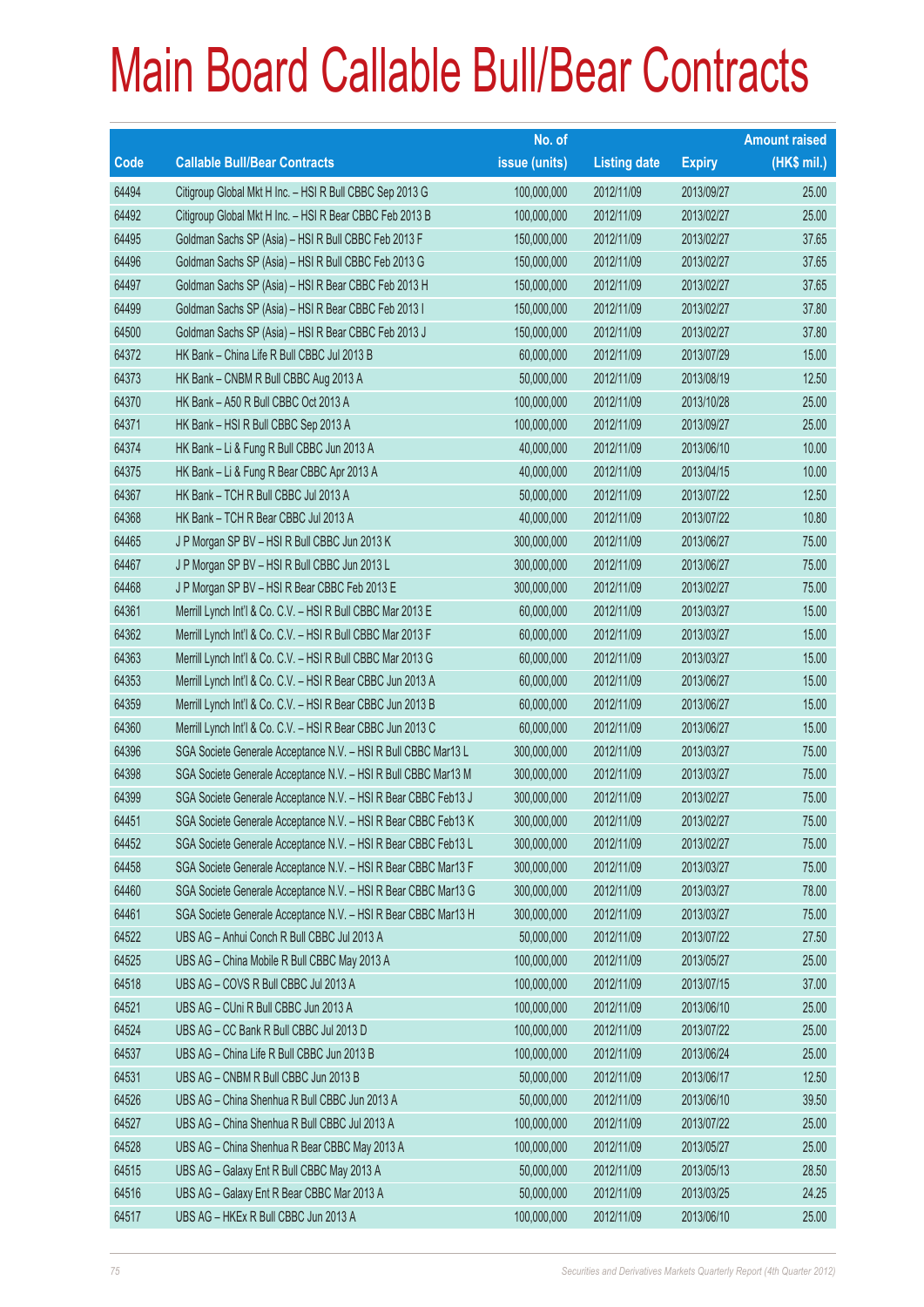# Main Board Callable Bull/Bear Contracts

| Code | Callable Bull/Bear Contracts | No. of issue (units) | Listing date | Expiry | Amount raised (HK$ mil.) |
|---|---|---|---|---|---|
| 64494 | Citigroup Global Mkt H Inc. – HSI R Bull CBBC Sep 2013 G | 100,000,000 | 2012/11/09 | 2013/09/27 | 25.00 |
| 64492 | Citigroup Global Mkt H Inc. – HSI R Bear CBBC Feb 2013 B | 100,000,000 | 2012/11/09 | 2013/02/27 | 25.00 |
| 64495 | Goldman Sachs SP (Asia) – HSI R Bull CBBC Feb 2013 F | 150,000,000 | 2012/11/09 | 2013/02/27 | 37.65 |
| 64496 | Goldman Sachs SP (Asia) – HSI R Bull CBBC Feb 2013 G | 150,000,000 | 2012/11/09 | 2013/02/27 | 37.65 |
| 64497 | Goldman Sachs SP (Asia) – HSI R Bear CBBC Feb 2013 H | 150,000,000 | 2012/11/09 | 2013/02/27 | 37.65 |
| 64499 | Goldman Sachs SP (Asia) – HSI R Bear CBBC Feb 2013 I | 150,000,000 | 2012/11/09 | 2013/02/27 | 37.80 |
| 64500 | Goldman Sachs SP (Asia) – HSI R Bear CBBC Feb 2013 J | 150,000,000 | 2012/11/09 | 2013/02/27 | 37.80 |
| 64372 | HK Bank – China Life R Bull CBBC Jul 2013 B | 60,000,000 | 2012/11/09 | 2013/07/29 | 15.00 |
| 64373 | HK Bank – CNBM R Bull CBBC Aug 2013 A | 50,000,000 | 2012/11/09 | 2013/08/19 | 12.50 |
| 64370 | HK Bank – A50 R Bull CBBC Oct 2013 A | 100,000,000 | 2012/11/09 | 2013/10/28 | 25.00 |
| 64371 | HK Bank – HSI R Bull CBBC Sep 2013 A | 100,000,000 | 2012/11/09 | 2013/09/27 | 25.00 |
| 64374 | HK Bank – Li & Fung R Bull CBBC Jun 2013 A | 40,000,000 | 2012/11/09 | 2013/06/10 | 10.00 |
| 64375 | HK Bank – Li & Fung R Bear CBBC Apr 2013 A | 40,000,000 | 2012/11/09 | 2013/04/15 | 10.00 |
| 64367 | HK Bank – TCH R Bull CBBC Jul 2013 A | 50,000,000 | 2012/11/09 | 2013/07/22 | 12.50 |
| 64368 | HK Bank – TCH R Bear CBBC Jul 2013 A | 40,000,000 | 2012/11/09 | 2013/07/22 | 10.80 |
| 64465 | J P Morgan SP BV – HSI R Bull CBBC Jun 2013 K | 300,000,000 | 2012/11/09 | 2013/06/27 | 75.00 |
| 64467 | J P Morgan SP BV – HSI R Bull CBBC Jun 2013 L | 300,000,000 | 2012/11/09 | 2013/06/27 | 75.00 |
| 64468 | J P Morgan SP BV – HSI R Bear CBBC Feb 2013 E | 300,000,000 | 2012/11/09 | 2013/02/27 | 75.00 |
| 64361 | Merrill Lynch Int'l & Co. C.V. – HSI R Bull CBBC Mar 2013 E | 60,000,000 | 2012/11/09 | 2013/03/27 | 15.00 |
| 64362 | Merrill Lynch Int'l & Co. C.V. – HSI R Bull CBBC Mar 2013 F | 60,000,000 | 2012/11/09 | 2013/03/27 | 15.00 |
| 64363 | Merrill Lynch Int'l & Co. C.V. – HSI R Bull CBBC Mar 2013 G | 60,000,000 | 2012/11/09 | 2013/03/27 | 15.00 |
| 64353 | Merrill Lynch Int'l & Co. C.V. – HSI R Bear CBBC Jun 2013 A | 60,000,000 | 2012/11/09 | 2013/06/27 | 15.00 |
| 64359 | Merrill Lynch Int'l & Co. C.V. – HSI R Bear CBBC Jun 2013 B | 60,000,000 | 2012/11/09 | 2013/06/27 | 15.00 |
| 64360 | Merrill Lynch Int'l & Co. C.V. – HSI R Bear CBBC Jun 2013 C | 60,000,000 | 2012/11/09 | 2013/06/27 | 15.00 |
| 64396 | SGA Societe Generale Acceptance N.V. – HSI R Bull CBBC Mar13 L | 300,000,000 | 2012/11/09 | 2013/03/27 | 75.00 |
| 64398 | SGA Societe Generale Acceptance N.V. – HSI R Bull CBBC Mar13 M | 300,000,000 | 2012/11/09 | 2013/03/27 | 75.00 |
| 64399 | SGA Societe Generale Acceptance N.V. – HSI R Bear CBBC Feb13 J | 300,000,000 | 2012/11/09 | 2013/02/27 | 75.00 |
| 64451 | SGA Societe Generale Acceptance N.V. – HSI R Bear CBBC Feb13 K | 300,000,000 | 2012/11/09 | 2013/02/27 | 75.00 |
| 64452 | SGA Societe Generale Acceptance N.V. – HSI R Bear CBBC Feb13 L | 300,000,000 | 2012/11/09 | 2013/02/27 | 75.00 |
| 64458 | SGA Societe Generale Acceptance N.V. – HSI R Bear CBBC Mar13 F | 300,000,000 | 2012/11/09 | 2013/03/27 | 75.00 |
| 64460 | SGA Societe Generale Acceptance N.V. – HSI R Bear CBBC Mar13 G | 300,000,000 | 2012/11/09 | 2013/03/27 | 78.00 |
| 64461 | SGA Societe Generale Acceptance N.V. – HSI R Bear CBBC Mar13 H | 300,000,000 | 2012/11/09 | 2013/03/27 | 75.00 |
| 64522 | UBS AG – Anhui Conch R Bull CBBC Jul 2013 A | 50,000,000 | 2012/11/09 | 2013/07/22 | 27.50 |
| 64525 | UBS AG – China Mobile R Bull CBBC May 2013 A | 100,000,000 | 2012/11/09 | 2013/05/27 | 25.00 |
| 64518 | UBS AG – COVS R Bull CBBC Jul 2013 A | 100,000,000 | 2012/11/09 | 2013/07/15 | 37.00 |
| 64521 | UBS AG – CUni R Bull CBBC Jun 2013 A | 100,000,000 | 2012/11/09 | 2013/06/10 | 25.00 |
| 64524 | UBS AG – CC Bank R Bull CBBC Jul 2013 D | 100,000,000 | 2012/11/09 | 2013/07/22 | 25.00 |
| 64537 | UBS AG – China Life R Bull CBBC Jun 2013 B | 100,000,000 | 2012/11/09 | 2013/06/24 | 25.00 |
| 64531 | UBS AG – CNBM R Bull CBBC Jun 2013 B | 50,000,000 | 2012/11/09 | 2013/06/17 | 12.50 |
| 64526 | UBS AG – China Shenhua R Bull CBBC Jun 2013 A | 50,000,000 | 2012/11/09 | 2013/06/10 | 39.50 |
| 64527 | UBS AG – China Shenhua R Bull CBBC Jul 2013 A | 100,000,000 | 2012/11/09 | 2013/07/22 | 25.00 |
| 64528 | UBS AG – China Shenhua R Bear CBBC May 2013 A | 100,000,000 | 2012/11/09 | 2013/05/27 | 25.00 |
| 64515 | UBS AG – Galaxy Ent R Bull CBBC May 2013 A | 50,000,000 | 2012/11/09 | 2013/05/13 | 28.50 |
| 64516 | UBS AG – Galaxy Ent R Bear CBBC Mar 2013 A | 50,000,000 | 2012/11/09 | 2013/03/25 | 24.25 |
| 64517 | UBS AG – HKEx R Bull CBBC Jun 2013 A | 100,000,000 | 2012/11/09 | 2013/06/10 | 25.00 |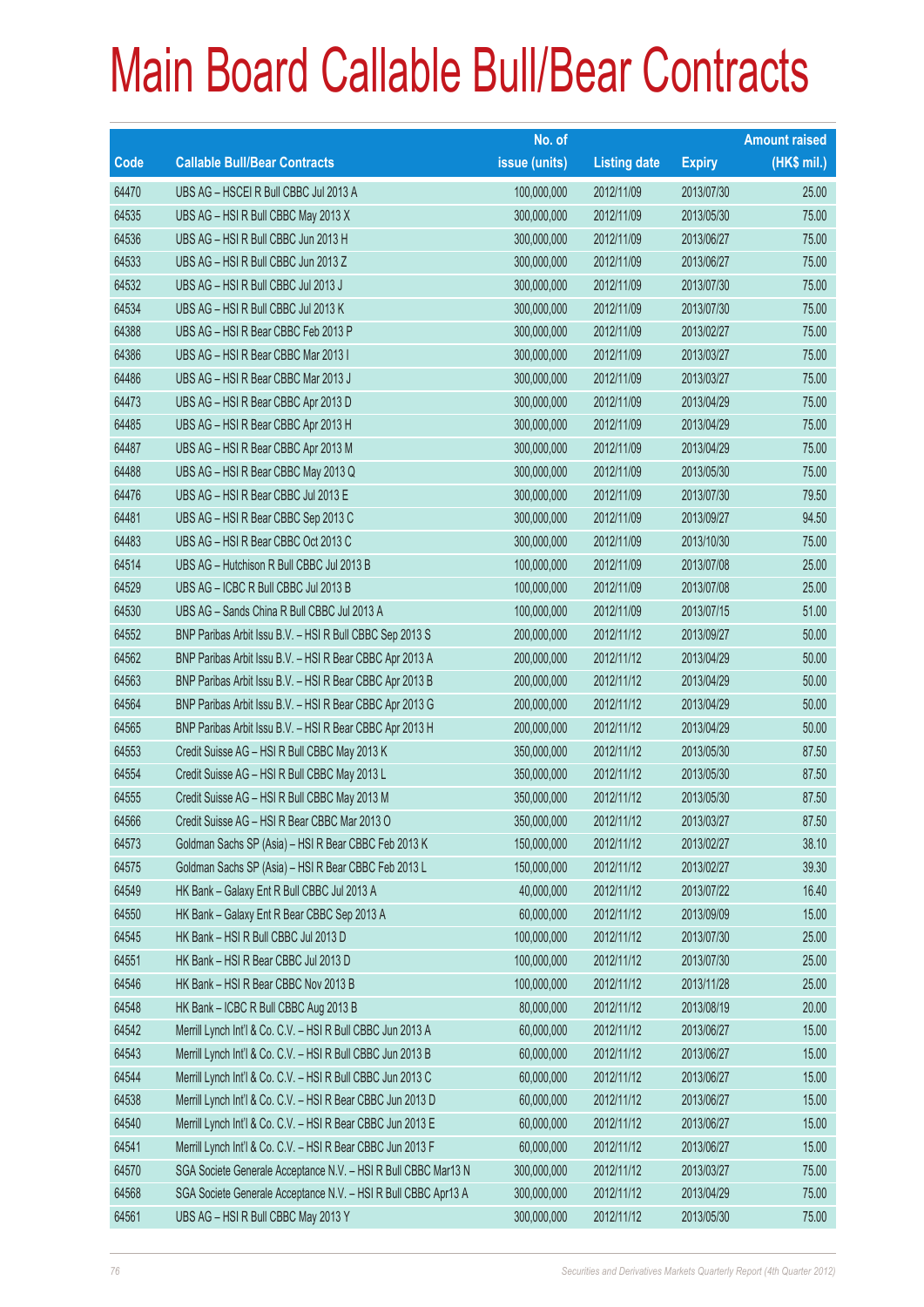# Main Board Callable Bull/Bear Contracts

| Code | Callable Bull/Bear Contracts | No. of issue (units) | Listing date | Expiry | Amount raised (HK$ mil.) |
|---|---|---|---|---|---|
| 64470 | UBS AG – HSCEI R Bull CBBC Jul 2013 A | 100,000,000 | 2012/11/09 | 2013/07/30 | 25.00 |
| 64535 | UBS AG – HSI R Bull CBBC May 2013 X | 300,000,000 | 2012/11/09 | 2013/05/30 | 75.00 |
| 64536 | UBS AG – HSI R Bull CBBC Jun 2013 H | 300,000,000 | 2012/11/09 | 2013/06/27 | 75.00 |
| 64533 | UBS AG – HSI R Bull CBBC Jun 2013 Z | 300,000,000 | 2012/11/09 | 2013/06/27 | 75.00 |
| 64532 | UBS AG – HSI R Bull CBBC Jul 2013 J | 300,000,000 | 2012/11/09 | 2013/07/30 | 75.00 |
| 64534 | UBS AG – HSI R Bull CBBC Jul 2013 K | 300,000,000 | 2012/11/09 | 2013/07/30 | 75.00 |
| 64388 | UBS AG – HSI R Bear CBBC Feb 2013 P | 300,000,000 | 2012/11/09 | 2013/02/27 | 75.00 |
| 64386 | UBS AG – HSI R Bear CBBC Mar 2013 I | 300,000,000 | 2012/11/09 | 2013/03/27 | 75.00 |
| 64486 | UBS AG – HSI R Bear CBBC Mar 2013 J | 300,000,000 | 2012/11/09 | 2013/03/27 | 75.00 |
| 64473 | UBS AG – HSI R Bear CBBC Apr 2013 D | 300,000,000 | 2012/11/09 | 2013/04/29 | 75.00 |
| 64485 | UBS AG – HSI R Bear CBBC Apr 2013 H | 300,000,000 | 2012/11/09 | 2013/04/29 | 75.00 |
| 64487 | UBS AG – HSI R Bear CBBC Apr 2013 M | 300,000,000 | 2012/11/09 | 2013/04/29 | 75.00 |
| 64488 | UBS AG – HSI R Bear CBBC May 2013 Q | 300,000,000 | 2012/11/09 | 2013/05/30 | 75.00 |
| 64476 | UBS AG – HSI R Bear CBBC Jul 2013 E | 300,000,000 | 2012/11/09 | 2013/07/30 | 79.50 |
| 64481 | UBS AG – HSI R Bear CBBC Sep 2013 C | 300,000,000 | 2012/11/09 | 2013/09/27 | 94.50 |
| 64483 | UBS AG – HSI R Bear CBBC Oct 2013 C | 300,000,000 | 2012/11/09 | 2013/10/30 | 75.00 |
| 64514 | UBS AG – Hutchison R Bull CBBC Jul 2013 B | 100,000,000 | 2012/11/09 | 2013/07/08 | 25.00 |
| 64529 | UBS AG – ICBC R Bull CBBC Jul 2013 B | 100,000,000 | 2012/11/09 | 2013/07/08 | 25.00 |
| 64530 | UBS AG – Sands China R Bull CBBC Jul 2013 A | 100,000,000 | 2012/11/09 | 2013/07/15 | 51.00 |
| 64552 | BNP Paribas Arbit Issu B.V. – HSI R Bull CBBC Sep 2013 S | 200,000,000 | 2012/11/12 | 2013/09/27 | 50.00 |
| 64562 | BNP Paribas Arbit Issu B.V. – HSI R Bear CBBC Apr 2013 A | 200,000,000 | 2012/11/12 | 2013/04/29 | 50.00 |
| 64563 | BNP Paribas Arbit Issu B.V. – HSI R Bear CBBC Apr 2013 B | 200,000,000 | 2012/11/12 | 2013/04/29 | 50.00 |
| 64564 | BNP Paribas Arbit Issu B.V. – HSI R Bear CBBC Apr 2013 G | 200,000,000 | 2012/11/12 | 2013/04/29 | 50.00 |
| 64565 | BNP Paribas Arbit Issu B.V. – HSI R Bear CBBC Apr 2013 H | 200,000,000 | 2012/11/12 | 2013/04/29 | 50.00 |
| 64553 | Credit Suisse AG – HSI R Bull CBBC May 2013 K | 350,000,000 | 2012/11/12 | 2013/05/30 | 87.50 |
| 64554 | Credit Suisse AG – HSI R Bull CBBC May 2013 L | 350,000,000 | 2012/11/12 | 2013/05/30 | 87.50 |
| 64555 | Credit Suisse AG – HSI R Bull CBBC May 2013 M | 350,000,000 | 2012/11/12 | 2013/05/30 | 87.50 |
| 64566 | Credit Suisse AG – HSI R Bear CBBC Mar 2013 O | 350,000,000 | 2012/11/12 | 2013/03/27 | 87.50 |
| 64573 | Goldman Sachs SP (Asia) – HSI R Bear CBBC Feb 2013 K | 150,000,000 | 2012/11/12 | 2013/02/27 | 38.10 |
| 64575 | Goldman Sachs SP (Asia) – HSI R Bear CBBC Feb 2013 L | 150,000,000 | 2012/11/12 | 2013/02/27 | 39.30 |
| 64549 | HK Bank – Galaxy Ent R Bull CBBC Jul 2013 A | 40,000,000 | 2012/11/12 | 2013/07/22 | 16.40 |
| 64550 | HK Bank – Galaxy Ent R Bear CBBC Sep 2013 A | 60,000,000 | 2012/11/12 | 2013/09/09 | 15.00 |
| 64545 | HK Bank – HSI R Bull CBBC Jul 2013 D | 100,000,000 | 2012/11/12 | 2013/07/30 | 25.00 |
| 64551 | HK Bank – HSI R Bear CBBC Jul 2013 D | 100,000,000 | 2012/11/12 | 2013/07/30 | 25.00 |
| 64546 | HK Bank – HSI R Bear CBBC Nov 2013 B | 100,000,000 | 2012/11/12 | 2013/11/28 | 25.00 |
| 64548 | HK Bank – ICBC R Bull CBBC Aug 2013 B | 80,000,000 | 2012/11/12 | 2013/08/19 | 20.00 |
| 64542 | Merrill Lynch Int'l & Co. C.V. – HSI R Bull CBBC Jun 2013 A | 60,000,000 | 2012/11/12 | 2013/06/27 | 15.00 |
| 64543 | Merrill Lynch Int'l & Co. C.V. – HSI R Bull CBBC Jun 2013 B | 60,000,000 | 2012/11/12 | 2013/06/27 | 15.00 |
| 64544 | Merrill Lynch Int'l & Co. C.V. – HSI R Bull CBBC Jun 2013 C | 60,000,000 | 2012/11/12 | 2013/06/27 | 15.00 |
| 64538 | Merrill Lynch Int'l & Co. C.V. – HSI R Bear CBBC Jun 2013 D | 60,000,000 | 2012/11/12 | 2013/06/27 | 15.00 |
| 64540 | Merrill Lynch Int'l & Co. C.V. – HSI R Bear CBBC Jun 2013 E | 60,000,000 | 2012/11/12 | 2013/06/27 | 15.00 |
| 64541 | Merrill Lynch Int'l & Co. C.V. – HSI R Bear CBBC Jun 2013 F | 60,000,000 | 2012/11/12 | 2013/06/27 | 15.00 |
| 64570 | SGA Societe Generale Acceptance N.V. – HSI R Bull CBBC Mar13 N | 300,000,000 | 2012/11/12 | 2013/03/27 | 75.00 |
| 64568 | SGA Societe Generale Acceptance N.V. – HSI R Bull CBBC Apr13 A | 300,000,000 | 2012/11/12 | 2013/04/29 | 75.00 |
| 64561 | UBS AG – HSI R Bull CBBC May 2013 Y | 300,000,000 | 2012/11/12 | 2013/05/30 | 75.00 |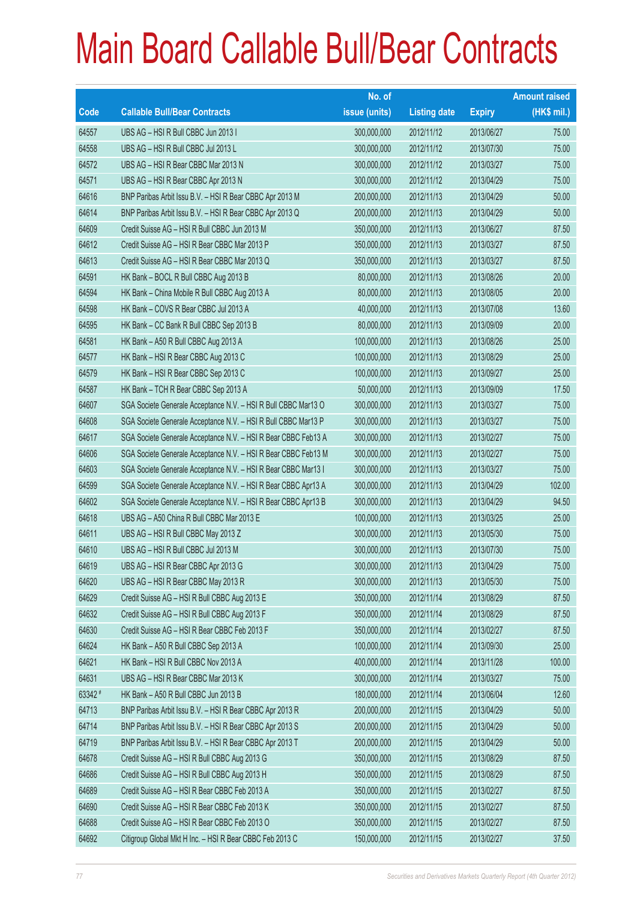# Main Board Callable Bull/Bear Contracts

| Code | Callable Bull/Bear Contracts | No. of issue (units) | Listing date | Expiry | Amount raised (HK$ mil.) |
|---|---|---|---|---|---|
| 64557 | UBS AG – HSI R Bull CBBC Jun 2013 I | 300,000,000 | 2012/11/12 | 2013/06/27 | 75.00 |
| 64558 | UBS AG – HSI R Bull CBBC Jul 2013 L | 300,000,000 | 2012/11/12 | 2013/07/30 | 75.00 |
| 64572 | UBS AG – HSI R Bear CBBC Mar 2013 N | 300,000,000 | 2012/11/12 | 2013/03/27 | 75.00 |
| 64571 | UBS AG – HSI R Bear CBBC Apr 2013 N | 300,000,000 | 2012/11/12 | 2013/04/29 | 75.00 |
| 64616 | BNP Paribas Arbit Issu B.V. – HSI R Bear CBBC Apr 2013 M | 200,000,000 | 2012/11/13 | 2013/04/29 | 50.00 |
| 64614 | BNP Paribas Arbit Issu B.V. – HSI R Bear CBBC Apr 2013 Q | 200,000,000 | 2012/11/13 | 2013/04/29 | 50.00 |
| 64609 | Credit Suisse AG – HSI R Bull CBBC Jun 2013 M | 350,000,000 | 2012/11/13 | 2013/06/27 | 87.50 |
| 64612 | Credit Suisse AG – HSI R Bear CBBC Mar 2013 P | 350,000,000 | 2012/11/13 | 2013/03/27 | 87.50 |
| 64613 | Credit Suisse AG – HSI R Bear CBBC Mar 2013 Q | 350,000,000 | 2012/11/13 | 2013/03/27 | 87.50 |
| 64591 | HK Bank – BOCL R Bull CBBC Aug 2013 B | 80,000,000 | 2012/11/13 | 2013/08/26 | 20.00 |
| 64594 | HK Bank – China Mobile R Bull CBBC Aug 2013 A | 80,000,000 | 2012/11/13 | 2013/08/05 | 20.00 |
| 64598 | HK Bank – COVS R Bear CBBC Jul 2013 A | 40,000,000 | 2012/11/13 | 2013/07/08 | 13.60 |
| 64595 | HK Bank – CC Bank R Bull CBBC Sep 2013 B | 80,000,000 | 2012/11/13 | 2013/09/09 | 20.00 |
| 64581 | HK Bank – A50 R Bull CBBC Aug 2013 A | 100,000,000 | 2012/11/13 | 2013/08/26 | 25.00 |
| 64577 | HK Bank – HSI R Bear CBBC Aug 2013 C | 100,000,000 | 2012/11/13 | 2013/08/29 | 25.00 |
| 64579 | HK Bank – HSI R Bear CBBC Sep 2013 C | 100,000,000 | 2012/11/13 | 2013/09/27 | 25.00 |
| 64587 | HK Bank – TCH R Bear CBBC Sep 2013 A | 50,000,000 | 2012/11/13 | 2013/09/09 | 17.50 |
| 64607 | SGA Societe Generale Acceptance N.V. – HSI R Bull CBBC Mar13 O | 300,000,000 | 2012/11/13 | 2013/03/27 | 75.00 |
| 64608 | SGA Societe Generale Acceptance N.V. – HSI R Bull CBBC Mar13 P | 300,000,000 | 2012/11/13 | 2013/03/27 | 75.00 |
| 64617 | SGA Societe Generale Acceptance N.V. – HSI R Bear CBBC Feb13 A | 300,000,000 | 2012/11/13 | 2013/02/27 | 75.00 |
| 64606 | SGA Societe Generale Acceptance N.V. – HSI R Bear CBBC Feb13 M | 300,000,000 | 2012/11/13 | 2013/02/27 | 75.00 |
| 64603 | SGA Societe Generale Acceptance N.V. – HSI R Bear CBBC Mar13 I | 300,000,000 | 2012/11/13 | 2013/03/27 | 75.00 |
| 64599 | SGA Societe Generale Acceptance N.V. – HSI R Bear CBBC Apr13 A | 300,000,000 | 2012/11/13 | 2013/04/29 | 102.00 |
| 64602 | SGA Societe Generale Acceptance N.V. – HSI R Bear CBBC Apr13 B | 300,000,000 | 2012/11/13 | 2013/04/29 | 94.50 |
| 64618 | UBS AG – A50 China R Bull CBBC Mar 2013 E | 100,000,000 | 2012/11/13 | 2013/03/25 | 25.00 |
| 64611 | UBS AG – HSI R Bull CBBC May 2013 Z | 300,000,000 | 2012/11/13 | 2013/05/30 | 75.00 |
| 64610 | UBS AG – HSI R Bull CBBC Jul 2013 M | 300,000,000 | 2012/11/13 | 2013/07/30 | 75.00 |
| 64619 | UBS AG – HSI R Bear CBBC Apr 2013 G | 300,000,000 | 2012/11/13 | 2013/04/29 | 75.00 |
| 64620 | UBS AG – HSI R Bear CBBC May 2013 R | 300,000,000 | 2012/11/13 | 2013/05/30 | 75.00 |
| 64629 | Credit Suisse AG – HSI R Bull CBBC Aug 2013 E | 350,000,000 | 2012/11/14 | 2013/08/29 | 87.50 |
| 64632 | Credit Suisse AG – HSI R Bull CBBC Aug 2013 F | 350,000,000 | 2012/11/14 | 2013/08/29 | 87.50 |
| 64630 | Credit Suisse AG – HSI R Bear CBBC Feb 2013 F | 350,000,000 | 2012/11/14 | 2013/02/27 | 87.50 |
| 64624 | HK Bank – A50 R Bull CBBC Sep 2013 A | 100,000,000 | 2012/11/14 | 2013/09/30 | 25.00 |
| 64621 | HK Bank – HSI R Bull CBBC Nov 2013 A | 400,000,000 | 2012/11/14 | 2013/11/28 | 100.00 |
| 64631 | UBS AG – HSI R Bear CBBC Mar 2013 K | 300,000,000 | 2012/11/14 | 2013/03/27 | 75.00 |
| 63342 # | HK Bank – A50 R Bull CBBC Jun 2013 B | 180,000,000 | 2012/11/14 | 2013/06/04 | 12.60 |
| 64713 | BNP Paribas Arbit Issu B.V. – HSI R Bear CBBC Apr 2013 R | 200,000,000 | 2012/11/15 | 2013/04/29 | 50.00 |
| 64714 | BNP Paribas Arbit Issu B.V. – HSI R Bear CBBC Apr 2013 S | 200,000,000 | 2012/11/15 | 2013/04/29 | 50.00 |
| 64719 | BNP Paribas Arbit Issu B.V. – HSI R Bear CBBC Apr 2013 T | 200,000,000 | 2012/11/15 | 2013/04/29 | 50.00 |
| 64678 | Credit Suisse AG – HSI R Bull CBBC Aug 2013 G | 350,000,000 | 2012/11/15 | 2013/08/29 | 87.50 |
| 64686 | Credit Suisse AG – HSI R Bull CBBC Aug 2013 H | 350,000,000 | 2012/11/15 | 2013/08/29 | 87.50 |
| 64689 | Credit Suisse AG – HSI R Bear CBBC Feb 2013 A | 350,000,000 | 2012/11/15 | 2013/02/27 | 87.50 |
| 64690 | Credit Suisse AG – HSI R Bear CBBC Feb 2013 K | 350,000,000 | 2012/11/15 | 2013/02/27 | 87.50 |
| 64688 | Credit Suisse AG – HSI R Bear CBBC Feb 2013 O | 350,000,000 | 2012/11/15 | 2013/02/27 | 87.50 |
| 64692 | Citigroup Global Mkt H Inc. – HSI R Bear CBBC Feb 2013 C | 150,000,000 | 2012/11/15 | 2013/02/27 | 37.50 |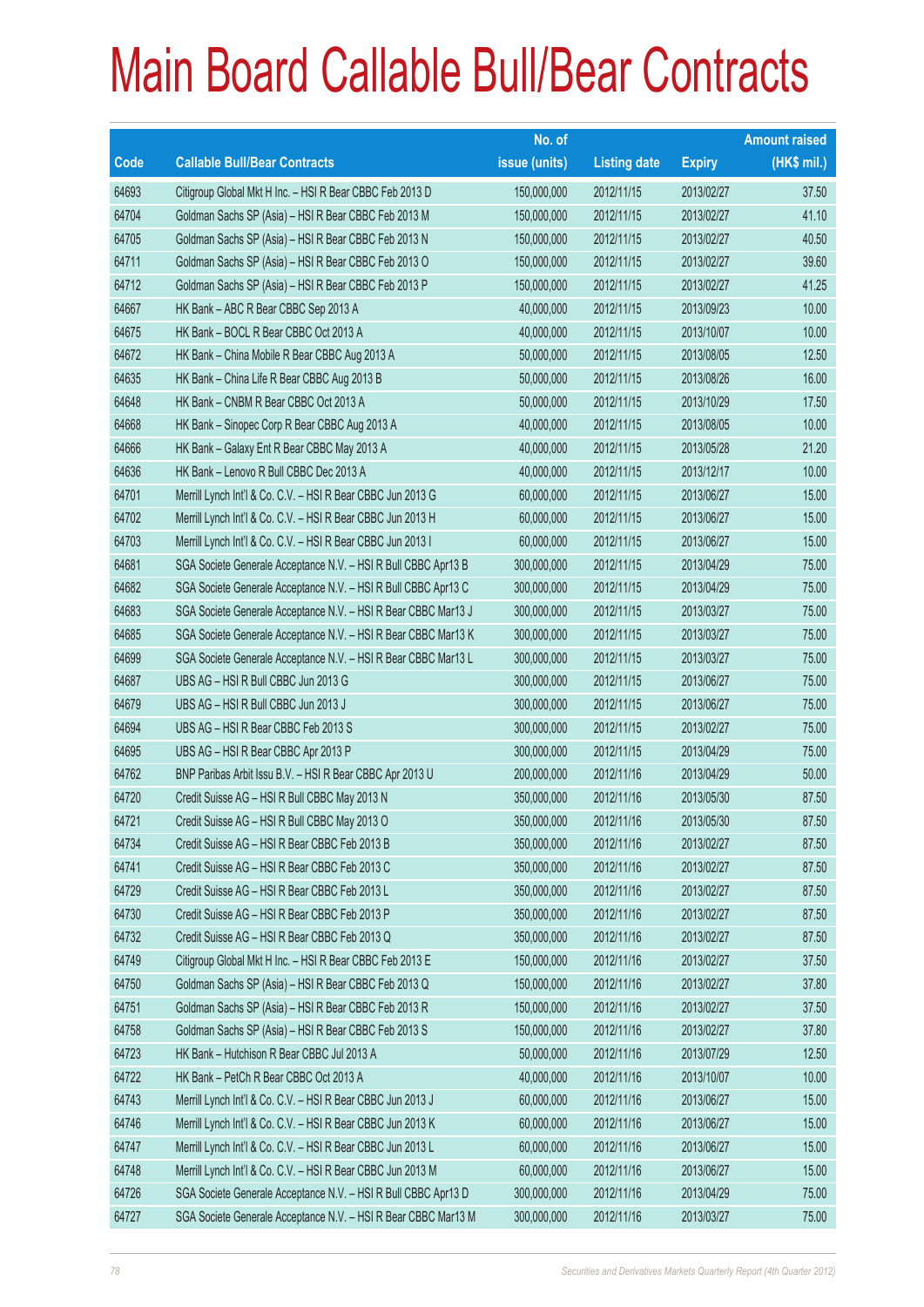# Main Board Callable Bull/Bear Contracts

| Code | Callable Bull/Bear Contracts | No. of issue (units) | Listing date | Expiry | Amount raised (HK$ mil.) |
|---|---|---|---|---|---|
| 64693 | Citigroup Global Mkt H Inc. – HSI R Bear CBBC Feb 2013 D | 150,000,000 | 2012/11/15 | 2013/02/27 | 37.50 |
| 64704 | Goldman Sachs SP (Asia) – HSI R Bear CBBC Feb 2013 M | 150,000,000 | 2012/11/15 | 2013/02/27 | 41.10 |
| 64705 | Goldman Sachs SP (Asia) – HSI R Bear CBBC Feb 2013 N | 150,000,000 | 2012/11/15 | 2013/02/27 | 40.50 |
| 64711 | Goldman Sachs SP (Asia) – HSI R Bear CBBC Feb 2013 O | 150,000,000 | 2012/11/15 | 2013/02/27 | 39.60 |
| 64712 | Goldman Sachs SP (Asia) – HSI R Bear CBBC Feb 2013 P | 150,000,000 | 2012/11/15 | 2013/02/27 | 41.25 |
| 64667 | HK Bank – ABC R Bear CBBC Sep 2013 A | 40,000,000 | 2012/11/15 | 2013/09/23 | 10.00 |
| 64675 | HK Bank – BOCL R Bear CBBC Oct 2013 A | 40,000,000 | 2012/11/15 | 2013/10/07 | 10.00 |
| 64672 | HK Bank – China Mobile R Bear CBBC Aug 2013 A | 50,000,000 | 2012/11/15 | 2013/08/05 | 12.50 |
| 64635 | HK Bank – China Life R Bear CBBC Aug 2013 B | 50,000,000 | 2012/11/15 | 2013/08/26 | 16.00 |
| 64648 | HK Bank – CNBM R Bear CBBC Oct 2013 A | 50,000,000 | 2012/11/15 | 2013/10/29 | 17.50 |
| 64668 | HK Bank – Sinopec Corp R Bear CBBC Aug 2013 A | 40,000,000 | 2012/11/15 | 2013/08/05 | 10.00 |
| 64666 | HK Bank – Galaxy Ent R Bear CBBC May 2013 A | 40,000,000 | 2012/11/15 | 2013/05/28 | 21.20 |
| 64636 | HK Bank – Lenovo R Bull CBBC Dec 2013 A | 40,000,000 | 2012/11/15 | 2013/12/17 | 10.00 |
| 64701 | Merrill Lynch Int'l & Co. C.V. – HSI R Bear CBBC Jun 2013 G | 60,000,000 | 2012/11/15 | 2013/06/27 | 15.00 |
| 64702 | Merrill Lynch Int'l & Co. C.V. – HSI R Bear CBBC Jun 2013 H | 60,000,000 | 2012/11/15 | 2013/06/27 | 15.00 |
| 64703 | Merrill Lynch Int'l & Co. C.V. – HSI R Bear CBBC Jun 2013 I | 60,000,000 | 2012/11/15 | 2013/06/27 | 15.00 |
| 64681 | SGA Societe Generale Acceptance N.V. – HSI R Bull CBBC Apr13 B | 300,000,000 | 2012/11/15 | 2013/04/29 | 75.00 |
| 64682 | SGA Societe Generale Acceptance N.V. – HSI R Bull CBBC Apr13 C | 300,000,000 | 2012/11/15 | 2013/04/29 | 75.00 |
| 64683 | SGA Societe Generale Acceptance N.V. – HSI R Bear CBBC Mar13 J | 300,000,000 | 2012/11/15 | 2013/03/27 | 75.00 |
| 64685 | SGA Societe Generale Acceptance N.V. – HSI R Bear CBBC Mar13 K | 300,000,000 | 2012/11/15 | 2013/03/27 | 75.00 |
| 64699 | SGA Societe Generale Acceptance N.V. – HSI R Bear CBBC Mar13 L | 300,000,000 | 2012/11/15 | 2013/03/27 | 75.00 |
| 64687 | UBS AG – HSI R Bull CBBC Jun 2013 G | 300,000,000 | 2012/11/15 | 2013/06/27 | 75.00 |
| 64679 | UBS AG – HSI R Bull CBBC Jun 2013 J | 300,000,000 | 2012/11/15 | 2013/06/27 | 75.00 |
| 64694 | UBS AG – HSI R Bear CBBC Feb 2013 S | 300,000,000 | 2012/11/15 | 2013/02/27 | 75.00 |
| 64695 | UBS AG – HSI R Bear CBBC Apr 2013 P | 300,000,000 | 2012/11/15 | 2013/04/29 | 75.00 |
| 64762 | BNP Paribas Arbit Issu B.V. – HSI R Bear CBBC Apr 2013 U | 200,000,000 | 2012/11/16 | 2013/04/29 | 50.00 |
| 64720 | Credit Suisse AG – HSI R Bull CBBC May 2013 N | 350,000,000 | 2012/11/16 | 2013/05/30 | 87.50 |
| 64721 | Credit Suisse AG – HSI R Bull CBBC May 2013 O | 350,000,000 | 2012/11/16 | 2013/05/30 | 87.50 |
| 64734 | Credit Suisse AG – HSI R Bear CBBC Feb 2013 B | 350,000,000 | 2012/11/16 | 2013/02/27 | 87.50 |
| 64741 | Credit Suisse AG – HSI R Bear CBBC Feb 2013 C | 350,000,000 | 2012/11/16 | 2013/02/27 | 87.50 |
| 64729 | Credit Suisse AG – HSI R Bear CBBC Feb 2013 L | 350,000,000 | 2012/11/16 | 2013/02/27 | 87.50 |
| 64730 | Credit Suisse AG – HSI R Bear CBBC Feb 2013 P | 350,000,000 | 2012/11/16 | 2013/02/27 | 87.50 |
| 64732 | Credit Suisse AG – HSI R Bear CBBC Feb 2013 Q | 350,000,000 | 2012/11/16 | 2013/02/27 | 87.50 |
| 64749 | Citigroup Global Mkt H Inc. – HSI R Bear CBBC Feb 2013 E | 150,000,000 | 2012/11/16 | 2013/02/27 | 37.50 |
| 64750 | Goldman Sachs SP (Asia) – HSI R Bear CBBC Feb 2013 Q | 150,000,000 | 2012/11/16 | 2013/02/27 | 37.80 |
| 64751 | Goldman Sachs SP (Asia) – HSI R Bear CBBC Feb 2013 R | 150,000,000 | 2012/11/16 | 2013/02/27 | 37.50 |
| 64758 | Goldman Sachs SP (Asia) – HSI R Bear CBBC Feb 2013 S | 150,000,000 | 2012/11/16 | 2013/02/27 | 37.80 |
| 64723 | HK Bank – Hutchison R Bear CBBC Jul 2013 A | 50,000,000 | 2012/11/16 | 2013/07/29 | 12.50 |
| 64722 | HK Bank – PetCh R Bear CBBC Oct 2013 A | 40,000,000 | 2012/11/16 | 2013/10/07 | 10.00 |
| 64743 | Merrill Lynch Int'l & Co. C.V. – HSI R Bear CBBC Jun 2013 J | 60,000,000 | 2012/11/16 | 2013/06/27 | 15.00 |
| 64746 | Merrill Lynch Int'l & Co. C.V. – HSI R Bear CBBC Jun 2013 K | 60,000,000 | 2012/11/16 | 2013/06/27 | 15.00 |
| 64747 | Merrill Lynch Int'l & Co. C.V. – HSI R Bear CBBC Jun 2013 L | 60,000,000 | 2012/11/16 | 2013/06/27 | 15.00 |
| 64748 | Merrill Lynch Int'l & Co. C.V. – HSI R Bear CBBC Jun 2013 M | 60,000,000 | 2012/11/16 | 2013/06/27 | 15.00 |
| 64726 | SGA Societe Generale Acceptance N.V. – HSI R Bull CBBC Apr13 D | 300,000,000 | 2012/11/16 | 2013/04/29 | 75.00 |
| 64727 | SGA Societe Generale Acceptance N.V. – HSI R Bear CBBC Mar13 M | 300,000,000 | 2012/11/16 | 2013/03/27 | 75.00 |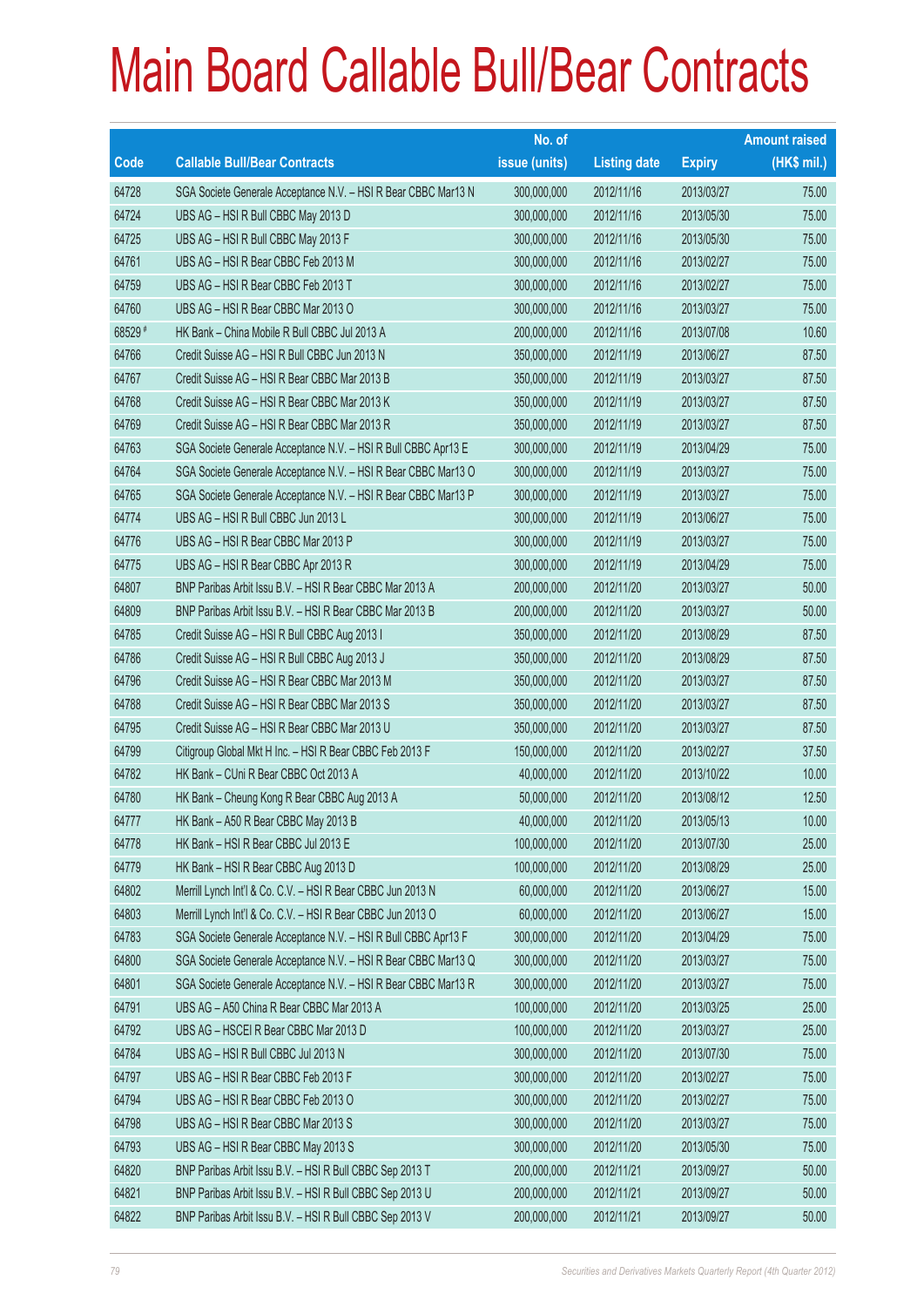# Main Board Callable Bull/Bear Contracts

| Code | Callable Bull/Bear Contracts | No. of issue (units) | Listing date | Expiry | Amount raised (HK$ mil.) |
|---|---|---|---|---|---|
| 64728 | SGA Societe Generale Acceptance N.V. – HSI R Bear CBBC Mar13 N | 300,000,000 | 2012/11/16 | 2013/03/27 | 75.00 |
| 64724 | UBS AG – HSI R Bull CBBC May 2013 D | 300,000,000 | 2012/11/16 | 2013/05/30 | 75.00 |
| 64725 | UBS AG – HSI R Bull CBBC May 2013 F | 300,000,000 | 2012/11/16 | 2013/05/30 | 75.00 |
| 64761 | UBS AG – HSI R Bear CBBC Feb 2013 M | 300,000,000 | 2012/11/16 | 2013/02/27 | 75.00 |
| 64759 | UBS AG – HSI R Bear CBBC Feb 2013 T | 300,000,000 | 2012/11/16 | 2013/02/27 | 75.00 |
| 64760 | UBS AG – HSI R Bear CBBC Mar 2013 O | 300,000,000 | 2012/11/16 | 2013/03/27 | 75.00 |
| 68529 # | HK Bank – China Mobile R Bull CBBC Jul 2013 A | 200,000,000 | 2012/11/16 | 2013/07/08 | 10.60 |
| 64766 | Credit Suisse AG – HSI R Bull CBBC Jun 2013 N | 350,000,000 | 2012/11/19 | 2013/06/27 | 87.50 |
| 64767 | Credit Suisse AG – HSI R Bear CBBC Mar 2013 B | 350,000,000 | 2012/11/19 | 2013/03/27 | 87.50 |
| 64768 | Credit Suisse AG – HSI R Bear CBBC Mar 2013 K | 350,000,000 | 2012/11/19 | 2013/03/27 | 87.50 |
| 64769 | Credit Suisse AG – HSI R Bear CBBC Mar 2013 R | 350,000,000 | 2012/11/19 | 2013/03/27 | 87.50 |
| 64763 | SGA Societe Generale Acceptance N.V. – HSI R Bull CBBC Apr13 E | 300,000,000 | 2012/11/19 | 2013/04/29 | 75.00 |
| 64764 | SGA Societe Generale Acceptance N.V. – HSI R Bear CBBC Mar13 O | 300,000,000 | 2012/11/19 | 2013/03/27 | 75.00 |
| 64765 | SGA Societe Generale Acceptance N.V. – HSI R Bear CBBC Mar13 P | 300,000,000 | 2012/11/19 | 2013/03/27 | 75.00 |
| 64774 | UBS AG – HSI R Bull CBBC Jun 2013 L | 300,000,000 | 2012/11/19 | 2013/06/27 | 75.00 |
| 64776 | UBS AG – HSI R Bear CBBC Mar 2013 P | 300,000,000 | 2012/11/19 | 2013/03/27 | 75.00 |
| 64775 | UBS AG – HSI R Bear CBBC Apr 2013 R | 300,000,000 | 2012/11/19 | 2013/04/29 | 75.00 |
| 64807 | BNP Paribas Arbit Issu B.V. – HSI R Bear CBBC Mar 2013 A | 200,000,000 | 2012/11/20 | 2013/03/27 | 50.00 |
| 64809 | BNP Paribas Arbit Issu B.V. – HSI R Bear CBBC Mar 2013 B | 200,000,000 | 2012/11/20 | 2013/03/27 | 50.00 |
| 64785 | Credit Suisse AG – HSI R Bull CBBC Aug 2013 I | 350,000,000 | 2012/11/20 | 2013/08/29 | 87.50 |
| 64786 | Credit Suisse AG – HSI R Bull CBBC Aug 2013 J | 350,000,000 | 2012/11/20 | 2013/08/29 | 87.50 |
| 64796 | Credit Suisse AG – HSI R Bear CBBC Mar 2013 M | 350,000,000 | 2012/11/20 | 2013/03/27 | 87.50 |
| 64788 | Credit Suisse AG – HSI R Bear CBBC Mar 2013 S | 350,000,000 | 2012/11/20 | 2013/03/27 | 87.50 |
| 64795 | Credit Suisse AG – HSI R Bear CBBC Mar 2013 U | 350,000,000 | 2012/11/20 | 2013/03/27 | 87.50 |
| 64799 | Citigroup Global Mkt H Inc. – HSI R Bear CBBC Feb 2013 F | 150,000,000 | 2012/11/20 | 2013/02/27 | 37.50 |
| 64782 | HK Bank – CUni R Bear CBBC Oct 2013 A | 40,000,000 | 2012/11/20 | 2013/10/22 | 10.00 |
| 64780 | HK Bank – Cheung Kong R Bear CBBC Aug 2013 A | 50,000,000 | 2012/11/20 | 2013/08/12 | 12.50 |
| 64777 | HK Bank – A50 R Bear CBBC May 2013 B | 40,000,000 | 2012/11/20 | 2013/05/13 | 10.00 |
| 64778 | HK Bank – HSI R Bear CBBC Jul 2013 E | 100,000,000 | 2012/11/20 | 2013/07/30 | 25.00 |
| 64779 | HK Bank – HSI R Bear CBBC Aug 2013 D | 100,000,000 | 2012/11/20 | 2013/08/29 | 25.00 |
| 64802 | Merrill Lynch Int'l & Co. C.V. – HSI R Bear CBBC Jun 2013 N | 60,000,000 | 2012/11/20 | 2013/06/27 | 15.00 |
| 64803 | Merrill Lynch Int'l & Co. C.V. – HSI R Bear CBBC Jun 2013 O | 60,000,000 | 2012/11/20 | 2013/06/27 | 15.00 |
| 64783 | SGA Societe Generale Acceptance N.V. – HSI R Bull CBBC Apr13 F | 300,000,000 | 2012/11/20 | 2013/04/29 | 75.00 |
| 64800 | SGA Societe Generale Acceptance N.V. – HSI R Bear CBBC Mar13 Q | 300,000,000 | 2012/11/20 | 2013/03/27 | 75.00 |
| 64801 | SGA Societe Generale Acceptance N.V. – HSI R Bear CBBC Mar13 R | 300,000,000 | 2012/11/20 | 2013/03/27 | 75.00 |
| 64791 | UBS AG – A50 China R Bear CBBC Mar 2013 A | 100,000,000 | 2012/11/20 | 2013/03/25 | 25.00 |
| 64792 | UBS AG – HSCEI R Bear CBBC Mar 2013 D | 100,000,000 | 2012/11/20 | 2013/03/27 | 25.00 |
| 64784 | UBS AG – HSI R Bull CBBC Jul 2013 N | 300,000,000 | 2012/11/20 | 2013/07/30 | 75.00 |
| 64797 | UBS AG – HSI R Bear CBBC Feb 2013 F | 300,000,000 | 2012/11/20 | 2013/02/27 | 75.00 |
| 64794 | UBS AG – HSI R Bear CBBC Feb 2013 O | 300,000,000 | 2012/11/20 | 2013/02/27 | 75.00 |
| 64798 | UBS AG – HSI R Bear CBBC Mar 2013 S | 300,000,000 | 2012/11/20 | 2013/03/27 | 75.00 |
| 64793 | UBS AG – HSI R Bear CBBC May 2013 S | 300,000,000 | 2012/11/20 | 2013/05/30 | 75.00 |
| 64820 | BNP Paribas Arbit Issu B.V. – HSI R Bull CBBC Sep 2013 T | 200,000,000 | 2012/11/21 | 2013/09/27 | 50.00 |
| 64821 | BNP Paribas Arbit Issu B.V. – HSI R Bull CBBC Sep 2013 U | 200,000,000 | 2012/11/21 | 2013/09/27 | 50.00 |
| 64822 | BNP Paribas Arbit Issu B.V. – HSI R Bull CBBC Sep 2013 V | 200,000,000 | 2012/11/21 | 2013/09/27 | 50.00 |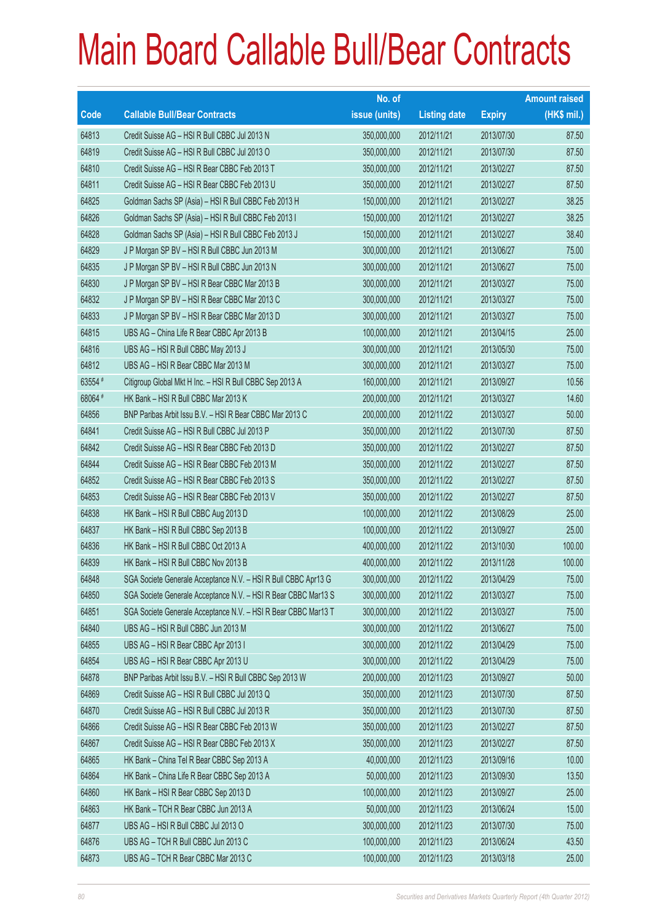# Main Board Callable Bull/Bear Contracts

| Code | Callable Bull/Bear Contracts | No. of issue (units) | Listing date | Expiry | Amount raised (HK$ mil.) |
|---|---|---|---|---|---|
| 64813 | Credit Suisse AG – HSI R Bull CBBC Jul 2013 N | 350,000,000 | 2012/11/21 | 2013/07/30 | 87.50 |
| 64819 | Credit Suisse AG – HSI R Bull CBBC Jul 2013 O | 350,000,000 | 2012/11/21 | 2013/07/30 | 87.50 |
| 64810 | Credit Suisse AG – HSI R Bear CBBC Feb 2013 T | 350,000,000 | 2012/11/21 | 2013/02/27 | 87.50 |
| 64811 | Credit Suisse AG – HSI R Bear CBBC Feb 2013 U | 350,000,000 | 2012/11/21 | 2013/02/27 | 87.50 |
| 64825 | Goldman Sachs SP (Asia) – HSI R Bull CBBC Feb 2013 H | 150,000,000 | 2012/11/21 | 2013/02/27 | 38.25 |
| 64826 | Goldman Sachs SP (Asia) – HSI R Bull CBBC Feb 2013 I | 150,000,000 | 2012/11/21 | 2013/02/27 | 38.25 |
| 64828 | Goldman Sachs SP (Asia) – HSI R Bull CBBC Feb 2013 J | 150,000,000 | 2012/11/21 | 2013/02/27 | 38.40 |
| 64829 | J P Morgan SP BV – HSI R Bull CBBC Jun 2013 M | 300,000,000 | 2012/11/21 | 2013/06/27 | 75.00 |
| 64835 | J P Morgan SP BV – HSI R Bull CBBC Jun 2013 N | 300,000,000 | 2012/11/21 | 2013/06/27 | 75.00 |
| 64830 | J P Morgan SP BV – HSI R Bear CBBC Mar 2013 B | 300,000,000 | 2012/11/21 | 2013/03/27 | 75.00 |
| 64832 | J P Morgan SP BV – HSI R Bear CBBC Mar 2013 C | 300,000,000 | 2012/11/21 | 2013/03/27 | 75.00 |
| 64833 | J P Morgan SP BV – HSI R Bear CBBC Mar 2013 D | 300,000,000 | 2012/11/21 | 2013/03/27 | 75.00 |
| 64815 | UBS AG – China Life R Bear CBBC Apr 2013 B | 100,000,000 | 2012/11/21 | 2013/04/15 | 25.00 |
| 64816 | UBS AG – HSI R Bull CBBC May 2013 J | 300,000,000 | 2012/11/21 | 2013/05/30 | 75.00 |
| 64812 | UBS AG – HSI R Bear CBBC Mar 2013 M | 300,000,000 | 2012/11/21 | 2013/03/27 | 75.00 |
| 63554 # | Citigroup Global Mkt H Inc. – HSI R Bull CBBC Sep 2013 A | 160,000,000 | 2012/11/21 | 2013/09/27 | 10.56 |
| 68064 # | HK Bank – HSI R Bull CBBC Mar 2013 K | 200,000,000 | 2012/11/21 | 2013/03/27 | 14.60 |
| 64856 | BNP Paribas Arbit Issu B.V. – HSI R Bear CBBC Mar 2013 C | 200,000,000 | 2012/11/22 | 2013/03/27 | 50.00 |
| 64841 | Credit Suisse AG – HSI R Bull CBBC Jul 2013 P | 350,000,000 | 2012/11/22 | 2013/07/30 | 87.50 |
| 64842 | Credit Suisse AG – HSI R Bear CBBC Feb 2013 D | 350,000,000 | 2012/11/22 | 2013/02/27 | 87.50 |
| 64844 | Credit Suisse AG – HSI R Bear CBBC Feb 2013 M | 350,000,000 | 2012/11/22 | 2013/02/27 | 87.50 |
| 64852 | Credit Suisse AG – HSI R Bear CBBC Feb 2013 S | 350,000,000 | 2012/11/22 | 2013/02/27 | 87.50 |
| 64853 | Credit Suisse AG – HSI R Bear CBBC Feb 2013 V | 350,000,000 | 2012/11/22 | 2013/02/27 | 87.50 |
| 64838 | HK Bank – HSI R Bull CBBC Aug 2013 D | 100,000,000 | 2012/11/22 | 2013/08/29 | 25.00 |
| 64837 | HK Bank – HSI R Bull CBBC Sep 2013 B | 100,000,000 | 2012/11/22 | 2013/09/27 | 25.00 |
| 64836 | HK Bank – HSI R Bull CBBC Oct 2013 A | 400,000,000 | 2012/11/22 | 2013/10/30 | 100.00 |
| 64839 | HK Bank – HSI R Bull CBBC Nov 2013 B | 400,000,000 | 2012/11/22 | 2013/11/28 | 100.00 |
| 64848 | SGA Societe Generale Acceptance N.V. – HSI R Bull CBBC Apr13 G | 300,000,000 | 2012/11/22 | 2013/04/29 | 75.00 |
| 64850 | SGA Societe Generale Acceptance N.V. – HSI R Bear CBBC Mar13 S | 300,000,000 | 2012/11/22 | 2013/03/27 | 75.00 |
| 64851 | SGA Societe Generale Acceptance N.V. – HSI R Bear CBBC Mar13 T | 300,000,000 | 2012/11/22 | 2013/03/27 | 75.00 |
| 64840 | UBS AG – HSI R Bull CBBC Jun 2013 M | 300,000,000 | 2012/11/22 | 2013/06/27 | 75.00 |
| 64855 | UBS AG – HSI R Bear CBBC Apr 2013 I | 300,000,000 | 2012/11/22 | 2013/04/29 | 75.00 |
| 64854 | UBS AG – HSI R Bear CBBC Apr 2013 U | 300,000,000 | 2012/11/22 | 2013/04/29 | 75.00 |
| 64878 | BNP Paribas Arbit Issu B.V. – HSI R Bull CBBC Sep 2013 W | 200,000,000 | 2012/11/23 | 2013/09/27 | 50.00 |
| 64869 | Credit Suisse AG – HSI R Bull CBBC Jul 2013 Q | 350,000,000 | 2012/11/23 | 2013/07/30 | 87.50 |
| 64870 | Credit Suisse AG – HSI R Bull CBBC Jul 2013 R | 350,000,000 | 2012/11/23 | 2013/07/30 | 87.50 |
| 64866 | Credit Suisse AG – HSI R Bear CBBC Feb 2013 W | 350,000,000 | 2012/11/23 | 2013/02/27 | 87.50 |
| 64867 | Credit Suisse AG – HSI R Bear CBBC Feb 2013 X | 350,000,000 | 2012/11/23 | 2013/02/27 | 87.50 |
| 64865 | HK Bank – China Tel R Bear CBBC Sep 2013 A | 40,000,000 | 2012/11/23 | 2013/09/16 | 10.00 |
| 64864 | HK Bank – China Life R Bear CBBC Sep 2013 A | 50,000,000 | 2012/11/23 | 2013/09/30 | 13.50 |
| 64860 | HK Bank – HSI R Bear CBBC Sep 2013 D | 100,000,000 | 2012/11/23 | 2013/09/27 | 25.00 |
| 64863 | HK Bank – TCH R Bear CBBC Jun 2013 A | 50,000,000 | 2012/11/23 | 2013/06/24 | 15.00 |
| 64877 | UBS AG – HSI R Bull CBBC Jul 2013 O | 300,000,000 | 2012/11/23 | 2013/07/30 | 75.00 |
| 64876 | UBS AG – TCH R Bull CBBC Jun 2013 C | 100,000,000 | 2012/11/23 | 2013/06/24 | 43.50 |
| 64873 | UBS AG – TCH R Bear CBBC Mar 2013 C | 100,000,000 | 2012/11/23 | 2013/03/18 | 25.00 |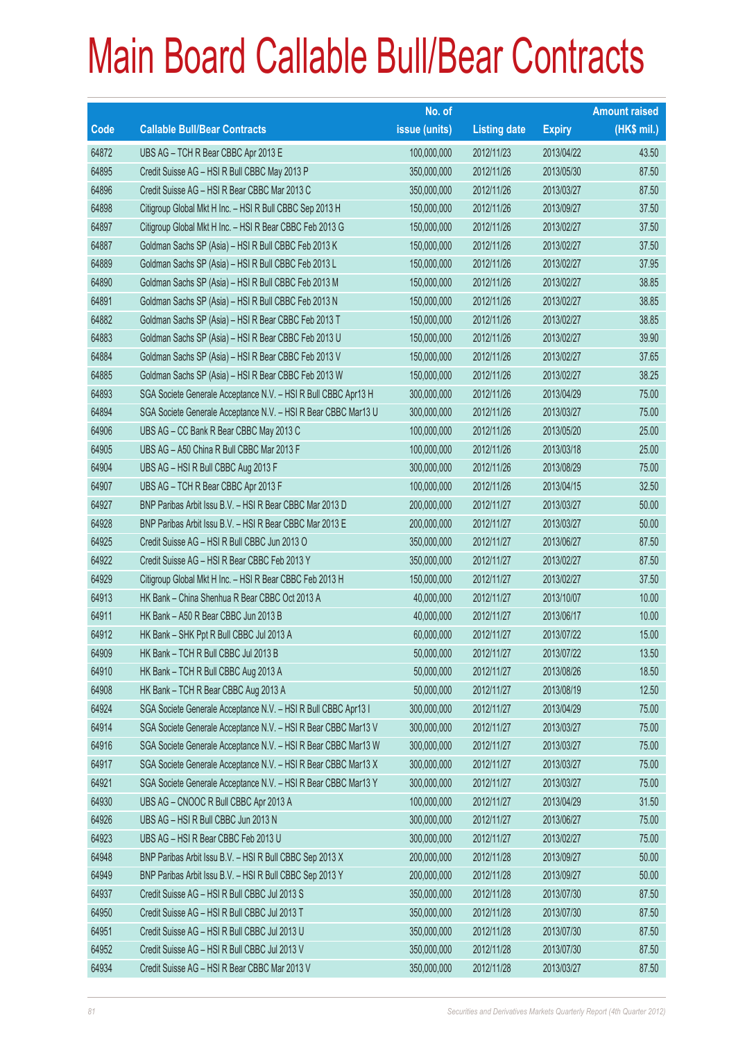# Main Board Callable Bull/Bear Contracts

| Code | Callable Bull/Bear Contracts | No. of issue (units) | Listing date | Expiry | Amount raised (HK$ mil.) |
|---|---|---|---|---|---|
| 64872 | UBS AG – TCH R Bear CBBC Apr 2013 E | 100,000,000 | 2012/11/23 | 2013/04/22 | 43.50 |
| 64895 | Credit Suisse AG – HSI R Bull CBBC May 2013 P | 350,000,000 | 2012/11/26 | 2013/05/30 | 87.50 |
| 64896 | Credit Suisse AG – HSI R Bear CBBC Mar 2013 C | 350,000,000 | 2012/11/26 | 2013/03/27 | 87.50 |
| 64898 | Citigroup Global Mkt H Inc. – HSI R Bull CBBC Sep 2013 H | 150,000,000 | 2012/11/26 | 2013/09/27 | 37.50 |
| 64897 | Citigroup Global Mkt H Inc. – HSI R Bear CBBC Feb 2013 G | 150,000,000 | 2012/11/26 | 2013/02/27 | 37.50 |
| 64887 | Goldman Sachs SP (Asia) – HSI R Bull CBBC Feb 2013 K | 150,000,000 | 2012/11/26 | 2013/02/27 | 37.50 |
| 64889 | Goldman Sachs SP (Asia) – HSI R Bull CBBC Feb 2013 L | 150,000,000 | 2012/11/26 | 2013/02/27 | 37.95 |
| 64890 | Goldman Sachs SP (Asia) – HSI R Bull CBBC Feb 2013 M | 150,000,000 | 2012/11/26 | 2013/02/27 | 38.85 |
| 64891 | Goldman Sachs SP (Asia) – HSI R Bull CBBC Feb 2013 N | 150,000,000 | 2012/11/26 | 2013/02/27 | 38.85 |
| 64882 | Goldman Sachs SP (Asia) – HSI R Bear CBBC Feb 2013 T | 150,000,000 | 2012/11/26 | 2013/02/27 | 38.85 |
| 64883 | Goldman Sachs SP (Asia) – HSI R Bear CBBC Feb 2013 U | 150,000,000 | 2012/11/26 | 2013/02/27 | 39.90 |
| 64884 | Goldman Sachs SP (Asia) – HSI R Bear CBBC Feb 2013 V | 150,000,000 | 2012/11/26 | 2013/02/27 | 37.65 |
| 64885 | Goldman Sachs SP (Asia) – HSI R Bear CBBC Feb 2013 W | 150,000,000 | 2012/11/26 | 2013/02/27 | 38.25 |
| 64893 | SGA Societe Generale Acceptance N.V. – HSI R Bull CBBC Apr13 H | 300,000,000 | 2012/11/26 | 2013/04/29 | 75.00 |
| 64894 | SGA Societe Generale Acceptance N.V. – HSI R Bear CBBC Mar13 U | 300,000,000 | 2012/11/26 | 2013/03/27 | 75.00 |
| 64906 | UBS AG – CC Bank R Bear CBBC May 2013 C | 100,000,000 | 2012/11/26 | 2013/05/20 | 25.00 |
| 64905 | UBS AG – A50 China R Bull CBBC Mar 2013 F | 100,000,000 | 2012/11/26 | 2013/03/18 | 25.00 |
| 64904 | UBS AG – HSI R Bull CBBC Aug 2013 F | 300,000,000 | 2012/11/26 | 2013/08/29 | 75.00 |
| 64907 | UBS AG – TCH R Bear CBBC Apr 2013 F | 100,000,000 | 2012/11/26 | 2013/04/15 | 32.50 |
| 64927 | BNP Paribas Arbit Issu B.V. – HSI R Bear CBBC Mar 2013 D | 200,000,000 | 2012/11/27 | 2013/03/27 | 50.00 |
| 64928 | BNP Paribas Arbit Issu B.V. – HSI R Bear CBBC Mar 2013 E | 200,000,000 | 2012/11/27 | 2013/03/27 | 50.00 |
| 64925 | Credit Suisse AG – HSI R Bull CBBC Jun 2013 O | 350,000,000 | 2012/11/27 | 2013/06/27 | 87.50 |
| 64922 | Credit Suisse AG – HSI R Bear CBBC Feb 2013 Y | 350,000,000 | 2012/11/27 | 2013/02/27 | 87.50 |
| 64929 | Citigroup Global Mkt H Inc. – HSI R Bear CBBC Feb 2013 H | 150,000,000 | 2012/11/27 | 2013/02/27 | 37.50 |
| 64913 | HK Bank – China Shenhua R Bear CBBC Oct 2013 A | 40,000,000 | 2012/11/27 | 2013/10/07 | 10.00 |
| 64911 | HK Bank – A50 R Bear CBBC Jun 2013 B | 40,000,000 | 2012/11/27 | 2013/06/17 | 10.00 |
| 64912 | HK Bank – SHK Ppt R Bull CBBC Jul 2013 A | 60,000,000 | 2012/11/27 | 2013/07/22 | 15.00 |
| 64909 | HK Bank – TCH R Bull CBBC Jul 2013 B | 50,000,000 | 2012/11/27 | 2013/07/22 | 13.50 |
| 64910 | HK Bank – TCH R Bull CBBC Aug 2013 A | 50,000,000 | 2012/11/27 | 2013/08/26 | 18.50 |
| 64908 | HK Bank – TCH R Bear CBBC Aug 2013 A | 50,000,000 | 2012/11/27 | 2013/08/19 | 12.50 |
| 64924 | SGA Societe Generale Acceptance N.V. – HSI R Bull CBBC Apr13 I | 300,000,000 | 2012/11/27 | 2013/04/29 | 75.00 |
| 64914 | SGA Societe Generale Acceptance N.V. – HSI R Bear CBBC Mar13 V | 300,000,000 | 2012/11/27 | 2013/03/27 | 75.00 |
| 64916 | SGA Societe Generale Acceptance N.V. – HSI R Bear CBBC Mar13 W | 300,000,000 | 2012/11/27 | 2013/03/27 | 75.00 |
| 64917 | SGA Societe Generale Acceptance N.V. – HSI R Bear CBBC Mar13 X | 300,000,000 | 2012/11/27 | 2013/03/27 | 75.00 |
| 64921 | SGA Societe Generale Acceptance N.V. – HSI R Bear CBBC Mar13 Y | 300,000,000 | 2012/11/27 | 2013/03/27 | 75.00 |
| 64930 | UBS AG – CNOOC R Bull CBBC Apr 2013 A | 100,000,000 | 2012/11/27 | 2013/04/29 | 31.50 |
| 64926 | UBS AG – HSI R Bull CBBC Jun 2013 N | 300,000,000 | 2012/11/27 | 2013/06/27 | 75.00 |
| 64923 | UBS AG – HSI R Bear CBBC Feb 2013 U | 300,000,000 | 2012/11/27 | 2013/02/27 | 75.00 |
| 64948 | BNP Paribas Arbit Issu B.V. – HSI R Bull CBBC Sep 2013 X | 200,000,000 | 2012/11/28 | 2013/09/27 | 50.00 |
| 64949 | BNP Paribas Arbit Issu B.V. – HSI R Bull CBBC Sep 2013 Y | 200,000,000 | 2012/11/28 | 2013/09/27 | 50.00 |
| 64937 | Credit Suisse AG – HSI R Bull CBBC Jul 2013 S | 350,000,000 | 2012/11/28 | 2013/07/30 | 87.50 |
| 64950 | Credit Suisse AG – HSI R Bull CBBC Jul 2013 T | 350,000,000 | 2012/11/28 | 2013/07/30 | 87.50 |
| 64951 | Credit Suisse AG – HSI R Bull CBBC Jul 2013 U | 350,000,000 | 2012/11/28 | 2013/07/30 | 87.50 |
| 64952 | Credit Suisse AG – HSI R Bull CBBC Jul 2013 V | 350,000,000 | 2012/11/28 | 2013/07/30 | 87.50 |
| 64934 | Credit Suisse AG – HSI R Bear CBBC Mar 2013 V | 350,000,000 | 2012/11/28 | 2013/03/27 | 87.50 |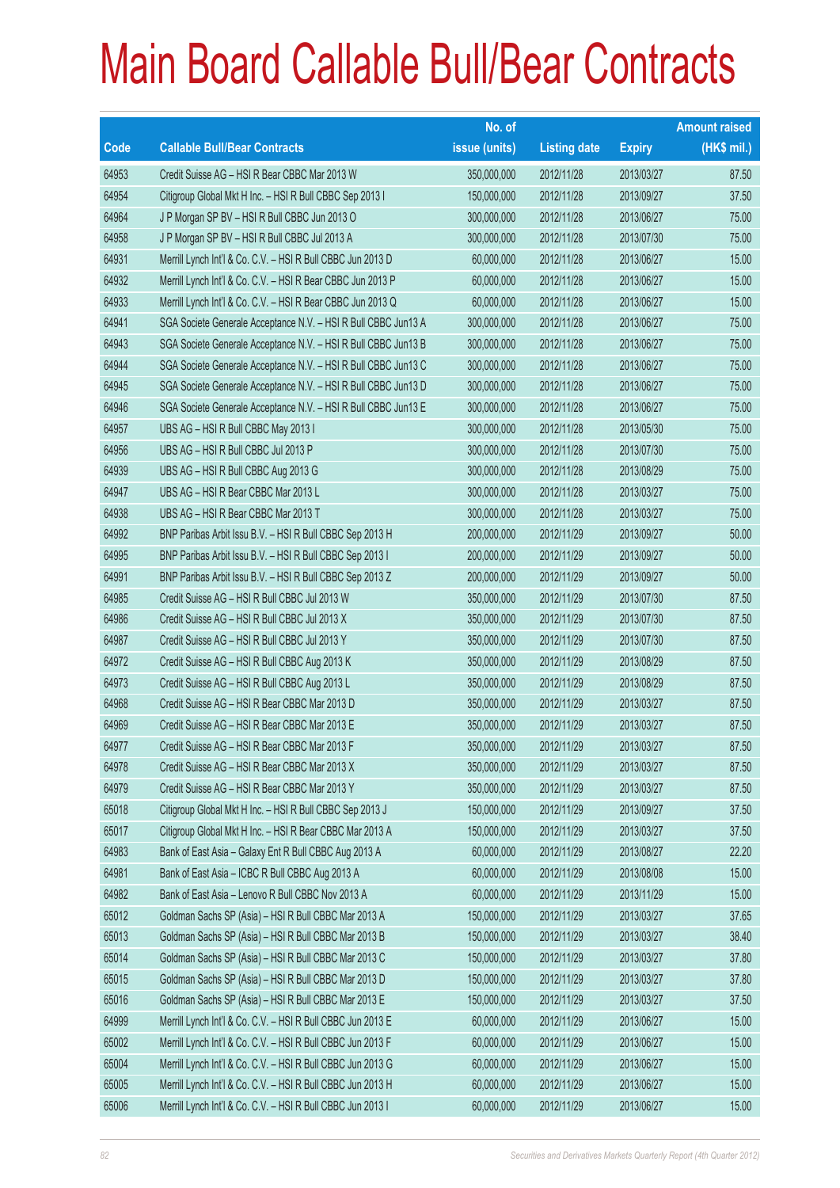# Main Board Callable Bull/Bear Contracts

| Code | Callable Bull/Bear Contracts | No. of issue (units) | Listing date | Expiry | Amount raised (HK$ mil.) |
|---|---|---|---|---|---|
| 64953 | Credit Suisse AG – HSI R Bear CBBC Mar 2013 W | 350,000,000 | 2012/11/28 | 2013/03/27 | 87.50 |
| 64954 | Citigroup Global Mkt H Inc. – HSI R Bull CBBC Sep 2013 I | 150,000,000 | 2012/11/28 | 2013/09/27 | 37.50 |
| 64964 | J P Morgan SP BV – HSI R Bull CBBC Jun 2013 O | 300,000,000 | 2012/11/28 | 2013/06/27 | 75.00 |
| 64958 | J P Morgan SP BV – HSI R Bull CBBC Jul 2013 A | 300,000,000 | 2012/11/28 | 2013/07/30 | 75.00 |
| 64931 | Merrill Lynch Int'l & Co. C.V. – HSI R Bull CBBC Jun 2013 D | 60,000,000 | 2012/11/28 | 2013/06/27 | 15.00 |
| 64932 | Merrill Lynch Int'l & Co. C.V. – HSI R Bear CBBC Jun 2013 P | 60,000,000 | 2012/11/28 | 2013/06/27 | 15.00 |
| 64933 | Merrill Lynch Int'l & Co. C.V. – HSI R Bear CBBC Jun 2013 Q | 60,000,000 | 2012/11/28 | 2013/06/27 | 15.00 |
| 64941 | SGA Societe Generale Acceptance N.V. – HSI R Bull CBBC Jun13 A | 300,000,000 | 2012/11/28 | 2013/06/27 | 75.00 |
| 64943 | SGA Societe Generale Acceptance N.V. – HSI R Bull CBBC Jun13 B | 300,000,000 | 2012/11/28 | 2013/06/27 | 75.00 |
| 64944 | SGA Societe Generale Acceptance N.V. – HSI R Bull CBBC Jun13 C | 300,000,000 | 2012/11/28 | 2013/06/27 | 75.00 |
| 64945 | SGA Societe Generale Acceptance N.V. – HSI R Bull CBBC Jun13 D | 300,000,000 | 2012/11/28 | 2013/06/27 | 75.00 |
| 64946 | SGA Societe Generale Acceptance N.V. – HSI R Bull CBBC Jun13 E | 300,000,000 | 2012/11/28 | 2013/06/27 | 75.00 |
| 64957 | UBS AG – HSI R Bull CBBC May 2013 I | 300,000,000 | 2012/11/28 | 2013/05/30 | 75.00 |
| 64956 | UBS AG – HSI R Bull CBBC Jul 2013 P | 300,000,000 | 2012/11/28 | 2013/07/30 | 75.00 |
| 64939 | UBS AG – HSI R Bull CBBC Aug 2013 G | 300,000,000 | 2012/11/28 | 2013/08/29 | 75.00 |
| 64947 | UBS AG – HSI R Bear CBBC Mar 2013 L | 300,000,000 | 2012/11/28 | 2013/03/27 | 75.00 |
| 64938 | UBS AG – HSI R Bear CBBC Mar 2013 T | 300,000,000 | 2012/11/28 | 2013/03/27 | 75.00 |
| 64992 | BNP Paribas Arbit Issu B.V. – HSI R Bull CBBC Sep 2013 H | 200,000,000 | 2012/11/29 | 2013/09/27 | 50.00 |
| 64995 | BNP Paribas Arbit Issu B.V. – HSI R Bull CBBC Sep 2013 I | 200,000,000 | 2012/11/29 | 2013/09/27 | 50.00 |
| 64991 | BNP Paribas Arbit Issu B.V. – HSI R Bull CBBC Sep 2013 Z | 200,000,000 | 2012/11/29 | 2013/09/27 | 50.00 |
| 64985 | Credit Suisse AG – HSI R Bull CBBC Jul 2013 W | 350,000,000 | 2012/11/29 | 2013/07/30 | 87.50 |
| 64986 | Credit Suisse AG – HSI R Bull CBBC Jul 2013 X | 350,000,000 | 2012/11/29 | 2013/07/30 | 87.50 |
| 64987 | Credit Suisse AG – HSI R Bull CBBC Jul 2013 Y | 350,000,000 | 2012/11/29 | 2013/07/30 | 87.50 |
| 64972 | Credit Suisse AG – HSI R Bull CBBC Aug 2013 K | 350,000,000 | 2012/11/29 | 2013/08/29 | 87.50 |
| 64973 | Credit Suisse AG – HSI R Bull CBBC Aug 2013 L | 350,000,000 | 2012/11/29 | 2013/08/29 | 87.50 |
| 64968 | Credit Suisse AG – HSI R Bear CBBC Mar 2013 D | 350,000,000 | 2012/11/29 | 2013/03/27 | 87.50 |
| 64969 | Credit Suisse AG – HSI R Bear CBBC Mar 2013 E | 350,000,000 | 2012/11/29 | 2013/03/27 | 87.50 |
| 64977 | Credit Suisse AG – HSI R Bear CBBC Mar 2013 F | 350,000,000 | 2012/11/29 | 2013/03/27 | 87.50 |
| 64978 | Credit Suisse AG – HSI R Bear CBBC Mar 2013 X | 350,000,000 | 2012/11/29 | 2013/03/27 | 87.50 |
| 64979 | Credit Suisse AG – HSI R Bear CBBC Mar 2013 Y | 350,000,000 | 2012/11/29 | 2013/03/27 | 87.50 |
| 65018 | Citigroup Global Mkt H Inc. – HSI R Bull CBBC Sep 2013 J | 150,000,000 | 2012/11/29 | 2013/09/27 | 37.50 |
| 65017 | Citigroup Global Mkt H Inc. – HSI R Bear CBBC Mar 2013 A | 150,000,000 | 2012/11/29 | 2013/03/27 | 37.50 |
| 64983 | Bank of East Asia – Galaxy Ent R Bull CBBC Aug 2013 A | 60,000,000 | 2012/11/29 | 2013/08/27 | 22.20 |
| 64981 | Bank of East Asia – ICBC R Bull CBBC Aug 2013 A | 60,000,000 | 2012/11/29 | 2013/08/08 | 15.00 |
| 64982 | Bank of East Asia – Lenovo R Bull CBBC Nov 2013 A | 60,000,000 | 2012/11/29 | 2013/11/29 | 15.00 |
| 65012 | Goldman Sachs SP (Asia) – HSI R Bull CBBC Mar 2013 A | 150,000,000 | 2012/11/29 | 2013/03/27 | 37.65 |
| 65013 | Goldman Sachs SP (Asia) – HSI R Bull CBBC Mar 2013 B | 150,000,000 | 2012/11/29 | 2013/03/27 | 38.40 |
| 65014 | Goldman Sachs SP (Asia) – HSI R Bull CBBC Mar 2013 C | 150,000,000 | 2012/11/29 | 2013/03/27 | 37.80 |
| 65015 | Goldman Sachs SP (Asia) – HSI R Bull CBBC Mar 2013 D | 150,000,000 | 2012/11/29 | 2013/03/27 | 37.80 |
| 65016 | Goldman Sachs SP (Asia) – HSI R Bull CBBC Mar 2013 E | 150,000,000 | 2012/11/29 | 2013/03/27 | 37.50 |
| 64999 | Merrill Lynch Int'l & Co. C.V. – HSI R Bull CBBC Jun 2013 E | 60,000,000 | 2012/11/29 | 2013/06/27 | 15.00 |
| 65002 | Merrill Lynch Int'l & Co. C.V. – HSI R Bull CBBC Jun 2013 F | 60,000,000 | 2012/11/29 | 2013/06/27 | 15.00 |
| 65004 | Merrill Lynch Int'l & Co. C.V. – HSI R Bull CBBC Jun 2013 G | 60,000,000 | 2012/11/29 | 2013/06/27 | 15.00 |
| 65005 | Merrill Lynch Int'l & Co. C.V. – HSI R Bull CBBC Jun 2013 H | 60,000,000 | 2012/11/29 | 2013/06/27 | 15.00 |
| 65006 | Merrill Lynch Int'l & Co. C.V. – HSI R Bull CBBC Jun 2013 I | 60,000,000 | 2012/11/29 | 2013/06/27 | 15.00 |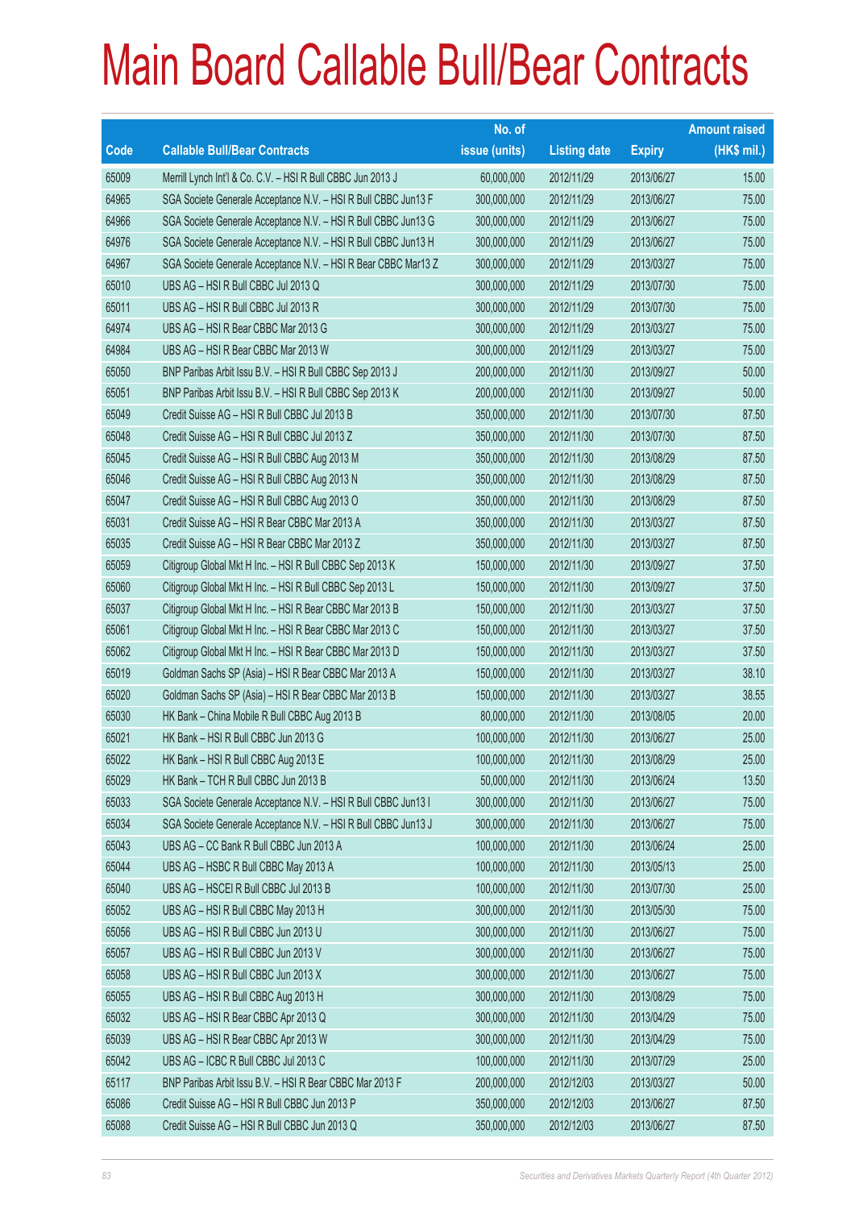# Main Board Callable Bull/Bear Contracts

| Code | Callable Bull/Bear Contracts | No. of issue (units) | Listing date | Expiry | Amount raised (HK$ mil.) |
|---|---|---|---|---|---|
| 65009 | Merrill Lynch Int'l & Co. C.V. – HSI R Bull CBBC Jun 2013 J | 60,000,000 | 2012/11/29 | 2013/06/27 | 15.00 |
| 64965 | SGA Societe Generale Acceptance N.V. – HSI R Bull CBBC Jun13 F | 300,000,000 | 2012/11/29 | 2013/06/27 | 75.00 |
| 64966 | SGA Societe Generale Acceptance N.V. – HSI R Bull CBBC Jun13 G | 300,000,000 | 2012/11/29 | 2013/06/27 | 75.00 |
| 64976 | SGA Societe Generale Acceptance N.V. – HSI R Bull CBBC Jun13 H | 300,000,000 | 2012/11/29 | 2013/06/27 | 75.00 |
| 64967 | SGA Societe Generale Acceptance N.V. – HSI R Bear CBBC Mar13 Z | 300,000,000 | 2012/11/29 | 2013/03/27 | 75.00 |
| 65010 | UBS AG – HSI R Bull CBBC Jul 2013 Q | 300,000,000 | 2012/11/29 | 2013/07/30 | 75.00 |
| 65011 | UBS AG – HSI R Bull CBBC Jul 2013 R | 300,000,000 | 2012/11/29 | 2013/07/30 | 75.00 |
| 64974 | UBS AG – HSI R Bear CBBC Mar 2013 G | 300,000,000 | 2012/11/29 | 2013/03/27 | 75.00 |
| 64984 | UBS AG – HSI R Bear CBBC Mar 2013 W | 300,000,000 | 2012/11/29 | 2013/03/27 | 75.00 |
| 65050 | BNP Paribas Arbit Issu B.V. – HSI R Bull CBBC Sep 2013 J | 200,000,000 | 2012/11/30 | 2013/09/27 | 50.00 |
| 65051 | BNP Paribas Arbit Issu B.V. – HSI R Bull CBBC Sep 2013 K | 200,000,000 | 2012/11/30 | 2013/09/27 | 50.00 |
| 65049 | Credit Suisse AG – HSI R Bull CBBC Jul 2013 B | 350,000,000 | 2012/11/30 | 2013/07/30 | 87.50 |
| 65048 | Credit Suisse AG – HSI R Bull CBBC Jul 2013 Z | 350,000,000 | 2012/11/30 | 2013/07/30 | 87.50 |
| 65045 | Credit Suisse AG – HSI R Bull CBBC Aug 2013 M | 350,000,000 | 2012/11/30 | 2013/08/29 | 87.50 |
| 65046 | Credit Suisse AG – HSI R Bull CBBC Aug 2013 N | 350,000,000 | 2012/11/30 | 2013/08/29 | 87.50 |
| 65047 | Credit Suisse AG – HSI R Bull CBBC Aug 2013 O | 350,000,000 | 2012/11/30 | 2013/08/29 | 87.50 |
| 65031 | Credit Suisse AG – HSI R Bear CBBC Mar 2013 A | 350,000,000 | 2012/11/30 | 2013/03/27 | 87.50 |
| 65035 | Credit Suisse AG – HSI R Bear CBBC Mar 2013 Z | 350,000,000 | 2012/11/30 | 2013/03/27 | 87.50 |
| 65059 | Citigroup Global Mkt H Inc. – HSI R Bull CBBC Sep 2013 K | 150,000,000 | 2012/11/30 | 2013/09/27 | 37.50 |
| 65060 | Citigroup Global Mkt H Inc. – HSI R Bull CBBC Sep 2013 L | 150,000,000 | 2012/11/30 | 2013/09/27 | 37.50 |
| 65037 | Citigroup Global Mkt H Inc. – HSI R Bear CBBC Mar 2013 B | 150,000,000 | 2012/11/30 | 2013/03/27 | 37.50 |
| 65061 | Citigroup Global Mkt H Inc. – HSI R Bear CBBC Mar 2013 C | 150,000,000 | 2012/11/30 | 2013/03/27 | 37.50 |
| 65062 | Citigroup Global Mkt H Inc. – HSI R Bear CBBC Mar 2013 D | 150,000,000 | 2012/11/30 | 2013/03/27 | 37.50 |
| 65019 | Goldman Sachs SP (Asia) – HSI R Bear CBBC Mar 2013 A | 150,000,000 | 2012/11/30 | 2013/03/27 | 38.10 |
| 65020 | Goldman Sachs SP (Asia) – HSI R Bear CBBC Mar 2013 B | 150,000,000 | 2012/11/30 | 2013/03/27 | 38.55 |
| 65030 | HK Bank – China Mobile R Bull CBBC Aug 2013 B | 80,000,000 | 2012/11/30 | 2013/08/05 | 20.00 |
| 65021 | HK Bank – HSI R Bull CBBC Jun 2013 G | 100,000,000 | 2012/11/30 | 2013/06/27 | 25.00 |
| 65022 | HK Bank – HSI R Bull CBBC Aug 2013 E | 100,000,000 | 2012/11/30 | 2013/08/29 | 25.00 |
| 65029 | HK Bank – TCH R Bull CBBC Jun 2013 B | 50,000,000 | 2012/11/30 | 2013/06/24 | 13.50 |
| 65033 | SGA Societe Generale Acceptance N.V. – HSI R Bull CBBC Jun13 I | 300,000,000 | 2012/11/30 | 2013/06/27 | 75.00 |
| 65034 | SGA Societe Generale Acceptance N.V. – HSI R Bull CBBC Jun13 J | 300,000,000 | 2012/11/30 | 2013/06/27 | 75.00 |
| 65043 | UBS AG – CC Bank R Bull CBBC Jun 2013 A | 100,000,000 | 2012/11/30 | 2013/06/24 | 25.00 |
| 65044 | UBS AG – HSBC R Bull CBBC May 2013 A | 100,000,000 | 2012/11/30 | 2013/05/13 | 25.00 |
| 65040 | UBS AG – HSCEI R Bull CBBC Jul 2013 B | 100,000,000 | 2012/11/30 | 2013/07/30 | 25.00 |
| 65052 | UBS AG – HSI R Bull CBBC May 2013 H | 300,000,000 | 2012/11/30 | 2013/05/30 | 75.00 |
| 65056 | UBS AG – HSI R Bull CBBC Jun 2013 U | 300,000,000 | 2012/11/30 | 2013/06/27 | 75.00 |
| 65057 | UBS AG – HSI R Bull CBBC Jun 2013 V | 300,000,000 | 2012/11/30 | 2013/06/27 | 75.00 |
| 65058 | UBS AG – HSI R Bull CBBC Jun 2013 X | 300,000,000 | 2012/11/30 | 2013/06/27 | 75.00 |
| 65055 | UBS AG – HSI R Bull CBBC Aug 2013 H | 300,000,000 | 2012/11/30 | 2013/08/29 | 75.00 |
| 65032 | UBS AG – HSI R Bear CBBC Apr 2013 Q | 300,000,000 | 2012/11/30 | 2013/04/29 | 75.00 |
| 65039 | UBS AG – HSI R Bear CBBC Apr 2013 W | 300,000,000 | 2012/11/30 | 2013/04/29 | 75.00 |
| 65042 | UBS AG – ICBC R Bull CBBC Jul 2013 C | 100,000,000 | 2012/11/30 | 2013/07/29 | 25.00 |
| 65117 | BNP Paribas Arbit Issu B.V. – HSI R Bear CBBC Mar 2013 F | 200,000,000 | 2012/12/03 | 2013/03/27 | 50.00 |
| 65086 | Credit Suisse AG – HSI R Bull CBBC Jun 2013 P | 350,000,000 | 2012/12/03 | 2013/06/27 | 87.50 |
| 65088 | Credit Suisse AG – HSI R Bull CBBC Jun 2013 Q | 350,000,000 | 2012/12/03 | 2013/06/27 | 87.50 |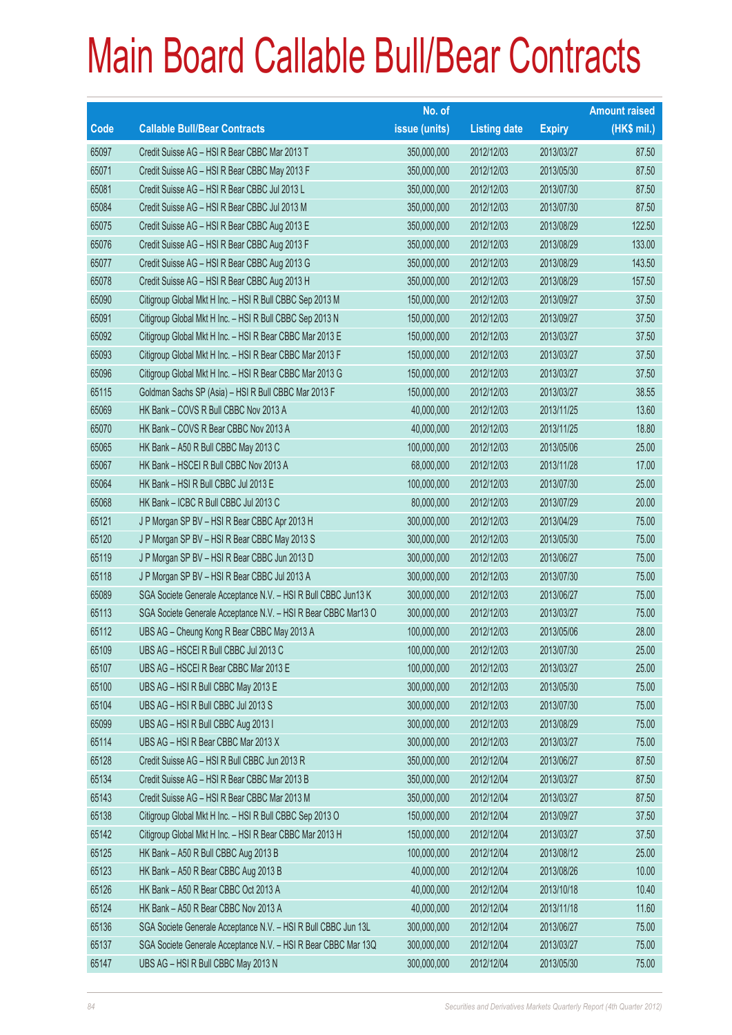# Main Board Callable Bull/Bear Contracts

| Code | Callable Bull/Bear Contracts | No. of issue (units) | Listing date | Expiry | Amount raised (HK$ mil.) |
|---|---|---|---|---|---|
| 65097 | Credit Suisse AG – HSI R Bear CBBC Mar 2013 T | 350,000,000 | 2012/12/03 | 2013/03/27 | 87.50 |
| 65071 | Credit Suisse AG – HSI R Bear CBBC May 2013 F | 350,000,000 | 2012/12/03 | 2013/05/30 | 87.50 |
| 65081 | Credit Suisse AG – HSI R Bear CBBC Jul 2013 L | 350,000,000 | 2012/12/03 | 2013/07/30 | 87.50 |
| 65084 | Credit Suisse AG – HSI R Bear CBBC Jul 2013 M | 350,000,000 | 2012/12/03 | 2013/07/30 | 87.50 |
| 65075 | Credit Suisse AG – HSI R Bear CBBC Aug 2013 E | 350,000,000 | 2012/12/03 | 2013/08/29 | 122.50 |
| 65076 | Credit Suisse AG – HSI R Bear CBBC Aug 2013 F | 350,000,000 | 2012/12/03 | 2013/08/29 | 133.00 |
| 65077 | Credit Suisse AG – HSI R Bear CBBC Aug 2013 G | 350,000,000 | 2012/12/03 | 2013/08/29 | 143.50 |
| 65078 | Credit Suisse AG – HSI R Bear CBBC Aug 2013 H | 350,000,000 | 2012/12/03 | 2013/08/29 | 157.50 |
| 65090 | Citigroup Global Mkt H Inc. – HSI R Bull CBBC Sep 2013 M | 150,000,000 | 2012/12/03 | 2013/09/27 | 37.50 |
| 65091 | Citigroup Global Mkt H Inc. – HSI R Bull CBBC Sep 2013 N | 150,000,000 | 2012/12/03 | 2013/09/27 | 37.50 |
| 65092 | Citigroup Global Mkt H Inc. – HSI R Bear CBBC Mar 2013 E | 150,000,000 | 2012/12/03 | 2013/03/27 | 37.50 |
| 65093 | Citigroup Global Mkt H Inc. – HSI R Bear CBBC Mar 2013 F | 150,000,000 | 2012/12/03 | 2013/03/27 | 37.50 |
| 65096 | Citigroup Global Mkt H Inc. – HSI R Bear CBBC Mar 2013 G | 150,000,000 | 2012/12/03 | 2013/03/27 | 37.50 |
| 65115 | Goldman Sachs SP (Asia) – HSI R Bull CBBC Mar 2013 F | 150,000,000 | 2012/12/03 | 2013/03/27 | 38.55 |
| 65069 | HK Bank – COVS R Bull CBBC Nov 2013 A | 40,000,000 | 2012/12/03 | 2013/11/25 | 13.60 |
| 65070 | HK Bank – COVS R Bear CBBC Nov 2013 A | 40,000,000 | 2012/12/03 | 2013/11/25 | 18.80 |
| 65065 | HK Bank – A50 R Bull CBBC May 2013 C | 100,000,000 | 2012/12/03 | 2013/05/06 | 25.00 |
| 65067 | HK Bank – HSCEI R Bull CBBC Nov 2013 A | 68,000,000 | 2012/12/03 | 2013/11/28 | 17.00 |
| 65064 | HK Bank – HSI R Bull CBBC Jul 2013 E | 100,000,000 | 2012/12/03 | 2013/07/30 | 25.00 |
| 65068 | HK Bank – ICBC R Bull CBBC Jul 2013 C | 80,000,000 | 2012/12/03 | 2013/07/29 | 20.00 |
| 65121 | J P Morgan SP BV – HSI R Bear CBBC Apr 2013 H | 300,000,000 | 2012/12/03 | 2013/04/29 | 75.00 |
| 65120 | J P Morgan SP BV – HSI R Bear CBBC May 2013 S | 300,000,000 | 2012/12/03 | 2013/05/30 | 75.00 |
| 65119 | J P Morgan SP BV – HSI R Bear CBBC Jun 2013 D | 300,000,000 | 2012/12/03 | 2013/06/27 | 75.00 |
| 65118 | J P Morgan SP BV – HSI R Bear CBBC Jul 2013 A | 300,000,000 | 2012/12/03 | 2013/07/30 | 75.00 |
| 65089 | SGA Societe Generale Acceptance N.V. – HSI R Bull CBBC Jun13 K | 300,000,000 | 2012/12/03 | 2013/06/27 | 75.00 |
| 65113 | SGA Societe Generale Acceptance N.V. – HSI R Bear CBBC Mar13 O | 300,000,000 | 2012/12/03 | 2013/03/27 | 75.00 |
| 65112 | UBS AG – Cheung Kong R Bear CBBC May 2013 A | 100,000,000 | 2012/12/03 | 2013/05/06 | 28.00 |
| 65109 | UBS AG – HSCEI R Bull CBBC Jul 2013 C | 100,000,000 | 2012/12/03 | 2013/07/30 | 25.00 |
| 65107 | UBS AG – HSCEI R Bear CBBC Mar 2013 E | 100,000,000 | 2012/12/03 | 2013/03/27 | 25.00 |
| 65100 | UBS AG – HSI R Bull CBBC May 2013 E | 300,000,000 | 2012/12/03 | 2013/05/30 | 75.00 |
| 65104 | UBS AG – HSI R Bull CBBC Jul 2013 S | 300,000,000 | 2012/12/03 | 2013/07/30 | 75.00 |
| 65099 | UBS AG – HSI R Bull CBBC Aug 2013 I | 300,000,000 | 2012/12/03 | 2013/08/29 | 75.00 |
| 65114 | UBS AG – HSI R Bear CBBC Mar 2013 X | 300,000,000 | 2012/12/03 | 2013/03/27 | 75.00 |
| 65128 | Credit Suisse AG – HSI R Bull CBBC Jun 2013 R | 350,000,000 | 2012/12/04 | 2013/06/27 | 87.50 |
| 65134 | Credit Suisse AG – HSI R Bear CBBC Mar 2013 B | 350,000,000 | 2012/12/04 | 2013/03/27 | 87.50 |
| 65143 | Credit Suisse AG – HSI R Bear CBBC Mar 2013 M | 350,000,000 | 2012/12/04 | 2013/03/27 | 87.50 |
| 65138 | Citigroup Global Mkt H Inc. – HSI R Bull CBBC Sep 2013 O | 150,000,000 | 2012/12/04 | 2013/09/27 | 37.50 |
| 65142 | Citigroup Global Mkt H Inc. – HSI R Bear CBBC Mar 2013 H | 150,000,000 | 2012/12/04 | 2013/03/27 | 37.50 |
| 65125 | HK Bank – A50 R Bull CBBC Aug 2013 B | 100,000,000 | 2012/12/04 | 2013/08/12 | 25.00 |
| 65123 | HK Bank – A50 R Bear CBBC Aug 2013 B | 40,000,000 | 2012/12/04 | 2013/08/26 | 10.00 |
| 65126 | HK Bank – A50 R Bear CBBC Oct 2013 A | 40,000,000 | 2012/12/04 | 2013/10/18 | 10.40 |
| 65124 | HK Bank – A50 R Bear CBBC Nov 2013 A | 40,000,000 | 2012/12/04 | 2013/11/18 | 11.60 |
| 65136 | SGA Societe Generale Acceptance N.V. – HSI R Bull CBBC Jun 13L | 300,000,000 | 2012/12/04 | 2013/06/27 | 75.00 |
| 65137 | SGA Societe Generale Acceptance N.V. – HSI R Bear CBBC Mar 13Q | 300,000,000 | 2012/12/04 | 2013/03/27 | 75.00 |
| 65147 | UBS AG – HSI R Bull CBBC May 2013 N | 300,000,000 | 2012/12/04 | 2013/05/30 | 75.00 |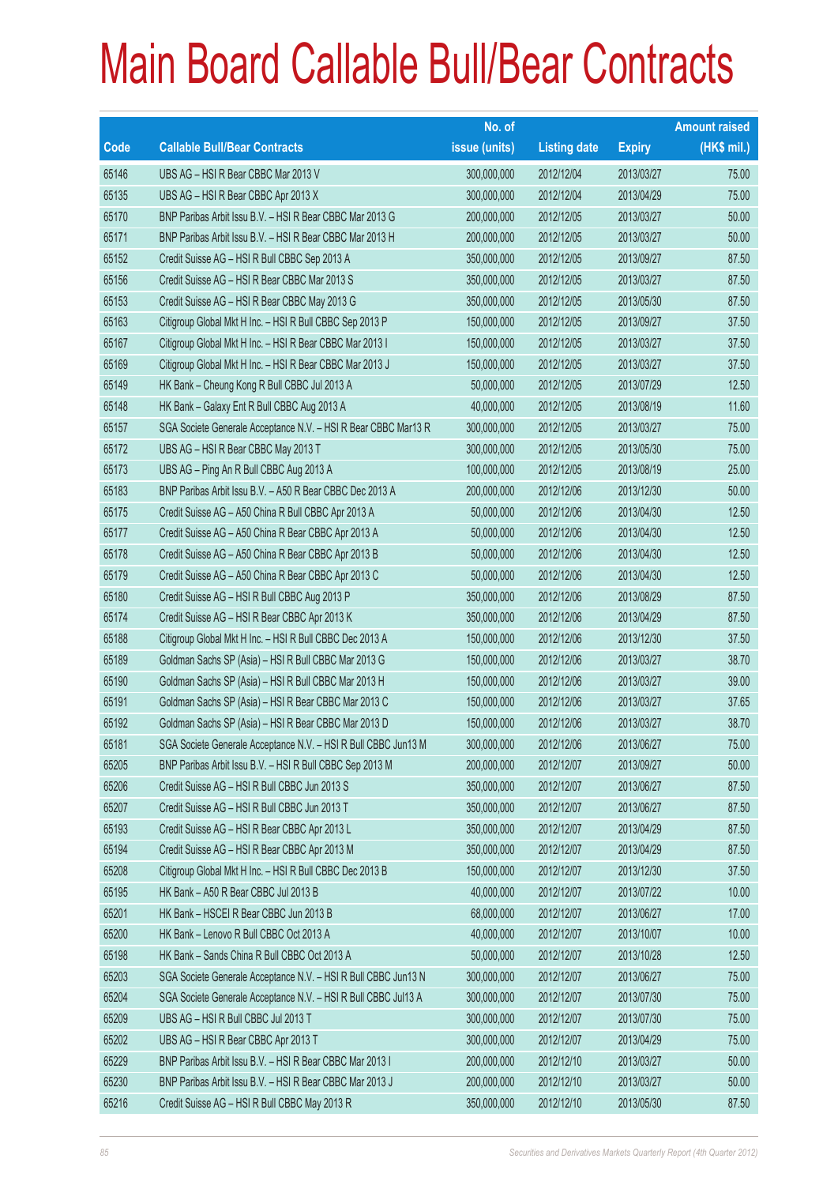# Main Board Callable Bull/Bear Contracts

| Code | Callable Bull/Bear Contracts | No. of issue (units) | Listing date | Expiry | Amount raised (HK$ mil.) |
|---|---|---|---|---|---|
| 65146 | UBS AG – HSI R Bear CBBC Mar 2013 V | 300,000,000 | 2012/12/04 | 2013/03/27 | 75.00 |
| 65135 | UBS AG – HSI R Bear CBBC Apr 2013 X | 300,000,000 | 2012/12/04 | 2013/04/29 | 75.00 |
| 65170 | BNP Paribas Arbit Issu B.V. – HSI R Bear CBBC Mar 2013 G | 200,000,000 | 2012/12/05 | 2013/03/27 | 50.00 |
| 65171 | BNP Paribas Arbit Issu B.V. – HSI R Bear CBBC Mar 2013 H | 200,000,000 | 2012/12/05 | 2013/03/27 | 50.00 |
| 65152 | Credit Suisse AG – HSI R Bull CBBC Sep 2013 A | 350,000,000 | 2012/12/05 | 2013/09/27 | 87.50 |
| 65156 | Credit Suisse AG – HSI R Bear CBBC Mar 2013 S | 350,000,000 | 2012/12/05 | 2013/03/27 | 87.50 |
| 65153 | Credit Suisse AG – HSI R Bear CBBC May 2013 G | 350,000,000 | 2012/12/05 | 2013/05/30 | 87.50 |
| 65163 | Citigroup Global Mkt H Inc. – HSI R Bull CBBC Sep 2013 P | 150,000,000 | 2012/12/05 | 2013/09/27 | 37.50 |
| 65167 | Citigroup Global Mkt H Inc. – HSI R Bear CBBC Mar 2013 I | 150,000,000 | 2012/12/05 | 2013/03/27 | 37.50 |
| 65169 | Citigroup Global Mkt H Inc. – HSI R Bear CBBC Mar 2013 J | 150,000,000 | 2012/12/05 | 2013/03/27 | 37.50 |
| 65149 | HK Bank – Cheung Kong R Bull CBBC Jul 2013 A | 50,000,000 | 2012/12/05 | 2013/07/29 | 12.50 |
| 65148 | HK Bank – Galaxy Ent R Bull CBBC Aug 2013 A | 40,000,000 | 2012/12/05 | 2013/08/19 | 11.60 |
| 65157 | SGA Societe Generale Acceptance N.V. – HSI R Bear CBBC Mar13 R | 300,000,000 | 2012/12/05 | 2013/03/27 | 75.00 |
| 65172 | UBS AG – HSI R Bear CBBC May 2013 T | 300,000,000 | 2012/12/05 | 2013/05/30 | 75.00 |
| 65173 | UBS AG – Ping An R Bull CBBC Aug 2013 A | 100,000,000 | 2012/12/05 | 2013/08/19 | 25.00 |
| 65183 | BNP Paribas Arbit Issu B.V. – A50 R Bear CBBC Dec 2013 A | 200,000,000 | 2012/12/06 | 2013/12/30 | 50.00 |
| 65175 | Credit Suisse AG – A50 China R Bull CBBC Apr 2013 A | 50,000,000 | 2012/12/06 | 2013/04/30 | 12.50 |
| 65177 | Credit Suisse AG – A50 China R Bear CBBC Apr 2013 A | 50,000,000 | 2012/12/06 | 2013/04/30 | 12.50 |
| 65178 | Credit Suisse AG – A50 China R Bear CBBC Apr 2013 B | 50,000,000 | 2012/12/06 | 2013/04/30 | 12.50 |
| 65179 | Credit Suisse AG – A50 China R Bear CBBC Apr 2013 C | 50,000,000 | 2012/12/06 | 2013/04/30 | 12.50 |
| 65180 | Credit Suisse AG – HSI R Bull CBBC Aug 2013 P | 350,000,000 | 2012/12/06 | 2013/08/29 | 87.50 |
| 65174 | Credit Suisse AG – HSI R Bear CBBC Apr 2013 K | 350,000,000 | 2012/12/06 | 2013/04/29 | 87.50 |
| 65188 | Citigroup Global Mkt H Inc. – HSI R Bull CBBC Dec 2013 A | 150,000,000 | 2012/12/06 | 2013/12/30 | 37.50 |
| 65189 | Goldman Sachs SP (Asia) – HSI R Bull CBBC Mar 2013 G | 150,000,000 | 2012/12/06 | 2013/03/27 | 38.70 |
| 65190 | Goldman Sachs SP (Asia) – HSI R Bull CBBC Mar 2013 H | 150,000,000 | 2012/12/06 | 2013/03/27 | 39.00 |
| 65191 | Goldman Sachs SP (Asia) – HSI R Bear CBBC Mar 2013 C | 150,000,000 | 2012/12/06 | 2013/03/27 | 37.65 |
| 65192 | Goldman Sachs SP (Asia) – HSI R Bear CBBC Mar 2013 D | 150,000,000 | 2012/12/06 | 2013/03/27 | 38.70 |
| 65181 | SGA Societe Generale Acceptance N.V. – HSI R Bull CBBC Jun13 M | 300,000,000 | 2012/12/06 | 2013/06/27 | 75.00 |
| 65205 | BNP Paribas Arbit Issu B.V. – HSI R Bull CBBC Sep 2013 M | 200,000,000 | 2012/12/07 | 2013/09/27 | 50.00 |
| 65206 | Credit Suisse AG – HSI R Bull CBBC Jun 2013 S | 350,000,000 | 2012/12/07 | 2013/06/27 | 87.50 |
| 65207 | Credit Suisse AG – HSI R Bull CBBC Jun 2013 T | 350,000,000 | 2012/12/07 | 2013/06/27 | 87.50 |
| 65193 | Credit Suisse AG – HSI R Bear CBBC Apr 2013 L | 350,000,000 | 2012/12/07 | 2013/04/29 | 87.50 |
| 65194 | Credit Suisse AG – HSI R Bear CBBC Apr 2013 M | 350,000,000 | 2012/12/07 | 2013/04/29 | 87.50 |
| 65208 | Citigroup Global Mkt H Inc. – HSI R Bull CBBC Dec 2013 B | 150,000,000 | 2012/12/07 | 2013/12/30 | 37.50 |
| 65195 | HK Bank – A50 R Bear CBBC Jul 2013 B | 40,000,000 | 2012/12/07 | 2013/07/22 | 10.00 |
| 65201 | HK Bank – HSCEI R Bear CBBC Jun 2013 B | 68,000,000 | 2012/12/07 | 2013/06/27 | 17.00 |
| 65200 | HK Bank – Lenovo R Bull CBBC Oct 2013 A | 40,000,000 | 2012/12/07 | 2013/10/07 | 10.00 |
| 65198 | HK Bank – Sands China R Bull CBBC Oct 2013 A | 50,000,000 | 2012/12/07 | 2013/10/28 | 12.50 |
| 65203 | SGA Societe Generale Acceptance N.V. – HSI R Bull CBBC Jun13 N | 300,000,000 | 2012/12/07 | 2013/06/27 | 75.00 |
| 65204 | SGA Societe Generale Acceptance N.V. – HSI R Bull CBBC Jul13 A | 300,000,000 | 2012/12/07 | 2013/07/30 | 75.00 |
| 65209 | UBS AG – HSI R Bull CBBC Jul 2013 T | 300,000,000 | 2012/12/07 | 2013/07/30 | 75.00 |
| 65202 | UBS AG – HSI R Bear CBBC Apr 2013 T | 300,000,000 | 2012/12/07 | 2013/04/29 | 75.00 |
| 65229 | BNP Paribas Arbit Issu B.V. – HSI R Bear CBBC Mar 2013 I | 200,000,000 | 2012/12/10 | 2013/03/27 | 50.00 |
| 65230 | BNP Paribas Arbit Issu B.V. – HSI R Bear CBBC Mar 2013 J | 200,000,000 | 2012/12/10 | 2013/03/27 | 50.00 |
| 65216 | Credit Suisse AG – HSI R Bull CBBC May 2013 R | 350,000,000 | 2012/12/10 | 2013/05/30 | 87.50 |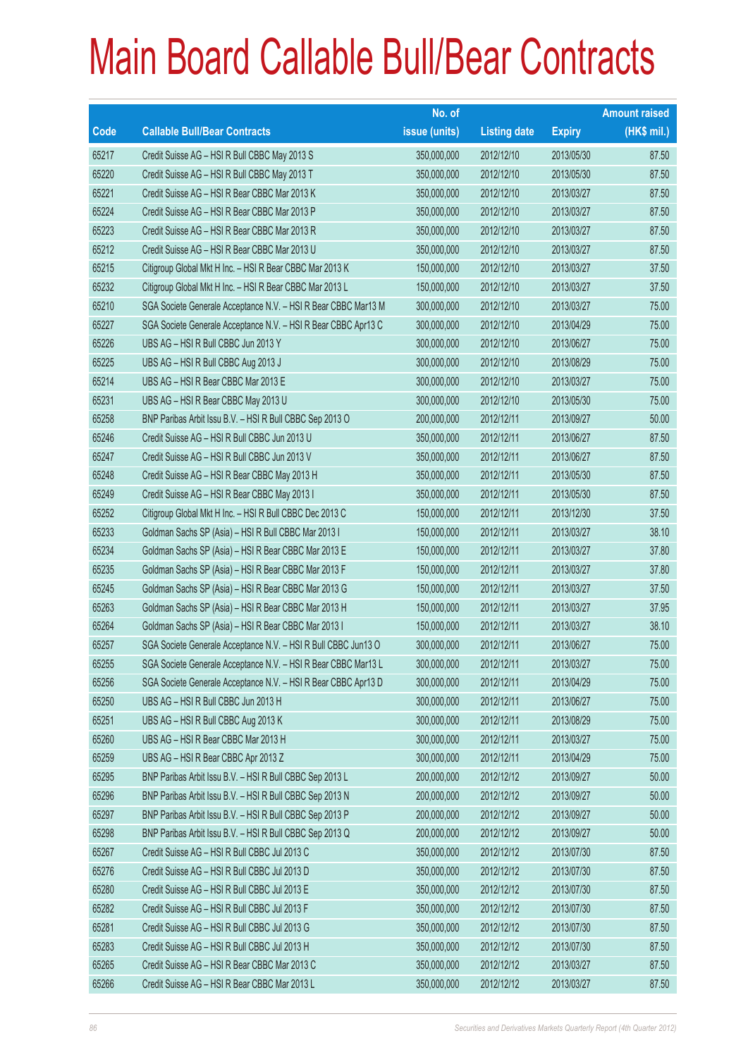# Main Board Callable Bull/Bear Contracts

| Code | Callable Bull/Bear Contracts | No. of issue (units) | Listing date | Expiry | Amount raised (HK$ mil.) |
|---|---|---|---|---|---|
| 65217 | Credit Suisse AG – HSI R Bull CBBC May 2013 S | 350,000,000 | 2012/12/10 | 2013/05/30 | 87.50 |
| 65220 | Credit Suisse AG – HSI R Bull CBBC May 2013 T | 350,000,000 | 2012/12/10 | 2013/05/30 | 87.50 |
| 65221 | Credit Suisse AG – HSI R Bear CBBC Mar 2013 K | 350,000,000 | 2012/12/10 | 2013/03/27 | 87.50 |
| 65224 | Credit Suisse AG – HSI R Bear CBBC Mar 2013 P | 350,000,000 | 2012/12/10 | 2013/03/27 | 87.50 |
| 65223 | Credit Suisse AG – HSI R Bear CBBC Mar 2013 R | 350,000,000 | 2012/12/10 | 2013/03/27 | 87.50 |
| 65212 | Credit Suisse AG – HSI R Bear CBBC Mar 2013 U | 350,000,000 | 2012/12/10 | 2013/03/27 | 87.50 |
| 65215 | Citigroup Global Mkt H Inc. – HSI R Bear CBBC Mar 2013 K | 150,000,000 | 2012/12/10 | 2013/03/27 | 37.50 |
| 65232 | Citigroup Global Mkt H Inc. – HSI R Bear CBBC Mar 2013 L | 150,000,000 | 2012/12/10 | 2013/03/27 | 37.50 |
| 65210 | SGA Societe Generale Acceptance N.V. – HSI R Bear CBBC Mar13 M | 300,000,000 | 2012/12/10 | 2013/03/27 | 75.00 |
| 65227 | SGA Societe Generale Acceptance N.V. – HSI R Bear CBBC Apr13 C | 300,000,000 | 2012/12/10 | 2013/04/29 | 75.00 |
| 65226 | UBS AG – HSI R Bull CBBC Jun 2013 Y | 300,000,000 | 2012/12/10 | 2013/06/27 | 75.00 |
| 65225 | UBS AG – HSI R Bull CBBC Aug 2013 J | 300,000,000 | 2012/12/10 | 2013/08/29 | 75.00 |
| 65214 | UBS AG – HSI R Bear CBBC Mar 2013 E | 300,000,000 | 2012/12/10 | 2013/03/27 | 75.00 |
| 65231 | UBS AG – HSI R Bear CBBC May 2013 U | 300,000,000 | 2012/12/10 | 2013/05/30 | 75.00 |
| 65258 | BNP Paribas Arbit Issu B.V. – HSI R Bull CBBC Sep 2013 O | 200,000,000 | 2012/12/11 | 2013/09/27 | 50.00 |
| 65246 | Credit Suisse AG – HSI R Bull CBBC Jun 2013 U | 350,000,000 | 2012/12/11 | 2013/06/27 | 87.50 |
| 65247 | Credit Suisse AG – HSI R Bull CBBC Jun 2013 V | 350,000,000 | 2012/12/11 | 2013/06/27 | 87.50 |
| 65248 | Credit Suisse AG – HSI R Bear CBBC May 2013 H | 350,000,000 | 2012/12/11 | 2013/05/30 | 87.50 |
| 65249 | Credit Suisse AG – HSI R Bear CBBC May 2013 I | 350,000,000 | 2012/12/11 | 2013/05/30 | 87.50 |
| 65252 | Citigroup Global Mkt H Inc. – HSI R Bull CBBC Dec 2013 C | 150,000,000 | 2012/12/11 | 2013/12/30 | 37.50 |
| 65233 | Goldman Sachs SP (Asia) – HSI R Bull CBBC Mar 2013 I | 150,000,000 | 2012/12/11 | 2013/03/27 | 38.10 |
| 65234 | Goldman Sachs SP (Asia) – HSI R Bear CBBC Mar 2013 E | 150,000,000 | 2012/12/11 | 2013/03/27 | 37.80 |
| 65235 | Goldman Sachs SP (Asia) – HSI R Bear CBBC Mar 2013 F | 150,000,000 | 2012/12/11 | 2013/03/27 | 37.80 |
| 65245 | Goldman Sachs SP (Asia) – HSI R Bear CBBC Mar 2013 G | 150,000,000 | 2012/12/11 | 2013/03/27 | 37.50 |
| 65263 | Goldman Sachs SP (Asia) – HSI R Bear CBBC Mar 2013 H | 150,000,000 | 2012/12/11 | 2013/03/27 | 37.95 |
| 65264 | Goldman Sachs SP (Asia) – HSI R Bear CBBC Mar 2013 I | 150,000,000 | 2012/12/11 | 2013/03/27 | 38.10 |
| 65257 | SGA Societe Generale Acceptance N.V. – HSI R Bull CBBC Jun13 O | 300,000,000 | 2012/12/11 | 2013/06/27 | 75.00 |
| 65255 | SGA Societe Generale Acceptance N.V. – HSI R Bear CBBC Mar13 L | 300,000,000 | 2012/12/11 | 2013/03/27 | 75.00 |
| 65256 | SGA Societe Generale Acceptance N.V. – HSI R Bear CBBC Apr13 D | 300,000,000 | 2012/12/11 | 2013/04/29 | 75.00 |
| 65250 | UBS AG – HSI R Bull CBBC Jun 2013 H | 300,000,000 | 2012/12/11 | 2013/06/27 | 75.00 |
| 65251 | UBS AG – HSI R Bull CBBC Aug 2013 K | 300,000,000 | 2012/12/11 | 2013/08/29 | 75.00 |
| 65260 | UBS AG – HSI R Bear CBBC Mar 2013 H | 300,000,000 | 2012/12/11 | 2013/03/27 | 75.00 |
| 65259 | UBS AG – HSI R Bear CBBC Apr 2013 Z | 300,000,000 | 2012/12/11 | 2013/04/29 | 75.00 |
| 65295 | BNP Paribas Arbit Issu B.V. – HSI R Bull CBBC Sep 2013 L | 200,000,000 | 2012/12/12 | 2013/09/27 | 50.00 |
| 65296 | BNP Paribas Arbit Issu B.V. – HSI R Bull CBBC Sep 2013 N | 200,000,000 | 2012/12/12 | 2013/09/27 | 50.00 |
| 65297 | BNP Paribas Arbit Issu B.V. – HSI R Bull CBBC Sep 2013 P | 200,000,000 | 2012/12/12 | 2013/09/27 | 50.00 |
| 65298 | BNP Paribas Arbit Issu B.V. – HSI R Bull CBBC Sep 2013 Q | 200,000,000 | 2012/12/12 | 2013/09/27 | 50.00 |
| 65267 | Credit Suisse AG – HSI R Bull CBBC Jul 2013 C | 350,000,000 | 2012/12/12 | 2013/07/30 | 87.50 |
| 65276 | Credit Suisse AG – HSI R Bull CBBC Jul 2013 D | 350,000,000 | 2012/12/12 | 2013/07/30 | 87.50 |
| 65280 | Credit Suisse AG – HSI R Bull CBBC Jul 2013 E | 350,000,000 | 2012/12/12 | 2013/07/30 | 87.50 |
| 65282 | Credit Suisse AG – HSI R Bull CBBC Jul 2013 F | 350,000,000 | 2012/12/12 | 2013/07/30 | 87.50 |
| 65281 | Credit Suisse AG – HSI R Bull CBBC Jul 2013 G | 350,000,000 | 2012/12/12 | 2013/07/30 | 87.50 |
| 65283 | Credit Suisse AG – HSI R Bull CBBC Jul 2013 H | 350,000,000 | 2012/12/12 | 2013/07/30 | 87.50 |
| 65265 | Credit Suisse AG – HSI R Bear CBBC Mar 2013 C | 350,000,000 | 2012/12/12 | 2013/03/27 | 87.50 |
| 65266 | Credit Suisse AG – HSI R Bear CBBC Mar 2013 L | 350,000,000 | 2012/12/12 | 2013/03/27 | 87.50 |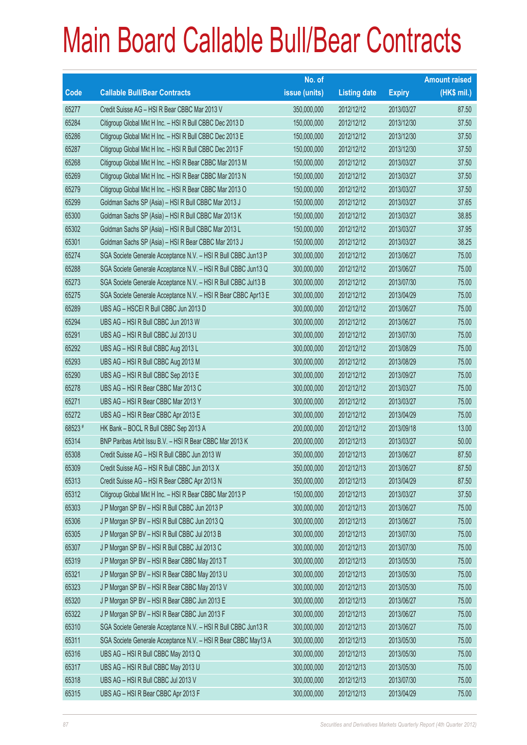# Main Board Callable Bull/Bear Contracts

| Code | Callable Bull/Bear Contracts | No. of issue (units) | Listing date | Expiry | Amount raised (HK$ mil.) |
|---|---|---|---|---|---|
| 65277 | Credit Suisse AG – HSI R Bear CBBC Mar 2013 V | 350,000,000 | 2012/12/12 | 2013/03/27 | 87.50 |
| 65284 | Citigroup Global Mkt H Inc. – HSI R Bull CBBC Dec 2013 D | 150,000,000 | 2012/12/12 | 2013/12/30 | 37.50 |
| 65286 | Citigroup Global Mkt H Inc. – HSI R Bull CBBC Dec 2013 E | 150,000,000 | 2012/12/12 | 2013/12/30 | 37.50 |
| 65287 | Citigroup Global Mkt H Inc. – HSI R Bull CBBC Dec 2013 F | 150,000,000 | 2012/12/12 | 2013/12/30 | 37.50 |
| 65268 | Citigroup Global Mkt H Inc. – HSI R Bear CBBC Mar 2013 M | 150,000,000 | 2012/12/12 | 2013/03/27 | 37.50 |
| 65269 | Citigroup Global Mkt H Inc. – HSI R Bear CBBC Mar 2013 N | 150,000,000 | 2012/12/12 | 2013/03/27 | 37.50 |
| 65279 | Citigroup Global Mkt H Inc. – HSI R Bear CBBC Mar 2013 O | 150,000,000 | 2012/12/12 | 2013/03/27 | 37.50 |
| 65299 | Goldman Sachs SP (Asia) – HSI R Bull CBBC Mar 2013 J | 150,000,000 | 2012/12/12 | 2013/03/27 | 37.65 |
| 65300 | Goldman Sachs SP (Asia) – HSI R Bull CBBC Mar 2013 K | 150,000,000 | 2012/12/12 | 2013/03/27 | 38.85 |
| 65302 | Goldman Sachs SP (Asia) – HSI R Bull CBBC Mar 2013 L | 150,000,000 | 2012/12/12 | 2013/03/27 | 37.95 |
| 65301 | Goldman Sachs SP (Asia) – HSI R Bear CBBC Mar 2013 J | 150,000,000 | 2012/12/12 | 2013/03/27 | 38.25 |
| 65274 | SGA Societe Generale Acceptance N.V. – HSI R Bull CBBC Jun13 P | 300,000,000 | 2012/12/12 | 2013/06/27 | 75.00 |
| 65288 | SGA Societe Generale Acceptance N.V. – HSI R Bull CBBC Jun13 Q | 300,000,000 | 2012/12/12 | 2013/06/27 | 75.00 |
| 65273 | SGA Societe Generale Acceptance N.V. – HSI R Bull CBBC Jul13 B | 300,000,000 | 2012/12/12 | 2013/07/30 | 75.00 |
| 65275 | SGA Societe Generale Acceptance N.V. – HSI R Bear CBBC Apr13 E | 300,000,000 | 2012/12/12 | 2013/04/29 | 75.00 |
| 65289 | UBS AG – HSCEI R Bull CBBC Jun 2013 D | 300,000,000 | 2012/12/12 | 2013/06/27 | 75.00 |
| 65294 | UBS AG – HSI R Bull CBBC Jun 2013 W | 300,000,000 | 2012/12/12 | 2013/06/27 | 75.00 |
| 65291 | UBS AG – HSI R Bull CBBC Jul 2013 U | 300,000,000 | 2012/12/12 | 2013/07/30 | 75.00 |
| 65292 | UBS AG – HSI R Bull CBBC Aug 2013 L | 300,000,000 | 2012/12/12 | 2013/08/29 | 75.00 |
| 65293 | UBS AG – HSI R Bull CBBC Aug 2013 M | 300,000,000 | 2012/12/12 | 2013/08/29 | 75.00 |
| 65290 | UBS AG – HSI R Bull CBBC Sep 2013 E | 300,000,000 | 2012/12/12 | 2013/09/27 | 75.00 |
| 65278 | UBS AG – HSI R Bear CBBC Mar 2013 C | 300,000,000 | 2012/12/12 | 2013/03/27 | 75.00 |
| 65271 | UBS AG – HSI R Bear CBBC Mar 2013 Y | 300,000,000 | 2012/12/12 | 2013/03/27 | 75.00 |
| 65272 | UBS AG – HSI R Bear CBBC Apr 2013 E | 300,000,000 | 2012/12/12 | 2013/04/29 | 75.00 |
| 68523 # | HK Bank – BOCL R Bull CBBC Sep 2013 A | 200,000,000 | 2012/12/12 | 2013/09/18 | 13.00 |
| 65314 | BNP Paribas Arbit Issu B.V. – HSI R Bear CBBC Mar 2013 K | 200,000,000 | 2012/12/13 | 2013/03/27 | 50.00 |
| 65308 | Credit Suisse AG – HSI R Bull CBBC Jun 2013 W | 350,000,000 | 2012/12/13 | 2013/06/27 | 87.50 |
| 65309 | Credit Suisse AG – HSI R Bull CBBC Jun 2013 X | 350,000,000 | 2012/12/13 | 2013/06/27 | 87.50 |
| 65313 | Credit Suisse AG – HSI R Bear CBBC Apr 2013 N | 350,000,000 | 2012/12/13 | 2013/04/29 | 87.50 |
| 65312 | Citigroup Global Mkt H Inc. – HSI R Bear CBBC Mar 2013 P | 150,000,000 | 2012/12/13 | 2013/03/27 | 37.50 |
| 65303 | J P Morgan SP BV – HSI R Bull CBBC Jun 2013 P | 300,000,000 | 2012/12/13 | 2013/06/27 | 75.00 |
| 65306 | J P Morgan SP BV – HSI R Bull CBBC Jun 2013 Q | 300,000,000 | 2012/12/13 | 2013/06/27 | 75.00 |
| 65305 | J P Morgan SP BV – HSI R Bull CBBC Jul 2013 B | 300,000,000 | 2012/12/13 | 2013/07/30 | 75.00 |
| 65307 | J P Morgan SP BV – HSI R Bull CBBC Jul 2013 C | 300,000,000 | 2012/12/13 | 2013/07/30 | 75.00 |
| 65319 | J P Morgan SP BV – HSI R Bear CBBC May 2013 T | 300,000,000 | 2012/12/13 | 2013/05/30 | 75.00 |
| 65321 | J P Morgan SP BV – HSI R Bear CBBC May 2013 U | 300,000,000 | 2012/12/13 | 2013/05/30 | 75.00 |
| 65323 | J P Morgan SP BV – HSI R Bear CBBC May 2013 V | 300,000,000 | 2012/12/13 | 2013/05/30 | 75.00 |
| 65320 | J P Morgan SP BV – HSI R Bear CBBC Jun 2013 E | 300,000,000 | 2012/12/13 | 2013/06/27 | 75.00 |
| 65322 | J P Morgan SP BV – HSI R Bear CBBC Jun 2013 F | 300,000,000 | 2012/12/13 | 2013/06/27 | 75.00 |
| 65310 | SGA Societe Generale Acceptance N.V. – HSI R Bull CBBC Jun13 R | 300,000,000 | 2012/12/13 | 2013/06/27 | 75.00 |
| 65311 | SGA Societe Generale Acceptance N.V. – HSI R Bear CBBC May13 A | 300,000,000 | 2012/12/13 | 2013/05/30 | 75.00 |
| 65316 | UBS AG – HSI R Bull CBBC May 2013 Q | 300,000,000 | 2012/12/13 | 2013/05/30 | 75.00 |
| 65317 | UBS AG – HSI R Bull CBBC May 2013 U | 300,000,000 | 2012/12/13 | 2013/05/30 | 75.00 |
| 65318 | UBS AG – HSI R Bull CBBC Jul 2013 V | 300,000,000 | 2012/12/13 | 2013/07/30 | 75.00 |
| 65315 | UBS AG – HSI R Bear CBBC Apr 2013 F | 300,000,000 | 2012/12/13 | 2013/04/29 | 75.00 |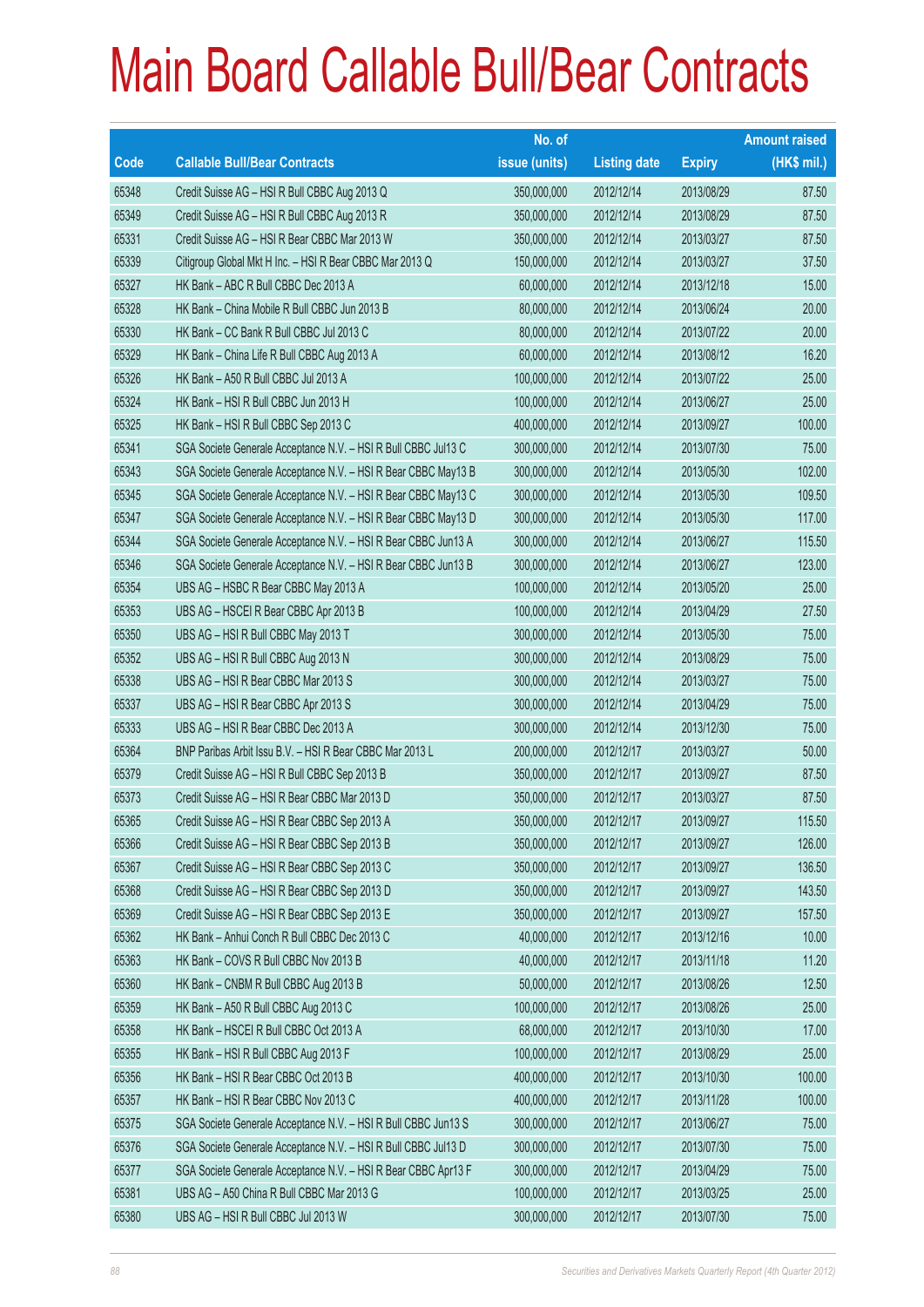# Main Board Callable Bull/Bear Contracts

| Code | Callable Bull/Bear Contracts | No. of issue (units) | Listing date | Expiry | Amount raised (HK$ mil.) |
|---|---|---|---|---|---|
| 65348 | Credit Suisse AG – HSI R Bull CBBC Aug 2013 Q | 350,000,000 | 2012/12/14 | 2013/08/29 | 87.50 |
| 65349 | Credit Suisse AG – HSI R Bull CBBC Aug 2013 R | 350,000,000 | 2012/12/14 | 2013/08/29 | 87.50 |
| 65331 | Credit Suisse AG – HSI R Bear CBBC Mar 2013 W | 350,000,000 | 2012/12/14 | 2013/03/27 | 87.50 |
| 65339 | Citigroup Global Mkt H Inc. – HSI R Bear CBBC Mar 2013 Q | 150,000,000 | 2012/12/14 | 2013/03/27 | 37.50 |
| 65327 | HK Bank – ABC R Bull CBBC Dec 2013 A | 60,000,000 | 2012/12/14 | 2013/12/18 | 15.00 |
| 65328 | HK Bank – China Mobile R Bull CBBC Jun 2013 B | 80,000,000 | 2012/12/14 | 2013/06/24 | 20.00 |
| 65330 | HK Bank – CC Bank R Bull CBBC Jul 2013 C | 80,000,000 | 2012/12/14 | 2013/07/22 | 20.00 |
| 65329 | HK Bank – China Life R Bull CBBC Aug 2013 A | 60,000,000 | 2012/12/14 | 2013/08/12 | 16.20 |
| 65326 | HK Bank – A50 R Bull CBBC Jul 2013 A | 100,000,000 | 2012/12/14 | 2013/07/22 | 25.00 |
| 65324 | HK Bank – HSI R Bull CBBC Jun 2013 H | 100,000,000 | 2012/12/14 | 2013/06/27 | 25.00 |
| 65325 | HK Bank – HSI R Bull CBBC Sep 2013 C | 400,000,000 | 2012/12/14 | 2013/09/27 | 100.00 |
| 65341 | SGA Societe Generale Acceptance N.V. – HSI R Bull CBBC Jul13 C | 300,000,000 | 2012/12/14 | 2013/07/30 | 75.00 |
| 65343 | SGA Societe Generale Acceptance N.V. – HSI R Bear CBBC May13 B | 300,000,000 | 2012/12/14 | 2013/05/30 | 102.00 |
| 65345 | SGA Societe Generale Acceptance N.V. – HSI R Bear CBBC May13 C | 300,000,000 | 2012/12/14 | 2013/05/30 | 109.50 |
| 65347 | SGA Societe Generale Acceptance N.V. – HSI R Bear CBBC May13 D | 300,000,000 | 2012/12/14 | 2013/05/30 | 117.00 |
| 65344 | SGA Societe Generale Acceptance N.V. – HSI R Bear CBBC Jun13 A | 300,000,000 | 2012/12/14 | 2013/06/27 | 115.50 |
| 65346 | SGA Societe Generale Acceptance N.V. – HSI R Bear CBBC Jun13 B | 300,000,000 | 2012/12/14 | 2013/06/27 | 123.00 |
| 65354 | UBS AG – HSBC R Bear CBBC May 2013 A | 100,000,000 | 2012/12/14 | 2013/05/20 | 25.00 |
| 65353 | UBS AG – HSCEI R Bear CBBC Apr 2013 B | 100,000,000 | 2012/12/14 | 2013/04/29 | 27.50 |
| 65350 | UBS AG – HSI R Bull CBBC May 2013 T | 300,000,000 | 2012/12/14 | 2013/05/30 | 75.00 |
| 65352 | UBS AG – HSI R Bull CBBC Aug 2013 N | 300,000,000 | 2012/12/14 | 2013/08/29 | 75.00 |
| 65338 | UBS AG – HSI R Bear CBBC Mar 2013 S | 300,000,000 | 2012/12/14 | 2013/03/27 | 75.00 |
| 65337 | UBS AG – HSI R Bear CBBC Apr 2013 S | 300,000,000 | 2012/12/14 | 2013/04/29 | 75.00 |
| 65333 | UBS AG – HSI R Bear CBBC Dec 2013 A | 300,000,000 | 2012/12/14 | 2013/12/30 | 75.00 |
| 65364 | BNP Paribas Arbit Issu B.V. – HSI R Bear CBBC Mar 2013 L | 200,000,000 | 2012/12/17 | 2013/03/27 | 50.00 |
| 65379 | Credit Suisse AG – HSI R Bull CBBC Sep 2013 B | 350,000,000 | 2012/12/17 | 2013/09/27 | 87.50 |
| 65373 | Credit Suisse AG – HSI R Bear CBBC Mar 2013 D | 350,000,000 | 2012/12/17 | 2013/03/27 | 87.50 |
| 65365 | Credit Suisse AG – HSI R Bear CBBC Sep 2013 A | 350,000,000 | 2012/12/17 | 2013/09/27 | 115.50 |
| 65366 | Credit Suisse AG – HSI R Bear CBBC Sep 2013 B | 350,000,000 | 2012/12/17 | 2013/09/27 | 126.00 |
| 65367 | Credit Suisse AG – HSI R Bear CBBC Sep 2013 C | 350,000,000 | 2012/12/17 | 2013/09/27 | 136.50 |
| 65368 | Credit Suisse AG – HSI R Bear CBBC Sep 2013 D | 350,000,000 | 2012/12/17 | 2013/09/27 | 143.50 |
| 65369 | Credit Suisse AG – HSI R Bear CBBC Sep 2013 E | 350,000,000 | 2012/12/17 | 2013/09/27 | 157.50 |
| 65362 | HK Bank – Anhui Conch R Bull CBBC Dec 2013 C | 40,000,000 | 2012/12/17 | 2013/12/16 | 10.00 |
| 65363 | HK Bank – COVS R Bull CBBC Nov 2013 B | 40,000,000 | 2012/12/17 | 2013/11/18 | 11.20 |
| 65360 | HK Bank – CNBM R Bull CBBC Aug 2013 B | 50,000,000 | 2012/12/17 | 2013/08/26 | 12.50 |
| 65359 | HK Bank – A50 R Bull CBBC Aug 2013 C | 100,000,000 | 2012/12/17 | 2013/08/26 | 25.00 |
| 65358 | HK Bank – HSCEI R Bull CBBC Oct 2013 A | 68,000,000 | 2012/12/17 | 2013/10/30 | 17.00 |
| 65355 | HK Bank – HSI R Bull CBBC Aug 2013 F | 100,000,000 | 2012/12/17 | 2013/08/29 | 25.00 |
| 65356 | HK Bank – HSI R Bear CBBC Oct 2013 B | 400,000,000 | 2012/12/17 | 2013/10/30 | 100.00 |
| 65357 | HK Bank – HSI R Bear CBBC Nov 2013 C | 400,000,000 | 2012/12/17 | 2013/11/28 | 100.00 |
| 65375 | SGA Societe Generale Acceptance N.V. – HSI R Bull CBBC Jun13 S | 300,000,000 | 2012/12/17 | 2013/06/27 | 75.00 |
| 65376 | SGA Societe Generale Acceptance N.V. – HSI R Bull CBBC Jul13 D | 300,000,000 | 2012/12/17 | 2013/07/30 | 75.00 |
| 65377 | SGA Societe Generale Acceptance N.V. – HSI R Bear CBBC Apr13 F | 300,000,000 | 2012/12/17 | 2013/04/29 | 75.00 |
| 65381 | UBS AG – A50 China R Bull CBBC Mar 2013 G | 100,000,000 | 2012/12/17 | 2013/03/25 | 25.00 |
| 65380 | UBS AG – HSI R Bull CBBC Jul 2013 W | 300,000,000 | 2012/12/17 | 2013/07/30 | 75.00 |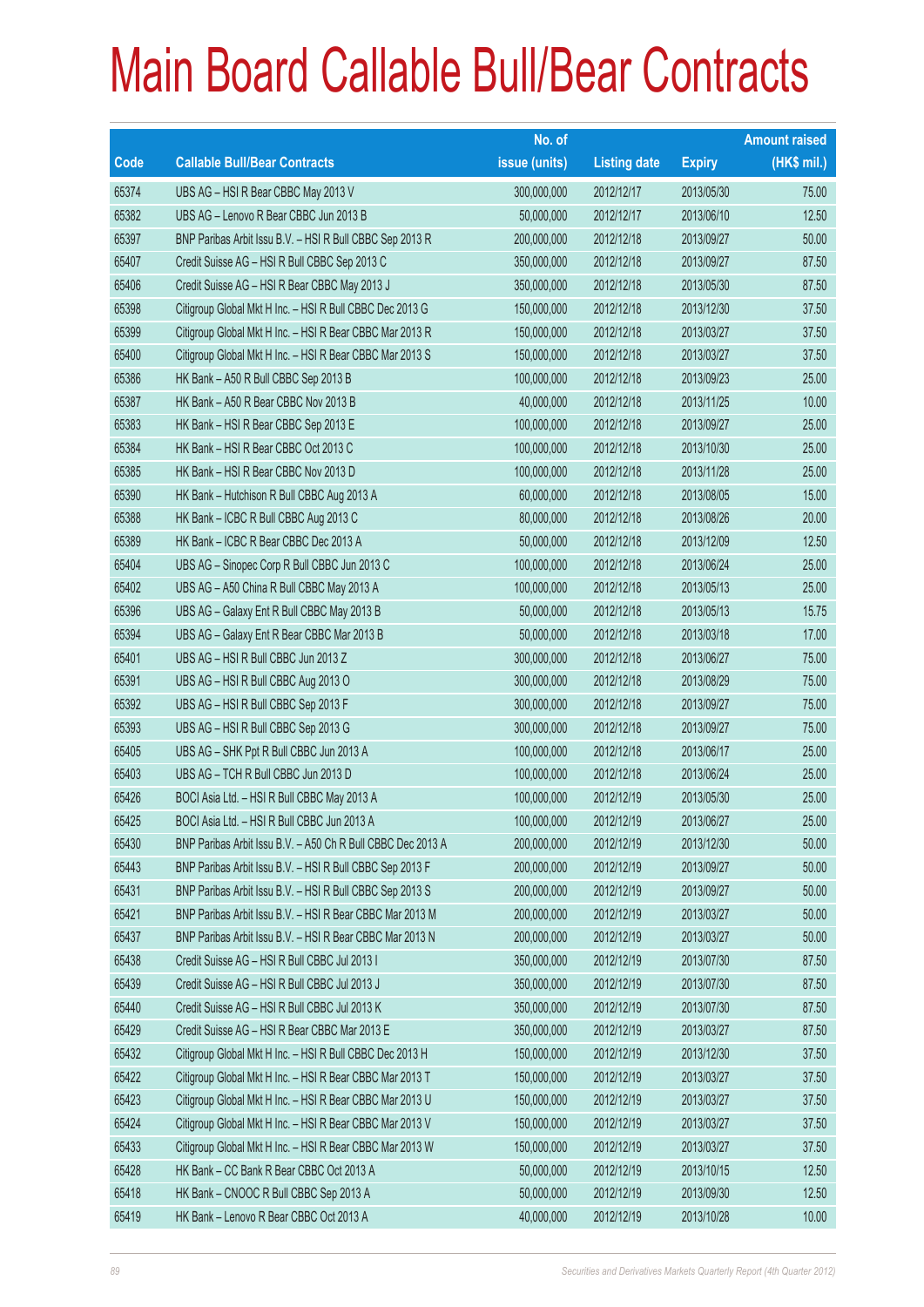# Main Board Callable Bull/Bear Contracts

| Code | Callable Bull/Bear Contracts | No. of issue (units) | Listing date | Expiry | Amount raised (HK$ mil.) |
|---|---|---|---|---|---|
| 65374 | UBS AG – HSI R Bear CBBC May 2013 V | 300,000,000 | 2012/12/17 | 2013/05/30 | 75.00 |
| 65382 | UBS AG – Lenovo R Bear CBBC Jun 2013 B | 50,000,000 | 2012/12/17 | 2013/06/10 | 12.50 |
| 65397 | BNP Paribas Arbit Issu B.V. – HSI R Bull CBBC Sep 2013 R | 200,000,000 | 2012/12/18 | 2013/09/27 | 50.00 |
| 65407 | Credit Suisse AG – HSI R Bull CBBC Sep 2013 C | 350,000,000 | 2012/12/18 | 2013/09/27 | 87.50 |
| 65406 | Credit Suisse AG – HSI R Bear CBBC May 2013 J | 350,000,000 | 2012/12/18 | 2013/05/30 | 87.50 |
| 65398 | Citigroup Global Mkt H Inc. – HSI R Bull CBBC Dec 2013 G | 150,000,000 | 2012/12/18 | 2013/12/30 | 37.50 |
| 65399 | Citigroup Global Mkt H Inc. – HSI R Bear CBBC Mar 2013 R | 150,000,000 | 2012/12/18 | 2013/03/27 | 37.50 |
| 65400 | Citigroup Global Mkt H Inc. – HSI R Bear CBBC Mar 2013 S | 150,000,000 | 2012/12/18 | 2013/03/27 | 37.50 |
| 65386 | HK Bank – A50 R Bull CBBC Sep 2013 B | 100,000,000 | 2012/12/18 | 2013/09/23 | 25.00 |
| 65387 | HK Bank – A50 R Bear CBBC Nov 2013 B | 40,000,000 | 2012/12/18 | 2013/11/25 | 10.00 |
| 65383 | HK Bank – HSI R Bear CBBC Sep 2013 E | 100,000,000 | 2012/12/18 | 2013/09/27 | 25.00 |
| 65384 | HK Bank – HSI R Bear CBBC Oct 2013 C | 100,000,000 | 2012/12/18 | 2013/10/30 | 25.00 |
| 65385 | HK Bank – HSI R Bear CBBC Nov 2013 D | 100,000,000 | 2012/12/18 | 2013/11/28 | 25.00 |
| 65390 | HK Bank – Hutchison R Bull CBBC Aug 2013 A | 60,000,000 | 2012/12/18 | 2013/08/05 | 15.00 |
| 65388 | HK Bank – ICBC R Bull CBBC Aug 2013 C | 80,000,000 | 2012/12/18 | 2013/08/26 | 20.00 |
| 65389 | HK Bank – ICBC R Bear CBBC Dec 2013 A | 50,000,000 | 2012/12/18 | 2013/12/09 | 12.50 |
| 65404 | UBS AG – Sinopec Corp R Bull CBBC Jun 2013 C | 100,000,000 | 2012/12/18 | 2013/06/24 | 25.00 |
| 65402 | UBS AG – A50 China R Bull CBBC May 2013 A | 100,000,000 | 2012/12/18 | 2013/05/13 | 25.00 |
| 65396 | UBS AG – Galaxy Ent R Bull CBBC May 2013 B | 50,000,000 | 2012/12/18 | 2013/05/13 | 15.75 |
| 65394 | UBS AG – Galaxy Ent R Bear CBBC Mar 2013 B | 50,000,000 | 2012/12/18 | 2013/03/18 | 17.00 |
| 65401 | UBS AG – HSI R Bull CBBC Jun 2013 Z | 300,000,000 | 2012/12/18 | 2013/06/27 | 75.00 |
| 65391 | UBS AG – HSI R Bull CBBC Aug 2013 O | 300,000,000 | 2012/12/18 | 2013/08/29 | 75.00 |
| 65392 | UBS AG – HSI R Bull CBBC Sep 2013 F | 300,000,000 | 2012/12/18 | 2013/09/27 | 75.00 |
| 65393 | UBS AG – HSI R Bull CBBC Sep 2013 G | 300,000,000 | 2012/12/18 | 2013/09/27 | 75.00 |
| 65405 | UBS AG – SHK Ppt R Bull CBBC Jun 2013 A | 100,000,000 | 2012/12/18 | 2013/06/17 | 25.00 |
| 65403 | UBS AG – TCH R Bull CBBC Jun 2013 D | 100,000,000 | 2012/12/18 | 2013/06/24 | 25.00 |
| 65426 | BOCI Asia Ltd. – HSI R Bull CBBC May 2013 A | 100,000,000 | 2012/12/19 | 2013/05/30 | 25.00 |
| 65425 | BOCI Asia Ltd. – HSI R Bull CBBC Jun 2013 A | 100,000,000 | 2012/12/19 | 2013/06/27 | 25.00 |
| 65430 | BNP Paribas Arbit Issu B.V. – A50 Ch R Bull CBBC Dec 2013 A | 200,000,000 | 2012/12/19 | 2013/12/30 | 50.00 |
| 65443 | BNP Paribas Arbit Issu B.V. – HSI R Bull CBBC Sep 2013 F | 200,000,000 | 2012/12/19 | 2013/09/27 | 50.00 |
| 65431 | BNP Paribas Arbit Issu B.V. – HSI R Bull CBBC Sep 2013 S | 200,000,000 | 2012/12/19 | 2013/09/27 | 50.00 |
| 65421 | BNP Paribas Arbit Issu B.V. – HSI R Bear CBBC Mar 2013 M | 200,000,000 | 2012/12/19 | 2013/03/27 | 50.00 |
| 65437 | BNP Paribas Arbit Issu B.V. – HSI R Bear CBBC Mar 2013 N | 200,000,000 | 2012/12/19 | 2013/03/27 | 50.00 |
| 65438 | Credit Suisse AG – HSI R Bull CBBC Jul 2013 I | 350,000,000 | 2012/12/19 | 2013/07/30 | 87.50 |
| 65439 | Credit Suisse AG – HSI R Bull CBBC Jul 2013 J | 350,000,000 | 2012/12/19 | 2013/07/30 | 87.50 |
| 65440 | Credit Suisse AG – HSI R Bull CBBC Jul 2013 K | 350,000,000 | 2012/12/19 | 2013/07/30 | 87.50 |
| 65429 | Credit Suisse AG – HSI R Bear CBBC Mar 2013 E | 350,000,000 | 2012/12/19 | 2013/03/27 | 87.50 |
| 65432 | Citigroup Global Mkt H Inc. – HSI R Bull CBBC Dec 2013 H | 150,000,000 | 2012/12/19 | 2013/12/30 | 37.50 |
| 65422 | Citigroup Global Mkt H Inc. – HSI R Bear CBBC Mar 2013 T | 150,000,000 | 2012/12/19 | 2013/03/27 | 37.50 |
| 65423 | Citigroup Global Mkt H Inc. – HSI R Bear CBBC Mar 2013 U | 150,000,000 | 2012/12/19 | 2013/03/27 | 37.50 |
| 65424 | Citigroup Global Mkt H Inc. – HSI R Bear CBBC Mar 2013 V | 150,000,000 | 2012/12/19 | 2013/03/27 | 37.50 |
| 65433 | Citigroup Global Mkt H Inc. – HSI R Bear CBBC Mar 2013 W | 150,000,000 | 2012/12/19 | 2013/03/27 | 37.50 |
| 65428 | HK Bank – CC Bank R Bear CBBC Oct 2013 A | 50,000,000 | 2012/12/19 | 2013/10/15 | 12.50 |
| 65418 | HK Bank – CNOOC R Bull CBBC Sep 2013 A | 50,000,000 | 2012/12/19 | 2013/09/30 | 12.50 |
| 65419 | HK Bank – Lenovo R Bear CBBC Oct 2013 A | 40,000,000 | 2012/12/19 | 2013/10/28 | 10.00 |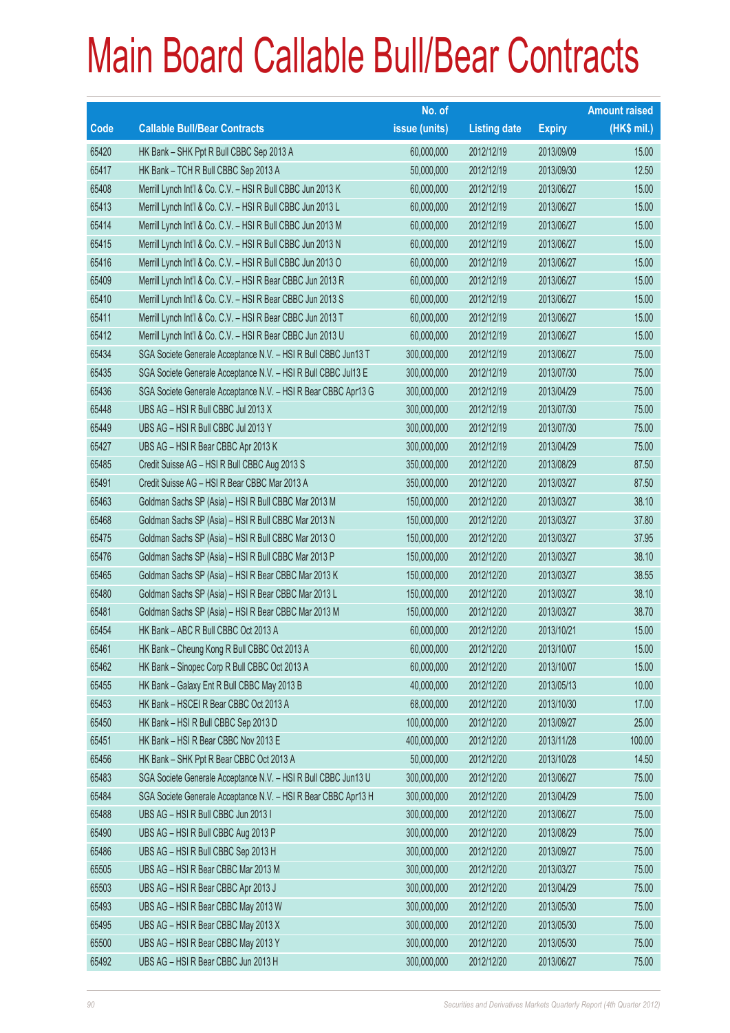# Main Board Callable Bull/Bear Contracts

| Code | Callable Bull/Bear Contracts | No. of issue (units) | Listing date | Expiry | Amount raised (HK$ mil.) |
|---|---|---|---|---|---|
| 65420 | HK Bank – SHK Ppt R Bull CBBC Sep 2013 A | 60,000,000 | 2012/12/19 | 2013/09/09 | 15.00 |
| 65417 | HK Bank – TCH R Bull CBBC Sep 2013 A | 50,000,000 | 2012/12/19 | 2013/09/30 | 12.50 |
| 65408 | Merrill Lynch Int'l & Co. C.V. – HSI R Bull CBBC Jun 2013 K | 60,000,000 | 2012/12/19 | 2013/06/27 | 15.00 |
| 65413 | Merrill Lynch Int'l & Co. C.V. – HSI R Bull CBBC Jun 2013 L | 60,000,000 | 2012/12/19 | 2013/06/27 | 15.00 |
| 65414 | Merrill Lynch Int'l & Co. C.V. – HSI R Bull CBBC Jun 2013 M | 60,000,000 | 2012/12/19 | 2013/06/27 | 15.00 |
| 65415 | Merrill Lynch Int'l & Co. C.V. – HSI R Bull CBBC Jun 2013 N | 60,000,000 | 2012/12/19 | 2013/06/27 | 15.00 |
| 65416 | Merrill Lynch Int'l & Co. C.V. – HSI R Bull CBBC Jun 2013 O | 60,000,000 | 2012/12/19 | 2013/06/27 | 15.00 |
| 65409 | Merrill Lynch Int'l & Co. C.V. – HSI R Bear CBBC Jun 2013 R | 60,000,000 | 2012/12/19 | 2013/06/27 | 15.00 |
| 65410 | Merrill Lynch Int'l & Co. C.V. – HSI R Bear CBBC Jun 2013 S | 60,000,000 | 2012/12/19 | 2013/06/27 | 15.00 |
| 65411 | Merrill Lynch Int'l & Co. C.V. – HSI R Bear CBBC Jun 2013 T | 60,000,000 | 2012/12/19 | 2013/06/27 | 15.00 |
| 65412 | Merrill Lynch Int'l & Co. C.V. – HSI R Bear CBBC Jun 2013 U | 60,000,000 | 2012/12/19 | 2013/06/27 | 15.00 |
| 65434 | SGA Societe Generale Acceptance N.V. – HSI R Bull CBBC Jun13 T | 300,000,000 | 2012/12/19 | 2013/06/27 | 75.00 |
| 65435 | SGA Societe Generale Acceptance N.V. – HSI R Bull CBBC Jul13 E | 300,000,000 | 2012/12/19 | 2013/07/30 | 75.00 |
| 65436 | SGA Societe Generale Acceptance N.V. – HSI R Bear CBBC Apr13 G | 300,000,000 | 2012/12/19 | 2013/04/29 | 75.00 |
| 65448 | UBS AG – HSI R Bull CBBC Jul 2013 X | 300,000,000 | 2012/12/19 | 2013/07/30 | 75.00 |
| 65449 | UBS AG – HSI R Bull CBBC Jul 2013 Y | 300,000,000 | 2012/12/19 | 2013/07/30 | 75.00 |
| 65427 | UBS AG – HSI R Bear CBBC Apr 2013 K | 300,000,000 | 2012/12/19 | 2013/04/29 | 75.00 |
| 65485 | Credit Suisse AG – HSI R Bull CBBC Aug 2013 S | 350,000,000 | 2012/12/20 | 2013/08/29 | 87.50 |
| 65491 | Credit Suisse AG – HSI R Bear CBBC Mar 2013 A | 350,000,000 | 2012/12/20 | 2013/03/27 | 87.50 |
| 65463 | Goldman Sachs SP (Asia) – HSI R Bull CBBC Mar 2013 M | 150,000,000 | 2012/12/20 | 2013/03/27 | 38.10 |
| 65468 | Goldman Sachs SP (Asia) – HSI R Bull CBBC Mar 2013 N | 150,000,000 | 2012/12/20 | 2013/03/27 | 37.80 |
| 65475 | Goldman Sachs SP (Asia) – HSI R Bull CBBC Mar 2013 O | 150,000,000 | 2012/12/20 | 2013/03/27 | 37.95 |
| 65476 | Goldman Sachs SP (Asia) – HSI R Bull CBBC Mar 2013 P | 150,000,000 | 2012/12/20 | 2013/03/27 | 38.10 |
| 65465 | Goldman Sachs SP (Asia) – HSI R Bear CBBC Mar 2013 K | 150,000,000 | 2012/12/20 | 2013/03/27 | 38.55 |
| 65480 | Goldman Sachs SP (Asia) – HSI R Bear CBBC Mar 2013 L | 150,000,000 | 2012/12/20 | 2013/03/27 | 38.10 |
| 65481 | Goldman Sachs SP (Asia) – HSI R Bear CBBC Mar 2013 M | 150,000,000 | 2012/12/20 | 2013/03/27 | 38.70 |
| 65454 | HK Bank – ABC R Bull CBBC Oct 2013 A | 60,000,000 | 2012/12/20 | 2013/10/21 | 15.00 |
| 65461 | HK Bank – Cheung Kong R Bull CBBC Oct 2013 A | 60,000,000 | 2012/12/20 | 2013/10/07 | 15.00 |
| 65462 | HK Bank – Sinopec Corp R Bull CBBC Oct 2013 A | 60,000,000 | 2012/12/20 | 2013/10/07 | 15.00 |
| 65455 | HK Bank – Galaxy Ent R Bull CBBC May 2013 B | 40,000,000 | 2012/12/20 | 2013/05/13 | 10.00 |
| 65453 | HK Bank – HSCEI R Bear CBBC Oct 2013 A | 68,000,000 | 2012/12/20 | 2013/10/30 | 17.00 |
| 65450 | HK Bank – HSI R Bull CBBC Sep 2013 D | 100,000,000 | 2012/12/20 | 2013/09/27 | 25.00 |
| 65451 | HK Bank – HSI R Bear CBBC Nov 2013 E | 400,000,000 | 2012/12/20 | 2013/11/28 | 100.00 |
| 65456 | HK Bank – SHK Ppt R Bear CBBC Oct 2013 A | 50,000,000 | 2012/12/20 | 2013/10/28 | 14.50 |
| 65483 | SGA Societe Generale Acceptance N.V. – HSI R Bull CBBC Jun13 U | 300,000,000 | 2012/12/20 | 2013/06/27 | 75.00 |
| 65484 | SGA Societe Generale Acceptance N.V. – HSI R Bear CBBC Apr13 H | 300,000,000 | 2012/12/20 | 2013/04/29 | 75.00 |
| 65488 | UBS AG – HSI R Bull CBBC Jun 2013 I | 300,000,000 | 2012/12/20 | 2013/06/27 | 75.00 |
| 65490 | UBS AG – HSI R Bull CBBC Aug 2013 P | 300,000,000 | 2012/12/20 | 2013/08/29 | 75.00 |
| 65486 | UBS AG – HSI R Bull CBBC Sep 2013 H | 300,000,000 | 2012/12/20 | 2013/09/27 | 75.00 |
| 65505 | UBS AG – HSI R Bear CBBC Mar 2013 M | 300,000,000 | 2012/12/20 | 2013/03/27 | 75.00 |
| 65503 | UBS AG – HSI R Bear CBBC Apr 2013 J | 300,000,000 | 2012/12/20 | 2013/04/29 | 75.00 |
| 65493 | UBS AG – HSI R Bear CBBC May 2013 W | 300,000,000 | 2012/12/20 | 2013/05/30 | 75.00 |
| 65495 | UBS AG – HSI R Bear CBBC May 2013 X | 300,000,000 | 2012/12/20 | 2013/05/30 | 75.00 |
| 65500 | UBS AG – HSI R Bear CBBC May 2013 Y | 300,000,000 | 2012/12/20 | 2013/05/30 | 75.00 |
| 65492 | UBS AG – HSI R Bear CBBC Jun 2013 H | 300,000,000 | 2012/12/20 | 2013/06/27 | 75.00 |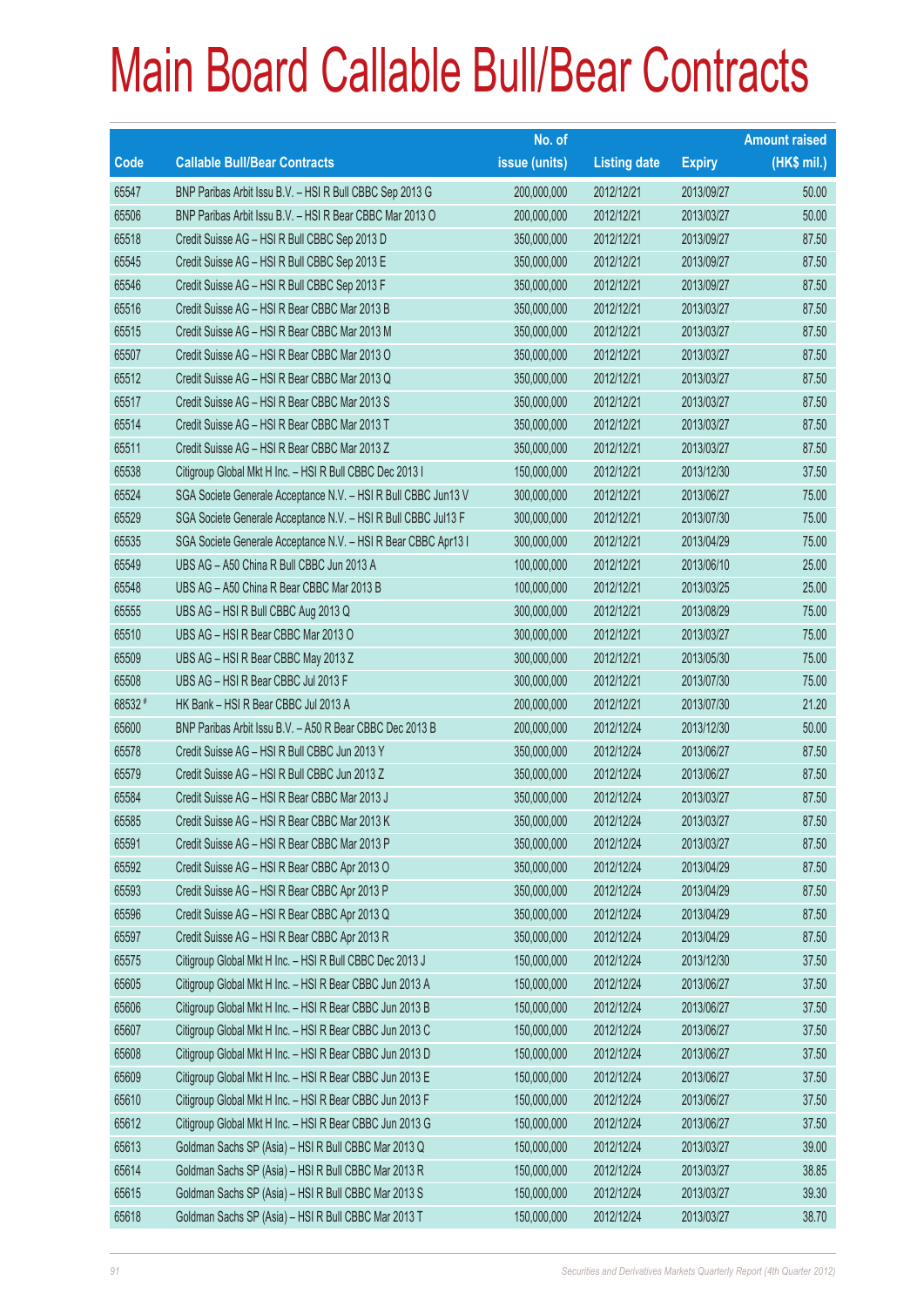# Main Board Callable Bull/Bear Contracts

| Code | Callable Bull/Bear Contracts | No. of issue (units) | Listing date | Expiry | Amount raised (HK$ mil.) |
|---|---|---|---|---|---|
| 65547 | BNP Paribas Arbit Issu B.V. – HSI R Bull CBBC Sep 2013 G | 200,000,000 | 2012/12/21 | 2013/09/27 | 50.00 |
| 65506 | BNP Paribas Arbit Issu B.V. – HSI R Bear CBBC Mar 2013 O | 200,000,000 | 2012/12/21 | 2013/03/27 | 50.00 |
| 65518 | Credit Suisse AG – HSI R Bull CBBC Sep 2013 D | 350,000,000 | 2012/12/21 | 2013/09/27 | 87.50 |
| 65545 | Credit Suisse AG – HSI R Bull CBBC Sep 2013 E | 350,000,000 | 2012/12/21 | 2013/09/27 | 87.50 |
| 65546 | Credit Suisse AG – HSI R Bull CBBC Sep 2013 F | 350,000,000 | 2012/12/21 | 2013/09/27 | 87.50 |
| 65516 | Credit Suisse AG – HSI R Bear CBBC Mar 2013 B | 350,000,000 | 2012/12/21 | 2013/03/27 | 87.50 |
| 65515 | Credit Suisse AG – HSI R Bear CBBC Mar 2013 M | 350,000,000 | 2012/12/21 | 2013/03/27 | 87.50 |
| 65507 | Credit Suisse AG – HSI R Bear CBBC Mar 2013 O | 350,000,000 | 2012/12/21 | 2013/03/27 | 87.50 |
| 65512 | Credit Suisse AG – HSI R Bear CBBC Mar 2013 Q | 350,000,000 | 2012/12/21 | 2013/03/27 | 87.50 |
| 65517 | Credit Suisse AG – HSI R Bear CBBC Mar 2013 S | 350,000,000 | 2012/12/21 | 2013/03/27 | 87.50 |
| 65514 | Credit Suisse AG – HSI R Bear CBBC Mar 2013 T | 350,000,000 | 2012/12/21 | 2013/03/27 | 87.50 |
| 65511 | Credit Suisse AG – HSI R Bear CBBC Mar 2013 Z | 350,000,000 | 2012/12/21 | 2013/03/27 | 87.50 |
| 65538 | Citigroup Global Mkt H Inc. – HSI R Bull CBBC Dec 2013 I | 150,000,000 | 2012/12/21 | 2013/12/30 | 37.50 |
| 65524 | SGA Societe Generale Acceptance N.V. – HSI R Bull CBBC Jun13 V | 300,000,000 | 2012/12/21 | 2013/06/27 | 75.00 |
| 65529 | SGA Societe Generale Acceptance N.V. – HSI R Bull CBBC Jul13 F | 300,000,000 | 2012/12/21 | 2013/07/30 | 75.00 |
| 65535 | SGA Societe Generale Acceptance N.V. – HSI R Bear CBBC Apr13 I | 300,000,000 | 2012/12/21 | 2013/04/29 | 75.00 |
| 65549 | UBS AG – A50 China R Bull CBBC Jun 2013 A | 100,000,000 | 2012/12/21 | 2013/06/10 | 25.00 |
| 65548 | UBS AG – A50 China R Bear CBBC Mar 2013 B | 100,000,000 | 2012/12/21 | 2013/03/25 | 25.00 |
| 65555 | UBS AG – HSI R Bull CBBC Aug 2013 Q | 300,000,000 | 2012/12/21 | 2013/08/29 | 75.00 |
| 65510 | UBS AG – HSI R Bear CBBC Mar 2013 O | 300,000,000 | 2012/12/21 | 2013/03/27 | 75.00 |
| 65509 | UBS AG – HSI R Bear CBBC May 2013 Z | 300,000,000 | 2012/12/21 | 2013/05/30 | 75.00 |
| 65508 | UBS AG – HSI R Bear CBBC Jul 2013 F | 300,000,000 | 2012/12/21 | 2013/07/30 | 75.00 |
| 68532 # | HK Bank – HSI R Bear CBBC Jul 2013 A | 200,000,000 | 2012/12/21 | 2013/07/30 | 21.20 |
| 65600 | BNP Paribas Arbit Issu B.V. – A50 R Bear CBBC Dec 2013 B | 200,000,000 | 2012/12/24 | 2013/12/30 | 50.00 |
| 65578 | Credit Suisse AG – HSI R Bull CBBC Jun 2013 Y | 350,000,000 | 2012/12/24 | 2013/06/27 | 87.50 |
| 65579 | Credit Suisse AG – HSI R Bull CBBC Jun 2013 Z | 350,000,000 | 2012/12/24 | 2013/06/27 | 87.50 |
| 65584 | Credit Suisse AG – HSI R Bear CBBC Mar 2013 J | 350,000,000 | 2012/12/24 | 2013/03/27 | 87.50 |
| 65585 | Credit Suisse AG – HSI R Bear CBBC Mar 2013 K | 350,000,000 | 2012/12/24 | 2013/03/27 | 87.50 |
| 65591 | Credit Suisse AG – HSI R Bear CBBC Mar 2013 P | 350,000,000 | 2012/12/24 | 2013/03/27 | 87.50 |
| 65592 | Credit Suisse AG – HSI R Bear CBBC Apr 2013 O | 350,000,000 | 2012/12/24 | 2013/04/29 | 87.50 |
| 65593 | Credit Suisse AG – HSI R Bear CBBC Apr 2013 P | 350,000,000 | 2012/12/24 | 2013/04/29 | 87.50 |
| 65596 | Credit Suisse AG – HSI R Bear CBBC Apr 2013 Q | 350,000,000 | 2012/12/24 | 2013/04/29 | 87.50 |
| 65597 | Credit Suisse AG – HSI R Bear CBBC Apr 2013 R | 350,000,000 | 2012/12/24 | 2013/04/29 | 87.50 |
| 65575 | Citigroup Global Mkt H Inc. – HSI R Bull CBBC Dec 2013 J | 150,000,000 | 2012/12/24 | 2013/12/30 | 37.50 |
| 65605 | Citigroup Global Mkt H Inc. – HSI R Bear CBBC Jun 2013 A | 150,000,000 | 2012/12/24 | 2013/06/27 | 37.50 |
| 65606 | Citigroup Global Mkt H Inc. – HSI R Bear CBBC Jun 2013 B | 150,000,000 | 2012/12/24 | 2013/06/27 | 37.50 |
| 65607 | Citigroup Global Mkt H Inc. – HSI R Bear CBBC Jun 2013 C | 150,000,000 | 2012/12/24 | 2013/06/27 | 37.50 |
| 65608 | Citigroup Global Mkt H Inc. – HSI R Bear CBBC Jun 2013 D | 150,000,000 | 2012/12/24 | 2013/06/27 | 37.50 |
| 65609 | Citigroup Global Mkt H Inc. – HSI R Bear CBBC Jun 2013 E | 150,000,000 | 2012/12/24 | 2013/06/27 | 37.50 |
| 65610 | Citigroup Global Mkt H Inc. – HSI R Bear CBBC Jun 2013 F | 150,000,000 | 2012/12/24 | 2013/06/27 | 37.50 |
| 65612 | Citigroup Global Mkt H Inc. – HSI R Bear CBBC Jun 2013 G | 150,000,000 | 2012/12/24 | 2013/06/27 | 37.50 |
| 65613 | Goldman Sachs SP (Asia) – HSI R Bull CBBC Mar 2013 Q | 150,000,000 | 2012/12/24 | 2013/03/27 | 39.00 |
| 65614 | Goldman Sachs SP (Asia) – HSI R Bull CBBC Mar 2013 R | 150,000,000 | 2012/12/24 | 2013/03/27 | 38.85 |
| 65615 | Goldman Sachs SP (Asia) – HSI R Bull CBBC Mar 2013 S | 150,000,000 | 2012/12/24 | 2013/03/27 | 39.30 |
| 65618 | Goldman Sachs SP (Asia) – HSI R Bull CBBC Mar 2013 T | 150,000,000 | 2012/12/24 | 2013/03/27 | 38.70 |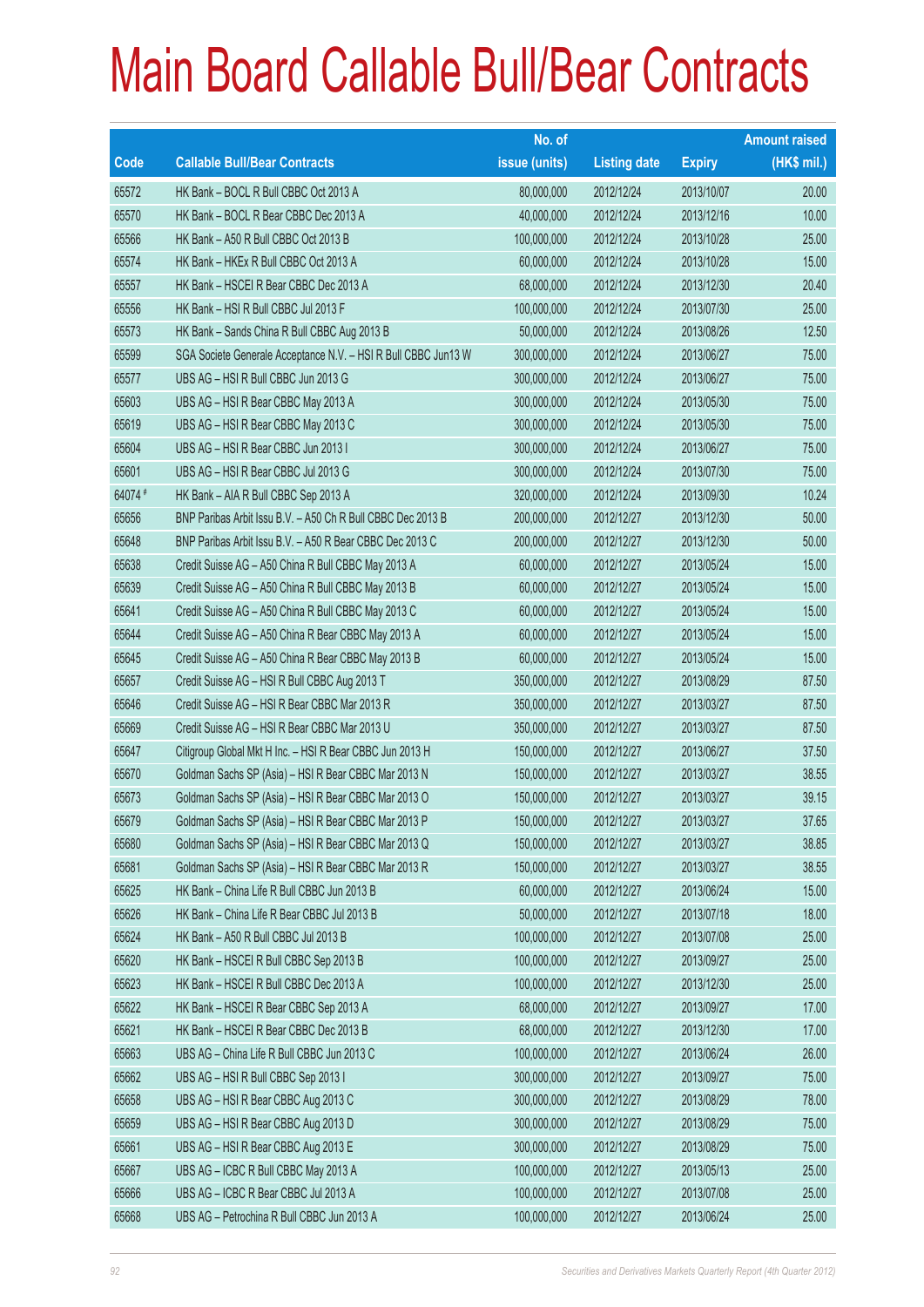# Main Board Callable Bull/Bear Contracts

| Code | Callable Bull/Bear Contracts | No. of issue (units) | Listing date | Expiry | Amount raised (HK$ mil.) |
|---|---|---|---|---|---|
| 65572 | HK Bank – BOCL R Bull CBBC Oct 2013 A | 80,000,000 | 2012/12/24 | 2013/10/07 | 20.00 |
| 65570 | HK Bank – BOCL R Bear CBBC Dec 2013 A | 40,000,000 | 2012/12/24 | 2013/12/16 | 10.00 |
| 65566 | HK Bank – A50 R Bull CBBC Oct 2013 B | 100,000,000 | 2012/12/24 | 2013/10/28 | 25.00 |
| 65574 | HK Bank – HKEx R Bull CBBC Oct 2013 A | 60,000,000 | 2012/12/24 | 2013/10/28 | 15.00 |
| 65557 | HK Bank – HSCEI R Bear CBBC Dec 2013 A | 68,000,000 | 2012/12/24 | 2013/12/30 | 20.40 |
| 65556 | HK Bank – HSI R Bull CBBC Jul 2013 F | 100,000,000 | 2012/12/24 | 2013/07/30 | 25.00 |
| 65573 | HK Bank – Sands China R Bull CBBC Aug 2013 B | 50,000,000 | 2012/12/24 | 2013/08/26 | 12.50 |
| 65599 | SGA Societe Generale Acceptance N.V. – HSI R Bull CBBC Jun13 W | 300,000,000 | 2012/12/24 | 2013/06/27 | 75.00 |
| 65577 | UBS AG – HSI R Bull CBBC Jun 2013 G | 300,000,000 | 2012/12/24 | 2013/06/27 | 75.00 |
| 65603 | UBS AG – HSI R Bear CBBC May 2013 A | 300,000,000 | 2012/12/24 | 2013/05/30 | 75.00 |
| 65619 | UBS AG – HSI R Bear CBBC May 2013 C | 300,000,000 | 2012/12/24 | 2013/05/30 | 75.00 |
| 65604 | UBS AG – HSI R Bear CBBC Jun 2013 I | 300,000,000 | 2012/12/24 | 2013/06/27 | 75.00 |
| 65601 | UBS AG – HSI R Bear CBBC Jul 2013 G | 300,000,000 | 2012/12/24 | 2013/07/30 | 75.00 |
| 64074 # | HK Bank – AIA R Bull CBBC Sep 2013 A | 320,000,000 | 2012/12/24 | 2013/09/30 | 10.24 |
| 65656 | BNP Paribas Arbit Issu B.V. – A50 Ch R Bull CBBC Dec 2013 B | 200,000,000 | 2012/12/27 | 2013/12/30 | 50.00 |
| 65648 | BNP Paribas Arbit Issu B.V. – A50 R Bear CBBC Dec 2013 C | 200,000,000 | 2012/12/27 | 2013/12/30 | 50.00 |
| 65638 | Credit Suisse AG – A50 China R Bull CBBC May 2013 A | 60,000,000 | 2012/12/27 | 2013/05/24 | 15.00 |
| 65639 | Credit Suisse AG – A50 China R Bull CBBC May 2013 B | 60,000,000 | 2012/12/27 | 2013/05/24 | 15.00 |
| 65641 | Credit Suisse AG – A50 China R Bull CBBC May 2013 C | 60,000,000 | 2012/12/27 | 2013/05/24 | 15.00 |
| 65644 | Credit Suisse AG – A50 China R Bear CBBC May 2013 A | 60,000,000 | 2012/12/27 | 2013/05/24 | 15.00 |
| 65645 | Credit Suisse AG – A50 China R Bear CBBC May 2013 B | 60,000,000 | 2012/12/27 | 2013/05/24 | 15.00 |
| 65657 | Credit Suisse AG – HSI R Bull CBBC Aug 2013 T | 350,000,000 | 2012/12/27 | 2013/08/29 | 87.50 |
| 65646 | Credit Suisse AG – HSI R Bear CBBC Mar 2013 R | 350,000,000 | 2012/12/27 | 2013/03/27 | 87.50 |
| 65669 | Credit Suisse AG – HSI R Bear CBBC Mar 2013 U | 350,000,000 | 2012/12/27 | 2013/03/27 | 87.50 |
| 65647 | Citigroup Global Mkt H Inc. – HSI R Bear CBBC Jun 2013 H | 150,000,000 | 2012/12/27 | 2013/06/27 | 37.50 |
| 65670 | Goldman Sachs SP (Asia) – HSI R Bear CBBC Mar 2013 N | 150,000,000 | 2012/12/27 | 2013/03/27 | 38.55 |
| 65673 | Goldman Sachs SP (Asia) – HSI R Bear CBBC Mar 2013 O | 150,000,000 | 2012/12/27 | 2013/03/27 | 39.15 |
| 65679 | Goldman Sachs SP (Asia) – HSI R Bear CBBC Mar 2013 P | 150,000,000 | 2012/12/27 | 2013/03/27 | 37.65 |
| 65680 | Goldman Sachs SP (Asia) – HSI R Bear CBBC Mar 2013 Q | 150,000,000 | 2012/12/27 | 2013/03/27 | 38.85 |
| 65681 | Goldman Sachs SP (Asia) – HSI R Bear CBBC Mar 2013 R | 150,000,000 | 2012/12/27 | 2013/03/27 | 38.55 |
| 65625 | HK Bank – China Life R Bull CBBC Jun 2013 B | 60,000,000 | 2012/12/27 | 2013/06/24 | 15.00 |
| 65626 | HK Bank – China Life R Bear CBBC Jul 2013 B | 50,000,000 | 2012/12/27 | 2013/07/18 | 18.00 |
| 65624 | HK Bank – A50 R Bull CBBC Jul 2013 B | 100,000,000 | 2012/12/27 | 2013/07/08 | 25.00 |
| 65620 | HK Bank – HSCEI R Bull CBBC Sep 2013 B | 100,000,000 | 2012/12/27 | 2013/09/27 | 25.00 |
| 65623 | HK Bank – HSCEI R Bull CBBC Dec 2013 A | 100,000,000 | 2012/12/27 | 2013/12/30 | 25.00 |
| 65622 | HK Bank – HSCEI R Bear CBBC Sep 2013 A | 68,000,000 | 2012/12/27 | 2013/09/27 | 17.00 |
| 65621 | HK Bank – HSCEI R Bear CBBC Dec 2013 B | 68,000,000 | 2012/12/27 | 2013/12/30 | 17.00 |
| 65663 | UBS AG – China Life R Bull CBBC Jun 2013 C | 100,000,000 | 2012/12/27 | 2013/06/24 | 26.00 |
| 65662 | UBS AG – HSI R Bull CBBC Sep 2013 I | 300,000,000 | 2012/12/27 | 2013/09/27 | 75.00 |
| 65658 | UBS AG – HSI R Bear CBBC Aug 2013 C | 300,000,000 | 2012/12/27 | 2013/08/29 | 78.00 |
| 65659 | UBS AG – HSI R Bear CBBC Aug 2013 D | 300,000,000 | 2012/12/27 | 2013/08/29 | 75.00 |
| 65661 | UBS AG – HSI R Bear CBBC Aug 2013 E | 300,000,000 | 2012/12/27 | 2013/08/29 | 75.00 |
| 65667 | UBS AG – ICBC R Bull CBBC May 2013 A | 100,000,000 | 2012/12/27 | 2013/05/13 | 25.00 |
| 65666 | UBS AG – ICBC R Bear CBBC Jul 2013 A | 100,000,000 | 2012/12/27 | 2013/07/08 | 25.00 |
| 65668 | UBS AG – Petrochina R Bull CBBC Jun 2013 A | 100,000,000 | 2012/12/27 | 2013/06/24 | 25.00 |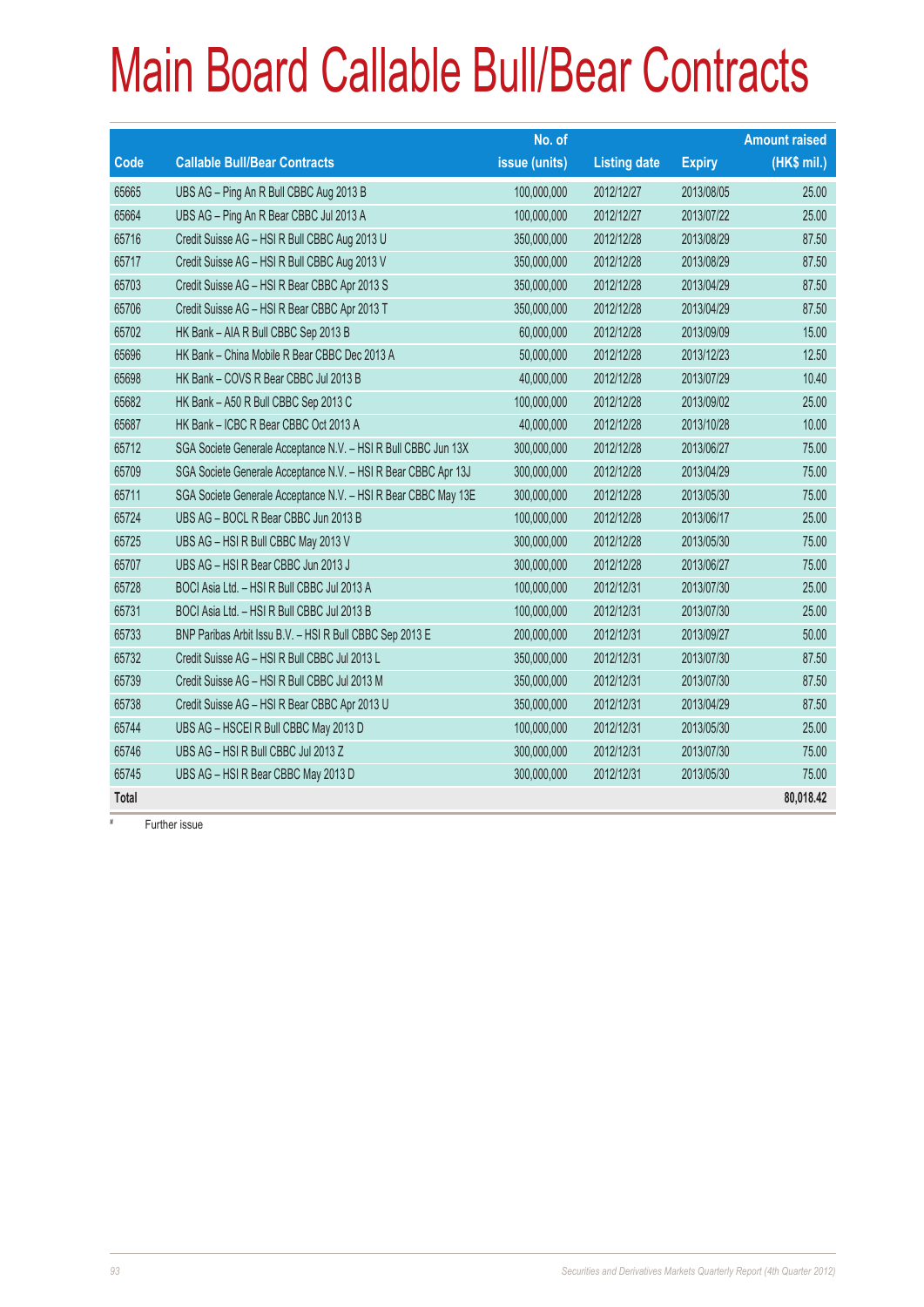# Main Board Callable Bull/Bear Contracts

| Code | Callable Bull/Bear Contracts | No. of issue (units) | Listing date | Expiry | Amount raised (HK$ mil.) |
|---|---|---|---|---|---|
| 65665 | UBS AG – Ping An R Bull CBBC Aug 2013 B | 100,000,000 | 2012/12/27 | 2013/08/05 | 25.00 |
| 65664 | UBS AG – Ping An R Bear CBBC Jul 2013 A | 100,000,000 | 2012/12/27 | 2013/07/22 | 25.00 |
| 65716 | Credit Suisse AG – HSI R Bull CBBC Aug 2013 U | 350,000,000 | 2012/12/28 | 2013/08/29 | 87.50 |
| 65717 | Credit Suisse AG – HSI R Bull CBBC Aug 2013 V | 350,000,000 | 2012/12/28 | 2013/08/29 | 87.50 |
| 65703 | Credit Suisse AG – HSI R Bear CBBC Apr 2013 S | 350,000,000 | 2012/12/28 | 2013/04/29 | 87.50 |
| 65706 | Credit Suisse AG – HSI R Bear CBBC Apr 2013 T | 350,000,000 | 2012/12/28 | 2013/04/29 | 87.50 |
| 65702 | HK Bank – AIA R Bull CBBC Sep 2013 B | 60,000,000 | 2012/12/28 | 2013/09/09 | 15.00 |
| 65696 | HK Bank – China Mobile R Bear CBBC Dec 2013 A | 50,000,000 | 2012/12/28 | 2013/12/23 | 12.50 |
| 65698 | HK Bank – COVS R Bear CBBC Jul 2013 B | 40,000,000 | 2012/12/28 | 2013/07/29 | 10.40 |
| 65682 | HK Bank – A50 R Bull CBBC Sep 2013 C | 100,000,000 | 2012/12/28 | 2013/09/02 | 25.00 |
| 65687 | HK Bank – ICBC R Bear CBBC Oct 2013 A | 40,000,000 | 2012/12/28 | 2013/10/28 | 10.00 |
| 65712 | SGA Societe Generale Acceptance N.V. – HSI R Bull CBBC Jun 13X | 300,000,000 | 2012/12/28 | 2013/06/27 | 75.00 |
| 65709 | SGA Societe Generale Acceptance N.V. – HSI R Bear CBBC Apr 13J | 300,000,000 | 2012/12/28 | 2013/04/29 | 75.00 |
| 65711 | SGA Societe Generale Acceptance N.V. – HSI R Bear CBBC May 13E | 300,000,000 | 2012/12/28 | 2013/05/30 | 75.00 |
| 65724 | UBS AG – BOCL R Bear CBBC Jun 2013 B | 100,000,000 | 2012/12/28 | 2013/06/17 | 25.00 |
| 65725 | UBS AG – HSI R Bull CBBC May 2013 V | 300,000,000 | 2012/12/28 | 2013/05/30 | 75.00 |
| 65707 | UBS AG – HSI R Bear CBBC Jun 2013 J | 300,000,000 | 2012/12/28 | 2013/06/27 | 75.00 |
| 65728 | BOCI Asia Ltd. – HSI R Bull CBBC Jul 2013 A | 100,000,000 | 2012/12/31 | 2013/07/30 | 25.00 |
| 65731 | BOCI Asia Ltd. – HSI R Bull CBBC Jul 2013 B | 100,000,000 | 2012/12/31 | 2013/07/30 | 25.00 |
| 65733 | BNP Paribas Arbit Issu B.V. – HSI R Bull CBBC Sep 2013 E | 200,000,000 | 2012/12/31 | 2013/09/27 | 50.00 |
| 65732 | Credit Suisse AG – HSI R Bull CBBC Jul 2013 L | 350,000,000 | 2012/12/31 | 2013/07/30 | 87.50 |
| 65739 | Credit Suisse AG – HSI R Bull CBBC Jul 2013 M | 350,000,000 | 2012/12/31 | 2013/07/30 | 87.50 |
| 65738 | Credit Suisse AG – HSI R Bear CBBC Apr 2013 U | 350,000,000 | 2012/12/31 | 2013/04/29 | 87.50 |
| 65744 | UBS AG – HSCEI R Bull CBBC May 2013 D | 100,000,000 | 2012/12/31 | 2013/05/30 | 25.00 |
| 65746 | UBS AG – HSI R Bull CBBC Jul 2013 Z | 300,000,000 | 2012/12/31 | 2013/07/30 | 75.00 |
| 65745 | UBS AG – HSI R Bear CBBC May 2013 D | 300,000,000 | 2012/12/31 | 2013/05/30 | 75.00 |
| **Total** | | | | | **80,018.42** |

# Further issue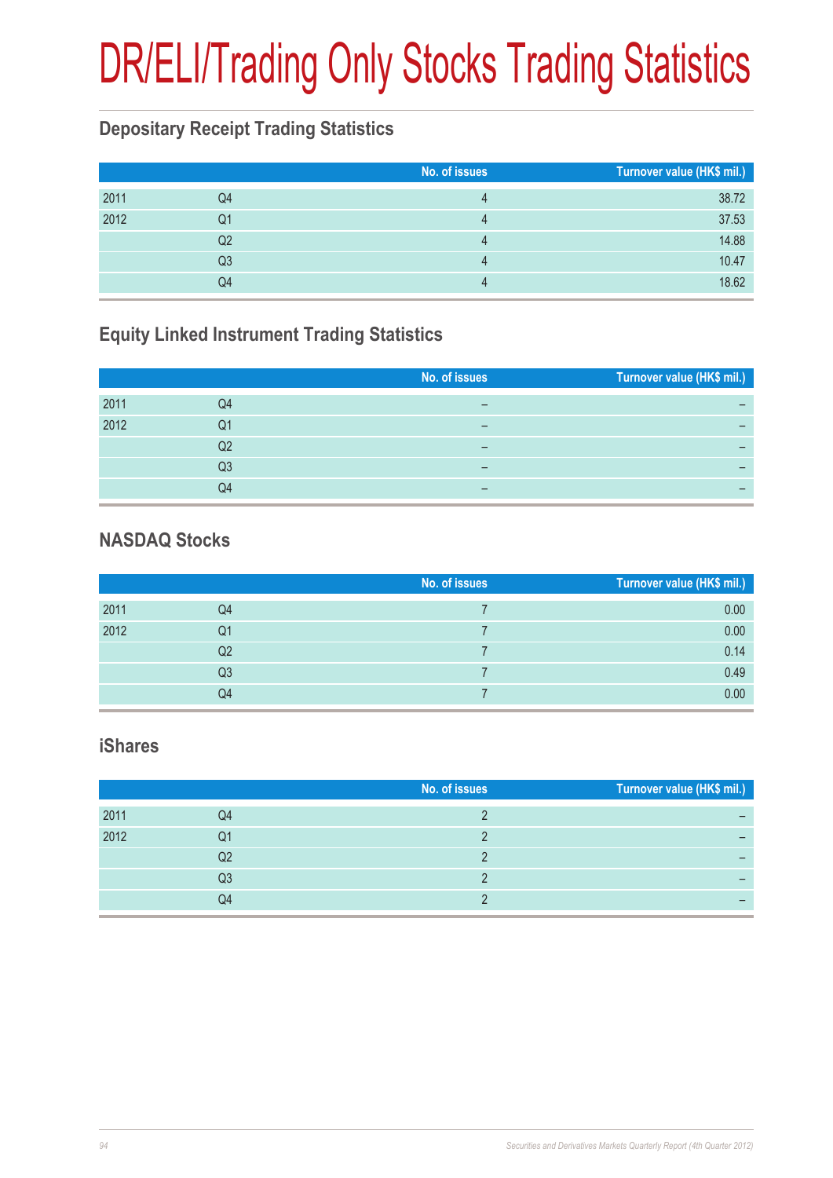# DR/ELI/Trading Only Stocks Trading Statistics

## Depositary Receipt Trading Statistics

| | | No. of issues | Turnover value (HK$ mil.) |
|---|---|---|---|
| 2011 | Q4 | 4 | 38.72 |
| 2012 | Q1 | 4 | 37.53 |
| | Q2 | 4 | 14.88 |
| | Q3 | 4 | 10.47 |
| | Q4 | 4 | 18.62 |

## Equity Linked Instrument Trading Statistics

| | | No. of issues | Turnover value (HK$ mil.) |
|---|---|---|---|
| 2011 | Q4 | – | – |
| 2012 | Q1 | – | – |
| | Q2 | – | – |
| | Q3 | – | – |
| | Q4 | – | – |

## NASDAQ Stocks

| | | No. of issues | Turnover value (HK$ mil.) |
|---|---|---|---|
| 2011 | Q4 | 7 | 0.00 |
| 2012 | Q1 | 7 | 0.00 |
| | Q2 | 7 | 0.14 |
| | Q3 | 7 | 0.49 |
| | Q4 | 7 | 0.00 |

## iShares

| | | No. of issues | Turnover value (HK$ mil.) |
|---|---|---|---|
| 2011 | Q4 | 2 | – |
| 2012 | Q1 | 2 | – |
| | Q2 | 2 | – |
| | Q3 | 2 | – |
| | Q4 | 2 | – |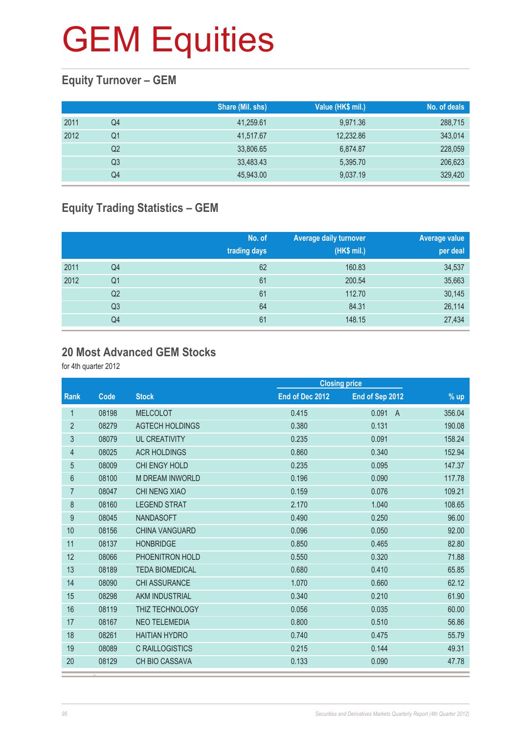# GEM Equities

## Equity Turnover – GEM

| | | Share (Mil. shs) | Value (HK$ mil.) | No. of deals |
|---|---|---|---|---|
| 2011 | Q4 | 41,259.61 | 9,971.36 | 288,715 |
| 2012 | Q1 | 41,517.67 | 12,232.86 | 343,014 |
| | Q2 | 33,806.65 | 6,874.87 | 228,059 |
| | Q3 | 33,483.43 | 5,395.70 | 206,623 |
| | Q4 | 45,943.00 | 9,037.19 | 329,420 |

## Equity Trading Statistics – GEM

| | | No. of trading days | Average daily turnover (HK$ mil.) | Average value per deal |
|---|---|---|---|---|
| 2011 | Q4 | 62 | 160.83 | 34,537 |
| 2012 | Q1 | 61 | 200.54 | 35,663 |
| | Q2 | 61 | 112.70 | 30,145 |
| | Q3 | 64 | 84.31 | 26,114 |
| | Q4 | 61 | 148.15 | 27,434 |

## 20 Most Advanced GEM Stocks

for 4th quarter 2012

| | | | Closing price | | |
|---|---|---|---|---|---|
| Rank | Code | Stock | End of Dec 2012 | End of Sep 2012 | % up |
| 1 | 08198 | MELCOLOT | 0.415 | 0.091 A | 356.04 |
| 2 | 08279 | AGTECH HOLDINGS | 0.380 | 0.131 | 190.08 |
| 3 | 08079 | UL CREATIVITY | 0.235 | 0.091 | 158.24 |
| 4 | 08025 | ACR HOLDINGS | 0.860 | 0.340 | 152.94 |
| 5 | 08009 | CHI ENGY HOLD | 0.235 | 0.095 | 147.37 |
| 6 | 08100 | M DREAM INWORLD | 0.196 | 0.090 | 117.78 |
| 7 | 08047 | CHI NENG XIAO | 0.159 | 0.076 | 109.21 |
| 8 | 08160 | LEGEND STRAT | 2.170 | 1.040 | 108.65 |
| 9 | 08045 | NANDASOFT | 0.490 | 0.250 | 96.00 |
| 10 | 08156 | CHINA VANGUARD | 0.096 | 0.050 | 92.00 |
| 11 | 08137 | HONBRIDGE | 0.850 | 0.465 | 82.80 |
| 12 | 08066 | PHOENITRON HOLD | 0.550 | 0.320 | 71.88 |
| 13 | 08189 | TEDA BIOMEDICAL | 0.680 | 0.410 | 65.85 |
| 14 | 08090 | CHI ASSURANCE | 1.070 | 0.660 | 62.12 |
| 15 | 08298 | AKM INDUSTRIAL | 0.340 | 0.210 | 61.90 |
| 16 | 08119 | THIZ TECHNOLOGY | 0.056 | 0.035 | 60.00 |
| 17 | 08167 | NEO TELEMEDIA | 0.800 | 0.510 | 56.86 |
| 18 | 08261 | HAITIAN HYDRO | 0.740 | 0.475 | 55.79 |
| 19 | 08089 | C RAILLOGISTICS | 0.215 | 0.144 | 49.31 |
| 20 | 08129 | CH BIO CASSAVA | 0.133 | 0.090 | 47.78 |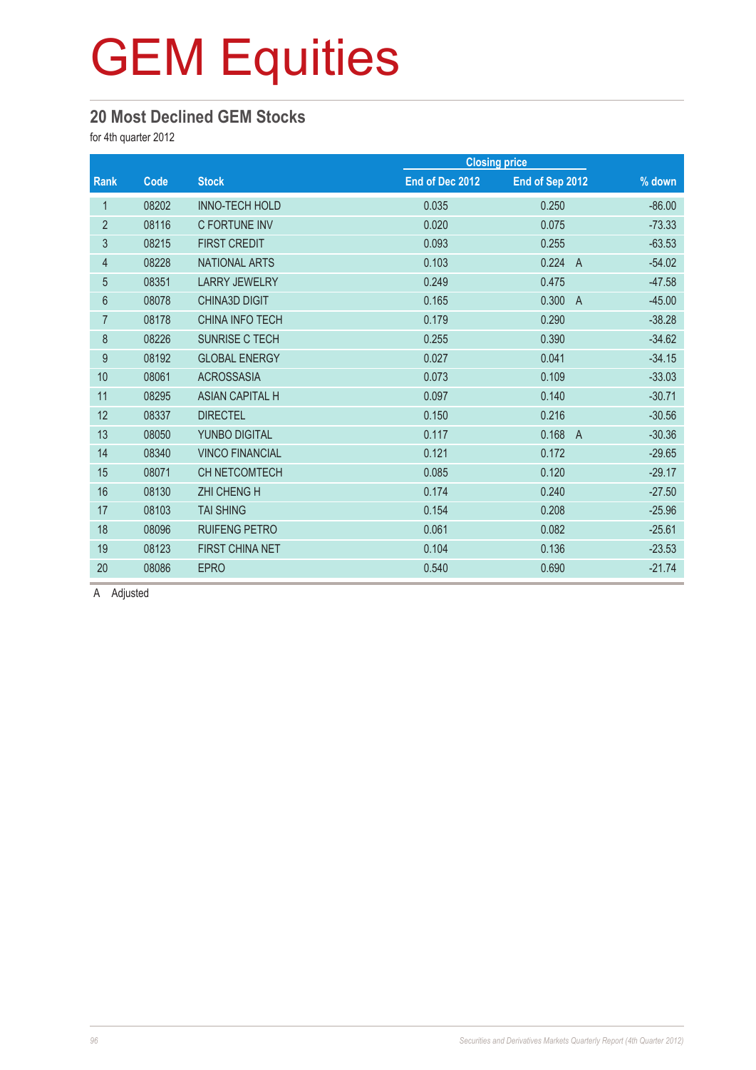# GEM Equities

## 20 Most Declined GEM Stocks

for 4th quarter 2012

| Rank | Code | Stock | Closing price | | % down |
|---|---|---|---|---|---|
| | | | End of Dec 2012 | End of Sep 2012 | |
| 1 | 08202 | INNO-TECH HOLD | 0.035 | 0.250 | -86.00 |
| 2 | 08116 | C FORTUNE INV | 0.020 | 0.075 | -73.33 |
| 3 | 08215 | FIRST CREDIT | 0.093 | 0.255 | -63.53 |
| 4 | 08228 | NATIONAL ARTS | 0.103 | 0.224 A | -54.02 |
| 5 | 08351 | LARRY JEWELRY | 0.249 | 0.475 | -47.58 |
| 6 | 08078 | CHINA3D DIGIT | 0.165 | 0.300 A | -45.00 |
| 7 | 08178 | CHINA INFO TECH | 0.179 | 0.290 | -38.28 |
| 8 | 08226 | SUNRISE C TECH | 0.255 | 0.390 | -34.62 |
| 9 | 08192 | GLOBAL ENERGY | 0.027 | 0.041 | -34.15 |
| 10 | 08061 | ACROSSASIA | 0.073 | 0.109 | -33.03 |
| 11 | 08295 | ASIAN CAPITAL H | 0.097 | 0.140 | -30.71 |
| 12 | 08337 | DIRECTEL | 0.150 | 0.216 | -30.56 |
| 13 | 08050 | YUNBO DIGITAL | 0.117 | 0.168 A | -30.36 |
| 14 | 08340 | VINCO FINANCIAL | 0.121 | 0.172 | -29.65 |
| 15 | 08071 | CH NETCOMTECH | 0.085 | 0.120 | -29.17 |
| 16 | 08130 | ZHI CHENG H | 0.174 | 0.240 | -27.50 |
| 17 | 08103 | TAI SHING | 0.154 | 0.208 | -25.96 |
| 18 | 08096 | RUIFENG PETRO | 0.061 | 0.082 | -25.61 |
| 19 | 08123 | FIRST CHINA NET | 0.104 | 0.136 | -23.53 |
| 20 | 08086 | EPRO | 0.540 | 0.690 | -21.74 |

A Adjusted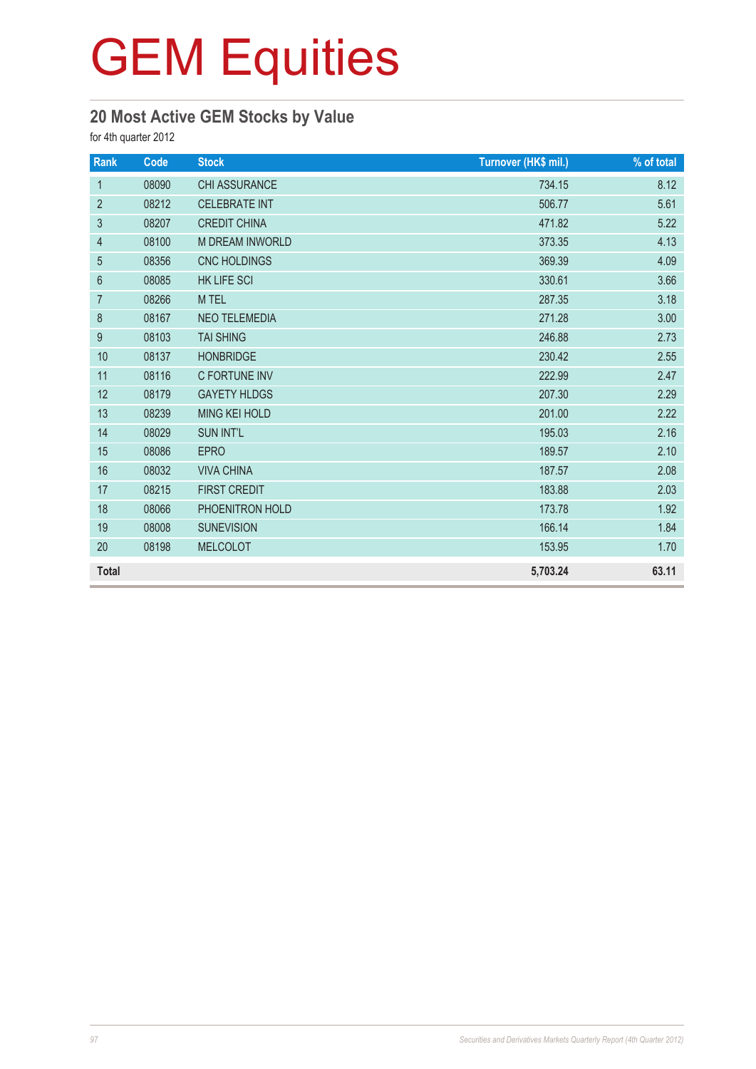# GEM Equities

## 20 Most Active GEM Stocks by Value

for 4th quarter 2012

| Rank | Code | Stock | Turnover (HK$ mil.) | % of total |
|---|---|---|---|---|
| 1 | 08090 | CHI ASSURANCE | 734.15 | 8.12 |
| 2 | 08212 | CELEBRATE INT | 506.77 | 5.61 |
| 3 | 08207 | CREDIT CHINA | 471.82 | 5.22 |
| 4 | 08100 | M DREAM INWORLD | 373.35 | 4.13 |
| 5 | 08356 | CNC HOLDINGS | 369.39 | 4.09 |
| 6 | 08085 | HK LIFE SCI | 330.61 | 3.66 |
| 7 | 08266 | M TEL | 287.35 | 3.18 |
| 8 | 08167 | NEO TELEMEDIA | 271.28 | 3.00 |
| 9 | 08103 | TAI SHING | 246.88 | 2.73 |
| 10 | 08137 | HONBRIDGE | 230.42 | 2.55 |
| 11 | 08116 | C FORTUNE INV | 222.99 | 2.47 |
| 12 | 08179 | GAYETY HLDGS | 207.30 | 2.29 |
| 13 | 08239 | MING KEI HOLD | 201.00 | 2.22 |
| 14 | 08029 | SUN INT'L | 195.03 | 2.16 |
| 15 | 08086 | EPRO | 189.57 | 2.10 |
| 16 | 08032 | VIVA CHINA | 187.57 | 2.08 |
| 17 | 08215 | FIRST CREDIT | 183.88 | 2.03 |
| 18 | 08066 | PHOENITRON HOLD | 173.78 | 1.92 |
| 19 | 08008 | SUNEVISION | 166.14 | 1.84 |
| 20 | 08198 | MELCOLOT | 153.95 | 1.70 |
| **Total** | | | **5,703.24** | **63.11** |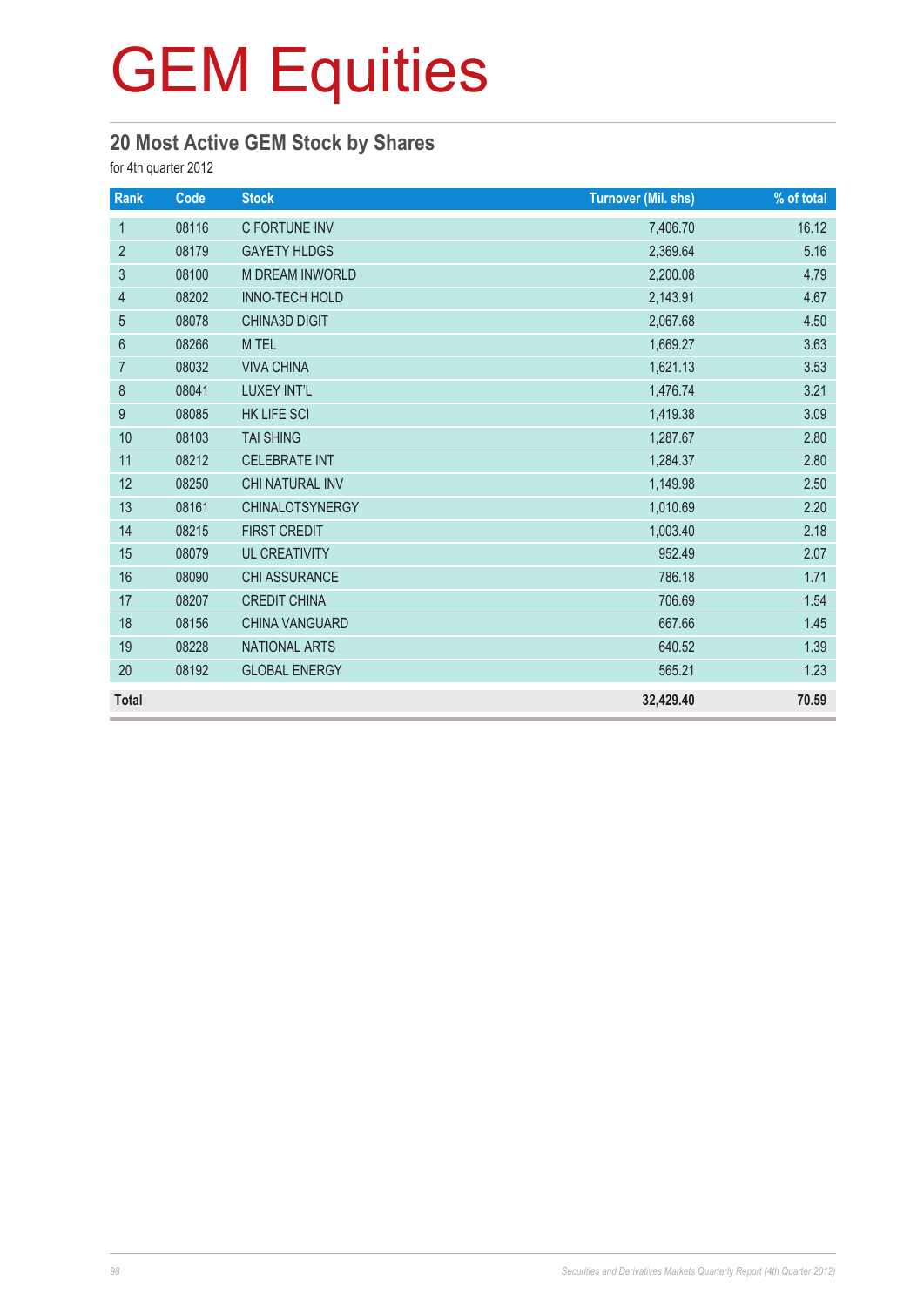# GEM Equities

## 20 Most Active GEM Stock by Shares

for 4th quarter 2012

| Rank | Code | Stock | Turnover (Mil. shs) | % of total |
|---|---|---|---|---|
| 1 | 08116 | C FORTUNE INV | 7,406.70 | 16.12 |
| 2 | 08179 | GAYETY HLDGS | 2,369.64 | 5.16 |
| 3 | 08100 | M DREAM INWORLD | 2,200.08 | 4.79 |
| 4 | 08202 | INNO-TECH HOLD | 2,143.91 | 4.67 |
| 5 | 08078 | CHINA3D DIGIT | 2,067.68 | 4.50 |
| 6 | 08266 | M TEL | 1,669.27 | 3.63 |
| 7 | 08032 | VIVA CHINA | 1,621.13 | 3.53 |
| 8 | 08041 | LUXEY INT'L | 1,476.74 | 3.21 |
| 9 | 08085 | HK LIFE SCI | 1,419.38 | 3.09 |
| 10 | 08103 | TAI SHING | 1,287.67 | 2.80 |
| 11 | 08212 | CELEBRATE INT | 1,284.37 | 2.80 |
| 12 | 08250 | CHI NATURAL INV | 1,149.98 | 2.50 |
| 13 | 08161 | CHINALOTSYNERGY | 1,010.69 | 2.20 |
| 14 | 08215 | FIRST CREDIT | 1,003.40 | 2.18 |
| 15 | 08079 | UL CREATIVITY | 952.49 | 2.07 |
| 16 | 08090 | CHI ASSURANCE | 786.18 | 1.71 |
| 17 | 08207 | CREDIT CHINA | 706.69 | 1.54 |
| 18 | 08156 | CHINA VANGUARD | 667.66 | 1.45 |
| 19 | 08228 | NATIONAL ARTS | 640.52 | 1.39 |
| 20 | 08192 | GLOBAL ENERGY | 565.21 | 1.23 |
| **Total** | | | **32,429.40** | **70.59** |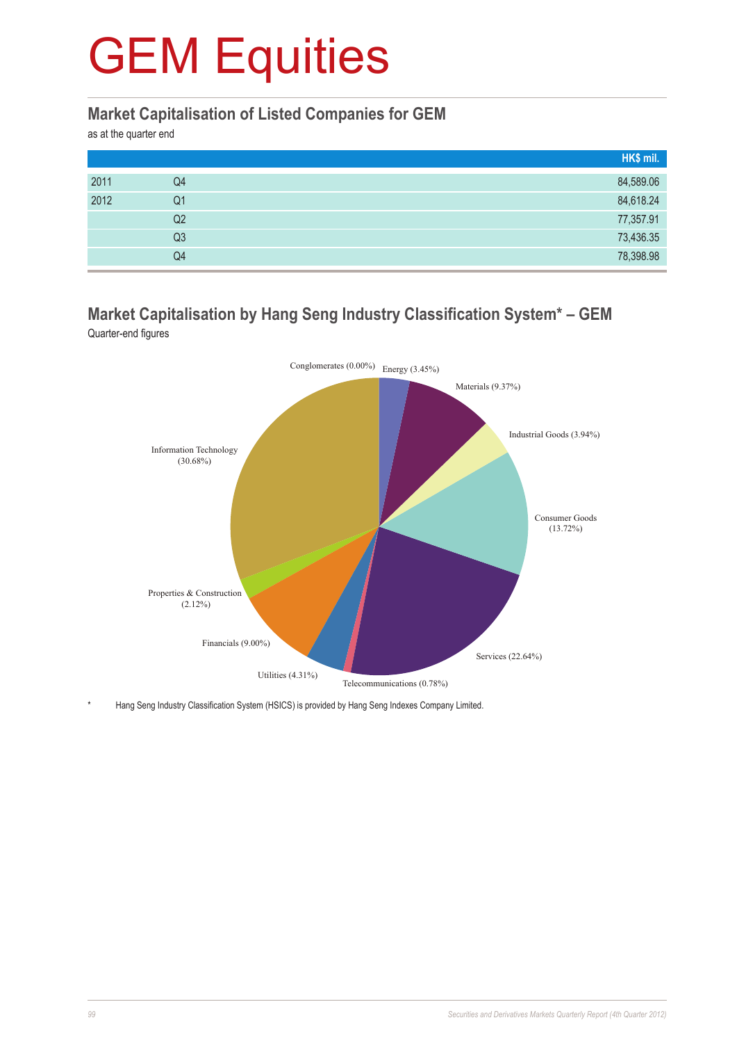# GEM Equities

## Market Capitalisation of Listed Companies for GEM

as at the quarter end

| | | HK$ mil. |
|---|---|---|
| 2011 | Q4 | 84,589.06 |
| 2012 | Q1 | 84,618.24 |
| | Q2 | 77,357.91 |
| | Q3 | 73,436.35 |
| | Q4 | 78,398.98 |

## Market Capitalisation by Hang Seng Industry Classification System* – GEM

Quarter-end figures

Conglomerates (0.00%)
Energy (3.45%)
Materials (9.37%)
Industrial Goods (3.94%)
Consumer Goods (13.72%)
Services (22.64%)
Telecommunications (0.78%)
Utilities (4.31%)
Financials (9.00%)
Properties & Construction (2.12%)
Information Technology (30.68%)

\* Hang Seng Industry Classification System (HSICS) is provided by Hang Seng Indexes Company Limited.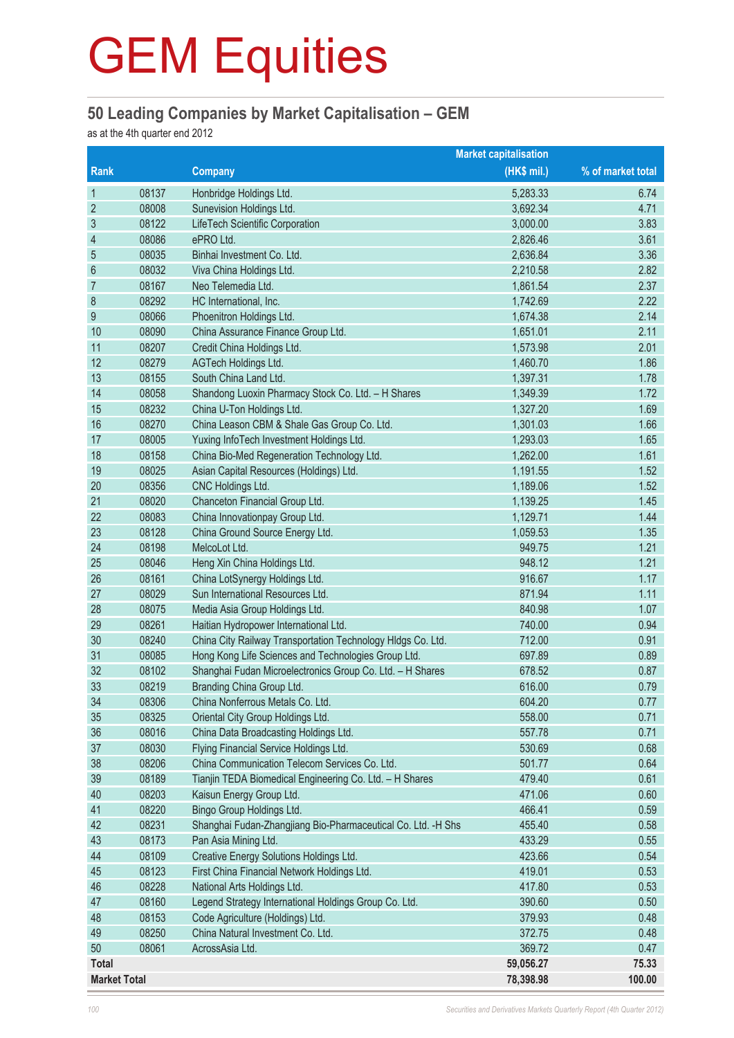# GEM Equities

## 50 Leading Companies by Market Capitalisation – GEM

as at the 4th quarter end 2012

| Rank | | Company | Market capitalisation (HK$ mil.) | % of market total |
|---|---|---|---|---|
| 1 | 08137 | Honbridge Holdings Ltd. | 5,283.33 | 6.74 |
| 2 | 08008 | Sunevision Holdings Ltd. | 3,692.34 | 4.71 |
| 3 | 08122 | LifeTech Scientific Corporation | 3,000.00 | 3.83 |
| 4 | 08086 | ePRO Ltd. | 2,826.46 | 3.61 |
| 5 | 08035 | Binhai Investment Co. Ltd. | 2,636.84 | 3.36 |
| 6 | 08032 | Viva China Holdings Ltd. | 2,210.58 | 2.82 |
| 7 | 08167 | Neo Telemedia Ltd. | 1,861.54 | 2.37 |
| 8 | 08292 | HC International, Inc. | 1,742.69 | 2.22 |
| 9 | 08066 | Phoenitron Holdings Ltd. | 1,674.38 | 2.14 |
| 10 | 08090 | China Assurance Finance Group Ltd. | 1,651.01 | 2.11 |
| 11 | 08207 | Credit China Holdings Ltd. | 1,573.98 | 2.01 |
| 12 | 08279 | AGTech Holdings Ltd. | 1,460.70 | 1.86 |
| 13 | 08155 | South China Land Ltd. | 1,397.31 | 1.78 |
| 14 | 08058 | Shandong Luoxin Pharmacy Stock Co. Ltd. – H Shares | 1,349.39 | 1.72 |
| 15 | 08232 | China U-Ton Holdings Ltd. | 1,327.20 | 1.69 |
| 16 | 08270 | China Leason CBM & Shale Gas Group Co. Ltd. | 1,301.03 | 1.66 |
| 17 | 08005 | Yuxing InfoTech Investment Holdings Ltd. | 1,293.03 | 1.65 |
| 18 | 08158 | China Bio-Med Regeneration Technology Ltd. | 1,262.00 | 1.61 |
| 19 | 08025 | Asian Capital Resources (Holdings) Ltd. | 1,191.55 | 1.52 |
| 20 | 08356 | CNC Holdings Ltd. | 1,189.06 | 1.52 |
| 21 | 08020 | Chanceton Financial Group Ltd. | 1,139.25 | 1.45 |
| 22 | 08083 | China Innovationpay Group Ltd. | 1,129.71 | 1.44 |
| 23 | 08128 | China Ground Source Energy Ltd. | 1,059.53 | 1.35 |
| 24 | 08198 | MelcoLot Ltd. | 949.75 | 1.21 |
| 25 | 08046 | Heng Xin China Holdings Ltd. | 948.12 | 1.21 |
| 26 | 08161 | China LotSynergy Holdings Ltd. | 916.67 | 1.17 |
| 27 | 08029 | Sun International Resources Ltd. | 871.94 | 1.11 |
| 28 | 08075 | Media Asia Group Holdings Ltd. | 840.98 | 1.07 |
| 29 | 08261 | Haitian Hydropower International Ltd. | 740.00 | 0.94 |
| 30 | 08240 | China City Railway Transportation Technology Hldgs Co. Ltd. | 712.00 | 0.91 |
| 31 | 08085 | Hong Kong Life Sciences and Technologies Group Ltd. | 697.89 | 0.89 |
| 32 | 08102 | Shanghai Fudan Microelectronics Group Co. Ltd. – H Shares | 678.52 | 0.87 |
| 33 | 08219 | Branding China Group Ltd. | 616.00 | 0.79 |
| 34 | 08306 | China Nonferrous Metals Co. Ltd. | 604.20 | 0.77 |
| 35 | 08325 | Oriental City Group Holdings Ltd. | 558.00 | 0.71 |
| 36 | 08016 | China Data Broadcasting Holdings Ltd. | 557.78 | 0.71 |
| 37 | 08030 | Flying Financial Service Holdings Ltd. | 530.69 | 0.68 |
| 38 | 08206 | China Communication Telecom Services Co. Ltd. | 501.77 | 0.64 |
| 39 | 08189 | Tianjin TEDA Biomedical Engineering Co. Ltd. – H Shares | 479.40 | 0.61 |
| 40 | 08203 | Kaisun Energy Group Ltd. | 471.06 | 0.60 |
| 41 | 08220 | Bingo Group Holdings Ltd. | 466.41 | 0.59 |
| 42 | 08231 | Shanghai Fudan-Zhangjiang Bio-Pharmaceutical Co. Ltd. -H Shs | 455.40 | 0.58 |
| 43 | 08173 | Pan Asia Mining Ltd. | 433.29 | 0.55 |
| 44 | 08109 | Creative Energy Solutions Holdings Ltd. | 423.66 | 0.54 |
| 45 | 08123 | First China Financial Network Holdings Ltd. | 419.01 | 0.53 |
| 46 | 08228 | National Arts Holdings Ltd. | 417.80 | 0.53 |
| 47 | 08160 | Legend Strategy International Holdings Group Co. Ltd. | 390.60 | 0.50 |
| 48 | 08153 | Code Agriculture (Holdings) Ltd. | 379.93 | 0.48 |
| 49 | 08250 | China Natural Investment Co. Ltd. | 372.75 | 0.48 |
| 50 | 08061 | AcrossAsia Ltd. | 369.72 | 0.47 |
| **Total** | | | **59,056.27** | **75.33** |
| **Market Total** | | | **78,398.98** | **100.00** |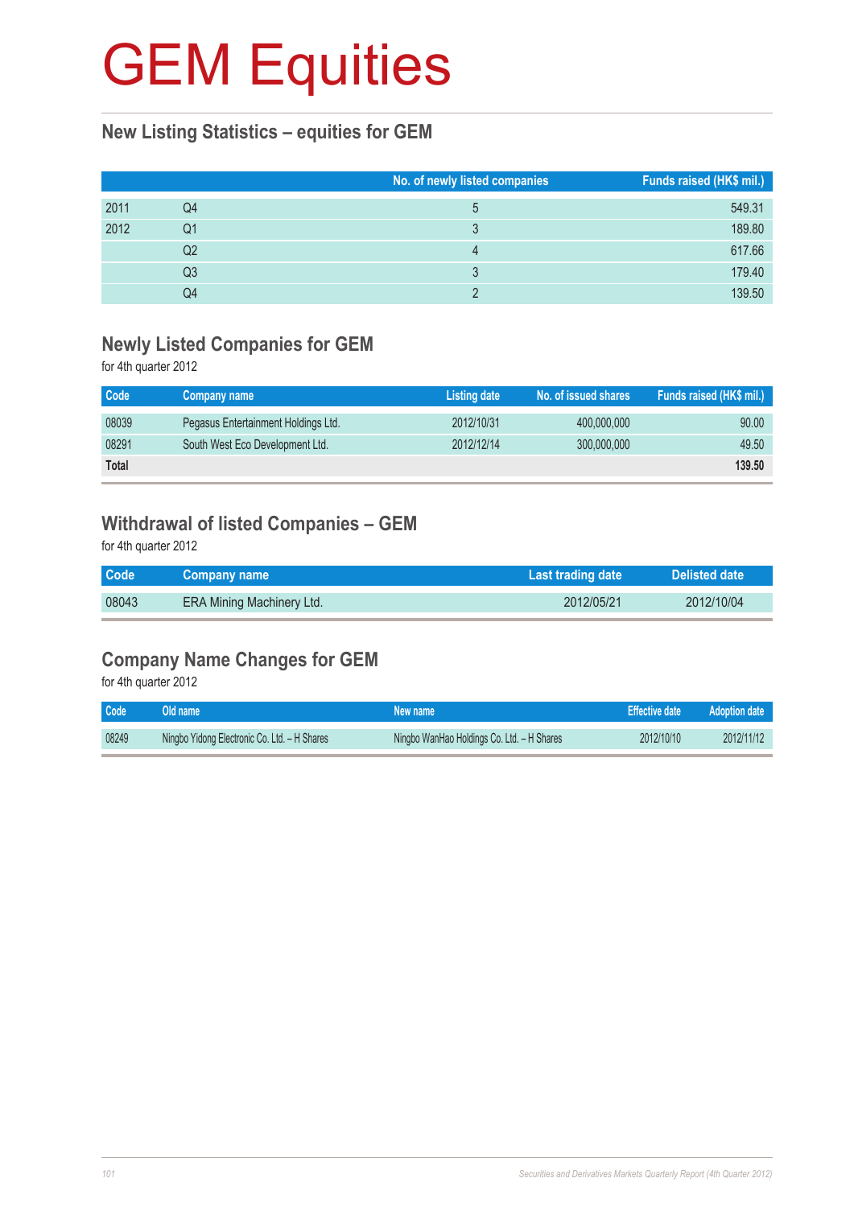# GEM Equities

## New Listing Statistics – equities for GEM

| | | No. of newly listed companies | Funds raised (HK$ mil.) |
|---|---|---|---|
| 2011 | Q4 | 5 | 549.31 |
| 2012 | Q1 | 3 | 189.80 |
| | Q2 | 4 | 617.66 |
| | Q3 | 3 | 179.40 |
| | Q4 | 2 | 139.50 |

## Newly Listed Companies for GEM

for 4th quarter 2012

| Code | Company name | Listing date | No. of issued shares | Funds raised (HK$ mil.) |
|---|---|---|---|---|
| 08039 | Pegasus Entertainment Holdings Ltd. | 2012/10/31 | 400,000,000 | 90.00 |
| 08291 | South West Eco Development Ltd. | 2012/12/14 | 300,000,000 | 49.50 |
| **Total** | | | | **139.50** |

## Withdrawal of listed Companies – GEM

for 4th quarter 2012

| Code | Company name | Last trading date | Delisted date |
|---|---|---|---|
| 08043 | ERA Mining Machinery Ltd. | 2012/05/21 | 2012/10/04 |

## Company Name Changes for GEM

for 4th quarter 2012

| Code | Old name | New name | Effective date | Adoption date |
|---|---|---|---|---|
| 08249 | Ningbo Yidong Electronic Co. Ltd. – H Shares | Ningbo WanHao Holdings Co. Ltd. – H Shares | 2012/10/10 | 2012/11/12 |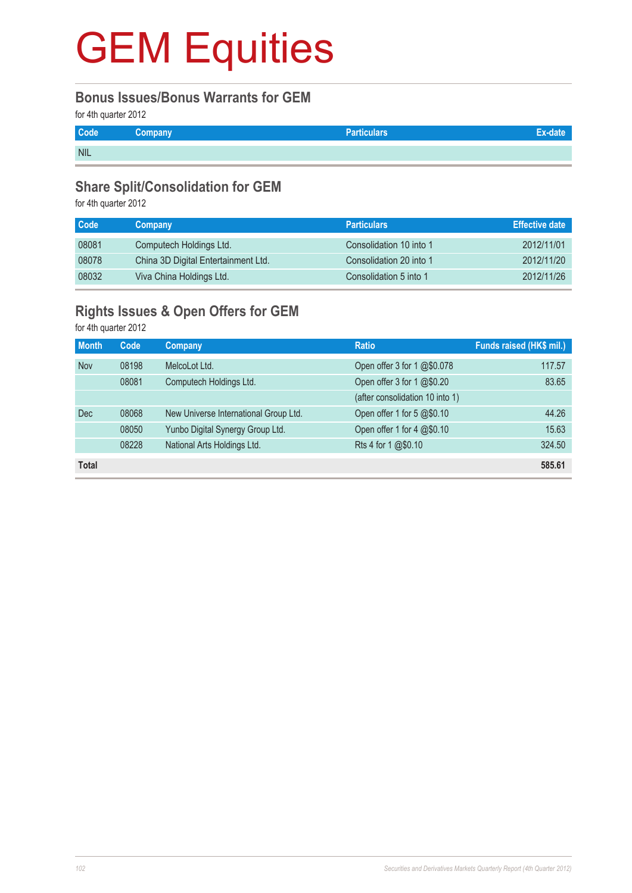# GEM Equities

## Bonus Issues/Bonus Warrants for GEM

for 4th quarter 2012

| Code | Company | Particulars | Ex-date |
|---|---|---|---|
| NIL | | | |

## Share Split/Consolidation for GEM

for 4th quarter 2012

| Code | Company | Particulars | Effective date |
|---|---|---|---|
| 08081 | Computech Holdings Ltd. | Consolidation 10 into 1 | 2012/11/01 |
| 08078 | China 3D Digital Entertainment Ltd. | Consolidation 20 into 1 | 2012/11/20 |
| 08032 | Viva China Holdings Ltd. | Consolidation 5 into 1 | 2012/11/26 |

## Rights Issues & Open Offers for GEM

for 4th quarter 2012

| Month | Code | Company | Ratio | Funds raised (HK$ mil.) |
|---|---|---|---|---|
| Nov | 08198 | MelcoLot Ltd. | Open offer 3 for 1 @$0.078 | 117.57 |
| | 08081 | Computech Holdings Ltd. | Open offer 3 for 1 @$0.20 | 83.65 |
| | | | (after consolidation 10 into 1) | |
| Dec | 08068 | New Universe International Group Ltd. | Open offer 1 for 5 @$0.10 | 44.26 |
| | 08050 | Yunbo Digital Synergy Group Ltd. | Open offer 1 for 4 @$0.10 | 15.63 |
| | 08228 | National Arts Holdings Ltd. | Rts 4 for 1 @$0.10 | 324.50 |
| **Total** | | | | **585.61** |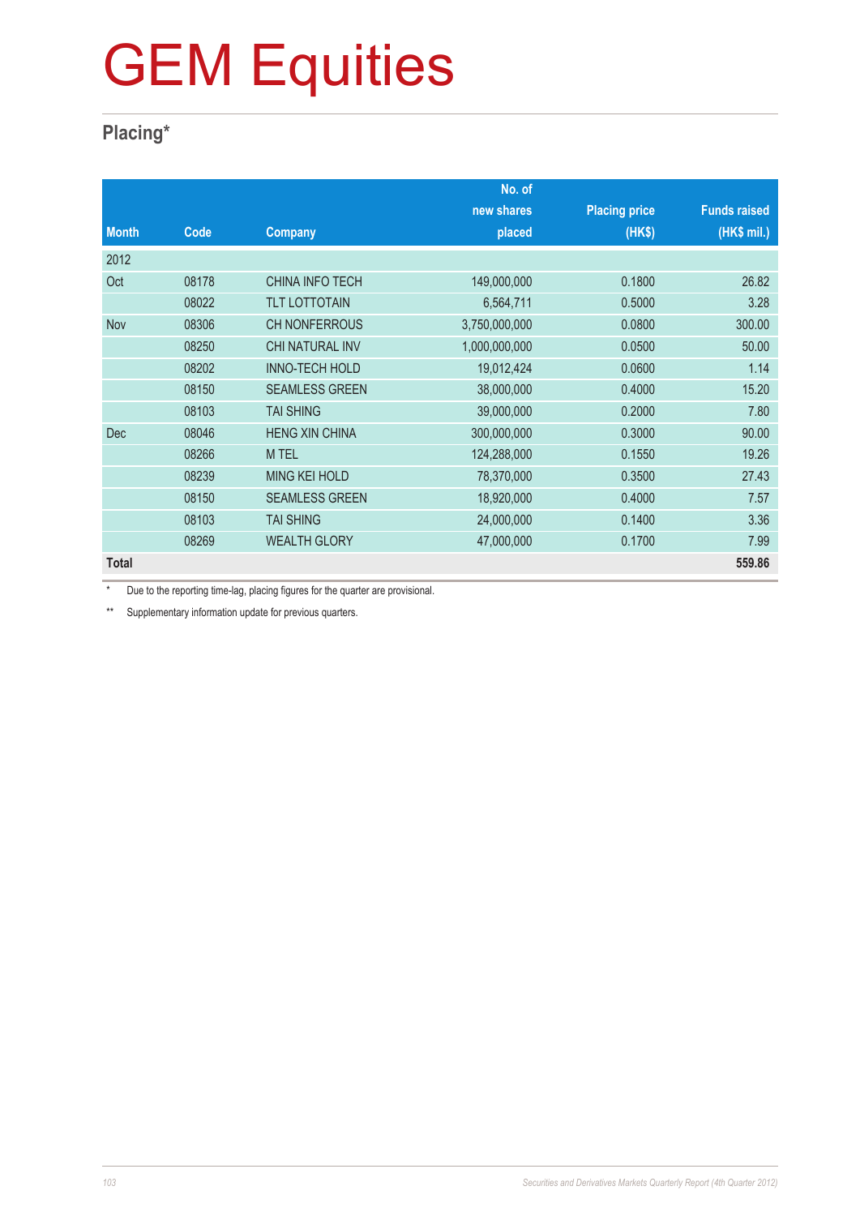# GEM Equities

## Placing*

| Month | Code | Company | No. of new shares placed | Placing price (HK$) | Funds raised (HK$ mil.) |
|---|---|---|---|---|---|
| 2012 | | | | | |
| Oct | 08178 | CHINA INFO TECH | 149,000,000 | 0.1800 | 26.82 |
| | 08022 | TLT LOTTOTAIN | 6,564,711 | 0.5000 | 3.28 |
| Nov | 08306 | CH NONFERROUS | 3,750,000,000 | 0.0800 | 300.00 |
| | 08250 | CHI NATURAL INV | 1,000,000,000 | 0.0500 | 50.00 |
| | 08202 | INNO-TECH HOLD | 19,012,424 | 0.0600 | 1.14 |
| | 08150 | SEAMLESS GREEN | 38,000,000 | 0.4000 | 15.20 |
| | 08103 | TAI SHING | 39,000,000 | 0.2000 | 7.80 |
| Dec | 08046 | HENG XIN CHINA | 300,000,000 | 0.3000 | 90.00 |
| | 08266 | M TEL | 124,288,000 | 0.1550 | 19.26 |
| | 08239 | MING KEI HOLD | 78,370,000 | 0.3500 | 27.43 |
| | 08150 | SEAMLESS GREEN | 18,920,000 | 0.4000 | 7.57 |
| | 08103 | TAI SHING | 24,000,000 | 0.1400 | 3.36 |
| | 08269 | WEALTH GLORY | 47,000,000 | 0.1700 | 7.99 |
| **Total** | | | | | **559.86** |

\* Due to the reporting time-lag, placing figures for the quarter are provisional.

\*\* Supplementary information update for previous quarters.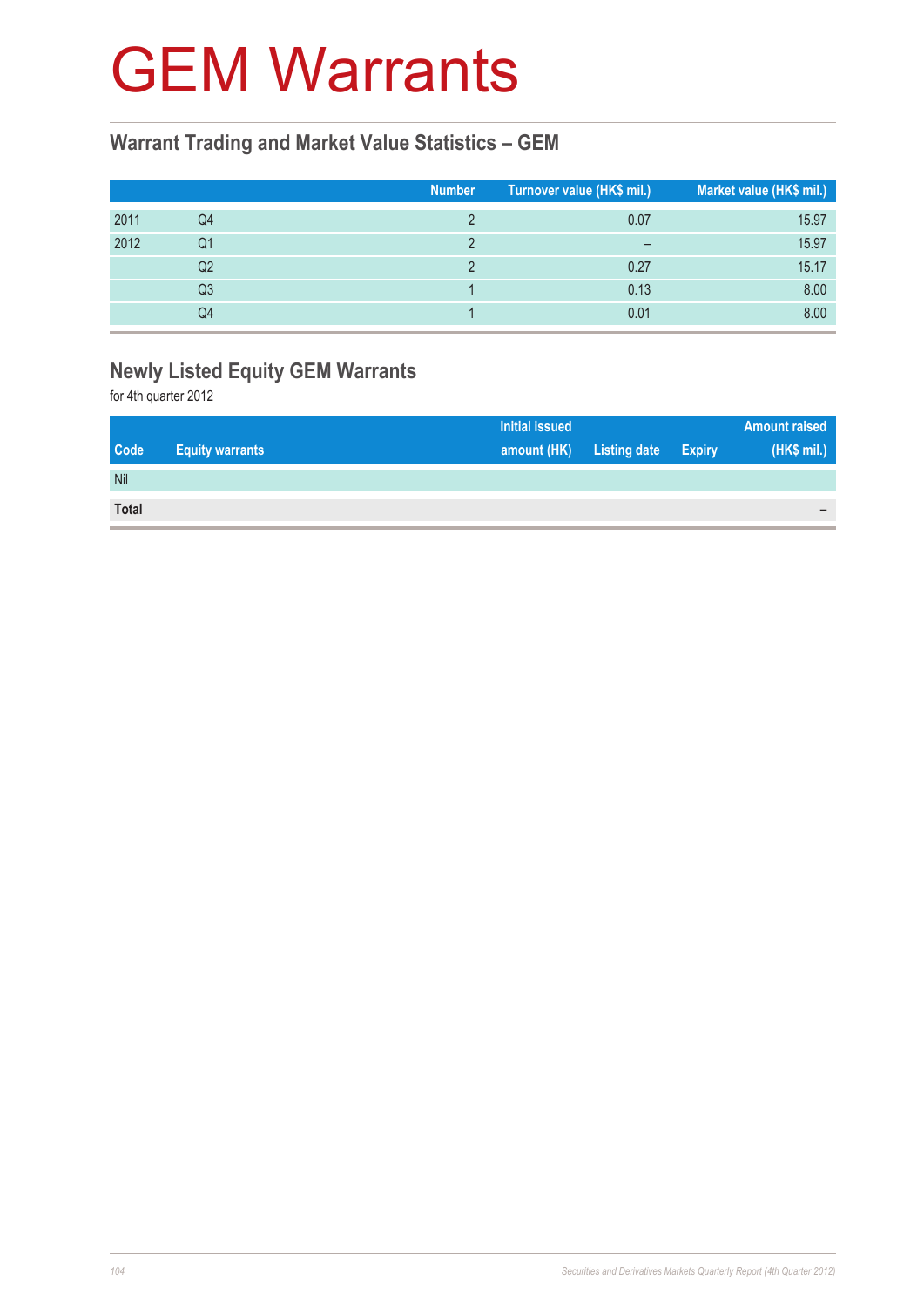# GEM Warrants

## Warrant Trading and Market Value Statistics – GEM

| | | Number | Turnover value (HK$ mil.) | Market value (HK$ mil.) |
|---|---|---|---|---|
| 2011 | Q4 | 2 | 0.07 | 15.97 |
| 2012 | Q1 | 2 | – | 15.97 |
| | Q2 | 2 | 0.27 | 15.17 |
| | Q3 | 1 | 0.13 | 8.00 |
| | Q4 | 1 | 0.01 | 8.00 |

## Newly Listed Equity GEM Warrants

for 4th quarter 2012

| Code | Equity warrants | Initial issued amount (HK) | Listing date | Expiry | Amount raised (HK$ mil.) |
|---|---|---|---|---|---|
| Nil | | | | | |
| **Total** | | | | | – |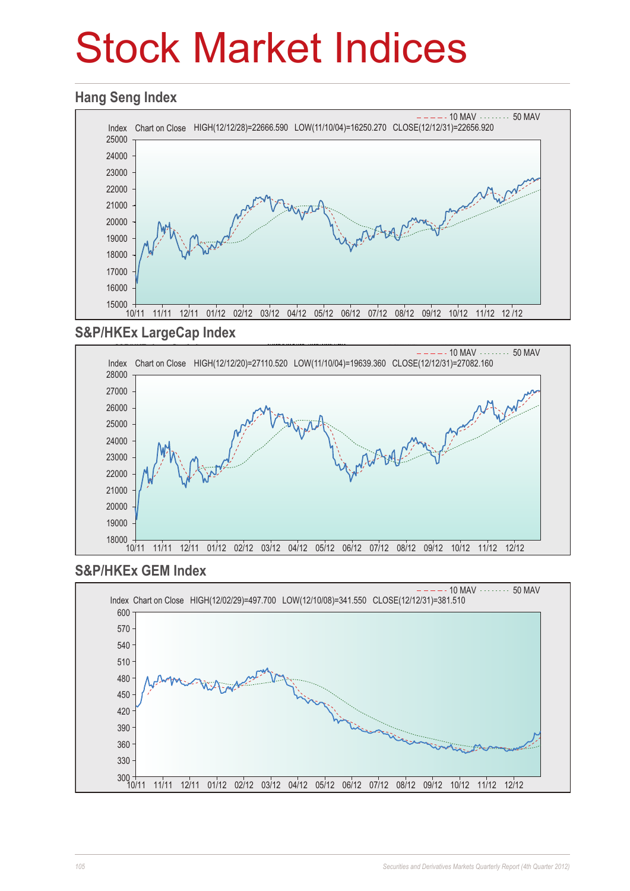# Stock Market Indices

## Hang Seng Index

Index Chart on Close HIGH(12/12/28)=22666.590 LOW(11/10/04)=16250.270 CLOSE(12/12/31)=22656.920

10 MAV 50 MAV

## S&P/HKEx LargeCap Index

Index Chart on Close HIGH(12/12/20)=27110.520 LOW(11/10/04)=19639.360 CLOSE(12/12/31)=27082.160

10 MAV 50 MAV

## S&P/HKEx GEM Index

Index Chart on Close HIGH(12/02/29)=497.700 LOW(12/10/08)=341.550 CLOSE(12/12/31)=381.510

10 MAV 50 MAV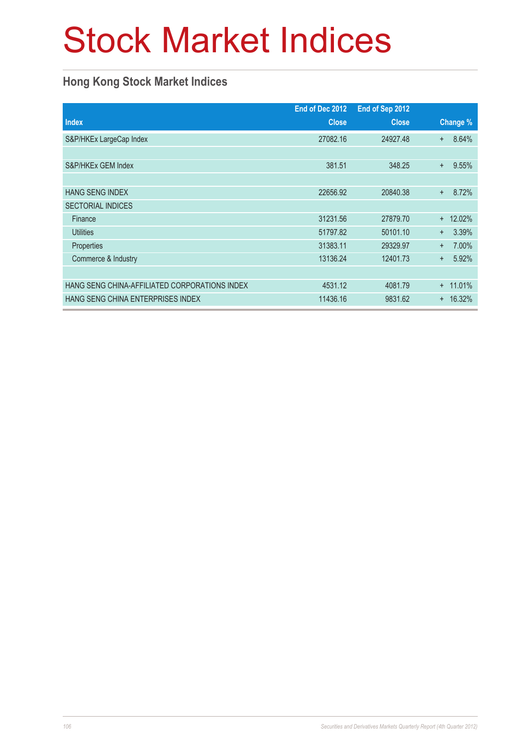// Stock Market Indices

## Hong Kong Stock Market Indices

| Index | End of Dec 2012 Close | End of Sep 2012 Close | Change % |
|---|---|---|---|
| S&P/HKEx LargeCap Index | 27082.16 | 24927.48 | + 8.64% |
| | | | |
| S&P/HKEx GEM Index | 381.51 | 348.25 | + 9.55% |
| | | | |
| HANG SENG INDEX | 22656.92 | 20840.38 | + 8.72% |
| SECTORIAL INDICES | | | |
| Finance | 31231.56 | 27879.70 | + 12.02% |
| Utilities | 51797.82 | 50101.10 | + 3.39% |
| Properties | 31383.11 | 29329.97 | + 7.00% |
| Commerce & Industry | 13136.24 | 12401.73 | + 5.92% |
| | | | |
| HANG SENG CHINA-AFFILIATED CORPORATIONS INDEX | 4531.12 | 4081.79 | + 11.01% |
| HANG SENG CHINA ENTERPRISES INDEX | 11436.16 | 9831.62 | + 16.32% |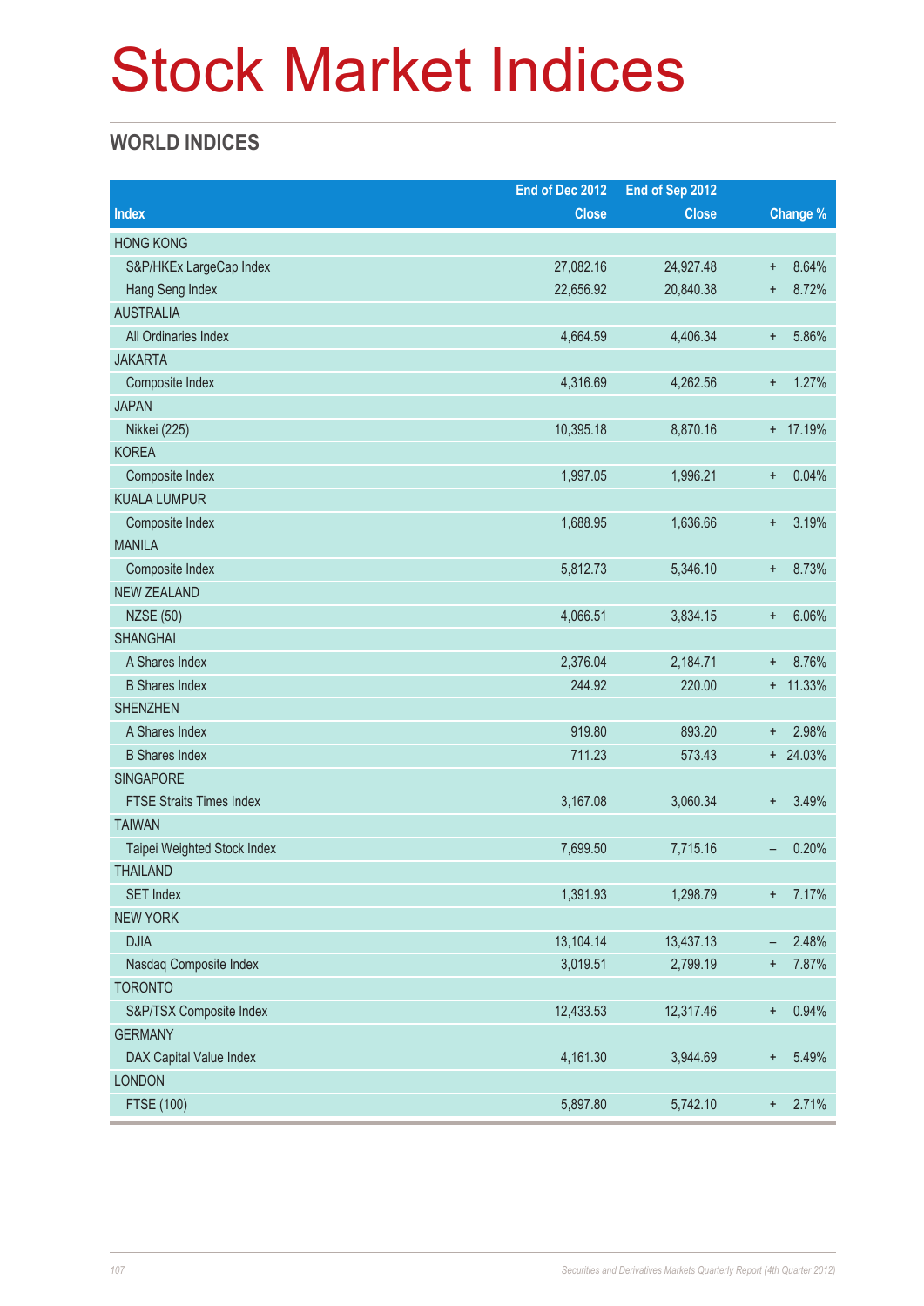# Stock Market Indices

## WORLD INDICES

| Index | End of Dec 2012 Close | End of Sep 2012 Close | Change % |
|---|---|---|---|
| HONG KONG | | | |
| S&P/HKEx LargeCap Index | 27,082.16 | 24,927.48 | + 8.64% |
| Hang Seng Index | 22,656.92 | 20,840.38 | + 8.72% |
| AUSTRALIA | | | |
| All Ordinaries Index | 4,664.59 | 4,406.34 | + 5.86% |
| JAKARTA | | | |
| Composite Index | 4,316.69 | 4,262.56 | + 1.27% |
| JAPAN | | | |
| Nikkei (225) | 10,395.18 | 8,870.16 | + 17.19% |
| KOREA | | | |
| Composite Index | 1,997.05 | 1,996.21 | + 0.04% |
| KUALA LUMPUR | | | |
| Composite Index | 1,688.95 | 1,636.66 | + 3.19% |
| MANILA | | | |
| Composite Index | 5,812.73 | 5,346.10 | + 8.73% |
| NEW ZEALAND | | | |
| NZSE (50) | 4,066.51 | 3,834.15 | + 6.06% |
| SHANGHAI | | | |
| A Shares Index | 2,376.04 | 2,184.71 | + 8.76% |
| B Shares Index | 244.92 | 220.00 | + 11.33% |
| SHENZHEN | | | |
| A Shares Index | 919.80 | 893.20 | + 2.98% |
| B Shares Index | 711.23 | 573.43 | + 24.03% |
| SINGAPORE | | | |
| FTSE Straits Times Index | 3,167.08 | 3,060.34 | + 3.49% |
| TAIWAN | | | |
| Taipei Weighted Stock Index | 7,699.50 | 7,715.16 | – 0.20% |
| THAILAND | | | |
| SET Index | 1,391.93 | 1,298.79 | + 7.17% |
| NEW YORK | | | |
| DJIA | 13,104.14 | 13,437.13 | – 2.48% |
| Nasdaq Composite Index | 3,019.51 | 2,799.19 | + 7.87% |
| TORONTO | | | |
| S&P/TSX Composite Index | 12,433.53 | 12,317.46 | + 0.94% |
| GERMANY | | | |
| DAX Capital Value Index | 4,161.30 | 3,944.69 | + 5.49% |
| LONDON | | | |
| FTSE (100) | 5,897.80 | 5,742.10 | + 2.71% |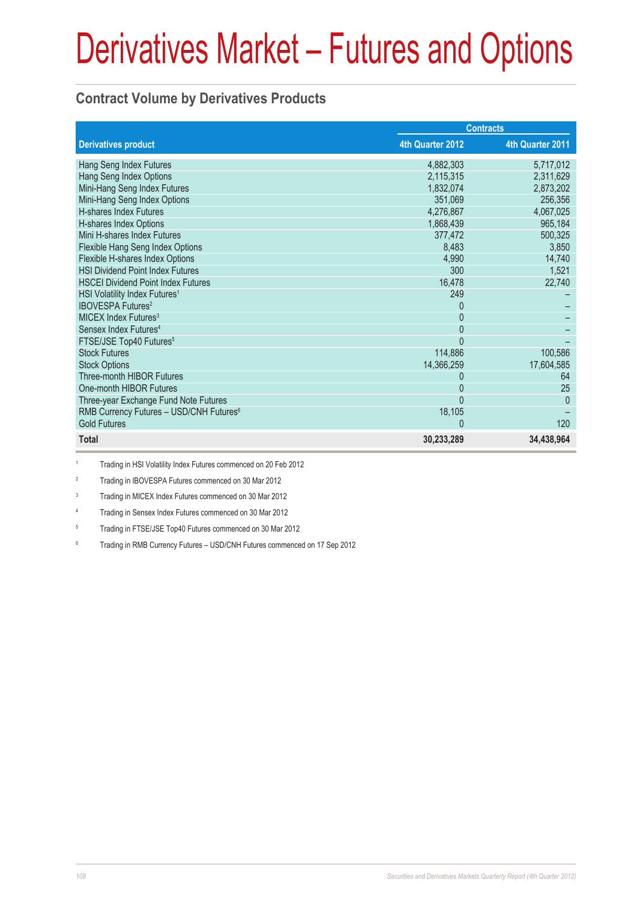# Derivatives Market – Futures and Options

## Contract Volume by Derivatives Products

| Derivatives product | Contracts | |
|---|---|---|
| | 4th Quarter 2012 | 4th Quarter 2011 |
| Hang Seng Index Futures | 4,882,303 | 5,717,012 |
| Hang Seng Index Options | 2,115,315 | 2,311,629 |
| Mini-Hang Seng Index Futures | 1,832,074 | 2,873,202 |
| Mini-Hang Seng Index Options | 351,069 | 256,356 |
| H-shares Index Futures | 4,276,867 | 4,067,025 |
| H-shares Index Options | 1,868,439 | 965,184 |
| Mini H-shares Index Futures | 377,472 | 500,325 |
| Flexible Hang Seng Index Options | 8,483 | 3,850 |
| Flexible H-shares Index Options | 4,990 | 14,740 |
| HSI Dividend Point Index Futures | 300 | 1,521 |
| HSCEI Dividend Point Index Futures | 16,478 | 22,740 |
| HSI Volatility Index Futures[1] | 249 | – |
| IBOVESPA Futures[2] | 0 | – |
| MICEX Index Futures[3] | 0 | – |
| Sensex Index Futures[4] | 0 | – |
| FTSE/JSE Top40 Futures[5] | 0 | – |
| Stock Futures | 114,886 | 100,586 |
| Stock Options | 14,366,259 | 17,604,585 |
| Three-month HIBOR Futures | 0 | 64 |
| One-month HIBOR Futures | 0 | 25 |
| Three-year Exchange Fund Note Futures | 0 | 0 |
| RMB Currency Futures – USD/CNH Futures[6] | 18,105 | – |
| Gold Futures | 0 | 120 |
| **Total** | **30,233,289** | **34,438,964** |

[1] Trading in HSI Volatility Index Futures commenced on 20 Feb 2012

[2] Trading in IBOVESPA Futures commenced on 30 Mar 2012

[3] Trading in MICEX Index Futures commenced on 30 Mar 2012

[4] Trading in Sensex Index Futures commenced on 30 Mar 2012

[5] Trading in FTSE/JSE Top40 Futures commenced on 30 Mar 2012

[6] Trading in RMB Currency Futures – USD/CNH Futures commenced on 17 Sep 2012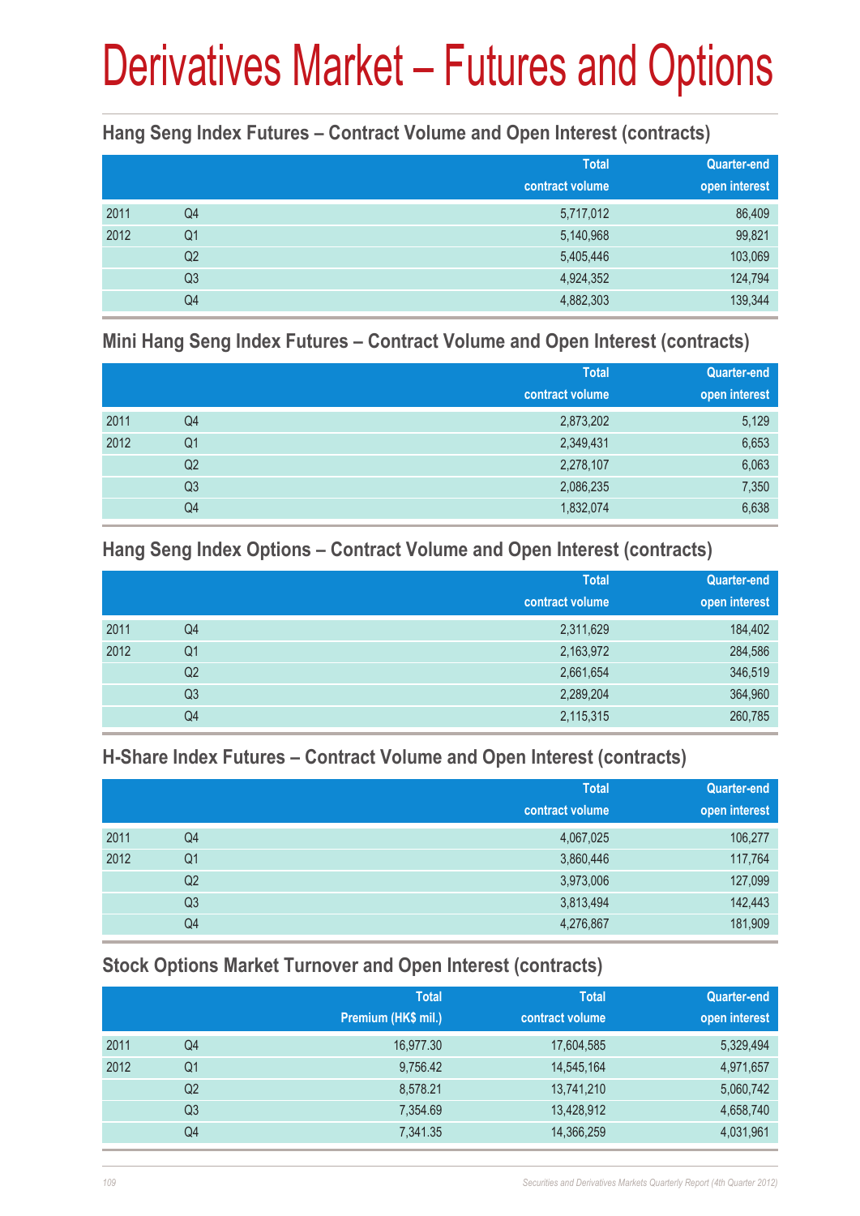# Derivatives Market – Futures and Options

### Hang Seng Index Futures – Contract Volume and Open Interest (contracts)

| | | Total contract volume | Quarter-end open interest |
|---|---|---|---|
| 2011 | Q4 | 5,717,012 | 86,409 |
| 2012 | Q1 | 5,140,968 | 99,821 |
| | Q2 | 5,405,446 | 103,069 |
| | Q3 | 4,924,352 | 124,794 |
| | Q4 | 4,882,303 | 139,344 |

### Mini Hang Seng Index Futures – Contract Volume and Open Interest (contracts)

| | | Total contract volume | Quarter-end open interest |
|---|---|---|---|
| 2011 | Q4 | 2,873,202 | 5,129 |
| 2012 | Q1 | 2,349,431 | 6,653 |
| | Q2 | 2,278,107 | 6,063 |
| | Q3 | 2,086,235 | 7,350 |
| | Q4 | 1,832,074 | 6,638 |

### Hang Seng Index Options – Contract Volume and Open Interest (contracts)

| | | Total contract volume | Quarter-end open interest |
|---|---|---|---|
| 2011 | Q4 | 2,311,629 | 184,402 |
| 2012 | Q1 | 2,163,972 | 284,586 |
| | Q2 | 2,661,654 | 346,519 |
| | Q3 | 2,289,204 | 364,960 |
| | Q4 | 2,115,315 | 260,785 |

### H-Share Index Futures – Contract Volume and Open Interest (contracts)

| | | Total contract volume | Quarter-end open interest |
|---|---|---|---|
| 2011 | Q4 | 4,067,025 | 106,277 |
| 2012 | Q1 | 3,860,446 | 117,764 |
| | Q2 | 3,973,006 | 127,099 |
| | Q3 | 3,813,494 | 142,443 |
| | Q4 | 4,276,867 | 181,909 |

### Stock Options Market Turnover and Open Interest (contracts)

| | | Total Premium (HK$ mil.) | Total contract volume | Quarter-end open interest |
|---|---|---|---|---|
| 2011 | Q4 | 16,977.30 | 17,604,585 | 5,329,494 |
| 2012 | Q1 | 9,756.42 | 14,545,164 | 4,971,657 |
| | Q2 | 8,578.21 | 13,741,210 | 5,060,742 |
| | Q3 | 7,354.69 | 13,428,912 | 4,658,740 |
| | Q4 | 7,341.35 | 14,366,259 | 4,031,961 |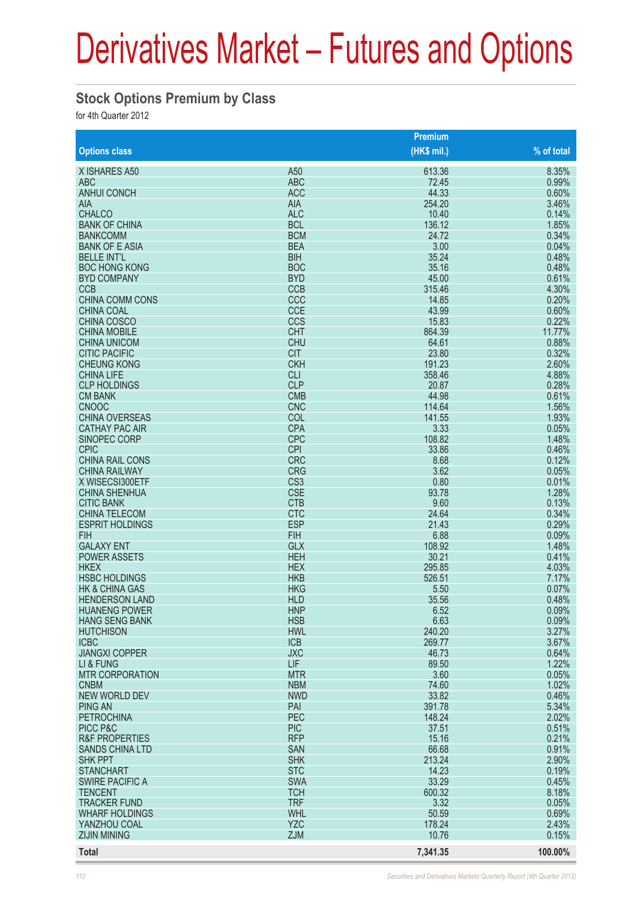# Derivatives Market – Futures and Options

## Stock Options Premium by Class

for 4th Quarter 2012

| Options class | | Premium (HK$ mil.) | % of total |
|---|---|---|---|
| X ISHARES A50 | A50 | 613.36 | 8.35% |
| ABC | ABC | 72.45 | 0.99% |
| ANHUI CONCH | ACC | 44.33 | 0.60% |
| AIA | AIA | 254.20 | 3.46% |
| CHALCO | ALC | 10.40 | 0.14% |
| BANK OF CHINA | BCL | 136.12 | 1.85% |
| BANKCOMM | BCM | 24.72 | 0.34% |
| BANK OF E ASIA | BEA | 3.00 | 0.04% |
| BELLE INT'L | BIH | 35.24 | 0.48% |
| BOC HONG KONG | BOC | 35.16 | 0.48% |
| BYD COMPANY | BYD | 45.00 | 0.61% |
| CCB | CCB | 315.46 | 4.30% |
| CHINA COMM CONS | CCC | 14.85 | 0.20% |
| CHINA COAL | CCE | 43.99 | 0.60% |
| CHINA COSCO | CCS | 15.83 | 0.22% |
| CHINA MOBILE | CHT | 864.39 | 11.77% |
| CHINA UNICOM | CHU | 64.61 | 0.88% |
| CITIC PACIFIC | CIT | 23.80 | 0.32% |
| CHEUNG KONG | CKH | 191.23 | 2.60% |
| CHINA LIFE | CLI | 358.46 | 4.88% |
| CLP HOLDINGS | CLP | 20.87 | 0.28% |
| CM BANK | CMB | 44.98 | 0.61% |
| CNOOC | CNC | 114.64 | 1.56% |
| CHINA OVERSEAS | COL | 141.55 | 1.93% |
| CATHAY PAC AIR | CPA | 3.33 | 0.05% |
| SINOPEC CORP | CPC | 108.82 | 1.48% |
| CPIC | CPI | 33.86 | 0.46% |
| CHINA RAIL CONS | CRC | 8.68 | 0.12% |
| CHINA RAILWAY | CRG | 3.62 | 0.05% |
| X WISECSI300ETF | CS3 | 0.80 | 0.01% |
| CHINA SHENHUA | CSE | 93.78 | 1.28% |
| CITIC BANK | CTB | 9.60 | 0.13% |
| CHINA TELECOM | CTC | 24.64 | 0.34% |
| ESPRIT HOLDINGS | ESP | 21.43 | 0.29% |
| FIH | FIH | 6.88 | 0.09% |
| GALAXY ENT | GLX | 108.92 | 1.48% |
| POWER ASSETS | HEH | 30.21 | 0.41% |
| HKEX | HEX | 295.85 | 4.03% |
| HSBC HOLDINGS | HKB | 526.51 | 7.17% |
| HK & CHINA GAS | HKG | 5.50 | 0.07% |
| HENDERSON LAND | HLD | 35.56 | 0.48% |
| HUANENG POWER | HNP | 6.52 | 0.09% |
| HANG SENG BANK | HSB | 6.63 | 0.09% |
| HUTCHISON | HWL | 240.20 | 3.27% |
| ICBC | ICB | 269.77 | 3.67% |
| JIANGXI COPPER | JXC | 46.73 | 0.64% |
| LI & FUNG | LIF | 89.50 | 1.22% |
| MTR CORPORATION | MTR | 3.60 | 0.05% |
| CNBM | NBM | 74.60 | 1.02% |
| NEW WORLD DEV | NWD | 33.82 | 0.46% |
| PING AN | PAI | 391.78 | 5.34% |
| PETROCHINA | PEC | 148.24 | 2.02% |
| PICC P&C | PIC | 37.51 | 0.51% |
| R&F PROPERTIES | RFP | 15.16 | 0.21% |
| SANDS CHINA LTD | SAN | 66.68 | 0.91% |
| SHK PPT | SHK | 213.24 | 2.90% |
| STANCHART | STC | 14.23 | 0.19% |
| SWIRE PACIFIC A | SWA | 33.29 | 0.45% |
| TENCENT | TCH | 600.32 | 8.18% |
| TRACKER FUND | TRF | 3.32 | 0.05% |
| WHARF HOLDINGS | WHL | 50.59 | 0.69% |
| YANZHOU COAL | YZC | 178.24 | 2.43% |
| ZIJIN MINING | ZJM | 10.76 | 0.15% |
| **Total** | | **7,341.35** | **100.00%** |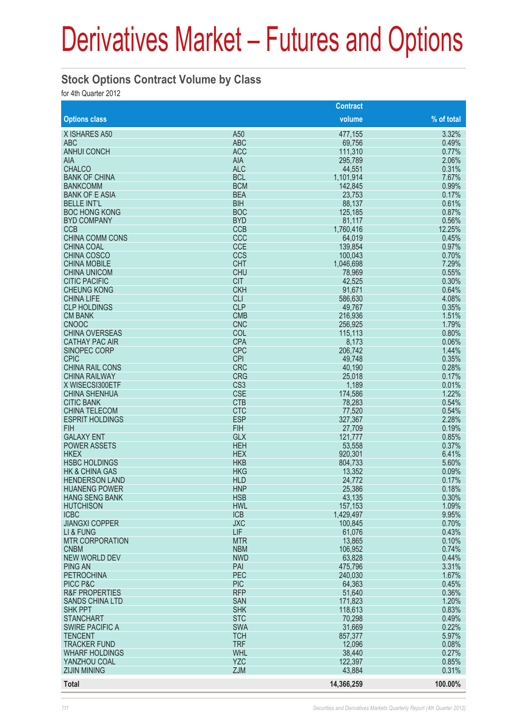# Derivatives Market – Futures and Options

## Stock Options Contract Volume by Class

for 4th Quarter 2012

| Options class | | Contract volume | % of total |
|---|---|---|---|
| X ISHARES A50 | A50 | 477,155 | 3.32% |
| ABC | ABC | 69,756 | 0.49% |
| ANHUI CONCH | ACC | 111,310 | 0.77% |
| AIA | AIA | 295,789 | 2.06% |
| CHALCO | ALC | 44,551 | 0.31% |
| BANK OF CHINA | BCL | 1,101,914 | 7.67% |
| BANKCOMM | BCM | 142,845 | 0.99% |
| BANK OF E ASIA | BEA | 23,753 | 0.17% |
| BELLE INT'L | BIH | 88,137 | 0.61% |
| BOC HONG KONG | BOC | 125,185 | 0.87% |
| BYD COMPANY | BYD | 81,117 | 0.56% |
| CCB | CCB | 1,760,416 | 12.25% |
| CHINA COMM CONS | CCC | 64,019 | 0.45% |
| CHINA COAL | CCE | 139,854 | 0.97% |
| CHINA COSCO | CCS | 100,043 | 0.70% |
| CHINA MOBILE | CHT | 1,046,698 | 7.29% |
| CHINA UNICOM | CHU | 78,969 | 0.55% |
| CITIC PACIFIC | CIT | 42,525 | 0.30% |
| CHEUNG KONG | CKH | 91,671 | 0.64% |
| CHINA LIFE | CLI | 586,630 | 4.08% |
| CLP HOLDINGS | CLP | 49,767 | 0.35% |
| CM BANK | CMB | 216,936 | 1.51% |
| CNOOC | CNC | 256,925 | 1.79% |
| CHINA OVERSEAS | COL | 115,113 | 0.80% |
| CATHAY PAC AIR | CPA | 8,173 | 0.06% |
| SINOPEC CORP | CPC | 206,742 | 1.44% |
| CPIC | CPI | 49,748 | 0.35% |
| CHINA RAIL CONS | CRC | 40,190 | 0.28% |
| CHINA RAILWAY | CRG | 25,018 | 0.17% |
| X WISECSI300ETF | CS3 | 1,189 | 0.01% |
| CHINA SHENHUA | CSE | 174,586 | 1.22% |
| CITIC BANK | CTB | 78,283 | 0.54% |
| CHINA TELECOM | CTC | 77,520 | 0.54% |
| ESPRIT HOLDINGS | ESP | 327,367 | 2.28% |
| FIH | FIH | 27,709 | 0.19% |
| GALAXY ENT | GLX | 121,777 | 0.85% |
| POWER ASSETS | HEH | 53,558 | 0.37% |
| HKEX | HEX | 920,301 | 6.41% |
| HSBC HOLDINGS | HKB | 804,733 | 5.60% |
| HK & CHINA GAS | HKG | 13,352 | 0.09% |
| HENDERSON LAND | HLD | 24,772 | 0.17% |
| HUANENG POWER | HNP | 25,386 | 0.18% |
| HANG SENG BANK | HSB | 43,135 | 0.30% |
| HUTCHISON | HWL | 157,153 | 1.09% |
| ICBC | ICB | 1,429,497 | 9.95% |
| JIANGXI COPPER | JXC | 100,845 | 0.70% |
| LI & FUNG | LIF | 61,076 | 0.43% |
| MTR CORPORATION | MTR | 13,865 | 0.10% |
| CNBM | NBM | 106,952 | 0.74% |
| NEW WORLD DEV | NWD | 63,828 | 0.44% |
| PING AN | PAI | 475,796 | 3.31% |
| PETROCHINA | PEC | 240,030 | 1.67% |
| PICC P&C | PIC | 64,363 | 0.45% |
| R&F PROPERTIES | RFP | 51,640 | 0.36% |
| SANDS CHINA LTD | SAN | 171,823 | 1.20% |
| SHK PPT | SHK | 118,613 | 0.83% |
| STANCHART | STC | 70,298 | 0.49% |
| SWIRE PACIFIC A | SWA | 31,669 | 0.22% |
| TENCENT | TCH | 857,377 | 5.97% |
| TRACKER FUND | TRF | 12,096 | 0.08% |
| WHARF HOLDINGS | WHL | 38,440 | 0.27% |
| YANZHOU COAL | YZC | 122,397 | 0.85% |
| ZIJIN MINING | ZJM | 43,884 | 0.31% |
| **Total** | | **14,366,259** | **100.00%** |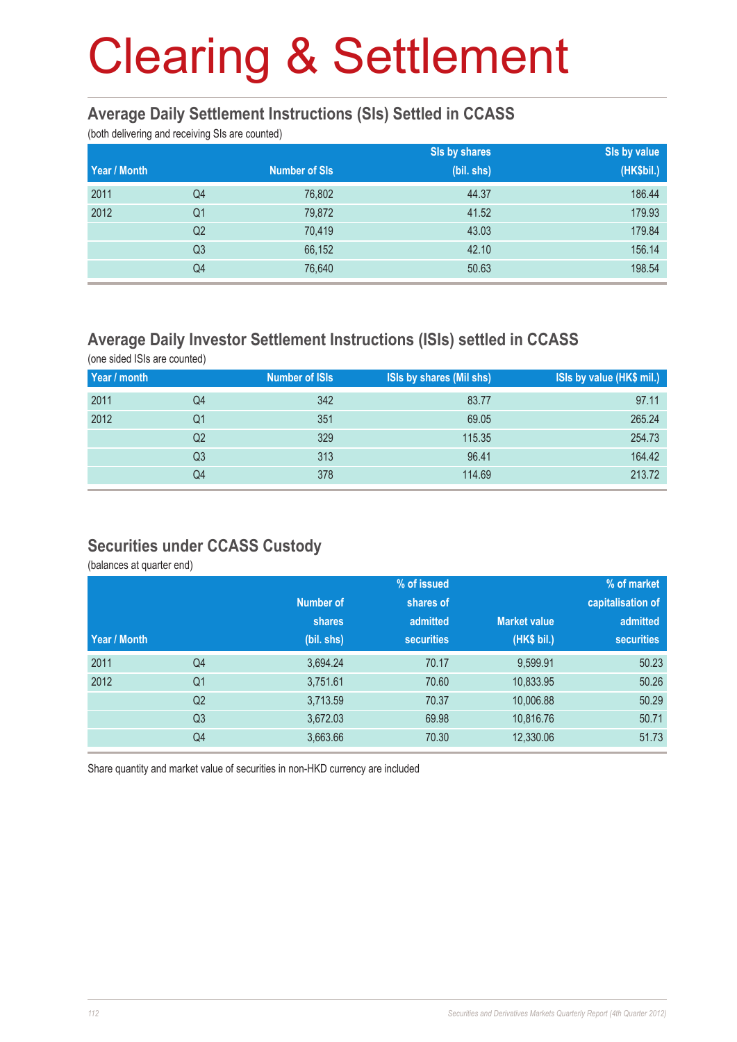# Clearing & Settlement

## Average Daily Settlement Instructions (SIs) Settled in CCASS

(both delivering and receiving SIs are counted)

| Year / Month | | Number of SIs | SIs by shares (bil. shs) | SIs by value (HK$bil.) |
|---|---|---|---|---|
| 2011 | Q4 | 76,802 | 44.37 | 186.44 |
| 2012 | Q1 | 79,872 | 41.52 | 179.93 |
| | Q2 | 70,419 | 43.03 | 179.84 |
| | Q3 | 66,152 | 42.10 | 156.14 |
| | Q4 | 76,640 | 50.63 | 198.54 |

## Average Daily Investor Settlement Instructions (ISIs) settled in CCASS

(one sided ISIs are counted)

| Year / month | | Number of ISIs | ISIs by shares (Mil shs) | ISIs by value (HK$ mil.) |
|---|---|---|---|---|
| 2011 | Q4 | 342 | 83.77 | 97.11 |
| 2012 | Q1 | 351 | 69.05 | 265.24 |
| | Q2 | 329 | 115.35 | 254.73 |
| | Q3 | 313 | 96.41 | 164.42 |
| | Q4 | 378 | 114.69 | 213.72 |

## Securities under CCASS Custody

(balances at quarter end)

| Year / Month | | Number of shares (bil. shs) | % of issued shares of admitted securities | Market value (HK$ bil.) | % of market capitalisation of admitted securities |
|---|---|---|---|---|---|
| 2011 | Q4 | 3,694.24 | 70.17 | 9,599.91 | 50.23 |
| 2012 | Q1 | 3,751.61 | 70.60 | 10,833.95 | 50.26 |
| | Q2 | 3,713.59 | 70.37 | 10,006.88 | 50.29 |
| | Q3 | 3,672.03 | 69.98 | 10,816.76 | 50.71 |
| | Q4 | 3,663.66 | 70.30 | 12,330.06 | 51.73 |

Share quantity and market value of securities in non-HKD currency are included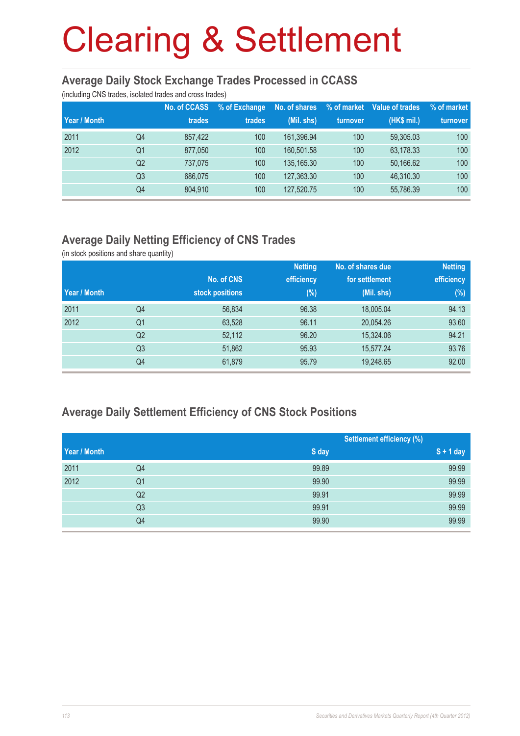# Clearing & Settlement

## Average Daily Stock Exchange Trades Processed in CCASS

(including CNS trades, isolated trades and cross trades)

| Year / Month | | No. of CCASS trades | % of Exchange trades | No. of shares (Mil. shs) | % of market turnover | Value of trades (HK$ mil.) | % of market turnover |
|---|---|---|---|---|---|---|---|
| 2011 | Q4 | 857,422 | 100 | 161,396.94 | 100 | 59,305.03 | 100 |
| 2012 | Q1 | 877,050 | 100 | 160,501.58 | 100 | 63,178.33 | 100 |
| | Q2 | 737,075 | 100 | 135,165.30 | 100 | 50,166.62 | 100 |
| | Q3 | 686,075 | 100 | 127,363.30 | 100 | 46,310.30 | 100 |
| | Q4 | 804,910 | 100 | 127,520.75 | 100 | 55,786.39 | 100 |

## Average Daily Netting Efficiency of CNS Trades

(in stock positions and share quantity)

| Year / Month | | No. of CNS stock positions | Netting efficiency (%) | No. of shares due for settlement (Mil. shs) | Netting efficiency (%) |
|---|---|---|---|---|---|
| 2011 | Q4 | 56,834 | 96.38 | 18,005.04 | 94.13 |
| 2012 | Q1 | 63,528 | 96.11 | 20,054.26 | 93.60 |
| | Q2 | 52,112 | 96.20 | 15,324.06 | 94.21 |
| | Q3 | 51,862 | 95.93 | 15,577.24 | 93.76 |
| | Q4 | 61,879 | 95.79 | 19,248.65 | 92.00 |

## Average Daily Settlement Efficiency of CNS Stock Positions

| Year / Month | | Settlement efficiency (%) | |
|---|---|---|---|
| | | S day | S + 1 day |
| 2011 | Q4 | 99.89 | 99.99 |
| 2012 | Q1 | 99.90 | 99.99 |
| | Q2 | 99.91 | 99.99 |
| | Q3 | 99.91 | 99.99 |
| | Q4 | 99.90 | 99.99 |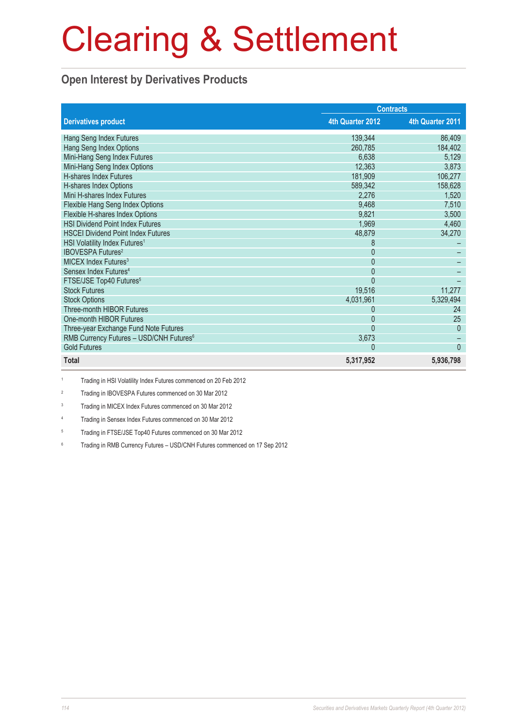# Clearing & Settlement

## Open Interest by Derivatives Products

| Derivatives product | Contracts | |
|---|---|---|
| | 4th Quarter 2012 | 4th Quarter 2011 |
| Hang Seng Index Futures | 139,344 | 86,409 |
| Hang Seng Index Options | 260,785 | 184,402 |
| Mini-Hang Seng Index Futures | 6,638 | 5,129 |
| Mini-Hang Seng Index Options | 12,363 | 3,873 |
| H-shares Index Futures | 181,909 | 106,277 |
| H-shares Index Options | 589,342 | 158,628 |
| Mini H-shares Index Futures | 2,276 | 1,520 |
| Flexible Hang Seng Index Options | 9,468 | 7,510 |
| Flexible H-shares Index Options | 9,821 | 3,500 |
| HSI Dividend Point Index Futures | 1,969 | 4,460 |
| HSCEI Dividend Point Index Futures | 48,879 | 34,270 |
| HSI Volatility Index Futures[1] | 8 | – |
| IBOVESPA Futures[2] | 0 | – |
| MICEX Index Futures[3] | 0 | – |
| Sensex Index Futures[4] | 0 | – |
| FTSE/JSE Top40 Futures[5] | 0 | – |
| Stock Futures | 19,516 | 11,277 |
| Stock Options | 4,031,961 | 5,329,494 |
| Three-month HIBOR Futures | 0 | 24 |
| One-month HIBOR Futures | 0 | 25 |
| Three-year Exchange Fund Note Futures | 0 | 0 |
| RMB Currency Futures – USD/CNH Futures[6] | 3,673 | – |
| Gold Futures | 0 | 0 |
| **Total** | **5,317,952** | **5,936,798** |

1 Trading in HSI Volatility Index Futures commenced on 20 Feb 2012

2 Trading in IBOVESPA Futures commenced on 30 Mar 2012

3 Trading in MICEX Index Futures commenced on 30 Mar 2012

4 Trading in Sensex Index Futures commenced on 30 Mar 2012

5 Trading in FTSE/JSE Top40 Futures commenced on 30 Mar 2012

6 Trading in RMB Currency Futures – USD/CNH Futures commenced on 17 Sep 2012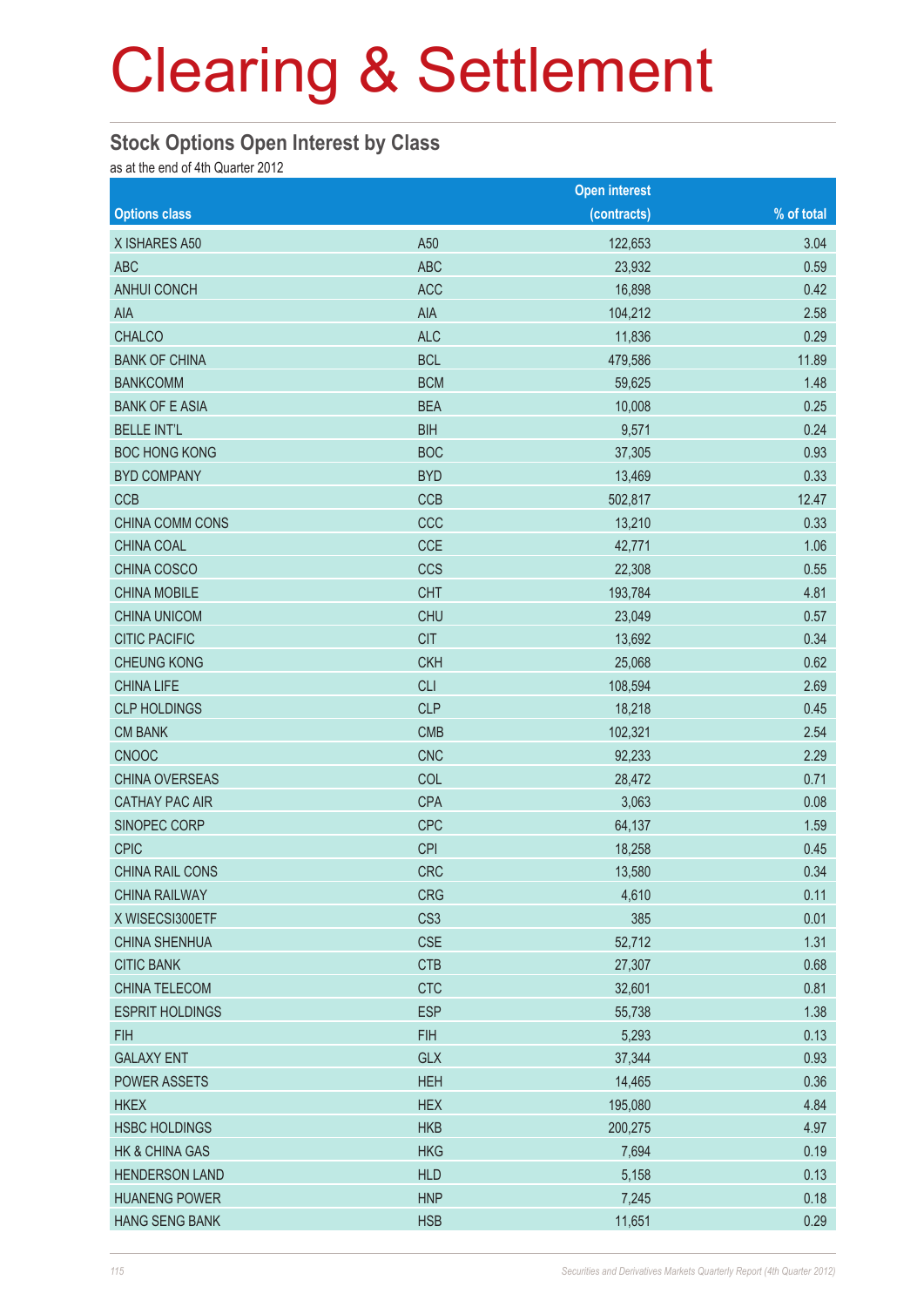# Clearing & Settlement

## Stock Options Open Interest by Class

as at the end of 4th Quarter 2012

| Options class | | Open interest (contracts) | % of total |
|---|---|---|---|
| X ISHARES A50 | A50 | 122,653 | 3.04 |
| ABC | ABC | 23,932 | 0.59 |
| ANHUI CONCH | ACC | 16,898 | 0.42 |
| AIA | AIA | 104,212 | 2.58 |
| CHALCO | ALC | 11,836 | 0.29 |
| BANK OF CHINA | BCL | 479,586 | 11.89 |
| BANKCOMM | BCM | 59,625 | 1.48 |
| BANK OF E ASIA | BEA | 10,008 | 0.25 |
| BELLE INT'L | BIH | 9,571 | 0.24 |
| BOC HONG KONG | BOC | 37,305 | 0.93 |
| BYD COMPANY | BYD | 13,469 | 0.33 |
| CCB | CCB | 502,817 | 12.47 |
| CHINA COMM CONS | CCC | 13,210 | 0.33 |
| CHINA COAL | CCE | 42,771 | 1.06 |
| CHINA COSCO | CCS | 22,308 | 0.55 |
| CHINA MOBILE | CHT | 193,784 | 4.81 |
| CHINA UNICOM | CHU | 23,049 | 0.57 |
| CITIC PACIFIC | CIT | 13,692 | 0.34 |
| CHEUNG KONG | CKH | 25,068 | 0.62 |
| CHINA LIFE | CLI | 108,594 | 2.69 |
| CLP HOLDINGS | CLP | 18,218 | 0.45 |
| CM BANK | CMB | 102,321 | 2.54 |
| CNOOC | CNC | 92,233 | 2.29 |
| CHINA OVERSEAS | COL | 28,472 | 0.71 |
| CATHAY PAC AIR | CPA | 3,063 | 0.08 |
| SINOPEC CORP | CPC | 64,137 | 1.59 |
| CPIC | CPI | 18,258 | 0.45 |
| CHINA RAIL CONS | CRC | 13,580 | 0.34 |
| CHINA RAILWAY | CRG | 4,610 | 0.11 |
| X WISECSI300ETF | CS3 | 385 | 0.01 |
| CHINA SHENHUA | CSE | 52,712 | 1.31 |
| CITIC BANK | CTB | 27,307 | 0.68 |
| CHINA TELECOM | CTC | 32,601 | 0.81 |
| ESPRIT HOLDINGS | ESP | 55,738 | 1.38 |
| FIH | FIH | 5,293 | 0.13 |
| GALAXY ENT | GLX | 37,344 | 0.93 |
| POWER ASSETS | HEH | 14,465 | 0.36 |
| HKEX | HEX | 195,080 | 4.84 |
| HSBC HOLDINGS | HKB | 200,275 | 4.97 |
| HK & CHINA GAS | HKG | 7,694 | 0.19 |
| HENDERSON LAND | HLD | 5,158 | 0.13 |
| HUANENG POWER | HNP | 7,245 | 0.18 |
| HANG SENG BANK | HSB | 11,651 | 0.29 |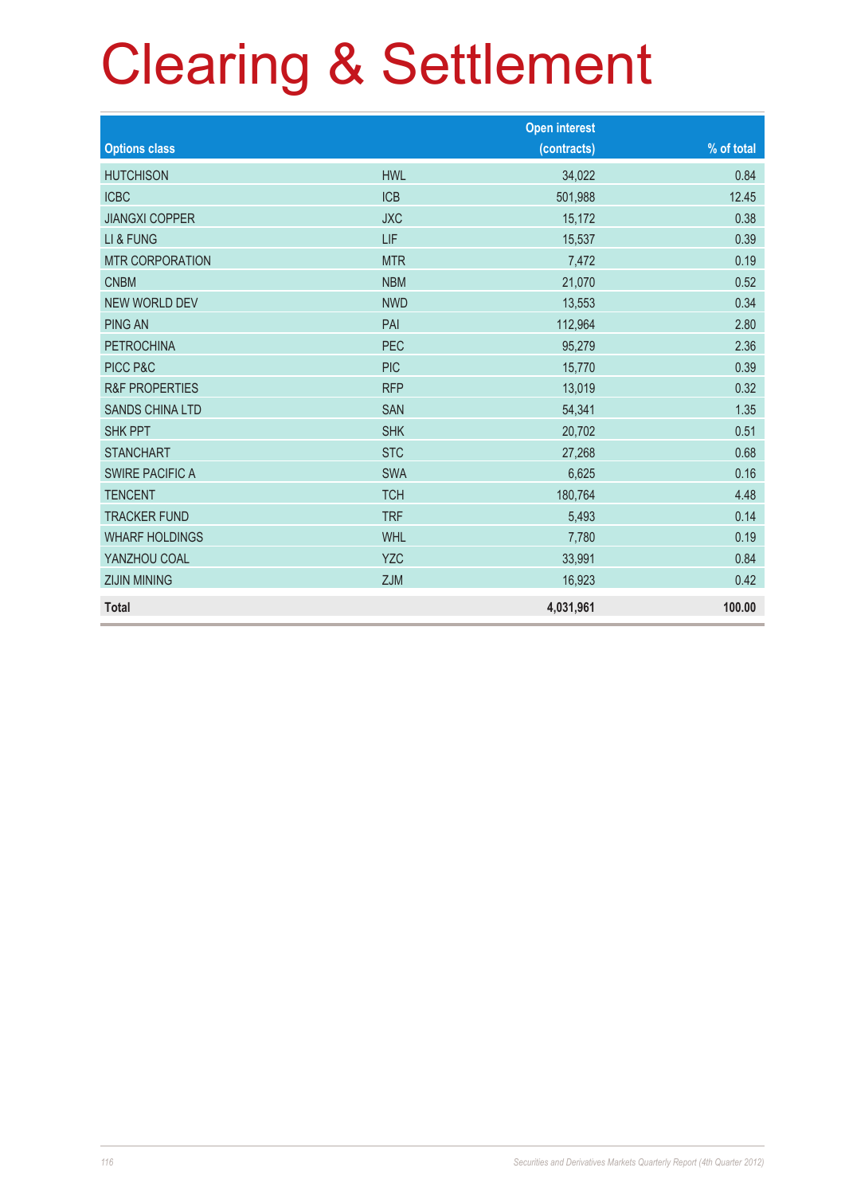# Clearing & Settlement

| Options class | | Open interest (contracts) | % of total |
|---|---|---|---|
| HUTCHISON | HWL | 34,022 | 0.84 |
| ICBC | ICB | 501,988 | 12.45 |
| JIANGXI COPPER | JXC | 15,172 | 0.38 |
| LI & FUNG | LIF | 15,537 | 0.39 |
| MTR CORPORATION | MTR | 7,472 | 0.19 |
| CNBM | NBM | 21,070 | 0.52 |
| NEW WORLD DEV | NWD | 13,553 | 0.34 |
| PING AN | PAI | 112,964 | 2.80 |
| PETROCHINA | PEC | 95,279 | 2.36 |
| PICC P&C | PIC | 15,770 | 0.39 |
| R&F PROPERTIES | RFP | 13,019 | 0.32 |
| SANDS CHINA LTD | SAN | 54,341 | 1.35 |
| SHK PPT | SHK | 20,702 | 0.51 |
| STANCHART | STC | 27,268 | 0.68 |
| SWIRE PACIFIC A | SWA | 6,625 | 0.16 |
| TENCENT | TCH | 180,764 | 4.48 |
| TRACKER FUND | TRF | 5,493 | 0.14 |
| WHARF HOLDINGS | WHL | 7,780 | 0.19 |
| YANZHOU COAL | YZC | 33,991 | 0.84 |
| ZIJIN MINING | ZJM | 16,923 | 0.42 |
| **Total** | | **4,031,961** | **100.00** |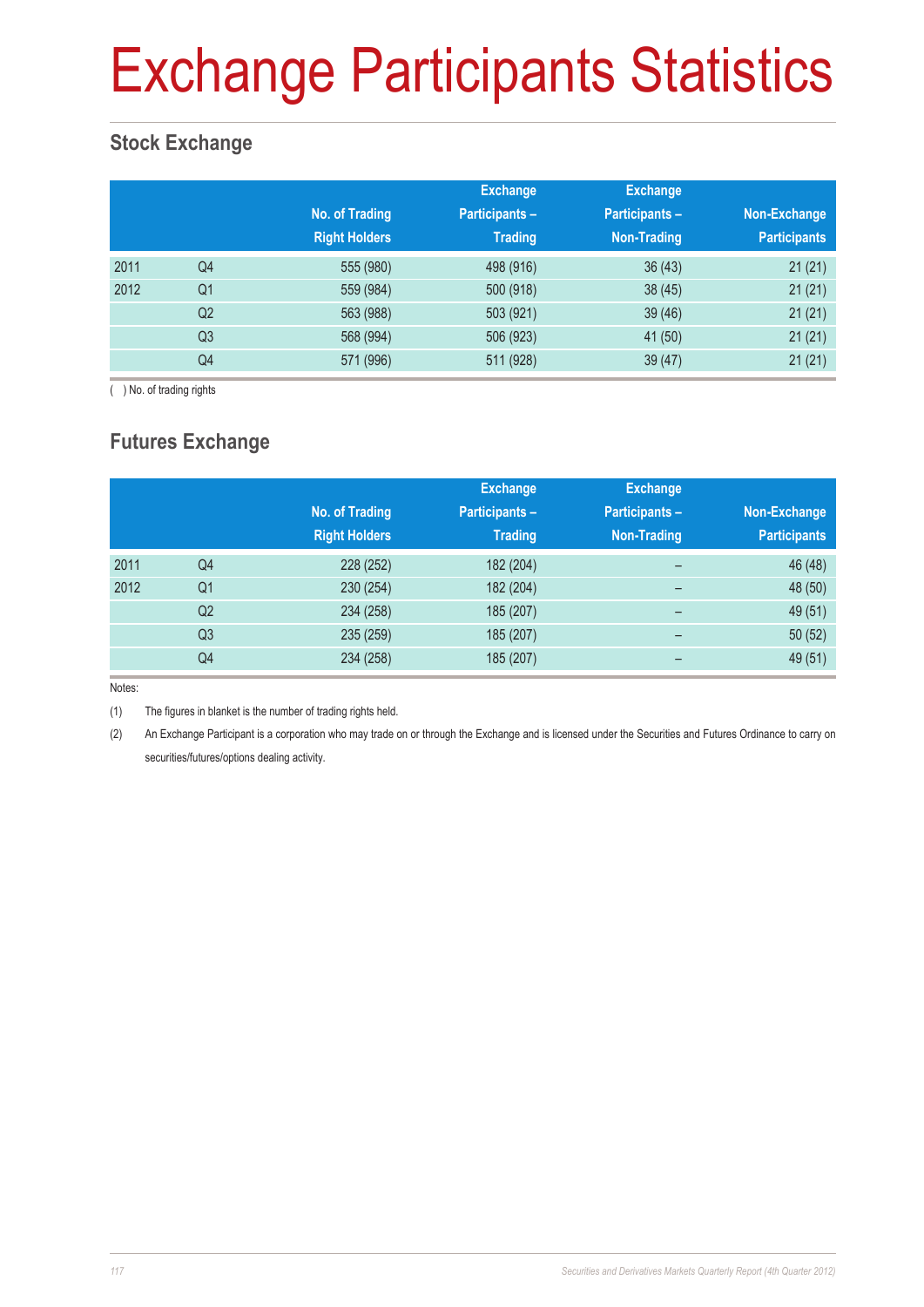# Exchange Participants Statistics

## Stock Exchange

| | | No. of Trading Right Holders | Exchange Participants – Trading | Exchange Participants – Non-Trading | Non-Exchange Participants |
|---|---|---|---|---|---|
| 2011 | Q4 | 555 (980) | 498 (916) | 36 (43) | 21 (21) |
| 2012 | Q1 | 559 (984) | 500 (918) | 38 (45) | 21 (21) |
| | Q2 | 563 (988) | 503 (921) | 39 (46) | 21 (21) |
| | Q3 | 568 (994) | 506 (923) | 41 (50) | 21 (21) |
| | Q4 | 571 (996) | 511 (928) | 39 (47) | 21 (21) |

( ) No. of trading rights

## Futures Exchange

| | | No. of Trading Right Holders | Exchange Participants – Trading | Exchange Participants – Non-Trading | Non-Exchange Participants |
|---|---|---|---|---|---|
| 2011 | Q4 | 228 (252) | 182 (204) | – | 46 (48) |
| 2012 | Q1 | 230 (254) | 182 (204) | – | 48 (50) |
| | Q2 | 234 (258) | 185 (207) | – | 49 (51) |
| | Q3 | 235 (259) | 185 (207) | – | 50 (52) |
| | Q4 | 234 (258) | 185 (207) | – | 49 (51) |

Notes:

(1) The figures in blanket is the number of trading rights held.

(2) An Exchange Participant is a corporation who may trade on or through the Exchange and is licensed under the Securities and Futures Ordinance to carry on securities/futures/options dealing activity.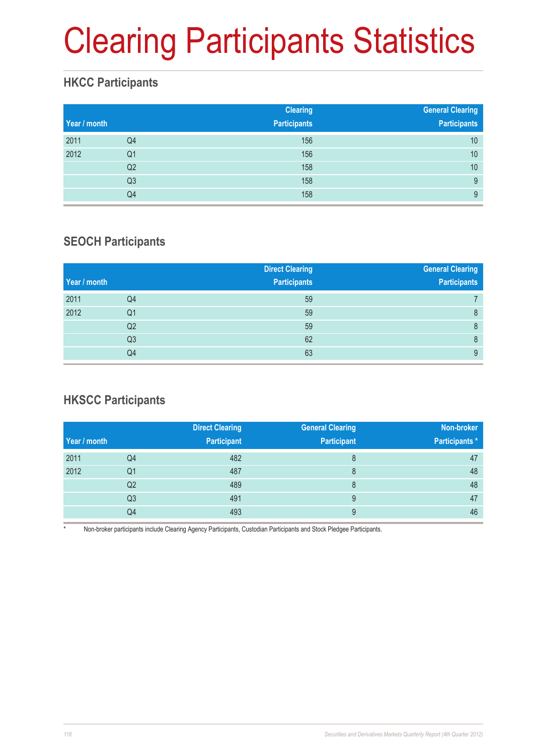# Clearing Participants Statistics

## HKCC Participants

| Year / month | | Clearing Participants | General Clearing Participants |
|---|---|---|---|
| 2011 | Q4 | 156 | 10 |
| 2012 | Q1 | 156 | 10 |
| | Q2 | 158 | 10 |
| | Q3 | 158 | 9 |
| | Q4 | 158 | 9 |

## SEOCH Participants

| Year / month | | Direct Clearing Participants | General Clearing Participants |
|---|---|---|---|
| 2011 | Q4 | 59 | 7 |
| 2012 | Q1 | 59 | 8 |
| | Q2 | 59 | 8 |
| | Q3 | 62 | 8 |
| | Q4 | 63 | 9 |

## HKSCC Participants

| Year / month | | Direct Clearing Participant | General Clearing Participant | Non-broker Participants * |
|---|---|---|---|---|
| 2011 | Q4 | 482 | 8 | 47 |
| 2012 | Q1 | 487 | 8 | 48 |
| | Q2 | 489 | 8 | 48 |
| | Q3 | 491 | 9 | 47 |
| | Q4 | 493 | 9 | 46 |

* Non-broker participants include Clearing Agency Participants, Custodian Participants and Stock Pledgee Participants.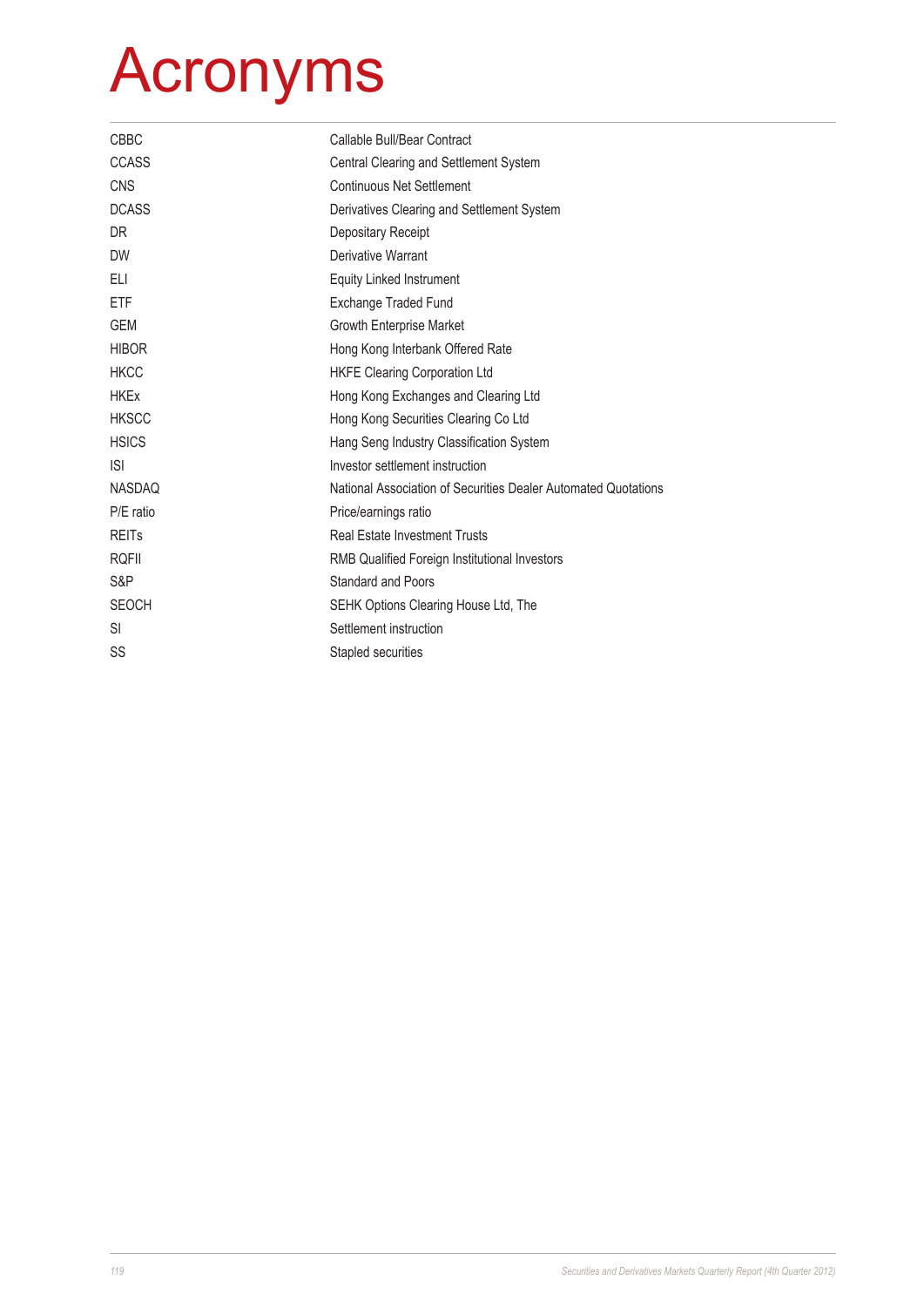# Acronyms

| | |
|---|---|
| CBBC | Callable Bull/Bear Contract |
| CCASS | Central Clearing and Settlement System |
| CNS | Continuous Net Settlement |
| DCASS | Derivatives Clearing and Settlement System |
| DR | Depositary Receipt |
| DW | Derivative Warrant |
| ELI | Equity Linked Instrument |
| ETF | Exchange Traded Fund |
| GEM | Growth Enterprise Market |
| HIBOR | Hong Kong Interbank Offered Rate |
| HKCC | HKFE Clearing Corporation Ltd |
| HKEx | Hong Kong Exchanges and Clearing Ltd |
| HKSCC | Hong Kong Securities Clearing Co Ltd |
| HSICS | Hang Seng Industry Classification System |
| ISI | Investor settlement instruction |
| NASDAQ | National Association of Securities Dealer Automated Quotations |
| P/E ratio | Price/earnings ratio |
| REITs | Real Estate Investment Trusts |
| RQFII | RMB Qualified Foreign Institutional Investors |
| S&P | Standard and Poors |
| SEOCH | SEHK Options Clearing House Ltd, The |
| SI | Settlement instruction |
| SS | Stapled securities |